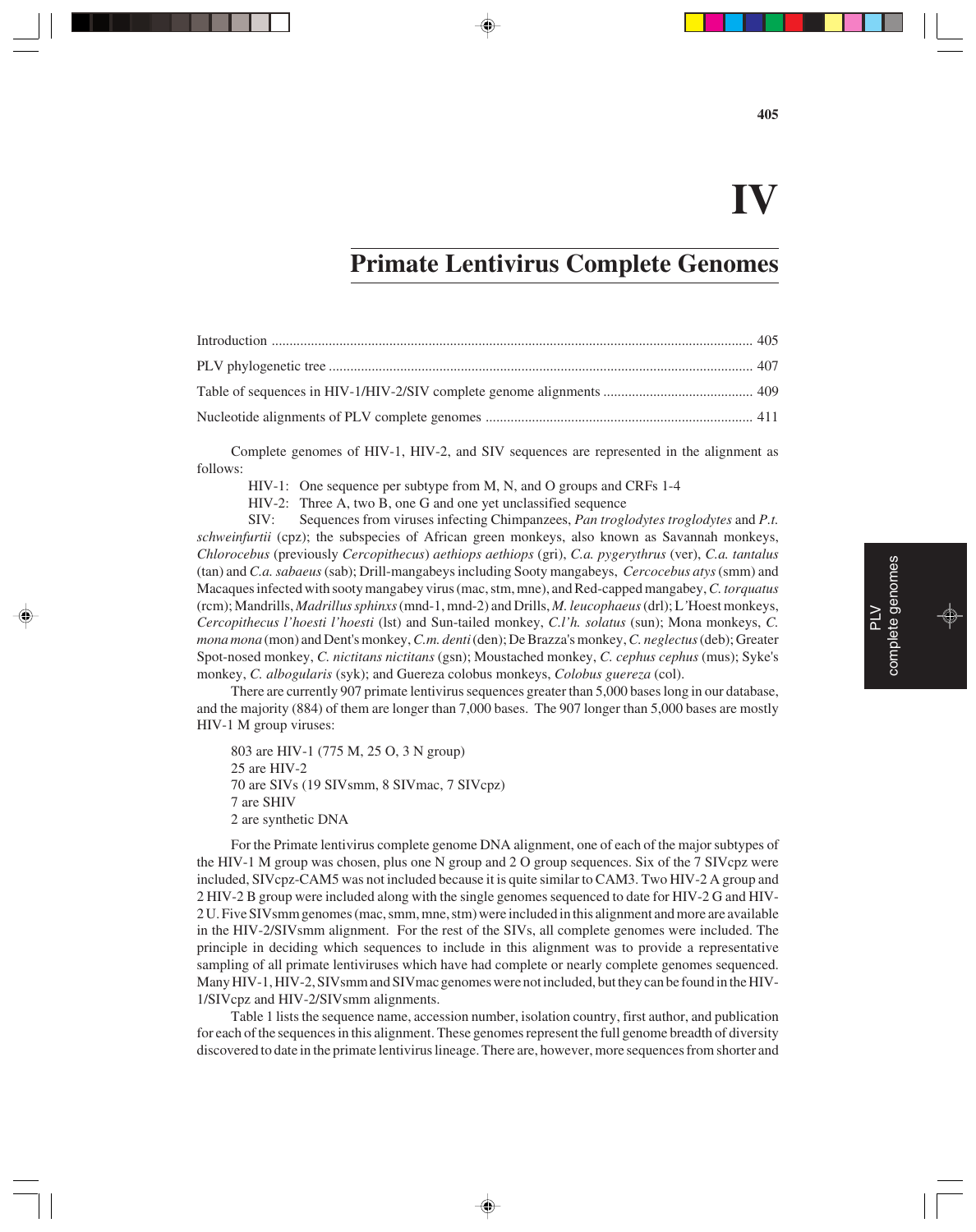# IV

## Primate Lentivirus Complete Genomes

| | |
|---|---|
| Introduction | 405 |
| PLV phylogenetic tree | 407 |
| Table of sequences in HIV-1/HIV-2/SIV complete genome alignments | 409 |
| Nucleotide alignments of PLV complete genomes | 411 |

Complete genomes of HIV-1, HIV-2, and SIV sequences are represented in the alignment as follows:

HIV-1: One sequence per subtype from M, N, and O groups and CRFs 1-4

HIV-2: Three A, two B, one G and one yet unclassified sequence

SIV: Sequences from viruses infecting Chimpanzees, *Pan troglodytes troglodytes* and *P.t. schweinfurtii* (cpz); the subspecies of African green monkeys, also known as Savannah monkeys, *Chlorocebus* (previously *Cercopithecus*) *aethiops aethiops* (gri), *C.a. pygerythrus* (ver), *C.a. tantalus* (tan) and *C.a. sabaeus* (sab); Drill-mangabeys including Sooty mangabeys, *Cercocebus atys* (smm) and Macaques infected with sooty mangabey virus (mac, stm, mne), and Red-capped mangabey, *C. torquatus* (rcm); Mandrills, *Madrillus sphinxs* (mnd-1, mnd-2) and Drills, *M. leucophaeus* (drl); L'Hoest monkeys, *Cercopithecus l'hoesti l'hoesti* (lst) and Sun-tailed monkey, *C.l'h. solatus* (sun); Mona monkeys, *C. mona mona* (mon) and Dent's monkey, *C.m. denti* (den); De Brazza's monkey, *C. neglectus* (deb); Greater Spot-nosed monkey, *C. nictitans nictitans* (gsn); Moustached monkey, *C. cephus cephus* (mus); Syke's monkey, *C. albogularis* (syk); and Guereza colobus monkeys, *Colobus guereza* (col).

There are currently 907 primate lentivirus sequences greater than 5,000 bases long in our database, and the majority (884) of them are longer than 7,000 bases. The 907 longer than 5,000 bases are mostly HIV-1 M group viruses:

803 are HIV-1 (775 M, 25 O, 3 N group)
25 are HIV-2
70 are SIVs (19 SIVsmm, 8 SIVmac, 7 SIVcpz)
7 are SHIV
2 are synthetic DNA

For the Primate lentivirus complete genome DNA alignment, one of each of the major subtypes of the HIV-1 M group was chosen, plus one N group and 2 O group sequences. Six of the 7 SIVcpz were included, SIVcpz-CAM5 was not included because it is quite similar to CAM3. Two HIV-2 A group and 2 HIV-2 B group were included along with the single genomes sequenced to date for HIV-2 G and HIV-2 U. Five SIVsmm genomes (mac, smm, mne, stm) were included in this alignment and more are available in the HIV-2/SIVsmm alignment. For the rest of the SIVs, all complete genomes were included. The principle in deciding which sequences to include in this alignment was to provide a representative sampling of all primate lentiviruses which have had complete or nearly complete genomes sequenced. Many HIV-1, HIV-2, SIVsmm and SIVmac genomes were not included, but they can be found in the HIV-1/SIVcpz and HIV-2/SIVsmm alignments.

Table 1 lists the sequence name, accession number, isolation country, first author, and publication for each of the sequences in this alignment. These genomes represent the full genome breadth of diversity discovered to date in the primate lentivirus lineage. There are, however, more sequences from shorter and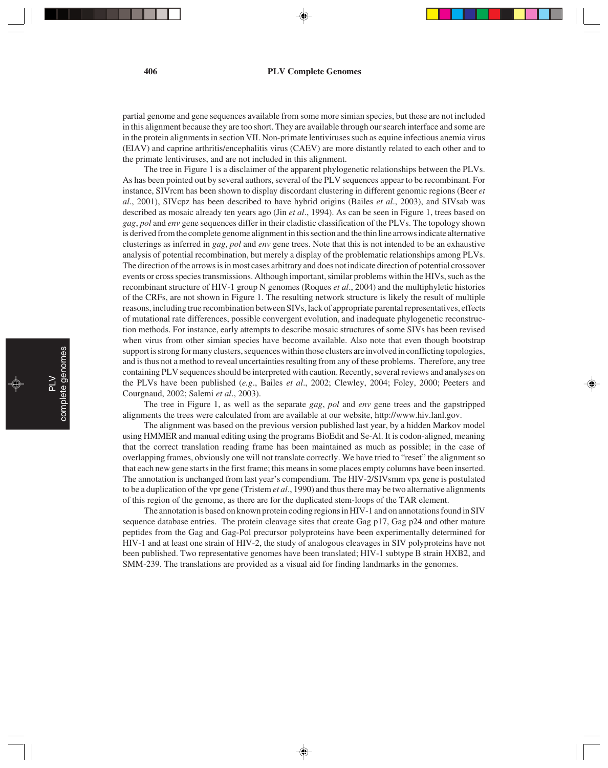partial genome and gene sequences available from some more simian species, but these are not included in this alignment because they are too short. They are available through our search interface and some are in the protein alignments in section VII. Non-primate lentiviruses such as equine infectious anemia virus (EIAV) and caprine arthritis/encephalitis virus (CAEV) are more distantly related to each other and to the primate lentiviruses, and are not included in this alignment.

The tree in Figure 1 is a disclaimer of the apparent phylogenetic relationships between the PLVs. As has been pointed out by several authors, several of the PLV sequences appear to be recombinant. For instance, SIVrcm has been shown to display discordant clustering in different genomic regions (Beer *et al*., 2001), SIVcpz has been described to have hybrid origins (Bailes *et al*., 2003), and SIVsab was described as mosaic already ten years ago (Jin *et al*., 1994). As can be seen in Figure 1, trees based on *gag*, *pol* and *env* gene sequences differ in their cladistic classification of the PLVs. The topology shown is derived from the complete genome alignment in this section and the thin line arrows indicate alternative clusterings as inferred in *gag*, *pol* and *env* gene trees. Note that this is not intended to be an exhaustive analysis of potential recombination, but merely a display of the problematic relationships among PLVs. The direction of the arrows is in most cases arbitrary and does not indicate direction of potential crossover events or cross species transmissions. Although important, similar problems within the HIVs, such as the recombinant structure of HIV-1 group N genomes (Roques *et al*., 2004) and the multiphyletic histories of the CRFs, are not shown in Figure 1. The resulting network structure is likely the result of multiple reasons, including true recombination between SIVs, lack of appropriate parental representatives, effects of mutational rate differences, possible convergent evolution, and inadequate phylogenetic reconstruction methods. For instance, early attempts to describe mosaic structures of some SIVs has been revised when virus from other simian species have become available. Also note that even though bootstrap support is strong for many clusters, sequences within those clusters are involved in conflicting topologies, and is thus not a method to reveal uncertainties resulting from any of these problems. Therefore, any tree containing PLV sequences should be interpreted with caution. Recently, several reviews and analyses on the PLVs have been published (*e.g*., Bailes *et al*., 2002; Clewley, 2004; Foley, 2000; Peeters and Courgnaud, 2002; Salemi *et al*., 2003).

The tree in Figure 1, as well as the separate *gag*, *pol* and *env* gene trees and the gapstripped alignments the trees were calculated from are available at our website, http://www.hiv.lanl.gov.

The alignment was based on the previous version published last year, by a hidden Markov model using HMMER and manual editing using the programs BioEdit and Se-Al. It is codon-aligned, meaning that the correct translation reading frame has been maintained as much as possible; in the case of overlapping frames, obviously one will not translate correctly. We have tried to "reset" the alignment so that each new gene starts in the first frame; this means in some places empty columns have been inserted. The annotation is unchanged from last year's compendium. The HIV-2/SIVsmm vpx gene is postulated to be a duplication of the vpr gene (Tristem *et al*., 1990) and thus there may be two alternative alignments of this region of the genome, as there are for the duplicated stem-loops of the TAR element.

The annotation is based on known protein coding regions in HIV-1 and on annotations found in SIV sequence database entries. The protein cleavage sites that create Gag p17, Gag p24 and other mature peptides from the Gag and Gag-Pol precursor polyproteins have been experimentally determined for HIV-1 and at least one strain of HIV-2, the study of analogous cleavages in SIV polyproteins have not been published. Two representative genomes have been translated; HIV-1 subtype B strain HXB2, and SMM-239. The translations are provided as a visual aid for finding landmarks in the genomes.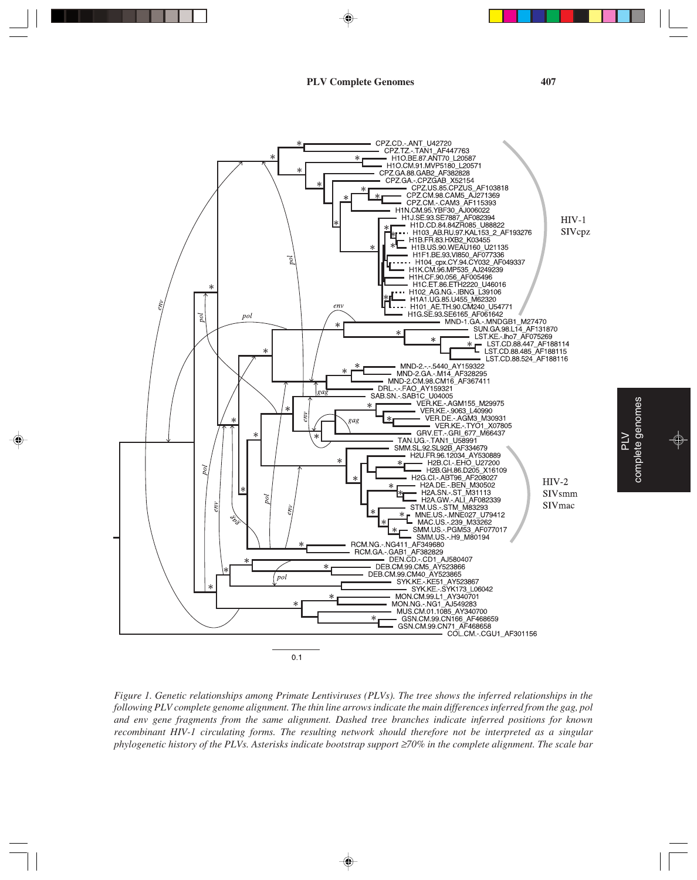Figure 1. Genetic relationships among Primate Lentiviruses (PLVs). The tree shows the inferred relationships in the following PLV complete genome alignment. The thin line arrows indicate the main differences inferred from the gag, pol and env gene fragments from the same alignment. Dashed tree branches indicate inferred positions for known recombinant HIV-1 circulating forms. The resulting network should therefore not be interpreted as a singular phylogenetic history of the PLVs. Asterisks indicate bootstrap support ≥70% in the complete alignment. The scale bar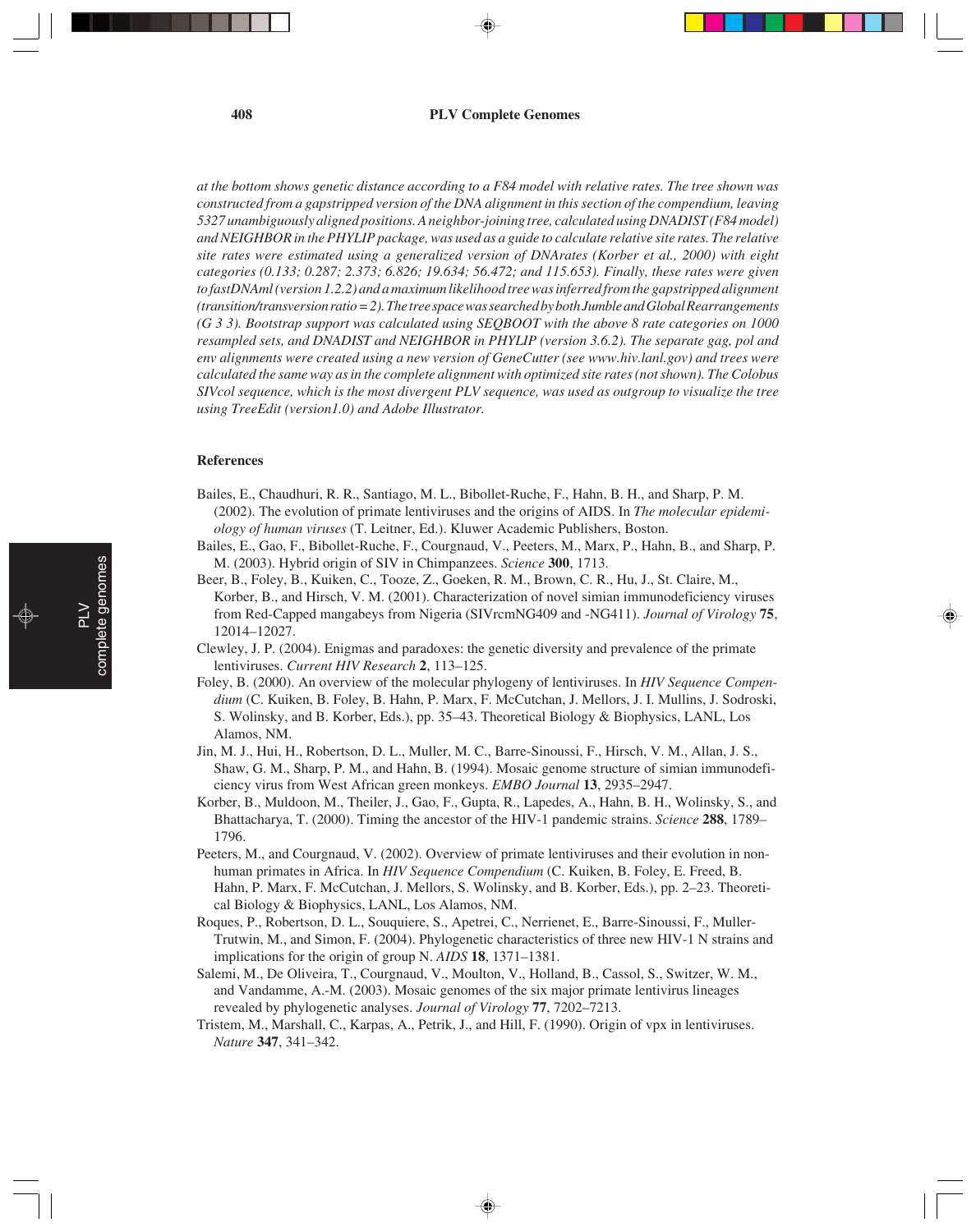*at the bottom shows genetic distance according to a F84 model with relative rates. The tree shown was constructed from a gapstripped version of the DNA alignment in this section of the compendium, leaving 5327 unambiguously aligned positions. A neighbor-joining tree, calculated using DNADIST (F84 model) and NEIGHBOR in the PHYLIP package, was used as a guide to calculate relative site rates. The relative site rates were estimated using a generalized version of DNArates (Korber et al., 2000) with eight categories (0.133; 0.287; 2.373; 6.826; 19.634; 56.472; and 115.653). Finally, these rates were given to fastDNAml (version 1.2.2) and a maximum likelihood tree was inferred from the gapstripped alignment (transition/transversion ratio = 2). The tree space was searched by both Jumble and Global Rearrangements (G 3 3). Bootstrap support was calculated using SEQBOOT with the above 8 rate categories on 1000 resampled sets, and DNADIST and NEIGHBOR in PHYLIP (version 3.6.2). The separate gag, pol and env alignments were created using a new version of GeneCutter (see www.hiv.lanl.gov) and trees were calculated the same way as in the complete alignment with optimized site rates (not shown). The Colobus SIVcol sequence, which is the most divergent PLV sequence, was used as outgroup to visualize the tree using TreeEdit (version1.0) and Adobe Illustrator.*

## References

Bailes, E., Chaudhuri, R. R., Santiago, M. L., Bibollet-Ruche, F., Hahn, B. H., and Sharp, P. M. (2002). The evolution of primate lentiviruses and the origins of AIDS. In *The molecular epidemiology of human viruses* (T. Leitner, Ed.). Kluwer Academic Publishers, Boston.

Bailes, E., Gao, F., Bibollet-Ruche, F., Courgnaud, V., Peeters, M., Marx, P., Hahn, B., and Sharp, P. M. (2003). Hybrid origin of SIV in Chimpanzees. *Science* **300**, 1713.

Beer, B., Foley, B., Kuiken, C., Tooze, Z., Goeken, R. M., Brown, C. R., Hu, J., St. Claire, M., Korber, B., and Hirsch, V. M. (2001). Characterization of novel simian immunodeficiency viruses from Red-Capped mangabeys from Nigeria (SIVrcmNG409 and -NG411). *Journal of Virology* **75**, 12014–12027.

Clewley, J. P. (2004). Enigmas and paradoxes: the genetic diversity and prevalence of the primate lentiviruses. *Current HIV Research* **2**, 113–125.

Foley, B. (2000). An overview of the molecular phylogeny of lentiviruses. In *HIV Sequence Compendium* (C. Kuiken, B. Foley, B. Hahn, P. Marx, F. McCutchan, J. Mellors, J. I. Mullins, J. Sodroski, S. Wolinsky, and B. Korber, Eds.), pp. 35–43. Theoretical Biology & Biophysics, LANL, Los Alamos, NM.

Jin, M. J., Hui, H., Robertson, D. L., Muller, M. C., Barre-Sinoussi, F., Hirsch, V. M., Allan, J. S., Shaw, G. M., Sharp, P. M., and Hahn, B. (1994). Mosaic genome structure of simian immunodeficiency virus from West African green monkeys. *EMBO Journal* **13**, 2935–2947.

Korber, B., Muldoon, M., Theiler, J., Gao, F., Gupta, R., Lapedes, A., Hahn, B. H., Wolinsky, S., and Bhattacharya, T. (2000). Timing the ancestor of the HIV-1 pandemic strains. *Science* **288**, 1789–1796.

Peeters, M., and Courgnaud, V. (2002). Overview of primate lentiviruses and their evolution in non-human primates in Africa. In *HIV Sequence Compendium* (C. Kuiken, B. Foley, E. Freed, B. Hahn, P. Marx, F. McCutchan, J. Mellors, S. Wolinsky, and B. Korber, Eds.), pp. 2–23. Theoretical Biology & Biophysics, LANL, Los Alamos, NM.

Roques, P., Robertson, D. L., Souquiere, S., Apetrei, C., Nerrienet, E., Barre-Sinoussi, F., Muller-Trutwin, M., and Simon, F. (2004). Phylogenetic characteristics of three new HIV-1 N strains and implications for the origin of group N. *AIDS* **18**, 1371–1381.

Salemi, M., De Oliveira, T., Courgnaud, V., Moulton, V., Holland, B., Cassol, S., Switzer, W. M., and Vandamme, A.-M. (2003). Mosaic genomes of the six major primate lentivirus lineages revealed by phylogenetic analyses. *Journal of Virology* **77**, 7202–7213.

Tristem, M., Marshall, C., Karpas, A., Petrik, J., and Hill, F. (1990). Origin of vpx in lentiviruses. *Nature* **347**, 341–342.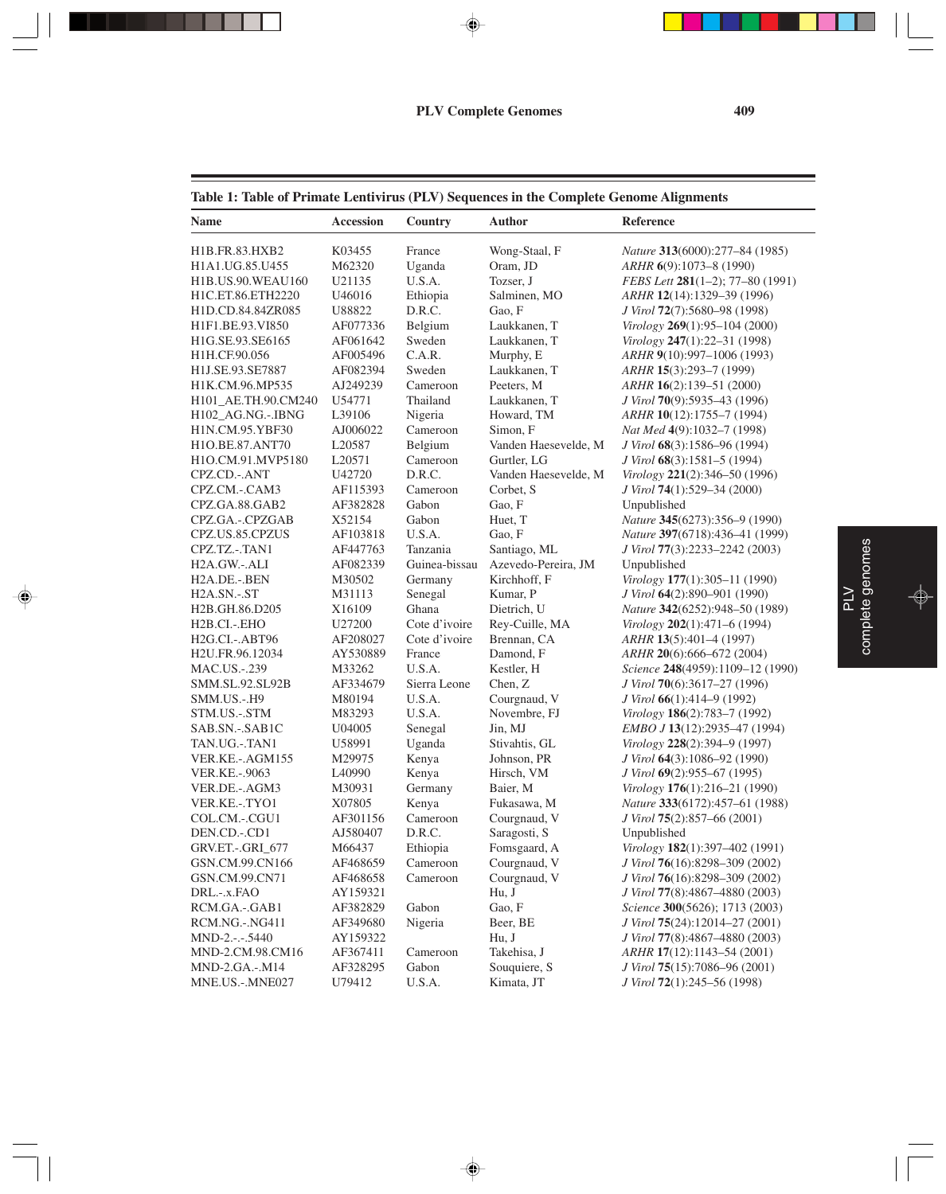**Table 1: Table of Primate Lentivirus (PLV) Sequences in the Complete Genome Alignments**

| Name | Accession | Country | Author | Reference |
|---|---|---|---|---|
| H1B.FR.83.HXB2 | K03455 | France | Wong-Staal, F | *Nature* **313**(6000):277–84 (1985) |
| H1A1.UG.85.U455 | M62320 | Uganda | Oram, JD | *ARHR* **6**(9):1073–8 (1990) |
| H1B.US.90.WEAU160 | U21135 | U.S.A. | Tozser, J | *FEBS Lett* **281**(1–2); 77–80 (1991) |
| H1C.ET.86.ETH2220 | U46016 | Ethiopia | Salminen, MO | *ARHR* **12**(14):1329–39 (1996) |
| H1D.CD.84.84ZR085 | U88822 | D.R.C. | Gao, F | *J Virol* **72**(7):5680–98 (1998) |
| H1F1.BE.93.VI850 | AF077336 | Belgium | Laukkanen, T | *Virology* **269**(1):95–104 (2000) |
| H1G.SE.93.SE6165 | AF061642 | Sweden | Laukkanen, T | *Virology* **247**(1):22–31 (1998) |
| H1H.CF.90.056 | AF005496 | C.A.R. | Murphy, E | *ARHR* **9**(10):997–1006 (1993) |
| H1J.SE.93.SE7887 | AF082394 | Sweden | Laukkanen, T | *ARHR* **15**(3):293–7 (1999) |
| H1K.CM.96.MP535 | AJ249239 | Cameroon | Peeters, M | *ARHR* **16**(2):139–51 (2000) |
| H101_AE.TH.90.CM240 | U54771 | Thailand | Laukkanen, T | *J Virol* **70**(9):5935–43 (1996) |
| H102_AG.NG.-.IBNG | L39106 | Nigeria | Howard, TM | *ARHR* **10**(12):1755–7 (1994) |
| H1N.CM.95.YBF30 | AJ006022 | Cameroon | Simon, F | *Nat Med* **4**(9):1032–7 (1998) |
| H1O.BE.87.ANT70 | L20587 | Belgium | Vanden Haesevelde, M | *J Virol* **68**(3):1586–96 (1994) |
| H1O.CM.91.MVP5180 | L20571 | Cameroon | Gurtler, LG | *J Virol* **68**(3):1581–5 (1994) |
| CPZ.CD.-.ANT | U42720 | D.R.C. | Vanden Haesevelde, M | *Virology* **221**(2):346–50 (1996) |
| CPZ.CM.-.CAM3 | AF115393 | Cameroon | Corbet, S | *J Virol* **74**(1):529–34 (2000) |
| CPZ.GA.88.GAB2 | AF382828 | Gabon | Gao, F | Unpublished |
| CPZ.GA.-.CPZGAB | X52154 | Gabon | Huet, T | *Nature* **345**(6273):356–9 (1990) |
| CPZ.US.85.CPZUS | AF103818 | U.S.A. | Gao, F | *Nature* **397**(6718):436–41 (1999) |
| CPZ.TZ.-.TAN1 | AF447763 | Tanzania | Santiago, ML | *J Virol* **77**(3):2233–2242 (2003) |
| H2A.GW.-.ALI | AF082339 | Guinea-bissau | Azevedo-Pereira, JM | Unpublished |
| H2A.DE.-.BEN | M30502 | Germany | Kirchhoff, F | *Virology* **177**(1):305–11 (1990) |
| H2A.SN.-.ST | M31113 | Senegal | Kumar, P | *J Virol* **64**(2):890–901 (1990) |
| H2B.GH.86.D205 | X16109 | Ghana | Dietrich, U | *Nature* **342**(6252):948–50 (1989) |
| H2B.CI.-.EHO | U27200 | Cote d'ivoire | Rey-Cuille, MA | *Virology* **202**(1):471–6 (1994) |
| H2G.CI.-.ABT96 | AF208027 | Cote d'ivoire | Brennan, CA | *ARHR* **13**(5):401–4 (1997) |
| H2U.FR.96.12034 | AY530889 | France | Damond, F | *ARHR* **20**(6):666–672 (2004) |
| MAC.US.-.239 | M33262 | U.S.A. | Kestler, H | *Science* **248**(4959):1109–12 (1990) |
| SMM.SL.92.SL92B | AF334679 | Sierra Leone | Chen, Z | *J Virol* **70**(6):3617–27 (1996) |
| SMM.US.-.H9 | M80194 | U.S.A. | Courgnaud, V | *J Virol* **66**(1):414–9 (1992) |
| STM.US.-.STM | M83293 | U.S.A. | Novembre, FJ | *Virology* **186**(2):783–7 (1992) |
| SAB.SN.-.SAB1C | U04005 | Senegal | Jin, MJ | *EMBO J* **13**(12):2935–47 (1994) |
| TAN.UG.-.TAN1 | U58991 | Uganda | Stivahtis, GL | *Virology* **228**(2):394–9 (1997) |
| VER.KE.-.AGM155 | M29975 | Kenya | Johnson, PR | *J Virol* **64**(3):1086–92 (1990) |
| VER.KE.-.9063 | L40990 | Kenya | Hirsch, VM | *J Virol* **69**(2):955–67 (1995) |
| VER.DE.-.AGM3 | M30931 | Germany | Baier, M | *Virology* **176**(1):216–21 (1990) |
| VER.KE.-.TYO1 | X07805 | Kenya | Fukasawa, M | *Nature* **333**(6172):457–61 (1988) |
| COL.CM.-.CGU1 | AF301156 | Cameroon | Courgnaud, V | *J Virol* **75**(2):857–66 (2001) |
| DEN.CD.-.CD1 | AJ580407 | D.R.C. | Saragosti, S | Unpublished |
| GRV.ET.-.GRI_677 | M66437 | Ethiopia | Fomsgaard, A | *Virology* **182**(1):397–402 (1991) |
| GSN.CM.99.CN166 | AF468659 | Cameroon | Courgnaud, V | *J Virol* **76**(16):8298–309 (2002) |
| GSN.CM.99.CN71 | AF468658 | Cameroon | Courgnaud, V | *J Virol* **76**(16):8298–309 (2002) |
| DRL.-.x.FAO | AY159321 | | Hu, J | *J Virol* **77**(8):4867–4880 (2003) |
| RCM.GA.-.GAB1 | AF382829 | Gabon | Gao, F | *Science* **300**(5626); 1713 (2003) |
| RCM.NG.-.NG411 | AF349680 | Nigeria | Beer, BE | *J Virol* **75**(24):12014–27 (2001) |
| MND-2.-.-.5440 | AY159322 | | Hu, J | *J Virol* **77**(8):4867–4880 (2003) |
| MND-2.CM.98.CM16 | AF367411 | Cameroon | Takehisa, J | *ARHR* **17**(12):1143–54 (2001) |
| MND-2.GA.-.M14 | AF328295 | Gabon | Souquiere, S | *J Virol* **75**(15):7086–96 (2001) |
| MNE.US.-.MNE027 | U79412 | U.S.A. | Kimata, JT | *J Virol* **72**(1):245–56 (1998) |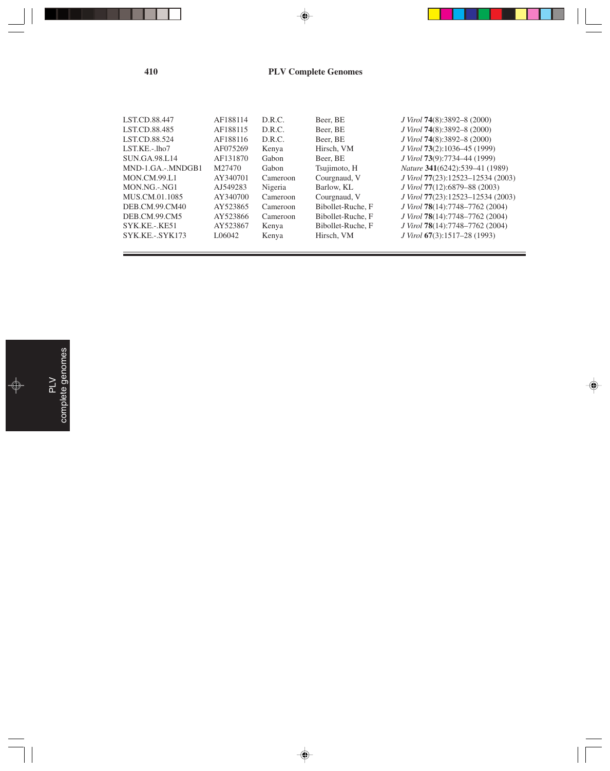| | | | | |
|---|---|---|---|---|
| LST.CD.88.447 | AF188114 | D.R.C. | Beer, BE | *J Virol* **74**(8):3892–8 (2000) |
| LST.CD.88.485 | AF188115 | D.R.C. | Beer, BE | *J Virol* **74**(8):3892–8 (2000) |
| LST.CD.88.524 | AF188116 | D.R.C. | Beer, BE | *J Virol* **74**(8):3892–8 (2000) |
| LST.KE.-.lho7 | AF075269 | Kenya | Hirsch, VM | *J Virol* **73**(2):1036–45 (1999) |
| SUN.GA.98.L14 | AF131870 | Gabon | Beer, BE | *J Virol* **73**(9):7734–44 (1999) |
| MND-1.GA.-.MNDGB1 | M27470 | Gabon | Tsujimoto, H | *Nature* **341**(6242):539–41 (1989) |
| MON.CM.99.L1 | AY340701 | Cameroon | Courgnaud, V | *J Virol* **77**(23):12523–12534 (2003) |
| MON.NG.-.NG1 | AJ549283 | Nigeria | Barlow, KL | *J Virol* **77**(12):6879–88 (2003) |
| MUS.CM.01.1085 | AY340700 | Cameroon | Courgnaud, V | *J Virol* **77**(23):12523–12534 (2003) |
| DEB.CM.99.CM40 | AY523865 | Cameroon | Bibollet-Ruche, F | *J Virol* **78**(14):7748–7762 (2004) |
| DEB.CM.99.CM5 | AY523866 | Cameroon | Bibollet-Ruche, F | *J Virol* **78**(14):7748–7762 (2004) |
| SYK.KE.-.KE51 | AY523867 | Kenya | Bibollet-Ruche, F | *J Virol* **78**(14):7748–7762 (2004) |
| SYK.KE.-.SYK173 | L06042 | Kenya | Hirsch, VM | *J Virol* **67**(3):1517–28 (1993) |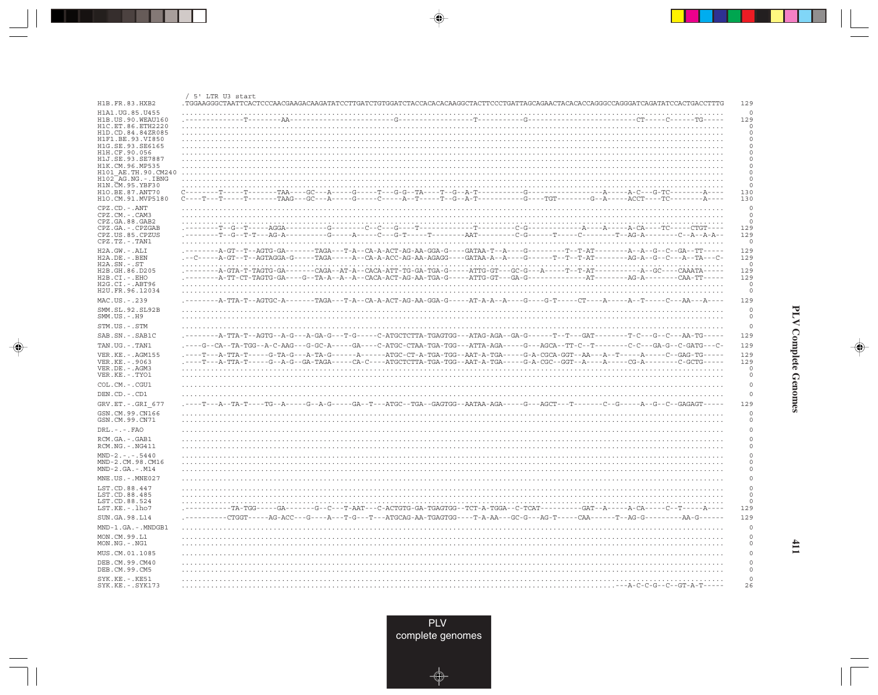```
                      / 5' LTR U3 start
H1B.FR.83.HXB2        .TGGAAGGGCTAATTCACTCCCAACGAAGACAAGATATCCTTGATCTGTGGATCTACCACACACAAGGCTACTTCCCTGATTAGCAGAACTACACACCAGGGCCAGGGATCAGATATCCACTGACCTTTG   129

H1A1.UG.85.U455       .........................................................................................................................   0
H1B.US.90.WEAU160     .--------------T--------AA-------------------------G-----------------T----------G-------------------------CT-----C------TG-----   129
H1C.ET.86.ETH2220     .........................................................................................................................   0
H1D.CD.84.84ZR085     .........................................................................................................................   0
H1F1.BE.93.VI850      .........................................................................................................................   0
H1G.SE.93.SE6165      .........................................................................................................................   0
H1H.CF.90.056         .........................................................................................................................   0
H1J.SE.93.SE7887      .........................................................................................................................   0
H1K.CM.96.MP535       .........................................................................................................................   0
H101_AE.TH.90.CM240   .........................................................................................................................   0
H102_AG.NG.-.IBNG     .........................................................................................................................   0
H1N.CM.95.YBF30       .........................................................................................................................   0
H1O.BE.87.ANT70       C--------T-----T-------TAA----GC---A-----G-----T---G-G--TA----T--G--A-T-----------G-----------------A-----A-C---G-TC--------A----   130
H1O.CM.91.MVP5180     C----T---T-----T-------TAAG---GC---A-----G-----C-----A--T-----T--G--A-T-----------G----TGT--------G--A-----ACCT----TC--------A----   130

CPZ.CD.-.ANT          .........................................................................................................................   0
CPZ.CM.-.CAM3         .........................................................................................................................   0
CPZ.GA.88.GAB2        .........................................................................................................................   0
CPZ.GA.-.CPZGAB       .--------T--G--T----AGGA----------G--------C--C---G----T---------------T---------C-G-----------A----A-----A-CA----TC-----CTGT---   129
CPZ.US.85.CPZUS       .--------T--G--T-T---AG-A----------G-----A-----C---G-T-----T--------AAT---------C-G------T-----C--------T--AG-A--------C--A--A-A--   129
CPZ.TZ.-.TAN1         .........................................................................................................................   0

H2A.GW.-.ALI          .--------A-GT--T--AGTG-GA-------TAGA---T-A--CA-A-ACT-AG-AA-GGA-G----GATAA-T--A----G---------T--T-AT--------A--A--G--C--GA--TT-----   129
H2A.DE.-.BEN          .--C-----A-GT--T--AGTAGGA-G-----TAGA-----A--CA-A-ACC-AG-AA-AGAGG----GATAA-A--A----G-------T--T--T-AT--------AG-A--G--C---A--TA---C-   129
H2A.SN.-.ST           .........................................................................................................................   0
H2B.GH.86.D205        .--------A-GTA-T-TAGTG-GA-------CAGA--AT-A--CACA-ATT-TG-GA-TGA-G-----ATTG-GT---GC-G---A-----T--T-AT-----------A--GC----CAAATA-----   129
H2B.CI.-.EHO          .--------A-TT-CT-TAGTG-GA----G--TA-A--A--A--CACA-ACT-AG-AA-TGA-G-----ATTG-GT---GA-G-------------AT--------AG-A---------CAA-TT-----   129
H2G.CI.-.ABT96        .........................................................................................................................   0
H2U.FR.96.12034       .........................................................................................................................   0

MAC.US.-.239          .--------A-TTA-T--AGTGC-A-------TAGA---T-A--CA-A-ACT-AG-AA-GGA-G-----AT-A-A--A----G----G-T-----CT----A-----A--T-----C---AA---A----   129

SMM.SL.92.SL92B       .........................................................................................................................   0
SMM.US.-.H9           .........................................................................................................................   0

STM.US.-.STM          .........................................................................................................................   0

SAB.SN.-.SAB1C        .--------A-TTA-T--AGTG--A-G---A-GA-G---T-G-----C-ATGCTCTTA-TGAGTGG---ATAG-AGA--GA-G------T--T---GAT--------T-C---G--C---AA-TG-----   129

TAN.UG.-.TAN1         .----G--CA--TA-TGG--A-C-AAG---G-GC-A-----GA----C-ATGC-CTAA-TGA-TGG---ATTA-AGA-----G---AGCA--TT-C--T--------C-C---GA-G--C-GATG---C-   129

VER.KE.-.AGM155       .----T---A-TTA-T-----G-TA-G---A-TA-G------A------ATGC-CT-A-TGA-TGG--AAT-A-TGA-----G-A-CGCA-GGT--AA---A--T-----A-----C--GAG-TG-----   129
VER.KE.-.9063         .----T---A-TTA-T-----G--A-G--GA-TAGA-----CA-C----ATGCTCTTA-TGA-TGG--AAT-A-TGA-----G-A-CGC--GGT--A----A-----CG-A--------C-GCTG-----   129
VER.DE.-.AGM3         .........................................................................................................................   0
VER.KE.-.TYO1         .........................................................................................................................   0

COL.CM.-.CGU1         .........................................................................................................................   0

DEN.CD.-.CD1          .........................................................................................................................   0

GRV.ET.-.GRI_677      .----T---A--TA-T----TG--A-----G--A-G-----GA--T---ATGC--TGA--GAGTGG--AATAA-AGA-----G---AGCT---T-------C--G-----A--G--C--GAGAGT-----   129

GSN.CM.99.CN166       .........................................................................................................................   0
GSN.CM.99.CN71        .........................................................................................................................   0

DRL.-.-.FAO           .........................................................................................................................   0

RCM.GA.-.GAB1         .........................................................................................................................   0
RCM.NG.-.NG411        .........................................................................................................................   0

MND-2.-.-.5440        .........................................................................................................................   0
MND-2.CM.98.CM16      .........................................................................................................................   0
MND-2.GA.-.M14        .........................................................................................................................   0

MNE.US.-.MNE027       .........................................................................................................................   0

LST.CD.88.447         .........................................................................................................................   0
LST.CD.88.485         .........................................................................................................................   0
LST.CD.88.524         .........................................................................................................................   0
LST.KE.-.lho7         .-----------TA-TGG-----GA-------G--C---T-AAT---C-ACTGTG-GA-TGAGTGG--TCT-A-TGGA--C-TCAT----------GAT--A-----A-CA-----C--T-----A----   129

SUN.GA.98.L14         .----------CTGGT------AG-ACC---G----A---T-G---T---ATGCAG-AA-TGAGTGG----T-A-AA---GC-G---AG-T-----CAA------T--AG-G---------AA-G------   129

MND-1.GA.-.MNDGB1     .........................................................................................................................   0

MON.CM.99.L1          .........................................................................................................................   0
MON.NG.-.NG1          .........................................................................................................................   0

MUS.CM.01.1085        .........................................................................................................................   0

DEB.CM.99.CM40        .........................................................................................................................   0
DEB.CM.99.CM5         .........................................................................................................................   0

SYK.KE.-.KE51         .........................................................................................................................   0
SYK.KE.-.SYK173       ...................................................................................................---A-C-C-G--C--GT-A-T-----   26
```

PLV complete genomes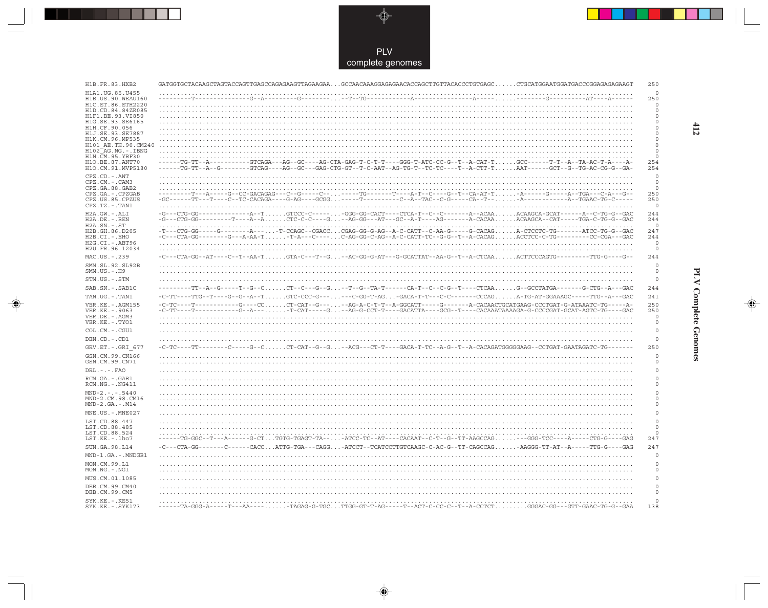PLV
complete genomes

```
H1B.FR.83.HXB2         GATGGTGCTACAAGCTAGTACCAGTTGAGCCAGAGAAGTTAGAAGAA...GCCAACAAAGGAGAGAACACCAGCTTGTTACACCCTGTGAGC......CTGCATGGAATGGATGACCCGGAGAGAGAAGT  250

H1A1.UG.85.U455        ..........................................................................................................................  0
H1B.US.90.WEAU160      ---------T---------------G--A--------G----------...--T--TG-----------A-------------------A-----......-----------G----------AT----A-----  250
H1C.ET.86.ETH2220      ..........................................................................................................................  0
H1D.CD.84.84ZR085      ..........................................................................................................................  0
H1F1.BE.93.VI850       ..........................................................................................................................  0
H1G.SE.93.SE6165       ..........................................................................................................................  0
H1H.CF.90.056          ..........................................................................................................................  0
H1J.SE.93.SE7887       ..........................................................................................................................  0
H1K.CM.96.MP535        ..........................................................................................................................  0
H101_AE.TH.90.CM240    ..........................................................................................................................  0
H102_AG.NG.-.IBNG      ..........................................................................................................................  0
H1N.CM.95.YBF30        ..........................................................................................................................  0
H1O.BE.87.ANT70        ------TG-TT--A-----------GTCAGA---AG--GC----AG-CTA-GAG-T-C-T-T----GGG-T-ATC-CC-G--T--A-CAT-T......GCC------T-T--A--TA-AC-T-A----A-  254
H1O.CM.91.MVP5180      ------TG-TT--A--G--------GTCAG----AG--GC---GAG-CTG-GT--T-C-AAT--AG-TG-T--TC-TC----T--A-CTT-T......AAT------GCT--G--TG-AC-CG-G--GA-  254

CPZ.CD.-.ANT           ..........................................................................................................................  0
CPZ.CM.-.CAM3          ..........................................................................................................................  0
CPZ.GA.88.GAB2         ..........................................................................................................................  0
CPZ.GA.-.CPZGAB        ---------T---A-----G--CC-GACAGAG---C--G-----C----...-----TG--------T----A-T--C----G--T--CA-AT-T......-A------G-----A--TGA---C-A---G--  250
CPZ.US.85.CPZUS        -GC------TT---T----C--TC-CACAGA----G-AG----GCGG...-------T-----------C--A--TAC--C-G-----CA--T--......-A------------A--TGAAC-TG-C-----  250
CPZ.TZ.-.TAN1          ..........................................................................................................................  0

H2A.GW.-.ALI           -G---CTG-GG--------------A--T......GTCCC-C-------...-GGG-GG-CACT----CTCA-T--C--C-------A--ACAA......ACAAGCA-GCAT------A--C-TG-G--GAC  244
H2A.DE.-.BEN           -G---CTG-GG---------T----A--A......CTC-C-C-----G...--AG-GG---AT---GC--A-T----AG-------A-CACAA......ACAAGCA--CAT-----TGA-C-TG-G--GAC  244
H2A.SN.-.ST            ..........................................................................................................................  0
H2B.GH.86.D205         -T---CTG-GG-----G--------A----...-T-CCAGC--CGACC...CGAG-GG-G-AG--A-C-CATT--C-AA-G-----G-CACAG......A-CTCCTC-TG-------ATCC-TG-G--GAC  247
H2B.CI.-.EHO           -C---CTA-GG---------G---A-AA-T......-T-A---C------...C-AG-GG-C-AG--A-C-CATT-TC--G-G--T--A-CACAG......ACCTCC-C-TG---------CC-CGA---GAC  244
H2G.CI.-.ABT96         ..........................................................................................................................  0
H2U.FR.96.12034        ..........................................................................................................................  0

MAC.US.-.239           -C---CTA-GG--AT----C--T--AA-T......GTA-C---T--G...--AC-GG-G-AT---G-GCATTAT--AA-G--T--A-CTCAA......ACTTCCCAGTG---------TTG-G----G--  244

SMM.SL.92.SL92B        ..........................................................................................................................  0
SMM.US.-.H9            ..........................................................................................................................  0

STM.US.-.STM           ..........................................................................................................................  0

SAB.SN.-.SAB1C         ---------TT--A--G-----T--G--C......CT--C---G--G...--T--G--TA-T------CA-T--C--C-G--T----CTCAA......G--GCCTATGA-------G-CTG--A---GAC  244

TAN.UG.-.TAN1          -C-TT----TTG--T----G--G--A--T......GTC-CCC-G-----...---C-GG-T-AG...-GACA-T-T---C-C-------CCCAG......A-TG-AT-GGAAAGC-----TTG--A---GAC  241

VER.KE.-.AGM155        -C-TC----T-----------G----CC......CT-CAT--G-----...--AG-A-C-T-T--A-GGCATT-----G-------A-CACAACTGCATGAAG-CCCTGAT-G-ATAAATC-TG-----A-  250
VER.KE.-.9063          -C-TT----T-----------G--A---......-T-CAT-----G...--AG-G-CCT-T----GACATTA----GCG--T----CACAAATAAAAGA-G-CCCCGAT-GCAT-AGTC-TG----GAC  250
VER.DE.-.AGM3          ..........................................................................................................................  0
VER.KE.-.TYO1          ..........................................................................................................................  0

COL.CM.-.CGU1          ..........................................................................................................................  0

DEN.CD.-.CD1           ..........................................................................................................................  0

GRV.ET.-.GRI_677       -C-TC----TT--------C-----G--C......CT-CAT--G--G...--ACG---CT-T----GACA-T-TC--A-G--T--A-CACAGATGGGGGAAG--CCTGAT-GAATAGATC-TG-------  250

GSN.CM.99.CN166        ..........................................................................................................................  0
GSN.CM.99.CN71         ..........................................................................................................................  0

DRL.-.-.FAO            ..........................................................................................................................  0

RCM.GA.-.GAB1          ..........................................................................................................................  0
RCM.NG.-.NG411         ..........................................................................................................................  0

MND-2.-.-.5440         ..........................................................................................................................  0
MND-2.CM.98.CM16       ..........................................................................................................................  0
MND-2.GA.-.M14         ..........................................................................................................................  0

MNE.US.-.MNE027        ..........................................................................................................................  0

LST.CD.88.447          ..........................................................................................................................  0
LST.CD.88.485          ..........................................................................................................................  0
LST.CD.88.524          ..........................................................................................................................  0
LST.KE.-.lho7          ------TG-GGC--T---A------G-CT...TGTG-TGAGT-TA---...-ATCC-TC--AT----CACAAT--C-T--G--TT-AAGCCAG.........---GGG-TCC----A-----CTG-G----GAG  247

SUN.GA.98.L14          -C---CTA-GG-------C------CACC...ATTG-TGA---CAGG...-ATCCT--TCATCCTTGTCAAGC-C-AC-G--TT-CAGCCAG......-AAGGG-TT-AT--A-----TTG-G----GAG  247

MND-1.GA.-.MNDGB1      ..........................................................................................................................  0

MON.CM.99.L1           ..........................................................................................................................  0
MON.NG.-.NG1           ..........................................................................................................................  0

MUS.CM.01.1085         ..........................................................................................................................  0

DEB.CM.99.CM40         ..........................................................................................................................  0
DEB.CM.99.CM5          ..........................................................................................................................  0

SYK.KE.-.KE51          ..........................................................................................................................  0
SYK.KE.-.SYK173        ------TA-GGG-A-----T---AA----......-TAGAG-G-TGC...TTGG-GT-T-AG-----T--ACT-C-CC-C--T--A-CCTCT.........GGGAC-GG---GTT-GAAC-TG-G--GAA  138
```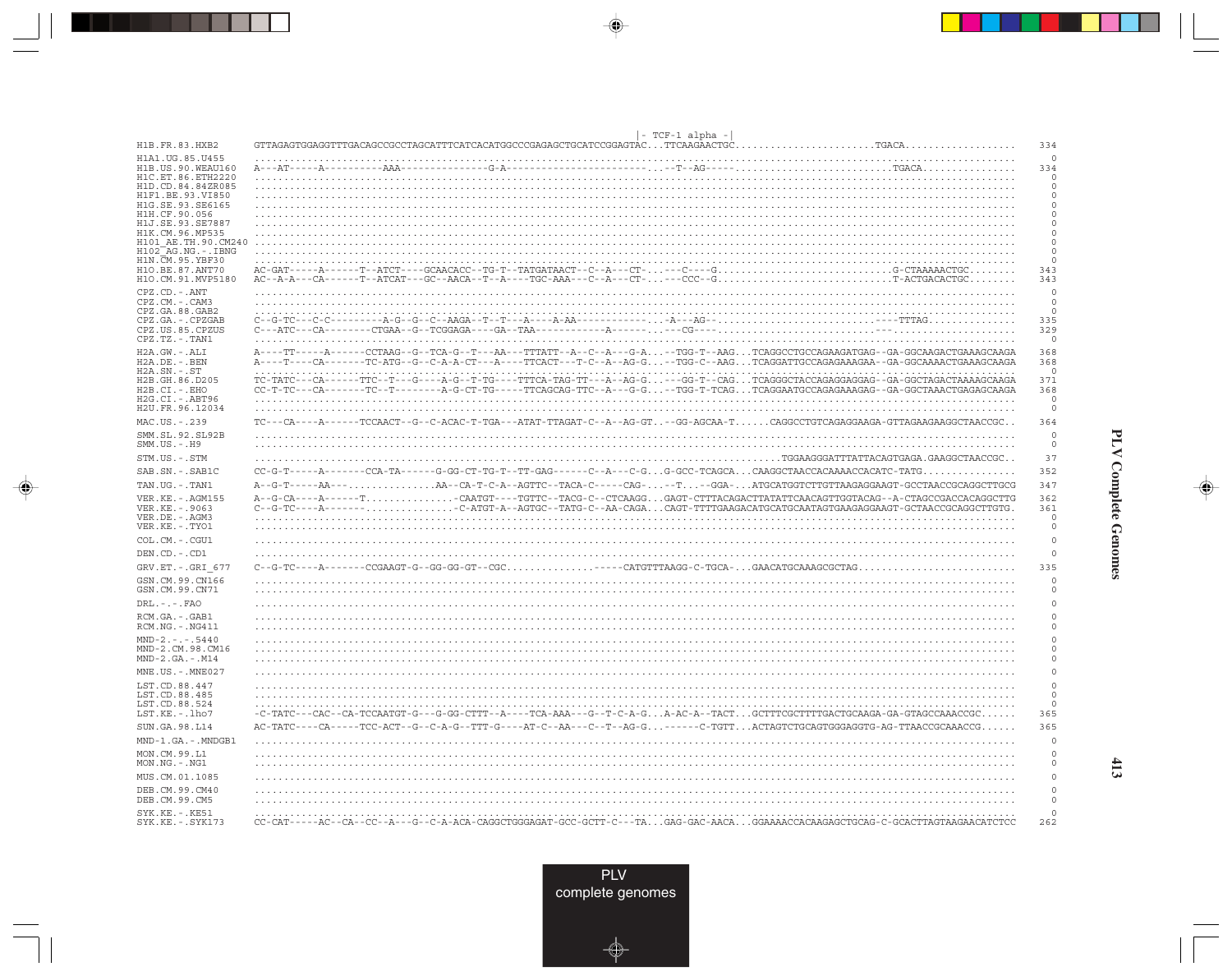```
                                                                                       |- TCF-1 alpha -|
H1B.FR.83.HXB2        GTTAGAGTGGAGGTTTGACAGCCGCCTAGCATTTCATCACATGGCCCGAGAGCTGCATCCGGAGTAC...TTCAAGAACTGC.......................TGACA..................  334
H1A1.UG.85.U455       ........................................................................................................................................   0
H1B.US.90.WEAU160     A---AT-----A----------AAA---------------G-A------------------------...--T--AG-----.......................TGACA................  334
H1C.ET.86.ETH2220     ........................................................................................................................................   0
H1D.CD.84.84ZR085     ........................................................................................................................................   0
H1F1.BE.93.VI850      ........................................................................................................................................   0
H1G.SE.93.SE6165      ........................................................................................................................................   0
H1H.CF.90.056         ........................................................................................................................................   0
H1J.SE.93.SE7887      ........................................................................................................................................   0
H1K.CM.96.MP535       ........................................................................................................................................   0
H101_AE.TH.90.CM240   ........................................................................................................................................   0
H102_AG.NG.-.IBNG     ........................................................................................................................................   0
H1N.CM.95.YBF30       ........................................................................................................................................   0
H1O.BE.87.ANT70       AC-GAT-----A------T--ATCT----GCAACACC--TG-T--TATGATAACT--C--A---CT-...---C----G............................G-CTAAAAACTGC........  343
H1O.CM.91.MVP5180     AC--A-A---CA------T--ATCAT---GC--AACA--T--A----TGC-AAA---C--A---CT-...---CCC--G............................T-ACTGACACTGC........  343

CPZ.CD.-.ANT          ........................................................................................................................................   0
CPZ.CM.-.CAM3         ........................................................................................................................................   0
CPZ.GA.88.GAB2        ........................................................................................................................................   0
CPZ.GA.-.CPZGAB       C--G-TC---C-C--------A-G--G--C--AAGA--T--T---A----A-AA------------...-A---AG--.......................................TTTAG.......  335
CPZ.US.85.CPZUS       C---ATC---CA--------CTGAA--G--TCGGAGA----GA--TAA-----------A------...---CG----.....................................-...........  329
CPZ.TZ.-.TAN1         ........................................................................................................................................   0

H2A.GW.-.ALI          A----TT-----A------CCTAAG--G--TCA-G--T---AA---TTTATT--A--C--A---G-A...--TGG-T--AAG...TCAGGCCTGCCAGAAGATGAG--GA-GGCAAGACTGAAAGCAAGA  368
H2A.DE.-.BEN          A----T----CA-------TC-ATG--G--C-A-A-CT---A----TTCACT---T--C--A--AG-G...--TGG-C--AAG...TCAGGATTGCCAGAGAAAGAA--GA-GGCAAAACTGAAAGCAAGA  368
H2A.SN.-.ST           ........................................................................................................................................   0
H2B.GH.86.D205        TC-TATC---CA------TTC--T---G----A-G--T-TG----TTTCA-TAG-TT---A--AG-G...---GG-T--CAG...TCAGGGCTACCAGAGGAGGAG--GA-GGCTAGACTAAAAGCAAGA  371
H2B.CI.-.EHO          CC-T-TC---CA------TC--T--------A-G-CT-TG-----TTCAGCAG-TTC--A---G-G...--TGG-T-TCAG...TCAGGAATGCCAGAGAAAGAG--GA-GGCTAAACTGAGAGCAAGA  368
H2G.CI.-.ABT96        ........................................................................................................................................   0
H2U.FR.96.12034       ........................................................................................................................................   0

MAC.US.-.239          TC---CA----A------TCCAACT--G--C-ACAC-T-TGA---ATAT-TTAGAT-C--A--AG-GT...GG-AGCAA-T......CAGGCCTGTCAGAGGAAGA-GTTAGAAGAAGGCTAACCGC..  364

SMM.SL.92.SL92B       ........................................................................................................................................   0
SMM.US.-.H9           ........................................................................................................................................   0

STM.US.-.STM          ..................................................................................TGGAAGGGATTTATTACAGTGAGA.GAAGGCTAACCGC..   37

SAB.SN.-.SAB1C        CC-G-T-----A-------CCA-TA------G-GG-CT-TG-T--TT-GAG------C--A---C-G...G-GCC-TCAGCA...CAAGGCTAACCACAAAACCACATC-TATG................  352

TAN.UG.-.TAN1         A--G-T-----AA---...............AA--CA-T-C-A--AGTTC--TACA-C-----CAG-...--T...--GGA-...ATGCATGGTCTTGTTAAGAGGAAGT-GCCTAACCGCAGGCTTGCG  347

VER.KE.-.AGM155       A--G-CA----A------T...............-CAATGT----TGTTC--TACG-C--CTCAAGG...GAGT-CTTTACAGACTTATATTCAACAGTTGGTACAG--A-CTAGCCGACCACAGGCTTG  362
VER.KE.-.9063         C--G-TC----A-------...............-C-ATGT-A--AGTGC--TATG-C--AA-CAGA...CAGT-TTTTGAAGACATGCATGCAATAGTGAAGAGGAAGT-GCTAACCGCAGGCTTGTG.  361
VER.DE.-.AGM3         ........................................................................................................................................   0
VER.KE.-.TYO1         ........................................................................................................................................   0

COL.CM.-.CGU1         ........................................................................................................................................   0

DEN.CD.-.CD1          ........................................................................................................................................   0

GRV.ET.-.GRI_677      C--G-TC----A-------CCGAAGT-G--GG-GG-GT--CGC...............-----CATGTTTAAGG-C-TGCA-...GAACATGCAAAGCGCTAG..........................  335

GSN.CM.99.CN166       ........................................................................................................................................   0
GSN.CM.99.CN71        ........................................................................................................................................   0

DRL.-.-.FAO           ........................................................................................................................................   0

RCM.GA.-.GAB1         ........................................................................................................................................   0
RCM.NG.-.NG411        ........................................................................................................................................   0

MND-2.-.-.5440        ........................................................................................................................................   0
MND-2.CM.98.CM16      ........................................................................................................................................   0
MND-2.GA.-.M14        ........................................................................................................................................   0

MNE.US.-.MNE027       ........................................................................................................................................   0

LST.CD.88.447         ........................................................................................................................................   0
LST.CD.88.485         ........................................................................................................................................   0
LST.CD.88.524         ........................................................................................................................................   0
LST.KE.-.lho7         -C-TATC---CAC--CA-TCCAATGT-G---G-GG-CTTT--A----TCA-AAA---G--T-C-A-G...A-AC-A--TACT...GCTTTCGCTTTTGACTGCAAGA-GA-GTAGCCAAACCGC......  365

SUN.GA.98.L14         AC-TATC----CA-----TCC-ACT--G--C-A-G--TTT-G----AT-C--AA---C--T--AG-G...------C-TGTT...ACTAGTCTGCAGTGGGAGGTG-AG-TTAACCGCAAACCG......  365

MND-1.GA.-.MNDGB1     ........................................................................................................................................   0

MON.CM.99.L1          ........................................................................................................................................   0
MON.NG.-.NG1          ........................................................................................................................................   0

MUS.CM.01.1085        ........................................................................................................................................   0

DEB.CM.99.CM40        ........................................................................................................................................   0
DEB.CM.99.CM5         ........................................................................................................................................   0

SYK.KE.-.KE51         ........................................................................................................................................   0
SYK.KE.-.SYK173       CC-CAT-----AC--CA--CC--A---G--C-A-ACA-CAGGCTGGGAGAT-GCC-GCTT-C---TA...GAG-GAC-AACA...GGAAAACCACAAGAGCTGCAG-C-GCACTTAGTAAGAACATCTCC  262
```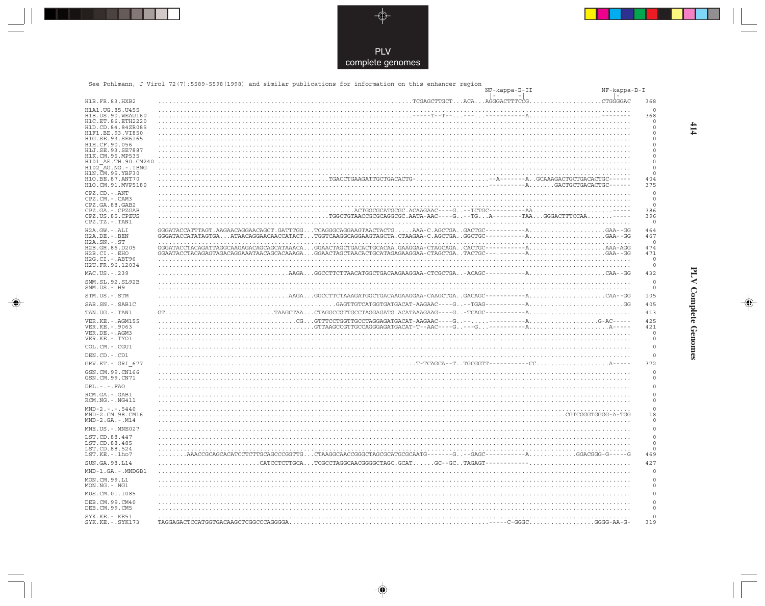See Pohlmann, J Virol 72(7):5589-5598(1998) and similar publications for information on this enhancer region

```
                                                                                                                        NF-kappa-B-II              NF-kappa-B-I
                                                                                                                        |-        -|               |-
H1B.FR.83.HXB2        ..............................................................TCGAGCTTGCT...ACA...AGGGACTTTCCG....................CTGGGGAC   368

H1A1.UG.85.U455       .........................................................................................................................     0
H1B.US.90.WEAU160     ..............................................................-----T--T--...---...-----------A...................--------   368
H1C.ET.86.ETH2220     .........................................................................................................................     0
H1D.CD.84.84ZR085     .........................................................................................................................     0
H1F1.BE.93.VI850      .........................................................................................................................     0
H1G.SE.93.SE6165      .........................................................................................................................     0
H1H.CF.90.056         .........................................................................................................................     0
H1J.SE.93.SE7887      .........................................................................................................................     0
H1K.CM.96.MP535       .........................................................................................................................     0
H101_AE.TH.90.CM240   .........................................................................................................................     0
H102_AG.NG.-.IBNG     .........................................................................................................................     0
H1N.CM.95.YBF30       .........................................................................................................................     0
H1O.BE.87.ANT70       ........................................TGACCTGAAGATTGCTGACACTG-..................--A-------A..GCAAAGACTGCTGACACTGC------   404
H1O.CM.91.MVP5180     ..........................................................................----------A.......GACTGCTGACACTGC------   375

CPZ.CD.-.ANT          .........................................................................................................................     0
CPZ.CM.-.CAM3         .........................................................................................................................     0
CPZ.GA.88.GAB2        .........................................................................................................................     0
CPZ.GA.-.CPZGAB       ...............................................ACTGGCGCATGCGC.ACAAGAAC----G..--TCTGC----------AA......................-----   386
CPZ.US.85.CPZUS       ........................................TGGCTGTAACCGCGCAGGCGC.AATA-AAC----G..--TG...A--------TAA...GGGACTTTCCAA.......-----   396
CPZ.TZ.-.TAN1         .........................................................................................................................     0

H2A.GW.-.ALI          GGGATACCATTTAGT.AAGAACAGGAACAGCT.GATTTGG...TCAGGGCAGGAAGTAACTACTG.....AAA-C.AGCTGA..GACTGC----------A.....................GAA--GG   464
H2A.DE.-.BEN          GGGATACCATATAGTGA...ATAACAGGAACAACCATACT...TGGTCAAGGCAGGAAGTAGCTA.CTAAGAA-C.AGCTGA..GGCTGC----------A.....................GAA--GG   467
H2A.SN.-.ST           .........................................................................................................................     0
H2B.GH.86.D205        GGGATACCTACAGATTAGGCAAGAGACAGCAGCATAAACA...GGAACTAGCTGACACTGCACAA.GAAGGAA-CTAGCAGA..CACTGC----------A.....................AAA-AGG   474
H2B.CI.-.EHO          GGAATACCTACAGAGTAGACAGGAAATAACAGCACAAAGA...GGAACTAGCTAACACTGCATAGAGAAGGAA-CTAGCTGA..TACTGC---.-------A.....................GAA--GG   471
H2G.CI.-.ABT96        .........................................................................................................................     0
H2U.FR.96.12034       .........................................................................................................................     0

MAC.US.-.239          ..................................AAGA...GGCCTTCTTAACATGGCTGACAAGAAGGAA-CTCGCTGA..-ACAGC----------A.....................CAA--GG   432

SMM.SL.92.SL92B       .........................................................................................................................     0
SMM.US.-.H9           .........................................................................................................................     0

STM.US.-.STM          ..................................AAGA...GGCCTTCTAAAGATGGCTGACAAGAAGGAA-CAAGCTGA..GACAGC----------A.....................CAA--GG   105

SAB.SN.-.SAB1C        ................................................GAGTTGTCATGGTGATGACAT-AAGAAC----G..--TGAG----------A..........................GG   405

TAN.UG.-.TAN1         GT............................TAAGCTAA...CTAGGCCGTTGCCTAGGAGATG.ACATAAAGAAG----G..-TCAGC----------A..........................   413

VER.KE.-.AGM155       .....................................CG...GTTTCCTGGTTGCCTAGGAGATGACAT-AAGAAC----G..--.....----------A...................G-AC-----   425
VER.KE.-.9063         ........................................GTTAAGCCGTTGCCAGGGAGATGACAT-T--AAC----G..---G..----------A...................A-----   421
VER.DE.-.AGM3         .........................................................................................................................     0
VER.KE.-.TYO1         .........................................................................................................................     0

COL.CM.-.CGU1         .........................................................................................................................     0

DEN.CD.-.CD1          .........................................................................................................................     0

GRV.ET.-.GRI_677      ..............................................................T-TCAGCA--T..TGCGGTT----------CC....................A-----   372

GSN.CM.99.CN166       .........................................................................................................................     0
GSN.CM.99.CN71        .........................................................................................................................     0

DRL.-.-.FAO           .........................................................................................................................     0

RCM.GA.-.GAB1         .........................................................................................................................     0
RCM.NG.-.NG411        .........................................................................................................................     0

MND-2.-.-.5440        .........................................................................................................................     0
MND-2.CM.98.CM16      ...........................................................................................................CGTCGGGTGGGG-A-TGG    18
MND-2.GA.-.M14        .........................................................................................................................     0

MNE.US.-.MNE027       .........................................................................................................................     0

LST.CD.88.447         .........................................................................................................................     0
LST.CD.88.485         .........................................................................................................................     0
LST.CD.88.524         .........................................................................................................................     0
LST.KE.-.lho7         .......AAACCGCAGCACATCCTCTTGCAGCCCGGTTG...CTAAGGCAACCGGGCTAGCGCATGCGCAATG-------G..--GAGC----------A.............GGACGGG-G-----G   469

SUN.GA.98.L14         ..........................CATCCTCTTGCA...TCGCCTAGGCAACGGGGCTAGC.GCAT......GC--GC..TAGAGT------------..........................   427

MND-1.GA.-.MNDGB1     .........................................................................................................................     0

MON.CM.99.L1          .........................................................................................................................     0
MON.NG.-.NG1          .........................................................................................................................     0

MUS.CM.01.1085        .........................................................................................................................     0

DEB.CM.99.CM40        .........................................................................................................................     0
DEB.CM.99.CM5         .........................................................................................................................     0

SYK.KE.-.KE51         .........................................................................................................................     0
SYK.KE.-.SYK173       TAGGAGACTCCATGGTGACAAGCTCGGCCCAGGGGA.......................................-----C-GGGC..................GGGG-AA-G-   319
```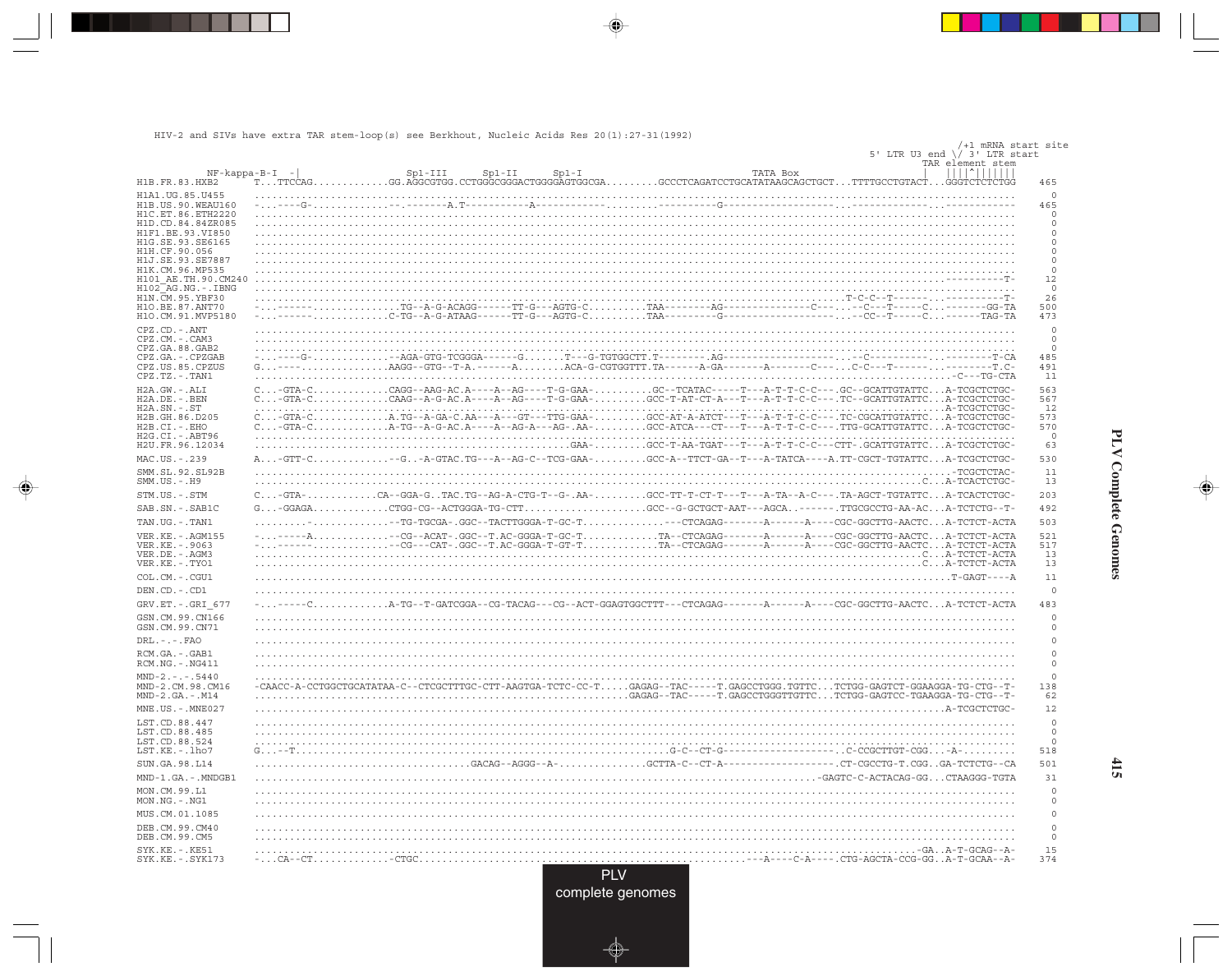HIV-2 and SIVs have extra TAR stem-loop(s) see Berkhout, Nucleic Acids Res 20(1):27-31(1992)

```
                                                                                                                 /+1 mRNA start site
                                                                                                  5' LTR U3 end \/ 3' LTR start
                                                                                                        TAR element stem
              NF-kappa-B-I  -|                 Sp1-III      Sp1-II      Sp1-I                   TATA Box       |    ||||^|||||||
H1B.FR.83.HXB2       T...TTCCAG............GG.AGGCGTGG.CCTGGGCGGGACTGGGGAGTGGCGA.........GCCCTCAGATCCTGCATATAAGCAGCTGCT...TTTTGCCTGTACT...GGGTCTCTCTGG   465

H1A1.UG.85.U455      .....................................................................................................................   0
H1B.US.90.WEAU160    -...----G-..............-.---------A.T---------A-..............................G-----------------------.....................  465
H1C.ET.86.ETH2220    .....................................................................................................................   0
H1D.CD.84.84ZR085    .....................................................................................................................   0
H1F1.BE.93.VI850     .....................................................................................................................   0
H1G.SE.93.SE6165     .....................................................................................................................   0
H1H.CF.90.056        .....................................................................................................................   0
H1J.SE.93.SE7887     .....................................................................................................................   0
H1K.CM.96.MP535      .....................................................................................................................   0
H101_AE.TH.90.CM240  ......................................................................................................----------T-  12
H102_AG.NG.-.IBNG    .....................................................................................................................   0
H1N.CM.95.YBF30      ...............................................................................................T-C-C--T-------...--------T-  26
H1O.BE.87.ANT70      -..------.............TG--A-G-ACAGG------TT-G---AGTG-C..........TAA--------AG-----------C---...-C---T-----C...-------GG-TA  500
H1O.CM.91.MVP5180    -..------.............C-TG--A-G-ATAAG------TT-G---AGTG-C..........TAA---------G-------------------...--CC--T-----C...------TAG-TA  473

CPZ.CD.-.ANT         .....................................................................................................................   0
CPZ.CM.-.CAM3        .....................................................................................................................   0
CPZ.GA.88.GAB2       .....................................................................................................................   0
CPZ.GA.-.CPZGAB      -..----G-.............--AGA-GTG-TCGGGA------G.......T---G-TGTGGCTT.T--------.AG------------------...--C----------...--------T-CA  485
CPZ.US.85.CPZUS      G...----..............AAGG--GTG--T-A.------A........ACA-G-CGTGGTTT.TA------A-GA-------A-------C---...C-C----T-------...-------T.C-  491
CPZ.TZ.-.TAN1        ......................................................................................................-C---TG-CTA  11

H2A.GW.-.ALI         C...-GTA-C.............CAGG--AAG-AC.A----A--AG----T-G-GAA-..........GC--TCATAC-----T---A-T-T-C-C---.GC--GCATTGTATTC...A-TCGCTCTGC-  563
H2A.DE.-.BEN         C...-GTA-C.............CAAG--A-G-AC.A----A--AG----T-G-GAA-.........GCC-T-AT-CT-A---T---A-T-T-C-C---.TC--GCATTGTATTC...A-TCGCTCTGC-  567
H2A.SN.-.ST          ..........................................................................................................A-TCGCTCTGC-  12
H2B.GH.86.D205       C...-GTA-C.............A.TG--A-GA-C.AA---A---GT---TTG-GAA-.........GCC-AT-A-ATCT---T---A-T-T-C-C---.TC-CGCATTGTATTC...A-TCGCTCTGC-  573
H2B.CI.-.EHO         C...-GTA-C.............A-TG--A-G-AC.A----A--AG-A---AG-.AA-.........GCC-ATCA---CT---T---A-T-T-C-C---.TTG-GCATTGTATTC...A-TCGCTCTGC-  570
H2G.CI.-.ABT96       .....................................................................................................................   0
H2U.FR.96.12034      .............................................................GAA-.........GCC-T-AA-TGAT--T---A-T-T-C-C---CTT-.GCATTGTATTC...A-TCGCTCTGC-  63

MAC.US.-.239         A...-GTT-C.............--G..-A-GTAC.TG---A--AG-C--TCG-GAA-.........GCC-A--TTCT-GA--T---A-TATCA----A.TT-CGCT-TGTATTC...A-TCGCTCTGC-  530

SMM.SL.92.SL92B      .........................................................................................................-TCGCTCTAC-  11
SMM.US.-.H9          .......................................................................................................C...A-TCACTCTGC-  13

STM.US.-.STM         C...-GTA-.............CA--GGA-G..TAC.TG--AG-A-CTG-T--G-.AA-..........GCC-TT-T-CT-T---T---A-TA--A-C---.TA-AGCT-TGTATTC...A-TCACTCTGC-  203

SAB.SN.-.SAB1C       G...-GGAGA.............CTGG-CG--ACTGGGA-TG-CTT.....................GCC--G-GCTGCT-AAT---AGCA..-------.TTGCGCCTG-AA-AC...A-TCTCTG--T-  492

TAN.UG.-.TAN1        .........-..............--TG-TGCGA-.GGC--TACTTGGGA-T-GC-T...............---CTCAGAG-------A------A----CGC-GGCTTG-AACTC...A-TCTCT-ACTA  503

VER.KE.-.AGM155      -..-----A..............--CG--ACAT-.GGC--T.AC-GGGA-T-GC-T.............TA--CTCAGAG-------A------A----CGC-GGCTTG-AACTC...A-TCTCT-ACTA  521
VER.KE.-.9063        -..------..............--CG---CAT-.GGC--T.AC-GGGA-T-GT-T.............TA--CTCAGAG-------A------A----CGC-GGCTTG-AACTC...A-TCTCT-ACTA  517
VER.DE.-.AGM3        .......................................................................................................C...A-TCTCT-ACTA  13
VER.KE.-.TYO1        .......................................................................................................C...A-TCTCT-ACTA  13

COL.CM.-.CGU1        ..........................................................................................................T-GAGT----A  11

DEN.CD.-.CD1         .....................................................................................................................   0

GRV.ET.-.GRI_677     -..-----C..............A-TG--T-GATCGGA--CG-TACAG---CG--ACT-GGAGTGGCTTT---CTCAGAG-------A------A----CGC-GGCTTG-AACTC...A-TCTCT-ACTA  483

GSN.CM.99.CN166      .....................................................................................................................   0
GSN.CM.99.CN71       .....................................................................................................................   0

DRL.-.-.FAO          .....................................................................................................................   0

RCM.GA.-.GAB1        .....................................................................................................................   0
RCM.NG.-.NG411       .....................................................................................................................   0

MND-2.-.-.5440       .....................................................................................................................   0
MND-2.CM.98.CM16     -CAACC-A-CCTGGCTGCATATAA-C--CTCGCTTTGC-CTT-AAGTGA-TCTC-CC-T.....GAGAG--TAC-----T.GAGCCTGGG.TGTTC...TCTGG-GAGTCT-GGAAGGA-TG-CTG--T-  138
MND-2.GA.-.M14       ....................................................................GAGAG--TAC-----T.GAGCCTGGGTTGTTC...TCTGG-GAGTCC-TGAAGGA-TG-CTG--T-  62

MNE.US.-.MNE027      ..........................................................................................................A-TCGCTCTGC-  12

LST.CD.88.447        .....................................................................................................................   0
LST.CD.88.485        .....................................................................................................................   0
LST.CD.88.524        .....................................................................................................................   0
LST.KE.-.lho7        G...--T........................................................G-C--CT-G-------------------..C-CCGCTTGT-CGG....-A-.........  518

SUN.GA.98.L14        ....................................GACAG--AGGG--A-...............GCTTA-C--CT-A-------------------.CT-CGCCTG-T.CGG..GA-TCTCTG--CA  501

MND-1.GA.-.MNDGB1    ....................................................................................-GAGTC-C-ACTACAG-GG...CTAAGGG-TGTA  31

MON.CM.99.L1         .....................................................................................................................   0
MON.NG.-.NG1         .....................................................................................................................   0

MUS.CM.01.1085       .....................................................................................................................   0

DEB.CM.99.CM40       .....................................................................................................................   0
DEB.CM.99.CM5        .....................................................................................................................   0

SYK.KE.-.KE51        ...................................................................................................-GA..A-T-GCAG--A-  15
SYK.KE.-.SYK173      -...CA--CT..............-CTGC......................................---A----C-A----.CTG-AGCTA-CCG-GG..A-T-GCAA--A-  374
```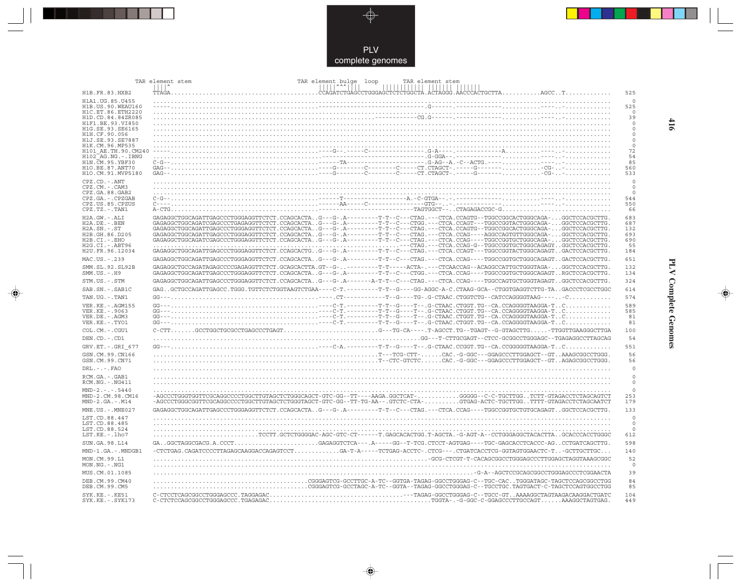# PLV complete genomes

```
                    TAR element stem                                      TAR element bulge  loop       TAR element stem
                    ||||^                                                 |||||^^^|||        ||||||||||| ||||||| |||||||
H1B.FR.83.HXB2      TTAGA.......................................CCAGATCTGAGCCTGGGAGCTCTCTGGCTA.ACTAGGG.AACCCACTGCTTA...........AGCC..T............  525

H1A1.UG.85.U455     .......................................................................................................................................    0
H1B.US.90.WEAU160   -----.......................................-----------------------------.G------.------------..........----..-............  525
H1C.ET.86.ETH2220   .......................................................................................................................................    0
H1D.CD.84.84ZR085   ..................................................-----------CG.G------.------------..........----..-............   39
H1F1.BE.93.VI850    .......................................................................................................................................    0
H1G.SE.93.SE6165    .......................................................................................................................................    0
H1H.CF.90.056       .......................................................................................................................................    0
H1J.SE.93.SE7887    .......................................................................................................................................    0
H1K.CM.96.MP535     .......................................................................................................................................    0
H101_AE.TH.90.CM240 -----.......................................----G-------C---------------.G-A----.------------A.........----..-............   72
H102_AG.NG.-.IBNG   .............................................-----------------------------.G-GGA--.------------..........----..-............   54
H1N.CM.95.YBF30     C-G--.......................................------TA-----------------------.G-AG--A.-C--ACTG.----..........----..-............   85
H1O.BE.87.ANT70     GAG--.......................................----G--------C--------C-----CT.CTAGCT-.-----G-------..........-CG--..-............  560
H1O.CM.91.MVP5180   GAG--.......................................----G--------C--------C-----CT.CTAGCT-.-----G-------..........-CG--..-............  533

CPZ.CD.-.ANT        .......................................................................................................................................    0
CPZ.CM.-.CAM3       .......................................................................................................................................    0
CPZ.GA.88.GAB2      .......................................................................................................................................    0
CPZ.GA.-.CPZGAB     C-G--.......................................-------T----------------A.-C-GTGA--.------------..........----..-............  544
CPZ.US.85.CPZUS     C----.......................................------AA-----C---------------GTG---.-.------------..........----..-............  550
CPZ.TZ.-.TAN1       A-CTG.......................................---------------------------TAGTGGCT--.CTAGAGACCGC-G................................   66

H2A.GW.-.ALI        GAGAGGCTGGCAGATTGAGCCCTGGGAGGTTCTCT.CCAGCACTA..G---G-.A---------T-T--C---CTAG.---CTCA.CCAGTG--TGGCCGGCACTGGGCAGA-...GGCTCCACGCTTG.  683
H2A.DE.-.BEN        GAGAGGCTGGCAGATCGAGCCCTGAGAGGTTCTCT.CCAGCACTA..G---G-.A---------T-T--C---CTGG.---CTCA.CCAGT---TGGCCGGTACTGGGCAGA-...GGCTCCACGCTTG.  687
H2A.SN.-.ST         GAGAGGCTGGCAGATTGAGCCCTGGGAGGTTCTCT.CCAGCACTA..G---G-.A---------T-T--C---CTAG.---CTCA.CCAGTG--TGGCCGGCACTGGGCAGA-...GGCTCCACGCTTG.  132
H2B.GH.86.D205      GAGAGGCTGGCAGATTGAGCCCTGGGAGGTTCTCT.CCAGCACTA..G---G-.A---------T-T--C---CTAG.---CTCA.CCAG----AGGCCAGTGTTGGGCAGA-...GGCTCCACGCTTG.  693
H2B.CI.-.EHO        GAGAGGCTGGCAGATCGAGCCCTGGGAGGTTCTCT.CCAGCACTA..G---G-.A---------T-T--C---CTAG.---CTCA.CCAG----TGGCCGGTGCTGGGCAGA-...GGCTCCACGCTTG.  690
H2G.CI.-.ABT96      ...................................................................---CTAG.---CTCA.CCAG-G--TGGCCGGTGCTGGGCAGAGY.GGCTCCACGCTTG.   55
H2U.FR.96.12034     GAGAGGCTGGCAGATTGAGCCCTGGGAGGTTCTCT.CCAGCACTG..G---G-.A---------T-T--C---CTAG.---CTCA.CCAGT---TGGCCGGTACTGGGCAGAGT.GACTCCACGCTTG.  184

MAC.US.-.239        GAGAGGCTGGCAGATTGAGCCCTGGGAGGTTCTCT.CCAGCACTA..G---G-.A---------T-T--C---CTAG.---CTCA.CCAG----TGGCCGGTGCTGGGCAGAGT.GACTCCACGCTTG.  651

SMM.SL.92.SL92B     GAGAGGCTGCCAGATAGAGCCCCGAGAGGTTCTCT.GCAGCACTTA.GT--G-.---------T-T-----ACTA-.---CTCAACCAG--ACAGGCCATTGCTGGGTAGA-...GGCTCCACGCTTG.  132
SMM.US.-.H9         GAGAGGCTGGCAGATTGAGCCCTGGGAGGTTCTCT.CCAGCACTA..G---G-.A---------T-T--C---CTGG.---CTCA.CCAG----TGGCCAGTGCTGGGCAGAGT..RGCTCCACGCTTG.  134

STM.US.-.STM        GAGAGGCTGGCAGATTGAGCCCTGGGAGGTTCTCT.CCAGCACTA..G---G-.A--------A-T-T--C---CTAG.---CTCA.CCAG----TGGCCAGTGCTGGGTAGAGT..GGCTCCACGCTTG.  324

SAB.SN.-.SAB1C      GAG..GCTGCCAGATTGAGCC.TGGG.TGTTCTCTGGTAAGTCTGAA----C-T.---------T-T--G----GG-AGGC-A-C.CTAAG-GCA--CTGGTGAGGTCTTG-TA..GACCCTCGCCTGGC  614

TAN.UG.-.TAN1       GG---.......................................-----.CT-----------T--G----TG-.G-CTAAC.CTGGTCTG--CATCCAGGGGTAAG-----..-C..........  574

VER.KE.-.AGM155     GG---.......................................----C-T.---------T-T--G----T--.G-CTAAC.CTGGT.TG--CA.CCAGGGGTAAGGA-T..C............  589
VER.KE.-.9063       GG---.......................................----C-T.---------T-T--G----T--.G-CTAAC.CTGGT.TG--CA.CCAGGGGTAAGGA-T..C............  585
VER.DE.-.AGM3       GG---.......................................----C-T.---------T-T--G----T--.G-CTAAC.CTGGT.TG--CA.CCAGGGGTAAGGA-T..C............   81
VER.KE.-.TYO1       GG---.......................................----C-T.---------T-T--G----T--.G-CTAAC.CTGGT.TG--CA.CCAGGGGTAAGGA-T..C............   81

COL.CM.-.CGU1       C-CTT.......GCCTGGCTGCGCCTGAGCCCTGAGT..........................G---TG-CA----.T-AGCCT.TG--TGAGT--G-GTAGCTTG......TTGGTTGAAGGGCTTGA  100

DEN.CD.-.CD1        ...............................................................................GG---T-CTTGCGAGT--CTCC-GCGGCCTGGGAGC--TGAGAGGCCTTAGCAG   54

GRV.ET.-.GRI_677    GG---.......................................----C-A.---------T-T--G----T--.G-CTAAC.CCGGT.TG--CA.CCGGGGGTAAGGA-T..C............  551

GSN.CM.99.CN166     ...............................................................T---TCG-CTT-......CAC.-G-GGC---GGAGCCCTTGGAGCT--GT..AAAGCGGCCTGGG.   56
GSN.CM.99.CN71      ...............................................................T--CTC-GTCTC......CAC.-G-GGC---GGAGCCCTTGGAGCT--GT..AGAGCGGCCTGGG.   56

DRL.-.-.FAO         .......................................................................................................................................    0

RCM.GA.-.GAB1       .......................................................................................................................................    0
RCM.NG.-.NG411      .......................................................................................................................................    0

MND-2.-.-.5440      .......................................................................................................................................    0
MND-2.CM.98.CM16    -AGCCCTGGGTGGTTCGCAGGCCCCTGGCTTGTAGCTCTGGGCAGCT-GTC-GG--TT----AAGA.GGCTCAT-...........GGGGG--C-C-TGCTTGG..TCTT-GTAGACCTCTAGCAGTCT  253
MND-2.GA.-.M14      -AGCCCTGGGCGGTTCGCAGGCCCCTGGCTTGTAGCTCTGGGTAGCT-GTC-GG--TT-TG-AA--.GTCTC-CTA-.........GTGAG-ACTC-TGCTTGG..TTTT-GTAGACCTCTAGCAATCT  179

MNE.US.-.MNE027     GAGAGGCTGGCAGATTGAGCCCTGGGAGGTTCTCT.CCAGCACTA..G---G-.A---------T-T--C---CTAG.---CTCA.CCAG----TGGCCGGTGCTGTGCAGAGT..GGCTCCACGCTTG.  133

LST.CD.88.447       .......................................................................................................................................    0
LST.CD.88.485       .......................................................................................................................................    0
LST.CD.88.524       .......................................................................................................................................    0
LST.KE.-.lho7       ..........................TCCTT.GCTCTGGGGAC-AGC-GTC-CT------T.GAGCACACTGG.T-AGCTA.-G-AGT-A--CCTGGGAGGCTACACTTA..GCACCCACCTGGGC  612

SUN.GA.98.L14       GA..GGCTAGGCGACG.A.CCCT...................GAGAGGTCTCA----.A-----GG--T-TCG.CTCCT-AGTGAG----TGC-GAGCACCTCACCC-AG..CCTGATCAGCTTG.  598

MND-1.GA.-.MNDGB1   -CTCTGAG.CAGATCCCCTTAGAGCAAGGACCAGAGTCCT............GA-T-A-----TCTGAG-ACCTC-.CTCG---.CTGATCACCTCG-GGTAGTGGAACTC-T..-GCTTGCTTGC...  140

MON.CM.99.L1        .............................................................................-GCG-CTCGT-T-CACAGCGGCCTGGGAGCCCTTGGAGCTAGGTAAAGCGGC   52
MON.NG.-.NG1        .......................................................................................................................................    0

MUS.CM.01.1085      ..........................................................................................-G-A--AGCTCCGCAGCGGCCTGGGAGCCCTCGGAACTA   39

DEB.CM.99.CM40      ........................................CGGGAGTCG-GCCTTGC-A-TC--GGTGA-TAGAG-GGCCTGGGAG-C--TGC-CAC..TGGGATAGC-TAGCTCCAGCGGCCTGG   84
DEB.CM.99.CM5       ........................................CGGGAGTCG-GCCTAGC-A-TC--GGTA--TAGAG-GGCCTGGGAG-C--TGCCTGC.TAGTGACT-C-TAGCTCCAGTGGCCTGG   85

SYK.KE.-.KE51       C-CTCCTCAGCGGCCTGGGAGCCC.TAGGAGAC.................................---TAGAG-GGCCTGGGAG-C--TGCC-GT..AAAAGGCTAGTAAGACAAGGACTGATC  104
SYK.KE.-.SYK173     C-CTCTCCAGCGGCCTGGGAGCCC.TGAGAGAC.............................................TGGTA-.-G-GGC-C-GGAGCCCTTGCCAGT......AAAGGCTAGTGAG.  449
```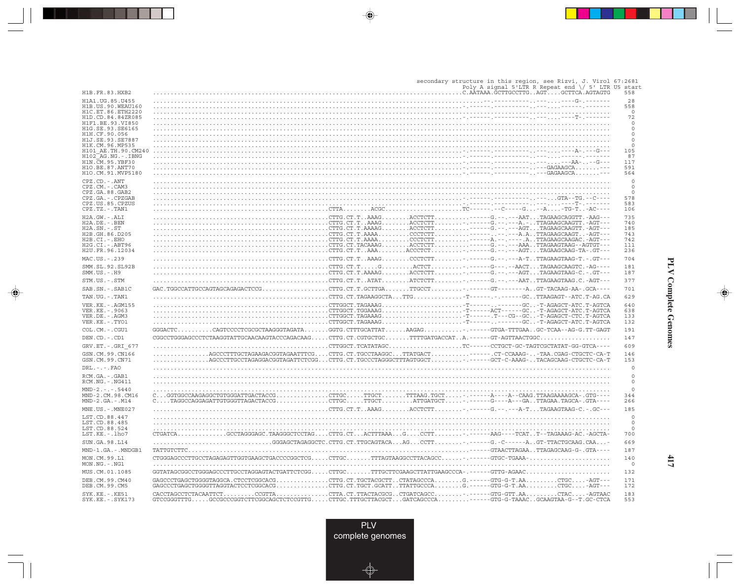```
                                                                                secondary structure in this region, see Rizvi, J. Virol 67:2681
                                                                                Poly A signal 5'LTR R Repeat end \/ 5' LTR U5 start
H1B.FR.83.HXB2        ..........................................................................C.AATAAA.GCTTGCCTTG..AGT....GCTTCA.AGTAGTG   558
H1A1.UG.85.U455       ..........................................................................--.----------..---....----G-.-------    28
H1B.US.90.WEAU160     ..........................................................................-.------.----------..---....------.-------   558
H1C.ET.86.ETH2220     ..........................................................................................................     0
H1D.CD.84.84ZR085     ..........................................................................-.------.----------..---....----T-.-------    72
H1F1.BE.93.VI850      ..........................................................................................................     0
H1G.SE.93.SE6165      ..........................................................................................................     0
H1H.CF.90.056         ..........................................................................................................     0
H1J.SE.93.SE7887      ..........................................................................................................     0
H1K.CM.96.MP535       ..........................................................................................................     0
H101_AE.TH.90.CM240   ..........................................................................-.------.----------..---....----A-.---G---   105
H102_AG.NG.-.IBNG     ..........................................................................-.------.----------..---....------.-------    87
H1N.CM.95.YBF30       ..........................................................................-.------.----------..---....---AA-..--G---   117
H1O.BE.87.ANT70       ..........................................................................-.------.----------..---GAGAAGCA.......---   591
H1O.CM.91.MVP5180     ..........................................................................-.------.----------..---GAGAAGCA.......---   564
CPZ.CD.-.ANT          ..........................................................................................................     0
CPZ.CM.-.CAM3         ..........................................................................................................     0
CPZ.GA.88.GAB2        ..........................................................................................................     0
CPZ.GA.-.CPZGAB       ..........................................................................-.------.----------..---..GTA--TG.--C----   578
CPZ.US.85.CPZUS       ..........................................................................-.------.----------..---....----T-.-------   583
CPZ.TZ.-.TAN1         ..........................................CTTA........ACGC....................TC------.--C-----G...--A....-TG-T..-AC----   106
H2A.GW.-.ALI          ..........................................CTTG.CT.T..AAAG........ACCTCTT.........------G.--.---AAT...TAGAAGCAGGTT.-AAG---   735
H2A.DE.-.BEN          ..........................................CTTG.CT.T..AAAG........ACCTCTT........-.------G.--.---A.-..TTAGAAGCAAGTT.-AGT---   740
H2A.SN.-.ST           ..........................................CTTG.CT.T.AAAAG........ACCTCTT.........------G.--.---AGT...TAGAAGCAAGTT.-AGT---   185
H2B.GH.86.D205        ..........................................CTTG.CT.T.AAAA.........CCCTCTT.........------.--.---A.A..TTAGAAGCAAGT..-AGT---   743
H2B.CI.-.EHO          ..........................................CTTG.CT.T.AAAA.........CCCTCTT........-.------A.--.---.A..TTAGAAGCAAGAC.-AGT---   742
H2G.CI.-.ABT96        ..........................................CTTG.CT.T.TACAAAG........ACCTCTT........-.------G.--.---AAA..TTAGAAGTAAG--AGTGT---   111
H2U.FR.96.12034       ..........................................CTTG.CT.T..AAA.........ACCCTCT........-.------G.--.---AGT...TAGAAGCAAG-TA-.GT---   236
MAC.US.-.239          ..........................................CTTG.CT.T..AAAG........CCCTCTT........-.------G.--.---A-T..TTAGAAGTAAG-T.-.GT---   704
SMM.SL.92.SL92B       ..........................................CTTG.CT.T.....G.........ACTCT.........-.------G---.--AACT...TAGAAGCAAGTC.-AG----   181
SMM.US.-.H9           ..........................................CTTG.CT.T.AAAAG........ACCTCTT........-.------G.--.---AGT...TAGAAGTAAG-C.-.GT---   187
STM.US.-.STM          ..........................................CTTG.CT.T..ATAT........ATCTCTT........-.------G.--.---AAT..TTAGAAGTAAG.C.-AGT---   377
SAB.SN.-.SAB1C        GAC.TGGCCATTGCCAGTAGCAGAGACTCCG..................CTTG.CT.T.GCTTGA.......TTGCCT.........-.------GT--------A..GT-TACAAG-AA-.GCA----   701
TAN.UG.-.TAN1         ..........................................CTTG.CT.TAGAAGGCTA...TTG..............-T------.-.------GC..TTAAGAGT--ATC.T-AG.CA   629
VER.KE.-.AGM155       ..........................................CTTGGCT.TAGAAAG......................-T------.--------GC..-T-AGAGCT-ATC.T-AGTCA   640
VER.KE.-.9063         ..........................................CTTGGCT.TGGAAAG......................-T------ACT------GC..-T-AGAGCT-ATC.T-AGTCA   638
VER.DE.-.AGM3         ..........................................CTTGGCT.TAGAAAG......................-T------.T---CG--GC..-T-AGAGCT-CTC.T-AGTCA   133
VER.KE.-.TYO1         ..........................................CTTGGCT.TAGAAAG......................-T------.--------GC..-T-AGAGCT-ATC.T-AGTCA   132
COL.CM.-.CGU1         GGGACTC..........CAGTCCCCTCGCGCTAAGGGTAGATA.......GGTG.CTTTGCATTAT......AAGAG...........-.------GTGA-TTTGAA..GC-TCAA--AG-G.TT-GAGT   191
DEN.CD.-.CD1          CGGCCTGGGAGCCCTCTAAGGTATTGCAACAAGTACCCAGACAAG.....CTTG.CT.CGTGCTGC.......TTTTGATGACCAT..A.------GT-AGTTAACTGGC....................   147
GRV.ET.-.GRI_677      ..........................................CTTGGCT.TCATATAGC....................TC------CCTGCT-GC-TAGTCGCTATAT-GG-GTCA----   609
GSN.CM.99.CN166       ...............AGCCCTTTGCTAGAAGACGGTAGAATTTCG....CTTG.CT.TGCCTAAGGC...TTATGACT..........------.CT-CCAAAG-..-TAA.CGAG-CTGCTC-CA-T   146
GSN.CM.99.CN71        ...............AGCCCTTGCCTAGAGGACGGTAGATTCTCGG...CTTG.CT.TGCCCTAGGGCTTAGTGGCT.........-.------GCT-C-AAAG-..TACAGCAAG-CTGCTC-CA-T   153
DRL.-.-.FAO           ..........................................................................................................     0
RCM.GA.-.GAB1         ..........................................................................................................     0
RCM.NG.-.NG411        ..........................................................................................................     0
MND-2.-.-.5440        ..........................................................................................................     0
MND-2.CM.98.CM16      C...GGTGGCCAAGAGGCTGTGGGATTGACTACCG...............CTTGC.....TTGCT.......TTTAAG.TGCT.....-.------A----A--CAAG.TTAAGAAAAGCA-.GTG----   344
MND-2.GA.-.M14        C....TAGGCCAGGAGATTGTGGGTTAGACTACCG...............CTTGC.....TTGCT.........ATTGATGCT.....-.------G----A---GA..TTAGAA.TAGCA-.GTA----   266
MNE.US.-.MNE027       ..........................................CTTG.CT.T..AAAG........ACCTCTT........-.------G.--.---A-T...TAGAAGTAAG-C.-.GC---   185
LST.CD.88.447         ..........................................................................................................     0
LST.CD.88.485         ..........................................................................................................     0
LST.CD.88.524         ..........................................................................................................     0
LST.KE.-.lho7         CTGATCA.............GCCTAGGGAGC.TAAGGGCTCCTAG....CTTG.CT...ACTTTAAA...G....CCTT........-.------AAG----TCAT..T--TAGAAAG-AC.-AGCTA-   700
SUN.GA.98.L14         ...............................GGGAGCTAGAGGCTC.CTTG.CT.TTGCAGTACA...AG....CCTT........-.------G..-C------A..GT-TTACTGCAAG.CAA...-   669
MND-1.GA.-.MNDGB1     TATTGTCTTC..................................................................------GTAACTTAGAA..TTAGAGCAAG-G-.GTA----   187
MON.CM.99.L1          CTGGGAGCCCTTGCCTAGAGAGTTGGTGAAGCTGACCCCGGCTCG.....CTTGC.......TTTAGTAAGGCCTTACAGCC......-.------GTGC-TGAAA-.......................   140
MON.NG.-.NG1          ..........................................................................................................     0
MUS.CM.01.1085        GGTATAGCGGCCTGGGAGCCCTTGCCTAGGAGTACTGATTCTCGG.....CTTGC.......TTTGCTTCGAAGCTTATTGAAGCCCA-.------GTTG-AGAAC.......................   132
DEB.CM.99.CM40        GAGCCCTGAGCTGGGGTAGGCA.CTCCTCGGCACG...............CTTG.CT.TGCTACGCTT..CTATAGCCCA........G.------GTG-G-T.AA.........CTGC....-AGT---   171
DEB.CM.99.CM5         GAGCCCTGAGCTGGGGTTAGGTACTCCTCGGCACG...............CTTG.CT.TGCT.GCATT..TTATTGCCCA.......G.------GTG-G-T.AA.........CTGC....-AGT---   172
SYK.KE.-.KE51         CACCTAGCCTCTACAATTCT.........CCGTTA...............CTTA.CT.TTACTACGCG..CTGATCAGCC........-.------GTG-GTT.AA.........CTAC....-AGTAAC   183
SYK.KE.-.SYK173       GTCCGGGTTTG.....GCCGCCCGGTCTTCGGCAGCTCTCCGTTG.....CTTGC.TTTGCTTACGCT..GATCAGCCCA........------GTG-G-TAAAC..GCAAGTAA-G--T.GC-CTCA   553
```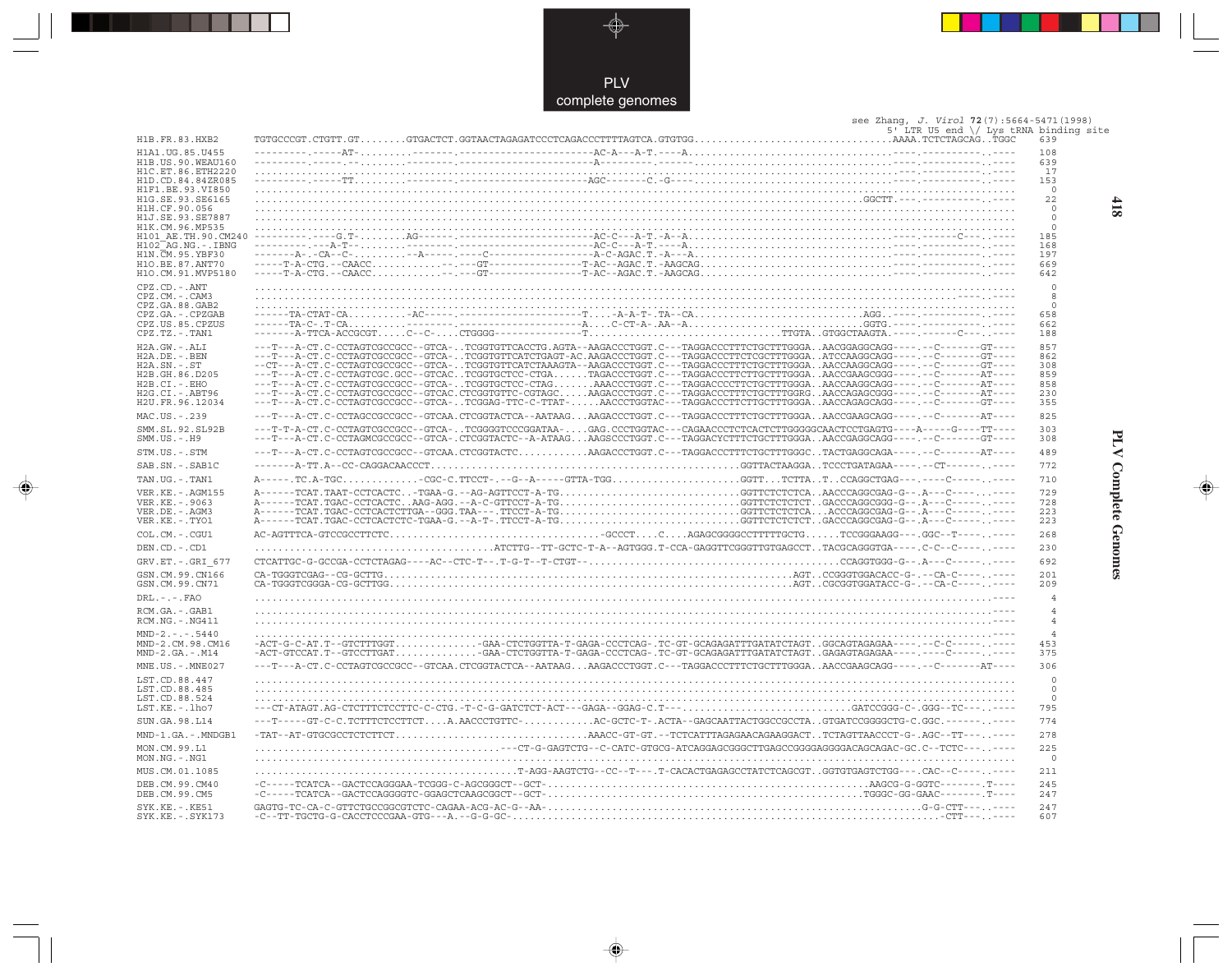see Zhang, *J. Virol* **72**(7):5664-5471(1998)

5' LTR U5 end \/ Lys tRNA binding site

```
H1B.FR.83.HXB2        TGTGCCCGT.CTGTT.GT........GTGACTCT.GGTAACTAGAGATCCCTCAGACCCTTTTAGTCA.GTGTGG.................................AAAA.TCTCTAGCAG..TGGC   639

H1A1.UG.85.U455       ---------.-----AT-........-------.---------------------AC-A---A-T.----A.............................................----.----------..----   108
H1B.US.90.WEAU160     ---------.-----.--........-------.---------------------A---------.------............................................----.----------..----   639
H1C.ET.86.ETH2220     ........................................................................................................................----.----------..----    17
H1D.CD.84.84ZR085     ---------.-----TT-........-------.---------------------AGC--------C.-G----..........................................----.----------..----   153
H1F1.BE.93.VI850      ...........................................................................................................................................     0
H1G.SE.93.SE6165      ..................................................................................................GGCTT.----.----------..----    22
H1H.CF.90.056         ...........................................................................................................................................     0
H1J.SE.93.SE7887      ...........................................................................................................................................     0
H1K.CM.96.MP535       ...........................................................................................................................................     0
H101_AE.TH.90.CM240   ---------.----G.T-........AG------.--------------------AC-C---A-T.-A--A..............................................----.------C---..----   185
H102_AG.NG.-.IBNG     ---------.---A-T-.........-------.---------------------AC-C---A-T.----A.............................................----.----------..----   168
H1N.CM.95.YBF30       -------A-.-CA--C-.........--A-----.----C---------------A-C-AGAC.T.-A---A............................................----.----------..----   197
H1O.BE.87.ANT70       -----T-A-CTG.--CAACC...........--.---GT----------------T-AC--AGAC.T.-AAGCAG.........................................----.----------..----   669
H1O.CM.91.MVP5180     -----T-A-CTG.--CAACC...........--.---GT----------------T-AC--AGAC.T.-AAGCAG.........................................----.----------..----   642

CPZ.CD.-.ANT          ...........................................................................................................................................     0
CPZ.CM.-.CAM3         ........................................................................................................................----.----------..----     8
CPZ.GA.88.GAB2        ...........................................................................................................................................     0
CPZ.GA.-.CPZGAB       ------TA-CTAT-CA...........-AC-----.-------------------T.....-A-A-T-.TA--CA..........................AGG..----.----------..----   658
CPZ.US.85.CPZUS       ------TA-C-.T-CA...........--------.-------------------A.....C-CT-A-.AA--A...........................GGTG.----.----------..----   662
CPZ.TZ.-.TAN1         -------A-TTCA-ACCGCGT.....C--C-....CTGGGG--------------T...............................TTGTA..GTGGCTAAGTA.----.------C---..----   188

H2A.GW.-.ALI          ---T---A-CT.C-CCTAGTCGCCGCC--GTCA-..TCGGTGTTCACCTG.AGTA--AAGACCCTGGT.C---TAGGACCCTTTCTGCTTTGGGA..AACGGAGGCAGG----.--C-------GT----   857
H2A.DE.-.BEN          ---T---A-CT.C-CCTAGTCGCCGCC--GTCA-..TCGGTGTTCATCTGAGT-AC.AAGACCCTGGT.C---TAGGACCCTTCTCGCTTTGGGA..ATCCAAGGCAGG----.--C-------GT----   862
H2A.SN.-.ST           --CT---A-CT.C-CCTAGTCGCCGCC--GTCA-..TCGGTGTTCATCTAAAGTA--AAGACCCTGGT.C---TAGGACCCTTTCTGCTTTGGGA..AACCAAGGCAGG----.--C-------GT----   308
H2B.GH.86.D205        ---T---A-CT.C-CCTAGTCGC.GCC--GTCAC..TCGGTGCTCC-CTGA......TAGACCCTGGT.C---TAGGACCCTTCTTGCTTTGGGA..AACCGAAGCGGG----.--C-------AT----   859
H2B.CI.-.EHO          ---T---A-CT.C-CCTAGTCGCCGCC--GTCA-..TCGGTGCTCC-CTAG.......AAACCCTGGT.C---TAGGACCCCTTCTGCTTTGGGA..AACCAAGGCAGG----.--C-------AT----   858
H2G.CI.-.ABT96        ---T---A-CT.C-CCTAGTCGCCGCC--GTCAC.CTCGGTGTTC-CGTAGC.....AAGACCCTGGT.C---TAGGACCCTTTCTGCTTTGGRG..AACCAGAGCGGG----.--C-------AT----   230
H2U.FR.96.12034       ---T---A-CT.C-CCTAGTCGCCGCC--GTCA-..TCGGAG-TTC-C-TTAT-.....AACCCTGGTAC---TAGGACCCTTCTTGCTTTGGGA..AACCAGAGCAGG----.--C-------GT----   355

MAC.US.-.239          ---T---A-CT.C-CCTAGCCGCCGCC--GTCAA.CTCGGTACTCA--AATAAG...AAGACCCTGGT.C---TAGGACCCTTTCTGCTTTGGGA..AACCGAAGCAGG----.--C-------AT----   825

SMM.SL.92.SL92B       ---T-T-A-CT.C-CCTAGTCGCCGCC--GTCA-..TCGGGGTCCCGGATAA-....GAG.CCCTGGTAC---CAGAACCCTCTCACTCTTGGGGGCAACTCCTGAGTG----A-----G----TT----   303
SMM.US.-.H9           ---T---A-CT.C-CCTAGMCGCCGCC--GTCA-.CTCGGTACTC--A-ATAAG..AAGSCCCTGGT.C---TAGGACYCTTTCTGCTTTGGGA..AACCGAGGCAGG----.--C-------GT----   308

STM.US.-.STM          ---T---A-CT.C-CCTAGTCGCCGCC--GTCAA.CTCGGTACTC...........AAGACCCTGGT.C---TAGGACCCTTTCTGCTTTGGGC..TACTGAGGCAGA----.--C-------AT----   489

SAB.SN.-.SAB1C        -------A-TT.A--CC-CAGGACAACCCT..................................................GGTTACTAAGGA..TCCCTGATAGAA----.--CT-------..----   772

TAN.UG.-.TAN1         A------.TC.A-TGC.............-CGC-C.TTCCT-.--G--A-----GTTA-TGG......................GGTT...TCTTA..T..CCAGGCTGAG---.----C-----..----   710

VER.KE.-.AGM155       A------TCAT.TAAT-CCTCACTC..-TGAA-G.--AG-AGTTCCT-A-TG..............................GGTTCTCTCTCA..AACCCAGGCGAG-G--.A---C----..----   729
VER.KE.-.9063         A------TCAT.TGAC-CCTCACTC..AAG-AGG.--A-C-GTTCCT-A-TG..............................GGTTCTCTCTCT..GACCCAGGCGGG-G--.A---C-----..----   728
VER.DE.-.AGM3         A------TCAT.TGAC-CCTCACTCTTGA--GGG.TAA---.TTCCT-A-TG..............................GGTTCTCTCTCA...ACCCAGGCGAG-G--.A---C-----..----   223
VER.KE.-.TYO1         A------TCAT.TGAC-CCTCACTCTC-TGAA-G.--A-T-.TTCCT-A-TG..............................GGTTCTCTCTCT..GACCCAGGCGAG-G--.A---C-----..----   223

COL.CM.-.CGU1         AC-AGTTTCA-GTCCGCCTTCTC...................................-GCCCT....C....AGAGCGGGGCCTTTTTGCTG......TCCGGGAAGG---.GGC--T----..----   268

DEN.CD.-.CD1          ......................................ATCTTG--TT-GCTC-T-A--AGTGGG.T-CCA-GAGGTTCGGGTTGTGAGCCT..TACGCAGGGTGA----.C-C--C-----..----   230

GRV.ET.-.GRI_677      CTCATTGC-G-GCCGA-CCTCTAGAG----AC--CTC-T--.T-G-T--T-CTGT--.......................................CCAGGTGGG-G--.A---C-----..----   692

GSN.CM.99.CN166       CA-TGGGTCGAG--CG-GCTTG...............................................................AGT..CCGGGTGGACACC-G-.--CA-C----..----   201
GSN.CM.99.CN71        CA-TGGGTCGGGA-CG-GCTTGG..............................................................AGT..CGCGGTGGATACC-G-.--CA-C----..----   209

DRL.-.-.FAO           ....................................................................................................................................----     4

RCM.GA.-.GAB1         ....................................................................................................................................----     4
RCM.NG.-.NG411        ....................................................................................................................................----     4

MND-2.-.-.5440        ....................................................................................................................................----     4
MND-2.CM.98.CM16      -ACT-G-C-AT.T--GTCTTTGGT..............-GAA-CTCTGGTTA-T-GAGA-CCCTCAG-.TC-GT-GCAGAGATTTGATATCTAGT..GGCAGTAGAGAA----.--C-C-----..----   453
MND-2.GA.-.M14        -ACT-GTCCAT.T--GTCCTTGAT..............-GAA-CTCTGGTTA-T-GAGA-CCCTCAG-.TC-GT-GCAGAGATTTGATATCTAGT..GAGAGTAGAGAA----.----C-----..----   375

MNE.US.-.MNE027       ---T---A-CT.C-CCTAGTCGCCGCC--GTCAA.CTCGGTACTCA--AATAAG...AAGACCCTGGT.C---TAGGACCCTTTCTGCTTTGGGA..AACCGAAGCAGG----.--C-------AT----   306

LST.CD.88.447         ...........................................................................................................................................     0
LST.CD.88.485         ...........................................................................................................................................     0
LST.CD.88.524         ...........................................................................................................................................     0
LST.KE.-.lho7         ---CT-ATAGT.AG-CTCTTTCTCCTTC-C-CTG.-T-C-G-GATCTCT-ACT---GAGA--GGAG-C.T---..........................GATCCGGG-C-.GGG--TC---..----   795

SUN.GA.98.L14         ---T-----GT-C-C.TCTTTCTCCTTCT....A.AACCCTGTTC-............AC-GCTC-T-.ACTA--GAGCAATTACTGGCCGCCTA..GTGATCCGGGGCTG-C.GGC.-------..----   774

MND-1.GA.-.MNDGB1     -TAT--AT-GTGCGCCTCTCTTCT................................AAACC-GT-GT.--TCTCATTTAGAGAACAGAAGGACT..TCTAGTTAACCCT-G-.AGC--TT---..----   278

MON.CM.99.L1          .......................................---CT-G-GAGTCTG--C-CATC-GTGCG-ATCAGGAGCGGCTTGAGCCGGGGAGGGGACAGCAGAC-GC.C--TCTC---..----   225
MON.NG.-.NG1          ...........................................................................................................................................     0

MUS.CM.01.1085        ..........................................T-AGG-AAGTCTG--CC--T---.T-CACACTGAGAGCCTATCTCAGCGT..GGTGTGAGTCTGG---.CAC--C-----..----   211

DEB.CM.99.CM40        -C-----TCATCA--GACTCCAGGGAA-TCGGG-C-AGCGGGCT--GCT-...........................................AAGCG-G-GGTC--------.T----   245
DEB.CM.99.CM5         -C-----TCATCA--GACTCCAGGGGTC-GGAGCTCAAGCGGCT--GCT-...........................................TGGGC-GG-GAAC--------.T----   247

SYK.KE.-.KE51         GAGTG-TC-CA-C-GTTCTGCCGGCGTCTC-CAGAA-ACG-AC-G--AA-.........................................................G-G-CTT---..----   247
SYK.KE.-.SYK173       -C--TT-TGCTG-G-CACCTCCCGAA-GTG---A.--G-G-GC-................................................................-CTT---..----   607
```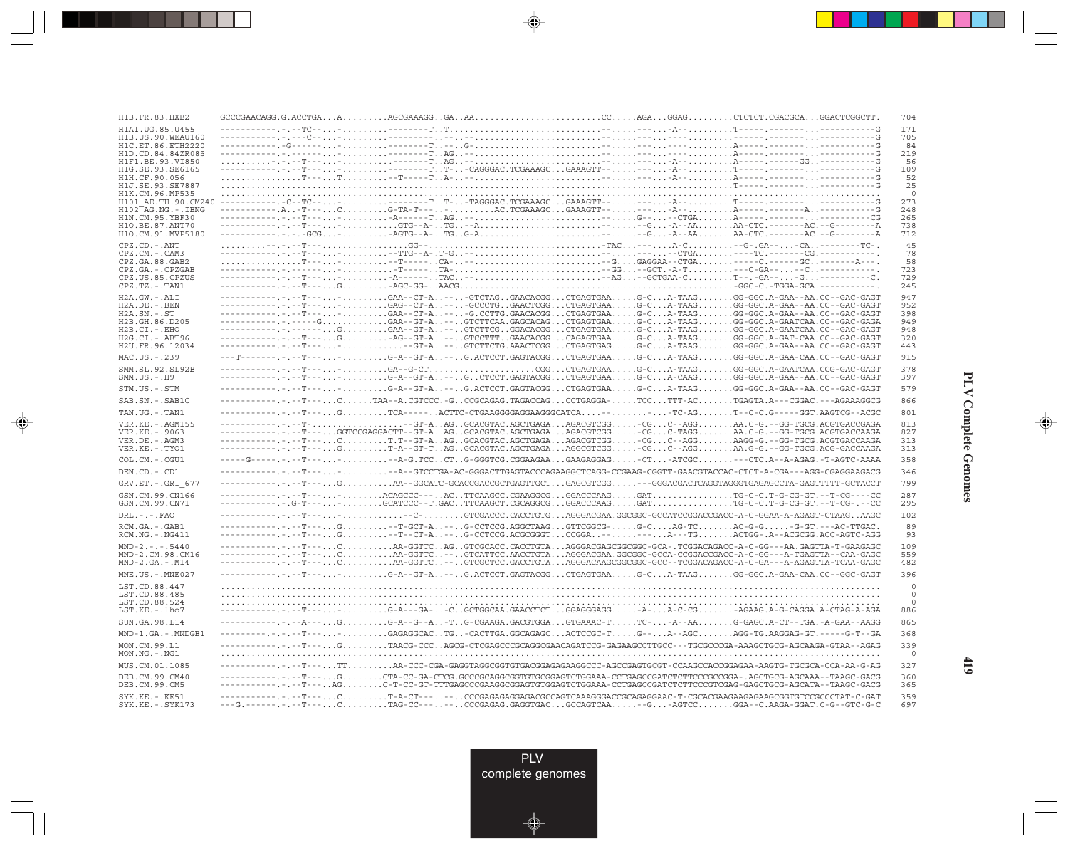```
H1B.FR.83.HXB2         GCCCGAACAGG.G.ACCTGA...A.........AGCGAAAGG..GA..AA........................CC.....AGA...GGAG.........CTCTCT.CGACGCA...GGACTCGGCTT.   704

H1A1.UG.85.U455        -----------.-.--TC--...-.......---------T..T...........................--......---...-A--.........T-----.--------...-----------G   171
H1B.US.90.WEAU160      -----------.-.---C--...-.......---------T..--..........................--......---...----.........------.--------...-----------G   705
H1C.ET.86.ETH2220      -----------.-G------...-.......---------T..--..G-......................--......---...----.........A-----.--------...-----------G    84
H1D.CD.84.84ZR085      -----------.-.------...-.......---------T..AG..--......................--......---...----.........A-----.--------...-----------G   219
H1F1.BE.93.VI850       ..........-.-.--T---...-.......---------T..AG..--......................--......---...-A--.........A-----.------GG...-----------G    56
H1G.SE.93.SE6165       -----------.-.--T---...-.......---------T..T-..-CAGGGAC.TCGAAAGC...GAAAGTT--......---...-A--.........T-----.--------...-----------G   109
H1H.CF.90.056          ..........--T---...T.........--T-----T..A-..--......................--......---...-A--.........A-----.--------...-----------G    52
H1J.SE.93.SE7887       .....................................................................................................T-----.--------...-----------G    25
H1K.CM.96.MP535        .................................................................................................................................     0
H101_AE.TH.90.CM240    -----------.-C--TC--...-.......---------T..T-..-TAGGGAC.TCGAAAGC...GAAAGTT--......---...-A--.........T-----.--------...-----------G   273
H102_AG.NG.-.IBNG      -----------.A..-T---...C.......G-TA-T---..-.........AC.TCGAAAGC...GAAAGTT--......---...-A--.........A-----.--------A...-----------G   248
H1N.CM.95.YBF30        -----------.-.--T---...-.......-A------T..AG..--......................--......G--....-CTGA.........A-----.--------...----------CG   265
H1O.BE.87.ANT70        -----------.-.--T---...-.......GTG--A-..TG..--A.......................--......--G...-A--AA.......AA-CTC.--------AC..--G--------A   738
H1O.CM.91.MVP5180      -----------.-.-.GCG...-.......-AGTG--A-..TG..G-A.......................--......--G...-A--AA.......AA-CTC.--------AC..--G--------A   712

CPZ.CD.-.ANT           .........--.-.--T---..................GG-.................................-TAC....---....A-C.........--G-.GA--...-CA..--------TC-.    45
CPZ.CM.-.CAM3          -----------.-.--T---...-.........-TTG--A-.T-G..--......................--......----...-CTGA.........----TC.--------CG..-----------.    78
CPZ.GA.88.GAB2         ................T---...-.........--T-----..CA-..--.....................--G.....GAGGAA--CTGA.........-----C.------GC..-------A---.    58
CPZ.GA.-.CPZGAB        -----------.-.------...-.........-T------..TA-.........................--GG....--GCT.-A-T.........---C-GA--..--C..-----------.   723
CPZ.US.85.CPZUS        -----------.-.--T---...-.........-A------..TAC..--.....................--AG....--GCTGAA-C.........T--.-GA--...-G...-----------C.   729
CPZ.TZ.-.TAN1          -----------.-.--T---...G.........-AGC-GG-..AACG..................................................-GGC-C.-TGGA-GCA..-----------.   245

H2A.GW.-.ALI           -----------.-.--T---...-.........GAA--CT-A..--..-GTCTAG..GAACACGG...CTGAGTGAA.....G-C...A-TAAG.......GG-GGC.A-GAA--AA.CC--GAC-GAGT   947
H2A.DE.-.BEN           -----------.-.--T---...-.........GAG--CT-A..--..-GCCCTG..GAACTCGG...CTGAGTGAA.....G-C...A-TAAG.......GG-GGC.A-GAA--AA.CC--GAC-GAGT   952
H2A.SN.-.ST            -----------.-.--T---...-.........GAA--CT-A..--..-G.CCTTG.GAACACGG...CTGAGTGAA.....G-C...A-TAAG.......GG-GGC.A-GAA--AA.CC--GAC-GAGT   398
H2B.GH.86.D205         -----------.-.-----G...........GAA--GT-A..--..GTCTTCAA.GAGCACAG...CTGAGTGAA.....G-C...A-TAAG.......GG-GGC.A-GAATCAA.CC--GAC-GAGA   949
H2B.CI.-.EHO           -----------.-.------...G.........GAA--GT-A..--..GTCTTCG..GGACACGG...CTGAGTGAA.....G-C...A-TAAG.......GG-GGC.A-GAATCAA.CC--GAC-GAGT   948
H2G.CI.-.ABT96         -----------.-.--T---...G.........-AG--GT-A..--..GTCCTTT..GAACACGG...CAGAGTGAA.....G-C...A-TAAG.......GG-GGC.A-GAT-CAA.CC--GAC-GAGT   320
H2U.FR.96.12034        -----------.-.--T---...-.........--GT-A..--..GTCTTCTG.AAACTCGG...CTGAGTGAG.....G-C...A-TAAG.......GG-GGC.A-GAA--AA.CC--GAC-GAGT   443

MAC.US.-.239           ---T-------.-.--T---...-.........G-A--GT-A..--..G.ACTCCT.GAGTACGG...CTGAGTGAA.....G-C...A-TAAG.......GG-GGC.A-GAA-CAA.CC--GAC-GAGT   915

SMM.SL.92.SL92B        -----------.-.--T---...-.........GA--G-CT...................CGG...CTGAGTGAA.....G-C...A-TAAG.......GG-GGC.A-GAATCAA.CCG-GAC-GAGT   378
SMM.US.-.H9            -----------.-.--T---...-.........G-A--GT-A..--..G..CTCCT.GAGTACGG...CTGAGTGAA.....G-C...A-CAAG.......GG-GGC.A-GAA--AA.CC--GAC-GAGT   397

STM.US.-.STM           -----------.-.--T---...-.........G-A--GT-A..--..G.ACTCCT.GAGTACGG...CTGAGTGAA.....G-C...A-TAAG.......GG-GGC.A-GAA--AA.CC--GAC-GAGT   579

SAB.SN.-.SAB1C         -----------.-.--T---...C......TAA--A.CGTCCC.-G..CCGCAGAG.TAGACCAG....CCTGAGGA-.....TCC...TTT-AC.......TGAGTA.A---CGGAC.---AGAAAGGCG   866

TAN.UG.-.TAN1          -----------.-.--T---...G.........TCA------..ACTTC-CTGAAGGGGAGGAAGGGCATCA....--........--.--TC-AG.......T--C-C.G-----GGT.AAGTCG--ACGC   801

VER.KE.-.AGM155        -----------.-.--T-..................--GT-A..AG..GCACGTAC.AGCTGAGA...AGACGTCGG.....-CG...C--AGG.......AA.C-G.--GG-TGCG.ACGTGACCGAGA   813
VER.KE.-.9063          -----------.-.--T---...GGTCCGAGGACTT--GT-A..AG..GCACGTAC.AGCTGAGA...AGACGTCGG.....-CG...C-TAGG.......AA.C-G.--GG-TGCG.ACGTGACCAAGA   827
VER.DE.-.AGM3          -----------.-.--T---...C.........T.T--GT-A..AG..GCACGTAC.AGCTGAGA...AGACGTCGG.....-CG...C--AGG.......AAGG-G.--GG-TGCG.ACGTGACCAAGA   313
VER.KE.-.TYO1          -----------.-.--T---...G.........T-A--GT-T..AG..GCACGTAC.AGCTGAGA...AGGCGTCGG.....-CG...C--AGG.......AA.G-G.--GG-TGCG.ACG-GACCAAGA   313

COL.CM.-.CGU1          -----G-----.-.--T---...-.........--A-G.TCC..CT..G-GGGTCG.CGGAAGAA...GAAGAGGAG.....-CT...-ATCGC.......---CTC.A--A-AGAG.-T-AGTC-AAAA   358

DEN.CD.-.CD1           -----------.-.--T---...-...........--A--GTCCTGA-AC-GGGACTTGAGTACCCAGAAGGCTCAGG-CCGAAG-CGGTT-GAACGTACCAC-CTCT-A-CGA---AGG-CGAGGAAGACG   346

GRV.ET.-.GRI_677       -----------.-.--T---...G.........AA--GGCATC-GCACCGACCGCTGAGTTGCT...GAGCGTCGG.....---GGGACGACTCAGGTAGGGTGAGAGCCTA-GAGTTTTT-GCTACCT   799

GSN.CM.99.CN166        -----------.-.--T---...-.........ACAGCCC---..AC..TTCAAGCC.CGAAGGCG...GGACCCAAG.....GAT................TG-C-C.T-G-CG-GT.--T-CG----CC   287
GSN.CM.99.CN71         -----------.-G-T---...-.........GCATCCC--T.GAC..TTCAAGCT.CGCAGGCG...GGACCCAAG.....GAT................TG-C-C.T-G-CG-GT.--T-CG-.--CC   295

DRL.-.-.FAO            -----------.-.--T---...-.............--C-........GTCGACCC.CACCTGTG...AGGGACGAA.GGCGGC-GCCATCCGGACCGACC-A-C-GGAA-A-AGAGT-CTAAG..AAGC   102

RCM.GA.-.GAB1          -----------.-.--T---...G.........--T-GCT-A..--..G-CCTCCG.AGGCTAAG...GTTCGGCG-.....G-C....AG-TC.......AC-G-G.....-G-GT.---AC-TTGAC.    89
RCM.NG.-.NG411         -----------.-.--T---...G.........--T--CT-A..--..G-CCTCCG.ACGCGGGT...CCGGA..--.......---....A---TG.......ACTGG-.A--ACGCGG.ACC-AGTC-AGG    93

MND-2.-.-.5440         -----------.-.--T---...C.........AA-GGTTC..AG..GTCGCACC.CACCTGTA...AGGGACGAGCGGCGGC-GCA-.TCGGACAGACC-A-C-GG---AA.GAGTTA-T-GAAGAGC   109
MND-2.CM.98.CM16       -----------.-.--T---...C.........AA-GGTTC..--..GTCATTCC.AACCTGTA...AGGGACGAA.GGCGGC-GCCA-CCGGACCGACC-A-C-GG---A-TGAGTTA--CAA-GAGC   559
MND-2.GA.-.M14         -----------.-.--T---...C.........AA-GGTTC..--..GTCGCTCC.GACCTGTA...AGGGACAAGCGGCGGC-GCC--TCGGACAGACC-A-C-GA---A-AGAGTTA-TCAA-GAGC   482

MNE.US.-.MNE027        -----------.-.--T---...-.........G-A--GT-A..--..G.ACTCCT.GAGTACGG...CTGAGTGAA.....G-C...A-TAAG.......GG-GGC.A-GAA-CAA.CC--GGC-GAGT   396

LST.CD.88.447          .................................................................................................................................     0
LST.CD.88.485          .................................................................................................................................     0
LST.CD.88.524          .................................................................................................................................     0
LST.KE.-.lho7          -----------.-.--T---...-.........G-A---GA-..-C..GCTGGCAA.GAACCTCT...GGAGGGAGG......-A-...A-C-CG.......-AGAAG.A-G-CAGGA.A-CTAG-A-AGA   886

SUN.GA.98.L14          -----------.-.--A---...G.........G-A--G--A..-T..G-CGAAGA.GACGTGGA...GTGAAAC-T.....TC-....A--AA.......G-GAGC.A-CT--TGA.-A-GAA--AAGG   865

MND-1.GA.-.MNDGB1      ---------.-.--T---...-.........GAGAGGCAC..TG..-CACTTGA.GGCAGAGC...ACTCCGC-T.....G--....A--AGC.......AGG-TG.AAGGAG-GT.-----G-T--GA   368

MON.CM.99.L1           -----------.-.--T---...G.........TAACG-CCC..AGCG-CTCGAGCCCGCAGGCGAACAGATCCG-GAGAAGCCTTGCC---TGCGCCCGA-AAAGCTGCG-AGCAAGA-GTAA--AGAG   339
MON.NG.-.NG1           .................................................................................................................................     0

MUS.CM.01.1085         -----------.-.--T---...TT.........AA-CCC-CGA-GAGGTAGGCGGTGTGACGGAGAGAAGGCCC-AGCCGAGTGCGT-CCAAGCCACCGGAGAA-AAGTG-TGCGCA-CCA-AA-G-AG   327

DEB.CM.99.CM40         -----------.-.--T---...G.........CTA-CC-GA-CTCG.GCCCGCAGGCGGTGTGCGGAGTCTGGAAA-CCTGAGCCGATCTCTTCCCGCCGGA-.AGCTGCG-AGCAAA--TAAGC-GACG   360
DEB.CM.99.CM5          -----------.-.--T---...AG........C-T-CC-GT-TTTGAGCCCGAAGGCGGAGTGTGGAGTCTGGAAA-CCTGAGCCGATCTCTTCCCGTCGAG-GAGCTGCG-AGCATA--TAAGC-GACG   365

SYK.KE.-.KE51          -----------.-.--T---...C.........T-A-CT---..--..CCCGAGAGAGGAGACGCCAGTCAAAGGGACCGCAGAGGAAC-T-CGCACGAAGAAGAGAAGCGGTGTCCGCCCTAT-C-GAT   359
SYK.KE.-.SYK173        ---G.------.-.--T---...C.........TAG-CC---..--..CCCGAGAG.GAGGTGAC...GCCAGTCAA.....--G...-AGTCC.......GGA--C.AAGA-GGAT.C-G--GTC-G-C   697
```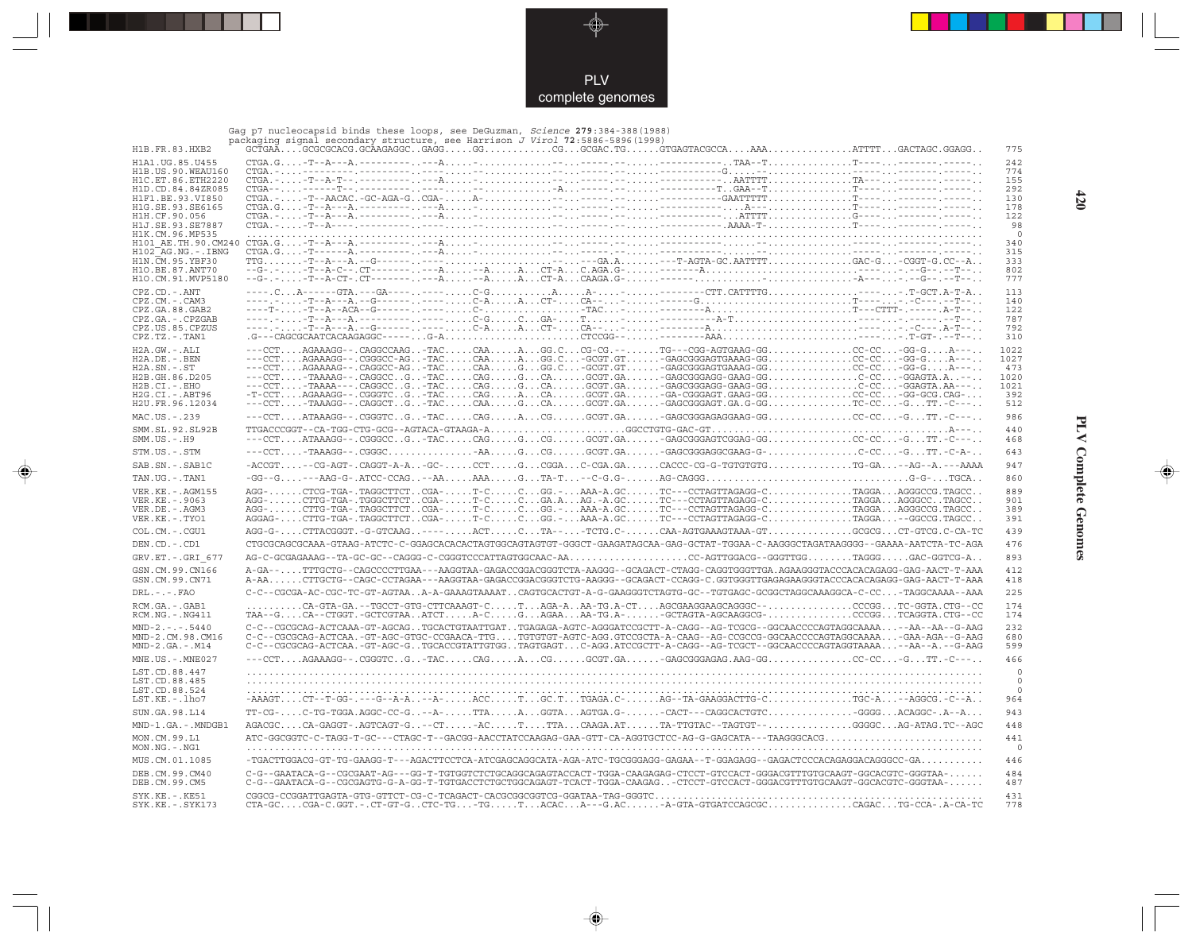Gag p7 nucleocapsid binds these loops, see DeGuzman, *Science* **279**:384-388(1988)
packaging signal secondary structure, see Harrison *J Virol* **72**:5886-5896(1998)

```
H1B.FR.83.HXB2        GCTGAA....GCGCGCACG.GCAAGAGGC..GAGG.....GG...........CG...GCGAC.TG......GTGAGTACGCCA....AAA..............ATTTT...GACTAGC.GGAGG..   775
H1A1.UG.85.U455       CTGA.G....-T--A---A.---------.---A.....-............--..-----.--.......----------..TAA--T..............T----...-------.-----..   242
H1B.US.90.WEAU160     CTGA.-....---------.---------.---------.............--..-----.--.......----------G......................-----...-------.-----..   774
H1C.ET.86.ETH2220     CTGA.-....-T--A-T--.---------.---A.....-............--..-----.--.......----------..AATTTT...............TA---...-------.-----..   155
H1D.CD.84.84ZR085     CTGA--....-------T--.---------.---------.............-A.............--........--------T..GAA--T..............T----...-------.-----..   292
H1F1.BE.93.VI850      CTGA.-....-T--AACAC.-GC-AGA-G..CGA-....A-...........--..-----.--.......----------GAATTTTT...............T----...-------.-----..   130
H1G.SE.93.SE6165      CTGA.G....-T--A---A.---------.---A.....-............--..-----.--.......----------....A---..............T----...-------.-----..   178
H1H.CF.90.056         CTGA.-....-T--A---A.---------.---A.....-............--..-----.--.......----------....ATTTT..............G----...-------.-----..    122
H1J.SE.93.SE7887      CTGA.-....-T--A----.---------.---------.............--..-----.--.......----------..AAAA-T-..............T----...-------.-----..    98
H1K.CM.96.MP535       ..........................................................................................................................     0
H101_AE.TH.90.CM240   CTGA.G....-T--A---A.---------.---A.....-............--..-----.--.......----------........................-----...-------.-----..   340
H102_AG.NG.-.IBNG     CTGA.G....-T------A.---------.---A.....-............--..-----.--.......----------........................-----...-------.-----..   315
H1N.CM.95.YBF30       TTG.......-T--A---A.--G-----.-----...........................--..---GA.A.......---T-AGTA-GC.AATTTT..............GAC-G...-CGGT-G.CC--A..   333
H1O.BE.87.ANT70       --G-.-....-T--A-C--.CT--------.---A.....-A.....A...CT-A...C.AGA.G-......------A...............................-.--G--.--T--..   802
H1O.CM.91.MVP5180     --G-.-....-T--A-CT-.CT--------.---A.....-A.....A...CT-A...CAAGA.G-......------...........-..............-A---...-.--G--.--T--..   777

CPZ.CD.-.ANT          ----.C...A------GTA.---GA----.-------.C-G..........A.....A-.....-......-------CTT.CATTTTG...............------.-.T-GCT.A-T-A..   113
CPZ.CM.-.CAM3         ----.-....-T--A---A.--G------.-------.C-A.....A...CT-....CA--.....-......------G.......................T-----.-.-C---.--T--..   140
CPZ.GA.88.GAB2        ----T-....-T--A--ACA--G------.-------.C-........C-......-TAC.....--......------A...............-----..T---CTTT-.-----.A-T--..   122
CPZ.GA.-.CPZGAB       ----.-....-T--A---A.---------.-------.C-G.....C...GA-....T.......-......-------A-T.....................------.-.-----.--T--..   787
CPZ.US.85.CPZUS       ----.-....-T--A---A.--G------.-------.C-A.....A...CT-....CA--.....-......------A...............................-.-C---.A-T--..   792
CPZ.TZ.-.TAN1         .G---CAGCGCAATCACAAGAGGC------..G-A.....................CTCCGG-.....-------AAA..........................------.-.T-GT-.--T--..   310

H2A.GW.-.ALI          ---CCT....AGAAAGG--.CAGGCCAAG..-TAC.....CAA.....A...GG.C...CG-CG.--......TG---CGG-AGTGAAG-GG..............CC-CC...-GG-G....A---..   1022
H2A.DE.-.BEN          ---CCT....AGAAAGG--.CGGGCC-AG..-TAC.....CAA.....A...GG.C...-GCGT.GT......-GAGCGGGAGTGAAAG-GG..............CC-CC...-GG-G....A---..   1027
H2A.SN.-.ST           ---CCT....AGAAAAG--.CAGGCC-AG..-TAC.....CAA.....G...GG.C...-GCGT.GT......-GAGCGGGAGTGAAAG-GG..............CC-CC...-GG-G....A---..    473
H2B.GH.86.D205        ---CCT....-TAAAAG--.CAGGCC..G..-TAC.....CAG.....G...CA.......GCGT.GA......-GAGCGGGAGG-GAAG-GG..............C-CC...-GGAGTA.A....-..   1020
H2B.CI.-.EHO          ---CCT....-TAAAA---.CAGGCC..G..-TAC.....CAG.....G...CA.......GCGT.GA......-GAGCGGGAGG-GAAG-GG..............C-CC...-GGAGTA.AA---..   1021
H2G.CI.-.ABT96        -T-CCT....AGAAAGG--.CGGGTC..G..-TAC.....CAG.....A...CA.......GCGT.GA......-GA-CGGGAGT.GAAG-GG..............CC-CC...-GG-GCG.CAG-...    392
H2U.FR.96.12034       ---CCT....-TAAAGG--.CAGGCT..G..-TAC.....CAA.....G...CA.......GCGT.GA......-GAGCGGGAGT.GA.G-GG..............TC-CC...-G...TT.-C---..    512

MAC.US.-.239          ---CCT....ATAAAGG--.CGGGTC..G..-TAC.....CAG.....A...CG.......GCGT.GA......-GAGCGGGAGAGGAAG-GG..............CC-CC...-G...TT.-C---..    986

SMM.SL.92.SL92B       TTGACCCGGT--CA-TGG-CTG-GCG--AGTACA-GTAAGA-A.......................GGCCTGTG-GAC-GT.......................................A----..    440
SMM.US.-.H9           ---CCT....ATAAAGG--.CGGGCC..G..-TAC.....CAG.....G...CG.......GCGT.GA......-GAGCGGGAGTCGGAG-GG..............CC-CC...-G...TT.-C---..    468

STM.US.-.STM          ---CCT....-TAAAGG--.CGGGC...............-AA.....G...CG.......GCGT.GA......-GAGCGGGAGGCGAAG-G-...............C-CC...-G...TT.-C-A-..    643

SAB.SN.-.SAB1C        -ACCGT....---CG-AGT-.CAGGT-A-A..-GC-.....CCT.....G...CGGA...C-CGA.GA......CACCC-CG-G-TGTGTGTG..............TG-GA...--AG--A.---AAAA    947

TAN.UG.-.TAN1         -GG--G....---AAG-G-.ATCC-CCAG..--AA.....AAA.....G...TA-T....--C-G.G-......AG-CAGGG.................................G-G-...TGCA..    860

VER.KE.-.AGM155       AGG-......CTCG-TGA-.TAGGCTTCT..CGA-.....T-C.....C...GG.-...AAA-A.GC......TC---CCTAGTTAGAGG-C..............TAGGA...AGGGCCG.TAGCC..    889
VER.KE.-.9063         AGG-......CTTG-TGA-.TGGGCTTCT..CGA-.....T-C.....C...GA.A...AG.-A.GC......TC---CCTAGTTAGAGG-C..............TAGGA...AGGGCC..TAGCC..    901
VER.DE.-.AGM3         AGG-......CTTG-TGA-.TAGGCTTCT..CGA-.....T-C.....C...GG.-...AAA-A.GC......TC---CCTAGTTAGAGG-C..............TAGGA...AGGGCCG.TAGCC..    389
VER.KE.-.TYO1         AGGAG-....CTTG-TGA-.TAGGCTTCT..CGA-.....T-C.....C...GG.-...AAA-A.GC......TC---CCTAGTTAGAGG-C..............TAGGA...--GGCCG.TAGCC..    391

COL.CM.-.CGU1         AGG-G-....CTTACGGGT.-G-GTCAAG..--------.ACT.....C...TA--...-TCTG.C-......CAA-AGTGAAAGTAAA-GT..............GCGCG...CT-GTCG.C-CA-TC    439

DEN.CD.-.CD1          CTGCGCAGCGCAAA-GTAAG-ATCTC-C-GGAGCACACACTAGTGGCAGTAGTGT-GGGCT-GAAGATAGCAA-GAG-GCTAT-TGGAA-C-AAGGGCTAGATAAGGGG--GAAAA-AATCTA-TC-AGA    476

GRV.ET.-.GRI_677      AG-C-GCGAGAAAG--TA-GC-GC--CAGGG-C-CGGGTCCCATTAGTGGCAAC-AA.....................CC-AGTTGGACG--GGGTTGG........TAGGG.....GAC-GGTCG-A..    893

GSN.CM.99.CN166       A-GA--....TTTGCTG--CAGCCCCTTGAA---AAGGTAA-GAGACCGGACGGGTCTA-AAGGG--GCAGACT-CTAGG-CAGGTGGGTTGA.AGAAGGGTACCCACACAGAGG-GAG-AACT-T-AAA    412
GSN.CM.99.CN71        A-AA......CTTGCTG--CAGC-CCTAGAA---AAGGTAA-GAGACCGGACGGGTCTG-AAGGG--GCAGACT-CCAGG-C.GGTGGGTTGAGAGAAGGGTACCCACACAGAGG-GAG-AACT-T-AAA    418

DRL.-.-.FAO           C-C--CGCGA-AC-CGC-TC-GT-AGTAA..A-A-GAAAGTAAAAT..CAGTGCACTGT-A-G-GAAGGGTCTAGTG-GC--TGTGAGC-GCGGCTAGGCAAAGGCA-C-CC...-TAGGCAAAA--AAA    225

RCM.GA.-.GAB1         .........CA-GTA-GA.--TGCCT-GTG-CTTCAAAGT-C.....T...AGA-A..AA-TG.A-CT....AGCGAAGGAAGCAGGGC--..............CCCGG...TC-GGTA.CTG--CC    174
RCM.NG.-.NG411        TAA--G....CA--CTGGT.-GCTCGTAA..ATCT.....A-C.....G...AGAA...AA-TG.A-......-GCTAGTA-AGCAAGGCG-..............CCCGG...TCAGGTA.CTG--CC    174

MND-2.-.-.5440        C-C--CGCGCAG-ACTCAAA-GT-AGCAG..TGCACTGTAATTGAT..TGAGAGA-AGTC-AGGGATCCGCTT-A-CAGG--AG-TCGCG--GGCAACCCCAGTAGGCAAAA...--AA--AA--G-AAG    232
MND-2.CM.98.CM16      C-C--CGCGCAG-ACTCAA.-GT-AGC-GTGC-CCGAACA-TTG....TGTGTGT-AGTC-AGG.GTCCGCTA-A-CAAG--AG-CCGCCG-GGCAACCCCAGTAGGCAAAA...-GAA-AGA--G-AAG    680
MND-2.GA.-.M14        C-C--CGCGCAG-ACTCAA.-GT-AGC-G..TGCACCGTATTGTGG..TAGTGAGT...C-AGG.ATCCGCTT-A-CAGG--AG-TCGCT--GGCAACCCCAGTAGGTAAAA...--AA--A.--G-AAG    599

MNE.US.-.MNE027       ---CCT....AGAAAGG--.CGGGTC..G..-TAC.....CAG.....A...CG.......GCGT.GA......-GAGCGGGAGAG.AAG-GG..............CC-CC...-G...TT.-C---..    466

LST.CD.88.447         ..........................................................................................................................     0
LST.CD.88.485         ..........................................................................................................................     0
LST.CD.88.524         ..........................................................................................................................     0
LST.KE.-.lho7         -AAAGT....CT--T-GG-.---G--A-A..--A-.....ACC.....T...GC.T...TGAGA.C-......AG--TA-GAAGGACTTG-C..............TGC-A...--AGGCG.-C--A..    964

SUN.GA.98.L14         TT-CG-....C-TG-TGGA.AGGC-CC-G..--A-.....TTA.....A...GGTA...AGTGA.G-......-CACT---CAGGCACTGTC..............-GGGG...ACAGGC-.A--A...    943

MND-1.GA.-.MNDGB1     AGACGC....CA-GAGGT-.AGTCAGT-G..--CT.....-AC.....T...TTA....CAAGA.AT......TA-TTGTAC--TAGTGT--...............GGGGC...AG-ATAG.TC--AGC    448

MON.CM.99.L1          ATC-GGCGGTC-C-TAGG-T-GC---CTAGC-T--GACGG-AACCTATCCAAGAG-GAA-GTT-CA-AGGTGCTCC-AG-G-GAGCATA---TAAGGGCACG...........................    441
MON.NG.-.NG1          ..........................................................................................................................     0

MUS.CM.01.1085        -TGACTTGGACG-GT-TG-GAAGG-T---AGACTTCCTCA-ATCGAGCAGGCATA-AGA-ATC-TGCGGGAGG-GAGAA--T-GGAGAGG--GAGACTCCCACAGAGGACAGGGCC-GA...........    446

DEB.CM.99.CM40        C-G--GAATACA-G--CGCGAAT-AG---GG-T-TGTGGTCTCTGCAGGCAGAGTACCACT-TGGA-CAAGAGAG-CTCCT-GTCCACT-GGGACGTTTGTGCAAGT-GGCACGTC-GGGTAA-......    484
DEB.CM.99.CM5         C-G--GAATACA-G--CGCGAGTG-G-A-GG-T-TGTGACCTCTGCTGGCAGAGT-TCACT-TGGA-CAAGAG..-CTCCT-GTCCACT-GGGACGTTTGTGCAAGT-GGCACGTC-GGGTAA-......    487

SYK.KE.-.KE51         CGGCG-CCGGATTGAGTA-GTG-GTTCT-CG-C-TCAGACT-CACGCGGCGGTCG-GGATAA-TAG-GGGTC..........................................................    431
SYK.KE.-.SYK173       CTA-GC....CGA-C.GGT.-.CT-GT-G..CTC-TG...-TG.....T...ACAC...A---G.AC......-A-GTA-GTGATCCAGCGC..............CAGAC...TG-CCA-.A-CA-TC    778
```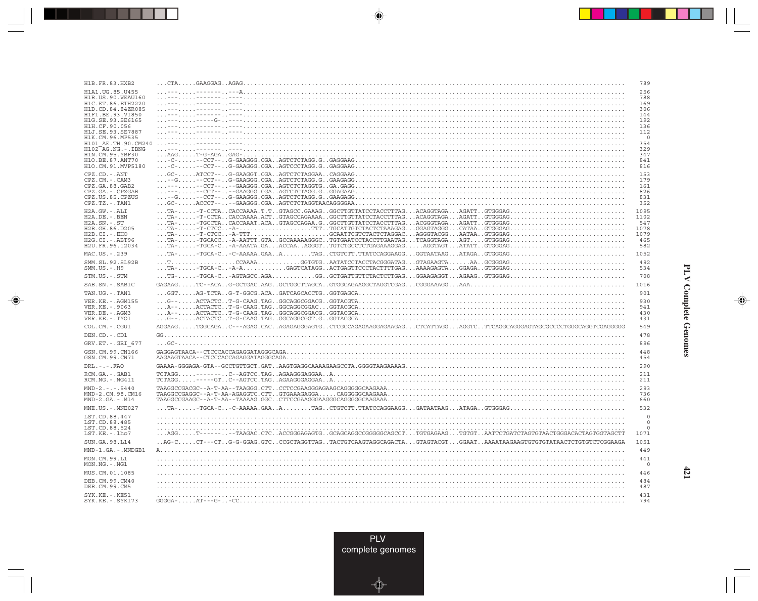```
H1B.FR.83.HXB2         ...CTA.....GAAGGAG..AGAG.................................................................................................................  789
H1A1.UG.85.U455        ...---.....-------..---A.................................................................................................................  256
H1B.US.90.WEAU160      ...---.....-------..----.................................................................................................................  788
H1C.ET.86.ETH2220      ...---.....-------..----.................................................................................................................  169
H1D.CD.84.84ZR085      ...---.....-------..----.................................................................................................................  306
H1F1.BE.93.VI850       ...---.....-------..----.................................................................................................................  144
H1G.SE.93.SE6165       ...---.....-----G-..----.................................................................................................................  192
H1H.CF.90.056          ...---.....-------..----.................................................................................................................  136
H1J.SE.93.SE7887       ...---.....-------..----.................................................................................................................  112
H1K.CM.96.MP535        .........................................................................................................................................    0
H101_AE.TH.90.CM240    ...---.....-------..----.................................................................................................................  354
H102_AG.NG.-.IBNG      ...---.....-------..----.................................................................................................................  329
H1N.CM.95.YBF30        ...AAG.....T-G-AGA..GAG-.................................................................................................................  347
H1O.BE.87.ANT70        ...-C-.....--CCT--..G-GAAGGG.CGA..AGTCTCTAGG.G..GAGGAAG..................................................................................  841
H1O.CM.91.MVP5180      ...-C-.....--CCT--..G-GAAGGG.CGA..AGTCCCTAGG.G..GAGGAAG..................................................................................  816

CPZ.CD.-.ANT           ...GC-.....ATCCT--..G-GAAGGT.CGA..AGTCTCTAGGAA..CAGGAAG..................................................................................  153
CPZ.CM.-.CAM3          ...--G.....--CCT--..G-GAAGGG.CGA..AGTCTCTAGG.G..GAAGAGG..................................................................................  179
CPZ.GA.88.GAB2         ...---.....--CCT--..--GAAGGG.CGA..AGTCTCTAGGTG..GA.GAGG..................................................................................  161
CPZ.GA.-.CPZGAB        ...---.....--CCT--..--GAAGGG.CGA..AGTCTCTAGG.G..GGAGAAG..................................................................................  826
CPZ.US.85.CPZUS        ...--G.....--CCT--..G-GAAGGG.CGA..AGTCTCTAGG.G..GAAGAGG..................................................................................  831
CPZ.TZ.-.TAN1          ...GC-.....ACCCT--..--GAAGGG.CGA..AGTCTCTAGGTAACAGGGGAA..................................................................................  352

H2A.GW.-.ALI           ...TA-.....-T-CCTA..CACCAAAA.T.T..GTAGCC.GAAAG..GGCTTGTTATCCTACCTTTAG...ACAGGTAGA...AGATT..GTGGGAG..............................  1095
H2A.DE.-.BEN           ...TA-.....-T-CCTA..CACCAAAA.ACT..GTAGCCAGAAAA..GGCTTGTTATCCTACCTTTAG...ACAGGTAGA...AGATT..GTGGGAG..............................  1102
H2A.SN.-.ST            ...TA-.....-TGCCTA..CACCAAAT.ACA..GTAGCCAGAA.G..GGCTTGTTATCCTACCTTTAG...ACGGGTAGA...AGATT..GTGGGAG..............................   547
H2B.GH.86.D205         ...TA-.....-T-CTCC..-A-...................TTT..TGCATTGTCTACTCTAAAGAG...GGAGTAGGG...CATAA..GTGGGAG..............................  1078
H2B.CI.-.EHO           ...TA-.....-T-CTCC..-A-TTT.....................GCAATTCGTCTACTCTAGGAC...AGGGTACGG...AATAA..GTGGGAG..............................  1079
H2G.CI.-.ABT96         ...TA-.....-TGCACC..-A-AATTT.GTA..GCCAAAAAGGGC..TGTGAATCCTACCTTGAATAG...TCAGGTAGA...AGT....GTGGGAG..............................   465
H2U.FR.96.12034        ...TA-.....-TGCA-C..-A-AAATA.GA...ACCAA..AGGGT..TGTCTGCCTCTGAGAAAGGAG.....AGGTAGT...ATATT..GTGGGAG..............................   582

MAC.US.-.239           ...TA-.....-TGCA-C..-C-AAAAA.GAA..A........TAG..CTGTCTT.TTATCCAGGAAGG...GGTAATAAG...ATAGA..GTGGGAG..............................  1052

SMM.SL.92.SL92B        ...T...................CCAAAA...........GGTGTG..AATATCCTACCTACGGGATAG...GTAGAAGTA......AA..GCGGGAG..............................   492
SMM.US.-.H9            ...TA-.....-TGCA-C..-A-A............GAGTCATAGG..ACTGAGTTCCCTACTTTTGAG...AAAAGAGTA...GGAGA..GTGGGAG..............................   534

STM.US.-.STM           ...TG-.....-TGCA-C..-AGTAGCC.AGA............GG..GCTGATTGTTCTACTCTTGAG...GGAAGAGGT...AGAAG..GTGGGAG..............................   708

SAB.SN.-.SAB1C         GAGAAG.....TC--ACA..G-GCTGAC.AAG..GCTGGCTTAGCA..GTGGCAGAAGGCTAGGTCGAG...CGGGAAAGG...AAA..........................................  1016

TAN.UG.-.TAN1          ...GGT.....AG-TCTA..G-T-GGCG.ACA..GATCAGCACCTG..GGTGAGCA.................................................................................  901

VER.KE.-.AGM155        ...G--.....ACTACTC..T-G-CAAG.TAG..GGCAGGCGGACG..GGTACGTA.................................................................................  930
VER.KE.-.9063          ...A--.....ACTACTC..T-G-CAAG.TAG..GGCAGGCGGAC...GGTACGCA.................................................................................  941
VER.DE.-.AGM3          ...A--.....ACTACTC..T-G-CAAG.TAG..GGCAGGCGGACG..GGTACGCA.................................................................................  430
VER.KE.-.TYO1          ...G--.....ACTACTC..T-G-CAAG.TAG..GGCAGGCGGT.G..GGTACGCA.................................................................................  431

COL.CM.-.CGU1          AGGAAG.....TGGCAGA..C---AGAG.CAC..AGAGAGGGAGTG..CTCGCCAGAGAAGGAGAAGAG...CTCATTAGG...AGGTC..TTCAGGCAGGGAGTAGCGCCCCTGGGCAGGTCGAGGGGG  549

DEN.CD.-.CD1           GG.......................................................................................................................................  478

GRV.ET.-.GRI_677       ...GC-...................................................................................................................................  896

GSN.CM.99.CN166        GAGGAGTAACA--CTCCCACCAGAGGATAGGCAGA......................................................................................................  448
GSN.CM.99.CN71         AAGAAGTAACA--CTCCCACCAGAGGATAGGGCAGA.....................................................................................................  454

DRL.-.-.FAO            GAAAA-GGGAGA-GTA--GCCTGTTGCT.GAT..AAGTGAGGCAAAAGAAGCCTA.GGGGTAAGAAAAG....................................................................  290

RCM.GA.-.GAB1          TCTAGG.....-------..C--AGTCC.TAG..AGAAGGGAGGAA..A........................................................................................  211
RCM.NG.-.NG411         TCTAGG.....-----GT..C--AGTCC.TAG..AGAAGGGAGGAA..A........................................................................................  211

MND-2.-.-.5440         TAAGGCCGACGC--A-T-AA--TAAGGG.CTT..CCTCCGAAGGGAGAAGCAGGGGGCAAGAAA.........................................................................  293
MND-2.CM.98.CM16       TAAGGCCGAGGC--A-T-AA-AGAGGTC.CTT..GTGAAAGAGGA.....CAGGGGGCAAGAAA.........................................................................  736
MND-2.GA.-.M14         TAAGGCCGAAGC--A-T-AA--TAAAAG.GGC..CTTCCGAAGGGAAGGGCAGGGGGCAAGAAA.........................................................................  660

MNE.US.-.MNE027        ...TA-.....-TGCA-C..-C-AAAAA.GAA..A........TAG..CTGTCTT.TTATCCAGGAAGG...GATAATAAG...ATAGA..GTGGGAG..............................   532

LST.CD.88.447          .........................................................................................................................................    0
LST.CD.88.485          .........................................................................................................................................    0
LST.CD.88.524          .........................................................................................................................................    0
LST.KE.-.lho7          ...AGG.....T------..--TAAGAC.CTC..ACCGGGAGAGTG..GCAGCAGGCCGGGGGCAGCCT...TGTGAGAAG...TGTGT..AATTCTGATCTAGTGTAACTGGGACACTAGTGGTAGCTT  1071

SUN.GA.98.L14          ..AG-C.....CT---CT..G-G-GGAG.GTC..CCGCTAGGTTAG..TACTGTCAAGTAGGCAGACTA...GTAGTACGT...GGAAT..AAAATAAGAAGTGTGTGTATAACTCTGTGTCTCGGAAGA  1051

MND-1.GA.-.MNDGB1      A........................................................................................................................................  449

MON.CM.99.L1           .........................................................................................................................................  441
MON.NG.-.NG1           .........................................................................................................................................    0

MUS.CM.01.1085         .........................................................................................................................................  446

DEB.CM.99.CM40         .........................................................................................................................................  484
DEB.CM.99.CM5          .........................................................................................................................................  487

SYK.KE.-.KE51          .........................................................................................................................................  431
SYK.KE.-.SYK173        GGGGA-.....AT---G-..-CC..................................................................................................................  794
```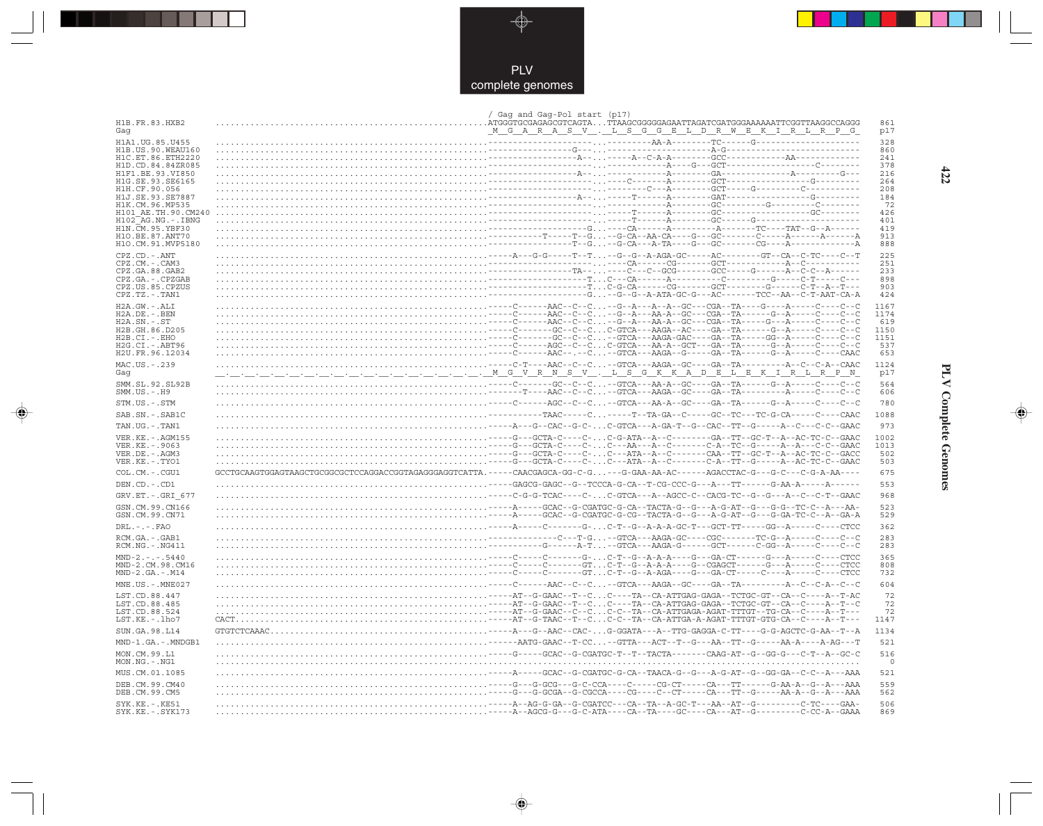```
                                                                                  / Gag and Gag-Pol start (p17)
H1B.FR.83.HXB2       ......................................................ATGGGTGCGAGAGCGTCAGTA...TTAAGCGGGGGAGAATTAGATCGATGGGAAAAAATTCGGTTAAGGCCAGGG   861
Gag                                                                         _M__G__A__R__A__S__V_.._L__S__G__G__E__L__D__R__W__E__K__I__R__L__R__P__G_   p17

H1A1.UG.85.U455      ......................................................---------------------...---------AA-A--------TC------G----------------------   328
H1B.US.90.WEAU160    ......................................................-----------------G----...----------------------A-G---------------------------   860
H1C.ET.86.ETH2220    ......................................................------------------A---...------A--C-A-A--------GCC-----------AA------------   241
H1D.CD.84.84ZR085    ......................................................---------------------...-------------A-----G---GCT---------------------C--------   378
H1F1.BE.93.VI850     ......................................................------------------A---...-------------A--------GA-----------------A---------G---   216
H1G.SE.93.SE6165     ......................................................---------------------...----C-------A--------GCT---------------------G---------   264
H1H.CF.90.056        ......................................................---------------------...---------C---A--------GCT------G-----------C-----------   208
H1J.SE.93.SE7887     ......................................................------------------A---...------T------A--------GAT------------------G---------   184
H1K.CM.96.MP535      ......................................................---------------------...-------------A--------GC----------G----------C--------   72
H101_AE.TH.90.CM240  ......................................................---------------------...------T------A--------GC-------------------GC--------   426
H102_AG.NG.-.IBNG    ......................................................---------------------...------T------A--------GC------G--------------------   401
H1N.CM.95.YBF30      ......................................................-------------------G...----CA-------A---------A-------TC----TAT--G--A------   419
H1O.BE.87.ANT70      ......................................................----------T-----T--G...--G-CA--AA-CA-----G---GC------C------A------A------A   913
H1O.CM.91.MVP5180    ......................................................-----------------T--G...--G-CA---A-TA-----G---GC------CG-----A-------------A   888

CPZ.CD.-.ANT         ......................................................-----A---G-G-----T--T...--G--G--A-AGA-GC------AC---------GT--CA--C-TC-----C--T   225
CPZ.CM.-.CAM3        ......................................................---------------------...----CA------CG--------GCT-------------A--C-----------   251
CPZ.GA.88.GAB2       ......................................................----------------TA---...----C---C--GCG-------GCC------G-------A--C-C--A-------   233
CPZ.GA.-.CPZGAB      ......................................................--------------------T...C--CA-------A----------C-----------G------C-T-----C---   898
CPZ.US.85.CPZUS      ......................................................--------------------T...C-G-CA------CG--------GCT---------G-------C-T--A--T---   903
CPZ.TZ.-.TAN1        ......................................................--------------------G...--G--G--A-ATA-GC-G---AC-------TCC--AA--C-T-AAT-CA-A   424

H2A.GW.-.ALI         ......................................................-----C-------AAC--C--C...--G--A---A--A--GC---CGA--TA-----G----A------C-----C--C   1167
H2A.DE.-.BEN         ......................................................-----C-------AAC--C--C...--G--A---AA-A--GC---CGA--TA-------G--A------C-----C--C   1174
H2A.SN.-.ST          ......................................................-----C-------AAC--C--C...--G--A---AA-A--GC---CGA--TA-------G---A------C-----C--C   619
H2B.GH.86.D205       ......................................................-----C-------GC--C--C...C-GTCA---AAGA--AC----GA--TA-------G--A------C-----C--C   1150
H2B.CI.-.EHO         ......................................................-----C-------GC--C--C...--GTCA---AAGA-GAC----GA--TA------GG--A------C-----C--C   1151
H2G.CI.-.ABT96       ......................................................-----C-------AGC--C--C...C-GTCA---AA-A--GCT----GA--TA-------G--A------C-----C--C   537
H2U.FR.96.12034      ......................................................-----C-------AAC--.--C...--GTCA---AAGA--G-----GA--TA-------G--A------C-----CAAC   653

MAC.US.-.239         ......................................................-----C-T----AAC--C--C...--GTCA---AAGA--GC----GA--TA---------A--C--C-A--CAAC   1124
Gag                  _.__.__.__.__.__.__.__.__.__.__.__.__.__.__.__.__.__.__M__G__V__R__N__S__V__._L__S__G__K__K__A__D__E__L__E__K__I__R__L__R__P__N_   p17

SMM.SL.92.SL92B      ......................................................-----C-------GC--C--C...--GTCA---AA-A--GC----GA--TA-------G--A------C-----C--C   564
SMM.US.-.H9          ......................................................-------T----AAC--C--C...--GTCA---AAGA--GC----GA--TA---------A------C-----C--C   606

STM.US.-.STM         ......................................................-----C-------AGC--C--C...--GTCA---AA-A--GC----GA--TA-------G--A------C-----C--C   780

SAB.SN.-.SAB1C       ......................................................-----------TAAC-----C...------T--TA-GA--C-----GC--TC---TC-G-CA------C-----CAAC   1088

TAN.UG.-.TAN1        ......................................................-----A---G--CAC--G-C-...C-GTCA---A-GA-T--G--CAC--TT--G-------A--C----C-C--GAAC   973

VER.KE.-.AGM155      ......................................................-----G---GCTA-C----C-...C-G-ATA--A--C-------GA--TT--GC-T--A--AC-TC-C--GAAC   1002
VER.KE.-.9063        ......................................................-----G---GCTA-C----C-...C---AA---A--C-------C-A--TC--G------A--A---C-C--GAAC   1013
VER.DE.-.AGM3        ......................................................-----G---GCTA-C----C-...C---ATA--A--C-------CAA--TT--GC-T--A--AC-TC-C--GACC   502
VER.KE.-.TYO1        ......................................................-----G---GCTA-C----C-...C---ATA--A--C-------C-A--TT--G------A--AC-TC-C--GAAC   503

COL.CM.-.CGU1        GCCTGCAAGTGGAGTAAGCTGCGGCGCTCCAGGACCGGTAGAGGGAGGTCATTA.------CAACGAGCA-GG-C-G...---G-GAA-AA-AC-------AGACCTAC-G----G-C----C-G-A-AA----   675

DEN.CD.-.CD1         ......................................................------GAGCG-GAGC--G--TCCCA-G-CA--T-CG-CCC-G---A---TT-------G-AA-A------A------   553

GRV.ET.-.GRI_677     ......................................................-----C-G-G-TCAC----C-...C-GTCA---A--AGCC-C--CACG-TC--G--G---A--C--C-T--GAAC   968

GSN.CM.99.CN166      ......................................................-----A-----GCAC--G-CGATGC-G-CA--TACTA-G--G---A-G-AT--G----G-G--TC-C--A---AA-   523
GSN.CM.99.CN71       ......................................................-----A-----GCAC--G-CGATGC-G-CG--TACTA-G--G---A-G-AT--G----G-GA-TC-C--A--GA-A   529

DRL.-.-.FAO          ......................................................-----A-----C-------G-...C-T--G--A-A-A-GC-T---GCT-TT-----GG--A------C-----CTCC   362

RCM.GA.-.GAB1        ......................................................---------------C---T-G...--GTCA---AAGA-GC---CGC--------TC-G--A------C-----C--C   283
RCM.NG.-.NG411       ......................................................----------G-------A-T...--GTCA---AAGA-G------GCT-------C-GG--A------C-----C--C   283

MND-2.-.-.5440       ......................................................-----C-----C--------G-...C-T--G--A-A-A-----G---GA-CT-------G---A------C-----CTCC   365
MND-2.CM.98.CM16     ......................................................-----C-----C-------GT...C-T--G--A-A-A-----G--CGAGCT-------G---A------C-----CTCC   808
MND-2.GA.-.M14       ......................................................-----C-----C-------GT...C-T--G--A-AGA-----G---GA-CT-------C----A------C-----CTCC   732

MNE.US.-.MNE027      ......................................................-----C-------AAC--C--C...--GTCA---AAGA--GC----GA--TA---------A--C--C-A--C--C   604

LST.CD.88.447        ......................................................-----AT--G-GAAC--T--C...C----TA--CA-ATTGAG-GAGA--TCTGC-GT--CA--C-----A--T-AC   72
LST.CD.88.485        ......................................................-----AT--G-GAAC--T--C...C----TA--CA-ATTGAG-GAGA--TCTGC-GT--CA--C-----A--T--C   72
LST.CD.88.524        ......................................................-----AT--G-GAAC--C--C...C-C--TA--CA-ATTGAGA-GAGA--TTTGT--TG-CA--C-----A--T---   72
LST.KE.-.lho7        CACT..................................................-----AT--G-TAAC--T--C...C-C--TA--CA-ATTGA-A-AGAT-TTTGT-GTG-CA--C-----A--T---   1147

SUN.GA.98.L14        GTGTCTCAAAC...........................................-----A---G--AAC--CAC-...G-GGATA----A--TTG-GAGGA-C-TT-----G-G-AGCTC-G-AA--T--A   1134

MND-1.GA.-.MNDGB1    ......................................................------AATG-GAAC--T-CC...--GTTA---ACT--T--G---AA--TT--G-----AA-A-----A-AG---T   521

MON.CM.99.L1         ......................................................------G-----GCAC--G-CGATGC-T--T--TACTA--------CAAG-AT--G----GG-G---C-T--A--GC-C   516
MON.NG.-.NG1         ......................................................................................................................................   0

MUS.CM.01.1085       ......................................................-----A-----GCAC--G-CGATGC-G-CA--TAACA-G--G---A-G-AT--G--GG-GA--C-C--A---AAA   521

DEB.CM.99.CM40       ......................................................-----G---G-GCG---G-C-CCA----C-----CG-CT------CA---TT-------G-AA-A--G--A---AAA   559
DEB.CM.99.CM5        ......................................................-----G---G-GCGA--G-CGCCA----CG----C--CT------CA---TT--G------AA-A--G--A---AAA   562

SYK.KE.-.KE51        ......................................................-----A--AG-G-GA--G-CGATCC---CA--TA--A-GC-T---AA--AT--G---------C-TC-----GAA-   506
SYK.KE.-.SYK173      ......................................................-----A--AGCG-G---G-C-ATA----CA--TA----GC----CA---AT--G---------C-CC-A--GAAA   869
```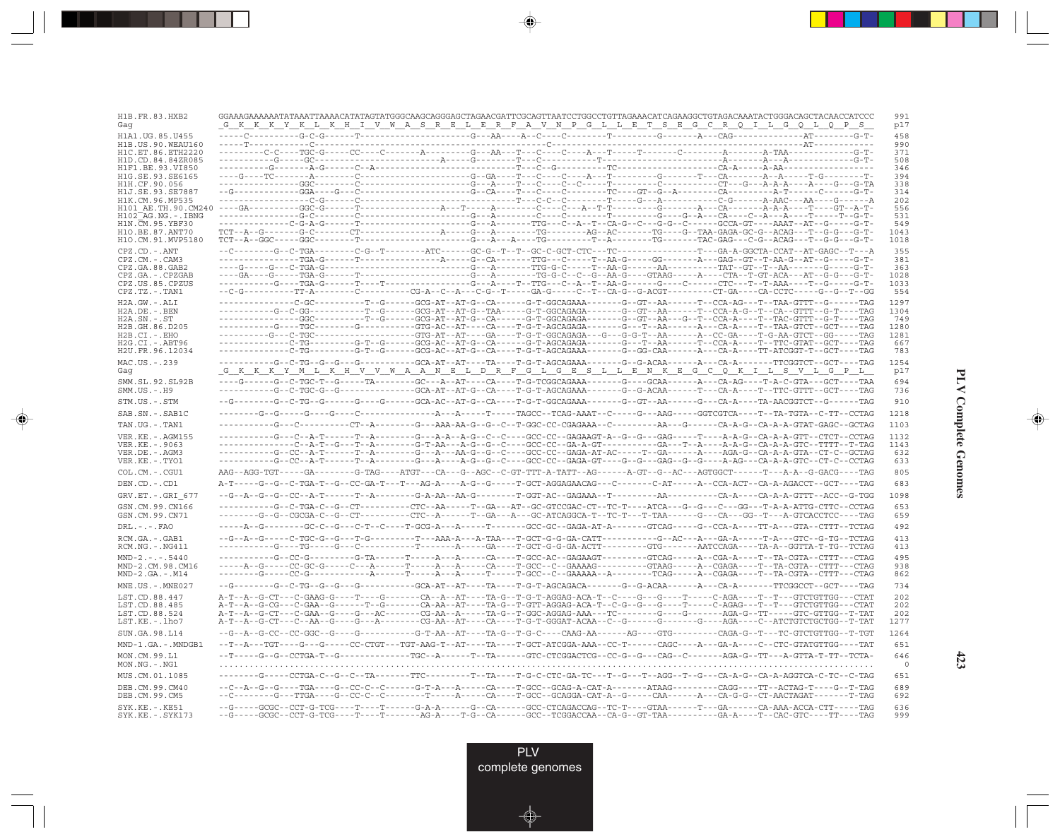```
H1B.FR.83.HXB2        GGAAAGAAAAAATATAAATTAAAACATATAGTATGGGCAAGCAGGGAGCTAGAACGATTCGCAGTTAATCCTGGCCTGTTAGAAACATCAGAAGGCTGTAGACAAATACTGGGACAGCTACAACCATCCC    991
Gag                   _G__K__K__K__Y__K__L__K__H__I__V__W__A__S__R__E__L__E__R__F__A__V__N__P__G__L__L__E__T__S__E__G__C__R__Q__I__L__G__Q__L__Q__P__S__    p17
H1A1.UG.85.U455       -----C----------G-C-G------T-----------------------G---AA----A--C----C---------T---------G-------A---CAG---------------AT--------G-T-    458
H1B.US.90.WEAU160     -----T------------C-----------------------------------------------C-------------------------------------------------AT------------    990
H1C.ET.86.ETH2220     ---------C-C----TGC-G-----CC----C--------A-----------G---AA---T---C-----C----A---T-----T--------C---------A-------A-TAA-------------G-T-    371
H1D.CD.84.84ZR085     -----------G------GC------------------------A------G------T---C-------------T---------------------------A-------A---A-------------G-T-    508
H1F1.BE.93.VI850      ------------G-------A-G--------C--A---------------------T---C--G---------TC----------------------CA-A------A-AA--------------------    346
H1G.SE.93.SE6165      ----G----TC-------A--------C-------------------------G--GA----T---C-----C----A---T---------G-------T---CA--------A--A------T-G--------T-    394
H1H.CF.90.056         ----------------GGC--------C-------------------------G---A----T---C---C-C-----T---------C-----------CT---G---A-A-A----A----G---G-TA    338
H1J.SE.93.SE7887      --G-------------GGA----G---C-------------------------G--CA----T---C----C---------TC----GT--G--A-----------CA---------A-T-------C-------G-T-    314
H1K.CM.96.MP535       ----------------C-G------C---------------------------------T---C-C--C--------T------G---A-----------C-G------A-AAC---AA----G-------A    202
H101_AE.TH.90.CM240   ----GA----------GGC-G------T----------------A---T----A-------C----C---A--T-T--------G-------A---CA-------A-A-A----T----GT--A-T-    556
H102_AG.NG.-.IBNG     ----------------G-C--------C-------------------------G---A--------C------------T---------G----G--A----CA----C--A---A----T-----T--G-T-    531
H1N.CM.95.YBF30       ---------------C-G-A-G------T------------------------G---A-------TTG---C--A--T--CA-G--C---G-G-C--------GCCA-GT----AAAT--AT--G-----G-T-    549
H1O.BE.87.ANT70       TCT--A--G-------G-C-------CT-----------------A-------G---A---------TG--------AG--AC-------TG-----G--TAA-GAGA-GC-G--ACAG---T--G-G---G-T-    1043
H1O.CM.91.MVP5180     TCT--A--GGC-----GGC--------T-------------------------G---A----A---TG---------T--A-----------TG-------TAC-GAG---C-G--ACAG---T--G-G---G-T-    1018

CPZ.CD.-.ANT          --C--------G--C-TGA--------C-G--T----------ATC------GC-G--T--T--GC-C-GCT-CTC---TC----------------T---GA-A-GGCTA-CCAT--AT-GAGC--T---A    355
CPZ.CM.-.CAM3         ----------------TGA-G------T-----------------A-----G--CA-------TTG---C-----T--AA-G------GG---------A---GAG--GT--T-AA-G--AT--G------G-T-    381
CPZ.GA.88.GAB2        ----G-----G----TGA-G-------C-------------------------G---A-------TTG-G-C-----T--AA-G------AA-----------TAT--GT--T--AA--------G------G-T-    363
CPZ.GA.-.CPZGAB       ----GA----G-----TGA-G------T-------------------------G---A-------TG-G-C--C--G--AA-G----GTAAG------A----CTA--T-GT-ACA---AT--G-G---G-T-    1028
CPZ.US.85.CPZUS       -----------G-----TGA-G-----T----T--------------------G---A----T--TTG---C--A--T--AA-G--------G----C-------CTC---T--T-AAA----T--G-----G-T-    1033
CPZ.TZ.-.TAN1         --C-G-----------TT-A--------C-----------CG-A--C--A---C-G--T------GA-G------C--T--CA-G--G-ACGT----------CT-GA----CA-CCTC------G--G--T--GG    554

H2A.GW.-.ALI          ---------------C-GC-----------T--G-------GCG-AT--AT-G--CA------G-T-GGCAGAAA-------G--GT--AA------T--CCA-AG---T--TAA-GTTT--G------TAG    1297
H2A.DE.-.BEN          -------------G--C-GG----------T--G-------GCG-AT--AT-G--TAA-----G-T-GGCAGAGA-------G--GT--AA------T--CCA-A-G--T--CA--GTTT--G-T----TAG    1304
H2A.SN.-.ST           ---------------GGC------------T--G-------GCG-AT--AT-G--CA------G-T-GGCAGAGA-------G--GT--AA---G--T--CCA-A----T--TAC-GTTT--G-T----TAG    749
H2B.GH.86.D205        -----------G----TGC---------G------------GTG-AC--AT-----CA-----T-G-T-AGCAGAGA-------G---T--AA------A---CA-A----T--TAA-GTCT--GCT----TAG    1280
H2B.CI.-.EHO          -------------G--C-TGC--------------------GTG-AT--AT-----GA-----T-G-T-GGCAGAGA---G---G-G-T--AA------A---CC-GA----T-G-AA-GTCT--GG-----TAG    1281
H2G.CI.-.ABT96        ---------------C-TG----------G-T--G------GCG-AC--AT-G--CA------G-T-AGCAGAGA-------G---T--AA------T--CCA-A----T--TTC-GTAT--GCT----TAG    667
H2U.FR.96.12034       ---------------C-TG----------G-T--G------GCG-AC--AT-G--CA------T-G-T-AGCAGAAA-------G--GG-CAA------A---CA-A----TT-ATCGGT-T--GCT----TAG    783

MAC.US.-.239          -----------G--C-TG--G--G--G----------GCA-AT--AT-----TA----T-G-T-AGCAGAAA-------G--G-ACAA------A---CA-A--------TTCGGTCT--GCT----TAG    1254
Gag                   _G__K__K__K__Y__M__L__K__H__V__V__W__A__A__N__E__L__D__R__F__G__L__G__E__S__L__L__E__N__K__E__G__C__Q__K__I__L__S__V__L__G__P__L__    p17
SMM.SL.92.SL92B       ----G------G--C-TGC-T--G-----TA--------GC---A--AT----CA-----G-T-TCGGCAGAAA-------G----GCAA------A---CA-AG----T-A-C-GTA---GCT----TAA    694
SMM.US.-.H9           -----------G--C-TGC-G--G-------------GCA-AT--AT-G--CA-----T-G-T-AGCAGAAA-------G--G-ACAA------T---CA-A----T--TTC-GTTT--GCT----TAG    736

STM.US.-.STM          --G--------G--C-TG--G-----G----G-----GCA-AC--AT-G--CA-----T-G-T-GGCAGAAA-------G--GT--AA------G---CA-A----TA-AACGGTCT--G------TAG    910

SAB.SN.-.SAB1C        --------G--G------G----G-----C--------------A---A-----T-----TAGCC--TCAG-AAAT--C-----G---AAG-----GGTCGTCA----T--TA-TGTA--C-TT--CCTAG    1218

TAN.UG.-.TAN1         -----------G---C-----------CT--A--------G---AAA-AA-G--G--C--T-GGC-CC-CGAGAAA--C---------AA---G------CA-A-G--CA-A-A-GTAT-GAGC--GCTAG    1103

VER.KE.-.AGM155       -----------G---C--A-T------T--A--------G---A-A--A-G--C--C----GCC-CC--GAGAAGT-A--G--G---GAG-----T----A-G-G--CA-A-A-GTT--CTCT--CCTAG    1132
VER.KE.-.9063         -----------C--A-T--G---T--A--------G-T-AA---A-G--C--C----GCC-CC--GA-A-GT----------GA---T--A----A-A-G--CA-A-A-GTC--TTTT--T-TAG    1143
VER.DE.-.AGM3         -----------G--CC--A-T------T--A--------G---A----AA-G--G--C----GCC-CC--GAGA-AT-AC-----T--GA-----A---AGA-G--CA-A-A-GTA--CT-C--GCTAG    632
VER.KE.-.TYO1         -----------G--CC--A-T------T--A--------G---A----A-G--G--C----GCC-CC--GAGA-GT----G--G---GAG--G--G----A-AG---CA-A-A-GTC--CT-C--CCTAG    633

COL.CM.-.CGU1         AAG--AGG-TGT-----GA--------G-TAG---ATGT---CA---G--AGC--C-GT-TTT-A-TATT--AG------A-GT--G--AC---AGTGGCT------T---A-A--G-GACG----TAG    805

DEN.CD.-.CD1          A-T-----G--G--C-TGA-T--G--CC-GA-T---T---AG-A----A-G--G-----T-GCT-AGGAGAACAG---C-------C-AT-----A--CCA-ACT--CA-A-AGACCT--GCT----TAG    683

GRV.ET.-.GRI_677      --G--A--G--G--CC--A-T------T--A--------G-A-AA--AA-G--------T-GGT-AC--GAGAAA--T---------AA----------CA-A----CA-A-A-GTTT--ACC--G-TGG    1098

GSN.CM.99.CN166       -----------G--C-TGA-C--G--CT----------CTC--AA-----T--GA---AT--GC-GTCCGAC-CT--TC-T----ATCA---G--G---C---GG---T-A-A-ATTG-CTTC--CCTAG    653
GSN.CM.99.CN71        ---------G--G--CGCGA-C--G--CT---------CTC--A------T--GA---A---GC-ATCAGGCA-T--TC-T---T-TAA------G---CA----GG--T---A-GTCACCTCC----TAG    659

DRL.-.-.FAO           -----A--G---------GC-C--G---C-T--C----T-GCG-A---A-----T-------GCC-GC--GAGA-AT-A-------GTCAG-----G--CCA-A-----TT-A---GTA--CTTT--TCTAG    492

RCM.GA.-.GAB1         --G--A--G-----C-TGC-G--G---T-G---------T---AAA-A---A-TAA---T-GCT-G-G-GA-CATT------------G--AC---A---GA-A-----T-A---GTC--G-TG--TCTAG    413
RCM.NG.-.NG411        -----------G----TG-----G---C-----------T-------A-----GA----T-GCT-G-G-GA-ACTT---------GTG-------AATCCAGA----TA-A--GGTTA-T-TG--TCTAG    413

MND-2.-.-.5440        -----------G--CC-G---------G-TA--------T----A---A-----CA----T-GCC-AC--GAGAAGT--------GTCAG------A--CGA-A-----T--TA-CGTA--CTTT---CTAG    495
MND-2.CM.98.CM16      -----A--G-----CC-GC-G------C---A------T------A---A-----CA----T-GCC--C--GAAAAG---------GTAAG------A--CGAGA----T--TA-CGTA--CTTT---CTAG    938
MND-2.GA.-.M14        ---------G-----CC-G-------------A------T----A---A-----T-----T-GCC--C--GAAAAA--A-------TCAG------A--CGAGA----T--TA-CGTA--CTTT---CTAG    862

MNE.US.-.MNE027       --G--------G--C-TG--G--G--G----------GCA-AT--AT-----TA----T-G-T-AGCAGACA-------G--G-ACAA------A---CA-A--------TTCGGCCT--GCT----TAG    734

LST.CD.88.447         A-T--A--G-CT---C-GAAG-G----T----G--------CA--A--AT----TA-G--T-G-T-AGGAG-ACA-T--C-----G---G--T------C-AGA-----T--T---GTCTGTTGG---CTAT    202
LST.CD.88.485         A-T--A--G-CG---C-GAA--G------T--G--------CA-AA--AT----TA-G--T-GTT-AGGAG-ACA-T--C-G--G---G---T------C-AGAG---T--T---GTCTGTTGG---CTAT    202
LST.CD.88.524         A-T--A--G-CT---C-GAA--G----G---AC--------CG-AA--A------TA-G--T-GGC-AGGAG-AAA---TC---------G---G------AGA-G--TT-----GTC-GTTGG--T-TAT    202
LST.KE.-.lho7         A-T--A--G-CT---C--AA--G----G---A---------CG-AA--AT-----CA----T-G-T-GGGAT-ACAA--C--G------G-------G----AGA----C--ATCTGTCTGCTGG--T-TAT    1277

SUN.GA.98.L14         --G--A--G-CC--CC-GGC--G----G---------G-T-AA--AT----TA-G--T-G-C----CAAG-AA-------AG----GTG---------CAGA-G--T---TC-GTCTGTTGG--T-TGT    1264

MND-1.GA.-.MNDGB1     --T--A---TGT----G---G-----CC-CTGT---TGT-AAG-T--AT----TA---T-GCT-ATCGGA-AAA--CC-T------CAGC----A---GA-A----C--CTC-GTATGTTGG----TAT    651

MON.CM.99.L1          --T-----G--G--CCTGA-T--G-----------------TGC--A------T--TA-----GTC-CTCGGACTCG--CC-G--G---CAG--C-------AGA-G--TT---A-GTTA-T-TT--TCTA-    646
MON.NG.-.NG1          ..........................................................................................................................    0

MUS.CM.01.1085        --------G-----CCTGA-C--G--C--TA-------TTC----------T--TA----T-G-C-CTC-GA-TC---T--G---T--AGG--T--G---CA-A-G--CA-A-AGGTCA-C-TC--C-TAG    651

DEB.CM.99.CM40        --C--A--G--G----TGA----G--CC-C--C------G-T-A---A-----CA----T-GCC--GCAG-A-CAT-A-------ATAAG---------CAGG----TT--ACTAG-T----G--T-TAG    689
DEB.CM.99.CM5         --C---------G---TTGA----G--CC-C--C--------T-----A-----CA----T-GCC--GCAGGA-CAT-A--G-----CAA------A---CA-G-G--CT-AACTAGAT-------T-TAG    692

SYK.KE.-.KE51         --G-----GCGC--CCT-G-TCG----T----T------G-A-A------G--CA------GCC-CTCAGACCAG--TC-T----GTAA------T--GA------CA-AAA-ACCA-CTT-----TAG    636
SYK.KE.-.SYK173       --G-----GCGC--CCT-G-TCG----T----T-------AG-A----T-G--CA------GCC--TCGGACCAA--CA-G--GT-TAA---------GA-A----T--CAC-GTC----TT----TAG    999
```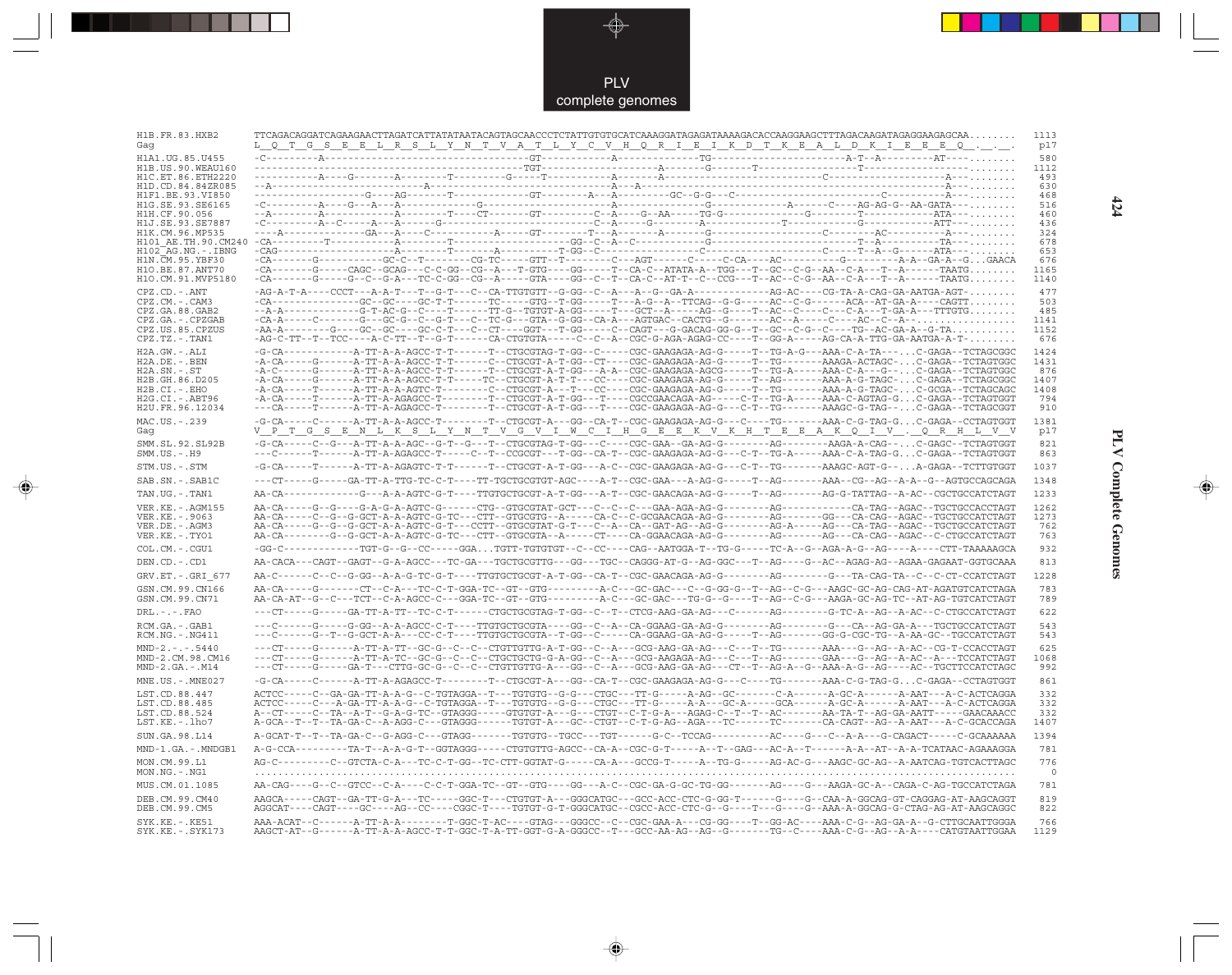```
H1B.FR.83.HXB2        TTCAGACAGGATCAGAAGAACTTAGATCATTATATAATACAGTAGCAACCCTCTATTGTGTGCATCAAAGGATAGAGATAAAAGACACCAAGGAAGCTTTAGACAAGATAGAGGAAGAGCAA........  1113
Gag                   L__Q__T__G__S__E__E__L__R__S__L__Y__N__T__V__A__T__L__Y__C__V__H__Q__R__I__E__I__K__D__T__K__E__A__L__D__K__I__E__E__E__Q__.__.__.  p17

H1A1.UG.85.U455       -C---------A-------------------------------GT-------------A--------------TG-----------------------A-T--A---------AT----........   580
H1B.US.90.WEAU160     -----------------------------------------TGT-----------------A-------------G-------T-------------------T---------------------........  1112
H1C.ET.86.ETH2220     ------------A-----G--------A---------T---------G-----T-------------A--------A-------------------------------C-----------------------A---........   493
H1D.CD.84.84ZR085     --A---------------------------A--------------------------A--A-------------------------------------------------------------A---........   630
H1F1.BE.93.VI850      -----------------G----AG-------T-----------GT--------A--A---------GC--G-G--C-----------------------------C------------A---........   468
H1G.SE.93.SE6165      -C---------A----G---A---A-----------G----------------------A-------------G-----------A------C----AG-AG-G--AA-GATA---........   516
H1H.CF.90.056         --A--------A------------A--------T----CT-------GT---------C--A---G--AA-----TG-G-------------G--------T-----------ATA---........   460
H1J.SE.93.SE7887      -C---------A--C------A---A------G-----------------------C--A------G---------A---------------T--------------G------------ATT---........   436
H1K.CM.96.MP535       ----A------------GA---A----C-----------A------GT-------T--A------A------G---------------------------C--------AC-----------A---........   324
H101_AE.TH.90.CM240   -CA--------T-------------A--------T-------------------GG--C--A--C-------------G------------------------T--A-----------TA---........   678
H102_AG.NG.-.IBNG     -CAG-----------------------A---------T-------A---------T-GG--C----------------C------------------------C-----T--A--G----------ATA---........   653
H1N.CM.95.YBF30       -CA-------G-------------GC-C--T---------CG-TC-----GTT--T--------C---AGT-------C-----C-CA----AC-----------G---------A-A--GA-A--G...GAACA   676
H1O.BE.87.ANT70       -CA-------G------CAGC--GCAG---C-C-GG--CG--A---T-GTG----GG-----T--CA-C--ATATA-A--TGG---T--GC--C-G--AA--C-A---T--A-------TAATG........  1165
H1O.CM.91.MVP5180     -CA-------G------G--C--G-A---TC-C-GG--CG--A-----GTA----GG--C--T--CA-C--AT-T--C--CCG---T--AC--C-G--AA--C-A---T--A-------TAATG........  1140

CPZ.CD.-.ANT          -AG-A-T-A----CCCT---A-A-T---T--G-T---C--CA-TTGTGTT--G-GG--C--A---A--G--GA-A-----------AG-AC----CG-TA-A-CAG-GA-AATGA-AGT-........   477
CPZ.CM.-.CAM3         -CA-----------------GC--GC----GC-T-T------TC-----GTG--T-GG-----T---A-G--A--TTCAG--G-G-----AC--C-G-----ACA--AT-GA-A----CAGTT........   503
CPZ.GA.88.GAB2        --A-A---------------G-T-AC-G--C----T-------TT-G--TGTGT-A-GG----T---GCT--A-----AG--G----T--AC--C----C---C-A---T-GA-A---TTTGTG........   485
CPZ.GA.-.CPZGAB       -CA-A-----C-------G---GC-G--C--G-T---C--TC-G---GTA--G-GG--CA-A---AGTGAC--CACTG--G-------AC--A-----C----AC--C--A--...............   1141
CPZ.US.85.CPZUS       -AA-A--------G----GC--GC----GC-C-T---C--CT----GGT---T-GG-----C--CAGT---G-GACAG-GG-G--T--GC--C-G--C----TG--AC-GA-A--G-TA.........  1152
CPZ.TZ.-.TAN1         -AG-C-TT--T--TCC-----A-C-TT--T--G-T------CA-CTGTGTA-----C--C--A--CGC-G-AGA-AGAG-CC----T--GG-A-----AG-CA-A-TTG-GA-AATGA-A-T-........   676

H2A.GW.-.ALI          -G-CA-----------A-TT-A-A-AGCC-T-T------T--CTGCGTAG-T-GG--C-----CGC-GAAGAGA-AG-G-----T--TG-A-G---AAA-C-A-TA----...C-GAGA--TCTAGCGGC  1424
H2A.DE.-.BEN          -A-CA-----G------A-TT-A-A-AGCC-T-T------C--CTGCGT-A-T-GG--CT----CGC-GAAGAGA-AG-G-----T--TG-------AAAGA-ACTAGC-...C-GAGA--TCTAGTGGC  1431
H2A.SN.-.ST           -A-C------G------A-TT-A-A-AGCC-T-T------T--CTGCGT-A-T-GG--A-A--CGC-GAAGAGA-AGCG-----T--TG-A-----AAA-C-A---G--...C-GAGA--TCTAGTGGC   876
H2B.GH.86.D205        -A-CA-----G------A-TT-A-A-AGCC-T-T------TC--CTGCGT-A-T-T--CC----CGC-GAAGAGA-AG-G-----T--AG-------AAA-A-G-TAGC-...C-GAGA--TCTAGCGGC  1407
H2B.CI.-.EHO          -A-CA-----T------A-TT-A-A-AGTC-T-T------C--CTGCGT-A---T---CC----CGC-GAAGAGA-AG-G-----T--TG-------AAA-A-G-TAGC-...C-GCGA--TCTAGCAGC  1408
H2G.CI.-.ABT96        -A-CA-----T------A-TT-A-A-AGAGCC-T--------T--TCTGCGT-A-T-GG--T----CGCCGAACAGA-AG-----C-T--TG-A-----AAA-C-AGTAG-G...C-GAGA--TCTAGTGGT   794
H2U.FR.96.12034       ---CA-----T------A-TT-A-AGAGCC-T--------T--CTGCGT-A-T-GG--T----CGC-GAAGAGA-AG-G---C-T--TG-------AAAGC-G-TAG--...C-GAGA--TCTAGCGGT   910

MAC.US.-.239          -G-CA-----C------A-TT-A-A-AGCC-T--------T--CTGCGT-A---GG--CA-T--CGC-GAAGAGA-AG-G---C----TG-------AAA-C-G-TAG-G...C-GAGA--CCTAGTGGT  1381
Gag                   V__P__T__G__S__E__N__L__K__S__L__Y__N__T__V__G__V__I__W__C__I__H__G__E__E__K__V__K__H__T__E__E__A__K__Q__I__V__.__Q__R__H__L__V__V  p17

SMM.SL.92.SL92B       -G-CA-----C--G---A-TT-A-A-AGC--G-T--G---T--CTGCGTAG-T-GG--C-----CGC-GAA--GA-AG-G--------AG-------AAGA-A-CAG-...C-GAGC--TCTAGTGGT   821
SMM.US.-.H9           ---C------T------A-TT-A-AGAGCC-T------C--T--CCGCGT---T-GG--CA-T--CGC-GAAGAGA-AG-G---C-T--TG-A-----AAA-C-A-TAG-G...C-GAGA--TCTAGTGGT   863

STM.US.-.STM          -G-CA-----T------A-TT-A-AGAGTC-T-T------T--CTGCGT-A-T-GG--A-C--CGC-GAAGAGA-AG-G---C-T--TG-------AAAGC-AGT-G---...A-GAGA--TCTTGTGGT  1037

SAB.SN.-.SAB1C        ---CT-----G------GA-TT-A-TTG-TC-C-T----TT-TGCTGCGTGT-AGC----A-T--CGC-GAA----A-AG-G-----T--AG-------AAA--CG--AG--A-A--G--AGTGCCAGCAGA  1348

TAN.UG.-.TAN1         AA-CA-------------G---A-A-AGTC-G-T----TTGTGCTGCGT-A-T-GG--A-T--CGC-GAACAGA-AG-G-----T--AG-------AG-G-TATTAG--A-AC--CGCTGCCATCTAGT  1233

VER.KE.-.AGM155       AA-CA-----G--G-----G-A-G-A-AGTC-G------CTG--GTGCGTAT-GCT---C--C--C--GAA-AGA-AG-G--------AG-------------CA-TAG--AGAC--TGCTGCCACCTAGT  1262
VER.KE.-.9063         AA-CA-----C--G-G-GCT-A-A-AGTC-G-TC---CTT--GTGCGTG--A-----CA-C--C-GCGAACAGA-AG-G--------AG-------GG---CA-CAG--AGAC--TGCTGCCATCTAGT  1273
VER.DE.-.AGM3         AA-CA-----G--G--G-GCT-A-A-AGTC-G-T---CCTT--GTGCGTAT-G-T---C--A--CA--GAT-AG---AG-G--------AG-A-----AG---CA-TAG--AGAC--TGCTGCCATCTAGT   762
VER.KE.-.TYO1         AA-CA--------G--G-GCT-A-A-AGTC-G-TC---CTT--GTGCGTA--A-----CT----CA-GGAACAGA-AG-G--------AG-------AG---CA-CAG--AGAC--C-CTGCCATCTAGT   763

COL.CM.-.CGU1         -GG-C-------------TGT-G--G--CC-----GGA...TGTT-TGTGTGT--C--CC----CAG--AATGGA-T--TG-G-----TC-A--G--AGA-A-G--AG----A----CTT-TAAAAAGCA   932

DEN.CD.-.CD1          AA-CACA---CAGT--GAGT--G-A-AGCC---TC-GA---TGCTGCGTTG---GG---TGC--CAGGG-AT-G--AG-GGC---T--AG----G--AC--AGAG-AG--AGAA-GAGAAT-GGTGCAAA   813

GRV.ET.-.GRI_677      AA-C-------C--G-GG--A-A-G-TC-G-T----TTGTGCTGCGT-A-T-GG--CA-T--CGC-GAACAGA-AG-G--------AG--------G---TA-CAG-TA--C--C-CT-CCATCTAGT  1228

GSN.CM.99.CN166       AA-CA-----G-------CT--C-A---TC-C-T-GGA-TC--GT--GTG---------A-C---GC-GAC---C--G-GG-G--T--AG--C-G--AAGC-GC-AG-CAG-AT-AGATGTCATCTAGA   783
GSN.CM.99.CN71        AA-CA-AT--G--C---TCT--C-A-AGCC-C---GGA-TC--GT--GTG---------A-C---GC-GAC---TG-G--G----T--AG--C-G---AAGA-GC-AG-TC--AT-AG-TGTCATCTAGT   789

DRL.-.-.FAO           ---CT-----G------GA-TT-A-TT--TC-C-T------CTGCTGCGTAG-T-GG--C--T--CTCG-AAG-GA-AG---C------AG--------G-TC-A--AG--A-AC--C-CTGCCATCTAGT   622

RCM.GA.-.GAB1         ---C------G------G-GG--A-A-AGCC-C-T----TTGTGCTGCGTA----GG--C--A--CA-GGAAG-AG-AG-G--------AG--------G---CA--AG-GA-A---TGCTGCCATCTAGT   543
RCM.NG.-.NG411        ---C------G---T--G-GCT-A-A---CC-C-T----TTGTGCTGCGTA--T-GG--C------CA-GGAAG-GA-AG-G-----T--AG-------GG-G-CGC-TG--A-AA-GC--TGCCATCTAGT   543

MND-2.-.-.5440        ---CT-----G------A-TT-A-TT--GC-G--C--C--CTGTTGTTG-A-T-GG--C--A---GCG-AAG-GA-AG---C---T--TG-------AAA---G--AG--A-AC--CG-T-CCACCTAGT   625
MND-2.CM.98.CM16      ---CT-----G------A-TT-A-TC--GC-G--C--C--CTGCTGCTG-G-A-GG--C--A---GCG-AAGAGA-AG---C---T--AG-------GAA---G--AG--A-AC--A---TCCATCTAGT  1068
MND-2.GA.-.M14        ---CT-----G------GA-T---CTTG-GC-G--C--C--CTGTTGTTG-A---GG--C--A---GCG-AAG-GA-AG---CT--T--AG-A--G--AAA-A-G--AG----AC--TGCTTCCATCTAGC   992

MNE.US.-.MNE027       -G-CA-----C------A-TT-A-AGAGCC-T--------T--CTGCGT-A---GG--CA-T--CGC-GAAGAGA-AG-G---C----TG-------AAA-C-G-TAG-G...C-GAGA--CCTAGTGGT   861

LST.CD.88.447         ACTCC-----C--GA-GA-TT-A-A-G--C-TGTAGGA--T---TGTGTG--G-G---CTGC---TT-G-----A-AG--GC--------C-A-------A-GC-A-------A-AAT---A-C-ACTCAGGA   332
LST.CD.88.485         ACTCC-----C---A-GA-TT-A-A-G--C-TGTAGGA--T---TGTGTG--G-G---CTGC---TT-G------A-A---GC-A-----GCA-------A-GC-A-------A-AAT---A-C-ACTCAGGA   332
LST.CD.88.524         A--CT-----C--TA--A-T--G-A-G-TC--GTAGGG-----GTGTGT-A---G---CTGT---C-T-G-A---AGAG-C--T--T--AC-------AA-TA-T--AG-GA-AATT------GAACAAACC   332
LST.KE.-.lho7         A-GCA--T--T--TA-GA-C--A-AGG-C---GTAGGG-------TGTGT-A---GC--CTGT---C-T-G-AG--AGA---TC------TC-------CA-CAGT--AG--A-AAT---A-C-GCACCAGA  1407

SUN.GA.98.L14         A-GCAT-T--T--TA-GA-C--G-AGG-C---GTAGG--------TGTGTG--TGCC---TGT------G-C--TCCAG----------AC----G---C--A-A---G-CAGACT------C-GCAAAAAA  1394

MND-1.GA.-.MNDGB1     A-G-CCA---------TA-T--A-A-G-T--GGTAGGG------CTGTGTTG-AGCC--CA-A---CGC-G-T-----A--T--GAG---AC-A--T-------A-A--AT--A-A-TCATAAC-AGAAAGGA   781

MON.CM.99.L1          AG-C---------C--GTCTA-C-A---TC-C-T-GG--TC-CTT-GGTAT-G-----CA-A---GCCG-T-----A--TG-G-----AG-AC-G---AAGC-GC-AG--A-AATCAG-TGTCACTTAGC   776
MON.NG.-.NG1          ..........................................................................................................................     0

MUS.CM.01.1085        AA-CAG---G--C--GTCC--C-A----C-C-T-GGA-TC--GT--GTG-----GG---A-C--CGC-GA-G-GC-TG-GG-------AG----G---AAGA-GC-A---CAGA-C-AG-TGCCATCTAGA   781

DEB.CM.99.CM40        AAGCA-----CAGT--GA-TT-G-A---TC-----GGC-T---CTGTGT-A---GGGCATGC---GCC-ACC-CTC-G-GG-T------G----G--CAA-A-GGCAG-GT-CAGGAG-AT-AAGCAGGT   819
DEB.CM.99.CM5         AGGCAT----CAGT----GC----AG--CC----CGGC-T----TGTGT-G-T-GGGCATGC--CGCC-ACC-CTC-G--G----T--G----G--AAA-A-GGCAG-G-CTAG-AG-AT-AAGCAGGC   822

SYK.KE.-.KE51         AAA-ACAT--C------A-TT-A-A--------T-GGC-T-AC----GTAG---GGGCC--C--CGC-GAA-A---CG-GG----T--GG-AC----AAA-C-G--AG-GA-A--G-CTTGCAATTGGGA   766
SYK.KE.-.SYK173       AAGCT-AT--G------A-TT-A-A-AGCC-T-T-GGC-T-A-TT-GGT-G-A-GGGCC--T---GCC-AA-AG--AG--G--------TG--C----AAA-C-G--AG--A-A----CATGTAATTGGAA  1129
```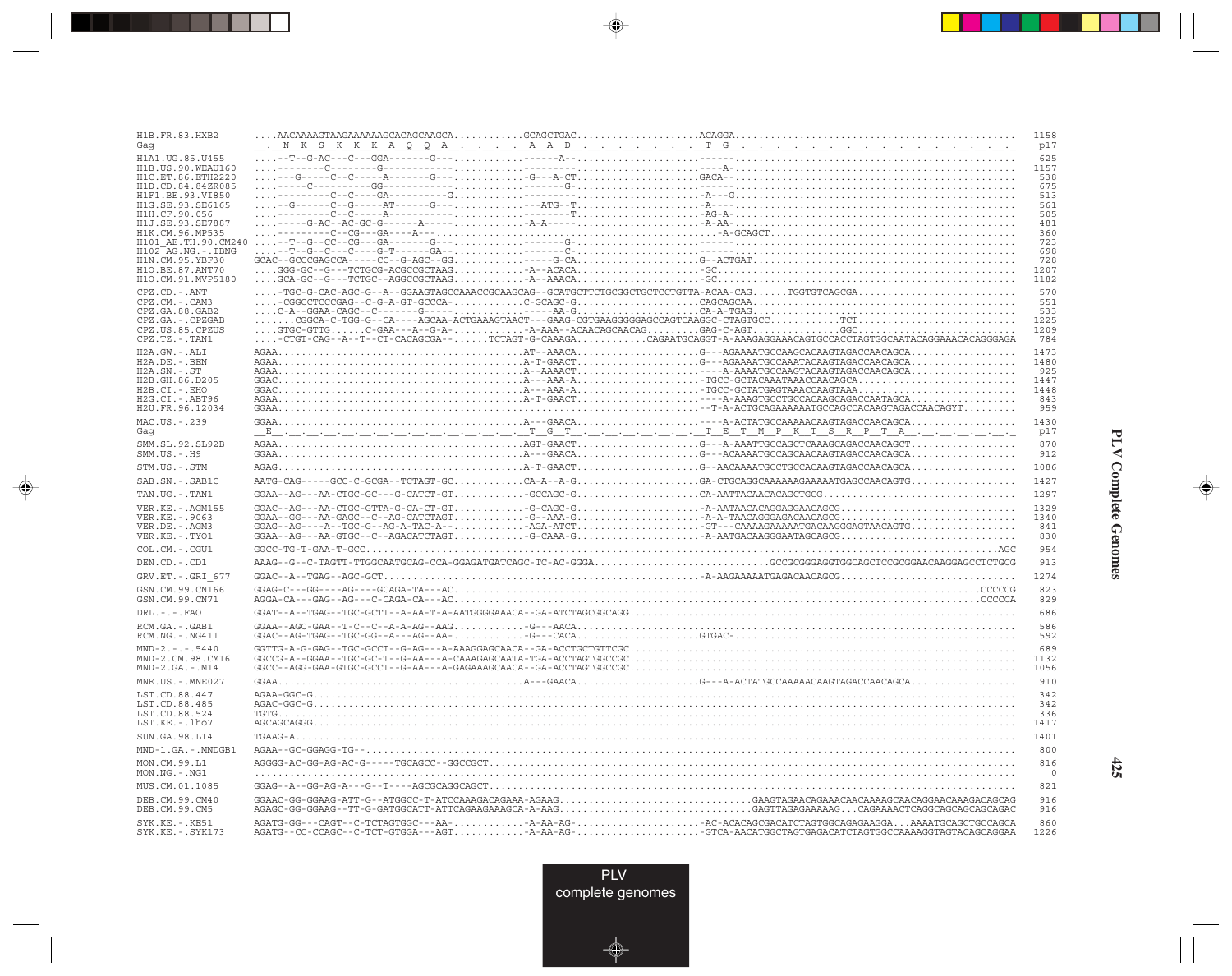```
H1B.FR.83.HXB2        ....AACAAAAGTAAGAAAAAAGCACAGCAAGCA............GCAGCTGAC.....................ACAGGA.............................................  1158
Gag                   _._N__K__S__K__K__A__Q__Q__A__._.__._.__._A__A__D__._.__.__.__.__.__._T__G__._.__.__.__.__.__.__.__.__.__.__.__.__.__._  p17
H1A1.UG.85.U455       .....-T--G-AC---C---GGA-------G---............------A-..............................------.............................................  625
H1B.US.90.WEAU160     ...---------C--------G-------------...........---------.....................----A-.............................................  1157
H1C.ET.86.ETH2220     ....---G-----C--C-----A-------G---............-G---A-CT....................GACA--.............................................  538
H1D.CD.84.84ZR085     ....-----C-----------GG-----------............-------G-.....................------.............................................  675
H1F1.BE.93.VI850      ....-----------C--C-----GA----------G.........--------.....................-A---G.............................................  513
H1G.SE.93.SE6165      ....--G-------C--G-----AT------G---...........---ATG--T.....................-A----.............................................  561
H1H.CF.90.056         ....----------C--C-----A------------............--------T.....................-AG-A-.............................................  505
H1J.SE.93.SE7887      ....-----G-AC--AC-GC-G------A-----............-A-A-----.....................-A-AA-.............................................  481
H1K.CM.96.MP535       ....----------C--CG---GA----A---...............................................-A-GCAGCT.......................................  360
H101_AE.TH.90.CM240   .....-T--G--CC--CG---GA-------G---............-------G-.....................------.............................................  723
H102_AG.NG.-.IBNG     .....-T--G--C---C----G-T------GA--............-------C-.....................------.............................................  698
H1N.CM.95.YBF30       GCAC--GCCCGAGCCA-----CC--G-AGC--GG............-----G-CA....................G--ACTGAT.............................................  728
H1O.BE.87.ANT70       ....GGG-GC--G---TCTGCG-ACGCCGCTAAG............-A--ACACA.....................-GC.............................................  1207
H1O.CM.91.MVP5180     ....GCA-GC--G---TCTGC--AGGCCGCTAAG............-A--AAACA.....................-GC.............................................  1182

CPZ.CD.-.ANT          ....-TGC-G-CAC-AGC-G--A--GGAAGTAGCCAAACCGCAAGCAG--GCATGCTTCTGCGGCTGCTCCTGTTA-ACAA-CAG......TGGTGTCAGCGA..........................  570
CPZ.CM.-.CAM3         ....-CGGCCTCCCGAG--C-G-A-GT-GCCCA-............C-GCAGC-G.....................CAGCAGCAA.............................................  551
CPZ.GA.88.GAB2        ....C-A--GGAA-CAGC--C-------G-----............-----AA-G....................CA-A-TGAG.............................................  533
CPZ.GA.-.CPZGAB       .......CGGCA-C-TGG-G--CA----AGCAA-ACTGAAAGTAACT---GAAG-CGTGAAGGGGGGAGCCAGTCAAGGC-CTAGTGCC..............TCT.............................  1225
CPZ.US.85.CPZUS       ....GTGC-GTTG......C-GAA---A--G-A-.............-A-AAA--ACAACAGCAACAG.........GAG-C-AGT..............GGC.............................  1209
CPZ.TZ.-.TAN1         ....-CTGT-CAG--A--T--CT-CACAGCGA--.......TCTAGT-G-CAAAGA............CAGAATGCAGGT-A-AAAGAGGAAACAGTGCCACCTAGTGGCAATACAGGAAACACAGGGAGA  784

H2A.GW.-.ALI          AGAA..........................................AT--AAACA.....................G---AGAAAATGCCAAGCACAAGTAGACCAACAGCA..................  1473
H2A.DE.-.BEN          AGAA..........................................A-T-GAACT.....................G---AGAAAATGCCAAATACAAGTAGACCAACAGCA..................  1480
H2A.SN.-.ST           AGAA..........................................A--AAAACT.....................----A-AAAATGCCAAGTACAAGTAGACCAACAGCA..................  925
H2B.GH.86.D205        GGAC..........................................A---AAA-A.....................-TGCC-GCTACAAATAAACCAACAGCA..................  1447
H2B.CI.-.EHO          GGAC..........................................A---AAA-A.....................-TGCC-GCTATGAGTAAACCAAGTAAA..................  1448
H2G.CI.-.ABT96        AGAA..........................................A-T-GAACT.....................----A-AAAGTGCCTGCCACAAGCAGACCAATAGCA..................  843
H2U.FR.96.12034       GGAA...............................................................................--T-A-ACTGCAGAAAAAATGCCAGCCACAAGTAGACCAACAGYT.........  959

MAC.US.-.239          GGAA..........................................A---GAACA.....................----A-ACTATGCCAAAAACAAGTAGACCAACAGCA..................  1430
Gag                   __E__.__.__.__.__.__.__.__.__.__.__.__.__.__._T__G__T__.__.__.__.__.__.__._T__E__T__M__P__K__T__S__R__P__T__A__.__.__.__.__._  p17

SMM.SL.92.SL92B       AGAA..........................................AGT-GAACT.....................G---A-AAATTGCCAGCTCAAAGCAGACCAACAGCT..................  870
SMM.US.-.H9           GGAA..........................................A---GAACA.....................G---ACAAAATGCCAGCAACAAGTAGACCAACAGCA..................  912

STM.US.-.STM          AGAG..........................................A-T-GAACT.....................G--AACAAAATGCCTGCCACAAGTAGACCAACAGCA..................  1086

SAB.SN.-.SAB1C        AATG-CAG-----GCC-C-GCGA--TCTAGT-GC............CA-A--A-G.....................GA-CTGCAGGCAAAAAAGAAAAATGAGCCAACAGTG..................  1427

TAN.UG.-.TAN1         GGAA--AG---AA-CTGC-GC---G-CATCT-GT............-GCCAGC-G.....................CA-AATTACAACACAGCTGCG................................  1297

VER.KE.-.AGM155       GGAC--AG---AA-CTGC-GTTA-G-CA-CT-GT............-G-CAGC-G.....................-A-AATAACACAGGAGGAACAGCG.............................  1329
VER.KE.-.9063         GGAA--GG---AA-GAGC--C--AG-CATCTAGT............-G--AAA-G.....................-A-A-TAACAGGGAGACAACAGCG.............................  1340
VER.DE.-.AGM3         GGAG--AG---A--TGC-G--AG-A-TAC-A--.............-AGA-ATCT.....................-GT---CAAAAGAAAAATGACAAGGGAGTAACAGTG..................  841
VER.KE.-.TYO1         GGAA--AG---AA-GTGC--C--AGACATCTAGT............-G-CAAA-G.....................-A-AATGACAAGGGAATAGCAGCG.............................  830

COL.CM.-.CGU1         GGCC-TG-T-GAA-T-GCC..........................................................................................................AGC  954

DEN.CD.-.CD1          AAAG--G--C-TAGTT-TTGGCAATGCAG-CCA-GGAGATGATCAGC-TC-AC-GGGA...............................GCCGCGGGAGGTGGCAGCTCCGCGGAACAAGGAGCCTCTGCG  913

GRV.ET.-.GRI_677      GGAC--A--TGAG--AGC-GCT..........................................-A-AAGAAAAATGAGACAACAGCG.............................  1274

GSN.CM.99.CN166       GGAG-C---GG----AG----GCAGA-TA---AC.......................................................................................CCCCCG  823
GSN.CM.99.CN71        AGGA-CA---GAG--AG---C-CAGA-CA---AC.......................................................................................CCCCCA  829

DRL.-.-.FAO           GGAT--A--TGAG--TGC-GCTT--A-AA-T-A-AATGGGGAAACA--GA-ATCTAGCGGCAGG.........................................................  686

RCM.GA.-.GAB1         GGAA--AGC-GAA--T-C--C--A-A-AG--AAG............-G---AACA....................................................................  586
RCM.NG.-.NG411        GGAC--AG-TGAG--TGC-GG--A---AG--AA-............-G---CACA.....................GTGAC-.............................................  592

MND-2.-.-.5440        GGTTG-A-G-GAG--TGC-GCCT--G-AG---A-AAAGGAGCAACA--GA-ACCTGCTGTTCGC.........................................................  689
MND-2.CM.98.CM16      GGCCG-A--GGAA--TGC-GC-T--G-AA---A-CAAAGAGCAATA-TGA-ACCTAGTGGCCGC.........................................................  1132
MND-2.GA.-.M14        GGCC--AGG-GAA-GTGC-GCCT--G-AA---A-GAGAAAGCAACA--GA-ACCTAGTGGCCGC.........................................................  1056

MNE.US.-.MNE027       GGAA..........................................A---GAACA.....................G---A-ACTATGCCAAAAACAAGTAGACCAACAGCA..................  910

LST.CD.88.447         AGAA-GGC-G.......................................................................................................................  342
LST.CD.88.485         AGAC-GGC-G.......................................................................................................................  342
LST.CD.88.524         TGTG.............................................................................................................................  336
LST.KE.-.lho7         AGCAGCAGGG.......................................................................................................................  1417

SUN.GA.98.L14         TGAAG-A..........................................................................................................................  1401

MND-1.GA.-.MNDGB1     AGAA--GC-GGAGG-TG--..............................................................................................................  800

MON.CM.99.L1          AGGGG-AC-GG-AG-AC-G-----TGCAGCC--GGCCGCT.........................................................................................  816
MON.NG.-.NG1          .................................................................................................................................  0

MUS.CM.01.1085        GGAG--A--GG-AG-A---G--T----AGCGCAGGCAGCT.........................................................................................  821

DEB.CM.99.CM40        GGAAC-GG-GGAAG-ATT-G--ATGGCC-T-ATCCAAAGACAGAAA-AGAAG................................GAAGTAGAACAGAAACAACAAAAGCAACAGGAACAAAGACAGCAG  916
DEB.CM.99.CM5         AGAGC-GG-GGAAG--TT-G-GATGGCATT-ATTCAGAAGAAAGCA-A-AAG................................GAGTTAGAGAAAAAG...CAGAAAACTCAGGCAGCAGCAGCAGAC  916

SYK.KE.-.KE51         AGATG-GG---CAGT--C-TCTAGTGGC---AA-............-A-AA-AG-.....................-AC-ACACAGCGACATCTAGTGGCAGAGAAGGA...AAAATGCAGCTGCCAGCA  860
SYK.KE.-.SYK173       AGATG--CC-CCAGC--C-TCT-GTGGA---AGT............-A-AA-AG-.....................-GTCA-AACATGGCTAGTGAGACATCTAGTGGCCAAAAGGTAGTACAGCAGGAA  1226
```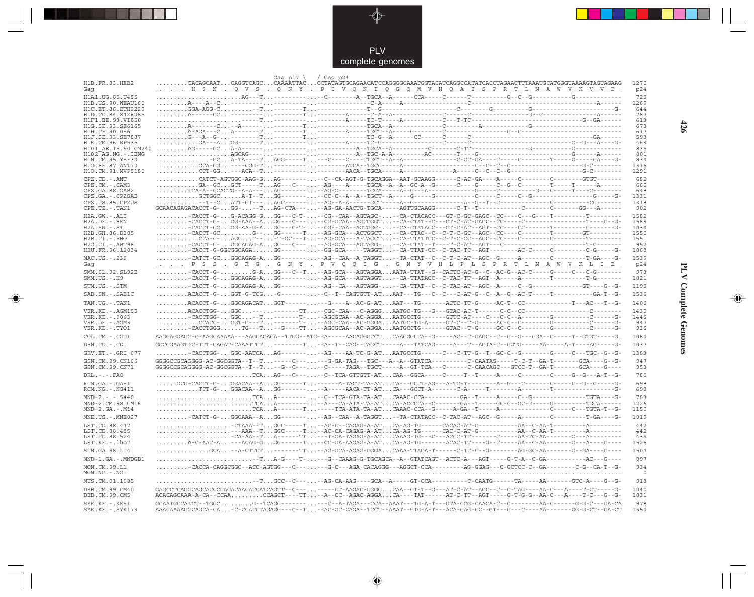```
                        Gag p17 \   / Gag p24
H1B.FR.83.HXB2        .........CACAGCAAT...CAGGTCAGC...CAAAATTAC...CCTATAGTGCAGAACATCCAGGGGCAAATGGTACATCAGGCCATATCACCTAGAACTTTAAATGCATGGGTAAAAGTAGTAGAAG  1270
Gag                   _.__.__._H__S__N__.__Q__V__S__.__Q__N__Y__._P__I__V__Q__N__I__Q__G__Q__M__V__H__Q__A__I__S__P__R__T__L__N__A__W__V__K__V__V__E__  p24

H1A1.UG.85.U455       ......................AG---T...........-C---------A--TGCA--A------CCA-----C-----T----------G--C--G-----------G-----------  725
H1B.US.90.WEAU160     .........A----A--C...---------..-------------C-A-----A-----------------C-------------------------------------A------  1269
H1C.ET.86.ETH2220     .........GGA-AGG-C.........--T...---------T...-------------T--G-------------------C---------G---------G-----------------------G-  644
H1D.CD.84.84ZR085     .........A-----GC...---------...---------T...-------A-----C-A--A-------------C------C-------------G--C-----------------A------  787
H1F1.BE.93.VI850      ....................--------T...---------.........A-----TC-T-----A------------C---T-TC------------------------------------G--GA------  613
H1G.SE.93.SE6165      .........A-------C...--A-----...---------T...-------------TGCA--A------------C----------A------------------G-------------------------  673
H1H.CF.90.056         .........A-AGA---C...A-------T...---------T...-------A-----TGCT--A-----G---------C------------------G--C-------------------------  617
H1J.SE.93.SE7887      .........G---A--G-...---------T...---------T...-------------TC-G--A------CC-------C------C---------------------------------------GA------  593
H1K.CM.96.MP535       ............GA---A...GG------T...---------........A-----TC-G----------------------C------C----------------------------------G--G---A-----G-  469
H101_AE.TH.90.CM240   .........AG-----GC...A-A-----...---------.........A--TGCA--A---------C---------C-TT------------------G-----------G-------------  835
H102_AG.NG.-.IBNG     ....................AGCAG----...---------.........A--TGC-A-A---------AC-------T----G-------------------------------G------------A-------  801
H1N.CM.95.YBF30       .............-GC...A-TA-----T...AGG-----T...----C----C----CTGCT--A--A---------------C-GC-GA----C-----C---------T------G-----GA----G-  834
H1O.BE.87.ANT70       ...........GCA-GG...----CGG-T...---------.........ATCA--TGCG-----A-------------------C--C--C--G-----------------------------G-C--------  1316
H1O.CM.91.MVP5180     ...........CCT-GG...---ACA--T...---------.........AACA--TGCA-----A------------A-----C--C--C--G-----------------------------G-C--------  1291

CPZ.CD.-.ANT          ...........CATCT-AGTGGC-AAG-G...AG----------C--CA-AGT-G-TGCAGGA--AAT-GCAAGG------C-AC-GA----A-----C-------C---------GTGT-------  682
CPZ.CM.-.CAM3         ...........GA--GC...GCT-----T...AG--C---...--AG----A-----TGCA--A--A--GC-A--G------C----G-----C--G--C--------T-----T-----A-------  660
CPZ.GA.88.GAB2        .........TCA-A--CCACTG--A-A---..AG----------AG-G---------TGCA-----A--G---A----------------G------C-----------G---C-----T----C--------  648
CPZ.GA.-.CPZGAB       ...........GCTGGC......A-T--T...GG--------CC-C--A--A--TGCT--A----------G------------C-----C------C--G----------------------G------G-  1331
CPZ.US.85.CPZUS       ..........--T--C...ATT-GT---...AGC---------AG--A-A-----GCT-----A--G-----------A--G--T--C----------------C-------------CG------  1318
CPZ.TZ.-.TAN1         GCAACAGAGACACCT-G-...GG-...---T...AG-CTA----AG-GA-AACTG-TGCA------AGTTGCAAGG------C-T--T-------------------C--------C--------GG---A------  902

H2A.GW.-.ALI          .........-CACCT-G-...G-ACAGG-G...GG---C-T-...--CG--CAA--AGTAGC-...--CA-CTACACC---GT-C-GC-GAGC--CC----C---G----T----------T--------  1582
H2A.DE.-.BEN          .........-CACCT-G-...GG-AAA--A...GG---C---...--CG-GCAA--AGCGGGT...--CA-CTAT--C---GT-C-AC-GAGC--CC----C------------------T-----G--G-  1589
H2A.SN.-.ST           .........-CACCT-GC...GG-AA-G-A...GG---C-T-...--CG--CAA--AGTGGC-...--CA-CTATACC---GT-C-AC-AGT--CC-----CC-------T--------C-------G-  1034
H2B.GH.86.D205        .........-CACCT-GC........G--...GG------T...--AG-GCA---ACTGGCT...--CA-CTAC--C--C-T-C-GC--AGC--CC----C--------T----------GT--------  1550
H2B.CI.-.EHO          .........-CCA-C--...AGC...C--...-T-GC---T...--AG-GCA---A-TACCT...--CA-TTATTCC--C-T-C-GC--AGC--CC----C--------C---------T-------  1551
H2G.CI.-.ABT96        .........-CACCT-G-...GGCAGAG-A...GG---C---...--AG-GCA---AGTAGG-...--CA-CTAT--T----T-C-AT--AGT--C-----------------------T-G-------  952
H2U.FR.96.12034       .........-CACCT-G-GGCGGCAGA......GG--------...--GG-GCA-----TAGGT...--CA-TTAT-CC--C-TAC-TC--AGT--------AC-C-------C----------C-G-----G-  1068

MAC.US.-.239          .........-CATCT-GC...GGCAGAG-A...GG-------...--AG--CAA--A-TAGGT...--TA-CTAT--C--C-T-C-AT--AGC--G-----A--------C---------T-GA----G-  1539
Gag                   _.__.__._P__S__S__.__G__R__G__.__G__N__Y__._P__V__Q__Q__I__G__.__G__N__Y__V__H__L__P__L__S__P__R__T__L__N__A__W__V__K__L__I__E__  p24

SMM.SL.92.SL92B       .........-CACCT-G-........G-A...GG---C--T...--AG-GCA---AGTAGGA...AATA-TTAT--G--CACTC-AC-G--C--AC-G--AC-C-----G-----C---C-G-------  973
SMM.US.-.H9           .........-CACCT-G-...GGCAGAG-A...GG--------...--AG-GCA---AGTAGGT...--CA-TTATACC--C-TAC-TT--AGT--A-----A---------T----------T-G-------  1021

STM.US.-.STM          .........-CACCT-G-...GGCAGAG-A...GG-------...---AG--CA---AGTAGG-...--CA-TTAT--C--C-TAC-AT--AGC--A-----C--G------------GT-----G--G-  1195

SAB.SN.-.SAB1C        .........ACACCT-G-...GGT-G-TCG...-G--------...--C--T--CAGTGTT-AT...AAT---TG---C--C---C-AT-G--C--A--G--AC-T-----T-----------GA-T--G-  1536

TAN.UG.-.TAN1         .........ACACCT-G-...GGCAGACAT...GGT-------...---G----A--AC-G-AT...AAT---TG-------ACTC-TT-G-----AC-T--CC------------T---AC---T--G-  1406

VER.KE.-.AGM155       .........ACACCTGG-...GGC...---...------TT...--CGC-CAA---C-AGGG...AATGC-TG---G---GTAC-AC-T-------C-C--CC------------------C--------  1435
VER.KE.-.9063         .........-CACCTGG-...GGC...--T...-------T-...--AGCGCAA--AC-AGGA...AATGCCTG-------GTTC-AC----C---C-C--A--------G-----------C-----G-  1446
VER.DE.-.AGM3         ...........CCACC-...GGT-G---T...-------T-...--AGC-CAA--AC-GGGA...AATGC-TG-A-----GT-C--T-G-----AC-C--C--------G-----------C-----G-  947
VER.KE.-.TYO1         .........-CACCTGGG......TG---T...--G----TT...--AGCGCAA--AC-AGGA...AATGCCTG-------GTAC--T-G-----GC-C--C--------G-----------C-----G-  936

COL.CM.-.CGU1         AAGGAGGAGG-G-AAGCAAAAA---AAGCAGAGA--TTGG--ATG--A-----AACAGGGCCT...CAAGGGCCA--G-----AC--C-GAGC--C--G--G---GGA--C-----T--GTGT-----G.  1080

DEN.CD.-.CD1          GGCGGAAGTTC-TTT-GAGAT-CAAATTCT...--------T...-A--T--CAG--CAGCT-----A---TATCAG-----A---T--AGTA-C--GGTG-----AA-----A-T----AG-----G-  1037

GRV.ET.-.GRI_677      .........-CACCTGG-...GGC-AATCA...AG-------...--AG----AA-TC-G-AT...AATGCCTG------C---C-TT-G--T--GC-C--G--------G-----C---TGC--G--G-  1383

GSN.CM.99.CN166       GGGGCCGCAGGGG-AC-GGCGGTA--T--T...-----C---...--G-GA-TAG---TGC---A--A--GTATCA-----------C-CAATAG-----T-C-T--GA-T--------GCA----G--G-  947
GSN.CM.99.CN71        GGGGCCGCAGGGG-AC-GGCGGTA--T--T...--G--C---...--C-----TAGA--TGCT-----A--GT-TCA---C-------C-CAACAGC---GTCC-T--GA-T--------GCA----G----  953

DRL.-.-.FAO           ..........................TCA...AG---C---...--C--TCA-GTTGTT-AT...CAA--GGCA------C------T--T------A------C---------C------G--G---A-T--G-  780

RCM.GA.-.GAB1         ......GCG-CACCT-G-...GGACAA--A...GG------T...------A-TACT-TA-AT...CA---GCCT-AG---A-TC-T---------A--G----C--------C------C--G--G----G-  698
RCM.NG.-.NG411        ...........TCT-G-...GGACAA--A...GG-------...---A-----AACA-TT-AT...CA---GCCT-A--------C-A-----T--------A---------T--------------------G-  698

MND-2.-.-.5440        ..........................TCA...A-------...--C--TCA-GTA-TA-AT...CAAAC-CCA-----------GA--T------A------C--G-----------------TGTA----G-  783
MND-2.CM.98.CM16      ..........................TCA...A-------...-A---CA-ATA-TA-AT...CA-ACCCCA--C-------GA--T-----GC-C--GC-G------G----------TGCA------  1226
MND-2.GA.-.M14        ..........................TCA...A-------T...-----TCA-ATA-TA-AT...CAAAC-CCA--G-----A-GA--T-----A------------------C-----C---TGTA-T--G-  1150

MNE.US.-.MNE027       .........-CATCT-G-...GGCAAA--A...GG--------...--AG--CAA--A-TAGGT...--TA-CTATACC--C-TAC-AT--AGC--G-----A---------C---------T-GA----G-  1019

LST.CD.88.447         ......................-CTAAA--T...GGC-----T...--AC-C--CAGAG-A-AT...CA-AG-TG------CACAC-AT-G----------AA--C-AA-T-----------A--------  442
LST.CD.88.485         ......................---AAA--T...GGC-----T...--AC-CA-CAGAG-A-AT...CA-AG-TG------CAC-C-AT-G----------AA--C-AA-T-----------A--------  442
LST.CD.88.524         .....................-CA-AA--T...A------TT...---T-GA-TAGAG-A-AT...CAAAG-TG---C---ACCC-TC-------C-----AA-TC-AA--------G---A--------  436
LST.KE.-.lho7         .........A-G-AAC-A...---ACAG-G...GG------T...--CC-GA-AAGAG-A-AT...CA-AG-TG-------ACAC-TT----G--C-----AA--C-AA--------G---A----G----  1526

SUN.GA.98.L14         ...............GCA...--A-CTTCT...--------TT...--AG-GCA-AGAG-GGGA...CAAA-TTACA-T------C-TC-C--G---------AG-GC-AA--------G--GA----G----  1504

MND-1.GA.-.MNDGB1     ..........................--T...A-G----T-...---G--CAAAG-G-TGCAGCA--A--GTATCAGT--ACTC-A----AGT-----G-T-A--C-GA------------AC---G----  897

MON.CM.99.L1          .........-CACCA-CAGGCGGC--ACC-AGTGG---C--...---G-C---AGA-CACAGGG---AGGCT-CCA----------AG-GGAG---C-GCTCC-C--GA---------C-G--CA-T--G-  934
MON.NG.-.NG1          ................................................................................................................................  0

MUS.CM.01.1085        ...........................--T...GCC--C---...--AG-CA-AAG----GCA--A-----GT-CCA----------C-CAATG------TA-----AA-------GTC-A----G--G-  918

DEB.CM.99.CM40        GAGCCTCAGGCAGCACCCCAGACAACACCATCAGTT--C---...-----CT-AAGAC-GGGG...CAA--GT-T--G---AT-C-AT--AGC--C--G-TAG----AA-C---A----T-CT-----G-  1040
DEB.CM.99.CM5         ACACAGCAAA-A-CA--CCAA.........CCAGCT----TT...-A--CC--AGAC-AGGA...CA----TAT------AT-C-TT--AGT-----G-T-G-G--AA-C---A----T-C---G--G-  1031

SYK.KE.-.KE51         GCAATGCCATCT--TGGC.........G--TCAGG--------...--C--A-TAGA---CCA--AAAT---TG-A-T---GTA-GGG-CAACA-C--G---------AA-C------G-G-C---GA-CA  978
SYK.KE.-.SYK173       AAACAAAAGGCAGCA-CA...-C-CCACCTAGAGG---C--T...--AC-GC-CAGA--TCCT--AAAT--GTG-A-T---ACA-GAG-CC--GT---G---C----AA-------GG-G-CT--GA-CT  1350
```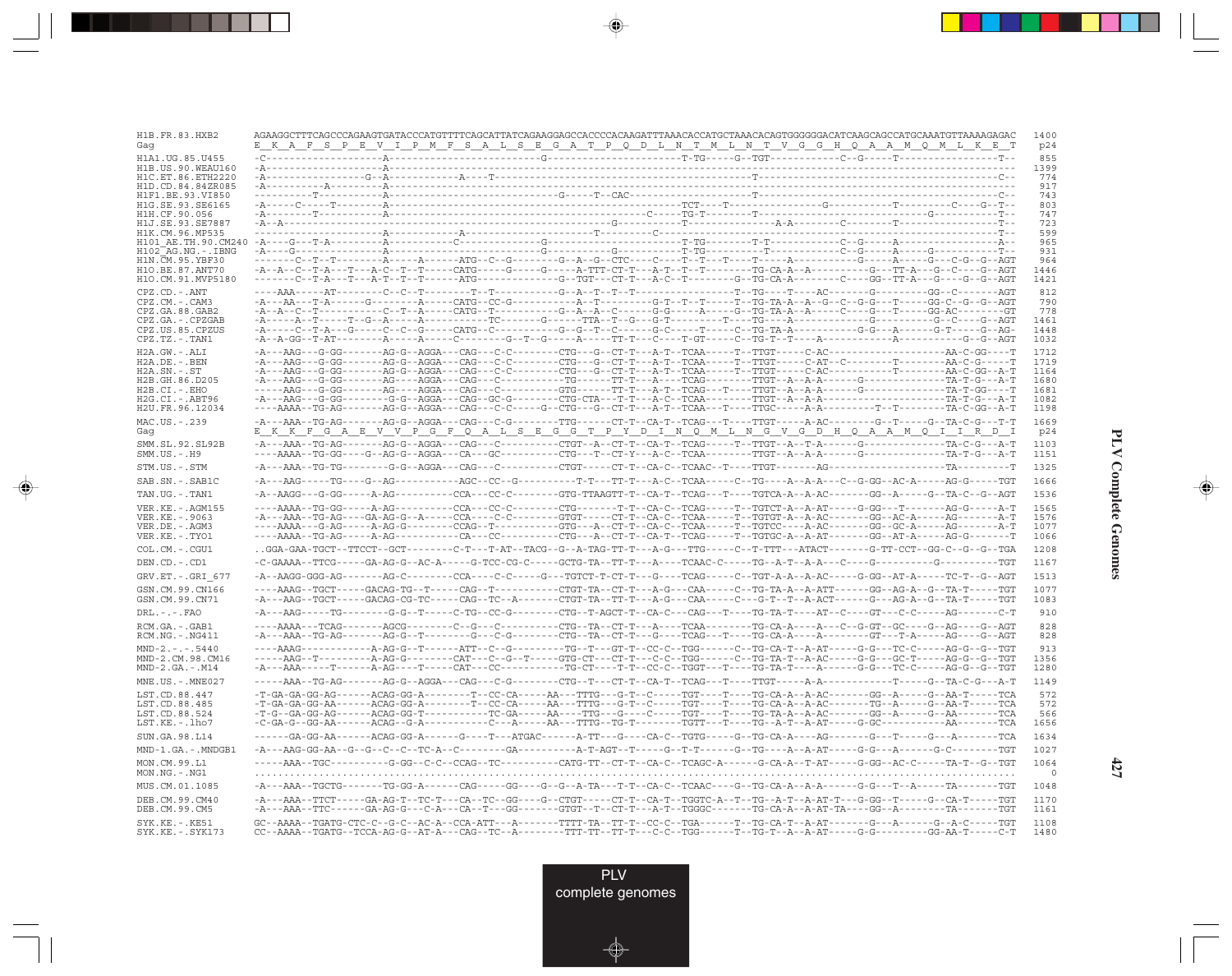```
H1B.FR.83.HXB2       AGAAGGCTTTCAGCCCAGAAGTGATACCCATGTTTTCAGCATTATCAGAAGGAGCCACCCCACAAGATTTAAACACCATGCTAAACACAGTGGGGGGACATCAAGCAGCCATGCAAATGTTAAAAGAGAC  1400
Gag                  E  K  A  F  S  P  E  V  I  P  M  F  S  A  L  S  E  G  A  T  P  Q  D  L  N  T  M  L  N  T  V  G  G  H  Q  A  A  M  Q  M  L  K  E  T   p24

H1A1.UG.85.U455      -C-------------------A-------------------------G-----------------------T-TG-----G--TGT------------C--G-----T-----------------T--   855
H1B.US.90.WEAU160    -A-------------------A----------------------------------------------------------------------------------------------------------  1399
H1C.ET.86.ETH2220    -A-----------------G--A------------A----T--------------------------------------T-------------------------------------------C--   774
H1D.CD.84.84ZR085    -A---------A---------A-----------------------------------------------------------------------------------------------------------   917
H1F1.BE.93.VI850     ------------T--------A-------------------------G-----T--CAC-----------------------T-----------------------------------------C--   743
H1G.SE.93.SE6165     -A-----C-----T-------A---------------------------------------------TCT----T----------------G-------------T---------C----G--T--   803
H1H.CF.90.056        -A-------T-----------A--------------------------------C-----TG-T-------T------------------------------------G------------T--   747
H1J.SE.93.SE7887     -A--A---------------------------------------------G---------T--------------------A-A---------C---------T-----------------T--   723
H1K.CM.96.MP535      ---------------------A-------------A--------------------T--------C------------------------------------------------------------T--   599
H101_AE.TH.90.CM240  -A----G---T-A--------A-----------C---------------G-------------------T-TG--------T-T-------------C--G-----A----------------A--   965
H102_AG.NG.-.IBNG    -A----G--------------A-------------------------G--------------G-----------T-TG---------T-------------C--G-----A----G----------T--   931
H1N.CM.95.YBF30      -------C--T--T-------A-----A------ATG--C--G--------G--A--G--CTC----C----T--T---T----T----A----------G-----A-----G---C-G--G--AGT   964
H1O.BE.87.ANT70      -A--A--C--T-A---T---A-C--T--T-----CATG------G-----G-----A-TTT-CT-T---A-T--T--T---------TG-CA-A--A-----------G---TT-A---G--C----G--AGT  1446
H1O.CM.91.MVP5180    -------C--T-A---T---A-T--T--T-----ATG-------------G--TGT---CT-T---A-C--T--------G--TG-CA-A----------C----GG--TT-A---G----G--G--AGT  1421

CPZ.CD.-.ANT         ----AAA-----AT--------C--C--T--------T--T-------------G--A--T--T--T----------------T--TG----T----AC--------G---------GG--C-------AGT   812
CPZ.CM.-.CAM3        -A---AA---T-A------G--------A-----CATG--CC-G---------A--T---------G-T--T--T----T--TG-TA-A--A--G--C--G-G---T-----GG-C--G--G--AGT   790
CPZ.GA.88.GAB2       -A--A--C--T----------C--T--A------CATG--T------------G--A--A--C--------G-G-----A----G--TG-TA-A--A-----C----G---T-----GG-AC--------GT   778
CPZ.GA.-.CPZGAB      -A-----A--T-----T--G--A-----A------------TC----------G------TTA--T--G---G-T--------T----TG----A-------------G-----------G---C----G--AGT  1461
CPZ.US.85.CPZUS      -A-----C--T-A---G----C--C--G------CATG--C------------G--G--T--C------G-C-----T-----C--TG-TA-A----------G-G---A-------G-T-----G--AG-  1448
CPZ.TZ.-.TAN1        -A--A-GG--T-AT--------A-----A------C------------G--T--G-----A-----TT-T---C----T-GT-----C--TG-T--T----A----------------A----------G--G--AGT  1032

H2A.GW.-.ALI         -A---AAG---G-GG-------AG-G--AGGA---CAG---C-C---------CTG---G--CT-T---A-T--TCAA-----T--TTGT-----C-AC-----------------------AA-C-GG---T  1712
H2A.DE.-.BEN         -A---AAG---G-GG-------AG-G--AGGA---CAG---C-C---------CTG---G--CT-T---A-T--TCAA-----T--TTGT-----C-AT--C---------T--------AA-C-G-----T  1719
H2A.SN.-.ST          -A---AAG---G-GG-------AG-G--AGGA---CAG---C-C---------CTG---G--CT-T---A-T--TCAA-----T--TTGT-----C-AC---------------T--------AA-C-GG--A-T  1164
H2B.GH.86.D205       -A---AAG---G-GG-------AG-----AGGA---CAG---C-----------TG------TT-T---A-----TCAG-------TTGT--A--A-A-------G--------------------TA-T-G---A-T  1680
H2B.CI.-.EHO         ----AAG---G-GG-------AG-----AGGA---CAG---C-----------GTG-----TT-T---A-T--TCAG----T---TTGT--A--A-A-------G---------------------TA-T-GG---T  1681
H2G.CI.-.ABT96       -A---AAG---G-GG--------G-G--AGGA---CAG--GC-G---------CTG-CTA---T-T---A-C--TCAA--------TTGT--A--A-A----------------------------TA-T-G---A-T  1082
H2U.FR.96.12034      ----AAAA--TG-AG-------AG-G--AGGA---CAG---C-C-----G--CTG---G--CT-T---A-T--TCAA---T----TTGC-----A-A---------T--T----------TA-C-GG--A-T  1198

MAC.US.-.239         -A---AAA--TG-AG-------AG-G--AGGA---CAG---C-G---------TTG------CT-T--CA-T--TCAG---T----TTGT-----A-AC--------G--T-----G--TA-C-G---T-T  1669
Gag                  E  K  K  F  G  A  E  V  V  P  G  F  Q  A  L  S  E  G  G  T  P  Y  D  I  N  Q  M  L  N  G  V  G  D  H  Q  A  A  M  Q  I  I  R  D  I   p24

SMM.SL.92.SL92B      -A---AAA--TG-AG-------AG-G--AGGA---CAG---C-----------CTGT--A--CT-T--CA-T--TCAG-----T--TTGT--A--T-A------G--------------TA-C-G---A-T  1103
SMM.US.-.H9          ----AAAA--TG-GG----G--AG-G--AGGA---CA---GC-----------CTG---T--CT-Y---A-C--TCAA--------TTGT--A--A-A------G-----------------TA-T-G---A-T  1151

STM.US.-.STM         -A---AAA--TG-TG----------G-G--AGGA---CAG---C---------CTGT------CT-T--CA-C--TCAAC--T----TTGT-------AG--------------------------TA---------T  1325

SAB.SN.-.SAB1C       -A---AAG------TG----G--AG-------------AGC--CC--G---------T-T----TT-T---A-C--TCAA-----C--TG----A--A-A---C--G-GG--AC-A-----AG-G-----TGT  1666

TAN.UG.-.TAN1        -A--AAGG---G-GG-----A-AG-----------CCA---CC-C---------GTG-TTAAGTT-T--CA-T--TCAG---T----TGTCA-A--A-AC-------GG--A-----G--TA-C--G--AGT  1536

VER.KE.-.AGM155      ----AAAA--TG-GG-----A-AG-----------CCA---CC-C---------CTG-------T-T--CA-C--TCAG-----T--TGTCT-A--A-AT-----G-GG---T-------AG-G-----A-T  1565
VER.KE.-.9063        -A---AAA--TG-AG----GA-AG-G--A-----CCA----C-C---------GTGT------CT-T--CA-C--TCAA-----T--TGTGT-A--A-AC--------GG--AC-A------AG-------A-T  1576
VER.DE.-.AGM3        ----AAAA---G-AG-----A-AG-G--------CCAG--T------------CTG---A--CT-T--CA-C--TCAA-----T--TGTCC----A-AC--------GG--GC-A------AG-------A-T  1077
VER.KE.-.TYO1        ----AAAA--TG-AG-----A-AG-----------CA---CC-----------CTG---A--CT-T--CA-T--TCAG-----T--TGTGC-A--A-AT--------GG--AT-A------AG-G--------T  1066

COL.CM.-.CGU1        ..GGA-GAA-TGCT--TTCCT--GCT--------C-T---T-AT--TACG--G--A-TAG-TT-T---A-G---TTG-----C--T-TTT---ATACT-------G-TT-CCT--GG-C--G--G--TGA  1208

DEN.CD.-.CD1         -C-GAAAA--TTCG-----GA-AG-G--AC-A-----G-TCC-CG-C-----GCTG-TA--TT-T---A-----TCAAC-C-----TG--A-T--A-A---C----G--------G-----------TGT  1167

GRV.ET.-.GRI_677     -A--AAGG-GGG-AG-------AG-C---------CCA----C-C-----G---TGTCT-T-CT-T---G----TCAG-----C--TGT-A-A--A-AC-----G-GG--AT-A-----TC-T--G--AGT  1513

GSN.CM.99.CN166      ----AAAG--TGCT-----GACAG-TG--T-----CAG--T------------CTGT-TA--CT-T---A-G---CAA-----C--TG-TA-A--A-ATT------GG--AG-A--G--TA-T-----TGT  1077
GSN.CM.99.CN71       -A---AAG--TGCT-----GACAG-CG-TC-----CAG--TC--A-------CTGT-TA--TT-T---A-G---CAA-----C---G-T--T--A-ACT------G---AG-A--G--TA-T-----TGT  1083

DRL.-.-.FAO          -A---AAG------TG--------G-G--T-----C-TG--CC-G---------CTG--T-AGCT-T--CA-C---CAG---T----TG-TA-T----AT--C-----GT---C-C-----AG-------C-T   910

RCM.GA.-.GAB1        ----AAAA---TCAG-------AGCG---------C--G---C----------CTG--TA--CT-T---A-----TCAA-------TG-CA-A-----A---C--G-GT--GC----G--AG-----G--AGT   828
RCM.NG.-.NG411       -A---AAA--TG-AG-------AG-G--T----------G---C-G--------CTG--TA--CT-T---G----TCAG---T----TG-CA-A------A-----------GT---T-A-----AG-----G--AGT   828

MND-2.-.-.5440       ----AAAG------------A-AG-G--T------ATT--C--G---------TG--T---GT-T--CC-C--TGG------C--TG-CA-T--A-AT------G-G---TC-C-----AG-G--G--TGT   913
MND-2.CM.98.CM16     -----AAG--T---------A-AG-G---------CAT---C--G--T-----GTG-CT---CT-T---C-C--TGG------C--TG-TA-T--A-AC-----G-G---GC-T------AG-G--G--TGT  1356
MND-2.GA.-.M14       -A---AAA-----T------A-AG----T------CAT---CC----------TG-CT----T-T--CC-C--TGGT---T----TG-TA-T----A---------G-G---TC-C-----AG-G--G--TGT  1280

MNE.US.-.MNE027      -----AAA--TG-AG-------AG-G--AGGA---CAG---C-G---------CTG--T---CT-T--CA-T--TCAG---T----TTGT-------A-A-------------------T------G--TA-C-G---A-T  1149

LST.CD.88.447        -T-G-GA-GG-AG------ACAG-GG-A--------T--CC-CA------AA---TTTG---G-T--C-----TGT----T----TG-CA-A--A-AC--------GG--A-----G--AA-T-----TCA   572
LST.CD.88.485        -T-GA-GA-GG-AA------ACAG-GG-A--------T--CC-CA------AA---TTTG---G-T--C-----TGT----T----TG-CA-A--A-AC--------TG--A-----G--AA-T-----TCA   572
LST.CD.88.524        -T-G--GA-GG-AG------ACAG-GG-T-----------TC-GA------AA----TTG---G-----C-----TGT----T----TG-TA-A--A-AC--------GG--A-----G--AA-------TCA   566
LST.KE.-.lho7        -C-GA-G--GG-AA------ACAG--G-A----------C---A-------AA---TTTG--TG-T--------TGTT---T----TG--A-T--A-AT------G-GC------------AA-------TCA  1656

SUN.GA.98.L14        ------GA-GG-AA------ACAG-GG-A------G----T---ATGAC------A-TT---G-----CA-C--TGTG-----G--TG-CA-A----AG-------G---T-----G---A--------TCA  1634

MND-1.GA.-.MNDGB1    -A---AAG-GG-AA--G--G--C--C--TC-A--C---------GA----------A-T-AGT--T-----G--T-T------G--TG----A--A-AT-----G-G---A------G--G-C--------TGT  1027

MON.CM.99.L1         -----AAA--TGC----------G-GG--C-C--CCAG--TC---------CATG-TT--CT-T--CA-C--TCAGC-A------G-CA-A--T-AT-----G-GG--AC-C-----TA-T--G--TGT  1064
MON.NG.-.NG1         .......................................................................................................................................     0

MUS.CM.01.1085       -A---AAA--TGCTG--------TG-GG-A------CAG-------GG----G--G--A-TA---T-T--CA-C--TCAAC---G--TG-CA-A--A-AT-----G-G---T--A-----TA-------TGT  1048

DEB.CM.99.CM40       -A---AAA--TTCT-----GA-AG-T--TC-T---CA--TC--GG----G--CTGT-----CT-T--CA-T--TGGTC-A--T--TG--A-T--A-AT-T---G-GG--T-----G--CA-T-----TGT  1170
DEB.CM.99.CM5        -A---AAA--TTC------GA-AG-G----C-A---CA--T---GG-------GTGT--T--CT-T---A-T--TGGGC-------TG-CA-A--A-AT-TA----GG--A--------TA---------TGT  1161

SYK.KE.-.KE51        GC--AAAA--TGATG-CTC-C--G-C--AC-A--CCA-ATT---A-------TTTT-TA--TT-T--CC-C--TGA------T--TG-CA-T--A-AT-------G---A-------G--A-C-----TGT  1108
SYK.KE.-.SYK173      CC--AAAA--TGATG--TCCA-AG-G--AT-A---CAG--TC--A--------TTT-TT--TT-T---C-C--TGG------T--TG-T--A--A-AT-----G-G---------GG-AA-T-----C-T  1480
```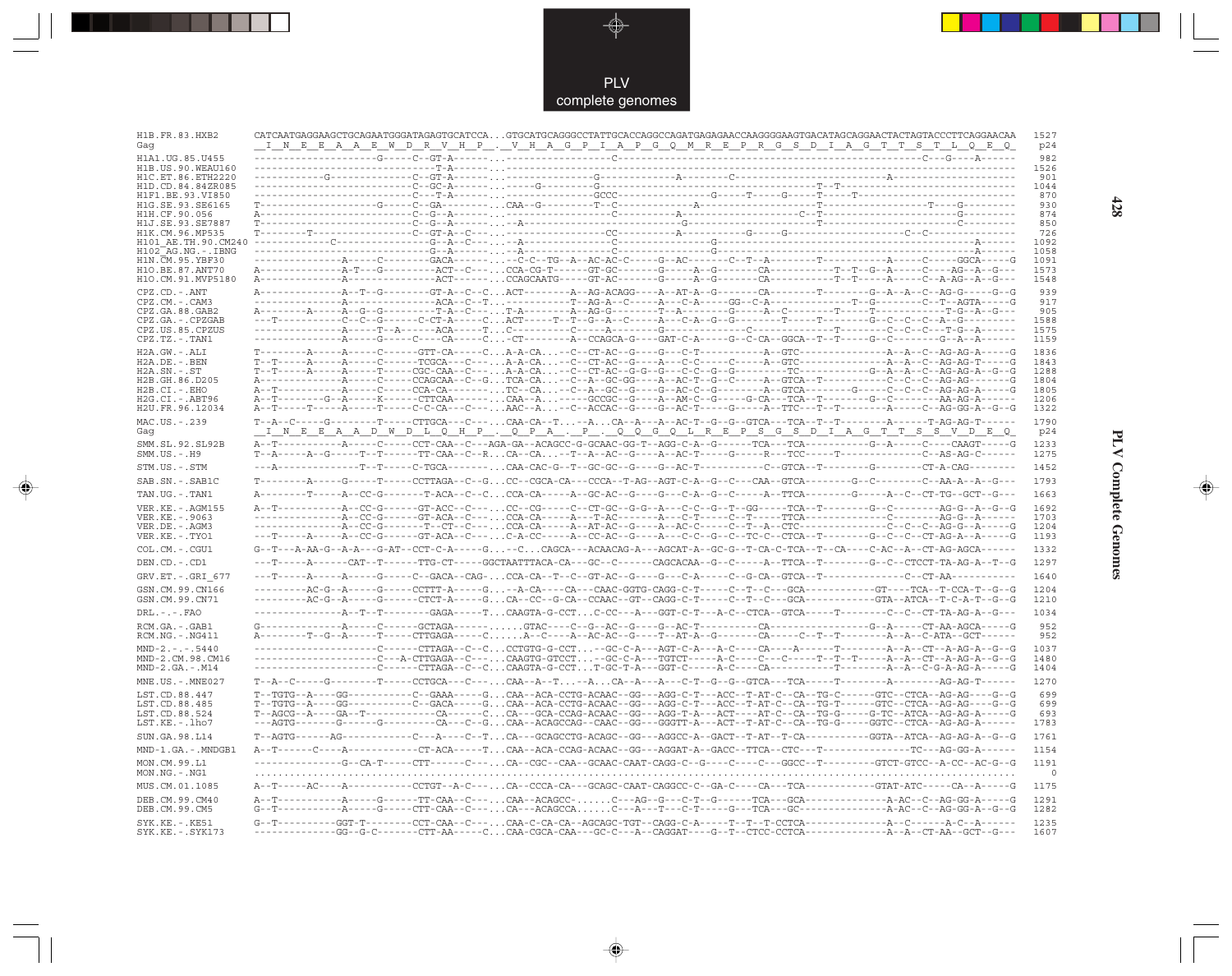PLV
complete genomes

```
H1B.FR.83.HXB2       CATCAATGAGGAAGCTGCAGAATGGGATAGAGTGCATCCA...GTGCATGCAGGGCCTATTGCACCAGGCCAGATGAGAGAACCAAGGGGAAGTGACATAGCAGGAACTACTAGTACCCTTCAGGAACAA  1527
Gag                   _I__N__E__E__A__A__E__W__D__R__V__H__P__._V__H__A__G__P__I__A__P__G__Q__M__R__E__P__R__G__S__D__I__A__G__T__T__S__T__L__Q__E__Q_  p24
H1A1.UG.85.U455      --------------------G-----C--GT-A------...------------------C------------------------------------------------------------C---G----A------  982
H1B.US.90.WEAU160    ---------------------------T-A------...-----------------------------------------------------------------------------------------------  1526
H1C.ET.86.ETH2220    ------------G--------------C--GT-A------...-----------------G-------------A--------C-------------------------------A----------------------  901
H1D.CD.84.84ZR085    ---------------------------C--GC-A------...----------G------G----------------------------------------T--T----------------------------------  1044
H1F1.BE.93.VI850     ---------------------------C---T-A------...---------------GCCC-------------G-----T-----G-----T-----T-----------------------------------  870
H1G.SE.93.SE6165     T-------------------G-----C--GA------...CAA--G---------T--C-------------A------------------------------------------T----G---------  930
H1H.CF.90.056        A--------------------------C--G--A------...------------------C-------------A---------------------C--T-----------------------G---------  874
H1J.SE.93.SE7887     T--------------------------C--G--A------...-A-----------------------------G--------------------------T------------------------C---------  850
H1K.CM.96.MP535      T--------T-----------------C--GT-A--C---...------------------CC----------A----------G-----G----------------------C--C--------------  726
H101_AE.TH.90.CM240  -------------C-------------G--A--C---...-A-------------------C-----------------G-----------------------------------------------A-----  1092
H102_AG.NG.-.IBNG    ---------------------------G--A------...-A-------------------C-----------------G-----------------------------------------------A-----  1058
H1N.CM.95.YBF30      ---------------A-----C---------GACA------...--C-C--TG--A--AC-AC-C-----G--AC-------C--T--A--------T----------A------C-----GGCA-----G  1091
H1O.BE.87.ANT70      A-------------A-T---G----------ACT--C---...CCA-CG-T------GT-GC-------G-----A--G-------CA-----------T--T--G--A-----C----AG--A--G---  1573
H1O.CM.91.MVP5180    A--------------A--------------ACT------...CCAGCAATG-----GT-AC-------G-----A--G-------CA-----------T--T----A-----C--A-AG--A--G---  1548
CPZ.CD.-.ANT         A--------------A--T--G--------GT-A--C--C...ACT---------A--AG-ACAGG----A--AT-A--G-------CA----------T---------G--A--A--C--AG-G-----G--G  939
CPZ.CM.-.CAM3        ----------------A----------------ACA--C--T...---------------T--AG-A--C-----A-----C-A------GG--C-A------------T--G-------C--T--AGTA-----G  917
CPZ.GA.88.GAB2       A--------A------A--G--G----------T-A--C---...T-A--------A--AG-G--------T--A-------G-----A--C-------T------T-----------T-G--A--G---  905
CPZ.GA.-.CPZGAB      ---T-----------C--C--G-------C-CT-A-----C...ACT------T--T--G--A--C-----A-----C-A--G-G-------T-------T--------G--C--C--C--A--G---------  1588
CPZ.US.85.CPZUS      ---------------A-----T--A-------ACA-----T...C---------C----A--------G------------------C-------------T-------C--C--C----T-G--A------  1575
CPZ.TZ.-.TAN1        ---------------A------G-----C-----CA-----C...CT----------A--CCAGCA-G----GAT-C-A-----G--C-CA--GGCA--T--T-----G--C----------G--A--A------  1159
H2A.GW.-.ALI         T--------A-----A-----C-------GTT-CA-----C...A-A-CA...--C--CT-AC--G-----G---C-T-----------A--GTC--------------A--A--C--AG-AG-A-----G  1836
H2A.DE.-.BEN         T--T-----A-----A-----C------TCGCA---C---...A-A-CA...--C--CT-AC--G-----A---C-C------C-----A--GTC--------------A--A--C--AG-AG-T-----G  1843
H2A.SN.-.ST          T--T-----A-----A-----T-----CGC-CAA--C---...A-A-CA...--C--CT-AC--G-G--G---C-C--G--------TC--------------G--A--A--C--AG-AG-A--G--G  1288
H2B.GH.86.D205       A---------------A-----C-----CCAGCAA--C--G...TCA-CA...--C--A--GC-GG----A--AC-T--G--C-----A--GTCA--T-----------C--C--C--AG-AG-------G  1804
H2B.CI.-.EHO         A--T-------------A-----C-----CCA-CA------...TC--CA...--C--A--GC--G----G--AC-C--G--------A--GTCA--------G------C--C--C--AG-AG-A-----G  1805
H2G.CI.-.ABT96       A--T--------G--A-----K-----CTTCAA------...CAA--A...-----GCCGC--G----A--AM-C--G-----G-CA---TCA--T------------G--C-----------AA-AG-A------  1206
H2U.FR.96.12034      A--T-----T-----A-----T-----C-C-CA---C---...AAC--A...--C--ACCAC--G----G--AC-T-----G-----A--TTC---T--T-----------A-----C--AG-GG-A--G--G  1322
MAC.US.-.239         T--A--C-----G-------T-----CTTGCA---C---...CAA-CA--T...--A...CA--A---A--AC-T--G--G--GTCA---TCA--T--T-----------A------T-AG-AG-T------  1790
Gag                   _I__N__E__E__A__A__D__W__D__L__Q__H__P__._Q__P__A__._P__._Q__Q__G__Q__L__R__E__P__S__G__S__D__I__A__G__T__T__S__S__V__D__E__Q_  p24
SMM.SL.92.SL92B      A--T----------A------C-----CCT-CAA--C---AGA-GA--ACAGCC-G-GCAAC-GG-T--AGG-C-A--G------TCA---TCA------------G--A-----C----CAAGT-----G  1233
SMM.US.-.H9          T--A-----A--G-----T--T-----TT-CAA--C--R...CA--CA...--T--A--AC--G----A--AC-T-----G-----R---TCC-----T------------------C--AS-AG-C------  1275
STM.US.-.STM         ---A----------------T--T-----C-TGCA------...CAA-CAC-G--T--GC-GC--G----G--AC-T-----------C--GTCA--T---------G---------CT-A-CAG--------  1452
SAB.SN.-.SAB1C       T----------A-----G-----T-----CCTTAGA--C--G...CC--CGCA-CA---CCCA--T-AG--AGT-C-A--G--C---CAA--GTCA---------G--C---------C--AA-A--A--G---  1793
TAN.UG.-.TAN1        A---------T-----A--CC-G--------T-ACA--C--C...CCA-CA-----A--GC-AC--G----G---C-A--G--C-----A--TTCA----------G-----A--C--CT-TG--GCT--G---  1663
VER.KE.-.AGM155      A--T----------A--CC-G-------GT-ACC--C---...CC--CG-----C--CT-GC--G-G--A---C-C--G--T--GG-----TCA--T--------G--C---------AG-G--A--G--G  1692
VER.KE.-.9063        ---------------A--CC-G-------GT-ACA--C---...CCA-CA-----A---T-AC-------A---C-T-----C--T----TTCA-------------C---------AG-G--A-------  1703
VER.DE.-.AGM3        ---------------A--CC-G-------T--CT--C---...CCA-CA-----A--AT-AC--G----A--AC-C-----C--T--A--CTC-------------C--C--C--AG-G--A-----G  1204
VER.KE.-.TYO1        ---T-----A-----A--CC-G-------GT-ACA--C---...C-A-CC-----A--CC-AC--G----A---C-C--G--C--TC-C--CTCA--T---------G--C--C--CT-AG-A--A-----G  1193
COL.CM.-.CGU1        G--T---A-AA-G--A-A---G-AT--CCT-C-A-----G...--C...CAGCA---ACAACAG-A---AGCAT-A--GC-G--T-CA-C-TCA--T--CA-----C-AC--A--CT-AG-AGCA------  1332
DEN.CD.-.CD1         ---T-----A------CAT--T------TTG-CT-----GGCTAATTTACA-CA---GC--C------CAGCACAA--G--C-----A--TTCA--T---------G--C--CTCCT-TA-AG-A--T--G  1297
GRV.ET.-.GRI_677     ---T-----A-----A-----G-----C--GACA--CAG-...CCA-CA--T--C--GT-AC--G----G---C-A-----C--G-CA--GTCA--T-----------------C--CT-AA-----------  1640
GSN.CM.99.CN166      ---------AC-G--A-----G------CCTTT-A-----G...--A-CA----CA---CAAC-GGTG-CAGG-C-T-----C--T--C---GCA------------GT----TCA--T-CCA-T--G--G  1204
GSN.CM.99.CN71       ---------AC-G--A-----G------CTCT-A-----G...CA--CC--G-CA--CCAAC--GT--CAGG-C-T-----C--T--C---GCA------------GTA--ATCA--T-C-A-T--G--G  1210
DRL.-.-.FAO          ---------------A--T--T--------GAGA-----T...CAAGTA-G-CCT...C-CC---A---GGT-C-T---A-C--CTCA--GTCA-----T--------C--C--CT-TA-AG-A--G---  1034
RCM.GA.-.GAB1        G--------------A-----C-----GCTAGA------...GTAC----C--G--AC--G----G--AC-T-----------CA----------------------G--A-----CT-AA-AGCA-----G  952
RCM.NG.-.NG411       A--------T--G--A-----T-----CTTGAGA-----C...A--C----A--AC-AC--G----T--AT-A--G------CA-----C--T--T---------A--A--C-ATA--GCT------  952
MND-2.-.-.5440       -----------------------C-----CTTAGA--C--C...CCTGTG-G-CCT...--GC-C-A---AGT-C-A---A-C----CA-----A-----T---------A--A--CT--A-AG-A--G--G  1037
MND-2.CM.98.CM16     ---------------------C---A-CTTGAGA--C---...CAAGTG-GTCCT...--GC-C-A---TGTCT-----A-C----C---C---T--T--T-----A--A--CT--A-AG-A--G--G  1480
MND-2.GA.-.M14       -----------------------C-----CTTAGA--C--C...CAAGTA-G-CCT...T-GC-T-A---GGT-C-----A-C----CA------------T--------A--A--C-G-A-AG-A-----G  1404
MNE.US.-.MNE027      T--A--C-----G--------T-----CCTGCA---C---...CAA--A--T...--A...CA--A---A---C-T--G--G--GTCA---TCA-----T----------A---------AG-AG-T------  1270
LST.CD.88.447        T--TGTG--A----GG------------C--GAAA-----G...CAA--ACA-CCTG-ACAAC--GG---AGG-C-T---ACC--T-AT-C--CA--TG-C------GTC--CTCA--AG-AG----G--G  699
LST.CD.88.485        T--TGTG--A----GG------------C--GACA-----G...CAA--ACA-CCTG-ACAAC--GG---AGG-C-T---ACC--T-AT-C--CA--TG-T------GTC--ATCA--AG-AG----G--G  699
LST.CD.88.524        T--AGCG--A----GA--T------------CA------C...CA---GCA-CCAG-ACAAC--GG---AGG-T-A---ACT----AT-C--CA--TG-G-----G-TC--ATCA--AG-AG-A-----G  693
LST.KE.-.lho7        ---AGTG--------G------G---------CA---C--G...CAA--ACAGCCAG--CAAC--GG---GGGTT-A---ACT--T-AT-C--CA--TG-G-----GGTC--CTCA--AG-AG-A------  1783
SUN.GA.98.L14        T--AGTG-------AG------------C---A-----C--T...CA---GCAGCCTG-ACAGC--GG---AGGCC-A--GACT--T-AT--T-CA-----------GGTA--ATCA--AG-AG-A--G--G  1761
MND-1.GA.-.MNDGB1    A--T------C----A-------------CT-ACA-----T...CAA--ACA-CCAG-ACAAC--GG---AGGAT-A--GACC--TTCA--CTC---T---------------TC---AG-GG-A------  1154
MON.CM.99.L1         ---------------G--CA-T-----CTT------C---...CA--CGC--CAA--GCAAC-CAAT-CAGG-C--G----C----C---GGCC--T---------GTCT-GTCC--A-CC--AC-G--G  1191
MON.NG.-.NG1         .............................................................................................................................  0
MUS.CM.01.1085       A--T-----AC----A-------------CCTGT--A-C---...CA--CCCA-CA---GCAGC-CAAT-CAGGCC-C--GA-C----CA---TCA-------------GTAT-ATC------CA--A-----G  1175
DEB.CM.99.CM40       A--T-----------A-----G------TT-CAA--C---...CAA--ACAGCC-......C---AG--G---C-T--G------TCA---GCA-------------A-AC--C--AG-GG-A-----G  1291
DEB.CM.99.CM5        G--T-----------A-----G------CTT-CAA--C---...CA---ACAGCCA......C---A---T---C-T-----G----TCA---GC--------------A-AC--C--AG-GG-A--G--G  1282
SYK.KE.-.KE51        G--T----------GGT-T---------CCT-CAA--C---...CAA-C-CA-CA--AGCAGC-TGT--CAGG-C-A-----T--T--T-CCTCA-------------A--C--------A-C--A------  1235
SYK.KE.-.SYK173      --------------GG--G-C--------CTT-AA------C...CAA-CGCA-CAA---GC-C---A--CAGGAT----G--T--CTCC-CCTCA-------------A--A--CT-AA--GCT--G---  1607
```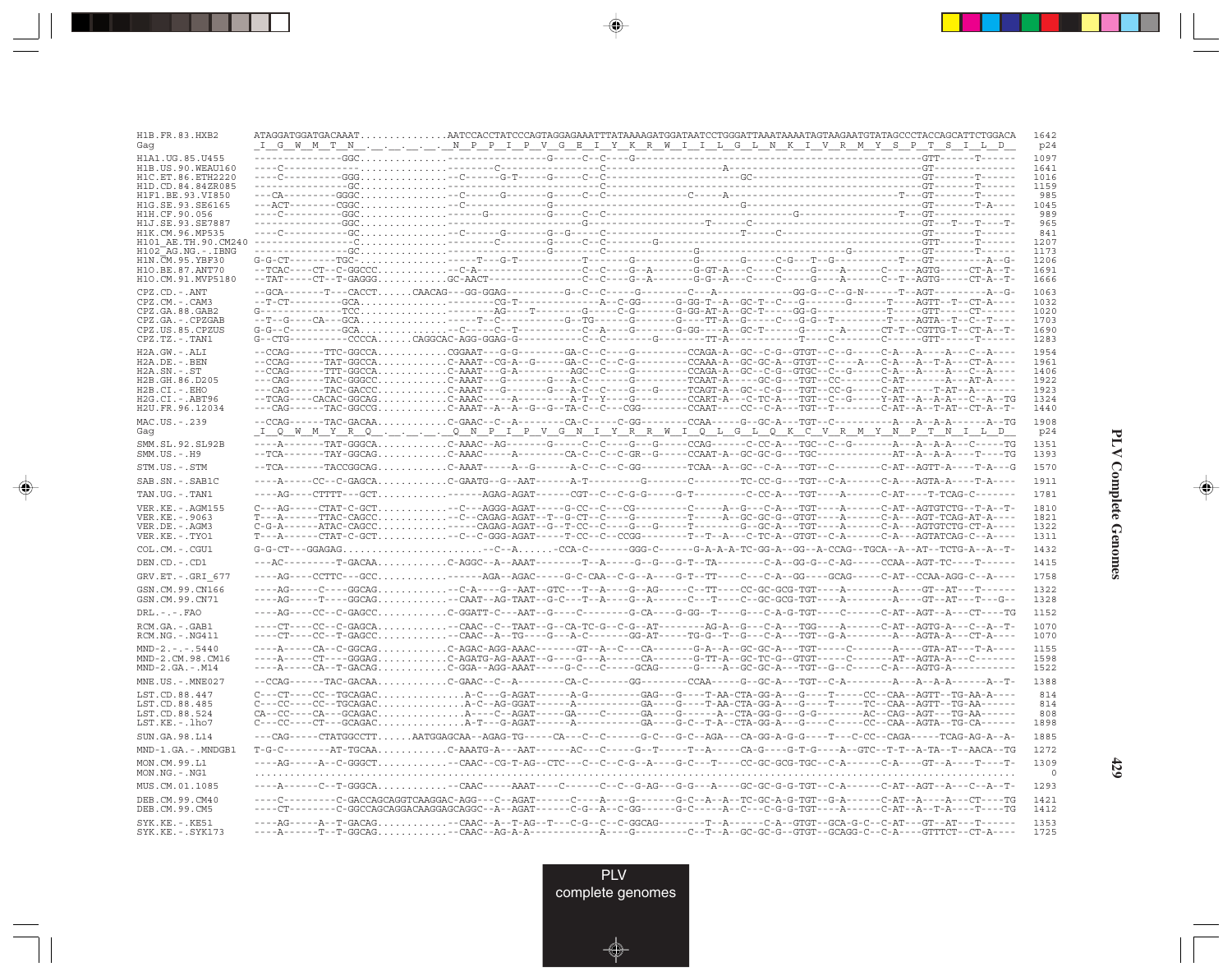```
H1B.FR.83.HXB2        ATAGGATGGATGACAAAT...............AATCCACCTATCCCAGTAGGAGAAATTTATAAAAGATGGATAATCCTGGGATTAAATAAAATAGTAAGAATGTATAGCCCTACCAGCATTCTGGACA  1642
Gag                   _I__G__W__M__T__N__.__.__.__.__.__N__P__P__I__P__V__G__E__I__Y__K__R__W__I__I__L__G__L__N__K__I__V__R__M__Y__S__P__T__S__I__L__D__   p24
H1A1.UG.85.U455       ---------------GGC...............-------------------G-----C--C----G--------------------------------------------------GTT------T------  1097
H1B.US.90.WEAU160     ----C-----------...............-----------C---------------------C--------------------A-----------------------------------GT--------------  1641
H1C.ET.86.ETH2220     ----C-----------GGG...............--C-------G-T-----G-----C--C---------------------------GC-------------------------GT-------T------  1016
H1D.CD.84.84ZR085     ---------------GC...............-------------------------C--------------------------------------------------------GT-------T------  1159
H1F1.BE.93.VI850      ---CA-----------GGGC...............--C------G--------G-----C--C---------------C-----A---------------------------------T--GT-------T------   985
H1G.SE.93.SE6165      ---ACT---------CGGC...............--C---------------G------------------------------G--------------------------------GT-------T-A----  1045
H1H.CF.90.056         ----C-----------GGC...............--------G---------G-----C--C---------------------------------------G------------------T--GT---------------   989
H1J.SE.93.SE7887      ---------------GGC...............------------------------G------------------T------C-----------------------------------GT---T---T----T-   965
H1K.CM.96.MP535       ----C-----------GC...............--C------G--------G--G-----C---------------------------T-----C------------------------GT-------T------   841
H101_AE.TH.90.CM240   -----------------C...............---------C--------G-----C--C-------G----------------------------------------------GTT------T------  1207
H102_AG.NG.-.IBNG     ----------------GC...............-------------------G------C---------------------G----------------------------G-----------GT-------T------  1173
H1N.CM.95.YBF30       G-G-CT---------TGC-...............-------T---G-T-----------T------G------------G--------G-----C-G---T--G----------T---GT---------A--G-  1206
H1O.BE.87.ANT70       --TCAC-----CT--C-GGCCC...............-C-A--------------------C-C----G--A-------G-GT-A---C----C------G----A------C-----AGTG------CT-A--T-  1691
H1O.CM.91.MVP5180     --TAT-----CT--T-GAGGG...........GC-AACT---------------C-C----G--A-------G-G--A---C----C-----G----A------C--T--AGTG------CT-A--T-  1666

CPZ.CD.-.ANT          --GCA--------T---CACCT......CAACAG---GG-GGAG---------G--C--C-----G-------C---A-------------GG-G--C--G-N------T--AGT----------A--G-  1063
CPZ.CM.-.CAM3         --T-CT---------GCA...............---------CG-T-------------A--C-GG------G-GG-T--A--GC-T--C---G------G-----T----AGTT--T--CT-A----  1032
CPZ.GA.88.GAB2        G--------------TCC...............--------AG-----T---------G-----C-G------G-GG-AT-A--GC-T-----GG-G-------------T-----GTT-----CT-----  1020
CPZ.GA.-.CPZGAB       --T--G-----CA---GCA...............-----T--C----------G--TG-----G-------G-----TT-A--G-----C---G-G--T---------T------AGTA--T--C--T----  1703
CPZ.US.85.CPZUS       G-G--C---------GCA...............---C----C--T-----------C--A----G------G-GG----A--GC-T-------G------A------CT-T--CGTTG-T--CT-A--T-  1690
CPZ.TZ.-.TAN1         G--CTG-----------CCCCA......CAGGCAC-AGG-GGAG-G---------C--C---------G--------TT-A-------------T----C--------C-------GTT-------T------  1283

H2A.GW.-.ALI          --CCAG-------TTC-GGCCA...........CGGAAT---G-G-------GA-C--C----G---------CCAGA-A--GC--C-G--GTGT--C--G-----C-A---A----A---C--A----  1954
H2A.DE.-.BEN          --CCAG-------TAT-GGCCA...........C-AAAT--CG-A--G------GA-C--C--C-G---------CCAAA-A--GC-GC-A--GTGT--C----A---C-A---A--T-A----CT-A----  1961
H2A.SN.-.ST           --CCAG-------TTT-GGCCA...........C-AAAT---G-A---------AGC--C----G---------CCAGA-A--GC--C-G--GTGC--C--G-----C-A---A----A---C--A----  1406
H2B.GH.86.D205        ---CAG-------TAC-GGGCC...........C-AAAT---G-------G---A-C-------G---------TCAAT-A----GC-G---TGT--CC-------C-AT---------A---AT-A----  1922
H2B.CI.-.EHO          ---CAG-------TAC-GACCC...........C-AAAT---G----A-C----C---G---G---TCAGT-A--GC--C-G---TGT--CC-G-----C-AT------T-AT--A-------  1923
H2G.CI.-.ABT96        --TCAG-----CACAC-GGCAG...........C-AAAC-----A------A-T--Y----G--------CCART-A---C-TC-A---TGT--C--G-----Y-AT--A--A-A---C--A--TG  1324
H2U.FR.96.12034       ---CAG-------TAC-GGCCG...........C-AAAT--A--A--G--G--TA-C--C---CGG-------CCAAT----CC--C-A---TGT--T---------C-AT--A--T-AT--CT-A--T-  1440

MAC.US.-.239          --CCAG-------TAC-GACAA...........C-GAAC--C--A---------CA-C-----C-GG--------CCAA-----G--GC-A---TGT--C-G------A---A--A-A------A--TG  1908
Gag                   _I__Q__W__M__Y__R__Q__.__.__.__.__Q__N__P__I__P__V__G__N__I__Y__R__R__W__I__Q__L__G__L__Q__K__C__V__R__M__Y__N__P__T__N__I__L__D__   p24

SMM.SL.92.SL92B       ----A--------TAT-GGGCA...........C-AAAC--AG--------G-----C--C----G----G------CCAG------C-CC-A---TGC--C--G-------A---A--A-A---C-----TG  1351
SMM.US.-.H9           --TCA--------TAY-GGCAG...........C-AAAC-----A--------CA-C--C--C-GR--G-----CCAAT-A--GC-GC-G---TGC--------------AT--A--A-A----T----TG  1393

STM.US.-.STM          --TCA--------TACCGGCAG...........C-AAAT-----A--G-------A-C--C--C-GG--------TCAA--A--GC--C-A---TGT--C---------C-AT--AGTT-A----T-A---G  1570

SAB.SN.-.SAB1C        ----A-----CC--C-GAGCA...........C-GAATG--G--AAT------A-T----------G-------C---------TC-CC-G---TGT--C-A------C-A---AGTA-A----T-A----  1911

TAN.UG.-.TAN1         ----AG----CTTTT---GCT...............------AGAG-AGAT------CGT--C--C-G-G-----G-T---------C-CC-A---TGT----A------C-AT----T-TCAG-C-------  1781

VER.KE.-.AGM155       C---AG-----CTAT-C-GCT...........----AGGG-AGAT-----G-CC--C---CG--------C-----A--G---C-A---TGT----A------C-AT--AGTGTCTG--T-A--T-  1810
VER.KE.-.9063         T---A------TTAC-CAGCC...........--C--CAGAG-AGAT--T--G-CT--C---G--------T-----A--GC-GC-G---GTGT----A------C-AT--AGT-TCAG-AT-A----  1821
VER.DE.-.AGM3         C-G-A------ATAC-CAGCC...........------CAGAG-AGAT--G--T-CC--C---G---G----T---------G--GC-A---TGT----A------C-A---AGTGTCTG-CT-A----  1322
VER.KE.-.TYO1         T--A-------CTAT-C-GCT...........--C--C-GGG-AGAT-----T-CC--C--CCGG--------T--T--A---C-TC-A---GTGT--C-A------C-A---AGTATCAG-C--A----  1311

COL.CM.-.CGU1         G-G-CT---GGAGAG.......................--C--A.......-CCA-C---------GGG-C-------G-A-A-A-TC-GG-A--GG--A-CCAG--TGCA--A--AT--TCTG-A--A--T-  1432

DEN.CD.-.CD1          ---AC---------T-GACAA...........C-AGGC--A--AAAT--------T--A-----G--G---G-T--TA--------C-A--GG-G--C-AG-----CCAA--AGT-TC----T-------  1415

GRV.ET.-.GRI_677      ----AG----CCTTC---GCC...............-----AGA--AGAC------G-C-CAA--C-G--A----G-T--TT-----C---C-A--GG----GCAG------C-AT--CCAA-AGG-C--A----  1758

GSN.CM.99.CN166       ----AG-----C----GGCAG...........--C-A---G--AAT--GTC---T--A----G--AG------C--TT-----CC-GC-GCG-TGT----A--------A----GT--AT---T------  1322
GSN.CM.99.CN71        ----AG-----T----GGCAG...........-CAAT--AG-TAAT--G-C---T--A----G--A------C---T-----C--GC-GCG-TGT----A--------A----GT--AT---T----G--  1328

DRL.-.-.FAO           ----AG----CC--C-GAGCC...........C-GGATT-C---AAT--G----C--------G-CA----G-GG--T-----G---C-A-G-TGT----C------C-AT--AGT--A----CT----TG  1152

RCM.GA.-.GAB1         ----CT-----CC--C-GAGCA...........-CAAC--C--TAAT--G--CA-TC-G--C-G--AT--------AG-A--G--C-A---TGG----A------C-AT--AGTG-A---C--A--T-  1070
RCM.NG.-.NG411        ----CT-----CC--T-GAGCC...........-CAAC--A--TG----G--A-C--------GG-AT------TG-G--T--G---C-A---TGT--G-A--------A---AGTA-A---CT-A----  1070

MND-2.-.-.5440        ----A------CA--C-GGCAG...........C-AGAC-AGG-AAAC-------GT--A--C---CA---------G--A--A--GC-GC-A---TGT------C-------A----GTA-AT---T-A----  1155
MND-2.CM.98.CM16      ----A------CT----GGGAG...........C-AGATG-AG-AAAT--G----G---A------CA-------G-TT-A--GC-TC-G--GTGT-----C-------AT--AGTA-A---C-------  1598
MND-2.GA.-.M14        ----A------CA--T-GACAG...........C-GGA--AGG-AAAT-------G-C---C------GCAG-------G----A--GC-GC-A---TGT--G--C-----C-A---AGTG-A----------  1522

MNE.US.-.MNE027       --CCAG-------TAC-GACAA...........C-GAAC--C--A-----------CA-C----------GG--------CCAA-----G--GC-A---TGT--C-A--------A---A--A-A------A--T-   1388

LST.CD.88.447         C---CT----CC--TGCAGAC...............A-C---G-AGAT-------A-G----------GAG---G----T-AA-CTA-GG-A---G----T-----CC--CAA--AGTT--TG-AA-A----   814
LST.CD.88.485         C---CC----CC--TGCAGAC...............A-C---AG-GGAT-------A-----------GA----G----T-AA-CTA-GG-A---G----T-----TC--CAA--AGTT--TG-AA------   814
LST.CD.88.524         CA--CC----CA---GCAGAC...............A---C--AGAT------GA-----C------GA----G-----A--CTA-GG-G---G-G--------AC--CAG--AGT---TG-AA------   808
LST.KE.-.lho7         C---CC----CT---GCAGAC...............A-T----G-AGAT------A-------------GA----G-C--T-A--CTA-GG-A---G----C-----CC--CAA--AGTA--TG-CA------  1898

SUN.GA.98.L14         ---CAG-----CTATGGCCTT......AATGGAGCAA--AGAG-TG-----CA---C--C------G-C---G-C--AGA---CA-GG-A-G-G----T---C-CC--CAGA-----TCAG-AG-A--A-   1885

MND-1.GA.-.MNDGB1     T-G-C--------AT-TGCAA...........C-AAATG-A---AAT-------AC---C-----G--T-----T--A------CA-G-----G-T-G----A--GTC--T-T--A-TA--T--AACA--TG  1272

MON.CM.99.L1          ----AG-----A--C-GGGCT...........-CAAC--CG-T-AG--CTC---C--C--C-G--A----G-C---T----CC-GC-GCG-TGC--C-A------C-A----GT--A----T----T-   1309
MON.NG.-.NG1          .................................................................................................................................     0

MUS.CM.01.1085        ----A------C--T-GGGCA...........-CAAC-----AAAT----C------C--C-G-AG---G-G---A----GC-GC-G-G-TGT--C-A------C-AT--AGT--A---C--A--T-   1293

DEB.CM.99.CM40        ----C----------G-GACCAGCAGGTCAAGGAC-AGG---C-AGAT------C----A-----G--------G-C--A--A--TC-GC-A-G-TGT--G-A------C-AT--A----A---CT----TG  1421
DEB.CM.99.CM5         ----CT---------G-GGCCAGCAGGACAAGGAGCAGGC--A--AGAT------C-G--A--C-GG-------G-C-----A---G-G-G-TGT----A------C-AT--A--T-A----T----TG  1412

SYK.KE.-.KE51         ----AG-----A--T-GACAG...........-CAAC--A--T-AG--T---C-G--C--C-GGCAG---------T--A------C-A--GTGT--GCA-G-C--C-AT---GT--AT---T-------  1353
SYK.KE.-.SYK173       ----A------T--T-GGCAG...........-CAAC--AG-A-A-----------A----G---------C--T--A--GC-GC-G--GTGT--GCAGG-C--C-A----GTTTCT--CT-A-----  1725
```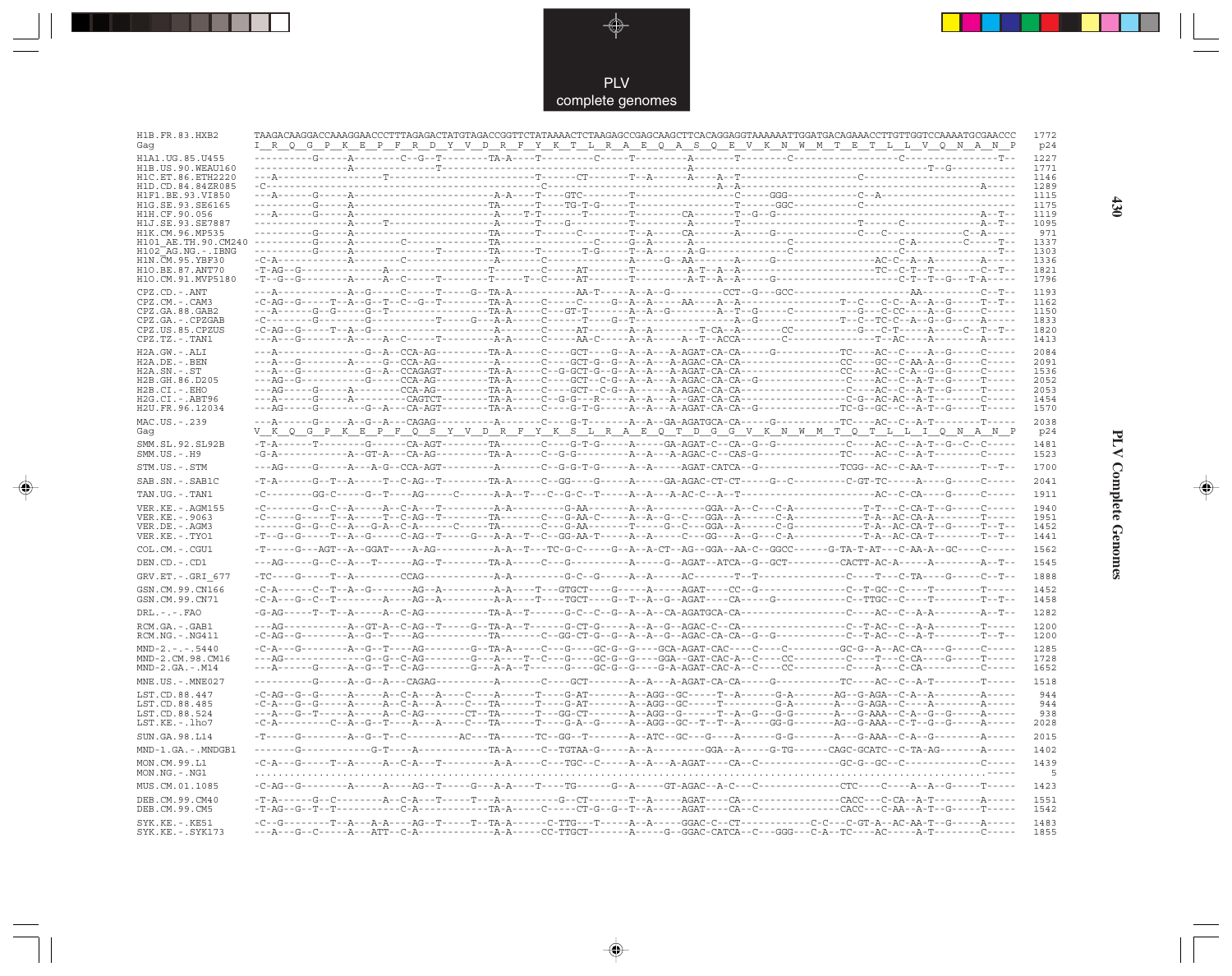```
H1B.FR.83.HXB2      TAAGACAAGGACCAAAGGAACCCTTTAGAGACTATGTAGACCGGTTCTATAAAACTCTAAGAGCCGAGCAAGCTTCACAGGAGGTAAAAAATTGGATGACAGAAACCTTGTTGGTCCAAAATGCGAACCC  1772
Gag                 I  R  Q  G  P  K  E  P  F  R  D  Y  V  D  R  F  Y  K  T  L  R  A  E  Q  A  S  Q  E  V  K  N  W  M  T  E  T  L  L  V  Q  N  A  N  P   p24
H1A1.UG.85.U455     ----------G-----A---------C--G--T--------TA-A----T---------C-----T---------A-------T---------C--------------------C----------------T--  1227
H1B.US.90.WEAU160   ----------------A----------------T------------------------------------------------------------------------------------T--G-----------  1771
H1C.ET.86.ETH2220   ---A------------------T-----------------------------T------CT-------T--A------A---A--T---------------------C---------------------------  1146
H1D.CD.84.84ZR085   -C--------------------------------------------------C--------------------------A--A---------------------------------------------A-----  1289
H1F1.BE.93.VI850    ---A------G-----A-----------------------A-A----T----GTC--------T----------------C----GGG-----------C--A-------------------------------  1115
H1G.SE.93.SE6165    ----------G-----A-----------------------TA-----T----TG-T-G-----T----------------T-----GGC-------------C--------------------------------  1175
H1H.CF.90.056       ---A------G-----A-----------------------A-----T-T------T-------T---------CA-------T--G--G-----------------------------------------A--T--  1119
H1J.SE.93.SE7887    ----------------A-----T-----------------A-----T----G-----------T----------A-------T-----------------------T------C---------------A--T--  1095
H1K.CM.96.MP535     ----------G-----A-----------------------TA-----T------C--------T--A------CA-------A-----G---------------C---C------------------C--A----   971
H101_AE.TH.90.CM240 ----------G-----A---------C-------------TA-----------------C-----G--A------A--------------------C-------------------C-A---------C-----T--  1337
H102_AG.NG.-.IBNG   ----------G-----A---------------T-------TA-----T---------T-G-----T--A------A-G--------------C-----------------------C-------------------  1303
H1N.CM.95.YBF30     -C-A------------A---------C-------------A------C---------------A----G--AA-------A-----G------------------AC-C--A--A---------A-----  1336
H1O.BE.87.ANT70     -T-AG--G--------------A-----------------T-------C------AT-------T---------A-T--A--A-----------------------TC--C-T--T---------C--T--  1821
H1O.CM.91.MVP5180   -T--G--G--------A-----A--C------T-------T-----T--C-----AT-------T---------A-T--A--A-----G-----------------------C-T--T--G---T-A-----  1796

CPZ.CD.-.ANT        ---A-------------A--G-----C-----T-----G--TA-A------------AA-T-----A--A--G----------CCT--G---GCC----------------------AA----------C--T--  1193
CPZ.CM.-.CAM3       -C-AG--G-----T--A--G--T--C--G--T--------TA-A-----C-----C-----G--A--A----AA----A--A-----------------T--C---C-C--A--A--G-----T--T--  1162
CPZ.GA.88.GAB2      ---A------G--G----G--T-----------------TA-A-----C----GT-T--------A--A--G----------A--T--G-----C----------G---C-CC----A--G-----C-----  1150
CPZ.GA.-.CPZGAB     -C----------------G-------------T-----G---A-A-----C------T------G--T-----------A--G---------T--C--TC-C--A--G--G-----A-----  1833
CPZ.US.85.CPZUS     -C-AG--G-----T--A--G-------------------A-------C-----AT-------A--A--------T-CA--A-------CC----------G---C-T-----A-----C--T--T--  1820
CPZ.TZ.-.TAN1       ---A---G--------A-----A--C------T-------A-A-----C-----AA-C-----A--A-----A--T--ACCA--------C----------------T--AC-----A---------A-----  1413

H2A.GW.-.ALI        ---A--------------G--A--CCA-AG---------TA-A-----C----GCT----G--A--A---A-AGAT-CA-CA-----G------------TC-----AC--C----A--G-----C-----  2084
H2A.DE.-.BEN        ---A---G--------A-----G--CCA-AG---------TA------C----GCT-G--G--A--A---A-AGAC-CA-CA-------------------CC-----GC--C-AA-A--G-----C-----  2091
H2A.SN.-.ST         ---A---G----------G--A--CCAGAGT---------TA-A-----C--G-GCT-G--G--A--A---A-AGAT-CA-CA-------------------CC-----AC--C-A--G--G-----C-----  1536
H2B.GH.86.D205      ---AG--G----------G------CCA-AG---------TA-A-----C----GCT--C-G--A--A---A-AGAC-CA-CA--G---------------C-----AC--C--A-T--G-----T-----  2052
H2B.CI.-.EHO        ---AG-----G-----A--------CCA-AG---------TA-A-----C----GCT--C-G--A--A---A-AGAC-CA-CA-------------------C-----AC--C--A-T--G-----T-----  2053
H2G.CI.-.ABT96      ---A------G-----A--------CAGTCT---------TA-A-----C--G-G---R-----A--A---A--GAT-CA-CA------------------C-G--AC-AC--A-T---------C-----  1454
H2U.FR.96.12034     ---AG-----G--------G--A---CA-AGT--------TA-A-----C----G-T-G-----A--A---A-AGAT-CA-CA--G---------------TC-G--GC--C--A-T--G-----T-----  1570

MAC.US.-.239        ---A------G-----A--G--A---CAGAG---------A-------C----G-T--------A--A--GA-AGATGCA-CA-----G-------------TC-----AC--C--A-T---------T-----  2038
Gag                 V  K  Q  G  P  K  E  P  F  Q  S  Y  V  D  R  F  Y  K  S  L  R  A  E  Q  T  D  G  G  V  K  N  W  M  T  Q  T  L  L  I  Q  N  A  N  P   p24
SMM.SL.92.SL92B     -T-A------T--------G------CA-AGT--------TA-A-----C----G-T-G-----A--A-----GA-AGAT-C--CA--G--G-----------C-----AC--C--A-T--G--C--C-----  1481
SMM.US.-.H9         -G-A--------------A--GT-A---CA-AG---------TA-A-----C--G-G----------A--A---A-AGAC-C--CAS-G---------------TC-----AC--C--A-T---------C-----  1523

STM.US.-.STM        ---AG-----G-----A---A-G--CCA-AGT--------A-------C--G-G-T-G-----A--A------AGAT-CATCA--G--------------TCGG--AC--C-AA-T---------T--T--  1700

SAB.SN.-.SAB1C      -T-A--------G--T--A-----T--C-AG--T-------TA-A-----C--GG----G------A-----GA-AGAC-CT-CT-----G--C----------C-GT-TC-----A-----G-----C-----  2041

TAN.UG.-.TAN1       -C---------GG-C-----G--T-----AG-----C------A-A--T---C--G-C--T------A--A---A-AC-C--A--T-------------------------AC--C-CA----G-----C-----  1911

VER.KE.-.AGM155     -C--------G--C--A-----A--C-A---T------------A-A----------G-AA-------A--A---------GGA--A--C---C-A-------------T-T---C-CA-T--G-----C-----  1940
VER.KE.-.9063       -C--------G-----T--A-----T--C-AG--T-------TA--------C----G-AA-C-----A--A--G--C---GGA--A-----C--A-----------T-A--AC-CA-A--------T-----  1951
VER.DE.-.AGM3       ---------G--G--C--A--G-A--C-A------C-----TA-------C----G-AA-------T-----G--C----GGA--A-----C-G-----------T-A--AC-CA-T--G-----T--T--  1452
VER.KE.-.TYO1       -T--G--G-----T--A--G-----C-AG--T------G---A-A--T--C--GG-AA-T------A--A--C---GG---A--G--C-A-----------T-A--AC-CA-T---------T--T--  1441

COL.CM.-.CGU1       -T-----G---AGT--A--GGAT----A-AG---------A-A--T---TC-G-C------G--A--A-CT--AG--GGA--AA-C--GGCC-------G-TA-T-AT---C-AA-A--GC----C-----  1562

DEN.CD.-.CD1        ---AG-----G--C--A---T------AG--T---------TA-A-----C--G-----------A-----G--AGAT--ATCA--G--GCT---------CACTT-AC-A------A---------A--T--  1545

GRV.ET.-.GRI_677    -TC----G-----T--A--------CCAG-----------A-A-----------G-C--G-----A--A-----AC-------T--T---------------C-----T---C-TA----G-----C--T--  1888

GSN.CM.99.CN166     -C-A------C--T--A--G-------AG--A---------A-A----T---GTGCT-----G-----A-----AGAT-----CC--G-----------------C--T-GC--C-----T--------T-----  1452
GSN.CM.99.CN71      -C-A---G--C--T--------A-----AG--A---------A-A----T----TGCT-----G--T--A--G--AGAT----CA-----G-------------C--TTGC--C-----T--------T--T--  1458

DRL.-.-.FAO         -G-AG-----T--T--A-----A--C-AG---------TA-A--T------G-C--C--G--A--A--CA-AGATGCA-CA------------------------C-----AC--C--A-A---------A--T--  1282

RCM.GA.-.GAB1       ---AG-----------A--GT-A--C-AG--T-----G--TA-A--T------G-CT-G-----A--A--G--AGAC-C--CA-------------------C--T-AC--C--A-A---------T-----  1200
RCM.NG.-.NG411      -C-AG--G--------A--G--T----AG------------TA-------C--GG-CT-G--G--A--A--G--AGAC-CA-CA--G--G--------------C--T-AC--C--A-T---------T--T--  1200

MND-2.-.-.5440      -C-A---G--------A--G--T----AG-------G--TA-A------C----G-----GC-G--G----GCA-AGAT-CAC----C-----C-----------GC-G--A--AC-CA----G-----C-----  1285
MND-2.CM.98.CM16    ---AG-------------G--G--C-AG--------G----A-----T--C--G----GC-G--G----GGA--GAT-CAC-A--C-----CC-----------C-----T---C-CA----G-----T-----  1728
MND-2.GA.-.M14      ---A------G-----A--G--T--C-AG-------G----A-A--T-----G----GC-G--G----G-A-AGAT-CAC-A--C-----CC-----------C-----A---C-CA---------C-----  1652

MNE.US.-.MNE027     ----------G-----A--G--A---CAGAG---------A-------C----GCT--------A--A---A-AGAT-CA-CA------G------------TC-----AC--C--A-T---------T-----  1518

LST.CD.88.447       -C-AG--G--G-----A-----A--C-A---A---C-----A-------T----G-AT-------A--AGG--GC-----T--A------G-A-------AG--G-AGA--C-A--A---------A-----   944
LST.CD.88.485       -C-A---G--G-----A-----A--C-A---A----C---TA-------T----G-AT-------A--AGG--GC-----T-----------G-A-------A---G-AGA--C-----A---------A-----   944
LST.CD.88.524       ---A---G--T-----A-----A--C-AG--------CT--TA-------T---GG-CT-------A--AGG--G-------T---A--G---G-G-------A---G-AAA--C-A--G--G-----A-----   938
LST.KE.-.lho7       -C-A----------C--A--G--T----A---A-----C---TA-------T----G-A--G-----A--AGG--GC--T--T--A-----GG-G-------AG--G-AAA--C-T--G--G-----A-----  2028

SUN.GA.98.L14       -T-----G--------A--G--T--C---------AC---TA-----TC--GG--T-------A--ATC--GC---G-----A------G-G-------A---G-AAA--C-A--G---------A-----  2015

MND-1.GA.-.MNDGB1   -------G-------------G-T-----A-------------TA-A------C--TGTAA-G-----A--A-------------GGA--A-----G-TG-------CAGC-GCATC--C-TA-AG--------A-----  1402

MON.CM.99.L1        -C-A---G-----T--A-----A--C-A---T------------A-A-----C---TGC--C-----A--A--A-AGAT----CA--C-------------------GC-G--GC--C------------C-----  1439
MON.NG.-.NG1        ................................................................................................................................-----     5

MUS.CM.01.1085      -C-AG--G--------A-----A---AG--T-----G---A-A---T----TG-------G--A-----GT-AGAC--A-C---C-----------------CTC-----C----A--A--G-----T-----  1423

DEB.CM.99.CM40      -T-A------G--C---------A--C-A---T-----T---A------------G---CT-------T--A-----AGAT----CA--------------------CACC---C-CA--A-T---------A-----  1551
DEB.CM.99.CM5       -T-AG--G--T--T-----------C-A-----------TA-A------C------CT-G--G--T--A-----AGAT----CA--C-----------------CACC---C-AA--A-T--G-----T-----  1542

SYK.KE.-.KE51       -C--G---------T--A---A-A----AG--T-----T--TA-A------C-TTG---T-----A--A-----GGAC-C--CT-------------C-C---C-GT-A--AC-AA-T--G-----A-----  1483
SYK.KE.-.SYK173     ---A---G--C-----A---ATT--C-A------------A-A-----CC-TTGCT-------A-----G--GGAC-CATCA--C---GGG---C-A--TC----AC-----A-T---------C-----  1855
```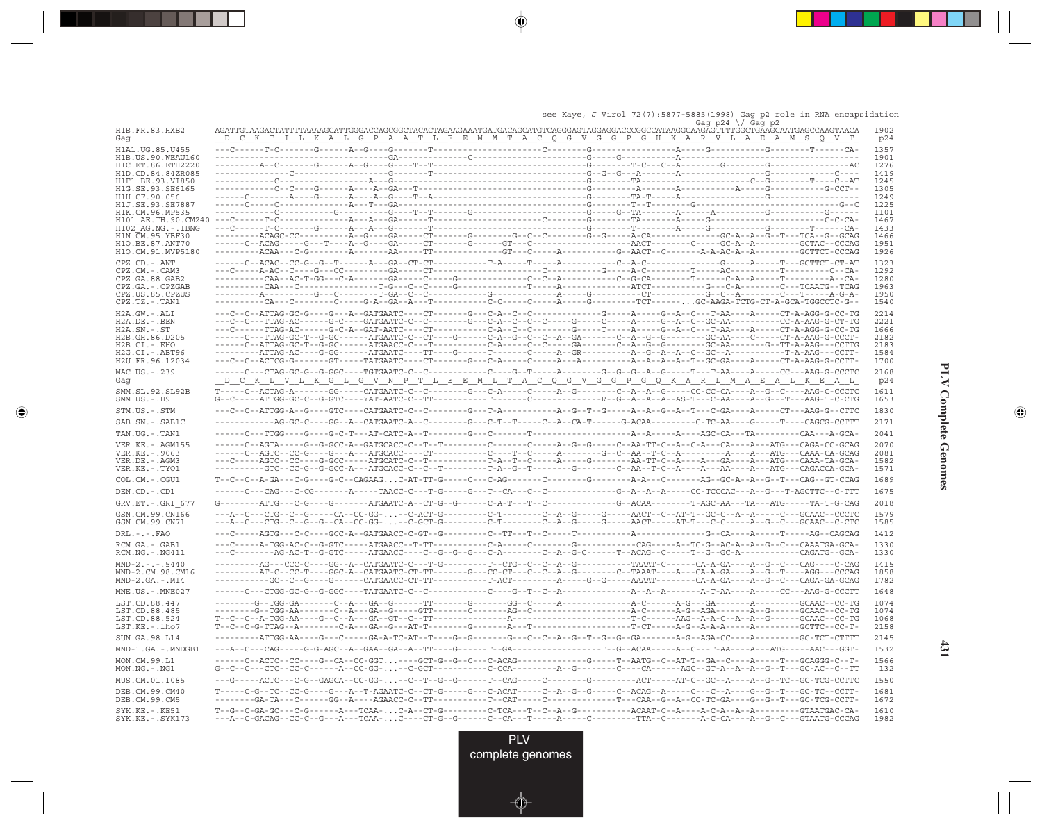see Kaye, J Virol 72(7):5877-5885(1998) Gag p2 role in RNA encapsidation

```
                                                                                                                  Gag p24 \/ Gag p2
H1B.FR.83.HXB2       AGATTGTAAGACTATTTTAAAAGCATTGGGACCAGCGGCTACACTAGAAGAAATGATGACAGCATGTCAGGGAGTAGGAGGACCCGGCCATAAGGCAAGAGTTTTGGCTGAAGCAATGAGCCAAGTAACA   1902
Gag                   _D__C__K__T__I__L__K__A__L__G__P__A__A__T__L__E__E__M__M__T__A__C__Q__G__V__G__G__P__G__H__K__A__R__V__L__A__E__A__M__S__Q__V__T_   p24

H1A1.UG.85.U455      ---C------T-C-------G------A--G----G--------T-----------------------C-----------G-------------------A-----G-----------G---------T------CA-   1357
H1B.US.90.WEAU160    ------------------------------------GA---------------C-----------------------G-----G-----------A---------------------------------------   1901
H1C.ET.86.ETH2220    ---------A--C------G------A--G----G----T--T------------------------------------G-------T-C---C--A---------G---------G-------------------AC   1276
H1D.CD.84.84ZR085    ------------C-----------------G-------T--------------------------------------G--G--G---A------A-----------------------G-------------C----   1419
H1F1.BE.93.VI850     ------------C--------------------A--G-------------------------------------------G-------TA--------------------------C--G---------T-----C--AT   1245
H1G.SE.93.SE6165     ------------C--C-----G------A----A--GA---T-------------------------------------G-----------A----------A-----------A-----G-----------G-CCT--   1305
H1H.CF.90.056        ------C------A----G------A----A--G----T--A-------------------------------------G--------TA-T------A--------------------------G----------------   1249
H1J.SE.93.SE7887     ------C-----C---------------A---T---GA-------------------------------------------G-------T--T--------G---------------------------------G--C   1225
H1K.CM.96.MP535      ---------------C---------G-----------G----T--T---------G------------------------G------G--TA-----A-----A---------A----------G---------G------   1101
H101_AE.TH.90.CM240  ---C------T-C------------A---A---GA-----T------------------------C-----------G--------TA-------A-----G-----------------------------C-C-CA-   1467
H102_AG.NG.-.IBNG    ---C------T-C-------G------A---A---G-------T-----------------------------------G--------T-------A-----G-----------------G---------T------CA-   1433
H1N.CM.95.YBF30      ---------ACAGC-CC---------A--G----GA-----CT-------G--------G--C--C-----------G--G-----A-CA-------------GC-A--A--G--T---TCA--G--GCAG   1466
H1O.BE.87.ANT70      ------C--ACAG----G---T----A--G----GA-----CT--------G-----GT---C-------------------AACT--------C-----GC-A--A---------GCTAC--CCCAG   1951
H1O.CM.91.MVP5180    ---------ACAA----C-G---------A-------AA-----TT-----------GT---C-------A------------G--AACT--C-------A-A-AC-A--A----------GCTTCT-CCCAG   1926

CPZ.CD.-.ANT         ------C--ACAC--CC-G--G--T-----A---GA--CT-CT----------T-A------T----A-----------C--A-C---------------G-----A-----T---GCTTCT-CT-AT   1323
CPZ.CM.-.CAM3        ---C-----A-AC--C----G---CC---------GA-----CT-------------------------------------G-----A-C---------T-----AC--------T----------C--CA-   1292
CPZ.GA.88.GAB2       ---------CAA--AC-T-GG---C-A-------GA------C-----G--------------C--C--A----------C--G-CA--------T------C-A--A-----T-----------A--CA-   1280
CPZ.GA.-.CPZGAB      ----------CAA---C-------------------T-G---C--C-----G----------------T-----A-----------ATCT-------------G---C-A-------C---TCAATG--TCAG   1963
CPZ.US.85.CPZUS      ---------A------------G---C---------T-GA--C--C-----------G-------------A------G-----------CT------------G--C--A-------C---T------A-G-A-   1950
CPZ.TZ.-.TAN1        ----------CA---C---------C-----G-A--GA--A---T-----------C-C-------C-----A-----G-----------TCT-------...GC-AAGA-TCTG-CT-A-GCA-TGGCCTC-G--   1540

H2A.GW.-.ALI         ---C--C--ATTAG-GC-G----G---A--GATGAATC----CT-------G--C-A--C--C-------------G-----A-----G--A--C---T-AA----A------CT-A-AGG-C-CC-TG   2214
H2A.DE.-.BEN         ---C--C---TTAG-AC------G-C---A-GATGAATC-C--C-------G--C-A--C--C--C------G------C-----A-----G--A--C--GC-AA------------CC-A-AAG-G-CT-TG   2221
H2A.SN.-.ST          ---C------TTAG-AC------G-C-A--GAT-AATC------CT-----------C-A--C--C---------G-----T-----A-----G--A--C---T-AA-----A------CT-A-AGG-C-CC-TG   1666
H2B.GH.86.D205       ------C---TTAG-GC-T--G-GC------ATGAATC-C--CT----G------C-A--G--C--C--A--GA------C--A--G--G---------GC-AA-----C------CT-A-AAG-G-CCCT-   2182
H2B.CI.-.EHO         ------C--ATTAG-GC-T--G-GC------ATGAACC-C---T-----------C-A-----C--C------GA-------C--A--G--G---------GC-AA---------G--TT-A-AAG---CCTTG   2183
H2G.CI.-.ABT96       ---------ATTAG-AC-----G-GG------ATGAATC---TT----G------T------C-----A---GR----------A--G--A--A--C--GC--A----------T-A-AAG---CCTT-   1584
H2U.FR.96.12034      ---C--C--ACTCG-G-------GT-----TATGAATC----CT-------G---C-A-----C-----A---A-------------A--A--A--A--T--GC-GA-----A------CT-A-AAG-G-CCTT-   1700

MAC.US.-.239         ------C---CTAG-GC-G--G-GGC----TGTGAATC-C--C--------C----G--T-----A-----------G--G--G--A--G-----T---T-AA-----A------CC---AAG-G-CCCTC   2168
Gag                   _D__C__K__L__V__L__K__G__L__G__V__N__P__T__L__E__E__M__L__T__A__C__Q__G__V__G__G__P__G__Q__K__A__R__L__M__A__E__A__L__K__E__A__L_   p24

SMM.SL.92.SL92B      T-----C--ACTAG-A-------GG-----CATGAATC-C--C--------G---C-A-----C-----A---G----------C--A--A--G-----CC-CC-CA-----A--G--C----AAG-C-CCCTC   1611
SMM.US.-.H9          G--C-----ATTGG-GC-C--G-GTC----YAT-AATC-C--TT-----------T---------C--------------R--G--A--A--A--AS-T---C-AA-----A--G---T---AAG-T-C-CTG   1653

STM.US.-.STM         ---C--C--ATTGG-A--G----GTC----CATGAATC-C--C--------G---T-A-----------A--G--T--G-----A--A--G--A--T---C-GA-----A------CT---AAG-G--CTTC   1830

SAB.SN.-.SAB1C       ------------AG-GC-C----GG--A--CATGAATC-A--C--------G---C-T--T-----C--A--CA-T------G-ACAA---------C-TC-AA-----G------T-----CAGCG-CCTTT   2171

TAN.UG.-.TAN1        ------C---TTGG----G----G-C-T---AT-CATC-A--T--------G---C-------T-----------------A--A-----A-----AGC-CA---TA---------CAA---A-GCA-   2041

VER.KE.-.AGM155      ------C--AGTA-----G--G-GCC-A--GATGCACC-C--T--T---------C-------C-----A--G--G-----C--AA-TT-C--A--C-A---CA-----A---ATG---CAGA-CC-GCAG   2070
VER.KE.-.9063        ------C--AGTC--CC-G----G---A---ATGCACC----CT---------C----T--C-----A-------G--C--AA--T-C--A------------A-----A---ATG---CAAA-CA-GCAG   2081
VER.DE.-.AGM3        ---C-----AGTC--CC-----G-GCC----ATGCATC-C--T-------------T-A--T--C-----A-----G------AA-TT-C--A-----A---GA-----A---ATG---CAAA-TA-GCA-   1582
VER.KE.-.TYO1        ----------GTC--CC-G--G-GCC-A---ATGCACC-C--C--T---------T-A--G--T---------G---------C--AA--T-C--A-----A---AA-----A---ATG---CAGACCA-GCA-   1571

COL.CM.-.CGU1        T--C--C--A-GA---C-G----G-C--CAGAAG...C-AT-TT-G-----C---C-AG-------C---------G--------A--A--C---------AG--GC-A--A--G--T---CAG--GT-CCAG   1689

DEN.CD.-.CD1         ------C---CAG---C-CG--------A-----TAACC-C---T--G----G--T--CA--C--C------------G--A--A--A--G------CC-TCCCAC---A--G---T-AGCTTC--C-TTT   1675

GRV.ET.-.GRI_677     G--------ATTG---C-G----G--------ATGAATC-A--CT-G--G------C-A-T---T--C-------------G--ACAA---------T-AGC-AA---TA---ATG-----TA-T-G-CAG   2018

GSN.CM.99.CN166      ---A--C---CTG--C--G-----CA--CC-GG-...-C-ACT-G---------C-T--------C--A--G-----G-----AACT--C--AT-T--GC-C--A--A-----C---GCAAC--CCCTC   1579
GSN.CM.99.CN71       ---A--C---CTG--C--G--G--CA--CC-GG-...-C-GCT-G---------C-T--------C--A--G-----G-----AACT-----AT-T---C-C-----A--G--C---GCAAC--C-CTC   1585

DRL.-.-.FAO          ---C-----AGTG---C-C----GCC-A--GATGAACC-C-GT--G---------C--TT---T--C------T-----------A-------------G--CA----A-----T-----AG--CAGCAG   1412

RCM.GA.-.GAB1        ---C-----A-TGG-AC-C--G-GTC-----ATGAACC--T-TT-----------C-A-------C--------G------------CAG-----A--TC-G--AC-A--A--G--C---CAAATGA-GCA-   1330
RCM.NG.-.NG411       ---C--------AG-AC-T--G-GTC-----ATGAACC----C--G--G--G---C-A--------C--A--G-C------T--ACAG---C-----T--G--GC-A-----------CAGATG--GCA-   1330

MND-2.-.-.5440       ---------AG---CCC-C----GG--A--CATGAATC-C---T-G---------T--CTG--C--C--A--G----------TAAAT-C------CA-A-GA----A--G--C---CAG----C-CAG   1415
MND-2.CM.98.CM16     ---------AT-C--CC-T----GGC-A--CATGAATC-CT-TT-----G----CC-CT--C--C--A--G----------C--TAAAT----A---CA-A-GA----A--G--T----AGG---CCCAG   1858
MND-2.GA.-.M14       -----------GC--C--G----G------CATGAACC-CT-TT----------T-ACT-----------A------G--G----AAAAT---------CA-A-GA----A--G--C---CAGA-GA-GCAG   1782

MNE.US.-.MNE027      ------C---CTGG-GC-G--G-GGC----TATGAATC-C--C-----------C-----G--T--C--A-------------A--A--A-------A--T-AA-----A------CC---AAG-G-CCCTT   1648

LST.CD.88.447        --------G--TGG-GA-------C--A---GA--G-----TT-------G--------GG--C-----A-----------------A-C-------A-G---GA-------A---------GCAAC--CC-TG   1074
LST.CD.88.485        --------G--TGG-AA-------C--A---GA--G-----GTT------C--------AG--C--------------------A-C------A-G--AGA-------A--G-------GCAAC--CC-TG   1074
LST.CD.88.524        T--C--C--A-TGG-AA----G--C--A---GA--GT--C--TT-----------------A---------------------T-C------AAG--A-A-C--A--A--G-------GCAAC--CC-TG   1068
LST.KE.-.lho7        T--C--C--G-TTAG--A--------C-A---GA--G---AT-T-------G------A---T-------------------T-CT-----A-G--A-A-A----A----------GCTTC--CC-T-   2158

SUN.GA.98.L14        ---------ATTGG-AA----G---C-----GA-A-TC-AT--T----G--G--------G----C--C--A--G--T--G--G--GA-------A-G--AGA-CC-----A------------GC-TCT-CTTTT   2145

MND-1.GA.-.MNDGB1    ---A--C---CAG-----G-G-AGC--A--GAA--GA--A--TT----G------T--GA------------------T--G--ACAA------A--C---T-AA----A---ATG-----AAC---GGT-   1532

MON.CM.99.L1         ------C--ACTC--CC----G--CA--CC-GGT...----GCT-G--G--C---C-ACAG--------------G-----T--AATG--C--AT-T--GA--C----A-----T---GCAGGG-C--T-   1566
MON.NG.-.NG1         G--C--C---CTC--CC-C------A---CC-GG-...-C-GCT----------C-CCA---------A--G----------C----CA------AGC--GT-A--A--A--G--T---GC-AC--C--TT   132

MUS.CM.01.1085       ---G------ACTC---C-G--GAGCA--CC-GG-...--C---T--G--G------T--CAG------C--------G--------ACT-----AT-C--GC--A----A--G--TC--GC-TCG-CCTTC   1550

DEB.CM.99.CM40       T-----C-G--TC--CC-G----G---A--T-AGAATC-C--CT-G------G---C-ACAT------C--A--G--G-----C--ACAG--A-----C---C--A----G--G--T---GC-TC---CCTT-   1681
DEB.CM.99.CM5        ---------GA-TA---C------GG--A----AGAACC-C--TT----------T--CAT------C-------------T---CAA--G--A--CC-TC-GA----G--G--T---GC-TCG-CCTT-   1672

SYK.KE.-.KE51        T--G--C-GA-GC---C-G-------A---TCAA-...C-A--CT-G--------C-TCA---T--C--A--G-----------ACAAT-C--A-----A-C-A--A--A---------GTAATGAC-CA-   1610
SYK.KE.-.SYK173      ---A--C-GACAG--CC-C--G---A---TCAA-...G-----CT-G--G-------C--CA---T------A-----C--------TTA--C-------A-C-CA----A--G--C---GTAATG-CCCAG   1982
```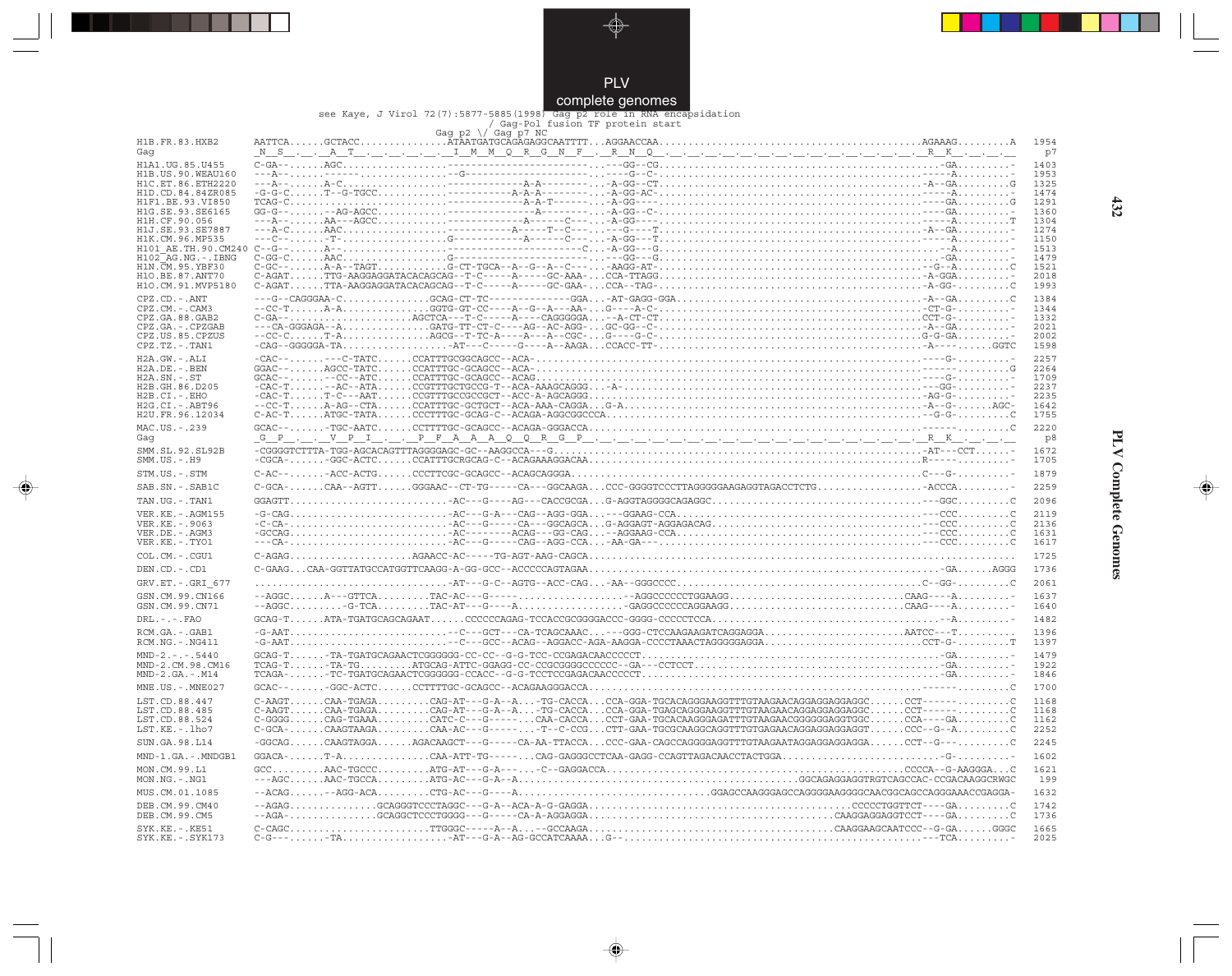# PLV complete genomes

```
                                    see Kaye, J Virol 72(7):5877-5885(1998) Gag p2 role in RNA encapsidation
                                                                      / Gag-Pol fusion TF protein start
                                        Gag p2 \/ Gag p7 NC
H1B.FR.83.HXB2         AATTCA......GCTACC..............ATAATGATGCAGAGAGGCAATTTT...AGGAACCAA..........................................AGAAAG.........A   1954
Gag                     _N__S__._._A__T__._._._._._._._I__M__M__Q__R__G__N__F__._R__N__Q__._._._._._._._._._._._._._._._._._._._._R__K__._._._   p7
H1A1.UG.85.U455        C-GA--......AGC..................------------------------...---GG--CG...........................................-GA.........-   1403
H1B.US.90.WEAU160      ---A--.......------..............--G---------------------...----G--C-...........................................-----A.........-   1953
H1C.ET.86.ETH2220      ---A--......A-C..................------------A-A--------...-A-GG--CT..........................................-A--GA.........G   1325
H1D.CD.84.84ZR085      -G-G-C......T--G-TGCC............----------A-A-A--------...-A-GG-AC-...........................................-----A.........-   1474
H1F1.BE.93.VI850       TCAG-C.......................------------A-A-T--------...-A-GG---............................................----GA.........G   1291
H1G.SE.93.SE6165       GG-G--......--AG-AGCC............---------------A-------...-A-GG--C-...........................................----GA.........-   1360
H1H.CF.90.056          ---A--......AA---AGCC............------------A------C----...-A-GG---...........................................-----A.........T   1304
H1J.SE.93.SE7887       ---A-C......AAC..................------------A-----T--C---...---G----T........................................-A--GA.........-   1274
H1K.CM.96.MP535        ---C--......-T-..................G-----------A------C----...-A-GG---T..........................................-----A.........-   1150
H101_AE.TH.90.CM240    C---G--......A--................------------------------C...-A-GG---G..........................................--A.........-   1513
H102_AG.NG.-.IBNG      C-GG-C......AAC..................G-----------------------...---GG---G..........................................-GA.........-   1479
H1N.CM.95.YBF30        C-GC--......A-A--TAGT............G-CT-TGCA--A--G--A--C----...-AAGG-AT-.........................................--G--A.........C   1521
H1O.BE.87.ANT70        C-AGAT......TTG-AAGGAGGATACACAGCAG--T-C-----A-----GC-AAA-...CCA-TTAGG..........................................-A-GGA.........-   2018
H1O.CM.91.MVP5180      C-AGAT......TTA-AAGGAGGATACACAGCAG--T-C-----A-----GC-GAA-...CCA--TAG-...........................................-A-GG-.........C   1993
CPZ.CD.-.ANT           ---G--CAGGGAA-C..............GCAG-CT-TC-------------GGA...-AT-GAGG-GGA.........................................-A--GA.........C   1384
CPZ.CM.-.CAM3          --CC-T......A-A..............GGTG-GT-CC----A--G--A---AA-...G----A-C-...........................................-CT-G-.........-   1344
CPZ.GA.88.GAB2         C-GA--.......................AGCTCA---T-C-----A----CAGGGGGA...--A-CT-CT.........................................CCT-G-.........-   1332
CPZ.GA.-.CPZGAB        ---CA-GGGAGA--A..............GATG-TT-CT-C----AG--AC-AGG-...GC-GG--C-...........................................-A--GA.........-   2021
CPZ.US.85.CPZUS        --CC-C......T-A..............AGCG--T-TC-A----A---A--CGC-...G----G-C-...........................................G-G-GA.........-   2002
CPZ.TZ.-.TAN1          -CAG--GGGGGA-TA..............-AT---C-----G----A--AAGA...CCACC-TT-...........................................-A----......GGTC   1598
H2A.GW.-.ALI           -CAC--......---C-TATC......CCATTTGCGGCAGCC--ACA-.............................................................-----G-.........-   2257
H2A.DE.-.BEN           GGAC--......AGCC-TATC......CCATTTGC-GCAGCC--ACA-.............................................................------.........G   2264
H2A.SN.-.ST            GCAC--......--CC--ATC......CCATTTGC-GCAGCC--ACAG.............................................................-----G-.........-   1709
H2B.GH.86.D205         -CAC-T......--AC--ATA......CCGTTTGCTGCCG-T--ACA-AAAGCAGGG...-A-..............................................--GG-.........-   2237
H2B.CI.-.EHO           -CAC-T......T-C---AAT......CCGTTTGCCGCCGCT--ACC-A-AGCAGGG.....................................................-AG-G-.........-   2235
H2G.CI.-.ABT96         --CC-T......A-AG--CTA......CCATTTGC-GCTGCT--ACA-AAA-CAGGA...G-A..............................................-A--G-......AGC-   1642
H2U.FR.96.12034        C-AC-T......ATGC-TATA......CCCTTTGC-GCAG-C--ACAGA-AGGCGGCCCA.................................................--G-G-.........C   1755
MAC.US.-.239           GCAC--.......-TGC-AATC......CCTTTTGC-GCAGCC--ACAGA-GGGACCA....................................................-----.........C   2220
Gag                     _G__P__._._V__P__I__._._P__F__A__A__Q__Q__R__G__P__._._._._._._._._._._._._._._._._._._._._._._._._._._R__K__._._._   p8
SMM.SL.92.SL92B        -CGGGGTCTTTA-TGG-AGCACAGTTTAGGGGAGC-GC--AAGGCCA---G..............................................................-AT---CCT......-   1672
SMM.US.-.H9            -CGCA-......-GGC-ACTC......CCATTTGCRGCAG-C--ACAGAAAGGACAA.....................................................R-----.........-   1705
STM.US.-.STM           C-AC--......-ACC-ACTG......CCCTTCGC-GCAGCC--ACAGCAGGGA........................................................C---G-.........-   1879
SAB.SN.-.SAB1C         C-GCA-......CAA--AGTT......GGGAAC--CT-TG-----CA---GGCAAGA...CCC-GGGGTCCCTTAGGGGGAAGAGGTAGACCTCTG...................-ACCCA.........-   2259
TAN.UG.-.TAN1          GGAGTT.......................-AC---G----AG---CACCGCGA...G-AGGTAGGGGCAGAGGC...................................---GGC.........C   2096
VER.KE.-.AGM155        -G-CAG.......................-AC---G-A---CAG--AGG-GGA...---GGAAG-CCA.........................................---CCC.........C   2119
VER.KE.-.9063          -C-CA-.......................-AC---G-----CA---GGCAGCA...G-AGGAGT-AGGAGACAG...................................---CCC.........C   2136
VER.DE.-.AGM3          -GCCAG.......................-AC-------ACAG---GG-CAG...--AGGAAG-CCA.........................................---CCC.........C   1631
VER.KE.-.TYO1          ---CA-.......................-AC---G-----CAG--AGG-CCA...-AA-GA---............................................---CCC.........C   1617
COL.CM.-.CGU1          C-AGAG......................AGAACC-AC-----TG-AGT-AAG-CAGCA.....................................................................C   1725
DEN.CD.-.CD1           C-GAAG...CAA-GGTTATGCCATGGTTCAAGG-A-GG-GCC--ACCCCCAGTAGAA...........................................................-GA......AGGG   1736
GRV.ET.-.GRI_677       .............................-AT---G-C--AGTG--ACC-CAG...-AA--GGGCCCC.........................................C--GG-.........C   2061
GSN.CM.99.CN166        --AGGC......A---GTTCA.........TAC-AC---G-----..................--AGGCCCCCCTGGAAGG.........................CAAG----A.........-   1637
GSN.CM.99.CN71         --AGGC.........-G-TCA.........TAC-AT---G----A..................-GAGGCCCCCCAGGAAGG.........................CAAG----A.........-   1640
DRL.-.-.FAO            GCAG-T......ATA-TGATGCAGCAGAAT......CCCCCCAGAG-TCCACCGCGGGGACCC-GGGG-CCCCCTCCA...........................................--A.........-   1482
RCM.GA.-.GAB1          -G-AAT........................--C---GCT---CA-TCAGCAAAC...---GGG-CTCCAAGAAGATCAGGAGGA........................AATCC---T.........-   1396
RCM.NG.-.NG411         -G-AAT........................--C---GCC--ACAG--AGGACC-AGA-AAGGA-CCCCTAAACTAGGGGGAGGA..........................CCT-G-.........T   1397
MND-2.-.-.5440         GCAG-T......-TA-TGATGCAGAACTCGGGGGG-CC-CC--G-G-TCC-CCGAGACAACCCCCT...........................................................-GA.........-   1479
MND-2.CM.98.CM16       TCAG-T......-TA-TG.........ATGCAG-ATTC-GGAGG-CC-CCGCGGGGCCCCCC--GA---CCTCCT......................................................-GA.........-   1922
MND-2.GA.-.M14         TCAGA-......-TC-TGATGCAGAACTCGGGGGG-CCACC--G-G-TCCTCCGAGACAACCCCCT...........................................................-GA.........-   1846
MNE.US.-.MNE027        GCAC--.......-GGC-ACTC......CCTTTTGC-GCAGCC--ACAGAAGGGACCA.................................................------.........C   1700
LST.CD.88.447          C-AAGT......CAA-TGAGA.........CAG-AT---G-A--A...-TG-CACCA...CCA-GGA-TGCACAGGGAAGGTTTGTAAGAACAGGAGGAGGAGGC......CCT------.........C   1168
LST.CD.88.485          C-AAGT......CAA-TGAGA.........CAG-AT---G-A--A...-TG-CACCA...CCA-GGA-TGAGCAGGGAAGGTTTGTAAGAACAGGAGGAGGAGGC......CCT------.........C   1168
LST.CD.88.524          C-GGGG......CAG-TGAAA.........CATC-C---G-------...CAA-CACCA...CCT-GAA-TGCACAAGGGAGATTTGTAAGAACGGGGGGAGGTGGC......CCA----GA.........C   1162
LST.KE.-.lho7          C-GCA-......CAAGTAAGA.........CAA-AC---G--------...-T--C-CCG...CTT-GAA-TGCGCAAGGCAGGTTTGTGAGAACAGGAGGAGGAGGT......CCC--G--A.........C   2252
SUN.GA.98.L14          -GGCAG......CAAGTAGGA......AGACAAGCT---G-----CA-AA-TTACCA...CCC-GAA-CAGCCAGGGGAGGTTTGTAAGAATAGGAGGAGGAGGA......CCT--G---.........C   2245
MND-1.GA.-.MNDGB1      GGACA-......T-A.............CAA-ATT-TG-------...CAG-GAGGGCCTCAA-GAGG-CCAGTTAGACAACCTACTGGA............................-G-.........-   1602
MON.CM.99.L1           GCC.........AAC-TGCCC.........ATG-AT---G-A----...-C--GAGGACCA.........................................................CCCCA--G-AAGGGA...C   1621
MON.NG.-.NG1           ---AGC......AAC-TGCCA.........ATG-AC---G-A--A...............................................GGCAGAGGAGGTRGTCAGCCAC-CCGACAAGGCRWGC   199
MUS.CM.01.1085         --ACAG......--AGG-ACA.........CTG-AC---G----A.................................GGAGCCAAGGGAGCCAGGGGAAGGGGCAACGGCAGCCAGGGAAACCGAGGA-   1632
DEB.CM.99.CM40         --AGAG...............GCAGGGTCCCTAGGC---G-A--ACA-A-G-GAGGA...........................................CCCCCTGGTTCT----GA.........C   1742
DEB.CM.99.CM5          --AGA-...............GCAGGCTCCCTGGGG---G-----CA-A-AGGAGGA.........................................CAAGGAGGAGGTCCT----GA.........C   1736
SYK.KE.-.KE51          C-CAGC.......................TTGGGC-----A--A...--GCCAAGA.........................................CAAGGAAGCAATCCC--G-GA......GGGC   1665
SYK.KE.-.SYK173        C-G---.......-TA.................-AT---G-A--AG-GCCATCAAAA...G--..............................................---TCA.........-   2025
```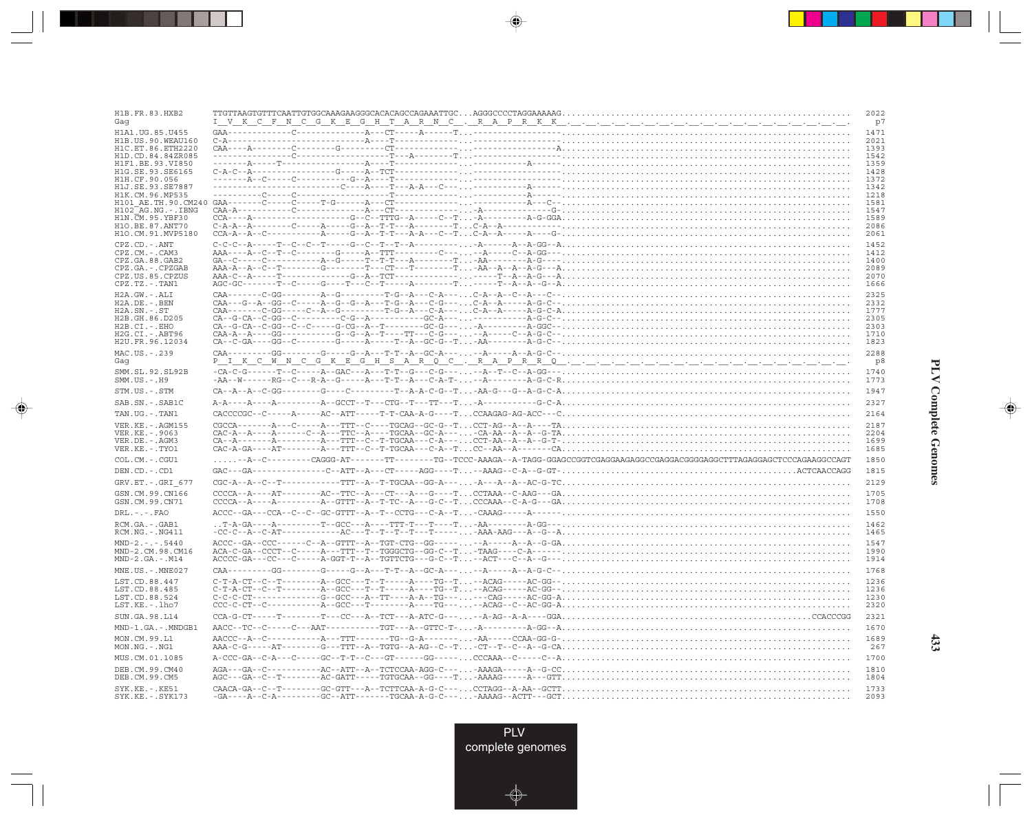```
H1B.FR.83.HXB2      TTGTTAAGTGTTTCAATTGTGGCAAAGAAGGGCACACAGCCAGAAATTGC...AGGGCCCCTAGGAAAAAG.......................................................................... 2022
Gag                 I__V__K__C__F__N__C__G__K__E__G__H__T__A__R__N__C__.__R__A__P__R__K__K__.__.__.__.__.__.__.__.__.__.__.__.__.__.__.__.__.__.__.__.__.__.__.__.__.__.   p7
H1A1.UG.85.U455     GAA------------C-------------A---CT-----A-----T...----------------........................................................................... 1471
H1B.US.90.WEAU160   C-A-------------------------A---T-------------...----------------........................................................................... 2021
H1C.ET.86.ETH2220   CAA----A--------C--------G---------CT----------...-----------------A........................................................................ 1393
H1D.CD.84.84ZR085   ---------------C-------------------T---A-------T...----------------......................................................................... 1542
H1F1.BE.93.VI850    ------A-----T-------------A----T-------------...------------A-----.......................................................................... 1359
H1G.SE.93.SE6165    C-A-C--A--------------G-----A--TCT-------------...----------------........................................................................... 1428
H1H.CF.90.056       -------A--C-----C---------G--A----T------------...----------------........................................................................... 1372
H1J.SE.93.SE7887    ------------------------C----A----T---A-A--C---...------------A-----......................................................................... 1342
H1K.CM.96.MP535     ----------C-----C-----------------T------------...------------A-----......................................................................... 1218
H101_AE.TH.90.CM240 GAA------C-----C-----T-G------A---CT-----------...------------A---C--....................................................................... 1581
H102_AG.NG.-.IBNG   CAA-A-----------C-----------A---CT-------------...-A-------------G-......................................................................... 1547
H1N.CM.95.YBF30     CCA----A-------------------G--C-TTTG--A-----C--T...-A---------A-G-GGA....................................................................... 1589
H1O.BE.87.ANT70     C-A-A--A--------C-----A-----G--A--T-T---A-------T...C-A--A----------........................................................................ 2086
H1O.CM.91.MVP5180   CCA-A--A--C----------A-----G--A--T-T--A-A---C--T...C-A--A------A----G-...................................................................... 2061
CPZ.CD.-.ANT        C-C-C--A-----T--C--C--T-----G--C--T--T--A-----------...-A------A--A-GG--A..................................................................... 1452
CPZ.CM.-.CAM3       AAA----A--C--T--C--------G-----A--TTT---------C-----...-A-----C--A-GG---..................................................................... 1412
CPZ.GA.88.GAB2      GA--C-----C----------A--G-----T--T-T---A--------T...-AA--------A-G----...................................................................... 1400
CPZ.GA.-.CPZGAB     AAA-A--A--C--T------------T---CT---T----------T...-AA--A---A--A-G---A...................................................................... 2089
CPZ.US.85.CPZUS     AAA-C--A-----T--------------G--A--TCT----------------...-----T--A--A-G---A.................................................................. 2070
CPZ.TZ.-.TAN1       AGC-GC--------T--C-----G----T----C--T------A---------T...-------T--A--A--G--A................................................................ 1666
H2A.GW.-.ALI        CAA-------C-GG---------A--G---------T-G--A---C-A---...C-A--A--C--A---C--..................................................................... 2325
H2A.DE.-.BEN        CAA---G--A--GG--C-----A--G--G--A---T-G--A---C-G---...C-A--A------A-G-C--..................................................................... 2332
H2A.SN.-.ST         CAA-------C-GG-----C--A--G---------T-G--A---C-A---...C-A--A------A-G-C-A..................................................................... 1777
H2B.GH.86.D205      CA--G-CA--C-GG--C---------C-G--A----------GC-A---...------------A-G-C--...................................................................... 2305
H2B.CI.-.EHO        CA--G-CA--C-GG--C--C-------G-CG--A--T--------GC-G---...-A--------A-GGC--..................................................................... 2303
H2G.CI.-.ABT96      CAA-A--A---GG-----------G--G--A--T----TT---C-G---...-A-----C--A-G-C--...................................................................... 1710
H2U.FR.96.12034     CA--C-GA----GG--C--------G-----A-----T--A--GC-G--T...-AA--------A-G-C--..................................................................... 1823
MAC.US.-.239        CAA---------GG--------G-----G--A---T-T--A--GC-A---...-A-----A--A-G-C--...................................................................... 2288
Gag                 P__I__K__C__W__N__C__G__K__E__G__H__S__A__R__Q__C__.__R__A__P__R__R__Q__.__.__.__.__.__.__.__.__.__.__.__.__.__.__.__.__.__.__.__.__.__.__.__.__.__.   p8
SMM.SL.92.SL92B     -CA-C-G------T--C-----A--GAC---A---T-T--G---C-G---...-A--T--C--A-GG---..................................................................... 1740
SMM.US.-.H9         -AA--W------RG--C---R-A--G-----A---T-T--A---C-A-T-...-A--------A-G-C-R...................................................................... 1773
STM.US.-.STM        CA--A--A--C-GG--------G----C---------T--A-A-C-G--T...-AA-G---G--A-G-C-A..................................................................... 1947
SAB.SN.-.SAB1C      A-A----A----A---------A--GCCT--T---CTG--T---TT---T...-A-----------G-C-A..................................................................... 2327
TAN.UG.-.TAN1       CACCCCGC--C-----A-----AC--ATT-----T-T-CAA-A-G----T...CCAAGAG-AG-ACC---C..................................................................... 2164
VER.KE.-.AGM155     CGCCA-------A---C-----A---TTT--C----TGCAG--GC-G--T...CCT-AG--A--A----TA..................................................................... 2187
VER.KE.-.9063       CAC-A--A----A------C--A---TTC--A----TGCAA--GC-A---...-CA-AA--A--A--G-TA..................................................................... 2204
VER.DE.-.AGM3       CA--A-------A---------A---TTT--C--T-TGCAA---C-A---...CCT-AA--A--A--G-T-..................................................................... 1699
VER.KE.-.TYO1       CAC-A-GA----AT--------A---TTT--C--T-TGCAA---C-A--T...CC--AA--A-------CA..................................................................... 1685
COL.CM.-.CGU1       .....--A--C----------CAGGG-AT-------TT--------TG--TCCC-AAAGA--A-TAGG-GGAGCCGGTCGAGGAAGAGGCCGAGGACGGGGAGGCTTTAGAGGAGCTCCCAGAAGGCCAGT 1850
DEN.CD.-.CD1        GAC---GA---------------C--ATT--A---CT-----AGG----T...-AAAG--C-A--G-GT-.......................................................ACTCAACCAGG 1815
GRV.ET.-.GRI_677    CGC-A--A--C--T-----------TTT--A--T-TGCAA--GG-A---...-A---A--A--AC-G-TC..................................................................... 2129
GSN.CM.99.CN166     CCCCA--A----AT--------AC--TTC--A---CT---A---G----T...CCTAAA--C-AAG---GA..................................................................... 1705
GSN.CM.99.CN71      CCCCA--A----A---------A--GTTT--A--T-TC--A---G-C--T...CCCAAA--C-A-G---GA..................................................................... 1708
DRL.-.-.FAO         ACCC--GA---CCA--C--C--GC-GTTT--A--T--CCTG---C-A--T...-CAAAG-----A------..................................................................... 1550
RCM.GA.-.GAB1       ..T-A-GA----A---------T--GCC---A----TTT-T---T---T...-AA--------A-GG---..................................................................... 1462
RCM.NG.-.NG411      -CC-C--A--C-AT------------AC---T--T--T--T---T-----...-AAA-AAG---A--G--A..................................................................... 1465
MND-2.-.-.5440      ACCC--GA--CCC------C--A--GTTT--A--TGT-CTG--GG------...-A-----A--A--G-GA..................................................................... 1547
MND-2.CM.98.CM16    ACA-C-GA--CCCT--C-----A---TTT--T--TGGGCTG--GG-C--T...-TAAG----C-A-------..................................................................... 1990
MND-2.GA.-.M14      ACCCC-GA---CC---C-----A-GGT-T--A--TGTTCTG---G-C--T...-ACT---C--A--G---..................................................................... 1914
MNE.US.-.MNE027     CAA---------GG--------G-----G--A---T-T--A--GC-A---...-A-----A--A-G-C--..................................................................... 1768
LST.CD.88.447       C-T-A-CT--C--T--------A--GCC---T--T-----A----TG--T...-ACAG-----AC-GG--..................................................................... 1236
LST.CD.88.485       C-T-A-CT--C--T--------A--GCC---T--T-----A----TG--T...-ACAG-----AC-GG--..................................................................... 1236
LST.CD.88.524       C-C-C-CT--------------G--GCC---A--TT----A-A--TG---...-----CAG-----AC-GG-A................................................................... 1230
LST.KE.-.lho7       CCC-C-CT--C-----------A--GCC---T--------A----TG---...-ACAG--C--AC-GG-A..................................................................... 2320
SUN.GA.98.L14       CCA-G-CT-----T--------T---CC---A--TCT---A-ATC-G---...-A-AG--A-A----GGA.................................................................CCACCCGG 2321
MND-1.GA.-.MNDGB1   AACC--TC--C-----C---AAT-----------TGT---A--GTTC-T-...-A---------A-GG--A.................................................................... 1670
MON.CM.99.L1        AACCC--A--C-----------A---TTT-------TG--G-A---------...-AA-----CCAA-GG-G-................................................................... 1689
MON.NG.-.NG1        AAA-C-G-----AT--------G---TTT--A--TGTG--A-AG--C--T...-CT--T--C--A--G-CA..................................................................... 267
MUS.CM.01.1085      A-CCC-GA--C-A---C-----GC--T-T--C---GT------GG------...CCCAAA--C-----C--A.................................................................... 1700
DEB.CM.99.CM40      AGA---GA--C-----------AC--ATT--A--TCTCCAA-AGG-C---...-AAAGA-----A--G-CC..................................................................... 1810
DEB.CM.99.CM5       AGC---GA--C--T--------AC-GATT-----TGTGCAA--GG-----T...-AAAAG-----A---GTT.................................................................... 1804
SYK.KE.-.KE51       CAACA-GA--C--T--------GC-GTT---A--TCTTCAA-A-G-C---...CCTAGG--A-AA--GCTT..................................................................... 1733
SYK.KE.-.SYK173     -GA----A--C-A---------GC--ATT-------TGCAA-A-G-C---...-AAAAG--ACTT---GCT..................................................................... 2093
```

PLV complete genomes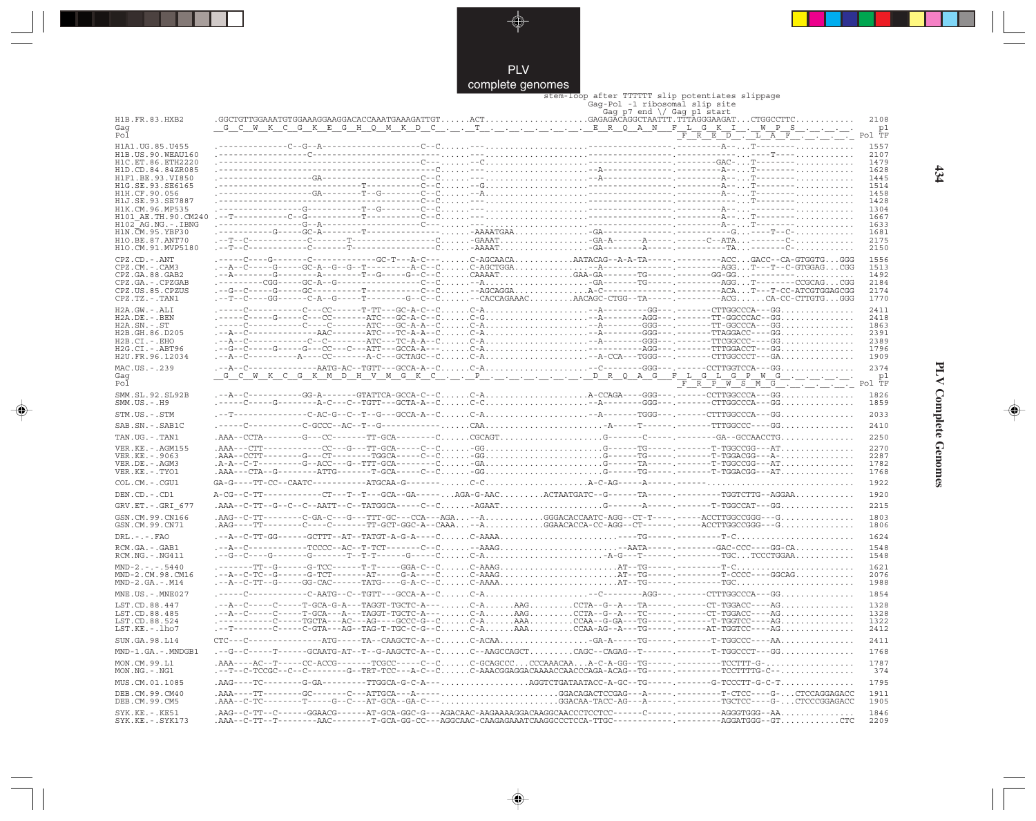PLV complete genomes

```
                                                                                       stem-loop after TTTTTT slip potentiates slippage
                                                                                            Gag-Pol -1 ribosomal slip site
                                                                                             Gag p7 end \/ Gag p1 start
H1B.FR.83.HXB2       .GGCTGTTGGAAATGTGGAAAGGAAGGACACCAAATGAAAGATTGT......ACT....................GAGAGACAGGCTAATTT.TTTAGGGAAGAT...CTGGCCTTC...........  2108
Gag                  _G_C_W_K_C_G_K_E_G_H_Q_M_K_D_C_._._T_._._._._._._._._E_R_Q_A_N_F_L_G_K_I_._W_P_S_._._._._.   p1
Pol                                                                                                  _F_R_E_D_._L_A_F_._._._._._. Pol TF

H1A1.UG.85.U455      .--------------C--G--A-------------------C--C......---.....................----------------.---------A--...T--------..........  1557
H1B.US.90.WEAU160    .--------------C-------------------------------......---.....................----------------.------------...---T-----..........  2107
H1C.ET.86.ETH2220    .-------------------------------------C--C......--C.....................----------------.---------GAC-...T--------..........  1479
H1D.CD.84.84ZR085    .--------------------------------------C......---.....................--A-------------.---------A--...T--------..........  1628
H1F1.BE.93.VI850     .--------------------GA---------------C--C......---.....................--A-------------.---------A--...T--------..........  1445
H1G.SE.93.SE6165     .-------------------------T-----------C--C......--G.....................----------------.---------A--...T--------..........  1514
H1H.CF.90.056        .--------------------GA-------T--G----C--C......--A.....................----------------.---------A--...T--------..........  1458
H1J.SE.93.SE7887     .-------------------------------------C--C......---.....................----------------.------------...T--------..........  1428
H1K.CM.96.MP535      .----------------G----------T--G------C--C......---.....................----------------.---------A--...---------..........  1304
H101_AE.TH.90.CM240  .--T-----------C--G----------T--------C--C......---.....................----------------.---------A--...T--------..........  1667
H102_AG.NG.-.IBNG    .----------------G--A-------------------C---......---.....................----------------.---------A--...T--------..........  1633
H1N.CM.95.YBF30      .-------------G---GC-A-------T--------------......-AAAATGAA...............-GA-------------.------------G...--T--C-..........  1681
H1O.BE.87.ANT70      .--T--C-----------C-------T-----------------C......-GAAAT.................-GA-A------A------.---C--ATA...-----C-..........  2175
H1O.CM.91.MVP5180    .--T--C-----------C-------T-----------------C......-AAAAT.................-GA------A------.-----------TA...-----C-..........  2150

CPZ.CD.-.ANT         .-----C----G------C-----------GC-T---A-C---......C-AGCAACA...........AATACAG--A-A-TA-----.--------ACC...GACC--CA-GTGGTG...GGG  1556
CPZ.CM.-.CAM3        .--A--C-----G-----GC-A--G--G--T---------A-C--C......C-AGCTGGA..............--A-------------.--------AGG...T---T--C-GTGGAG...CGG  1513
CPZ.GA.88.GAB2       .--A--------G-------A--------T--G-----G--C--C......CAAAAT...............GAA-GA------TG-----.--------GG-GG...--------..........  1492
CPZ.GA.-.CPZGAB      .---------CGG-----GC-A--G---------------C--C......--A.....................-GA-------TG-----.--------AGG...T--------CCGCAG...CGG  2184
CPZ.US.85.CPZUS      .--G--C-----G-----GC-------------T------C--C......--AGCAGGA..............A-C--------------.--------ACA...T---T-CC-ATCGTGGAGCGG  2174
CPZ.TZ.-.TAN1        .--T--C-----GG------C-A--G-------T------G--C--C......--CACCAGAAAC.........AACAGC-CTGG--TA-----.--------ACG...-----CA-CC-CTTGTG...GGG  1770

H2A.GW.-.ALI         .-----C----------C---CC------T-TT---GC-A-C--C......C-A.....................--A--------GG---.-------CTTGGCCCA---GG..............  2411
H2A.DE.-.BEN         .-----C----G-----C---CC------ATC---GC-A-C--C......C-G.....................--A--------AGG---.-------TT-GGCCCAC--GG..............  2418
H2A.SN.-.ST          .-----C----------C----C-------ATC---GC-A-A-C......C-A.....................--A--------GGG---.-------TT-GGCCCA---GG..............  1863
H2B.GH.86.D205       .--A--C-------------AAC-------ATC---TC-A-A-C......C-A.....................--A--------GGG---.-------TTAGGACC----GG..............  2391
H2B.CI.-.EHO         .--A--C-----------C--C--------ATC---TC-A-A-C......C-A.....................--A--------GGG---.-------TTCGGCCC----GG..............  2389
H2G.CI.-.ABT96       .--G--C-----G------G---CC---C--ATT---GCCA-A---......C-A.....................-----------AGG---.-------TTTGGACCT---GG..............  1796
H2U.FR.96.12034      .--A--C-----------A-----CC-------A-C----GCTAGC--C......C-A.....................--A-CCA---TGGG---.-------CTTGGCCCT---GA..............  1909

MAC.US.-.239         .--A--C--------------AATG-AC--TGTT---GCCA-A--C......C-A.....................--C--------GGG---.------CCTTGGTCCA---GG..............  2374
Gag                  _G_C_W_K_C_G_K_M_D_H_V_M_G_K_C_._._P_._._._._._._._._D_R_Q_A_G_F_L_G_L_G_P_W_G_._._._._.   p1
Pol                                                                                                  _F_R_P_W_S_M_G_._._._._._. Pol TF

SMM.SL.92.SL92B      .--A--C-----------GG-A-------GTATTCA-GCCA-C--C......C-A.....................A-CCAGA-----GGG---.-------CCTTGGCCCA---GG..............  1826
SMM.US.-.H9          .-----C-----G---------A-C---C-TGTT---GCTA-A--C......C-C.....................--A--------GGG---.-------CTTGGCCCA---GG..............  1859

STM.US.-.STM         .--T--------------C-AC-G--C--T--G---GCCA-A--C......C-A.....................--A--------TGGG---.------CTTTGGCCCA---GG..............  2033

SAB.SN.-.SAB1C       .-----C-----------C-GCCC--AC--T--G------------......CAA.....................-A-----T-------.-------TTTGGCCC----GG..............  2410

TAN.UG.-.TAN1        .AAA--CCTA--------G---CC-------TT-GCA--------C......CGCAGT.....................G-------C-----.-------GA--GCCAACCTG..............  2250

VER.KE.-.AGM155      .AAA---CTT--------------CC---G---TT-GCA-----C--C......-GG.....................G------TG-----.-------T-TGGCCGG---AT..............  2270
VER.KE.-.9063        .AAA--CCTT--------G---CT--------TGGCA-----C--C......-GG.....................G------TG-----.-------T-TGGACGG---A-..............  2287
VER.DE.-.AGM3        .A-A--C-T---------G--ACC---G--TTT-GCA--------C......-GA.....................G------TA-----.-------T-TGGCCGG---AT..............  1782
VER.KE.-.TYO1        .AAA---CTA--G--------ATTG------T-GCA-----C--C......-GG.....................G------TG-----.-------T-TGGACGG---AT..............  1768

COL.CM.-.CGU1        GA-G---TT-CC--CAATC-----------ATGCAA-G-------......C-C.....................A-C-AG-----A-----.-----..............................  1922

DEN.CD.-.CD1         A-CG--C-TT-----------CT---T--T---GCA--GA-----...AGA-G-AAC.........ACTAATGATC--G------TA-----.---------TGGTCTTG--AGGAA...........  1920

GRV.ET.-.GRI_677     .AAA--C-TT--G--C--C--AATT--C-TATGGCA-----C--C......-AGAAT.....................G------A-----.-------T-TGGCCAT---GG..............  2215

GSN.CM.99.CN166      .AAG--C-TT--------C-GA-C---G---TTT-GC---CCA---AGA...--A............GGGACACCAATC-AGG--CT-T----.-----ACCTTGGCCGGG---G..............  1803
GSN.CM.99.CN71       .AAG----TT--------C----C-------TT-GCT-GGC-A--CAAA...--A............GGAACACCA-CC-AGG--CT-----.-----ACCTTGGCCGGG---G..............  1806

DRL.-.-.FAO          .--A--C-TT-GG------GCTTT--AT--TATGT-A-G-A----C......C-AAAA.........................----TG-----.---------T-C.......................  1624

RCM.GA.-.GAB1        .--A--C------------TCCCC--AC--T-TCT-------C--C......--AAAG.........................-AATA-----.-------GAC-CCC----GG-CA...........  1548
RCM.NG.-.NG411       .--G--C-----G-------G--------T--T-T-------G----C......C-A.........................-A-G---T-----.---------TGC...TCCCTGGAA...........  1548

MND-2.-.-.5440       .-------TT--G------G-TCC------T-T-----GGA-C--C......C-AAAG.........................AT--TG-----.---------T-C.......................  1621
MND-2.CM.98.CM16     .--A--C-TC--G------G-TCT--------AT------G-A----C......C-AAAG.........................AT--TG-----.---------T-CCCC----GGCAG...........  2076
MND-2.GA.-.M14       .--A--C-TT--G------GG-CAC------TATG------G-A-C--C......C-AAAA.........................AT--TG-----.---------TGC.......................  1988

MNE.US.-.MNE027      .-----C-----------C-AATG--C--TGTT---GCCA-A--C......C-A.....................--C--------AGG---.-------CTTTGGCCCA---GG..............  1854

LST.CD.88.447        .--A--C-----C-----T-GCA-G-A---TAGGT-TGCTC-A---......C-A......AAG.........CCTA--G--A---TA-----.-------CT-TGGACC----AG..............  1328
LST.CD.88.485        .--A--C-----C-----T-GCA---A---TAGGT-TGCTC-A---......C-A......AAG.........CCTA--G--A---TC-----.-------CT-TGGACC----AG..............  1328
LST.CD.88.524        .-----------C-----TGCTA---AC---AG---GCCC-G--C......C-A......AAA.........CCAA--G-GA---TG-----.-------T-TGGTCC----AG..............  1322
LST.KE.-.lho7        .--T--------C-----C-GTA---AG--TAG-T-TGC-C-G--C......C-A......AAA.........CCAA-AG--A---TG-----.-------AT-TGGTCC----AG..............  2412

SUN.GA.98.L14        CTC---C-------------ATG------TA--CAAGCTC-A--C......C-ACAA.................-GA-A-----TG-----.-------T-TGGCCC----AA..............  2411

MND-1.GA.-.MNDGB1    .--G--C-----T------GCAATG-AT--T--G-AAGCTC-A--C......C--AAGCCAGCT.........CAGC--CAGAG--T------.-------T-TGGCCCT---GG..............  1768

MON.CM.99.L1         .AAA----AC--T-----CC-ACCG-------TCGCC-----C--C......C-GCAGCCC...CCCAAACAA...A-C-A-GG--TG-----.---------TCCTTT-G-..................  1787
MON.NG.-.NG1         .--T--C-TCCGC--C--C--------G--TRT-TCC---A-C--C......C-AAACGGAGGACAAAACCAACCCAGA-ACAG--TG-----.---------TCCTTTTG-C--.............   374

MUS.CM.01.1085       .AAG----TC---------G-GA----------TTGGCA-G-C-A--..................AGGTCTGATAATACC-A-GC--TG-----.--------G-TCCCTT-G-C-T..............  1795

DEB.CM.99.CM40       .AAA----TT--------GC-------C---ATTGCA---A-----........................GGACAGACTCCGAG---A-----.---------T-CTCC----G-...CTCCAGGAGACC  1911
DEB.CM.99.CM5        .AAA--C-TC--------T-----G--C---AT-GCA--GA-C---........................GGACAA-TACC-AG---A-----.---------TGCTCC----G-...CTCCCGGAGACC  1905

SYK.KE.-.KE51        .AAG--C-TT--C------GGAACG------AT-GCA-GGC-G---AGACAAC-AAGAAAAGGACAAGGCAACCCTCCTCC------C-----.---------AGGGTGGG--AA...............  1846
SYK.KE.-.SYK173      .AAA--C-TT--T--------AAC--------T-GCA-GG-CC---AGGCAAC-CAAGAGAAATCAAGGCCCTCCA-TTGC------------.---------AGGATGGG--GT............CTC  2209
```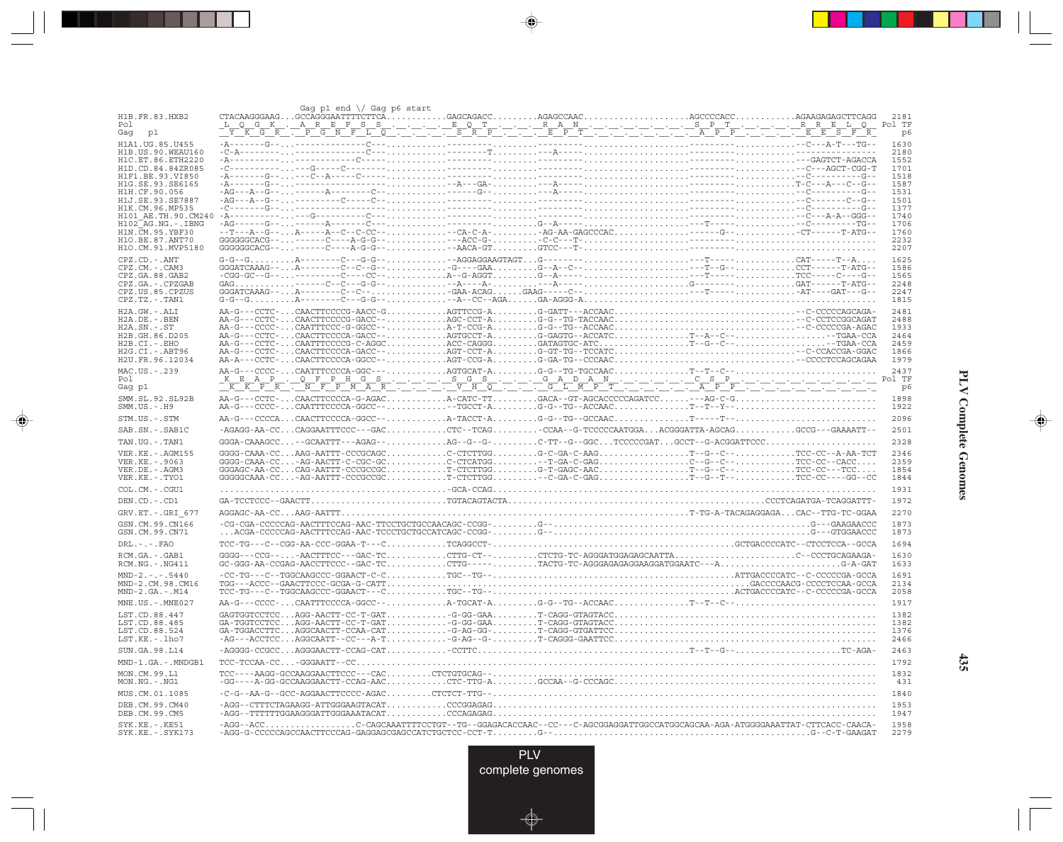```
                         Gag p1 end \/ Gag p6 start
H1B.FR.83.HXB2      CTACAAGGGAAG...GCCAGGGAATTTTCTTCA...........GAGCAGACC.........AGAGCCAAC....................AGCCCCACC...........AGAAGAGAGCTTCAGG  2181
Pol                  L  Q  G  K  .  A  R  E  F  S  S  .  .  .  .  E  Q  T  .  .  .  R  A  N  .  .  .  .  .  .  .  S  P  T  .  .  .  .  R  R  E  L  Q   Pol TF
Gag    p1            Y  K  G  R  .  P  G  N  F  L  Q  .  .  .  .  S  R  P  .  .  .  E  P  T  .  .  .  .  .  .  .  A  P  P  .  .  .  .  E  E  S  F  R    p6

H1A1.UG.85.U455     -A-------G--...--------------C---......................---------.........---------.....................--------------C---A-T---TG--  1630
H1B.US.90.WEAU160   -C-A--------...--------------C---......................--------T.........--A-----.....................--------...................  2180
H1C.ET.86.ETH2220   -A----------...--------------C---......................---------.........---------.....................---------------GAGTCT-AGACCA  1552
H1D.CD.84.84ZR085   -C----------...---G----C------------...............---------.........---------.....................---------------C---AGCT-CGG-T  1701
H1F1.BE.93.VI850    -A-------G--...---C--A-----C---......................---------.........---------.....................---------------C----------G--  1518
H1G.SE.93.SE6165    -A-------G--...--------------C---.................--A---GA-.........--A-----.....................--------------T-C---A---C--G--  1587
H1H.CF.90.056       -AG---A--G--...------A--------C--.....................---G--.........--A-----.....................---------------C----------G--  1531
H1J.SE.93.SE7887    -AG---A--G--...---------C-----C--......................---------.........---------.....................---------------C-------C--G--  1501
H1K.CM.96.MP535     -C-------G--...--------------C---......................---------.........---------.....................---------------C----------G--  1377
H101_AE.TH.90.CM240 -A----------...---G----------C---......................---------.........---------.....................---------------C---A-A--GGG--  1740
H102_AG.NG.-.IBNG   -AG------G--...------A-------C---......................---------.........G--A-----.....................---T-----------C---------TG--  1706
H1N.CM.95.YBF30     --T---A--G--...A-----A--C--C-CC--.............--CA-C-A-.........-AG-AA-GAGCCCAC.............------G--............-CT------T-ATG--  1760
H1O.BE.87.ANT70     GGGGGGCACG--...------C----A-G-G--.............----ACC-G-.........-C-C---T-.........................--------..................  2232
H1O.CM.91.MVP5180   GGGGGGCACG--...------C----A-G-G--.............--AACA-GT.........GTCC---T-..........................--------..................  2207

CPZ.CD.-.ANT        G-G--G.........A--------C---G-G--.............--AGGAGGAAGTAGT...G--------.....................---T-----..........CAT-----T--A....  1625
CPZ.CM.-.CAM3       GGGATCAAAG--...A--------C--C--G--.............G----GAA.........G--A--C--.....................---T--G--.........CCT------T-ATG--  1586
CPZ.GA.88.GAB2      -CGG-GC--G--...---------C----CC--.............A--G-AGGT.........G--A-----.....................---T-----...........TCC-----C----G--  1565
CPZ.GA.-.CPZGAB     GAG............------C--C---G-G--.............-A----A-.........--A-----.....................G------------------GAT------T-ATG--  2248
CPZ.US.85.CPZUS     GGGATCAAAG--...A--------C--C--.............-GAA-ACAG......GAAG-----C--....................---T-------------------AT----GAT---G--  2247
CPZ.TZ.-.TAN1       G-G--G.........A--------C---G-G--.............--A--CC--AGA......GA-AGGG-A.........................................................  1815

H2A.GW.-.ALI        AA-G---CCTC-...CAACTTCCCCG-AACC-G...........AGTTCCG-A.........G-GATT---ACCAAC.....................................--C-CCCCCAGCAGA-  2481
H2A.DE.-.BEN        AA-G---CCTC-...CAACTTCCCCG-GACC--...........AGC-CCT-A.........G-G--TG-TACCAAC.....................................--C-CCTCCGGCAGAT  2488
H2A.SN.-.ST         AA-G---CCCC-...CAATTTCCC-G-GGCC--...........A-T-CCG-A.........G-G--TG--ACCAAC.....................................--C-CCCCCGA-AGAC  1933
H2B.GH.86.D205      AA-G---CCTC-...CAACTTCCCCA-GACC--...........AGTGCCT-A.........G-GAGTG--ACCATC..............T--A--C-....................--TGAA-CCA  2464
H2B.CI.-.EHO        AA-G---CCTC-...CAATTTCCCCG-C-AGGC...........ACC-CAGGG.........GATAGTGC-ATC.................T--G--C-....................--TGAA-CCA  2459
H2G.CI.-.ABT96      AA-G---CCTC-...CAACTTCCCCA-GACC--...........AGT-CCT-A.........G-GT-TG--TCCATC.....................................--C-CCACCGA-GGAC  1866
H2U.FR.96.12034     AA-A---CCTC-...CAACTTCCCCA-GGCC--...........AGT-CCG-A.........G-GA-TG--CCCAAC.....................................--CCCCTCCAGCAGAA  1979

MAC.US.-.239        AA-G---CCCC-...CAATTTCCCCA-GGC--...........AGTGCAT-A.........G-G--TG-TGCCAAC..............T--T--C-..............................  2437
Pol                  K  E  A  P  .  Q  F  P  H  G  S  .  .  .  .  S  G  S  .  .  .  G  A  D  A  N  .  .  .  .  .  .  C  S  P  .  .  .  .  .  .  .  .  .   Pol TF
Gag p1               K  K  P  R  .  N  F  P  M  A  R  .  .  .  .  V  H  Q  .  .  .  G  L  M  P  T  .  .  .  .  .  .  A  P  P  .  .  .  .  .  .  .  .  .    p6

SMM.SL.92.SL92B     AA-G---CCTC-...CAACTTCCCCA-G-AGAC...........A-CATC-TT.........GACA--GT-AGCACCCCCAGATCC......---AG-C-G..........................  1898
SMM.US.-.H9         AA-G---CCCC-...CAATTTCCCCA-GGCC--...........--TGCCT-A.........G-G--TG--ACCAAC..............T--T--Y-..............................  1922

STM.US.-.STM        AA-G---CCCCA...CAACTTCCCCA-GGCC--...........A-TACCT-A.........G-G--TG--GCCAAC..............T-----T-..............................  2096

SAB.SN.-.SAB1C      -AGAGG-AA-CC...CAGGAATTTCCC---GAC...........CTC--TCAG.........-CCAA--G-TCCCCCAATGGA...ACGGGATTA-AGCAG............GCCG---GAAAATT--  2501

TAN.UG.-.TAN1       GGGA-CAAAGCC...--GCAATTT---AGAG--...........AG--G--G-.........C-TT--G--GGC...TCCCCCGAT...GCCT--G-ACGGATTCCC......................  2328

VER.KE.-.AGM155     GGGG-CAAA-CC...AAG-AATTT-CCCGCAGC...........C-CTCTTGG.........G-C-GA-C-AAG.................T--G--C-............TCC-CC--A-AA-TCT  2346
VER.KE.-.9063       GGGG-CAAA-CC...-AG-AACTT-C-CGC-GC...........C-CTCATGG.........--T-GA-C-GAG.................C--G--C-............TCC-CC--CACC....  2359
VER.DE.-.AGM3       GGGAGC-AA-CC...CAG-AATTT-CCCGCCGC...........T-CTCTTGG.........G-T-GAGC-AAC.................T--G--C-............TCC-CC---TCC....  1854
VER.KE.-.TYO1       GGGGGCAAA-CC...-AG-AATTT-CCCGCCGC...........T-CTCTTGG.........--C-GA-C-GAG.................T--G--T-............TCC-CC----GG--CC  1844

COL.CM.-.CGU1       .............................................-GCA-CCAG.......................................................................  1931

DEN.CD.-.CD1        GA-TCCTCCC--GAACTT.........................TGTACAGTACTA.............................................CCCTCAGATGA-TCAGGATTT-  1972

GRV.ET.-.GRI_677    AGGAGC-AA-CC...AAG-AATTT.....................................................................T-TG-A-TACAGAGGAGA...CAC--TTG-TC-GGAA  2270

GSN.CM.99.CN166     -CG-CGA-CCCCCAG-AACTTTCCAG-AAC-TTCCTGCTGCCAACAGC-CCGG-.........G--..............................................G---GAAGAACCC  1873
GSN.CM.99.CN71      ...ACGA-CCCCCAG-AACTTTCCAG-AAC-TCCCTGCTGCCATCAGC-CCGG-.........G--..............................................G---GTGGAACCC  1873

DRL.-.-.FAO         TCC-TG---C--CGG-AA-CCC-GGAA-T---C...........TCAGGCCT-.............................................GCTGACCCCATC--CTCCTCCA--GCCA  1694

RCM.GA.-.GAB1       GGGG---CCG--...-AACTTTCC---GAC-TC...........CTTG-CT--.........CTCTG-TC-AGGGATGGAGAGCAATTA.......................C--CCCTGCAGAAGA-  1630
RCM.NG.-.NG411      GC-GGG-AA-CCGAG-AACCTTCCC--GAC-TC...........CTTG-----.........TACTG-TC-AGGGAGAGAGGAAGGATGGAATC---A...........................G-A-GAT  1633

MND-2.-.-.5440      -CC-TG---C--TGGCAAGCCC-GGAACT-C-C...........TGC--TG--.............................................ATTGACCCCATC--C-CCCCCGA-GCCA  1691
MND-2.CM.98.CM16    TGG---ACCC--GAACTTCCC-GCGA-G-CATT.................................................................GACCCCAACG-CCCCTCCAA-GCCA  2134
MND-2.GA.-.M14      TCC-TG---C--TGGCAAGCCC-GGAACT---C...........TGC--TG--.............................................ACTGACCCCATC--C-CCCCCGA-GCCA  2058

MNE.US.-.MNE027     AA-G---CCCC-...CAATTTCCCCA-GGCC--...........A-TGCAT-A.........G-G--TG--ACCAAC..............T--T--C-..............................  1917

LST.CD.88.447       GAGTGGTCCTCC...AGG-AACTT-CC-T-GAT...........-G-GG-GAA.........T-CAGG-GTAGTACC.....................................................  1382
LST.CD.88.485       GA-TGGTCCTCC...AGG-AACTT-CC-T-GAT...........-G-GG-GAA.........T-CAGG-GTAGTACC.....................................................  1382
LST.CD.88.524       GA-TGGACCTTC...AGGCAACTT-CCAA-CAT...........-G-AG-GG-.........T-CAGG-GTGATTCC.....................................................  1376
LST.KE.-.lho7       -AG---ACCTCC...AGGCAATT--CC---A-T...........-G-AG--G-.........T-CAGGG-GAATTCC.....................................................  2466

SUN.GA.98.L14       -AGGGG-CCGCC...AGGGAACTT-CCAG-CAT...........-CCTTC..........................................T--T--G--....................TC-AGA-  2463

MND-1.GA.-.MNDGB1   TCC-TCCAA-CC...-GGGAATT--CC.......................................................................................................  1792

MON.CM.99.L1        TCC----AAGG-GCCAAGGAACTTCCC---CAC.........CTCTGTGCAG--........................................................................  1832
MON.NG.-.NG1        -GG----A-GG-GCCAAGGAACTT-CCAG-AAC...........CTC-TTG-A.........GCCAA--G-CCCAGC.....................................................  431

MUS.CM.01.1085      -C-G--AA-G--GCC-AGGAACTTCCCC-AGAC.........CTCTCT-TTG--........................................................................  1840

DEB.CM.99.CM40      -AGG--CTTTCTAGAAGG-ATTGGGAAGTACAT...........CCCGGAGAG.............................................................................  1953
DEB.CM.99.CM5       -AGG--TTTTTTGGAAGGGATTGGGAAATACAT...........CCCAGAGAG.............................................................................  1947

SYK.KE.-.KE51       -AGG--ACC.................C-CAGCAAATTTTCCTGT--TG--GGAGACACCAAC--CC---C-AGCGGAGGATTGGCCATGGCAGCAA-AGA-ATGGGGAAATTAT-CTTCACC-CAACA-  1958
SYK.KE.-.SYK173     -AGG-G-CCCCCAGCCAACTTCCCAG-GAGGAGCGAGCCATCTGCTCC-CCT-T.........G--.............................................G--C-T-GAAGAT  2279
```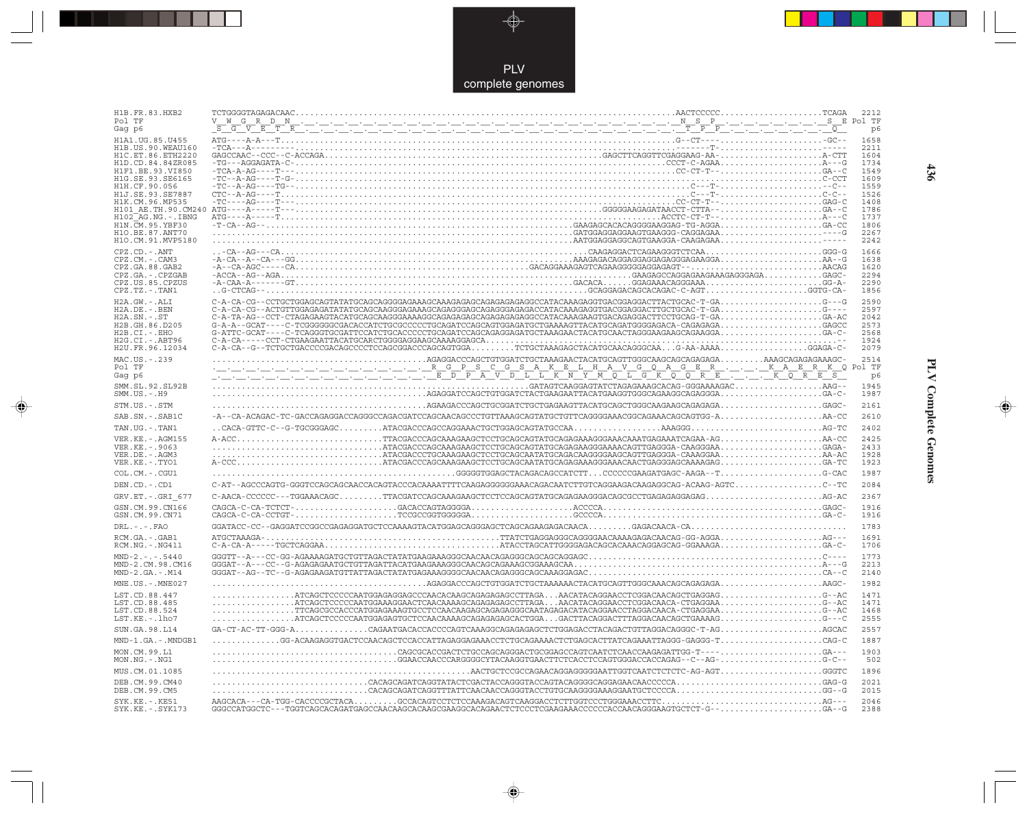# PLV complete genomes

```
H1B.FR.83.HXB2      TCTGGGGTAGAGACAAC.........................................................................AACTCCCCC....................TCAGA  2212
Pol TF              V  W  G  R  D  N  .  .  .  .  .  .  .  .  .  .  .  .  .  .  .  .  .  .  .  .  .  .  .  .  N  S  P  .  .  .  .  .  .  .  S  E Pol TF
Gag p6              S  G  V  E  T  R  .  .  .  .  .  .  .  .  .  .  .  .  .  .  .  .  .  .  .  .  .  .  .  .  T  P  P  .  .  .  .  .  .  .  Q     p6
H1A1.UG.85.U455     ATG----A-A---T............................................................................G--CT----.....................-GC--  1658
H1B.US.90.WEAU160   -TCA---A---------.........................................................................-------T-.....................-----  2211
H1C.ET.86.ETH2220   GAGCCAAC--CCC--C-ACCAGA...........................................GAGCTTCAGGTTCGAGGAAG-AA-...................A-CTT  1604
H1D.CD.84.84ZR085   -TG---AGGAGATA-C-.........................................................................CCCT-C-AGAA..................A---G  1734
H1F1.BE.93.VI850    -TCA-A-AG----T---.........................................................................CC-CT-T--....................GA--C  1549
H1G.SE.93.SE6165    -TC--A-AG----T-G-.........................................................................-C--T--......................C-CCT  1609
H1H.CF.90.056       -TC--A-AG----TG--.........................................................................C---T-......................--C--  1559
H1J.SE.93.SE7887    CTC--A-AG----T---.........................................................................C---T-......................C-C--  1526
H1K.CM.96.MP535     -TC----AG----T---.........................................................................CC-CT-T--....................GAG-C  1408
H101_AE.TH.90.CM240 ATG----A-----T---.......................................................GGGGGAAGAGATAACCT-CTTA--.....................GA--C  1786
H102_AG.NG.-.IBNG   ATG----A-----T---.........................................................................ACCTC-CT-T-...................A---C  1737
H1N.CM.95.YBF30     -T-CA--AG--..........................................GAAGAGCACACAGGGGAAGGAG-TG-AGGA.........................GA-CC  1806
H1O.BE.87.ANT70     .....................................................GATGGAGGAGGAAGTGAAGGG-CAGGAGAA..........................----G  2267
H1O.CM.91.MVP5180   .....................................................AATGGAGGAGGCAGTGAAGGA-CAAGAGAA..........................-----  2242
CPZ.CD.-.ANT        ..-CA--AG---CA.............................................CAAGAGGACTCAGAAGGGTCTCAA.........................GGG-G  1666
CPZ.CM.-.CAM3       -A-CA--A--CA---GG..........................................AAAGAGACAGGAGGAGGAGAGGGAGAAGGA....................AA--G  1638
CPZ.GA.88.GAB2      -A---CA-AGC-----CA.................................GACAGGAAAGAGTCAGAAGGGGGAGGAGAGT--..........................AACAG  1620
CPZ.GA.-.CPZGAB     -ACCA--AG--AGA.........................................................GAAGAGCCAGGAGAAGAAAGAGGGAGA............GAGC-  2294
CPZ.US.85.CPZUS     -A-CAA-A-------GT..........................................GACACA......GGAGAAACAGGGAAA.......................GG-A-  2290
CPZ.TZ.-.TAN1       ..G-CTCAG--......................................................GCAGGAGACAGCACAGAC-C-AGT......................GGTG-CA-  1856
H2A.GW.-.ALI        C-A-CA-CG--CCTGCTGGAGCAGTATATGCAGCAGGGGAGAAAGCAAAGAGAGCAGAGAGAGAGGCCATACAAAGAGGTGACGGAGGACTTACTGCAC-T-GA.....................G---G  2590
H2A.DE.-.BEN        C-A-CA-CG--ACTGTTGGAGAGATATATGCAGCAAGGGAGAAAGCAGAGGGAGCAGAGGGAGAGACCATACAAAGAGGTGACGGAGGACTTGCTGCAC-T-GA.....................G----  2597
H2A.SN.-.ST         C-A-TA-AG--CCT-CTAGAGAAGTACATGCAGCAAGGGAAAAAGGCAGAGAGAGCAGAGAGAGAGGCCATACAAAGAAGTGACGGAGGACTTCCTGCAG-T-GA.....................GA-AC  2042
H2B.GH.86.D205      G-A-A--GCAT----C-TCGGGGGCGACACCATCTGCCCCCCTGCAGATCCAGCAGTGGAGATGCTGAAAAGTTACATGCAGATGGGGAGACA-CAGAGAGA..................GAGCC  2573
H2B.CI.-.EHO        G-ATTC-GCAT----C-TCAGGGTGCGATTCCATCTGCACCCCCTGCAGATCCAGCAGGAGATGCTAAAGAACTACATGCAACTAGGGAAGAAGCAGAAGGA...................GA-C-  2568
H2G.CI.-.ABT96      C-A-CA-----CCT-CTGAAGAATTACATGCARCTGGGGAGGAAGCAAAAGGAGCA.................................................................--  1924
H2U.FR.96.12034     C-A-CA--G--TCTGCTGACCCCGACAGCCCCTCCAGCGGACCCAGCAGTGGA.........TCTGCTAAAGAGCTACATGCAACAGGGCAA...G-AA-AAAA.............GGAGA-C-  2079
MAC.US.-.239        ........................................AGAGGACCCAGCTGTGGATCTGCTAAAGAACTACATGCAGTTGGGCAAGCAGCAGAGAGA.........AAAGCAGAGAGAAAGC-  2514
Pol TF              .  .  .  .  .  .  .  .  .  .  .  .  .  R  G  P  S  C  G  S  A  K  E  L  H  A  V  G  Q  A  G  E  R  .  .  .  K  A  E  R  K  Q Pol TF
Gag p6              .  .  .  .  .  .  .  .  .  .  .  .  .  E  D  P  A  V  D  L  L  K  N  Y  M  Q  L  G  K  Q  Q  R  E  .  .  .  K  Q  R  E  S     p6
SMM.SL.92.SL92B     .........................................................GATAGTCAAGGAGTATCTAGAGAAAGCACAG-GGGAAAAGAC..................AAG--  1945
SMM.US.-.H9         ........................................AGAGGATCCAGCTGTGGATCTACTGAAGAATTACATGAAGGTGGGCAGAAGGCAGAGGGA.....................GA-C-  1987
STM.US.-.STM        ........................................AGAAGACCCAGCTGCGGATCTGCTGAGAAGTTACATGCAGCTGGGCAAGAAGCAGAGAGA.....................GAGC-  2161
SAB.SN.-.SAB1C      -A--CA-ACAGAC-TC-GACCAGAGGACCAGGGCCAGACGATCCAGCAACAGCCCTGTTAAAGCAGTATGCTGTTCAGGGGAAACGGCAGAAACAGCAGTGG-A.....................AA-CC  2610
TAN.UG.-.TAN1       ..CACA-GTTC-C--G-TGCGGGAGC.........ATACGACCCAGCCAGGAAACTGCTGGAGCAGTATGCCAA..................AAAGGG..........................AG-TC  2402
VER.KE.-.AGM155     A-ACC.............................TTACGACCCAGCAAAGAAGCTCCTGCAGCAGTATGCAGAGAAAGGGAAACAAATGAGAAATCAGAA-AG.....................AA-CC  2425
VER.KE.-.9063       ..................................ATACGACCCAGCAAAGAAGCTCCTGCAGCAGTATGCAGAGAAGGGAAAACAGTTGAGGGA-CAAGGGAA.....................GAGA-  2433
VER.DE.-.AGM3       ..................................ATACGACCCTGCAAAGAAGCTCCTGCAGCAATATGCAGACAAGGGGAAGCAGTTGAGGGA-CAAAGGAA.....................AA-AC  1928
VER.KE.-.TYO1       A-CCC.............................ATACGACCCAGCAAAGAAGCTCCTGCAGCAATATGCAGAGAAAGGGAAACAACTGAGGGAGCAAAAGAG......................GA-TC  1923
COL.CM.-.CGU1       ...............................................GGGGGTGGAGCTACAGACAGCCATCTT...CCCCCGAAGATGAGC-AAGA--T.....................G-CAC  1987
DEN.CD.-.CD1        C-AT--AGCCCAGTG-GGGTCCAGCAGCAACCACAGTACCCACAAAATTTTCAAGAGGGGGGAAACAGACAATCTTGTCAGGAAGACAAGAGGCAG-ACAAG-AGTC..................C--TC  2084
GRV.ET.-.GRI_677    C-AACA-CCCCCC---TGGAAACAGC.........TTACGATCCAGCAAAGAAGCTCCTCCAGCAGTATGCAGAGAAGGGACAGCGCCTGAGAGAGGAGAG.......................AG-AC  2367
GSN.CM.99.CN166     CAGCA-C-CA-TCTCT-.....................GACACCAGTAGGGGA.....................ACCCCA...........................................GAGC-  1916
GSN.CM.99.CN71      CAGCA-C-CA-CCTGT-.....................TCGCCGGTGGGGGA.....................GCCCCA...........................................GA-C-  1916
DRL.-.-.FAO         GGATACC-CC--GAGGATCCGGCCGAGAGGATGCTCCAAAAGTACATGGAGCAGGGAGCTCAGCAGAAGAGACAACA.........GAGACAACA-CA.................................  1783
RCM.GA.-.GAB1       ATGCTAAAGA-................................................TTATCTGAGGAGGGCAGGGGAACAAAAGAGACAACAG-GG-AGGA....................AG---  1691
RCM.NG.-.NG411      C-A-CA-A-----TGCTCAGGAA.........................................ATACCTAGCATTGGGGAGAGCAGCACAAACAGGAGCAG-GGAAAGA....................GA-C-  1706
MND-2.-.-.5440      GGGTT--A---CC-GG-AGAAAAGATGCTGTTAGACTATATGAAGAAAGGGCAACAACAGAGGGCAGCAGCAGGAGC..............................................C----  1773
MND-2.CM.98.CM16    GGGAT--A---CC--G-AGAGAGAATGCTGTTAGATTACATGAAGAAAGGGCAACAGCAGAAAGCGGAAAGCAA...................................................A---G  2213
MND-2.GA.-.M14      GGGAT--AG--TC--G-AGAGAAGATGTTATTAGACTATATGAGAAAGGGGCAACAACAGAGGGCAGCAAAGGAGAC................................................CA--C  2140
MNE.US.-.MNE027     ........................................AGAGGACCCAGCTGTGGATCTGCTAAAAAACTACATGCAGTTGGGCAAACAGCAGAGAGA......................AAGC-  1982
LST.CD.88.447       .................ATCAGCTCCCCCAATGGAGAGGAGCCCAACACAAGCAGAGAGAGCCTTAGA...AACATACAGGAACCTCGGACAACAGCTGAGGAG....................G--AC  1471
LST.CD.88.485       .................ATCAGCTCCCCCAATGGAAAGGAACTCAACAAAAGCAGAGAGAGCCTTAGA...AACATACAGGAACCTCGGACAACA-CTGAGGAA....................G--AC  1471
LST.CD.88.524       .................TTCAGCGCCACCCATGGAGAAAGTGCCTCCAACAAGAGCAGAGAGGGCAATAGAGACATACAGGAACCTAGGACAACA-CTGAGGAA....................G--AC  1468
LST.KE.-.lho7       .................ATCAGCTCCCCCAATGGAGAGTGCTCCAACAAAAGCAGAGAGAGCACTGGA...GACTTACAGGACTTTAGGACAACAGCTGAAAAG....................G---C  2555
SUN.GA.98.L14       GA-CT-AC-TT-GGG-A...............CAGAATGACACCACCCCAGTCAAAGGCAGAGAGAGCTCTGGAGACCTACAGACTGTTAGGACAGGGC-T-AG.....................AGCAC  2557
MND-1.GA.-.MNDGB1   ..............GG-ACAAGAGGTGACTCCAACAGCTCCACCATTAGAGGAGAAACCTCTGCAGAAAACTCTGAGCACTTATCAGAAATTAGGG-GAGGG-T.....................CAG-C  1887
MON.CM.99.L1        ......................................CAGCGCACCGACTCTGCCAGCAGGGACTGCGGAGCCAGTCAATCTCAACCAAGAGATTGG-T----.....................GA---  1903
MON.NG.-.NG1        ......................................GGAACCAACCCARGGGGCYTACAAGGTGAACTTCTACCTCCAGTGGGACCACCAGAG--C--AG-.....................G-C--  502
MUS.CM.01.1085      .................................................AACTGCTCCGCCAGAACAGGAGGGGGAATTGGTCAATCTCTCTC-AG-AGT.....................GGGTC  1896
DEB.CM.99.CM40      ..............................CACAGCAGATCAGGTATACTCGACTACCAGGGTACCAGTACAGGGGCAGGAGAACAACCCCCA............................GAG-G  2021
DEB.CM.99.CM5       ..............................CACAGCAGATCAGGTTTATTCAACAACCAGGGTACCTGTGCAAGGGGAAAGGAATGCTCCCCA............................GG--G  2015
SYK.KE.-.KE51       AAGCACA---CA-TGG-CACCCCGCTACA.........GCCACAGTCCTCTCCAAAGACAGTCAAGGACCTCTTGGTCCCTGGGAAACCTTC...............................AG---  2046
SYK.KE.-.SYK173     GGGCCATGGCTC---TGGTCAGCACAGATGAGCCAACAAGCACAAGCGAAGGCACAGAACTCTCCCTCGAAGAAACCCCCCACCAACAGGGAAGTGCTCT-G--.....................GA--G  2388
```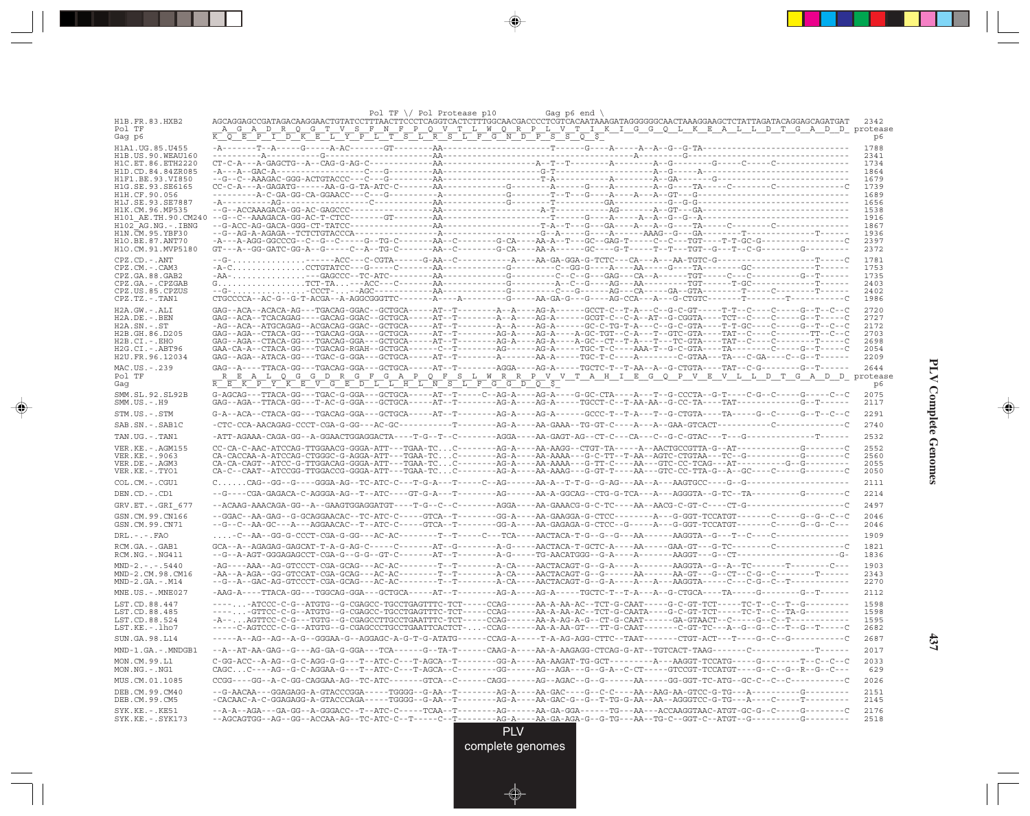```
                                    Pol TF \/ Pol Protease p10          Gag p6 end \
H1B.FR.83.HXB2        AGCAGGAGCCGATAGACAAGGAACTGTATCCTTTAACTTCCCTCAGGTCACTCTTTGGCAACGACCCCTCGTCACAATAAAGATAGGGGGGCAACTAAAGGAAGCTCTATTAGATACAGGAGCAGATGAT  2342
Pol TF                  A  G  A  D  R  Q  G  T  V  S  F  N  F  P  Q  V  T  L  W  Q  R  P  L  V  T  I  K  I  G  G  Q  L  K  E  A  L  L  D  T  G  A  D  D  protease
Gag p6                K  Q  E  P  I  D  K  E  L  Y  P  L  T  S  L  R  S  L  F  G  N  D  P  S  S  Q  $                                                     p6

H1A1.UG.85.U455       -A-------T--A-----G-----A-AC-------GT--------AA----------------------T------G----A-----A--A--G--G-TA-----------------------------  1788
H1B.US.90.WEAU160     ----------A-----------G-----------------------AA-----------------------------------------A---------G------------------------------  2341
H1C.ET.86.ETH2220     CT-C-A---A-GAGCTG--A--CAG-G-AG-C------------AA--------------------A--T--T---------A-------A--G------G-----C-----C----------------  1734
H1D.CD.84.84ZR085     -A---A--GAC-A-----------------C---G---------AA--------------------G-T-------------------A--G-----A-------------------------------  1864
H1F1.BE.93.VI850      --G--C--AAAGAC-GGG-ACTGTACCC---C---G--------AA--------------------T-A-------------A-------A--GA------G----------------------------  1679
H1G.SE.93.SE6165      CC-C-A---A-GAGATG------AA-G-G-TA-ATC-C------AA-----------G--------A------G----A-------A--G----TA-----C--------C-----------------C  1739
H1H.CF.90.056         ---------A-C-GA-GG-CA-GGAACC---C---G--------A------------G--------T--T---G----A-----A--A--GT--G----------------------------------  1689
H1J.SE.93.SE7887      -A--------AG------------------C-------------AA-----------G--------T-----------GA----------G--G-G---------------------------------  1656
H1K.CM.96.MP535       --G--ACCAAAGACA-GG-AC-GAGCCC----------------AA--------------------A-T----------AG-------A--GT---GA-------------------------------  1538
H101_AE.TH.90.CM240   --G--C--AAAGACA-GG-AC-T-CTCC-------GT-------AA--------------------T------G----A-----A--A--G--G--A--------------------------------  1916
H102_AG.NG.-.IBNG     --G-ACC-AG-GACA-GGG-CT-TATCC----------------AA--------------------T-A--T---G---GA-----A--A--G----TA-----C--------C---------------  1867
H1N.CM.95.YBF30       --G--AG-A-AGAGA--TCTCTGTACCCA---------------A-----------------------G--A-----G----A-----AAAG--G---GA--------T-------------T------  1936
H1O.BE.87.ANT70       -A---A-AGG-GGCCCG--C--G--C-----G--TG-C-------AA--C--------G-CA----AA-A--T---GC--GAG-T-----C--C---TGT----T-T-GC-G---------------C  2397
H1O.CM.91.MVP5180     GT---A--GG-GATC-GG-A--G-----C--A--TG-C-------AA--C--------G-CA----AA-A------GC----G-T-----T--T---TGT--G---T--C-G--------G--------  2372

CPZ.CD.-.ANT          --G-..............------ACC---C-CGTA------G-AA--C----------A----AA-GA-GGA-G-TCTC---CA---A---AA-TGTC-G---------------------T-----C  1781
CPZ.CM.-.CAM3         -A-C..............CCTGTATCC---G-----C-------AA-----------G---------C--GG-G----A----AA------G----TA-------GC----------T-----------  1753
CPZ.GA.88.GAB2        -AA-..............---GAGCCC--TC-ATC---------AA-----------G---------C--C--G---GAG---CA--A-----TGT-----C---C----------G--T--------  1735
CPZ.GA.-.CPZGAB       G.................TCT-TA...---ACC---C-------AA-----------G---------A--C--G----AG---AA---------TGT-----T-GC-------------T---------  2403
CPZ.US.85.CPZUS       --G-..............-CCCT-...--AGC------------AA-----------G---------C---G------AG---CA-----GA--GTA-------T-----C------T------------  2402
CPZ.TZ.-.TAN1         CTGCCCCA--AC-G--G-T-ACGA--A-AGGCGGGTTC-------A----A--------G-----AA-GA-G----G----AG-CCA---A---G-CTGTC------T--------T-----------C  1986

H2A.GW.-.ALI          GAG--ACA--ACACA-AG---TGACAG-GGAC--GCTGCA-----AT--T--------A--A----AG-A------GCCT-C--T-A---C--G-C-GT-----T-T--C----C-----G--T--C--C  2720
H2A.DE.-.BEN          GAG--ACA--TCACAGAG---GACAG-GGAC--GCTGCA-----AT--T---------A--A----AG-A------GCGT-C--C-A--AT--G-CGGTA----TCT--C----C-----G--T-----C  2727
H2A.SN.-.ST           -AG--ACA--ATGCAGAG---ACGACAG-GGAC--GCTGCA----A--T---------A--A----AG-A------GC-C-TG-T-A---C--G-C-GTA----T-T-GC-----C-----G--T--C--C  2172
H2B.GH.86.D205        GAG--AGA--CTACA-GG---TGACAG-GGA---GCTGCA-----AT--T--------AG-A----AG-A----A-GC-TGT--C-A---T--GTC-GTA----TAT--C----C-------TT--C--C  2703
H2B.CI.-.EHO          GAG--AGA--CTACA-GG---TGACAG-GGA---GCTGCA-----AT--T--------AG-A----AG-A----A-GC--CT--T-A---T---TC-GTA----TAT--C----C---------T-----C  2698
H2G.CI.-.ABT96        GAA-CA-A--CTACA-GG---TGACAG-RGAH--GCTGCA-----C--T---------AG------AG-A------TGC-T-C----AAA-T--G-C-GTA----TA--------C-----G--T-----C  2054
H2U.FR.96.12034       GAG--AGA--ATACA-GG---TGAC-G-GGA---GCTGCA-----AT--T---------A------AA-A------TGC-T-C----A---------C-GTAA---TA---C-GA----C--G--T------  2209

MAC.US.-.239          GAG--A----TTACA-GG---TGACAG-GGA---GCTGCA-----AT--T-------AGGA----AG-A------TGCTC-T--T-AA--A--G-CTGTA----TAT--C-G---------G--T------  2644
Pol TF                R  E  A  L  Q  G  G  D  R  G  F  G  A  P  Q  F  S  L  W  R  R  P  V  V  T  A  H  I  E  G  Q  P  V  E  V  L  L  D  T  G  A  D  D  protease
Gag                   R  E  K  P  Y  K  E  V  G  E  D  L  L  H  L  N  S  L  F  G  G  D  Q  $                                                                 p6

SMM.SL.92.SL92B       G-AGCAG---TTACA-GG---TGAC-G-GGA---GCTGCA-----AT--T-----C--AG-A----AG-A----G-GC-CTA----A---T--G-CCCTA--G-T----C-G--C-----G--T--C--C  2075
SMM.US.-.H9           GAG--AGA--TTACA-GG---T-AC-G-GGA---GCTGCA-----AT--T--------AG-A----AG-A------TGCCT-C--T-AA-AA--G-CC-TA-----TAT-------------G--T------  2117

STM.US.-.STM          G-A--ACA--CTACA-GG---TGACAG-GGA---GCTGCA-----AT--T--------AG-A----AG-A------GCCC-T--T-A---T--G-CTGTA----TA-----G--C-----G--T--C--C  2291

SAB.SN.-.SAB1C        -CTC-CCA-AACAGAG-CCCT-CGA-G-GG---AC-GC-----------T--------AG-A----AA-GAAA--TG-GT-C----A---A--GAA-GTCACT------------C-------------C  2740

TAN.UG.-.TAN1         -ATT-AGAAA-CAGA-GG---A-GGAACTGGAGGACTA----T-G--T--C-------AGGA----AA-GAGT-AG--CT-C---CA---C--G-C-GTAC---T---G-------------T------  2532

VER.KE.-.AGM155       CC-CA-C-AAC-ATCCAG-TTGGAACG-GGA-ATT---TGAA-TC...C---------AG-A----AA-AAGG--CTGT-TA-----A--AACTGCCGTTA-G--AT------------G---------C  2552
VER.KE.-.9063         CA-CACCAA-A-ATCCAG-CTGGGC-G-AGGA-ATT---TGAA-TC...C--------AG-A----AA-AAAA---G-C-TT--T-AA--AGTC-CTGTAA---TC--G-----------G--------C  2560
VER.DE.-.AGM3         CA-CA-CAGT--ATCC-G-TTGGACAG-GGGA-ATT---TGAA-TC...C--------AG-A----AA-AAAA---G-TT-C----AA---GTC-CC-TCAG---AT----------G--G---------  2055
VER.KE.-.TYO1         CA-C--CAAT--ATCCGG-TTGGACCG-GGGA-ATT---TGAA-TC...C--------AG-A----AA-AAAG---G-GT-T----AA---GTC-CC-TTA-G--A--GC-----C-----G--------C  2050

COL.CM.-.CGU1         C......CAG--GG--G----GGGA-AG--TC-ATC-C---T-G-A---T-----C--AG------AA-A--T-T-G--G-AG---AA--A---AAGTGCC----G--G--------------------  2111

DEN.CD.-.CD1          --G----CGA-GAGACA-C-AGGGA-AG--T--ATC---GT-G-A---T--------AG------AA-A-GGCAG--CTG-G-TCA---A---AGGGTA--G-TC--TA-----------G--------C  2214

GRV.ET.-.GRI_677      --ACAAG-AAACAGA-GG--A--GAAGTGGAGGATGT----T-G--C--C--------AGGA----AA-GAAACG-G-C-TC----AA--AACG-C-GT-C----CT-G---------------------  2497

GSN.CM.99.CN166       --GGAC--AA-GAG--G-GCAGGAACAC--TC-ATC-C-----GTCA--T--------GG-A----AA-GAAGGA-G-CTCC----------A---G-GGT-TCCATGT-------C-----G--G--C--C  2046
GSN.CM.99.CN71        --G--C--AA-GC---A---AGGAACAC--T--ATC-C-----GTCA--T--------GG-A----AA-GAGAGA-G-CTCC--G-----A---G-GGT-TCCATGT-------C-----G--G--C----  2046

DRL.-.-.FAO           ....-C--AA--GG-G-CCCT-CGA-G-GG---AC-AC--------T--T-----C---TCA----AACTACA-T-G--G--G---AA------AAGGTA--G---T--C----C---------------  1909

RCM.GA.-.GAB1         GCA--A--AGAGAG-GAGCAT-T-A-G-AG-C------C-----AT--G--------A-G-----AACTACA-T-GCTC-A----AA-----GAA-GT---G-TC---------C----------------C  1821
RCM.NG.-.NG411        --G--A-AGT-GGGAGAGCCT-CGA-G--G-G--GT-C-------AT--T--------A-G-----TG-AACATGGG--G-A----A-------AAGGT---G---CT---------------------G-  1836

MND-2.-.-.5440        -AG----AAA--AG-GTCCCT-CGA-GCAG---AC-AC--------T--T--------A-CA----AACTACAGT-G--G-A----A------AAGGTA--G--A--TC-------T---------C---  1903
MND-2.CM.98.CM16      -AA--A-AGA--GG-GTCCAT-CGA-GCAG---AC-AC--------T--T--------A-CA----AACTACAGT-G--G------AA------AA-GT---G--CT--C-G--C-------T------  2343
MND-2.GA.-.M14        --G--A-GAC-AG-GTCCCT-CGA-GCAG---AC-AC--------T--T--------A-CA----AACTACAGT-G--G-A----A---A---AAGGTA-----C---C-G--T---------------  2270

MNE.US.-.MNE027       -AAG-A----TTACA-GG---TGGCAG-GGA---GCTGCA-----AT--T--------AG-A----AG-A------TGCTC-T--T-A---A--G-CTGCA----TA-----G--------G--T------  2112

LST.CD.88.447         -----...-ATCCC-C-G--ATGTG--G-CGAGCC-TGCCTGAGTTTC-TCT-----CCAG------AA-A-AA-AC--TCT-G-CAAT-----G-C-GT-TCT-----TC-T--C--T--G---------  1598
LST.CD.88.485         -----...-GTTCC-C-G--ATGTG--G-CGAGCC-TGCCTGAGTTTC-TCT-----CCAG------AA-A-AA-AC--TCT-G-CAATA----G-C-GT-TCT-----TC-T--C--TA-G---------  1598
LST.CD.88.524         -A--...AGTTCC-C-G---TGTG--G-CGAGCCCTGCCTGAATTTC-TCT-----CCAG------AA-A-AG-A-G--CT-G-CAAT------GA-GTAACT--C-----G--C--T-------------  1595
LST.KE.-.lho7         -----C-AGTCCC-C-G--ATGTG--G-CGAGCCCTGCCTGAATTCACTCT-...-CCAG------AA-A-AA-GT---TT-G-CAAT-------C-GT-TC---A--G--G--C--T--G--T-----C  2682

SUN.GA.98.L14         ------A--AG--AG--A-G--GGGAA-G--AGGAGC-A-G-T-G-ATATG-------CCAG-A-----T-A-AG-AGG-CTTC--TAAT-------CTGT-ACT---T-----G--C--G-----------  2687

MND-1.GA.-.MNDGB1     --A--AT-AA-GAG--G---AG-GA-G-GGA---TCA-------G--TA-T-------CAAG-A-----AA-A-AAGAGG-CTCAG-G-AT--TGTCACT-TAAG-------C-------------T------  2017

MON.CM.99.L1          C-GG-ACC--A-AG--G-C-AGG-G-G---T--ATC-C---T-AGCA--T--------GG-A----AA-AAGAT-TG-GCT---------A---AAGGT-TCCATG-----G--------T--C--C--C  2033
MON.NG.-.NG1          CAGC...C----AG--G-C-AGGAA-G---T--ATC-C---T-AGCA--T--------GG------AG--AGA---G--G-A--C-CT-----GTCCGT-TCCATGT-----G--C--G--R--G--C---   629

MUS.CM.01.1085        CCGG----GG--A-C-GG-CAGGAA-AG--TC-ATC-------GTCA--C--------CAGG------AG--AGAC--G--G------AA-----GG-GGT-TC-ATG--GC-C--C--C-----------C  2026

DEB.CM.99.CM40        --G-AACAA---GGAGAGG-A-GTACCCGGA-----TGGGG--G-AA--T--------AG-A----AA-GAC----G--C-C----AA--AAG-AA-GTCC-G-TG---A-----------G---------  2151
DEB.CM.99.CM5         -CACAAC-A-C-GGAGAGG-A-GTACCCAGA-----TGGGG--G-AA--T--------AG-A----AA-GAC-G--G--T-TG-G-AA--AA--AGGGTCC-G-TG---A----C-----T----------  2145

SYK.KE.-.KE51         --A-A--AGA---GA-GG--A-GGGACC--T--ATC-C-----TCAA--T--------AG------AA-GA-GGA------TG---AA---ACCAAGGTAAC-ATGT-GC-G--C-----G--------C  2176
SYK.KE.-.SYK173       --AGCAGTGG--AG--GG--ACCAA-AG--TC-ATC-C--T-----C--T--------AG-A----AA-GA-AGA-G--G-TG---AA--TG-C--GGT-C--ATGT--G---------G---------  2518
```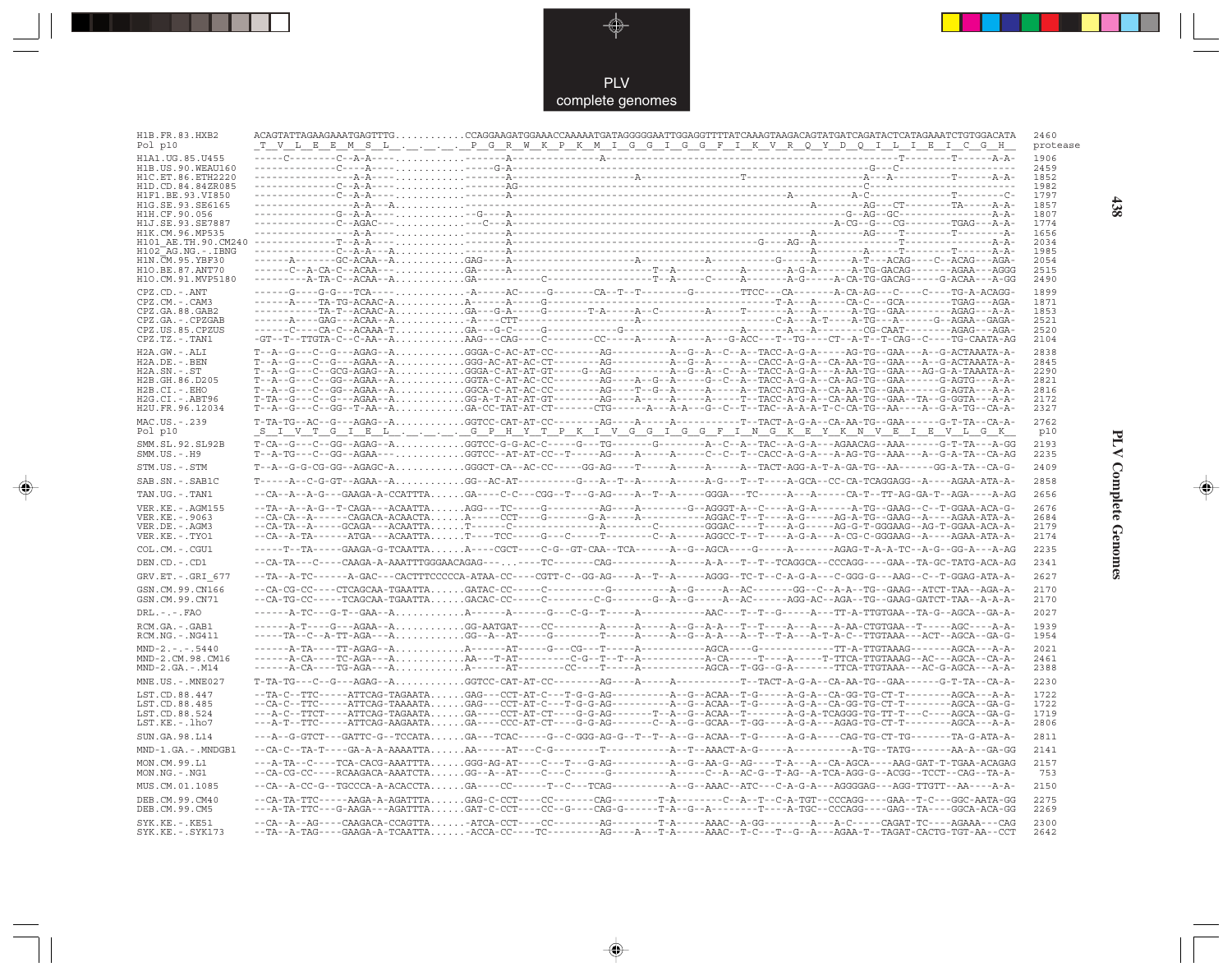# PLV complete genomes

```
H1B.FR.83.HXB2       ACAGTATTAGAAGAAATGAGTTTG............CCAGGAAGATGGAAACCAAAAATGATAGGGGGAATTGGAGGTTTTATCAAAGTAAGACAGTATGATCAGATACTCATAGAAATCTGTGGACATA  2460
Pol p10              _T__V__L__E__E__M__S__L__.__.__.__.__P__G__R__W__K__P__K__M__I__G__G__I__G__G__F__I__K__V__R__Q__Y__D__Q__I__L__I__E__I__C__G__H__  protease
H1A1.UG.85.U455      -----C--------C--A-A----...........-------A-----------------------A--------------------------------------------------------T--------T------A-A-  1906
H1B.US.90.WEAU160    --------------C----A----...........-----G-A----------------------------------------------------------------------------G---C-------------------  2459
H1C.ET.86.ETH2220    -----------------A-A----...........-------A-----------------------A------------------------T--------------------------A---A----------T------A-A-  1852
H1D.CD.84.84ZR085    --------------C--A-A----...........-------AG-------------------------------------------------------------------------C-------------------------  1982
H1F1.BE.93.VI850     --------------C--A-A----...........-------A-----------------------------------------------------------A--------------A-C-----------T--------C-  1797
H1G.SE.93.SE6165     -----------------A-A---A...........-------A-----------------------------------------------------------------A---------AG---CT--------TA-----A-A-  1857
H1H.CF.90.056        --------------G--A-A----...........--G----A----------------------------------------------------------------------G--AG--GC-----------------A-A-  1807
H1J.SE.93.SE7887     --------------C--AGAC---...........----C--A--------------------------------------------------------------------A-CG--G---CG--------TGAG---A-A-  1774
H1K.CM.96.MP535      -----------------A-A----...........-------A-------------------------------------------------------------A--------AG----T--------T--------A-  1656
H101_AE.TH.90.CM240  --------------T--A-A----...........-------A------------------------------------------------G-----AG--A---------------T-----------------A-A-  2034
H102_AG.NG.-.IBNG    --------------C--A-A---A...........-------A-------------------------------------------------------------A--------------T--------T------A-A-  1985
H1N.CM.95.YBF30      ------A-------GC-ACAA--A...........GAG----A--------------------A----------A----------G-----A------A-T---ACAG----C--ACAG---AGA-  2054
H1O.BE.87.ANT70      ------C--A-CA-C--ACAA---...........GA-----A-------------------------T--A--------A-------A-G-A------A-TG-GACAG--------AGAA---AGGG  2515
H1O.CM.91.MVP5180    ---------A-TA-C--ACAA--A...........GA-------------C-------------T--A-----C-----A------A-G-----A-CA-TG-GACAG------G-ACAA---A-GG  2490
CPZ.CD.-.ANT         ------G----G-G---TCA----...........-A------AC-----G--------CA--T--T---------G--------TTCC---CA--------A-CA-AG---C----C----TG-A-ACAGG-  1899
CPZ.CM.-.CAM3        ------A----TA-TG-ACAAC-A...........A-------A-----G-----------------------------------------T-A---A-----CA-C---GCA---------TGAG---AGA-  1871
CPZ.GA.88.GAB2       ----------TA-T--ACAAC-A...........GA---G-A-----G--------T-A-----A--C---------A-----T--------A---A-----A-TG--GAA--------AGAG---A-A-  1853
CPZ.GA.-.CPZGAB      ------A----GAG---ACAA--A...........-A----CTT---------------------------------------------C-A---A-T-----A-TG---A------G--AGAA--GAGA-  2521
CPZ.US.85.CPZUS      ------C----CA-C--ACAAA-T...........GA---G-C-----G-----------------G-----------------------A-----A-A-------CG-CAAT--------AGAG---AGA-  2520
CPZ.TZ.-.TAN1        -GT--T--TTGTA-C--C-AA--A...........AAG---CAG----C---------CC------A------A------A---G-ACC---T--TG-----CT--A-T--T-CAG--C----TG-CAATA-AG  2104
H2A.GW.-.ALI         T--A--G---C--G---AGAG--A...........GGGA-C-AC-AT-CC--------AG-----------A--G--A--C--A--TACC-A-G-A------AG-TG--GAA---A--G-ACTAAATA-A-  2838
H2A.DE.-.BEN         T--A--G---C--G---AGAA--A...........GGG-AC-AT-AC-CT--------AG-----------A--G--A-----A--CACC-A-G-A--CA-AA-TG--GAA---A--G-ACTAAATA-A-  2845
H2A.SN.-.ST          T--A--G---C--GCG-AGAG--A...........GGGA-C-AT-AT-GT-----G--AG-----------A--G--A--C--A--TACC-A-G-A---A-AA-TG--GAA---AG-G-A-TAAATA-A-  2290
H2B.GH.86.D205       T--A--G---C--GG--AGAA--A...........GGTA-C-AT-AC-CC--------AG-----A--G--A-----G--C--A--TACC-A-G-A--CA-AG-TG--GAA-------G-AGTG---A-A-  2821
H2B.CI.-.EHO         T--A--G---C--GG--AGAA--A...........GGCA-C-AT-AC-CC--------AG-----T--G--A-----A-----A--TACC-ATG-A--CA-AA-TG--GAA-------G-AGTA---A-A-  2816
H2G.CI.-.ABT96       T-TA--G---C--G---AGAA--A...........GG-A-T-AT-AT-GT--------AG-----A-----A-----A-----T--TACC-A-G-A--CA-AA-TG--GAA--TA--G-GGTA---A-A-  2172
H2U.FR.96.12034      T--A--G---C--GG--T-AA--A...........GA-CC-TAT-AT-CT-------CTG------A---A-A---G--C--T--TAC--A-A-A-T-C-CA-TG--AA-----A--G-A-TG--CA-A-  2327
MAC.US.-.239         T-TA-TG--AC--G---AGAG--A...........GGTCC-CAT-AT-CC--------AG-----A-----A-----------T--TACT-A-G-A--CA-AA-TG--GAA------G-T-TA--CA-A-  2762
Pol p10              _S__I__V__T__G__I__E__L__.__.__.__.__G__P__H__Y__T__P__K__I__V__G__G__I__G__G__F__I__N__G__K__E__Y__K__N__V__E__I__E__V__L__G__K__  p10
SMM.SL.92.SL92B      T-CA--G---C--GG--AGAG--A...........GGTCC-G-G-AC-C-----G---TG-------G--------A--C--A--TAC--A-G-A---AGAACAG--AAA-------G-T-TA---A-GG  2193
SMM.US.-.H9          T--A-TG---C--GG--AGAA---...........GGTCC--AT-AT-CC--T-----AG-----A-----A-----C--C--T--CACC-A-G-A---A-AG-TG--AAA---A--G-A-TA--CA-AG  2235
STM.US.-.STM         T--A--G-G-CG-GG--AGAGC-A...........GGGCT-CA--AC-CC-----GG-AG-----T-----A-----A-----A--TACT-AGG-A-T-A-GA-TG--AA------GG-A-TA--CA-G-  2409
SAB.SN.-.SAB1C       T-----A--C-G-GT--AGAA--A...........GG--AC-AT----------G---A--T--A-----A-----A-G---T--T----A-GCA--CC-CA-TCAGGAGG--A----AGAA-ATA-A-  2858
TAN.UG.-.TAN1        --CA--A--A-G---GAAGA-A-CCATTTA......GA----C-C---CGG--T---G-AG-----A--T--A-----GGGA---TC-----A---A------CA-T--TT-AG-GA-T--AGA----A-AG  2656
VER.KE.-.AGM155      --TA--A--A-G--T-CAGA---ACAATTA......AGG---TC-----G---------AG-----A--------G--AGGGT-A--C----A-G-A------A-TG--GAAG--C--T-GGAA-ACA-G-  2676
VER.KE.-.9063        --CA-CA--A------CAGACA-ACAACTA......A-----CCT----G----------G-A------A------T-------AGGAC-T--T----A-G------AG-A-TG--GAAG--A-----AGAA-ATA-A-  2684
VER.DE.-.AGM3        --CA-TA--A------GCAGA--ACAATTA......T-----C---------------------A----------C---------GGGAC---T----A-G------AG-G-T-GGGAAG--AG-T-GGAA-ACA-A-  2179
VER.KE.-.TYO1        --CA--A-TA------ATGA---ACAATTA......T----TCC-----G---C-----T----------C--A-----AGGCC-T--T----A-G-A---A-CG-C-GGGAAG--A----AGAA-ATA-A-  2174
COL.CM.-.CGU1        -----T--TA------GAAGA-G-TCAATTA......A----CGCT-----C-G--GT-CAA--TCA-------A--G--AGCA----G------A---------AGAG-T-A-A-TC--A-G--GG-A---A-AG  2235
DEN.CD.-.CD1         --CA-TA---C-----CAAGA-A-AAATTTGGGAACAGAG---..----TC-------CAG-----------A------A-A---T--T--TCAGGCA--CCCAGG----GAA--TA-GC-TATG-ACA-AG  2341
GRV.ET.-.GRI_677     --TA--A-TC------A-GAC---CACTTTCCCCCA-ATAA-CC----CGTT-C--GG-AG-----A--T--A-----AGGG--TC-T--C-A-G-A---C-GGG-G---AAG--C--T-GGAG-ATA-A-  2627
GSN.CM.99.CN166      --CA-CG-CC-----CTCAGCAA-TGAATTA......GATAC-CC-----C-----------G-----------A--G------A--AC-------GG--C--A-A--TG--GAAG--ATCT-TAA--AGA-A-  2170
GSN.CM.99.CN71       --CA-TG-CC-----TCAGCAA-TGAATTA......GACAC-CC-----C--------C-G--------G--A--G-----A--AC-------AGG-AC--AGA--TG--GAAG-GATCT-TAA--A-A-A-  2170
DRL.-.-.FAO          ------A-TC---G-T--GAA--A...........A-------A------G---C-G--T-------A-------------AAC---T--T--G-----A---TT-A-TTGTGAA--TA-G--AGCA--GA-A-  2027
RCM.GA.-.GAB1        ------A-T----G---AGAA--A...........GG-AATGAT----CC--------A------A-----A--G--A-A---T--T----A-G-A--A-AA-CTGTGAA--T------AGC----A-A-  1939
RCM.NG.-.NG411       ------TA--C--A-TT-AGA--A...........GG--A--AT-----G---------T------A-----A--G--A-A---A--T--T-A----A-T-A-C--TTGTAAA---ACT--AGCA--GA-G-  1954
MND-2.-.-.5440       ------A-TA-----TT-AGAG--A...........A------AT-----G---CG---T------A-----------AGCA----G----------------TT-A-TTGTAAAG--------AGCA---A-A-  2021
MND-2.CM.98.CM16     ------A-CA-----TC-AGA---A...........AA---T-AT---------C-G--T--T--A-----------A-CA------T----A------T-TTCA-TTGTAAAG--AC---AGCA--CA-A-  2461
MND-2.GA.-.M14       ------A-CA-----TG-AGA---A...........A------AT-----------CC----T------A------------AGCA--T-GG--G-A-------TTCA-TTGTAAA---AC-G-AGCA---A-A-  2388
MNE.US.-.MNE027      T-TA-TG---C--G---AGAG--A...........GGTCC-CAT-AT-CC--------AG-----A-----A--------------T--TACT-A-G-A--CA-AA-TG--GAA------G-T-TA--CA-A-  2230
LST.CD.88.447        --TA-C--TTC-----ATTCAG-TAGAATA......GAG---CCT-AT-C----T-G-G-AG-----------A--G--ACAA--T-G-----A-G-A--CA-GG-TG-CT-T---------AGCA---A-A-  1722
LST.CD.88.485        --CA-C--TTC-----ATTCAG-TAAAATA......GAG---CCT-AT-C----T-G-G-AG-----------A--G--ACAA--T-G-----A-G-A--CA-GG-TG-CT-T---------AGCA---GA-G-  1722
LST.CD.88.524        --A-C--TTCT-----ATTCAG-TAGAATA......GA----CCT-AT-CT----G-G-AG-------T--A--G--ACAA--T-------A-G-A-TCAGGG-TG-TT--T----C----AGCA---GA-G-  1719
LST.KE.-.lho7        --A-T--TTC-----ATTCAG-AAGAATA......GA----CCC-AT-CT----G-G-AG--------C--A--G--GCAA--T-GG----A-G-A---AGAG-TG-CT-T---------AGCA---A-A-  2806
SUN.GA.98.L14        ---A--G-GTCT---GATTC-G--TCCATA......GA---TCAC-----G--C-GGG-AG-G--T--T--A--G--ACAA--T-G-----A-G-A----CAG-TG-CT-TG-------TA-G-ATA-A-  2811
MND-1.GA.-.MNDGB1    --CA-C--TA-T----GA-A-A-AAAATTA......AA-----AT---C-G-----------T-----------A--T--AAACT-A-G------A------------A-TG--TATG-------AA-A--GA-GG  2141
MON.CM.99.L1         ---A-TA--C-----TCA-CACG-AAATTTA......GGG-AG-AT-----C---T---G-AG-----------A--G--AA-G--AG----T-A---A--CA-AGCA-----AAG-GAT-T-TGAA-ACAGAG  2157
MON.NG.-.NG1         --CA-CG-CC-----RCAAGACA-AAATCTA......GG--A--AT-----C---C---------G-------------A-----C--A--AC-G--T-AG--A-TCA-AGG-G--ACGG--TCCT--CAG--TA-A-  753
MUS.CM.01.1085       --CA--A-CC-G--TGCCCA-A-ACACCTA......GA----CC------T--C---TCAG-----------A--G--AAAC--ATC---C-A-G-A---AGGGGAG---AGG-TTGTT--AA----A-A-  2150
DEB.CM.99.CM40       --CA-TA-TTC-----AAGA-A-AGATTTA......GAG-C-CCT----CC--------CAG--------T-A--------C--A--T--C-A-TGT--CCCAGG----GAA--T-C----GGC-AATA-GG  2275
DEB.CM.99.CM5        ---A-TA-TTC---G-AAGA---AGATTTA......GAT-C-CCT----CC---G-----CAG-G-------T-A--G--A---------T----A-TGC--CCCAGG----GAG--TA----GGCA-ACA-GG  2269
SYK.KE.-.KE51        --CA--A--AG-----CAAGACA-CCAGTTA......-ATCA-CCT----CC--------AG---------T-A------AAAC--A-GG---------A---A-C-----CAGAT-TC-----AGAAA---CAG  2300
SYK.KE.-.SYK173      --TA--A-TAG-----GAAGA-A-TCAATTA......-ACCA-CC-----TC---------AG-----A---T-A-----AAAC--T-C---T--G--A---AGAA-T--TAGAT-CACTG-TGT-AA--CCT  2642
```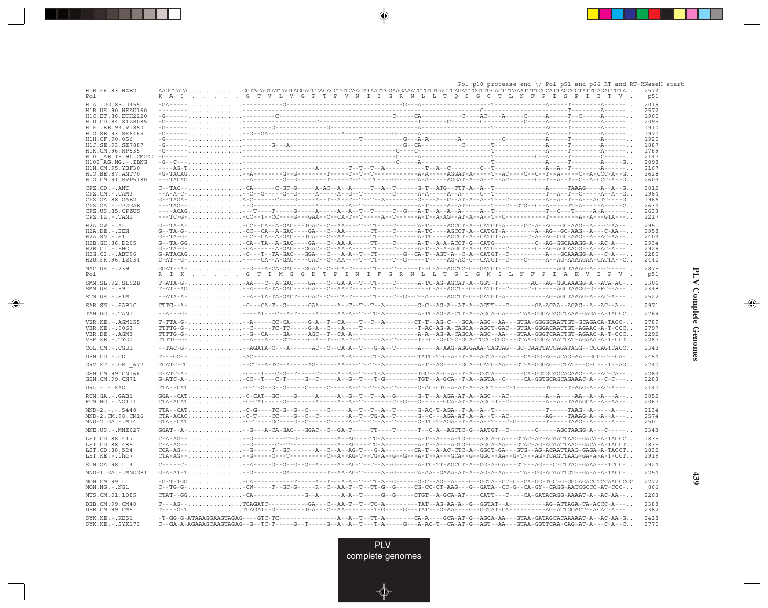```
                                                                                                  Pol p10 protease end \/ Pol p51 and p66 RT and RT-RNaseH start
H1B.FR.83.HXB2      AAGCTATA...............GGTACAGTATTAGTAGGACCTACACCTGTCAACATAATTGGAAGAAATCTGTTGACTCAGATTGGTTGCACTTTAAATTTTCCCATTAGCCCTATTGAGACTGTA..  2573
Pol                 K  A  I  .  .  .  .  .  G  T  V  L  V  G  P  T  P  V  N  I  I  G  R  N  L  L  T  Q  I  G  C  T  L  N  F  P  I  S  P  I  E  T  V  .   p51

H1A1.UG.85.U455     -GA-----...............----------------G-------------------------------------G---A-------------------T---------------A-----T---------A------..  2019
H1B.US.90.WEAU160   --------...............--------------------------------------------------------------------------C-----------------------T---------A------..  2572
H1C.ET.86.ETH2220   -G------...............---------C---------------------------------------C-----CA-----------C----AC----A-----C-----A-----T--C------A------..  1965
H1D.CD.84.84ZR085   -G------...............----------------------C-----------------------------------T-----C---------C-----------C-----A-----T---------A------..  2095
H1F1.BE.93.VI850    -G------...............-----------G-------------G-----------------------------A-------------------T---------------AG----T---------A------..  1910
H1G.SE.93.SE6165    -G------...............--G--GA--------------------A---------------G-------A--------------------------------------A-----T---------A------..  1970
H1H.CF.90.056       -G------...............--------------------------------T------------G---A-A---------A-------------------C--------A-----T---------A------..  1920
H1J.SE.93.SE7887    -G------...............---------G---A-----------------------------------G--CA-----------C-------T---------------A-----T---------A------..  1887
H1K.CM.96.MP535     -G------...............-------------------------------------------C---C-------------------------T---------------A-----T---------A------..  1769
H101_AE.TH.90.CM240 -G------...............--------------------------------------------C-----A-----------------------T-----------C--A-----T---------C------..  2147
H102_AG.NG.-.IBNG   -G--C---...............--------------------------------------------C-----A-----------------------T---------------A-----T---------A-----G..  2098
H1N.CM.95.YBF30     ----AG-T...............-------------------A----------T--T--T--A-----------T--A--C---------C--T---------------A--A--T---------A------..  2167
H1O.BE.87.ANT70     -G-TACAG...............--A---------G--G---------T-----T--T--T----------A-A-----AGGAT-A-----T--AC-----C--C--T--A------C--A-CCC-A--G..  2628
H1O.CM.91.MVP5180   ---TACAG...............--A---------G--G---------T-----T--T--TC-----G-----CA-A-----AGGAT-A--A--T--AC------C--T--A--T--C--A-CCC-A--G..  2603

CPZ.CD.-.ANT        C--TAC--...............-CA------C-GT-G-----A-AC--A--A-----T--A--T------G-T--ATG--TTT-A--A--T---------------A-----TAAAG----A--A--G..  2012
CPZ.CM.-.CAM3       --A-A-C-...............--C--G----G--G-----A-----A--G--T--------C------A-A----A--A-----C--T---------------T--A--T--C-----A--A--G..  1984
CPZ.GA.88.GAB2      G--TAGA-...............A-C------C----G-----A--T--A--T--T--A----------G-----A--C--AT-A--A--T---C-----------A--A--T--A---ACTC----G..  1966
CPZ.GA.-.CPZGAB     ---TAG--...............--G------------------A-------A--T---------------A-T-----A--AT-G-----T---C--GTG--C--A-----TT-A------A-----C..  2634
CPZ.US.85.CPZUS     ----ACAG...............---T----T-----G-----A-----A--A--T--T-----C--G---A-T--A--A--A------A--T---------------T--C---T------A-A------..  2633
CPZ.TZ.-.TAN1       ---TC-G-...............-CC--T--CC----G---GAA--C--CA-T--T-----A--T------A-T--A-AG--AT-A--A--T--C-----------T-------A--A---GTA---..  2217

H2A.GW.-.ALI        G--TA-A-...............-CC--CA--A-GAC---TGAC--C--AA----T--TT-----C------CA-T------AGCCT-A--CATGT-A------CC-A--AG--GC-AAG--A---C-AA--..  2951
H2A.DE.-.BEN        G--TA-G-...............-CC--CA--A-GAC---GA---C--AA-------CT-----C------A-TC-----AGCCT-A--CATGT-A---------A--AG--GC-AAG--A---C-AA--..  2958
H2A.SN.-.ST         G--TA-G-...............-CC--CA--A-GAC---TGA---C--AA-------TT-----C------CA-TC-----AGCCT-A--CATGT-A-------C-A--AG-CGC-AAG--A--AC-AA--..  2403
H2B.GH.86.D205      G--TA-GG...............-CA--TA--A-GAC---GA---C--AA-A-----TT-----C------A-T--A-A-ACCT-G--CATG-----------C--AG-GGCAAAGG-A--AC-A---..  2934
H2B.CI.-.EHO        G--TA-G-...............-CA------A-GAC---GGAC--C--AA-A-----TT-----C------A-T--A-A-AGCT-A--CATG---C---------C--AG-AGCAAGG--A--AC-A---..  2929
H2G.CI.-.ABT96      G-ATACAG...............-C---T--TA-GAC---GGA---C---A-A--T--CT--------G--CA-T--AGT-A--C-A--CATGT--C-----------A---GCAAAGG-A---C-A---..  2285
H2U.FR.96.12034     C-AT--G-...............-----CA--A-GAC---GAC--C--AA----T--TT----T--G------T-----AG-AC-G--CATGT--C-----C-----A--AG-AAAAGAA-CACTA--C..  2440

MAC.US.-.239        GGAT--A-...............--G---A-CA-GAC---GGAC--C--GA-T-----TT----T------T--C-A--AGCTC-G--GATGT--C-------------AGCTAAAG-A---C------..  2875
Pol                 R  I  K  .  .  .  .  .  G  T  I  M  G  G  D  T  P  I  N  I  F  G  R  N  L  L  T  G  L  G  M  S  L  N  F  P  I  A  K  V  E  P  V  .   p51

SMM.SL.92.SL92B     T-ATA-G-...............-AA---C--A-GAC----GA---C--GA-A--T--TT----C------A-TC-AG-AGCAT-A--GGT-T---------AC--AG-GGCAAAGG-A--ATA-AC-..  2306
SMM.US.-.H9         T-AT--AG...............--A---A-TA-GAC----GA---C--AA-T-----TT----C---------C-A--AGCT--G--CATGT--C-----C-C-----AGCTAAGG-G--RC--A--..  2348

STM.US.-.STM        --ATA-A-...............--A--TA-TA-GACT---GAC--C--CA-T-----TT----C--G--C--A-----AGCTT-G--GATGT-A-----------AG-AGCTAAAG-A--AC-A---..  2522

SAB.SN.-.SAB1C      CTTG--A-...............-C---CA-T--G------GAA-----A--T--T--T--A---------G-C--AG-A--AT-A--AGTT---C--------GA-ACAA--AGAG--A--AC--A--..  2971

TAN.UG.-.TAN1       --A---G-...............----AT---C--A-T-----AAA-A--T--TG-A----------A-TC-AG-A-CTT-A--AGCA-GA----TAA-GGGACAGCTAAA-GAGA-A-TACCC..  2769

VER.KE.-.AGM155     T-TTA-G-...............--A-----CC-CA-----G-A--T--CA----T--C--A---------CT-T--AG-C---GCA--AGC--AA---GTGA-GGGGCAATTGT-GCAGACA-TACC-..  2789
VER.KE.-.9063       TTTTG-T-...............--C-----TC-TT-----G-A--C---A-----T---------------T-AC-AG-A-CAGCA--AGCT-GAC--GTGA-GGGACAATTGT-AGAAC-A-T-CCC..  2797
VER.DE.-.AGM3       TTTTG-G-...............--G--CA----GA-----AGC--T--CA-A----------------------A-A--AG-A-CAGCA--AGC--AA---GTAA-GGGTCAACTGT-AGAAC-A-T-CCC..  2292
VER.KE.-.TYO1       TTTTG-G-...............--A---A----GT-----G-A--T--CA-T--T-----A--T-------T--C--G-C-C-GCA-TGCC-CGG---GTAA-GGGACAATTAT-AGAAA-A-T-CCT..  2287

COL.CM.-.CGU1       --TAC-G-...............--AGATA-C---A------AC--C--CA-A--T---G-A--T-------A-----A-AAG-AGGGAAA-TAGTAG--GC-CAATTATCAGATAGG--CCCAGTCACC..  2348

DEN.CD.-.CD1        T---GG--...............-AC-------------------------CA-A-----CT-A---------CTATC-T-G-A--T-A--AGTA--AC----CA-GG-AG-ACAG-AA--GCG-C--CA-..  2454

GRV.ET.-.GRI_677    TCATC-CC...............--CT--A-TC--A-----AG------AA----T--T--A---------A-T--AG-----GCA--CATG-AA---GT-A-GGGAG--CTAT---G-C---T--AG..  2740

GSN.CM.99.CN166     G-ATC-A-...............-C---T---C-G--T-----C-----A--A--T---T-A---------TGC--A-G-A--T-A--GGTA---------CA-GGTGCAGCAGAAG--A--AC-CA--..  2283
GSN.CM.99.CN71      G-ATC-A-...............-CC--T---C-T-----G--C-----A--G--T---T-G---------TGT--A-GCA--T-A--AGTA--C------CA-GGTGCAGCAGAAAC-A---C-C---..  2283

DRL.-.-.FAO         TTA--CAT...............-C-T-G--G--G-----C-----C-----A--T--T--A--T------G-AC-CTG-A-AT-A--AGCT---C-T--------TG----T-AAG-A--AC-A---..  2140

RCM.GA.-.GAB1       GGA--CAT...............-C-CAT--GC----G-----A-----A--G--T--T--A--G------G-T--A-AGA-AT-A--AGC---AC----------A--A----AA--A--A---A--..  2052
RCM.NG.-.NG411      CTA-ACAT...............-C-CAT----G---------A-----A--A--T---------C--G--G------GCA-AT-A--AGC-T--C----------A--A--TAAAGCA--A--AA--..  2067

MND-2.-.-.5440      TTA--CAT...............-C-G----TC-G--G--C-----C-----A--T--T--A--T------G-AC-T-AGA--T-A--A--T------------T------TAAG--A------A---..  2134
MND-2.CM.98.CM16    CTA-ACAC...............-C-T----CC----G--C--C-----A--T--TG-A--T------G--C----AGA-AT-A--A--T--AC---------AG----TAAAG-A--A--A---..  2574
MND-2.GA.-.M14      GTA--CAT...............-C-T----GC----G--C-----C-----A--T--T--A--T------G-TC-T-AGA--T-A--A--T--C-G---------T------TAAG--A-----A---..  2501

MNE.US.-.MNE027     GGAT--A-...............--G---A-CA-GAC---GGAC--C--GA-T-----TT----T------T--C-A--AGCTC-G--AATGT--C-------C-----AGCTAAGG-A---C------..  2343

LST.CD.88.447       C-A-AG--...............--G---------T-G------------A--AG----TG-A---------A-T--A----A-TG-G--AGCA-GA---GTAC-AT-ACAATTAAG-GACA-A-TACCC..  1835
LST.CD.88.485       C-A-AG--...............--G---------C--T-----------A--AG----TG-A---------A-T--A----AGTG-G--AGCA-AA---GTAC-AG-ACAATTAAG-GACA-A-TACCT..  1835
LST.CD.88.524       CCA-AG--...............--G-----T--GC-------A--C--A--AG-T---G-A---------CA-T--A-AC-CTC-A--GGCT-GA---GTG--AG-ACAATTAAG-GAGA-A-TACCT..  1832
LST.KE.-.lho7       CTA-AG--...............--G-----C---T-----------C--A--AG-T--TG-A--G--G---A--A-T--A---GCA--G--GGC--AA--G-T---AG-TCAGTTAAG-GA-A-A-T-CCT..  2919

SUN.GA.98.L14       C-----C-...............--A-----G--G--G--G--A-----A--A--T--C--A--G------A-TC-TT-AGCCT-A--GG-A-GA---GT---AG---C-CTTAG-GAAA---TCCC-..  2924

MND-1.GA.-.MNDGB1   G-A-AT-T...............--G---------GA-----------T--AA-AG-T-----A--G-----CA-AA--GAAA-AT-A--AG-A-AA----TA--GG-ACAATTGT--GA-A-A-TACC-..  2254

MON.CM.99.L1        -G-T-TGG...............-CA------------T-----A--T---A-A--T--TT-A--G------G-C--AG--A----G--GGTA---CC-C--CA-GG-TGC-G-GGGAGACCTCCAACCCCC  2272
MON.NG.-.NG1        C--TG-G-...............-CW-----T--GC-G-----R--C--AA-T--T--TT-G--G------CG-CC-CT-AAG---G--GATA---CC-G--CA-GY--CAGG-AATCGCCC-AT-CCC-..   866

MUS.CM.01.1085      CTAT--GG...............-CA--------------G--A------A-A--T-----G--G------CTGT--A-GCA-AT----CATT---C-----CA-GATACAGG-AAAAT-A--AC-AA--..  2263

DEB.CM.99.CM40      T---AG--...............TCAGATC-----------GA---C--AA-T--T--TC-A--------TAT--AG-AA-A--G--GGTAT--A-----------AG-ATTAGA-TA-ACCC-A---..  2388
DEB.CM.99.CM5       T----G-T...............TCAGAT--G---------TGA---C--AA----------T-G-----G---TAT---G-AA----G--GGTAT-CA-----------AG-ATTGGACT--ACAC-A---..  2382

SYK.KE.-.KE51       -T-GG-G-ATAAAGGAAGTAGAG----GTC-TC-----------------A--A--T--TT-A--------CA-A----GCA-AT-G--AGCA-AA---GTAA-GATAGCACAAAAAT-A--AC-AA-G..  2428
SYK.KE.-.SYK173     C--GA-A-AGAAAGCAAGTAGAG--G--TC-T-----G--T-----G--A--A--T--T-A------G---A-AC-T--CA-AT-G--AGT--AA---GTAA-GGTTCAA-CAG-AT-A---C-A--C..  2770
```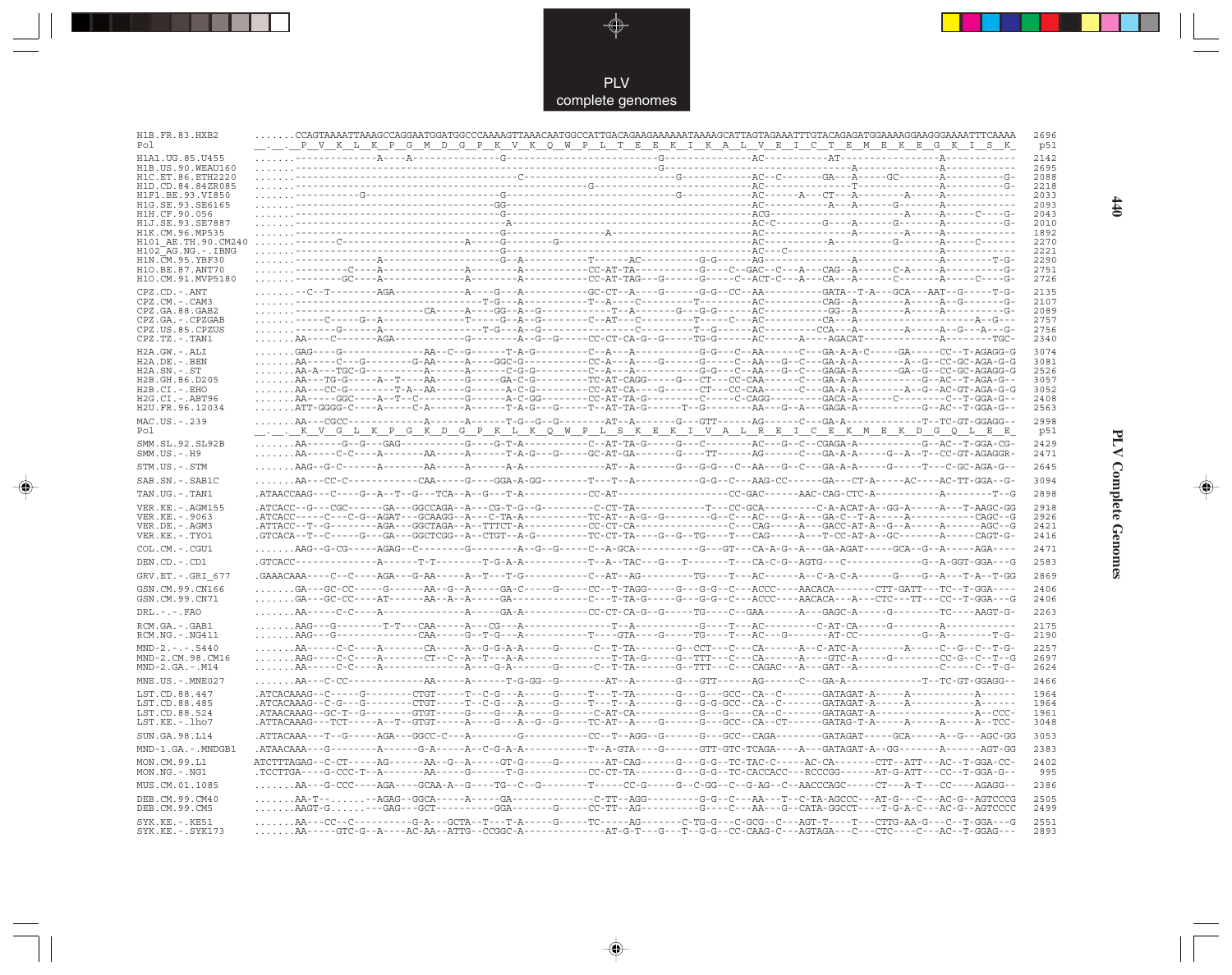```
H1B.FR.83.HXB2        .......CCAGTAAAATTAAAGCCAGGAATGGATGGCCCAAAAGTTAAACAATGGCCATTGACAGAAGAAAAAATAAAAGCATTAGTAGAAATTTGTACAGAGATGGAAAAGGAAGGGAAAATTTCAAAA  2696
Pol                   __.__._P__V__K__L__K__P__G__M__D__G__P__K__V__K__Q__W__P__L__T__E__E__K__I__K__A__L__V__E__I__C__T__E__M__E__K__E__G__K__I__S__K_   p51

H1A1.UG.85.U455       .......--------------A----A---------------G-----------------------------G-----------------AC--------AT----------------A-----------  2142
H1B.US.90.WEAU160     .......---------------------------------------------------------------G------------------------------A-------------A-----------  2695
H1C.ET.86.ETH2220     .......-------------------------------------C-------------------------------G-----------AC--C-------GA---A----GC-------A---------G-  2088
H1D.CD.84.84ZR085     .......-----------------------------------------------------G----------------------------AC---------------T-----------A---------G-  2218
H1F1.BE.93.VI850      .......-----------G-----------------------G-----------------------------G---------------AC-----A---CT---A-------A------A-----------  2033
H1G.SE.93.SE6165      .......------------------------------------GG---------------------------------------------AC---------A---A-------G------A-----------  2093
H1H.CF.90.056         .......----------------------------------G---------------------------------------------ACG---------------------A-----A-----C---G-  2043
H1J.SE.93.SE7887      .......------------------------------------A-------------------------------------------------AC-C--------G----A------G-------A---------G-  2010
H1K.CM.96.MP535       .......----------------------------------G-----------------A-------------------------------AC-------------------A-------A-----A-----------  1892
H101_AE.TH.90.CM240   .......-------C----------------------A-----G-----------G-----------------------------------AC-----------A-----------G-------A------C-------  2270
H102_AG.NG.-.IBNG     .......----------------------------------G-------------------------------------------------AC-----C------------------------------A-----------  2221
H1N.CM.95.YBF30       .......------------A-----------------------G--A-----------T------AC----------G-G------AG-----------------A------------A---------T-G-  2290
H1O.BE.87.ANT70       .......---------C----A--------------A---------A-----------CC-AT-TA-----------G-----C--GAC--C---A---CAG--A------C-A-----A---------G-  2751
H1O.CM.91.MVP5180     .......--------GC----A--------------A---------A-----------CC-AT-TAG--G------G------C--ACT-C---A---CA---A------C--------A-----C----G-  2726

CPZ.CD.-.ANT          .......--C--T--------AGA------------A-----G---A-----------GC-CT--A----G-------G-G--CC--AA---------GATA--T-A---GCA---AAT--G-----T-G-  2135
CPZ.CM.-.CAM3         .......-----------------------------------T-G---A---------T--A---C--------T--------AC----------CAG--A--------A-----A--G--------G-  2107
CPZ.GA.88.GAB2        .......----------------------CA------A----GG--A--G------------T--A-------G---G-G-----AC----------GG--A--------A-----A----------G-  2089
CPZ.GA.-.CPZGAB       .......----C------G--A-----------T-------G--A--G----------C--AT---C---------T------C--AC----------CA---A--------------------A--G---  2757
CPZ.US.85.CPZUS       .......------G------A------------T-G---A--G------------------C----------T--G------AC--------CCA---A--------A------A--G---A---G-  2756
CPZ.TZ.-.TAN1         .......AA----C---------AGA------------G---------A--G--G-------CC-CT-CA-G--G------TG-G-------AC------A----AGACAT--------------A--------TGC-  2340

H2A.GW.-.ALI          .......GAG----G---------------AA--C--G------T-A-G---------C--A---A-----------G-G---C--AA------C---GA-A-A-C------GA------CC--T-AGAGG-G  3074
H2A.DE.-.BEN          .......AA-----C---G---------G-AA------A----GGC-G----------CC-A---A----G-------G-----C--AA---G--C---GA-A-A---------A--G--CC-GC-AGA-G-G  3081
H2A.SN.-.ST           .......AA-A---TGC-G-----------A-------A------C-G-G--------C--A---A-----------G-G---C--AA---G--C---GAGA-A--------GA--G--CC-GC-AGAGG-G  2526
H2B.GH.86.D205        .......AA---TG-G-----A---T----AA------G------GA-C-G-------TC-AT-CAGG------G---CT---CC-CAA------C---GA-A-A-----------G--AC--T-AGA-G--  3057
H2B.CI.-.EHO          .......AA---CC-G----------T-A---AA------G------A-C-G-------CC-AT-CA----G------CT----CC-CAA------C---GA-A-A--------A--G--AC-GT-AGA-G-G  3052
H2G.CI.-.ABT96        .......AA-----GGC-----A--T---C--------G------A-C-GG--------CC-AT-TA-G--------C-----C-CAGG----------GACA-A-------C---------C--T-GGA-G--  2408
H2U.FR.96.12034       .......ATT-GGGG-C-----A------C-A------A------T-A-G---G-----T--AT-TA-G------T--G----------AA---G--A---GAGA-A------------G--AC--T-GGA-G--  2563

MAC.US.-.239          .......AA---CGCC--------------A------A------T-G--G-G--------AT--A---------G---GTT------AG------C---GA-A------------T--TC-GT-GGAGG--  2998
Pol                   __.__._K__V__G__L__K__P__G__K__D__G__P__K__L__K__Q__W__P__L__S__K__E__K__I__V__A__L__R__E__I__C__E__K__M__E__K__D__G__Q__L__E__E_   p51

SMM.SL.92.SL92B       .......AA------G--G--GAG------------G-----G-T-A-----------C--AT-TA-G------G---C---------AC---G--C--CGAGA-A------------G--AC--T-GGA-CG-  2429
SMM.US.-.H9           .......AA-----C-C----A--------AA------A------T-A-G---G-----GC-AT-GA--------G----TT--------AG------C---GA-A-A-------G--A--T--CC-GT-AGAGGR-  2471

STM.US.-.STM          .......AAG--G-C------A-------AA-------A------A-A------------AT--A--------G---G-G---C--AA---G--C---GA-A-A-----G------T---C-GC-AGA-G--  2645

SAB.SN.-.SAB1C        .......AA---CC-C------------CAA------G----GGA-A-GG---------T---T--A-----------G-G--C---AAG-CC------GA---CT-A-----AC----AC-TT-GGA--G-  3094

TAN.UG.-.TAN1         .ATAACCAAG---C----G--A--T--G---TCA--A--G---T-A------------CC-AT----------------------CC-GAC-------AAC-CAG-CTC-A---------A--------T--G  2898

VER.KE.-.AGM155       .ATCACC--G---CGC-------GA---GGCCAGA--A---CG-T-G--G--------C-CT-TA-----------T----CC-GCA---------C-A-ACAT-A--GG-A-----A---T-AAGC-GG  2918
VER.KE.-.9063         .ATCACC-----C----C-G--AGAT---GCAAGG--A---C-TA-A----------TC-AT--A-G--G--------G---C---AC--G-A---GA-C--T-A------A------------CAGC--G  2926
VER.DE.-.AGM3         .ATTACC--T--G--------AGA---GGCTAGA--A--TTTCT-A-----------CC-CT-CA------------------C---CAG-----A----GACC-AT-A--G--A------A-----AGC--G  2421
VER.KE.-.TYO1         .GTCACA--T--C------G---GA---GGCTCGG--A--CTGT--A-G---------TC-CT-TA----G--G--TG----T---CAG-----A---T-CC-AT-A--GC--------A-----CAGT-G-  2416

COL.CM.-.CGU1         .......AAG--G-CG------AGAG--C--------G--------A--G--G-----C--A-GCA-----------G---GT---CA-A-G--A---GA-AGAT------GCA--G--A------AGA----  2471

DEN.CD.-.CD1          .GTCACC--------------A------T-T--------T-G-A-A-----------T--A--TAC---G---T---------T---CA-C-G--AGTG---C--------------G--A-GGT-GGA---G  2583

GRV.ET.-.GRI_677      .GAAACAAA----C--C-----AGA---G-AA-----A---T---T-G----------C--AT--AG-----------TG----T---AC------A--C-A-C-A-------G-----G--A---T-A--T-GG  2869

GSN.CM.99.CN166       .......GA---GC-CC------G------AA--G--A-----GA-C-----G-----CC--T-TAGG------G---G-G---C---ACCC----AACACA---------CTT-GATT---TC--T-GGA----  2406
GSN.CM.99.CN71        .......GA---GC-CC-----AT--------AA--A--A-----GA-----------C---T-TA-G------G---G-G---C---ACCC----AACACA---A----CTC---TT---CC--T-GGA---G  2406

DRL.-.-.FAO           .......AA-----C-C----A--------------A------GA-A-----------CC-CT-CA-G--G------TG-----C---GAA------A---GAGC-A------G---------TC----AAGT-G-  2263

RCM.GA.-.GAB1         .......AAG--G--------T-T---CAA------A----CG--A----------------T--A-----------G----T---AC--G---------C-AT-CA-----G----------A-----------  2175
RCM.NG.-.NG411        .......AAG--G--------------CAA------G--T-G---A-----------T----GTA----G------TG----T---AC---G--------AT-CC-----------------G--A---------T-G-  2190

MND-2.-.-.5440        .......AA-----C-C----A-------CA-------A--G-G-A-A-----G-----C--T-TA-------G--CCT---C---CA------A--C-ATC-A-------A-----C--G--C--T-G-  2257
MND-2.CM.98.CM16      .......AAG----C-C----A--------CT--C--A--T---A-A---------------T-TA-G-------G--TTT---C---CA------A----GTC-A------G----------CC-G--C--T--G  2697
MND-2.GA.-.M14        .......AA-----C-C----A--------------A-----G-A-------G-----C--T-TA--------G--TTT---C---CAGAC---A---GAT--A----------------C-------C--T-G-  2624

MNE.US.-.MNE027       .......AA---C-CC-------------AA------A------T-G-GG--G------AT--A--------G---GTT--------AG------C---GA-A-------------T--TC-GT-GGAGG--  2466

LST.CD.88.447         .ATCACAAAG--C-----G--------CTGT-----T--C-G---A-----G------T---T-A-------G---G---GCC--CA--C-------GATAGAT-A-----A-----------A------  1964
LST.CD.88.485         .ATCACAAAG--C-G---G--------CTGT-----T--C-G---A-----G------T---T--A-------G---G-G-GCC--CA--C-------GATAGAT-A-----A-----------A------  1964
LST.CD.88.524         .ATAACAAAG--GC-T--G--------GTGT-----G---G---A-----G------C-AT-CA----------G---G----CA--C-------GATAGAT-A-----------------A--CCC-  1961
LST.KE.-.lho7         .ATTACAAAG---TCT------A--T--GTGT-----A----G---A--G--G-----TC-AT--A-----G------G---GCC--CA--CT-------GATAG-T-A------A------A---G---A--TCC-  3048

SUN.GA.98.L14         .ATTACAAA---T--G------AGA---GGCC-C---A-------G-----------CC--T--AGG--G------G---GCC--CAGA--------GATAGAT-----GCA-----A--G---AGC-GG  3053

MND-1.GA.-.MNDGB1     .ATAACAAA---G--------A------G-A-----A--C-G-A-A-----------T--A-GTA----G---------GTT-GTC-TCAGA----A---GATAGAT-A--GG-------A------AGT-GG  2383

MON.CM.99.L1          ATCTTTAGAG--C-CT----AG------AA--G--A------GT-G------G--------AT-CAG------G---G-G--TC-TAC-C-----AC-CA-------CTT--ATT---AC--T-GGA-CC-  2402
MON.NG.-.NG1          .TCCTTGA----G-CCC-T--A--------AA------G-------T-G---------CC-CT-TA-------G---G-G--TC-CACCACC---RCCCGG-------AT-G-ATT---CC--T-GGA-G--   995

MUS.CM.01.1085        .......AA---G-CCC----AGA----GCAA-A--G---TG--C--G--------T-----CC-G-----G--C-GG--C--G-AG--C--AACCCAGC-----CT---A-T---CC-----AGAGG--  2386

DEB.CM.99.CM40        .......AA-T--.......--AGAG--GGCA-----A-----GA-------------------C-TT--AGG---------G-G--C---AA---T--C-TA-AGCCC---AT-G---C---AC-G--AGTCCCG  2505
DEB.CM.99.CM5         .......AAGT-G......---GAG---GCT----------GGA------G-----CC-TT--AG-----------G-----C--AA---G--CATA-GGCCT-----T-G-A-C---AC-G--AGTCCCC  2499

SYK.KE.-.KE51         .......AA---CC--C---------G-A---GCTA--T---T-A-----G------TC------AG--------C-TG-G---C-GCG--C---AGT-T----T---CTTG-AA-G---C--T-GGA---G  2551
SYK.KE.-.SYK173       .......AA-----GTC-G--A----AC-AA--ATTG--CCGGC-A------------------AT-G-T---G---T--G-G--CC-CAAG-C---AGTAGA---C---CTC----C---AC--T-GGAG---  2893
```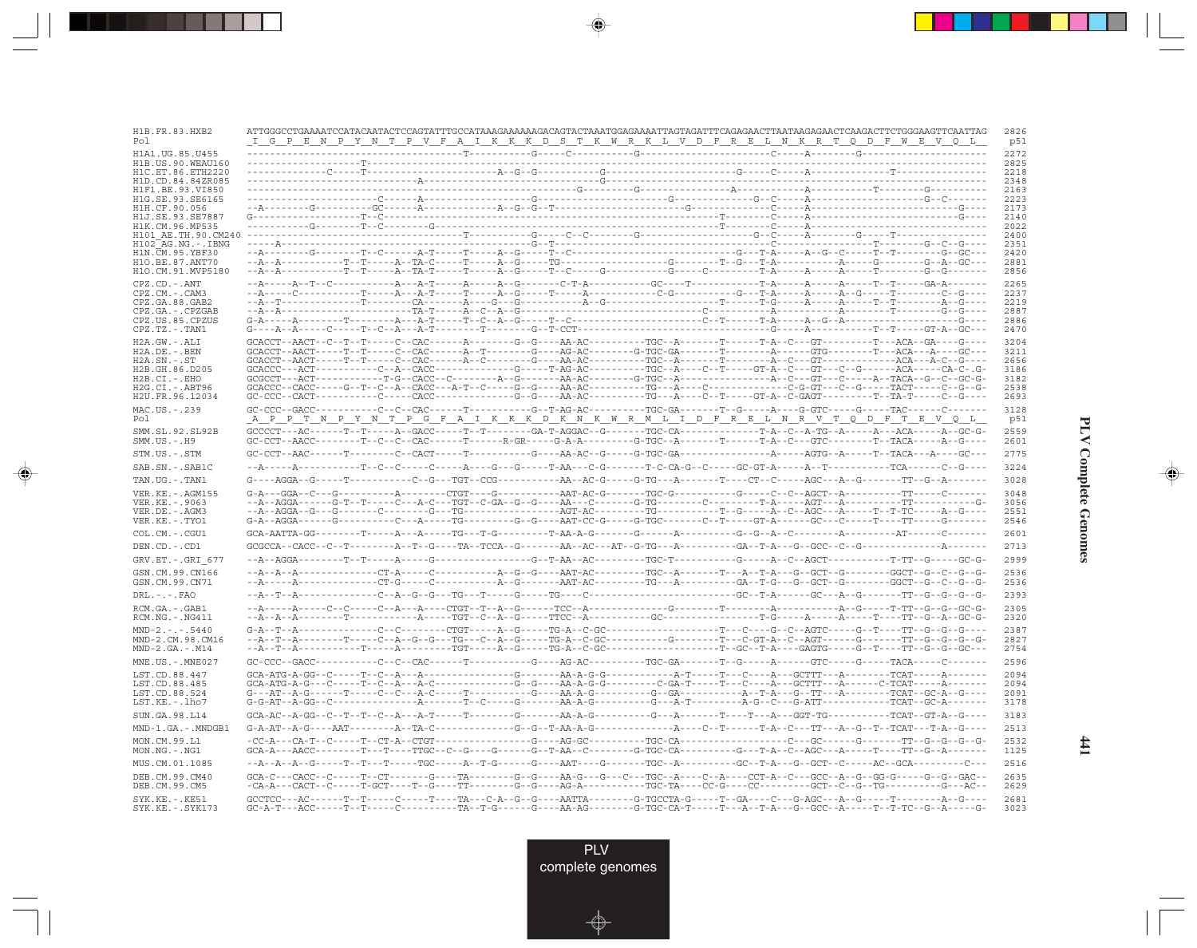```
H1B.FR.83.HXB2       ATTGGGCCTGAAAATCCATACAATACTCCAGTATTTGCCATAAAGAAAAAAGACAGTACTAAATGGAGAAAATTAGTAGATTTCAGAGAACTTAATAAGAGAACTCAAGACTTCTGGGAAGTTCAATTAG  2826
Pol                  _I__G__P__E__N__P__Y__N__T__P__V__F__A__I__K__K__K__D__S__T__K__W__R__K__L__V__D__F__R__E__L__N__K__R__T__Q__D__F__W__E__V__Q__L__   p51

H1A1.UG.85.U455      ---------------------------------------T-----------G-----C------------G----------------------------------C-----A--------G------------------------  2272
H1B.US.90.WEAU160    -------------------T-------------------------------------------------------------------------------------------------------------------------  2825
H1C.ET.86.ETH2220    --------------C-----T---------------------------A--G--G-----------G-------------------------G-----C-----A-------------T----------------  2218
H1D.CD.84.84ZR085    ---------------------------------A------------------------------G-------------------------------------------------------------------------  2348
H1F1.BE.93.VI850     --------------------------------------------------------G--------G----------------A---------A------------T-------G--------  2163
H1G.SE.93.SE6165     ----------------------C--------A-------------------G-------------------------G-----------G--C-----A-------------------------G--C--------  2223
H1H.CF.90.056        --A--------G-----------GC------A--------------A--G--G--T-------------------------G-----------------C-----A----------------------------G----  2173
H1J.SE.93.SE7887     G-------------------T--C----------------------------------------------------------------T---------C-----A--------------------------G----  2140
H1K.CM.96.MP535      -----------G--------T--C--------G--------------------------------------------------------T---------C-----A---------------------------------  2022
H101_AE.TH.90.CM240  ---------------------------------------T-----------G-----C--C--------G---------------------------G--C-----A--------G------T-----------------  2400
H102_AG.NG.-.IBNG    ------A------------------------------------------G--T----------------------------------------------C-----A--------------T---------G--C--G----  2351
H1N.CM.95.YBF30      --A--------G--------T--C--------A-T-----T------A--G-----T--C------------------------------G---T-A-----A--G--C-----T--T---------G--GC---  2420
H1O.BE.87.ANT70      --A--A-----------T--T------A--TA-C-----T------A--G-----TG-------------------G--------T--G---T-A-----------A------G---------G--A--GC---  2881
H1O.CM.91.MVP5180    --A--A-----------T--T------A--TA-T-----T------A--G-----T--C------G-----------G-----C-------T-A-----A-----A-----T---------G--G--------  2856

CPZ.CD.-.ANT         --A-----A--T--C-----------A---A-T------A-----A--G------C-T-A-----------GC----T-----------T-A-----A-----A-----T--T------GA-A--------  2265
CPZ.CM.-.CAM3        --A-----C------------T------A---A-T-----T------A--G------T-----A-----------C-G-----------G---T-A-----A-----A--G-----T---------C--G----  2237
CPZ.GA.88.GAB2       --A--T--------------T----------CA------A-----G--G------A--G-------------------T-------T-G-----A-----A-----T--T----------A--G----  2219
CPZ.GA.-.CPZGAB      --A--A------------------TA-T-----A--C--A--G-----------------------C---------------A-------A---------T-----------G--G----  2887
CPZ.US.85.CPZUS      G-A-----A--------T------A---A-T------T--C--A--G------T--C---------------------C--T-------T-A-----A--G--A----------------------G----  2886
CPZ.TZ.-.TAN1        G----A--A-----C-----T--C--A---A-T---------T----------G--T-CCT------------------------G-----A-----------T--T-----GT-A--GC---  2470

H2A.GW.-.ALI         GCACCT--AACT--C--T--T-----C--CAC------A-------G--G----AA-AC---------TGC--A-------T-------T-A--C--GT---------T---ACA--GA----G----  3204
H2A.DE.-.BEN         GCACCT--AACT-----T--T-----C--CAC------A--T--------G---AG-AC---------G-TGC-GA-------T-------A------GTG---------T---ACA---A----GC---  3211
H2A.SN.-.ST          GCACCT--AACT-----T--T-----C--CAC------A--C--------G---AA-AC---------TGC--A-------T-------A--C--GT---------------ACA---A-C--G----  2656
H2B.GH.86.D205       GCACCC---ACT-----------C--A--CACC--------------G-----T-AG-AC---------TGC--A-----C--T------GT-A--C--GT---C--G-------ACA------CA-C-.G  3186
H2B.CI.-.EHO         GCGCCT---ACT----------T-G--CACC--C--------A--G-----AA-AC---------G-TGC--A-----------A--C--GT----C-----A--TACA--G--C--GC-G-  3182
H2G.CI.-.ABT96       GCACCC--CACC-----G--T--C--A--CACC--A-T--C-----G--G----AA-AC---------TG---A----C-----------------C-G-GT---C--G-----TACT-------C--G--G  2538
H2U.FR.96.12034      GC-CCC--CACT----------C-----CACC-----------G--G----AA-AC---------TG---A----C--T-----GT-A--C-GAGT---------T---TA-T------C--G----  2693

MAC.US.-.239         GC-CCC--GACC----------C--C--CAC------T--------G--T-AG-AC---------TGC-GA-------T--G-----A----G-GTC-----G-----TAC------C--------  3128
Pol                  _A__P__P__T__N__P__Y__N__T__P__G__F__A__I__K__K__K__D__K__N__K__W__R__M__L__I__D__F__R__E__L__N__R__V__T__Q__D__F__T__E__V__Q__L__   p51

SMM.SL.92.SL92B      GCCCCT---AC------T--T-----A--GACC-----T--T--------GA-T-AGGAC--G-------TGC-CA------------T-A--C--A-TG--A-----A---ACA-----A--GC-G-  2559
SMM.US.-.H9          GC-CCT--AACC--------T--C--C--CAC------T------R-GR-----G-A-A---------G-TGC--A-------T-------T-A--C--GTC---------T---TACA-----A--G----  2601

STM.US.-.STM         GC-CCT--AAC------T---------C--CACT-----T----------G----AA-AC--G-----G-TGC-GA------------A-----AGTG--A-----T---TACA---A-----GC---  2775

SAB.SN.-.SAB1C       --A-----A-----------T--C--C-----C-----A-----G---G-----T-AA---C-G--------T-C-CA-G--C------GC-GT-A-----A--T----------TCA-------C--G----  3224

TAN.UG.-.TAN1        G----AGGA--G-----T-----------C--G---TGT--CCG----------AA--AC-G------G-TG---A-------T----CT--C-----AGC---A--G--------TT--G--A-------  3028

VER.KE.-.AGM155      G-A---GGA--C---G------------A--------CTGT----G---------AAT-AC-G--------TGC-G-----------G------C--C--AGCT--A----------TT------C-------  3048
VER.KE.-.9063        --A--AGGA------G-T--T------C--A-C---TGT--C-GA--G--G-----AA---C-------G-TG--------C----------T-A------AGT---A-----------TT---------G-  3056
VER.DE.-.AGM3        --A--AGGA--G---G--------C----------G--TG----------------AGT-AC---------TG--------T--G------A--C--AGC---A-----T--T-TC------A--G----  2551
VER.KE.-.TYO1        G-A--AGGA------G----------C---A-----TG-----------G--G----AAT-CC-G-----G-TGC-------C--T-----GT-A-----GC---C-----T----TT------G-------  2546

COL.CM.-.CGU1        GCA-AATTA-GG--------T------A---A-----TG---T-G-----------T-AA-A-G--------G------A----------G--G--A--C----------A----------AT-------C-------  2601

DEN.CD.-.CD1         GCGCCA--CACC--C--T---------A--T--G----TA--TCCA--G--------AA--AC---AT--G-TG---A----------GA--T-A---G--GCC--C--G-----------------A-------  2713

GRV.ET.-.GRI_677     --A--AGGA--------T--T-----A-----G---------------------G--T-AA--AC---------TGC-T----------G-----A--C--AGCT---------------T-TT--G------GC-G-  2999

GSN.CM.99.CN166      --A--A--A-----------------CT-A------C-------------A--G--G-----AAT-AC---------TGC--A-------T---A--T-A---G--GCT--G---------GGCT--G--C--G--G  2536
GSN.CM.99.CN71       --A-----A-----------------CT-G------C---------------A--G-------AAT-AC---------TG---A----------GA--T-G---G--GCT--G---------GGCT--G--C--G--G  2536

DRL.-.-.FAO          --A--T--A--------------C--A--G--G---TG---T------G-----TG-----C-------------------------GC-T-A------GC---A--G--------TT--G--G--G--G  2393

RCM.GA.-.GAB1        --A-----A-----C--C------C--A---A---CTGT--T--A--G------TCC--A-------------G-------T----------A------------A--G-----T-TT--G--G--GC-G-  2305
RCM.NG.-.NG411       --A--A--A--------T-------------A-----TGT--C--A--G------TTCC--A--------------GC------------------T-G------A-----A-------T----TT--G--A--GC-G-  2320

MND-2.-.-.5440       G-A--T--A-----------------C--C---------CTGT-----A--G------TG-A--C-GC----------------------------T--C----G--C--AGTC------G--T----TT--G--G--G----  2387
MND-2.CM.98.CM16     --A--T--A-----------T-----C--A--G--G---TG---C--A--G------TG-A--C-GC--------------G----------T--C-GT-A--C--AGT------G-----------TT--G--G--G--G  2827
MND-2.GA.-.M14       --A--T--A-----------T-----A-----------TGT-----A--G------TG-A--C-GC-------------------------T--GC--T-A------GAGTG-----G--T----TT--G--G--GC---  2754

MNE.US.-.MNE027      GC-CCC--GACC----------C--C--CAC------T----------G----AG-AC---------TGC-GA-------T--G-----A---------GTC-----G-----TACA------C-------  2596

LST.CD.88.447        GCA-ATG-A-GG--C-----T--C--A---A-------------------G-----AA-A-G-G-----------A-T-----T--C--A---A---GCTTT---A---------TCAT------A-------  2094
LST.CD.88.485        GCA-ATG-A-G---C-----T--C--A---A-C--------------G--G-----AA-A-G-G---------C-GA-T-----T---C-----A---GCTTT---A---------C-TCAT------A-------  2094
LST.CD.88.524        G---AT--A-G------T-----C--C---A-C------T------------G-----AA-A-G----------G--GA----------A--T-A---G--TT---A----------TCAT--GC-A--G----  2091
LST.KE.-.lho7        G-G-AT--A-GG--C-----------------A-------T--C-----G-----AA-A-G----------G---A-T--------A-G--C---G-ATT----------TCAT--GC-A-------  3178

SUN.GA.98.L14        GCA-AC--A-GG--C--T--T--C--A---A-T-----T------G----------AA-A-G----------G---A-------T-----T---A--GGT-TG-----------TCAT--GT-A--G----  3183

MND-1.GA.-.MNDGB1    G-A-AT--A-G----AAT---------A--TA-C-----------------G--G--T-AA-A-G----------A-----C--T-------T-A--C---TT---A--G--T--TCAT---T-A--G----  2513

MON.CM.99.L1         -CC-A---CA-T--C-----T--CT-A--CTGT--------------G-----AG-GC---------TGC-CA--------------------------C--GC------G--------TT--G--G--G--G  2532
MON.NG.-.NG1         GCA-A---AACC--------T---T----TTGC--C--G-----G------G--T-AA--C--------G-TGC-CA-----------G----T-A--C--AGC---A-----T-----TT--G--A-------  1125

MUS.CM.01.1085       --A--A--A--G-----T--T---T-----TGC-----A--T-G------G-----AAT----G--------TGC--A--------GC--T-A---G--GCT--C------AC--GCA----------C---  2516

DEB.CM.99.CM40       GCA-C---CACC--C-----T--CT-------G----TA---------G--G-----AA-G---G---C---TGC--A----C--A----CCT-A--C--GCC--A--G--GG-G------G--G--GAC--  2635
DEB.CM.99.CM5        -CA-A---CACT--C-----T-GCT-----T--G----TT---------G--G-----AG-A---------TGC-TA-----CC-G-----CC---------GCT--C--G--TG--------G---AC--  2629

SYK.KE.-.KE51        GCCTCC---AC------T--T-----C-----T----TA---C-A--G--G-----AATTA---------G-TGCCTA-G------T---GA-----C---G-AGC---A--G-----T----------A--G----  2681
SYK.KE.-.SYK173      GC-A-T---ACC-----T--T-----C------------TA--T-G-------G-----AA-AG---------G-TGC-CA-T-----T---A--T-A---G--GCC--A-----T--T-TC--G--A------G-  3023
```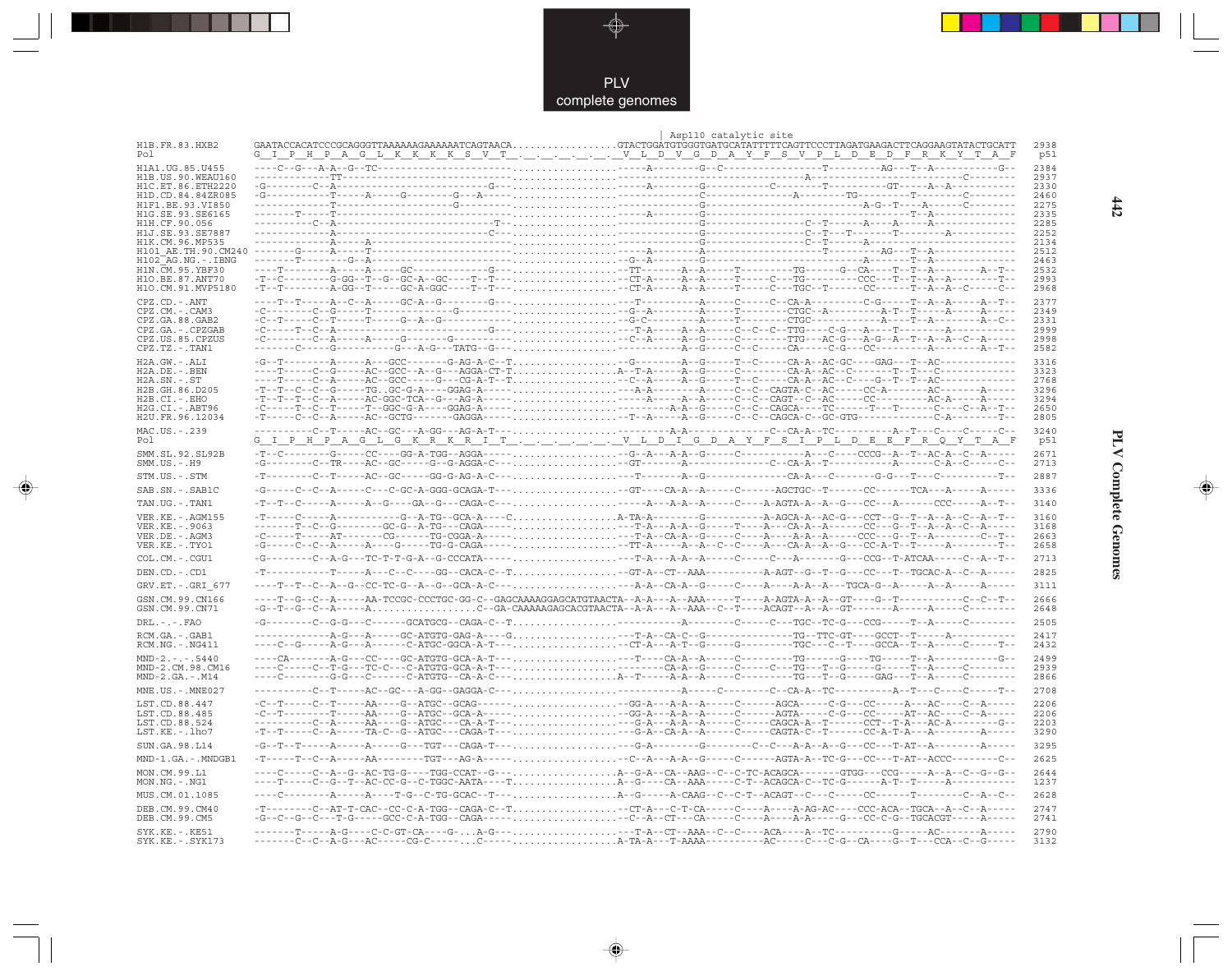```
                                                                                          | Asp110 catalytic site
H1B.FR.83.HXB2      GAATACCACATCCCGCAGGGTTAAAAAAGAAAAAATCAGTAACA.................GTACTGGATGTGGGTGATGCATATTTTTCAGTTCCCTTAGATGAAGACTTCAGGAAGTATACTGCATT   2938
Pol                 G__I__P__H__P__A__G__L__K__K__K__K__S__V__T__.__.__.__.__.__.__V__L__D__V__G__D__A__Y__F__S__V__P__L__D__E__D__F__R__K__Y__T__A__F    p51
H1A1.UG.85.U455     ----C--G---A-A--G--TC----------------------.................-----A---------G--C-----------------T----------AG---T--A------------G--   2384
H1B.US.90.WEAU160   -------------TT----------------------------.................---------------------------------A------------------------------C---------   2937
H1C.ET.86.ETH2220   -G---------C--A------------------------G---.................-----A---------G-----------C--------T----------GT-----A--A-----------   2330
H1D.CD.84.84ZR085   -G---------T------A-----G---------G---A----.................---------------C-------------------A---------TG--------T--------C-------   2460
H1F1.BE.93.VI850    -----------T-------------------G-----------.................---------------G--------------------------------A-G--T---A------C-------   2275
H1G.SE.93.SE6165    -------T-----T-----------------------------.................-----A---------G-----------------------------------------T--A-------------   2335
H1H.CF.90.056       -----------C--A-------------------------T--.................---------------G--------------------C--T-------A----A-----A-------------   2285
H1J.SE.93.SE7887    -------------A-----------------------C-----.................---------------G--------------------C--T--T-------T--------A------------   2252
H1K.CM.96.MP535     -------------A-----A-----------------------.................---------------G--------------------C--T-------A--------------------------   2134
H101_AE.TH.90.CM240 ---------G----A-----T----------------------.................-----A---------G-----------------------T-------AG----T--A---------------   2512
H102_AG.NG.-.IBNG   -------T-------G--A------------------------.................-G--A----------G-------------------------A------T--A--------------------   2463
H1N.CM.95.YBF30     ----T--------A-----A-----GC------------G---.................-TT--------A--A-----T----------TG--------G--CA----T--T--A---------A--T--   2532
H1O.BE.87.ANT70     -T--C--------G-GG--T--G--GC-A--GC----T--T--.................-CT-A-----A--A-----T-----C----TG-----------CCC---T--T--A--A-------T--   2993
H1O.CM.91.MVP5180   -T--T--------A-GG--T-----GC-A-GGC----T--T--.................-CT-A-----A--A-----T-----C----TGC--T------CC-------T--A--A--C------C--   2968

CPZ.CD.-.ANT        ----T--T-----A--C--A-----GC-A--G--------G--.................---T------------A------C-----C--CA-A----------C-G-----T--A--A-----A--T--   2377
CPZ.CM.-.CAM3       -C---------C--G-----T-----------G----------.................-G--A---------A-----T--------CTGC--A----------A-T--T------A-----A-----   2349
CPZ.GA.88.GAB2      -C--T------C--T-----T-----G--A--G----------.................--G-C---------A-----T--------CTGC-----------A----T--A---------A--C--   2331
CPZ.GA.-.CPZGAB     -C-----T--C--A-------------------------G---.................--T-A-----A--A-----C--C--T--TTG----C-G---A---T------------A-----------   2999
CPZ.US.85.CPZUS     -C---------C--A-----A-----G-------G--------.................-C--A-----A--G-----C--------TTG---AC-G---A-G--A--T--A--A--C--A------   2998
CPZ.TZ.-.TAN1       -------C-----G----------G---A-G---TATG--G--.................-------------A--G-----C--C----CA-----C-G---CC----------A--------A--T--   2582

H2A.GW.-.ALI        -G--T--------A-----A---GCC-------G-AG-A-C--T.................--G--------A--G-----T--C-----CA-A--AC-GC----GAG---T--AC-------------   3316
H2A.DE.-.BEN        ----T------C--G-----AC--GCC--A--G---AGGA-CT-T................A--T-A-----A--G-----C--------CA-A--AC--C-------T--T---C-------------   3323
H2A.SN.-.ST         ----T------C--A-----AC--GCC-----G---CG-A-T--T................--C--A-----A--G-----T--C-----CA-A--AC-C----G--T--T--AC-------------   2768
H2B.GH.86.D205      -T--T--C--C--G-----TG..GC-G-A----GGAG-A----.................--A-A-----A--A-----C--C--CAGTA-C--AC------CC-A-------AC-------A------   3296
H2B.CI.-.EHO        -T--T--T--C--A-----AC-GGC-TCA--G---AG-A----.................------A-----A--A-----C--C--CAGT--C--AC------CC---------AC-A------A-----   3294
H2G.CI.-.ABT96      -C-----T--C--T-----T--GGC-G-A----GGAG-A----.................-------A-A--A--G-----C--C--CAGCA----TC------T---T-------C-----C--A--T--   2650
H2U.FR.96.12034     -T-----C--C--A-----AC--GCTG--------GAGGA----.................--T--A-----A--G-----C--C--CAGCA-C--GC-GTG-------------C-A---------T--   2805

MAC.US.-.239        -----------C--T-----AC--GC---A-GG---AG-A-T--.................----A-A--------------------C--CA-A--TC----------A--T---C-----C-----C--   3240
Pol                 G__I__P__H__P__A__G__L__G__K__R__K__R__I__T__.__.__.__.__.__.__V__L__D__I__G__D__A__Y__F__S__I__P__L__D__E__E__F__R__Q__Y__T__A__F    p51

SMM.SL.92.SL92B     -T--C--------G-----CC----GG-A-TGG--AGGA-----.................--G--A--A-A--G-----C------------A----C----CCCG--A--T--AC-A--C--A------   2671
SMM.US.-.H9         -G---------C--TR----AC--GC------G--G-AGGA-C--.................--GT------A-----------------C--CA-A--T-----------A------C-A--C------C--   2713

STM.US.-.STM        -T--------C--T-----AC--GC------GG-G-AG-A-C--.................-----T-------A--G-----------------CA-A----C---------G-G---T---C---------T--   2887

SAB.SN.-.SAB1C      -G-----C--C--A-----C----C-GC-A-GGG-GCAGA-T---.................--GT----CA-A--A-----C-----AGCTGC--T------CC------TCA---A-----A------   3336

TAN.UG.-.TAN1       -T--T--C-----A-----A--G----GA--G---CAGA-C---.................------A--A--A--A-----C--A-AGTA-A--A--G---CC---A-------CCC-----A--T--   3140

VER.KE.-.AGM155     -T-----C-----A------------G--A-TG--GCA-A----C...............A-TA-A--------G-----------A-AGCA-A--AC-G---CCT--G--T--A--A--C--A--T--   3160
VER.KE.-.9063       -------T--C--G---------GC-G--A-TG---CAGA-----.................---T-A---A-A--G-----T----A---CA-A--A------CC---G--T--A--A--C--A------   3168
VER.DE.-.AGM3       -C-----T-----AT--------CG------TG-CGGA-A----.................---T-A--CA-A--G-----C----A----A-A--A------CCC---G--T--A---------C--T--   2663
VER.KE.-.TYO1       -G-----C--C--A-----A-----G-----TG-G-CAGA-----.................--TT-A-----A--A--C--C-----A---CA-A--A--G---CC-A-T--T------A---------T--   2658

COL.CM.-.CGU1       -G---------C--A-G---TC-T-T-G-A--G-CCCATA-----.................---T-A---A-A--A-----C-----C---A--------G---CCG--T-ATCAA------C--A--T--   2713

DEN.CD.-.CD1        -T-----------T-----A---C--C----GG--CACA-C--T................--GT-A--CT--AAA---------A-AGT--G--T--G---CC---T--TGCAC-A--C--A------   2825

GRV.ET.-.GRI_677    ----T--T--C--A--G--CC-TC-G--A--G--GCA-A-C---.................---A-A--CA-A--G-----C-----A-----A-A--A----TGCA-G--A------A--A-----A------   3111

GSN.CM.99.CN166     ----T--G--C--A-----AA-TCCGC-CCCTGC-GG-C--GAGCAAAAGGAGCATGTAACTA--A-A---A--AAA-----T-----A-AGTA-A--A--GT-----G--T----------C--C--T--   2666
GSN.CM.99.CN71      -G--T--G--C--A-----A..................C--GA-CAAAAAGAGCACGTAACTA--A-A---A--AAA--C--T-----ACAGT--A--A--GT--------A------A------C-----------   2648

DRL.-.-.FAO         -G---------C--G-G---C------GCATGCG--CAGA-C--T.................-----------A---------C-----C---TGC--TC-G---CCG------T--A------C---------   2505

RCM.GA.-.GAB1       -------------A-G----A-----GC-ATGTG-GAG-A----G.................---T-A--CA-C--G--------------TG--TTC-GT----GCCT--T------A----------------   2417
RCM.NG.-.NG411      ----C--G-----A-G---A-------C-ATGC-GGCA-A-T--.................--CT-A---A-T--G-----G----------TGC---C--T----GCCA--T--A------C------T--   2432

MND-2.-.-.5440      ----CA-------A-G----CC----GC-ATGTG-GCA-A-T--.................----T----CA-A--A-----C----------TG-------G-----TG------T--A-----------G--   2499
MND-2.CM.98.CM16    ----C------C--T-G---TC-C---C-ATGTG-GCA-A-T--.................---------CA-A--G-----C------C---TG---T--G------G------T--A------C---------   2939
MND-2.GA.-.M14      ----C--------G-G----C-----C-ATGTG--CA-A-C--.................A--T------A-A--A-----C---------TG---T--G------GAG-----T--A------C---------   2866

MNE.US.-.MNE027     ------------C--T-----AC--GC---A-GG--GAGGA-C--.................------------A---------C-----C---A--TC-----------A--T--C------C------T--   2708

LST.CD.88.447       -C--T------C--T-----AA-----G-ATGC--GCAG------.................--GG-A---A-A--A-----C-----AGCA------C-G---CC-------A---AC-----C--A------   2206
LST.CD.88.485       -C--T---------T-----AA-----G-ATGC--GCA-A-----.................--GG-A---A-A--A-----C-----AGTA------C-G---CC-------AT--AC-----C--A------   2206
LST.CD.88.524       -----------C--A-----AA-----G-ATGC---CA-A-T--.................---G-A---A-A--A-----C-----CAGCA-A--T-------CCT--T-A-----AC-A-----------G--   2203
LST.KE.-.lho7       -T--T------C--A-----TA-C---G-ATGC---CAGA-T--.................---G-A--CA-A--A-----C-----CAGTA-C--T-------CC-A-T-A--A---------A------   3290

SUN.GA.98.L14       -G--T--T-----A-----A-----G----TGT---CAGA-T---.................---G-A-----------G-------C---C---A-A--A--G---CC----T-AT--A-----C---------   3295

MND-1.GA.-.MNDGB1   -T------T--C--A-----AA-------TGT---AG-A-----.................--C--A---A-A--G-----C------AGTA-A--TC-G---CC----T-AT--ACCC----------C--   2625

MON.CM.99.L1        ----C-----C--A--G--AC-TG-G----TGG-CCAT--G---.................A--G-A--CA--AAG--C--C-TC-ACAGCA--------GTGG---CCG------A--A--C--G--G--   2644
MON.NG.-.NG1        ----T-----C--G--T--AC-CC-G--C-TGGC-AATA----T.................A--G----CA--AAA-----C-T--ACAGCA-C--TC-G-------A-T--T------A------------   1237

MUS.CM.01.1085      ----C--------A-----A-----T-G--C-TG-GCAC--T---.................A--G-----A-CAAG--C--C-T--ACAGT--C---C------CC-------T----------C--A--C--   2628

DEB.CM.99.CM40      -T---------C--AT-T-CAC--CC-C-A-TGG-CAGA-C--T.................--CT-A---C-T-CA-----C-----A-----A-AG-AC----CCC-ACA--TGCA--A--C--A------   2747
DEB.CM.99.CM5       -G--C--G--C---T-G-----GCC-C-A-TGG--CAGA-----.................--C--A--CT---CA-----C-----A-----A-A------G---CC-C-G--TGCACGT------A------   2741

SYK.KE.-.KE51       -------T-----A-G----C-C-GT-CA----G-..A-G---.................---T-A--CT--AAA--C--C-----AAA-----A--TC-----------G-----AC-------A------   2790
SYK.KE.-.SYK173     -------C--C--A-G---AC-----CG-C------.C-----.................A-TA-A---T-AAAA-----------AC-----C---C-G--CA----G--T---CCA--C--G------   3132
```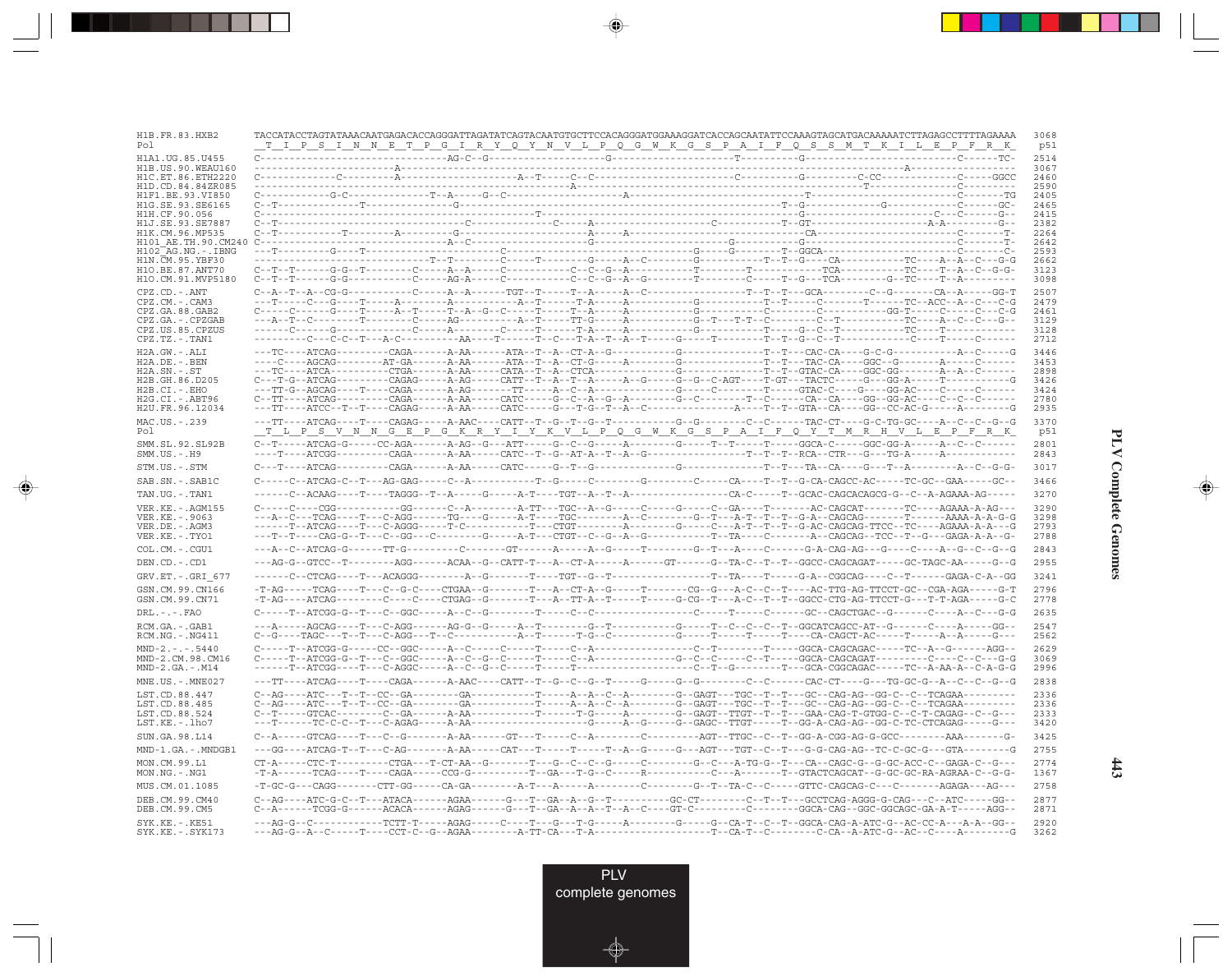```
H1B.FR.83.HXB2      TACCATACCTAGTATAAACAATGAGACACCAGGGATTAGATATCAGTACAATGTGCTTCCACAGGGATGGAAAGGATCACCAGCAATATTCCAAAGTAGCATGACAAAAATCTTAGAGCCTTTTAGAAAA  3068
Pol                  _T__I__P__S__I__N__N__E__T__P__G__I__R__Y__Q__Y__N__V__L__P__Q__G__W__K__G__S__P__A__I__F__Q__S__S__M__T__K__I__L__E__P__F__R__K_   p51

H1A1.UG.85.U455     C-----------------------------AG-C--G------------------G------------------------T---------G----------------------------C------TC-  2514
H1B.US.90.WEAU160   -----------------------A--------------------------------------------------------------------------------------A-------------------  3067
H1C.ET.86.ETH2220   C-------------C--------A-----------------A--T-----C--C-----------------------C----------G---------C-CC-------------C------GGCC  2460
H1D.CD.84.84ZR085   ------------------------------------------------------A----------------------------------------------------T------------C-------  2590
H1F1.BE.93.VI850    C-------------G-C---------------T--A-----G--C---------------A------------------------T-------------------------------C--------TG  2405
H1G.SE.93.SE6165    C--T-------------T---------------G---------------------------------------------T--G---------------G-------------C------GC-  2465
H1H.CF.90.056       C---------------------------------------------T------------------------------------G-----------------------C---C------G--  2415
H1J.SE.93.SE7887    C--T------------------------------C-----------------C-----A--------------------C----------T--GT------------------A-A---------G--  2382
H1K.CM.96.MP535     C--T-----------T----------A--------G--------------------A-----A------------------------CA-----------------------------C-------T-  2264
H101_AE.TH.90.CM240 C------------------------------A--C-------------------G---------------------G------------G-----------------------------C-------T-  2642
H102_AG.NG.-.IBNG   ---T-----------G---T----------------------------------------------------G-----G---------T--GGCA----------------------------------C-  2593
H1N.CM.95.YBF30     -----------------------------T--T---------C-----T--------G-----A--C--------G----------T--T--G----CA-----------TC----A--A--C---G-G  2662
H1O.BE.87.ANT70     C--T--T-------G-G--T--------C------A--A-----C---------C--C--G--A----------T-----------T---------------TCA--------TC----T--A--C--G-G-  3123
H1O.CM.91.MVP5180   C--T--T-------G-G-----------C-----AG-A-----C----------C--C--G--A--G--------T---------C-----T--G---TCA-------G--TC----T--A---------  3098

CPZ.CD.-.ANT        C--A--T--A--CG-G-----------C------A--A-------TGT--T------T--A------A--C--------------------T--T--T---GCA---------C--G--------CA--A------GG-T  2507
CPZ.CM.-.CAM3       ---T------C---G----T------A---------A-----------A--T------T-A------A---------------G---------T--T----C--------T-------TC--ACC--A--C---C-G  2479
CPZ.GA.88.GAB2      C-----C------G----T------A--T------T--A--G--C-----T------T--A------A---------------G---------C--------C------------GG-T------C-----C---C-G  2461
CPZ.GA.-.CPZGAB     ---A--T--C----------T---------C-----AG---------A--T------TT-G------A-----------G--T---T-T--C---------C--T--------------TC----A--C--C--G--  3129
CPZ.US.85.CPZUS     ---------C------G-----------C-----A---------C-----T------T--A------A---------------G-----------T--T----G--C--T-----------TC----T-----------  3128
CPZ.TZ.-.TAN1       ---------C---C-C--T--A-C------------AA-----T------T--C---T-A--T--A--T-----G------T---------T--T--G--C--T---------------C----T------C------  2712

H2A.GW.-.ALI        ---TC-----ATCAG----------CAGA------A-AA------ATA--T--A--CT-A--G---------------G-------------T--T---CAC-CA----G-C-G------------A--C------G  3446
H2A.DE.-.BEN        ----C-----AGCAG----------AT-GA-----A-AA------ATA--T--A--CT-G------A---------G-------------T--T---TAC-CA----GGC--G--------A------C------  3453
H2A.SN.-.ST         ---TC-----ATCA-----------CTGA------A-AA------CATA--T--A--CTCA---------------G-------------T--T--GTAC-CA----GGC-GG-------A--A--C------  2898
H2B.GH.86.D205      C---T-G--ATCAG-----------CAGAG-----A-AG------CATT--T--A--T--A------A--G------G--G--C-AGT----T-GT---TACTC------G----GG-A------T-----------G  3426
H2B.CI.-.EHO        ---TT-G--AGCAG----T------CAGA------A-AG--------TT------A--C--A-----------G---C--------T-----T--TAC-C------G----GG-AC-----C-------C------  3424
H2G.CI.-.ABT96      C---TT----ATCAG----------CAGA------A-AA------CATC------G--C--A--G--A---------G---C--------T--C------T--CA----GG--GG-AC-----C--C--C------  2780
H2U.FR.96.12034     ---TT-----ATCC--T--T-----CAGAG-----A-AA------CATC------G---T-G--T--A--C--------------------A-----T--T--GTA--CA----GG--CC-AC-G------A---------G  2935

MAC.US.-.239        ---TT----ATCAG----T------CAGAG-----A-AAC---CATT--T--G--T--G--T------------G--G---------C--C------TAC-CT----G-C-TG-GC----A--C--C--G--G  3370
Pol                  _T__L__P__S__V__N__N__G__E__P__G__K__R__Y__I__Y__K__V__L__P__Q__G__W__K__G__S__P__A__I__F__Q__Y__T__M__R__H__V__L__E__P__F__R__K_   p51

SMM.SL.92.SL92B     C--T------ATCAG-G-----CC-AGA------A-AG--G---ATT-----G--C--G------A-----------G------T--T-----T------GGCA-C------GGC-GG-A-----A--C--C------  2801
SMM.US.-.H9         ----T-----ATCGG----------CAGA------A-AA-----CATC--T--G--AT-A--T--A--G-------------------T--T--T--RCA--CTR---G----TG-A------A------------  2843

STM.US.-.STM        C---T-----ATCAG----------CAGA------A-AA-----CATC------G--T--G---------------G-----------------T---T--TA--CA----G---T--A-----------A--C--G-G-  3017

SAB.SN.-.SAB1C      C-----C--ATCAG-C--T---AG-GAG------C--A-----------T--G------C--------G---------C-----CA----T--T--G-CA-CAGCC-AC-------TC-GC--GAA-----GC--  3466

TAN.UG.-.TAN1       ------C--ACAAG----T------TAGGG--T--A-----G-----A-T-----TGT--A--T--A-----------------CA-C------T--GCAC-CAGCACAGCG-G--C--A-AGAAA-AG-----  3270

VER.KE.-.AGM155     C-----C-----CGG-----------GG------C--A---------A-TT---TGC--A--G--C-----G-------C--GA----T-------AC-CAGCAT-------TC-----AGAAA-A-AG---  3290
VER.KE.-.9063       ---A--C---TCAG----T---C-AGG------TG-----G------A-T-----TGC--------A--C------------G--T----A-T--T--T--G-A--CAGCAG--------T-------AAAA-A-A-G-G  3298
VER.DE.-.AGM3       ------T--ATCAG----T---C-AGGG-----T-C----------------T--CTGT---------A--------G----C----A-T--T--T--G-AC-CAGCAG-TTCC--TC----AGAAA-A-A---G  2793
VER.KE.-.TYO1       ---T--T----CAG-G--T---C--GG---C--------G------A-T---CTGT--C--G--A--G----------T--TA---C---------A--CAGCAG--TCC--T--G---GAGA-A-A--G-  2788

COL.CM.-.CGU1       ---A--C--ATCAG-G-------TT-G--------C--------GT-------A------A--G------T---------G--T----A-----C-------G-A-CAG-AG---G-----C-----A--G--C--G--G  2843

DEN.CD.-.CD1        ---AG-G--GTCC--T-----------AGG------ACAA--G--CATT--T---A--CT-A-----A-------GT-------G--TA-C--T--T--GGCC-CAGCAGAT------GC-TAGC-AA-----G--G  2955

GRV.ET.-.GRI_677    ------C--CTCAG----T---ACAGGG--------A--G---------T----TGT--G--T----------------------T--TA----T------G-A--CGGCAG----C--T-------GAGA-C-A--GG  3241

GSN.CM.99.CN166     -T-AG-----TCAG----T---C--G-C----CTGAA--G-------T---A--CT-A--G------T---------CG--G---A-C--C--T----AC-TTG-AG-TTCCT-GC--CGA-AGA------G-T  2796
GSN.CM.99.CN71      -T-AG-----ATCAG--------C-----C----CTGAG--G-------T---A--TT-A--T------T-------G-CG--T---A-C--T--T--GGCC-CTG-AG-TTCCT-G---T-T-AGA------G-C  2778

DRL.-.-.FAO         C-----T--ATCGG-G--T---C--GGC------A--C--G-----------T------C--C------------------------C-------T-----C-------GC--CAGCTGAC--G-------C-----A--C---G-G  2635

RCM.GA.-.GAB1       ---A------AGCAG----T---C-AGG------AG-G--G------A--T------G--T---------------G------T--C--C--C--T--GGCATCAGCC-AT--G------C-----A------GG--  2547
RCM.NG.-.NG411      C--G----TAGC---T--T---C-AGG--T--C-------------A--T-------T-G--C--------------G------T------T------C----CA-CAGCT-AC------T------A--A------G---  2562

MND-2.-.-.5440      C-----T--ATCGG-G------CC--GGC------A--C-----C-----T------C--A--------------------C--T-------T------GGCA-CAGCAGAC------TC--A--G-------AGG--  2629
MND-2.CM.98.CM16    C-----T--ATCGG-G--T---C--GGC------A--C--G--C-----T------C--A---------------G--C--C------C--T-----GGCA-CAGCAGAT-------C-----C--C---G-G  3069
MND-2.GA.-.M14      ------T--ATCGG----T---C-AGGC------A--C--G--C-----T------T----------------------C--T--G----------T---GCA-CGGCAGAC-----TC--A-AA-A--C-A-G-G  2996

MNE.US.-.MNE027     ---TT-----ATCAG----T------CAGA------A-AAC---CATT--T--G--C--G--T-------G-----G--G---------C--C------CAC-CT------G---TG-GC--G--A--C--C--G--G  2838

LST.CD.88.447       C--AG-----ATC---T--T--CC--GA--------GA--------------T------A--A--C--A--------G--GAGT---TGC--T--T---GC--CAG-AG--GG-C--C--TCAGAA---------  2336
LST.CD.88.485       C--AG-----ATC---T--T--CC--GA--------GA--------------T------A--A--C--A--------G--GAGT---TGC--T--T---GC--CAG-AG--GG-C--C--TCAGAA---------  2336
LST.CD.88.524       C--T------GTCAC-----------C--GA------A-AA------------T--------T-G------A---------G--GAGT--TTGT--T--T---GAA-CAG-T-GTGG-C--C-T-CAGAG--C--G---  2333
LST.KE.-.lho7       ---T------TC-C--T--T---C-AGAG-----A-AA--------------------------G-------A--G-------G--GAGC--TTGT------T--GG-A-CAG-AG--GG-C-TC-CTCAGAG------G---  3420

SUN.GA.98.L14       C--A------GTCAG----T---C--G---------A-AA-------GT---T------C--A---------C----------AGT--TTGC--C--T--GG-A-CGG-AG-G-GCC----------AAA---------G-  3425

MND-1.GA.-.MNDGB1   ---GG-----ATCAG-T--T---C-AG-------A-AA-----CAT---T------T------T--A--G------G---AGT---TGT--C--T---G-G-CAG-AG--TC-C-GC-G----GTA-----------G  2755

MON.CM.99.L1        CT-A------CTC-T-----------CTGA---T-CT-AA--G--------T---G--C--C--G-----C-----------G--C---A-TG-G--T---CA--CAGC-G--G-GC-ACC-C--GAGA-C--G---  2774
MON.NG.-.NG1        -T-A------TCAG----T---CAGA------CCG-G---------T---GA---T-G--C------R-----------C----A--------T--GTACTCAGCAT--G-GC-GC-RA-AGRAA-C--G-G-  1367

MUS.CM.01.1085      -T-GC-G---CAGG--------CTT-GG-----CA-GA--------A-T---A------A--------C-----------G--T--TA-C--C------GTTC-CAGCAG-C---C---------AGAGA---AG---  2758

DEB.CM.99.CM40      C--AG-----ATC-G-C--T---ATACA------AGAA-------G---T--GA--A--G--T-----------GC-CT--------C--T--T---GCCTCAG-AGGG-G-CAG---C--ATC------GG--  2877
DEB.CM.99.CM5       C--A------TCGG-G------ACACA-------AGAG-------G---T--GA--A--A--T--A--C---GT-C-----------------GGCA-CAG--GGC-GGCAGC-GA-A-T-------AGG--  2871

SYK.KE.-.KE51       ---AG-G--C-------------TCTT-T-----AGAG------C-----T---G---T-G------A-----------G------G--CA-T--C--T--GGCA-CAG-A-ATC-G--AC-CC-A---A-A--GG--  2920
SYK.KE.-.SYK173     ---AG-G--A--C------T----CCT-C--G--AGAA----------A-TT-CA---T-A------------------T--CA-T--C----------C-CA--A-ATC-G--AC--C-----A-----------G  3262
```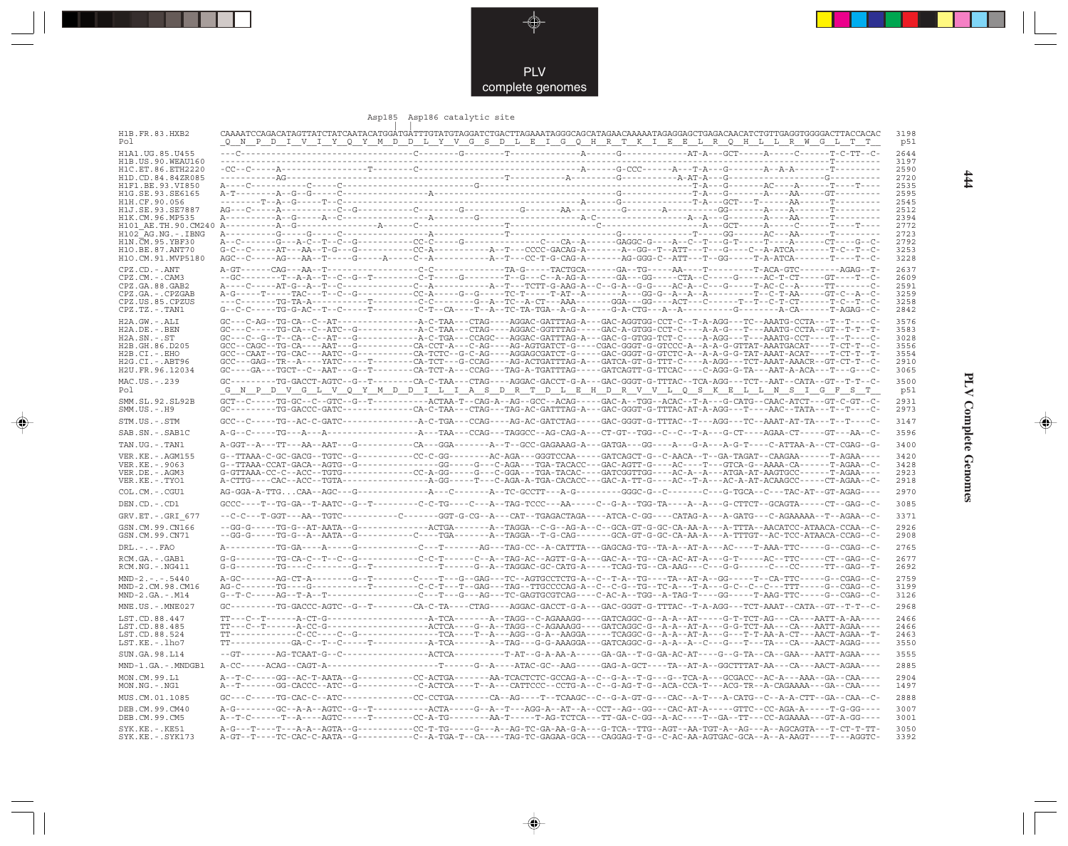```
                                 Asp185  Asp186 catalytic site
                                    |  |
H1B.FR.83.HXB2      CAAAATCCAGACATAGTTATCTATCAATACATGGATGATTTGTATGTAGGATCTGACTTAGAAATAGGGCAGCATAGAACAAAAATAGAGGAGCTGAGACAACATCTGTTGAGGTGGGGACTTACCACAC  3198
Pol                  _Q__N__P__D__I__V__I__Y__Q__Y__M__D__D__L__Y__V__G__S__D__L__E__I__G__Q__H__R__T__K__I__E__E__L__R__Q__H__L__L__R__W__G__L__T__T_  p51

H1A1.UG.85.U455     ---C------------------------------------C---------G---------T---------------------A-------G------------------AT-A---GCT-----A------C------T-C-TT--C-  2644
H1B.US.90.WEAU160   ---------------------------------------------------------------------------------------------------------------------------------------T---------  3197
H1C.ET.86.ETH2220   -CC--C-----A------------------T---------C--------------------------------------A-------G-CCC------A---T-A---G-------A--A-A------T---------  2590
H1D.CD.84.84ZR085   -----------AG-----------------------------------------------T---------------A-----------G---------A-AT-A---G--------------------------G---------  2720
H1F1.BE.93.VI850    A----C----------C-----C---------------------------G-----------------------------------------------T-A---G-------AC----A-------T----T----  2535
H1G.SE.93.SE6165    A-T--------A--G--G-----C---------------------A---------------------------------------G---------------T-A---G-------A----AA------GT---------  2595
H1H.CF.90.056       --------T--A--G-----T--C--------------------------------------------------A-------G----------------T-A---GCT---T------AA------T---------  2545
H1J.SE.93.SE7887    AG---C-----A----------C--G----------C---------G---------------G-------AA----------G---------A-----------GG-------A----A--------T---------  2512
H1K.CM.96.MP535     A----------A--G-----A--C----------------------A----------G---------------A-C-----------------A--A---G-------A----AA------T---------  2394
H101_AE.TH.90.CM240 A----------A--G-----------------A------C------------------T----------------C----------------------A---GCT-----A------C------T----T----  2772
H102_AG.NG.-.IBNG   A----------G-----G-----C------------------A--------------T-------------------------G--------------T------GG------AC----AA------T---------  2723
H1N.CM.95.YBF30     A--C-------G---A-C--T--C--G-----------CC-C-------G---------------C---CA--A------GAGGC-G----A--C--T--G-T-----T----A------CT-----G--C-  2792
H1O.BE.87.ANT70     G-C--C-----AT---AA--T-G---G-----------CC-A-----------A--T----CCCC-GACAG-A-------A--GG--T--ATT---T---G-----C--A-ATCA------T--C--T--C-  3253
H1O.CM.91.MVP5180   AGC--C-----AG---AA--T-----G------A-----C--A-----------A--T----CC-T-G-CAG-A-------AG-GGG-C--ATT---T--GG-----T-A-ATCA------T-----T--C-  3228

CPZ.CD.-.ANT        A-GT------CAG---AA--T-----------------C-C--------------TA-G------TACTGCA------GA--TG-----AA----T---------T-ACA-GTC--------AGAG--T-  2637
CPZ.CM.-.CAM3       --GC--------T--A-A--T--C--G--T--------C-T------G-------T--G---C--A-AG-A------GA---GG-----CTA--C-----G-----AC-T-CT------GT----T--C-  2609
CPZ.GA.88.GAB2      A----C-----AT-G--A--T--C--------------C--A-----------A--T---TCTT-G-AAG-A--C--G-A--G-GG-----AC-A--C---G-----T-AC-C--A-----TT------C-  2591
CPZ.GA.-.CPZGAB     A-G-----T-----TAC---T--C--G-----------CC-A-----G--G-----TC-T-----T-AT--A-------A---GG-G--A--A--A--------T--C-T-AA-----GT--C--A--C-  3259
CPZ.US.85.CPZUS     ---C-------TG-TA-A--------T-----------C-C--------G--A--TC--A-CT---AAA-------GGA---GG----ACT---C------T--T--C-T-CT------T--C--T--C-  3258
CPZ.TZ.-.TAN1       G--C-C-----TG-G-AC--T--C-----T--------C-T--CA----T--A--TC-TA-TGA--A-G-A------G-A-CTG---A--A--------------G--------A-CA------T-AGAG--C-  2842

H2A.GW.-.ALI        GC---C-AG--TG-CA--C--AT---------------A-C-TAA---CTAG-----AGGAC-GATTAG-A---GAC-AGGTGG-CCT-C--T-A-AGG---TC--AAATG-CCTA---T--T----C-  3576
H2A.DE.-.BEN        GC---C-----TG-CA--C--ATC--G-----------A-C-TAA---CTAG-----AGGAC-GGTTTAG----GAC-A-GTGG-CCT-C----A-A-G---T---AAATG-CCTA--GT--T-T--T-  3583
H2A.SN.-.ST         GC---C--G--T--CA--C--AT--G------------A-C-TGA---CCAGC----AGGAC-GATTAG-A---GAC-G-GTGG-TCT-C----A-AGG---T---AAATG-CCT----T--T----C-  3028
H2B.GH.86.D205      GCC--CAGC--TG-CA----AAT---G-----------CA-CCT-A---C-AG----AG-AGTGATCT-G----CGAC-GGGT-G-GTCCA-A--A-A-G-GTTAT-AAATGACAT----T-CT-T--C-  3556
H2B.CI.-.EHO        GCC--CAAT--TG-CAC---AATC--G-----------CA-TCTC--G-C-AG----AGGAGCGATCT-G----GAC-GGGT-G-GTCTC-A--A-A-G-TAT-AAAT-ACAT----T-CT-T--C-  3554
H2G.CI.-.ABT96      GCC---GAG--TR--A----YATC------T-------CA-TCT---G-CCAG----AG-ACTGATTAG-A---GATCA-GT-G-TTT-C----A-AGG---TCT-AAAT-AAACR--GT-CT-T--C-  2910
H2U.FR.96.12034     GC----GA---TGCT--C--AAT---G--T--------CA-TCT-A---CCAG----TAG-A-TGATTTAG-----GATCAGTT-G-TTCAC----C-AGG-G-TA---AAT-A-ACA---T----G---C-  3065

MAC.US.-.239        GC---------TG-GACCT-AGTC--G--T--------CA-C-TAA---CTAG----AGGAC-GACCT-G-A---GAC-GGGT-G-TTTAC--TCA-AGG---TCT--AAT--CATA--GT--T-T--C-  3500
Pol                  _G__N__P__D__V__G__L__V__Q__Y__M__D__I__L__I__A__S__D__R__T__D__L__E__H__D__R__V__V__L__Q__S__K__E__L__L__N__S__I__G__F__S__T_  p51

SMM.SL.92.SL92B     GCT--C-----TG-GC--C--GTC--G--T----------ACTAA-T--CAG-A--AG--GCC--ACAG-----GAC-A--TGG--ACAC--T-A---G-CATG--CAAC-ATCT---GT-C-GT--C-  2931
SMM.US.-.H9         GC---------TG-GACCC-GATC--------------CA-C-TAA---CTAG----TAG-AC-GATTAG-A---GAC-GGGT-G-TTTAC-AT-A-AGG---T----AAC--TATA---T--T----C-  2973

STM.US.-.STM        GCC--C-----TG-AC-C-GATC---------------A-C-TGA---CCAG-----AG-AC-GATCTAG-----GAC-GGGT-G-TTTAC--T---AGG---TC--AAAT-AT-TA---T--T----C-  3147

SAB.SN.-.SAB1C      A-G--C-----TG---A---A-----------------A---TAA---CCAG----TAGGCC--AG-CAG-A---CT-GT--TGG--C--C--T-A---G-CT-----AGAA-CT-----GT---AA--C-  3596

TAN.UG.-.TAN1       A-GGT--A---TT---AA--AAT---G-----------CA---GGA-------A--T--GCC-GAGAAAG-A---GATGA---GG----A----G-A---A-G-T----C-ATTAA-A--CT-CGAG--G-  3400

VER.KE.-.AGM155     G--TTAAA-C-GC-GACG--TGTC--G-----------CC-C-GG--------AC-AGA---GGGTCCAA-----GATCAGCT-G--C-AACA--T--GA-TAGAT--CAAGAA------T-AGAA----  3420
VER.KE.-.9063       G--TTAAA-CCAT-GACA--AGTG--G---------------GG-----G---C-AGA---TGA-TACACC---GAC-AGTT-G----AC----T---GTCA-G--AAAA-CA------T-AGAA--C-  3428
VER.DE.-.AGM3       G-GTTAAA-CC-C--ACC--TGTG--------------CC-A-GG----G---C-GGA---TGA-TACAC----GATCGGTTGG----AC-A--A---ATGA-AT-AAGTGCC------T-AGAA----  2923
VER.KE.-.TYO1       A-CTTG----CAC--ACC--TGTA------------------A-GG-----T---C-AGA-A-TGA-CACACC---GAC-A-TT-G----AC--T-A---AC-A-AT-ACAAGCC-----CT-AGAA--C-  2918

COL.CM.-.CGU1       AG-GGA-A-TTG...CAA--AGC---G-----------------A---C-------A--TC-GCCTT----A-G----------GGGC-G--C-------C---G-TGCA--C---TAC-AT--GT-AGAG----  2970

DEN.CD.-.CD1        GCCC----T--TG-GA--T-AATC--G--T---------C-C-TG----C---A--TAG-TCCC---AA-----C--G-A--TGG-TA----A--A---G-CTTCT--GCAGTA------CT--GAG--C-  3085

GRV.ET.-.GRI_677    --C-C---T-GGT---AA--TGTC-----------C-------GGT-G-CG--A---CAT--TGAGACTAGA----ATCA-C-GG----CATAG-A---A-GATG---C-AGAAAAA--T--AGAA--C-  3371

GSN.CM.99.CN166     --GG-G-----TG-G--AT-AATA--G-------------ACTGA-------A--TAGGA--C-G--AG-A--C--GCA-GT-G-GC-CA-AA-A---A-TTTA--AACATCC-ATAACA-CCAA--C-  2926
GSN.CM.99.CN71      --GG-G-----TG-G--A--AATA--G-----------C----TGA-------A--TAGGA--T-G-CAG------GCA-GT-G-GC-CA-AA-A---A-TTTGT--AC-TCC-ATAACA-CCAG--C-  2908

DRL.-.-.FAO         A----------TG-GA----A-----G-----------C---T-------AG---TAG-CC--A-CATTTA---GAGCAG-TG--TA-A--AT-A---AC----T-AAA-TTC-----G--CGAG--C-  2765

RCM.GA.-.GAB1       G-G--------TG-CA--C--T--G-------------C-C-T-------A--TAG-AC--AGTT-G-A---GAC-A--TG--CA-AC-AT-A---G-T-----AC--TTC-----CT--GAG--C-  2677
RCM.NG.-.NG411      G-G--------TG----C--------G--T------------T-------G--A--TAGGAC-GC-CATG-A-----TCAG-TG--CA-AAG---C---G-G------C---CC-----TT--GAG--T-  2692

MND-2.-.-.5440      A-GC-------AG-CT-A--------G--T--------C----T---G--GAG---TC--AGTGCCTCTG-A--C--T-A--TG---TA--AT-A---GG-----T--CA-TTC-----G--CGAG--C-  2759
MND-2.CM.98.CM16    AG-C-------TG---G---------T-----------C-C-T---T--GAG---TAG--TTGCCCCAG-A--C--C-G--TG--TC-A---T-A---G-C--C--C---TTT-----G--CGAG--C-  3199
MND-2.GA.-.M14      G--T-C-----AG--T-A--T-----------------C----T---G--AG---TC-GAGTGCGTCAG----C-AC-A--TGG--A-TAG-T----GG-----T-AAG-TTC-----G--CGAG--C-  3126

MNE.US.-.MNE027     GC---------TG-GACCC-AGTC--G--T--------CA-C-TA---CTAG----AGGAC-GACCT-G-A---GAC-GGGT-G-TTTAC--T-A-AGG---TCT-AAAT--CATA--GT--T-T--C-  2968

LST.CD.88.447       TT---C--T------A-CT-G-----------------A-TCA-------A--TAGG--C-AGAAAGG----GATCAGGC-G--A-A--AT-----G-T-TCT-AG---CA---AATT-A-AA----  2466
LST.CD.88.485       TT---C--T------A-CC-G-----------------ACTCA------G--A--TAGG--C-AGAAAGG----GATCAGGC-G--A-A--AT-A---G-G-TCT-AA---CA---AATT-AGAA----  2466
LST.CD.88.524       TT--------------C-CC----C--G----------------TCA-----T--A---AGG--G-A--AAGGA-----TCAGGC-G--A-A--AT-A---G--T--T-AA-A-CT---AACT-AGAA--T-  2463
LST.KE.-.lho7       TT--------------GA-C--T--C-----T----------A-TCA-------A--TAG---G-G-AAAGGA---GATCAGGC-G--A-A--A--C---G--T---TA---CA---AACT-AGAG----  3550

SUN.GA.98.L14       --GT-------AG-TCAAT-G--C-------------------ACTCA-----------T-AT--G-A-AA-A-----GA-GA--T-G-GA-AC-AT----G--G-TA--CA--GAA---AATT-AGAA----  3555

MND-1.GA.-.MNDGB1   A-CC------ACAG--CAGT-A---------------------T-------G--A----ATAC-GC--AAG-----GAG-A-GCT----TA--AT-A--GGCTTTAT-AA---CA---AACT-AGAA----  2885

MON.CM.99.L1        A--T-C-----GG--AC-T-AATA--G-----------CC-ACTGA-------AA-TCACTCTC-GCCAG-A--C--G-A--T-G----G--TCA-A---GCGACC--AC-A---AAA--GA--CAA----  2904
MON.NG.-.NG1        A--T-------GG-CACCC--ATC--G-----------C-ACTCA----T--A---CATTCCC--CCTG-A--C--G-AG-T-G--ACA-CCA-T---ACG-TR--A-CAGAAAA---GA--CAA----  1497

MUS.CM.01.1085      GC---C-----TG-CAC-C--ATC--------------CC-CCTGA-------CA--AG----T--TCAAGC--C--G-A-GT-G---CAC--A-T---A-CATG--C--A-A-CTT--GA--CAA--C-  2888

DEB.CM.99.CM40      A-G--------GC--A-A--AGTC--G--T----------ACTA-----G--A--T---AGG-A--AT--A--CCT--AG--GG---CAC-AT-A-----GTTC--CC-AGA-A-----T-G-GG----  3007
DEB.CM.99.CM5       A--T-C-----T--A----AGTC-----T---------CC-A-TG-------AA-T------T-AG-TCTCA---TT-GA-C-GG--A-AC----T--GA--TT---CC-AGAAAA---GT-A-GG----  3001

SYK.KE.-.KE51       A-G---T----T---A-A--AGTA--G-----------CC-T-TG-----G---A--AG-TC-GA-AA-G-A---G-TCA--TTG--AGT--AA-TGT-A--AG---A--AGCAGTA---T-CT-T-TT-  3050
SYK.KE.-.SYK173     A-GT--T----TC-CAC-C-AATA--G-----------C--A-TGA-T--CA----TAG-TC-GAGAA-GCA---CAGGAG-T-G--C-AC-AA-AGTGAC-GCA--A--A-AAGT----T---AGGTC-  3392
```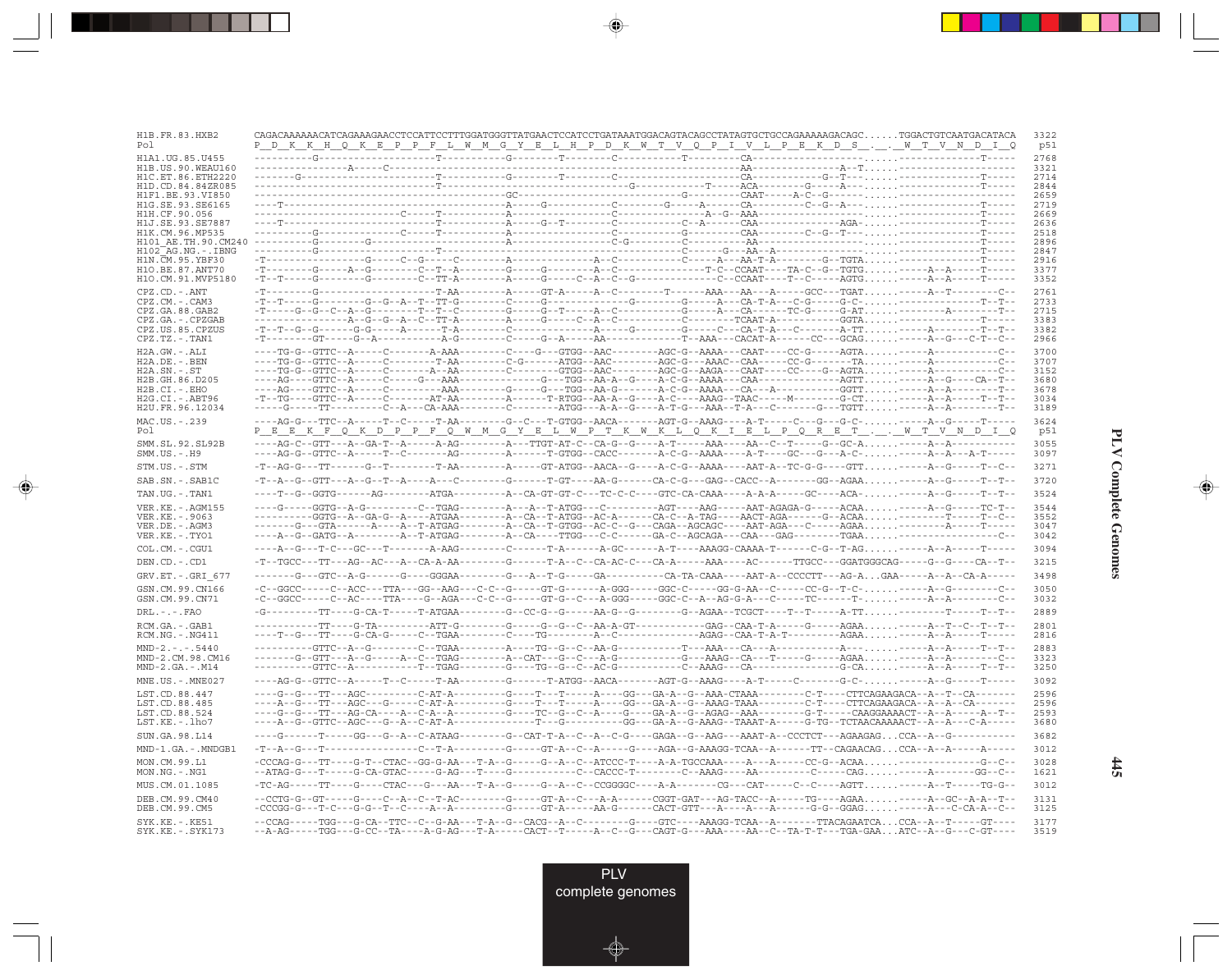```
H1B.FR.83.HXB2        CAGACAAAAAACATCAGAAAGAACCTCCATTCCTTTGGATGGGTTATGAACTCCATCCTGATAAATGGACAGTACAGCCTATAGTGCTGCCAGAAAAAAGACAGC......TGGACTGTCAATGACATACA  3322
Pol                   P  D  K  K  H  Q  K  E  P  P  F  L  W  M  G  Y  E  L  H  P  D  K  W  T  V  Q  P  I  V  L  P  E  K  D  S  .  .  W  T  V  N  D  I  Q   p51

H1A1.UG.85.U455       ----------G-----------------------T-----------G---------T---------C------------T-------CA----------------------.....---------------T-----  2768
H1B.US.90.WEAU160     ------------------A-----C------------------------------------------------------------------AA-----------------A--T.....---------------  3321
H1C.ET.86.ETH2220     --------G-------------------------T-----------G---------T---------C--------------------CA------------G--T---.....---------------T-----  2714
H1D.CD.84.84ZR085     ----------------------------------T------------------------------------G---------T-----ACA--------G-----A---.....---------------T-----  2844
H1F1.BE.93.VI850      -----------------------------------------------GC--------------------------------------CAAT-----A-C--G------.....---------------T-----  2659
H1G.SE.93.SE6165      ----T---------------------------------------A-----G-------------C---------G-----A------CA-----------C--G--A---.....---------------T-----  2719
H1H.CF.90.056         -------------------------C------T-----------A-------------------C-------------A--G--AAA------------------.....---------------T-----  2669
H1J.SE.93.SE7887      ----T-----------------------------T-----------A-----G--T---------C------------C--A------CAA------------AGA-.....---------------T-----  2636
H1K.CM.96.MP535       ----------G----------------C------T-----------A-----------------C---------------G--------CAA-------C--G--T---.....---------------T-----  2518
H101_AE.TH.90.CM240   ----------G---------G-----------------------A-----------------C-G--------C-----------AA----------------------.....---------------T-----  2896
H102_AG.NG.-.IBNG     ----------G--------------------T-----------------------------------------C------G----AA--A------------------.....---------------T-----  2847
H1N.CM.95.YBF30       -T-----------------G-----C--G-----C---------A--------------A--C-------------C-----A---AA-T-A--------G--TGTA.....---------------T-----  2916
H1O.BE.87.ANT70       -T--------G-------A--G---------C--T--A--------G-----G----------A--C---------------T-C--CCAAT-----TA-C--G--TGTG.....------A--A-----T-----  3377
H1O.CM.91.MVP5180     -T--T-------G---------G--------C--TT-A--------G-----G-------C--A--C--G--------------C-CCAAT-----T--C-----AGTG.....------A--A-----T-----  3352

CPZ.CD.-.ANT          -T--------G-----------------------T-AA---------A-----GT-A-------A--C--------T-------AAA---AA---A-----GCC---TGAT.....------A--T--------C--  2761
CPZ.CM.-.CAM3         -T--T-----G-------G--G--A--T--TT-G-------C-----G--------------------G------G-----A---CA-T-A---C-G-----G-C--.....-----------------T--T--  2733
CPZ.GA.88.GAB2        -T-----G--G--C--A--G---------T--T--C---------G-----G--T-------A--C----------------G-----A---CA------TC-G-----G-AT.....-----------A--------T--  2715
CPZ.GA.-.CPZGAB       -------------------A--G--G--A--C--TT-A---------A-----G-------C--A--C--------------T----C---------TCAAT-A----------GGTA.....---------------T-----  3383
CPZ.US.85.CPZUS       -T--T--G--G-------G-G------A-------T-A---------C------------------A--------G--------G-----C---CA-T-A---C-------A-TT.....------A--------T--T--  3382
CPZ.TZ.-.TAN1         -T--------GT-------G--A-------------A-G--------C-----G--A------AA------------T--AAA---CACAT-A-------CC---GCAG.....------A--G---C-T--C--  2966

H2A.GW.-.ALI          ----TG-G--GTTC--A------C--------A-AAA---------C-----G---GTGG--AAC---------AGC-G--AAAA---CAAT-----CC-G------AGTA.....------A-------------C--  3700
H2A.DE.-.BEN          ----TG-G--GTTC--A------C--------T-AA---------C-G-------ATGG--AAC---------AGC-G---AAAC--CAA------CC-G------TA.....------A-------------C--  3707
H2A.SN.-.ST           ----TG-G--GTTC--A------C--------A--AA---------C---------GTGG--AAC---------AGC-G--AAGA---CAAT-----CC-----G--AGTA.....------A-------------C--  3152
H2B.GH.86.D205        ----AG----GTTC--A------C------G---AAA---------------G----TGG--AA-A--G-----A-C-G--AAAA---CAA-------------------AGTT.....------A--G-----CA--T--  3680
H2B.CI.-.EHO          ----AG----GTTC--A------C--------AAA----------G-----G----TGG--AA-G--------A-C-G--AAAA---CA---A-------------------GGTT.....------A--A-------T--  3678
H2G.CI.-.ABT96        -T--TG----GTTC--A------C--------AT-AA---------A-------T-RTGG--AA-A--G-----A-C-----AAAG--TAAC-------M-----------G-CT.....------A--A-----T--T--  3034
H2U.FR.96.12034       -----G------TT-----------C--A---CA-AAA---------C-----------ATGG---A-A--G-----A-T-G---AAA--T-A---C----------G----TGTT.....------A--A--------T--  3189

MAC.US.-.239          ----AG-G---TTC--A------T--C-----T-AA---------G--C---T-GTGG--AACA-------AGT-G--AAAG----A-T-----C---G---G-C-.....------A--G-----T-----  3624
Pol                   P  E  E  K  F  Q  K  D  P  P  F  Q  W  M  G  Y  E  L  W  P  T  K  W  K  L  Q  K  I  E  L  P  Q  R  E  T  .  .  W  T  V  N  D  I  Q   p51

SMM.SL.92.SL92B       ----AG-C--GTT---A--GA-T--A------A-AG---------A----TTGT-AT-C--CA-G--G-----A-T-----AAA----AA--C--T-----G--GC-A.....------A--A-----------  3055
SMM.US.-.H9           ----AG-G--GTTC--A------T--C-------AG---------A-------T-GTGG--CACC-------A-C-G--AAAA----A-T-----GC---G---A-C-.....------A--A---A-T-----  3097

STM.US.-.STM          -T--AG-G---TT-------G--T----------T-AA---------A-----GT-ATGG--AACA--G-----A-C-G--AAAA-----AAT-A--TC-G-G----GTT.....------A--G-----T-C--  3271

SAB.SN.-.SAB1C        -T--A--G--GTT---A--G--T--A-----A---C----------G------T-GT----AA-G-------CA-C-G---GAG--CACC--A--------GG--AGAA.....------A--G-----T--T--  3720

TAN.UG.-.TAN1         ----T--G--GGTG------AG---------ATGA---------A---CA-GT-GT-C---TC-C-C----GTC-CA-CAAA----A-A-A-----GC-----ACA-.....------A--G-----T--T--  3524

VER.KE.-.AGM155       ----G------GGTG--A-G------------C--TGAG---------A---A--T-ATGG---C---------AGT-----AAG------AAT-AGAGA-G------ACAA.....------A--G-----TC-T--  3544
VER.KE.-.9063         ----------GGTG--A--GA-G--A-----ATGAA---------A--CA--T-ATGG--AC-A-------CA-C--A-TAG------AACT-AGA------G--ACAA.....------T--------T--C--  3552
VER.DE.-.AGM3         ----------G----GTA------A------A--T-ATGAG-------A--CA--T-GTGG--AC-C--G---CAGA--AGCAGC-----AAT-AGA---C------AGAA.....------------A-----T-----  3047
VER.KE.-.TYO1         ----A--G--GATG--A--------A--T-ATGAG---------A--CA----TTGG---C-C-------GA-C--AGCAGA---CAA---GAG---------TGAA.....-------------------C--  3042

COL.CM.-.CGU1         ----A--G---T-C---GC---T------A-AAG---------C------T-A------A-GC-------A-T----AAAGG-CAAAA-T-------C-G--T-AG.....------A--A-----T-----  3094

DEN.CD.-.CD1          -T--TGCC---TT---AG--AC---A--CA-A-AA---------G------T-A--C---CA-AC-C----CA-A-----AAA-----AC------TTGCC---GGATGGGCAG-----G--G-----CA--T--  3215

GRV.ET.-.GRI_677      --------G---GTC--A-G-------G-----GGGAA---------G----A--T-G-----GA-------------CA-TA-CAAA----AAT-A--CCCCTT---AG-A...GAA-----A--A--CA-A-----  3498

GSN.CM.99.CN166       -C--GGCC-----C--ACC---TTA---GG--AAG---C-C--G-----GT-G-------A-GGG------GGC-C-----GG-G-AA--C-------CC-G--T-C-.....------A--G---------C--  3050
GSN.CM.99.CN71        -C--GGCC-----C--AC----TTA-----G--AGA---C-C--G-----GT-G--C----A-GGG------GGC-C--A--AG-G-A---C------TC------T-.....------A--A---------C--  3032

DRL.-.-.FAO           -G----------TT-----G-CA-T------T-ATGAA---------G--CC-G--G-------AA-G--G----------G--AGAA--TCGCT-----T--T-----A-TT.....-----------T-----T--T--  2889

RCM.GA.-.GAB1         ------------TT-----G-TA----------ATT-G-----------G-----G--G--C--AA-A-GT-------------GAG--CAA-T-A------G-----AGAA.....------A--T--C--T--T--  2801
RCM.NG.-.NG411        ----T--G---TT-----G-CA-G------C--TGAA---------C-----TG----------A--C--------------------AGAG--CAA-T-A-T------------AGAA.....------A--A-----T-----  2816

MND-2.-.-.5440        ----------GTTC--A--G----------C--TGAA---------A-----TG--G--C--AA-G----------T---AAA---CA---A-------------A---.....------A--A-----T--T--  2883
MND-2.CM.98.CM16      --------G--GTT---A--G-------A--C--TGAG---------A--CAT---G--C---A-G-------------G---AAAG--CA---T------G-----AGAA.....------A--A--------C--  3323
MND-2.GA.-.M14        ------------GTTC--A-----------T--TGAG---------G-----TG--G--C--AC-G----------C--AAAG---CA-------------------G-CA.....------A--A-----T--T--  3250

MNE.US.-.MNE027       ----AG-G--GTTC--A------T--C-----T-AA---------G------T-ATGG--AACA-------AGT-G--AAAG----A-T-----C-------G-C-.....------A--G-----T-----  3092

LST.CD.88.447         ----G--G---TT---AGC----------C-AT-A---------G-----T---T-----A----GG---GA-A--G--AAA-CTAAA---------C-T----CTTCAGAAGACA--A--T--CA-------  2596
LST.CD.88.485         ----A--G---TT---AGC---G-------C-AT-A---------G-----T---T-----A----GG---GA-A--G--AAAG-TAAA---------C-T----CTTCAGAAGACA--A--A--CA-------  2596
LST.CD.88.524         ----G--G---TT---AG-CA----A--C-A--A---------G-----TC--G--C--A----G-----GA-A--G--AGAG--AAA--------G-T-----CAAGGAAAACT--A--A-----A--T--  2593
LST.KE.-.lho7         ----A--G--GTTC--AGC---G---A--C-AT-A----------------T-----G------------GG---GA-A--G-AAAG--TAAAT-A------G-TG--TCTAACAAAAACT--A--A---C-A-----  3680

SUN.GA.98.L14         -------G------T-----GG---G--A--C-ATAAG---------G--CAT-T-A--C--A--C-G-----GAGA--G--AAG---AAAT-A--CCCTCT---AGAAGAG...CCA--A--G-----------  3682

MND-1.GA.-.MNDGB1     -T--A--G---T------------------C--T-A---------G------GT-A--C--A-----G------AGA--G-AAAGG-TCAA--A-------TT--CAGAACAG...CCA--A--A-----A-----  3012

MON.CM.99.L1          -CCCAG-G---TT-----G-T--CTAC--GG-G-AA---T-A--G-----G--A--C--ATCCC-T-----A-A-TGCCAAA-----A---A-----CC-G--ACAA.....---------------G--C--  3028
MON.NG.-.NG1          --ATAG-G---T------G-CA-GTAC-----G-AG---T-----G--------------C---CACCC-T---------C--AAAG-----AA---------C-----CAG.....-----------A--------GG--C--  1621

MUS.CM.01.1085        -TC-AG-----TT-----G-----CTAC---G----AA---T-A--G-----G--A--C--CCGGGGC----A-A-------CG---CAT-----C--C----AGTT.....------A--T------TG-G--  3012

DEB.CM.99.CM40        --CCTG-G--GT------G-----C--A--C--T-AC---------G-----GT-A--C---A-A-------CGGT-GAT---AG-TACC--A------TG-----AGAA.....------A--GC--A-A--T--  3131
DEB.CM.99.CM5         -CCCGG-G---T-C----G-G--T--C-----A--A---------G-----GT-A------AA-G-------CACT-GTT---A-----A---A---------G-G--GGAG.....-----A---C-CA-A--C--  3125

SYK.KE.-.KE51         --CCAG------TGG---G-CA--TTC--C--G-AA---T-A--G--CACG--A--C----------G-----GTC-----AAAGG-TCAA--A--------TTACAGAATCA...CCA--A--T------GT-----  3177
SYK.KE.-.SYK173       --A-AG------TGG---G-CC--TA-----A-G-AG---T-A------CACT--T------A--C--G---CAGT-G---AAA-----AA--C--TA-T-T---TGA-GAA...ATC--A--G---C-GT-----  3519
```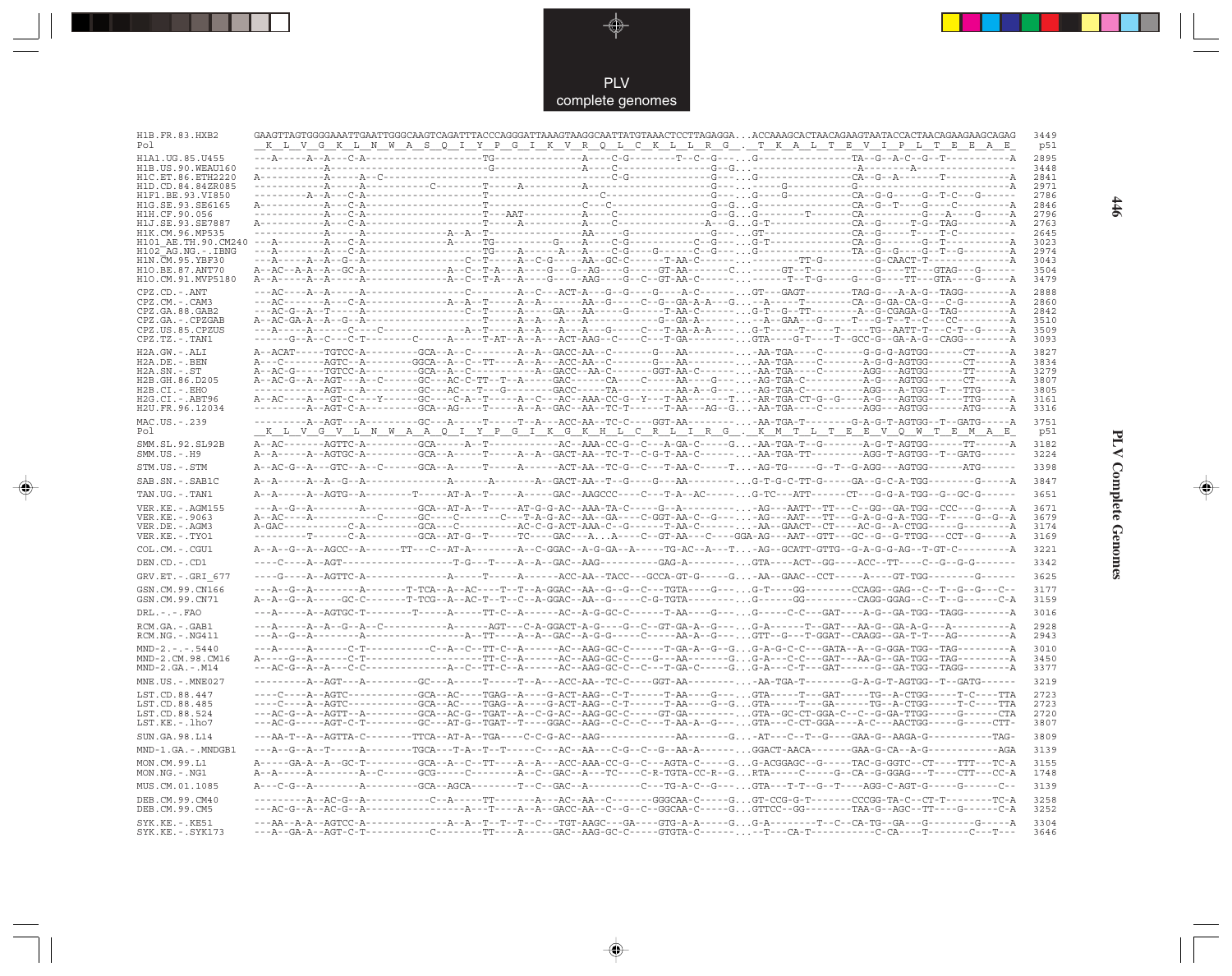```
H1B.FR.83.HXB2       GAAGTTAGTGGGGAAATTGAATTGGGCAAGTCAGATTTACCCAGGGATTAAAGTAAGGCAATTATGTAAACTCCTTAGAGGA...ACCAAAGCACTAACAGAAGTAATACCACTAACAGAAGAAGCAGAG  3449
Pol                   _K__L__V__G__K__L__N__W__A__S__Q__I__Y__P__G__I__K__V__R__Q__L__C__K__L__L__R__G__._T__K__A__L__T__E__V__I__P__L__T__E__E__A__E_  p51

H1A1.UG.85.U455      ---A-----A--A---C-A-----------------------TG-----------------A----C-G---------T--C--G----..G-----------------TA--G--A-C--G--T-----------A  2895
H1B.US.90.WEAU160    ------------A------------------------------G-----------------A----C-------------------G--G...------------------A-------A-----------------  3448
H1C.ET.86.ETH2220    A-----------A-----A--C-----------------------------------------------C-G------------------G---..G-----------------CA--G--A--------T------------A  2841
H1D.CD.84.84ZR085    ------------A-----A-----------C---------T-----A-----------A-----------------------G---..-----G----------G-------------------------------A  2971
H1F1.BE.93.VI850     ----------A--A---C-A----------------------T-------------------C-----------------------G---..G----G-----------CA--G-G-----G--T-C---G------  2786
H1G.SE.93.SE6165     A-----------A---C-A-----------------------T-----------------C---C-----------------------G--G..G-----------------CA--G--T----G----C---------A  2846
H1H.CF.90.056        ------------A---C-A-------------------T---AAT----------A----C---------------------G--G..G---------T-------CA-----------G----A----G------A  2796
H1J.SE.93.SE7887     A-----------A---C-A-----------------------T-----A-----------A----C-----------------A---G..G-T-------------CA--G------T-G--TAG----------A  2763
H1K.CM.96.MP535      ------------A---C-A-----------------A--A--T-----------------AA----G-----------------G---..GT-----------------CA--G------T----T-C-----------  2645
H101_AE.TH.90.CM240  ---A--------A---C-A----------------A------TG-----------G---A----C-G-------------C--G---..G-T---------------CA--G---------G--T------------A  3023
H102_AG.NG.-.IBNG    ---A--------A---C-A-----------------------TG-----A-----A---A----C-G----G------C--G---..G----------------TA--G--G-----G--T--G-----------A  2974
H1N.CM.95.YBF30      ---A-----A--A--G--A----------------C--T-----A--C-G-----AA--GC-C------T-AA-C-------..--------TT-G---------G-CAACT-T---------------A  3043
H1O.BE.87.ANT70      A--AC--A-A--A--GC-A----------------A--C--T-A---A----G---G-AG----G-----GT-AA--------C..-----GT--T-----------G-----TT---GTAG---G-------  3504
H1O.CM.91.MVP5180    A--A-----A--A-----A----------------A--C--T-A---A----G-----AAG----G--C--GT-AA-C-------..-------T--T-G-----G---G-----TT---GTA----G------A  3479

CPZ.CD.-.ANT         ---AC----A--A-----A-----------------C---------A--C---ACT-A---G--G----G----A-C--------..GT---GAGT-----------TAG-G---A-A-G--TAGG---------A  2888
CPZ.CM.-.CAM3        ---AC-------A---C-A----------------A--A--T-----A--A-------AA--G-----C--G--GA-A-A---G..-A------T---------CA--G-GA-CA-G---C-G----------A  2860
CPZ.GA.88.GAB2       ---AC-G--A--T-----A----------------C--T-----A-----GA---AA-----G------T-AA-C-------..G-T--G--TT---------A--G-CGAGA-G--TAG---------A  2842
CPZ.GA.-.CPZGAB      A--AC-GA-A--A--G--A-----------------T-----A--A----A-----G--GA-A-------..--A--GAA----G-----T----G-T--T--C---CC----------A  3510
CPZ.US.85.CPZUS      ---A-----A------C----C-------------A--T-----A--A---A--A----G-----C--T-AA-A-A-----..G-T------T-----T-----TG--AATT-T---C-T--G------A  3509
CPZ.TZ.-.TAN1        ------G--A--C---C-T---------C------A-----T-AT--A--A---ACT-AAG--C-----C---T-GA-------..GTA-----G-T-----T--GCC-G--GA-A-G--CAGG--------A  3093

H2A.GW.-.ALI         A--ACAT-----TGTCC-A--------GCA--A--C-------A--A--GACC-AA--C-----------G----AA-----------..-AA-TGA----C---------G-G-G-AGTGG-------CT------A  3827
H2A.DE.-.BEN         A---C-------AGTC--A---------GGCA--A--C--TT-----A--A---ACC-AA--C---------G----AA-----------..-AA-TGA----C---------A-G-G-AGTGG-------CT------A  3834
H2A.SN.-.ST          A--AC-G-----TGTCC-A--------GCA--A--C-------------A--GACC--AA-C--------GGT-AA-C---------..-AA-TGA----C---------AGG---AGTGG-------TT------A  3279
H2B.GH.86.D205       A--AC-G--A--AGT---A--C------GC---AC-C-TT--T--A------GAC------CA------C-----AA----G----..-AG-TGA-C-----------A-G----AGTGG-------CT------A  3807
H2B.CI.-.EHO         ---------A--AGT---A---------GC---AC-----T--G-----A--GACC------TA---------G----AA-A--G---..-AG-TGA-C-----------AGG---A-TGG--T---TTG-----  3805
H2G.CI.-.ABT96       A--AC----A--GT-C---Y-------GCC--C-A--T-----A--C---AC-AAA-CC-G--Y---T-AA------T..-AR-TGA-CT-G--G----A-G---AGTGG-------TTG------A  3161
H2U.FR.96.12034      ---------A--AGT-C-A--------GCA--AG-----T-----A--A-GAC-AA--TC-T-------T-AA---AG--G...-AA-TGA-----C---------AGG---AGTGG-------ATG------A  3316

MAC.US.-.239         ---------A--AGT---A---------GC---A-----T-----T--A---ACC-AA--TC-C-----GGT-AA---------..-AA-TGA-T---------G-A-G-T-AGTGG--T--GATG------A  3751
Pol                   _K__L__V__G__V__L__N__W__A__A__Q__I__Y__P__G__I__K__G__K__H__L__C__R__L__I__R__G__._K__M__T__L__T__E__E__V__Q__W__T__E__M__A__E_  p51

SMM.SL.92.SL92B      A--AC-------AGTTC-A--------GCA-----A--T-----------AC-AAA-CC-G--C---A-GA-C-----G..-AA-TGA-T--G----------A-G-T-AGTGG---------TT------A  3182
SMM.US.-.H9          A--A-----A--AGTGC-A---------GCA--A-----T-----A--A-GACT-AA--TC-T--C-G-T-AA-C-------..-AA-TGA-TT-----------AGG-T-AGTGG--T--GATG--------  3224

STM.US.-.STM         A--AC-G--A---GTC--A--C-------GCA--A-----T-----A-------ACT-AA--TC-G--C---T-AA-C-------T..-AG-TG-----G--T--G-AGG---AGTGG-------ATG-------  3398

SAB.SN.-.SAB1C       A--A-----A--A--G--A-----------------A-------A-------A--GACT-AA--T--G-----G---AA-----------..G-T-G-C-TT-G-----GA--G-C-A-TGG---------G------A  3847

TAN.UG.-.TAN1        A--A-----A--AGTG--A---------T-----AT-A--T-----A-----GAC--AAGCCC-----C---T-A--AC-------..G-TC---ATT-------CT---G-G-A-TGG--G--GC-G-------  3651

VER.KE.-.AGM155      ---A--G--A---------A--------GCA--AT-A--T-----AT-G-G-AC--AA-TA-C------G--A----------...-AG---AATT--TT---C--GG--GA-TGG--CCC---G------A  3671
VER.KE.-.9063        A--AC----A-----------C------GC---C-------C---T-A-G-AC--AA--GA-----C-GGT-AA-C--G-----..-AG---AAT---TT----G-A-G-G-A-TGG--T------G--G--A  3679
VER.DE.-.AGM3        A-GAC-----------C-A--------GCA---C-----------AC-C-G-ACT-AAA-C---C------T-AA-C-------..-AA--GAACT--CT-----AC-G--A-CTGG------G-------A  3174
VER.KE.-.TYO1        ---------T-------C-A--------GCA--AT-G--T-----TC----GAC---A...A----C--GT-AA---C----GGA-AG---AAT--GTT----GC--G--G-TTGG----CCT--G------A  3169

COL.CM.-.CGU1        A--A--G--A--AGCC--A-------TT---C--AT-A--------A--C-GGAC--A-G-GA--A------TG-AC--A---T..-AG--GCATT-GTTG--G-A-G-G-AG--T-GT-C-----------A  3221

DEN.CD.-.CD1         ----C----A--AGT------------------T-G---T----A--A--GAC--AAG-----------GAG-A---------..GTA----ACT--GG-----ACC--TT-----C--G--G-G-------  3342

GRV.ET.-.GRI_677     ----G----A--AGTTC-A-----------------A-----T-----A------ACC-AA--TACC---GCCA-GT-G-----G..-AA--GAAC--CCT------A-----GT-TGG----------G-------  3625

GSN.CM.99.CN166      ---A--G--A---------A--------T-TCA--A--AC----T--T--A-GGAC--AA--G--G--C---TGTA-----G----..G-T-----GG----------CCAGG--GAG---C--T--G--G---C--  3177
GSN.CM.99.CN71       A--A--G--A------GC-C--------T-TCG--A--AC-T--T--C--A-GGAC--AA--G------C-G-TGTA--------..G-------GG----------CAGG-GGAG---C--T--G--------C-A  3159

DRL.-.-.FAO          ---A-----A--AGTGC-T---------T------A-----TT-C--A-------AC--A-G-GC-C------T-AA-----G---..G------C-C----GAT-----A-G---GA-TGG--TAGG---------A  3016

RCM.GA.-.GAB1        ---A-----A--A--G--A--C-------------A-------AGT---C-A-GGACT-A-G-----G--C--GT-GA-A--G---..G-A-------T---GAT---AA-G--GA-A-G---A----------A  2928
RCM.NG.-.NG411       ---A--G--A--------A--------------------A--TT-----A--A--GAC--A-G-G------C------AA-A--G---..GTT--G----T-GGAT--CAAGG--GA-T-T---AG----------A  2943

MND-2.-.-.5440       ---A-----A------C-T--------------C--A--C--TT-C--A------AC--AAG-GC-C------T-GA-A--G--G..G-A-G-C-C---GATA--A--G-GGA-TGG--TAG----------A  3010
MND-2.CM.98.CM16     A-----G--A------C-T--------------------TT-C--A------AC--AAG-GC-C----G---AA-------G..G-A---C-C---GAT---AA-G--GA-TGG--TAG----------A  3450
MND-2.GA.-.M14       ---AC-G--A--A---C-C--------------A--C--TT-C--A------AC--AAG-GC-C--C---T-GA-C-------G..G-A---C-C---GAT-------G--GA-TGG--TAGG----------A  3377

MNE.US.-.MNE027      ---------A--AGT---A---------GC---A-----T-----T--A---ACC-AA--TC-C-----GGT-AA---------..-AA-TGA-T---------G-A-G-T-AGTGG--T--GATG-------  3219

LST.CD.88.447        ----C----A--AGTC-----------GCA--AC----TGAG--A----G-ACT-AAG--C-T-------T-AA----G--G...GTA-----T---GAT------TG--A-CTGG------T-C-----TTA  2723
LST.CD.88.485        ----C----A--AGTC-----------GCA--AC----TGAG--A----G-ACT-AAG--C-T-------T-AA----G--G..GTA-----T---GA---------TG--A-CTGG------T-C-----TTA  2723
LST.CD.88.524        ---AC-G--A--AGTT-A---------GCA--AC-G--TGAT--A---C-G-AC-AAG-GC-C------GT-GA----------..GTA--GC-CT-GGA-C--C--G-GA-TTGG------G-------CTA  2720
LST.KE.-.lho7        ---AC-G------AGT-C-T--------GC---AT-G--TGAT--T----GGAC--AAG--C-C--C---T-AA-A--G---..GTA---C-CT-GGA-----A-C---AACTGG------G-------CTT-  3807

SUN.GA.98.L14        ---AA-T--A--AGTTA-C--------TTCA--AT-A--TGA-----C-C-G-AC--AAG-------------AA-------G..-AT---C--T--G----GAA-G---AAGA-G-----------TAG-  3809

MND-1.GA.-.MNDGB1    ---A--G--A--T------A--------TGCA---T-A--T--T-----C----AC--AA----C-G--C--G--AA-A-------..GGACT-AACA---------GAA-G-CA--A-G--------------AGA  3139

MON.CM.99.L1         A------GA-A--A--GC-T---------GCA--A--C--TT-----A--A---ACC-AAA-CC-G--C---AGTA-C-----G..G-ACGGAGC--G-----TAC-G-GGTC--CT----TTT---TC-A  3155
MON.NG.-.NG1         A--A-----A--------A--C-------GCG-----C---------A--C--GAC--A----TC----C-R-TGTA-CC-R--G..RTA-----C-----G--CA--G-GGAG---T-----CTT---CC-A  1748

MUS.CM.01.1085       A---C-G--A--------A---------GCA--AGCA---------T--C--GAC--A-----------C---TG-A-C--G----..GTA---T-T--G--T----AGG-C-AGT-G------G-------C--  3139

DEB.CM.99.CM40       ---------A--AC-G--A----------C--A-----TT-------A---AC--AA--C--------GGGCAA-C-----G..GT-CCG-G-T-------CCCGG-TA-C--CT-T---------TC-A  3258
DEB.CM.99.CM5        ---AC-G--A--AC-G--A-------------------A---T-----A--A--GACC-AA--C--G--C--GGCAA-C-----G..GTTCC--GG---------TAA-G--AGC--TT----G-------C-A  3252

SYK.KE.-.KE51        ---AA--A-A--AGTCC-A----------------A--A--T--T--T--C---TGT-AAGC---GA----GTG-A-A------G..G-A----------T--C--CA-TG--GA---G----------G------A  3304
SYK.KE.-.SYK173      ---A--GA-A--AGT-C-T------------C--------TT-----A------GAC--AAG-GC-C-----GTGTA-C--------..--T---CA-T-----------C-CA-----T---------C----T---  3646
```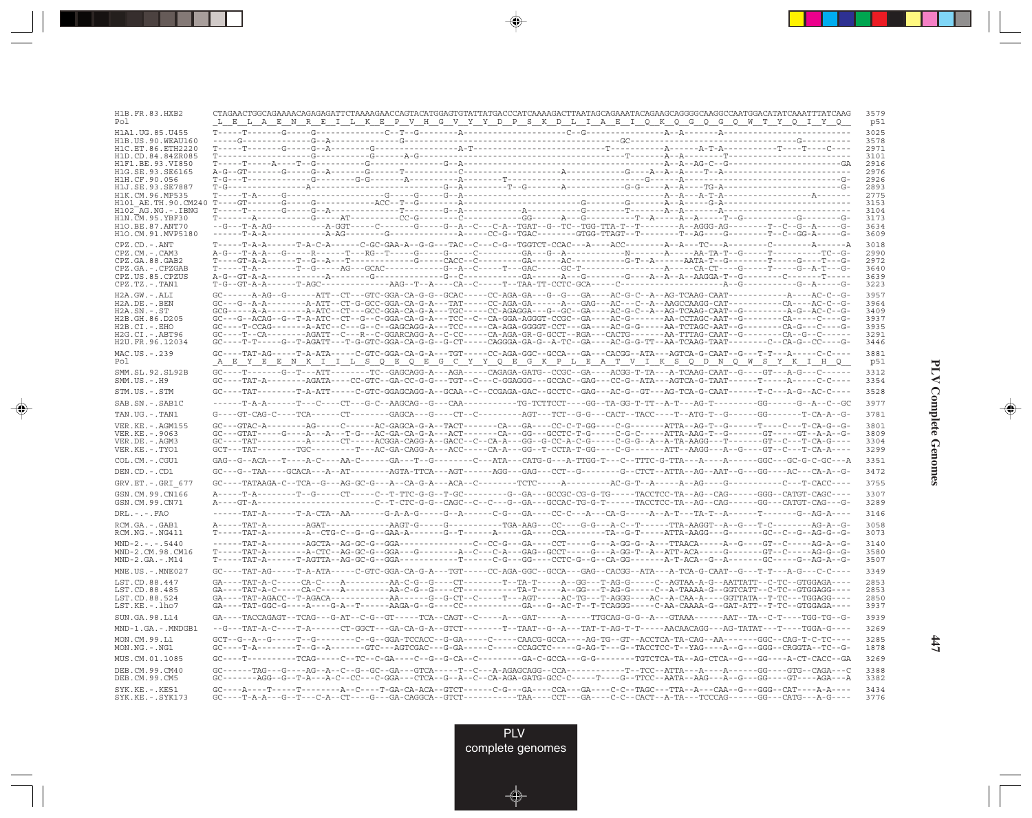```
H1B.FR.83.HXB2        CTAGAACTGGCAGAAAACAGAGAGATTCTAAAAGAACCAGTACATGGAGTGTATTATGACCCATCAAAAGACTTAATAGCAGAAATACAGAAGCAGGGGCAAGGCCAATGGACATATCAAATTTATCAAG  3579
Pol                    L  E  L  A  E  N  R  E  I  L  K  E  P  V  H  G  V  Y  Y  D  P  S  K  D  L  I  A  E  I  Q  K  Q  G  Q  G  Q  W  T  Y  Q  I  Y  Q   p51
H1A1.UG.85.U455       T-----T-------G-----G----------------C--T--G---------A-------------------------C--G--------------------A--A--------A-----------------------  3025
H1B.US.90.WEAU160     -----G--------------G--A-------------G-----------------------------------------------GC------------------------------------G-----------  3578
H1C.ET.86.ETH2220     T-----T-------G-----G--A-------------G-----------------A-T-----------------------------T----------A------A-T-A------------T----T----C----  2971
H1D.CD.84.84ZR085     T------------------G-----------------G--------A-G----------------------------------------T---------A--A-------T--------------------------  3101
H1F1.BE.93.VI850      T-----T----A-----T--G----------------G--------G--A--------------------------------------------------A--A--AG-C--G-----------------------GA  2916
H1G.SE.93.SE6165      A-G--GT-------G-----G--A---------G-------T--------C--------------------------A-----------G----A--A--A----T--A----------------------------  2976
H1H.CF.90.056         T-G---T-------------G--------G-G-------A----------A-------T------------------------------------G------A---------------------------------G-  2926
H1J.SE.93.SE7887      T-G-----------------A----------------------------G--A-----------T--G--------A-------------G-G------A--A----TG-A--------------------------G-  2893
H1K.CM.96.MP535       T-----T-A-----G-----------------------G-----G----G--A----------------------------------------------A--A---A-T-A---------------A------    2775
H101_AE.TH.90.CM240   T----GT-------G-----G-----------------ACC--T--G----------A-------------------------G--------G-------A--A-----G-A-------------------------  3153
H102_AG.NG.-.IBNG     T-----T-------G-----G--A------------------------T--------G--A------------A---------G--------T-------A--A------A--------------------------  3104
H1N.CM.95.YBF30       T------A------------G-----AT----------CC-G--------C-------------GG------A---G----------T--A-----A--A-----T--G-------------G-------G-  3173
H1O.BE.87.ANT70       --G---T-A-AG-----------A-GGT-----C--------G-----G--A--C---C-A---TGAT--G--TC--TGG-TTA-T--T--------A--AGGG-AG--------T--C--G--A-----G-  3634
H1O.CM.91.MVP5180     --------T-A-A-----------A-AG--------G-------------A-----CC-G--TGAC--------GTGG-TTAGT--T--------T--AG-----G--------T--C--GG-A-----G-  3609
CPZ.CD.-.ANT          T-----T-A-A-------T-A-C-A------C-GC-GAA-A--G-G---TAC--C---C-G--TGGTCT-CCAC---A----ACC----------A--A---TC---A---------C---------A------A  3018
CPZ.CM.-.CAM3         A-G---T-A-A---G-----R------T---RG--T-----G-----G-----C----------GA---G--A-------------N--------A------AA-TA-T--G------T----------TC--G-  2990
CPZ.GA.88.GAB2        T----GT-A-A-------T--G--A---T-------------G------CACC--C----------GA-------AC-----------G-T--A------AATA-T--G--------T-----G----T---G-  2972
CPZ.US.85.CPZUS       A-G--GT-A-A-----------A---------G-----------G---C-----------------GA------A---G--------G----A--A--A--AAGGA-T--G---------C---------T----  3640
CPZ.TZ.-.TAN1         T-G--GT-A-A-------T-AGC--------------AAG--T--A-----CA--C-----T---TAA-TT-CCTC-GCA-----C-----------------------A--G----------G---A-----G-  3223
H2A.GW.-.ALI          GC------A-AG--G------ATT--CT--GTC-GGA-CA-G-G--GCAC-----CC-AGA-GA---G--G---GA----AC-G-C--A--AG-TCAAG-CAAT-----------A----AC-C--G-  3957
H2A.DE.-.BEN          GC---G--A-A--------A-ATT--CT-G-GCC-GGA-CA-G-A---TAT-----CC-AGA-GA------A---GAG---AC---C--A--AAGCCAAGG-CAT-----------CA----AC-C--G-  3964
H2A.SN.-.ST           GCG-----A-A--------A-ATC--CT---GCC-GGA-CA-G-A---TGC-----CC-AGAGGA---G--GC-GA----AC-G-C--A--AG-TCAAG-CAAT--G---------A--G--AC-C--G-  3409
H2B.GH.86.D205        GC---G--ACAG--G--T-A-ATC--CT--G--C-GGA-CA-G-A---TCC--C--CA-GGA-AGGGT-CCGC--GA----AC-G-------AA-CCTAGC-AAT--G---------CA-----C----G-  3937
H2B.CI.-.EHO          GC---T-CCAG--------A-ATC--C---G--C-GAGCAGG-A---TCC-----CA-AGA-GGGGT-CCT---GA----AC-G-------AA-TCTAGC-AAT--G---------CA-G----C----G-  3935
H2G.CI.-.ABT96        GC----T--CA--------AGATT--C---R--C-GGARCAGG-A--C-CC-----CA-AGA-GR-G-GCCT--RGA---CACTG-------AA-TTTAG-CAAT--G---------CA--G--C----  3291
H2U.FR.96.12034       GC----T-T-----G--T-AGATT---T-G-GTC-GGA-CA-G-G--G-CT-----CAGGGA-GA-G--A-TC--GA----AC-G-G-TT--AA-TCAAG-TAAT--------C--CA-G--CC----G-  3446
MAC.US.-.239          GC----TAT-AG-----T-A-ATA-----C-GTC-GGA-CA-G-A---TGT-----CC-AGA-GGC--GCCA---GA---CACGG--ATA---AGTCA-G-CAAT--G---T-T---A-----C-C----  3881
Pol                    A  E  Y  E  E  N  K  I  I  L  S  Q  E  Q  E  G  C  Y  Y  Q  E  G  K  P  L  E  A  T  V  I  K  S  Q  D  N  Q  W  S  Y  K  I  H  Q   p51
SMM.SL.92.SL92B       GC----T-------G--T---ATT--------TC--GAGCAGG-A---AGA-----CAGAGA-GATG--CCGC--GA---ACGG-T-TA---A-TCAAG-CAAT--G----GT---A-G---C------  3312
SMM.US.-.H9           GC----TAT-A--------AGATA-----CC-GTC--GA-CC-G-G---TGT--C---C-GGAGGG---GCCAC--GAG---CC-G--ATA---AGTCA-G-TAAT--------T------A-----C-C----  3354
STM.US.-.STM          GC----TAT--------T-A-ATT-----C-GTC-GGAGCAGG-A--GCAA--C--CCGAGA-GAC--GCCTC--GAG---AC-G--GT---AG-TCA-G-CAAT-------T-C---A-G--AC-C----  3528
SAB.SN.-.SAB1C        ------T-A-A------T---C----CT---G-C--AAGCAG--G---CAA-----------TG-TCTTCCT----GG--TA-GG-T-TT--A-T---AG-T---------GG-------G--A--C--GC  3977
TAN.UG.-.TAN1         G----GT-CAG-C----TCA------CT---------GAGCA---G---CT--C----------AGT---TCT--G-G---CACT--TACC----T--ATG-T--G--------GG-------T-CA-A--G-  3781
VER.KE.-.AGM155       GC---GTAC-A--------AG------C-------AC-GAGCA-G-A--TACT-------CA---GA---CC-C-T-GG----C-G--------ATTA--AG-T--G-------T----C---T-CA-G--G-  3801
VER.KE.-.9063         GC---GTAT------G---A---A---T-G---AC-GA-CA-G-A---ACT-------CA---GG--GCCTC-T-G------C-G-C------ATTA-AAG-T--G--------GT------GT--A-A--G-  3809
VER.DE.-.AGM3         GC----TAT---------A------CT------ACGGA-CAGG-A--GACC--C--CA-A---GG-G-CC-A-C-G----C-G-G--A--A-TA-AAGG---T--------GT--C---T-CA-G----  3304
VER.KE.-.TYO1         GCT---TAT--------TGC----------T---AC-GA-CAGG-A---ACC-----CA-A---GG--T-CCTA-T-GG----C-G--------ATT--AAGG---A--G----GT--C---T-CA-A----  3299
COL.CM.-.CGU1         GAG--G--ACA---T----A-C----AA-C------GA---T--G---------C---ATA---CATG-G---A-TTGG-T---C--TTTC-G-TTA---A----A-------GGC---GC-G-C-GC---A  3351
DEN.CD.-.CD1          GC---G--TAA----GCACA---A--AT--------AGTA-TTCA---AGT------AGG---GAG---CCT--G---------G--CTCT--ATTA--AG--AAT--G---GG----AC---CA-A--G-  3472
GRV.ET.-.GRI_677      GC----TATAAGA-C--TCA--G---AG-GC-G---A--CA-G-A---ACA--C----------TCTC-----A-----------AC-G-T--A------A--AG-----G-----------C---T-CACC----  3755
GSN.CM.99.CN166       A-----T-A--------T--G-----CT-----C--T-TTC-G-G--T-GC---------G--GA---GCCGC-CG-G-TG-----TACCTCC-TA--AG--CAG------GGG--CATGT-CAGC----  3307
GSN.CM.99.CN71        A----GT-A-----------------------C--T-CTC-G-G--CAGC--C--C---G--GA---GCCAC-TG-G-T------TACCTCC-TA--AG--CAG------GG---CATGT-CAG---G-  3289
DRL.-.-.FAO           ------TAT-A------T-A-CTA--AA--------G-A-A-G-----G--A------C-G---GA----CC-C---A----CA-G-----A--A-T---TA-T--A-------T---------G--AG-A----  3146
RCM.GA.-.GAB1         A-----TAT-A--------AGAT-----------AAGT-G-----G-----------TGA-AAG---CC----G-G---A-C--T------TTA-AAGGT--A--G---T-C---------AG-A--G-  3058
RCM.NG.-.NG411        T-----TAT-A--------A--CTG-C--G--G--GAA-A-------G--T-------A-----GA----CCA-----------TA--G-T------ATTA-AAGG---G--------GC--C--G--AG-G--G-  3073
MND-2.-.-.5440        ------TAT-A--------AGCTA--AG-GC-G--GGA--------------C--CC-G---GA----CCT------G---A-GG-G--A---TTAACA-----A--G----GT--C------AG-A--G-  3140
MND-2.CM.98.CM16      T-----TAT-A--------A-CTC--AG-GC-G--GGA---G---------A--C---C-A---GAG--GCCT------G---A-GG-T--A--ATT-ACA-------G--------GT--C------AG-G--G-  3580
MND-2.GA.-.M14        T-----TAT-A--------T-AGTTA--AG-GC-G--GGA-------------T------C-G---GG-----CCTC-G--G--CA-GG-------A-T-ACA--G--A--------GC------G--AG-A--G-  3507
MNE.US.-.MNE027       GC----TAT-AG-----T-A-ATA-----C-GTC-GGA-CA-G-A---TGT-----CC-AGA-GGC--GCCA---GAG--CACGG--ATA---A-TCA-G-CAAT--G---T-T---A-G---C-C----  3349
LST.CD.88.447         GA----TAT-A-C-----CA-C-----A---------AA-C-G--G----CT----------T--TA-T-----A--GG---T-AG-G------C--AGTAA-A-G--AATTATT--C-TC--GTGGAGA----  2853
LST.CD.88.485         GA----TAT-A-C-----CA-C-----A---------AA-C-G--G----CT----------TA-T-----A--GG---T-AG-G------C--A-TAAAA-G--GGTCATT--C-TC--GTGGAGG----  2853
LST.CD.88.524         GA----TAT-AGACC--T-AGACA------------AA------G---C-GT--C------T---AGT-----AC-TG---T-AGGG----AC--A-CAA-A----GGTTATA--T-TC---TGGAGG----  2850
LST.KE.-.lho7         GA----TAT-GGC-G----A-----G-A--T------AAGA-G--G----CC----------GA---G--AC-T--T-TCAGGG------C-AA-CAAAA-G--GAT-ATT--T-TC--GTGGAGA----  3937
SUN.GA.98.L14         GA----TACCAGAGT--TCAG---G-AT--C-G--GT-----TCA--CAGT--C------A---GAT-----A-----TTGCAG-G-G--A---GTAAA-------AAT--TA--C-T-----TGG-TG--G-  3939
MND-1.GA.-.MNDGB1     --G---TAT-A-C-----T-A-------CT-GGCT---GA-CA-G-A--GTCT-----------T--TAAT--G--A---TAT-T-AG-T-T------AACAACAGG---AG-TATAT---T----TGGA-G----  3269
MON.CM.99.L1          GCT--G--A--G-----T--G--------C--G--GGA-TCCACC--G-GA-----C-----CAACG-GCCA----AG-TG--GT--ACCTCA-TA-CAG--AA-------GGC--CAG-T-C-TC----  3285
MON.NG.-.NG1          GC----T-A--------T--G--A---------GTC---AGTCGAC---G-GA-----C-----CCAGCTC-----G-AG-T---G--TACCTCC-T--YAG----A--G---GGG--CRGGTA--TC--G-  1878
MUS.CM.01.1085        GC----T----------TCAG-----C--TC--C-GA----C--G-G-CA--C---------GA-C-GCCA---G-G--------TGTCTCA-TA--AG-CTCA--G---GG----A-CT-CACC--GA  3269
DEB.CM.99.CM40        GC------TAG---G----AG--A--C--G--GC--GA---GTCA-----T--C---A-AGAGCAGG--CCA------------T--TCC--ATTA---A----A-------GG----GTG--CAGA---C  3388
DEB.CM.99.CM5         GC-------AGG--G--T-A---A-C--CC---C-GGA---CTCA--G--A--C--CA-AGA-GATG-GCC-C------T----G--TTCC--AATA--AAG---A--G---GG----GT----AGA---A  3382
SYK.KE.-.KE51         GC----A----T-----T--------A--C-----T-GA-CA-ACA--GTCT-------C-G---GA----CCA---GA----C-C--TAGC---TTA--A---CAA--G---GGG--CAT----A-A----  3434
SYK.KE.-.SYK173       GC----T-A-A---G--T---C-A--CT----G---GA-CAGGCA--GTCT-----------TAA----CCT---GA----C-C--CACT--A-TA---TCCCAG------GG---CATG---A-G----  3776
```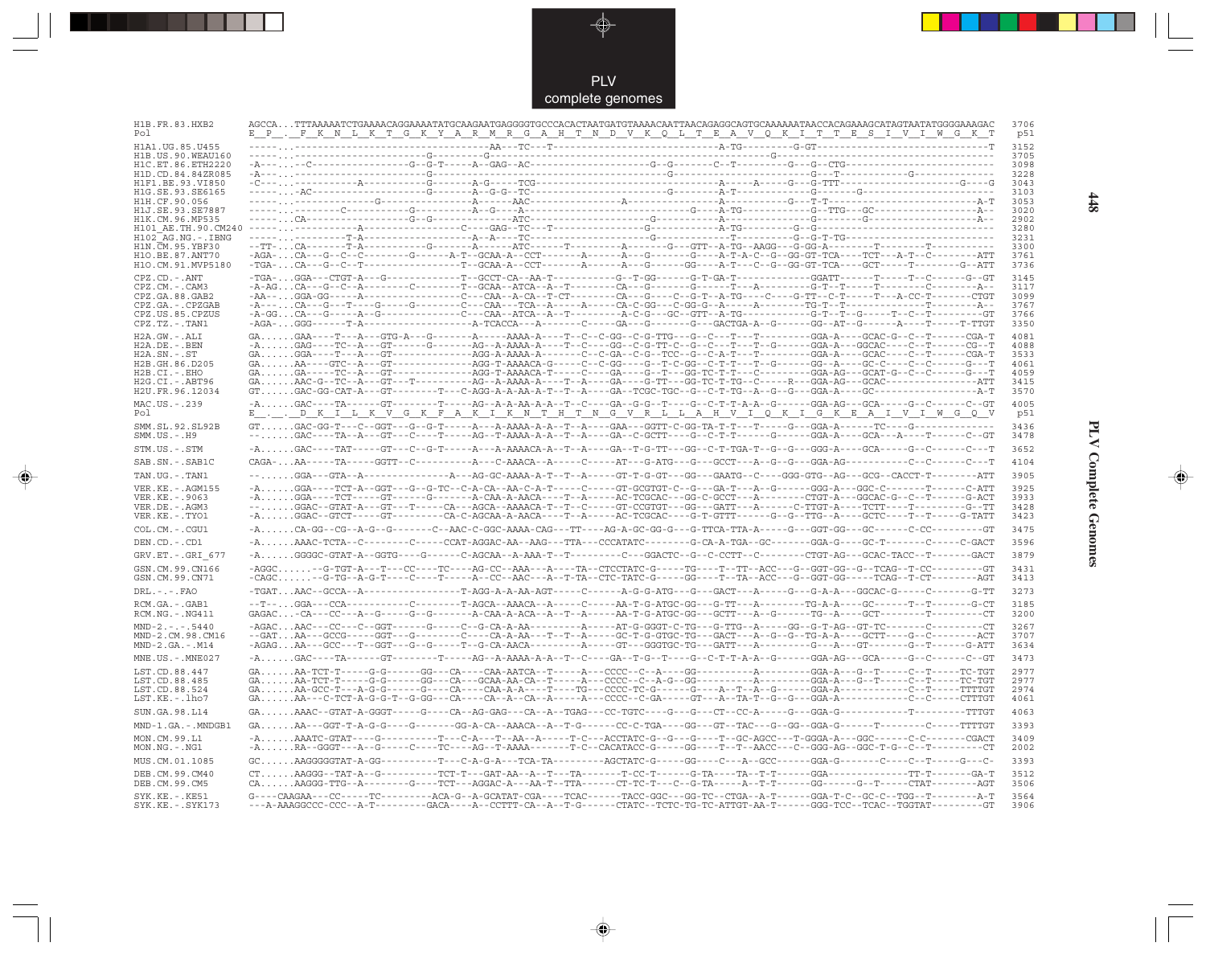```
H1B.FR.83.HXB2       AGCCA...TTTAAAAATCTGAAAACAGGAAAATATGCAAGAATGAGGGGTGCCCACACTAATGATGTAAAACAATTAACAGAGGCAGTGCAAAAAATAACCACAGAAAGCATAGTAATATGGGGAAAGAC  3706
Pol                  E  P  .  F  K  N  L  K  T  G  K  Y  A  R  M  R  G  A  H  T  N  D  V  K  Q  L  T  E  A  V  Q  K  I  T  T  E  S  I  V  I  W  G  K  T   p51

H1A1.UG.85.U455      -----...---------------------------------AA---TC---T-------------------------------A-TG---------G-GT-----------------------------T  3152
H1B.US.90.WEAU160    -----...-------------------G---------G-------------------------------------------------G--------------------------------------------  3705
H1C.ET.86.ETH2220    -A---...--C-----------------G--G-T-----A--GAG--AC----------------------G--G-------C--T---------G---G--CTG-------------------------  3098
H1D.CD.84.84ZR085    -A---...--------------------G-------------------------------------G-----------------------G---T-------------G-----------------  3228
H1F1.BE.93.VI850     -C---...-----------A------------G-------A-G-----TCG------------------------------A------A----G---G-TTT--------------------G----G  3043
H1G.SE.93.SE6165     -----..-AC------------------G--------A--G-G--TC---------------------G---------A-T-------------G--------G-------------------  3103
H1H.CF.90.056        -----...--------------G-----------A-----AAC------------------A--------------A--------------G---T-T--------------------------A-T  3053
H1J.SE.93.SE7887     -----...------C-----------G---------A--G----A-------------------------------G----A-TG-----------G---TTG---GC-----------------A--  3020
H1K.CM.96.MP535      -----..CA------------------G--G-------------ATC------------------G--------------A-------------------G-------G-------------------A--  2902
H101_AE.TH.90.CM240  -----...-----------A-----------------C----GAG--TC---T-------------------G--------------A-TG---------G--G---------------------------  3280
H102_AG.NG.-.IBNG    -----...-------T-A--------------------A--A----TC---------------------G---------G-------------G--G-T-TG---------------------------  3231
H1N.CM.95.YBF30      --TT-...CA------T-A--------------G-------A-----ATC--------T----------A-------G---GTT--A-TG--AAGG---G-GG-A-------T-------T-----  3300
H1O.BE.87.ANT70      -AGA-...CA---G--C--C---------G------A-T--GCAA-A--CCT-------A------A---G-------G----A-T-A-C--G--GG-GT-TCA----TCT---A-T--C--------ATT  3761
H1O.CM.91.MVP5180    -TGA-...CA---G--C--T-----------------T--GCAA-A--CCT------A------A---G-------GG----A-T---C--G--GG-GT-TCA----GCT------T--------G--ATT  3736

CPZ.CD.-.ANT         -TGA-...GGA---CTGT-A---G-------------T--GCCT-CA--AA-T----------G--T-GG------G-T-GA-T-------------GGATT------T------T--C------G--GT  3145
CPZ.CM.-.CAM3        -A-AG...CA---G--C--A---------C--------T--GCAA--ATCA--A--T----------CA---G---------G------T---A----------G-T--T------T---------C-------A--  3117
CPZ.GA.88.GAB2       -AA--...GGA-GG-----A--------------C----CAA--A-CA--T-CT--------CA--G----C--G-T--A-TG---C----G-TT--C-T------T----A-CC-T--------CTGT  3099
CPZ.GA.-.CPZGAB      -A---...CA---G---T---G----G----------C----CAA---TCA--A-----A------CA-C-GG---C-GG-G--A------A---------TG-T--T---------------T---------A--  3767
CPZ.US.85.CPZUS      -A-GG...CA---G----A--G-------------C---CAA--ATCA--A--T-------A-C--G---GC--GTT--A-TG----------G-T--T--G-------T---C--T---------GT  3766
CPZ.TZ.-.TAN1        -AGA-...GGG-------T-A----------------A-TCACCA---A-------C------GA---G------G---GACTGA-A--G-------GG--AT--G-------A----T------T-TTGT  3350

H2A.GW.-.ALI         GA......GAA----T---A---GTG-A---G-------A-----AAAA-A----T--C--C-GG--C-G-TTG---G--C---T---T---------GGA-A----GCAC-G--C--T-------CGA-T  4081
H2A.DE.-.BEN         -A......GAG----TC--A---GT-------G-------AG--A-AAAA-A----T--C----GG--C-G-TT-C--G--C---T---T--G-------GGA-A---GGCAC---C--T-------CG--T  4088
H2A.SN.-.ST          GA......GGA----T---A---GT--------------AGG-A-AAAA-A-------C--C-GA--C-G--TCC--G--C-A-T---T-----------GGA-A----GCAC-----C--T-------CGA-T  3533
H2B.GH.86.D205       GA......AA----GTC--A---GT--------------AGG-T-AAAACA-G-----C--C-GG----G--T-C-GG--C-T-T---T--G-------GG--A----GC-C----C--C-------G---T  4061
H2B.CI.-.EHO         GA......GA-----TC--A---GT--------------AGG-T-AAAACA-T-----C-----GA------G--T---GG-TC-T-T---C--------GGA-AG---GCAT-G--C--C-------G---T  4059
H2G.CI.-.ABT96       GA......AAC-G--TC--A---GT-----T---------AG--A-AACA-A----T--A-----GA-----G--TT----GG-TC-T-A---C----R-----GGA-AG---GCAC---------------ATT  3415
H2U.FR.96.12034      GT......GAC-GG-CAT-A---GT--------T----C-AGG-A-A-AA-A-T--T--A-----GA--TCGC-TGC--G--C-T-TG--A--G--G----GGA-A----GC--------------------A-T  3570

MAC.US.-.239         -A......GAC----TA------GT---------T-----AG--A-A-AA-A-A--T--T--A-----GA--G-G--T-----G--C-T-T-A-A--G--------GGA-AG----GCA------G--C------C--GT  4005
Pol                  E  .  .  D  K  I  L  K  V  G  K  F  A  K  I  K  N  T  H  T  N  G  V  R  L  L  A  H  V  I  Q  K  I  G  K  E  A  I  V  I  W  G  Q  V   p51

SMM.SL.92.SL92B      GT......GAC-GG-T---C--GGT---G--G-T-----A---A-AAAA-A-A--T--A-----GAA---GGTT-C-GG-TA-T-T---T------G--GGA-A-------TC----G----------------  3436
SMM.US.-.H9          --......GAC----TA--A---GT---C----T-----AG--T-AAAA-A-A--T--A-----GA--C-GCTT----G--C-T-T------G-------GGA-A----GCA---A----T-------C--GT  3478

STM.US.-.STM         -A......GAC----TAT-----GT---C--G-T-----A---A-AAAACA-A--T--A-----GA--T-G-TT---GG--C-T-TGA-T--G--G---GGG-A----GCA-----G--C-------C---T  3652

SAB.SN.-.SAB1C       CAGA-...AA-----TA-----GGTT--C-----------A---C-AAACA--A-----C-----AT---G-ATG---G---GCCT---A--G--G---GGA-AG-------------C--C-------C---T  4104

TAN.UG.-.TAN1        --......GGA---GTA--A-----------------A---AG-GC-AAAA-A-T--T--A-----GT-T-G-GT---GG---GAATG--C----GGG-GTG--AG---GCG--CACCT-T---------ATT  3905

VER.KE.-.AGM155      -A......GGA----TCT-A--GGT---G--G-TC--C-A-CA--AA-C-A-T-----C-----GT-GCGTGT-C--G---GA-T---A--G-------GGG-A---GGC-C-------T-------C-ATT  3925
VER.KE.-.9063        -A......GGA----TCT-----GT------G-------A-CAA-A-AACA----T--A-----AC-TCGCAC---GG-C-GCCT---A--------CTGT-A---GGCAC-G--C--T-------G-ACT  3933
VER.DE.-.AGM3        --......GGAC--GTAT-A---GT---T------CA---AGCA--AAAACA-T--T--C-----GT-CCGTGT----GG---GATT---A-------C-TTGT-A----TCTT----T----------G--TT  3428
VER.KE.-.TYO1        -A......GGAC--GTCT-----GT----------CA-C-AGCAA-A-AACA----T--A-----AC-TCGCAC----G-T-GTTT------G--G---TTG--A----GCTC----T--T-------G-TATT  3423

COL.CM.-.CGU1        -A......CA-GG--CG--A-G--G--------C--AAC-C-GGC-AAAA-CAG---TT----AG-A-GC-GG-G---G-TTCA-TTA-A------G---GGT-GG---GC------C-CC----------GT  3475

DEN.CD.-.CD1         -A......AAAC-TCTA--C--------C-----CCAT-AGGAC-AA--AAG---TTA---CCCATATC---------G-CA-A-TGA--GC--------GGA-G----GC-T-------C------C-GACT  3596

GRV.ET.-.GRI_677     -A......GGGGC-GTAT-A--GGTG----G-------C-AGCAA--A-AAA-T--T----------C---GGACTC--G--C-CCTT--C---------CTGT-AG---GCAC-TACC--T--------GACT  3879

GSN.CM.99.CN166      -AGGC......--G-TGT-A---T---CC----TC----AG-CC--AAA---A----TA--CTCCTATC-G-----TG----T--TT--ACC---G--GGT-GG--G--TCAG--T-CC----------GT  3431
GSN.CM.99.CN71       -CAGC......--G-TG--A-G-T----C----T-----A--CC--AAC---A--T-TA--CTC-TATC-G-----GG----T--TA--ACC---G--GGT-GG-----TCAG--T-CT--------AGT  3413

DRL.-.-.FAO          -TGAT...AAC--GCCA--A----------------T-AGG-A-A-AA-AGT-----C------A-G-G-ATG---G---GACT---A------G---G-A-A---GGCAC-G-----C--------G-TT  3273

RCM.GA.-.GAB1        --T--...GGA---CCA-------------C--------T-AGCA--AAACA--A-----C------AA-T-G-ATGC-GG---G-TT---A---------TG-A-A----GC------T--T--------G-CT  3185
RCM.NG.-.NG411       GAGAC...-CA---CC---A--G------G--G-------A-CAA-A-ACA--A--T--A-----AA-T-G-ATGC-GG---GCTT---A--G-------TG--A----GCT---------T-----------CT  3200

MND-2.-.-.5440       -AGAC...AAC---CC---C--GGT-------G-----C--G-CA-A-AA--------A------AT-G-GGGT-C-TG---G-TTG--A------GG--G-T-AG--GT-TC-------C----------GT  3267
MND-2.CM.98.CM16     --GAT...AA---GCCG-----GGT---G--------C----CA-A-AA---T--T--A-----GC-T-G-GTGC-TG---GACT---A--G--G--TG-A-A----GCTT----G--C-----------ACT  3707
MND-2.GA.-.M14       -AGAG...AA---GCC---T--GGT---G--G-----T--G-CA-AACA---------A------GT---GGGTGC-TG---GATT---A-----------G---A---GT---------G--T-------G-ATT  3634

MNE.US.-.MNE027      -A......GAC----TA------GT----------T-----AG--A-AAAA-A-A--T--C-----GA--T-G---T---G--C-T-T-A-A--G--------GGA-AG---GCA-----G--C-------C--GT  3473

LST.CD.88.447        GA......AA-TCT-T-----G-G------GG---CA----CAA-AATCA--T-----A----CCCC--C--A-----GG-----------A---------GGA-A---G--T------C--T------TC-TGT  2977
LST.CD.88.485        GA......AA-TCT-T-----G-G------GG---CA----GCAA-AA-CA--T-----A----CCCC--C--A-G--GG-----------A---------GGA-A---G--T------C--T------TC-TGT  2977
LST.CD.88.524        GA......AA-GCC-T---A-G-G------G----CA----CAA-A-A----T-----TG----CCCC-TC-G-------G----A--T--A--G-------GGA-A----------------C--T-------TTTTGT  2974
LST.KE.-.lho7        GA......AA---C-TCT-A-G-G-T--G-GG---CA----CA--A--CA--A-----A----CCCC--C-GA-----GT---A--TA-T--G--G---GGA-A----------------C--C-------CTTTGT  4061

SUN.GA.98.L14        GA......AAAC--GTAT-A-GGGT-----G----CA--AG-GAG---CA--A--TGAG---CC-TGTC----G----G---CT--CC-A------G---GGA-G-----------------T----------TTTGT  4063

MND-1.GA.-.MNDGB1    GA......AA---GGT-T-A-G-G----G-------GG-A-CA--AAACA--A--T-G------CC-C-TGA----GG---GT--TAC---G--GG--GGA-G------T--------C------TTTTGT  3393

MON.CM.99.L1         -A......AAATC-GTAT----G-----------T---C-A---T--AA--A-----T-C---ACCTATC-G--G----G----T--GC-AGCC---T-GGGA-A---GGC------C-C--------CGACT  3409
MON.NG.-.NG1         -A......RA--GGGT---A--G-----C-----TC----AG--T-AAAA-------T-C--CACATACC-G-----GG----T--T-AACC---C--GGG-AG--GGC-T-G--C--T------------CT  2002

MUS.CM.01.1085       GC......AAGGGGGTAT-A-GG-----------T---C-A-G-A---TCA-TA---------AGCTATC-G-----GG-----C---A--GCC------GGA-G--------C-----C--T------G---C-  3393

DEB.CM.99.CM40       CT......AAGGG--TAT-A---T---------TCT-T---GAT-AA--A--T---TA-------T-CC-T------G-TA----TA--T-T------GGA--------------TT-T--------GA-T  3512
DEB.CM.99.CM5        CA......AAGGG-TTG--A--------G----TCT---AGGAC-A---AA-T--TTA-------CT-TC-T---C--G-TA------A--T-T------GG------G--T------CTAT----------AGT  3506

SYK.KE.-.KE51        G----CAAGAA---CC-----TC---------ACA-G--A-GCATAT-CGA----TCAC------TACC-GGC---GG-TC--CTGA--A-T------GGA-T-C--GC-C--TGG--T----------A-T  3564
SYK.KE.-.SYK173      ---A-AAAGGCCC-CCC--A-T----------GACA----A--CCTTT-CA--A--T-G------CTATC--TCTC-TG-TC-ATTGT-AA-T------GGG-TCC--TCAC--TGGTAT----------GT  3906
```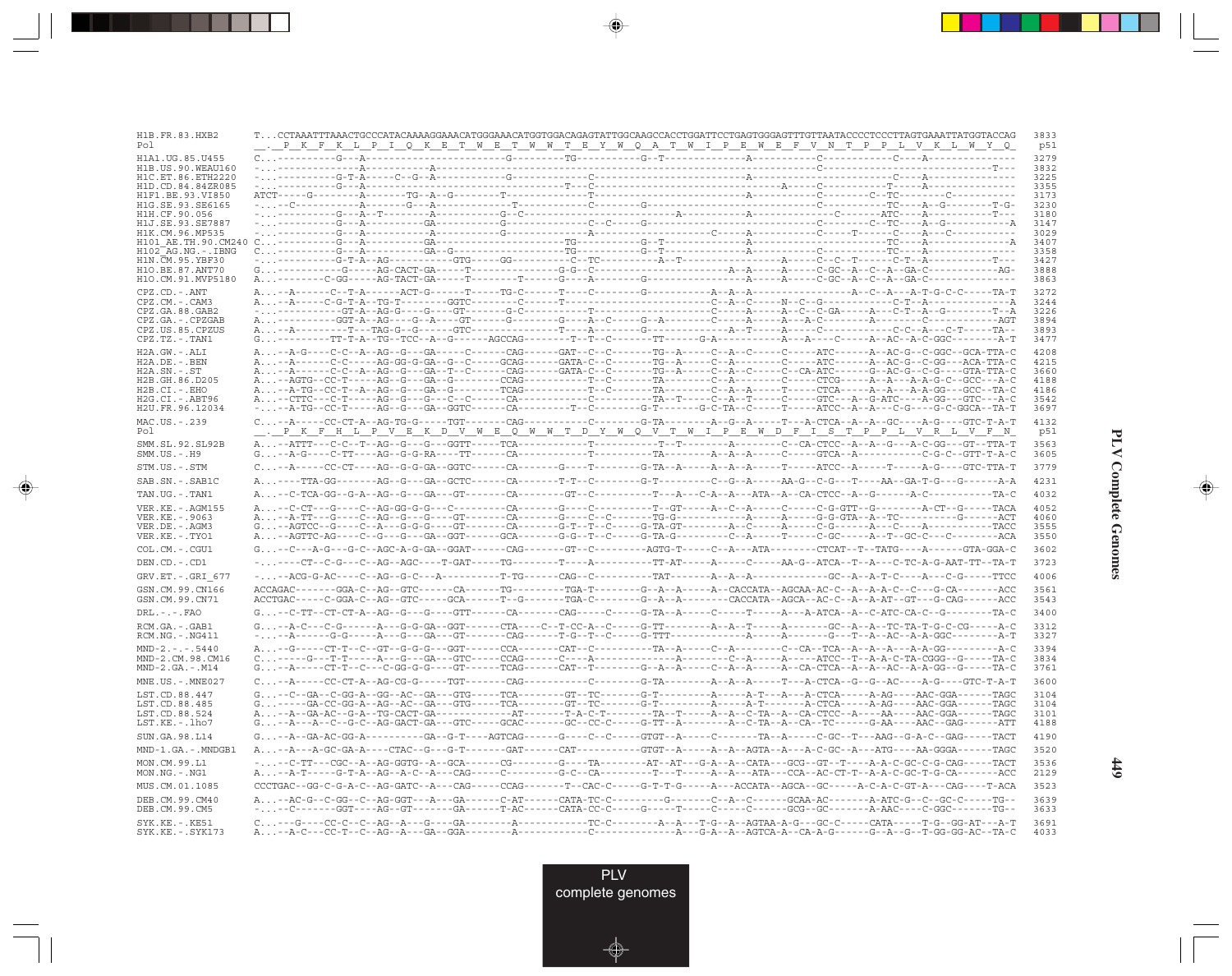```
H1B.FR.83.HXB2        T...CCTAAATTTAAACTGCCCATACAAAAGGAAACATGGGAAACATGGTGGACAGAGTATTGGCAAGCCACCTGGATTCCTGAGTGGGAGTTTGTTAATACCCCTCCCTTAGTGAAATTATGGTACCAG  3833
Pol                   __._P__K__F__K__L__P__I__Q__K__E__T__W__E__T__W__W__T__E__Y__W__Q__A__T__W__I__P__E__W__E__F__V__N__T__P__P__L__V__K__L__W__Y__Q_  p51

H1A1.UG.85.U455       C..----------G---A-------------------------------G---------TG----------G--T-------------------A------------C-------------C----A---------------  3279
H1B.US.90.WEAU160     -..-------------------A-----------A-------------------------------------------------------------------------C----------------------------T---  3832
H1C.ET.86.ETH2220     -..-----------G-T-A-----C--G--A------------------G-------------C-----------------------------A-----------------------------C----A---------------  3225
H1D.CD.84.84ZR085     -..----------G---A---------------------------------------T---C------------------------------------A-----C-----------T-----A---------------  3355
H1F1.BE.93.VI850      ATCT-----G---------A---------TG--A--G-----------T-------------T------------------------------A------------C--------C--TC-------C-----------  3173
H1G.SE.93.SE6165      -..--C----------A-------G--A-----------T-------------C--------G--------------------------------------------------TC----A--G--------T-G-  3230
H1H.CF.90.056         -..-----------G---A--T-------A-----------G--C-------------------------A------------A-------------C-------ATC----A-----------T---  3180
H1J.SE.93.SE7887      -..-----------G---A---------GA------------G-------------C--C-----G---------------------------------------C-------C--TC----A--G-----------A  3147
H1K.CM.96.MP535       -..-----------G---A----------A------------G-----------A-----------------------C-----A-------------C-----T------C----A---C-----------  3029
H101_AE.TH.90.CM240   C..-----------G---A---------GA------------------------TG-----------G--T------------------A--------------------------TC----A---------------A  3407
H102_AG.NG.-.IBNG     C..-----------G---A---------GA--G---------------------TG-----------G--T------------------A--------------------------TC----A---------------  3358
H1N.CM.95.YBF30       -..-----------G-T-A--AG-----------GTG-----GG----------C--TC---------A--T-----------------A-------C--C--T------C-T--A-------------T---  3427
H1O.BE.87.ANT70       G..------------G-----AG-CACT-GA-----T--------------G-G--C-----------------------A--A-----A-----C-GC--A--C--A--GA-C-------------AG-  3888
H1O.CM.91.MVP5180     A..---------C-GG-----AG-TACT-GA-----T--------T-----G-----A--------G-----------------------A-----A-----C-GC--A--C--A--GA-C---------------  3863

CPZ.CD.-.ANT          A...--A------C--T-A------ACT-G------T-----TG-C------T----C--------G----------A--A--A-------------------------A--C--A---A-T-G-C-C-----TA-T  3272
CPZ.CM.-.CAM3         A...--A------C-G-T-A--TG-T--------GGTC--------C-----T-----------------------------C--A--C-----N--C--G-------------C-T--A---------------A  3244
CPZ.GA.88.GAB2        -..----------GT-A--AG-G---G---GT------G-C-----------T-------------------------C-----A-----A--C--C-GA-----A---C-T--A--G--------T--A  3226
CPZ.US.85.CPZUS       A..----------GGT-A--AG---G--A----GT-------G----------G----A--C-----G--A-----------C---A-----A---A-C-----------A----------C------------AGT  3894
CPZ.TZ.-.TAN1         A...--A---------T---TAG-G--G-----GTC---------------T-----A--------G-----------------A--T-----A-----A---C-----------C-C--A---C-T-----TA--  3893
                      G..---------TT-T-A--TG--TCC--A--G------AGCCAG--------T--T--C--------TT-------G-A-------------A---A----C-----A--AC--A-C-GGC---------A-T  3477

H2A.GW.-.ALI          A...--A-G----C-C--A--AG--G---GA-----C------CAG------GAT--C--C--------TG--A------C--A--C-----C-----ATC------A--AC-G--C-GGC--GCA-TTA-C  4208
H2A.DE.-.BEN          A...--A------C-C-----AG-GG-G-GA--G--C-----GCAG------GATA-C--C--------TG--A------C--A------------C-----ATC------A--AC-G--C-GG---ACA-TTA-C  4215
H2A.SN.-.ST           A...--A------C-C--A--AG--G---GA--T--C-----CAG------GATA-C--C--------TG--A------C--A--C-----C--CA-ATC------G--AC-G--C-G-----GTA-TTA-C  3660
H2B.GH.86.D205        A...--AGTG--CC-T-----AG--G---GA--G--------CCAG---------T--C--------TA----------C--A------------C-----CTCG------A--A---A-A-G-C--GCC---A-C  4188
H2B.CI.-.EHO          A...--A-TG--CC-T--A--AG--G---GA--G--------TCAG---------T--C--------TA----------C--A--A-----T-----CTCA------A--A---A-A-GG---GCC--TA-C  4186
H2G.CI.-.ABT96        A...--CTTC---C-T-----AG--G---G---C--C-----CA------------C--------TA--T------C--A--T-----C-----GTC---A--G-ATC---A-GG---GTC---A-C  3542
H2U.FR.96.12034       -..--A-TG--CC-T-----AG--G---GA--GGTC------CA----------T--C--------G-T-------G-C-TA--C-----T-----ATCC--A--A---C-G-----G-C-GGCA--TA-T  3697

MAC.US.-.239          C...--A-----CC-CT-A--AG-TG-G-----TGT-------CAG----------C-----------G-TA--------A--G--A-----T---A-CTCA--A--A--GC----A-G----GTC-T-A-T  4132
Pol                   __._P__K__F__H__L__P__V__E__K__D__V__W__E__Q__W__W__T__D__Y__W__Q__V__T__W__I__P__E__W__D__F__I__S__T__P__P__L__V__R__L__V__F__N_  p51

SMM.SL.92.SL92B       A...--ATTT---C-C--T--AG--G---G---GGTT-----TCA----------T-----------T--T--------A-------C--CA-CTCC--A--A--G---A-C-GG---GT--TTA-T  3563
SMM.US.-.H9           G...--A-G----C-TT----AG--G-G-RA-----TT------CA----------T-----------TA--------A--A--A-----C-----GTCA--A-----------C-G-C--GTT-T-A-C  3605

STM.US.-.STM          C...--A------CC-CT---AG--G-G-GA--GGTC------CA------G------T---------G-TA--A------A--A--A-----T-----ATCC--A-----T------A-G----GTC-TTA-T  3779

SAB.SN.-.SAB1C        A...----TTA-GG--------AG--G---GA--GCTC------CA------T-T--C---------G-T---------C--G--A-----AA-G--C-G---T----AA--GA-T-G---G------A-A  4231

TAN.UG.-.TAN1         A...--C-TCA-GG--G-A--AG--G---GA---GT--------CA---------GT--C-----------T---A---C-A--A---ATA--A--CA-CTCC--A--G------A-C-----------TA-C  4032

VER.KE.-.AGM155       A...--C-CT---G-----C--AG-GG-G-G---C---------CA--------G---C----------T--GT-----A--C--A-----C-----C-G-GTT--G-------A-CT--G-----TACA  4052
VER.KE.-.9063         A...--A-TT---G-----C--AG--G---G---GT--------CA--------G----C--C------TG-G-----------A-----A-----G-G-GTA--A--TC-------------G-----ACT  4060
VER.DE.-.AGM3         G...--AGTCC--G-----C--A---G-G-G---GT--------CA--------G-T--T--C------G-TA-GT--------A--C-----A-----C-G-------A---C-----A-----------TACC  3555
VER.KE.-.TYO1         A...--AGTTC-AG-----C--G---G---GA--GGT------GCA--------G-G--T--C------G-TA-G---------C--A-----T-----C-GC-----A--T--GC-C--C--------ACA  3550

COL.CM.-.CGU1         G...--C---A-G---G-C--AGC-A-G-GA--GGAT------CAG-------GT--C---------AGTG-T-----C--A---ATA---------CTCAT--T--TATG----A------GTA-GGA-C  3602

DEN.CD.-.CD1          -...----CT--C-G---C--AG--AGC----T-GAT------TG--------T----A----------TT-AT-----A-----C-----AA-G--ATCA--T--A---C-TC-A-G-AAT-TT--TA-T  3723

GRV.ET.-.GRI_677      -...--ACG-G-AC----C--AG--G-C---A-----------T-TG-------CAG--C----------TAT------A--A--A-------------GC--A--A-T-C----A----C-G-----TTCC  4006

GSN.CM.99.CN166       ACCAGAC-------GGA-C--AG--GTC------CA------TG---------TGA-T---------G--A--A------A--CACCATA--AGCAA-AC-C--A--A-A-C--C----G-CA--------ACC  3561
GSN.CM.99.CN71        ACCTGAC------C-GGA-C--AG--GTC-----GCA------T--G--------TGA-C---------G--A--A---------CACCATA--AGCA--AC-C--A--A-AT--GT---G-CAG-------ACC  3543

DRL.-.-.FAO           G...--C-TT--CT-CT-A--AG--G---G---GTT-------CA--------CAG------C-----G-TA--A------C-----T------A---A-ATCA--A--C-ATC-CA-C--G---------TA-C  3400

RCM.GA.-.GAB1         G...--A-C---C-G------A---G-G-GA--GGT-------CTA-----C--T-CC-A--C-----G-TT--------A--A--T-----A-------GC--A--A--TC-TA-T-G-C-CG------A-C  3312
RCM.NG.-.NG411        -...--A------G-G-----A---G---GA---GT-------CAG-------T-G--T--C------G-TTT------------A-----A-------G----T--A--AC--A-A-GGC---------A-T  3327

MND-2.-.-.5440        A...--G-----CT-T--C--GT--G-G-G---GGT-------CCA--------CAT--C---------TA--A------C--A---------C--CA--TCA--A--A--A---A-A-GG---------A-C  3394
MND-2.CM.98.CM16      C...-----G---T-T-----A---G---GA---GTC------CCAG------C----A---------------A--------C--A-----A-----ATCC--T--A-A-C-TA-CGGG--G-------TA-C  3834
MND-2.GA.-.M14        G...--A------CT-T--C---C-GG-G-G---GT-------TCAG------CAT--T---------G--A--A------C--A--A-----A--CA-CTCA--A--A--AC--A-A-GG--G-------TA-C  3761

MNE.US.-.MNE027       C...--A------CC-CT-A--AG-CG-G-----TGT-------CAG----------C-----------G-TA--------A--A--A-----T---A-CTCA--G--G--AC----A-G----GTC-T-A-T  3600

LST.CD.88.447         G...--C--GA--C-GG-A--GG--AC--GA---GTG------TCA--------GT--TC--------G-T---------A-----A-T---A--A-CTCA-----A-AG-----AAC-GGA-------TAGC  3104
LST.CD.88.485         G...------GA-CC-GG-A--AG--AC--GA---GTG------TCA--------GT--TC--------G-T---------A-----A-T--------A-CTCA-----A-AG-----AAC-GGA-------TAGC  3104
LST.CD.88.524         A...--A--GA-AC--G-A--TG-CACT-GA--------------AT--------T-A-C-T-------T-A--T-----A--A--C-TA--A--C-CTCC--A----AA-----AAC-GGA-------TAGC  3101
LST.KE.-.lho7         G...--A---A---C-G-C--AG-GACT-GA---GTC------GCAC-------GC--CC-C------G-TT--A--------A--C-TA--A--CA--TC--------G-AA-----AAC--GAG-------ATT  4188

SUN.GA.98.L14         G...--A--GA-AC-GG-A-----------GA--G-T----AGTCAG------G-----C--C-----GTGT--A-----C-------TA--A-----C-GC--T---AAG--G-A-C--GAG------TACT  4190

MND-1.GA.-.MNDGB1     A...--A---A-GC-GA-A-----CTAC--G---G-T-------GAT-------CAT-----------GTGT--A-----A--A--AGTA--A---A-C-GC--A---ATG-----AA-GGGA------TAGC  3520

MON.CM.99.L1          -...--C-TT---CGC--A--AG-GGTG--A--GCA-------CG----------G----TA---------AT--AT---G-A--A--CATA---GCG--GT--T----A-A-C-GC-C-G-CAG------TACT  3536
MON.NG.-.NG1          A...--A-T------G-T-A--AG--A-C--A---CAG------C-----------G-C--CA---------T---T-----A--A---ATA---CCA--AC-CT-T--A-A-C-GC-T-G-CA--------ACC  2129

MUS.CM.01.1085        CCCTGAC--GG-C-G-A-C--AG-GATC--A---CAG------CCAG-------T--CAC-C------G-T-T-G-----A---ACCATA--AGCA--GC-----A-C-A-C-GT-A---CAG-----T-ACA  3523

DEB.CM.99.CM40        A...--AC-G--C-GG--C--AG-GGT---A---GA-------C-AT-------CATA-TC-C-----------G---------C--A--C------GCAA-AC-------A-ATC-G--C--GC-C-----TG--  3639
DEB.CM.99.CM5         -...--C--------GGT----AG--GT-------GA-------T-AC-------CATA-CC-C-----G-----T-----C-----C-------GCG--GC-------A-AAC----C-GGC--------TG--  3633

SYK.KE.-.KE51         C...---G----CC-C--C--AG--A---G---GA--------A-------------TC-C----------A--A---T-G--A--AGTAA-A-G---GC-C-----CATA-----T-G--GG-AT---A-T  3691
SYK.KE.-.SYK173       A...--A-C---CC-T--C--AG--A---GA--GGA-------A-------------C----------------A---G-A--A--AGTCA-A--CA-A-G------G--A--G--T-GG-GG-AC--TA-C  4033
```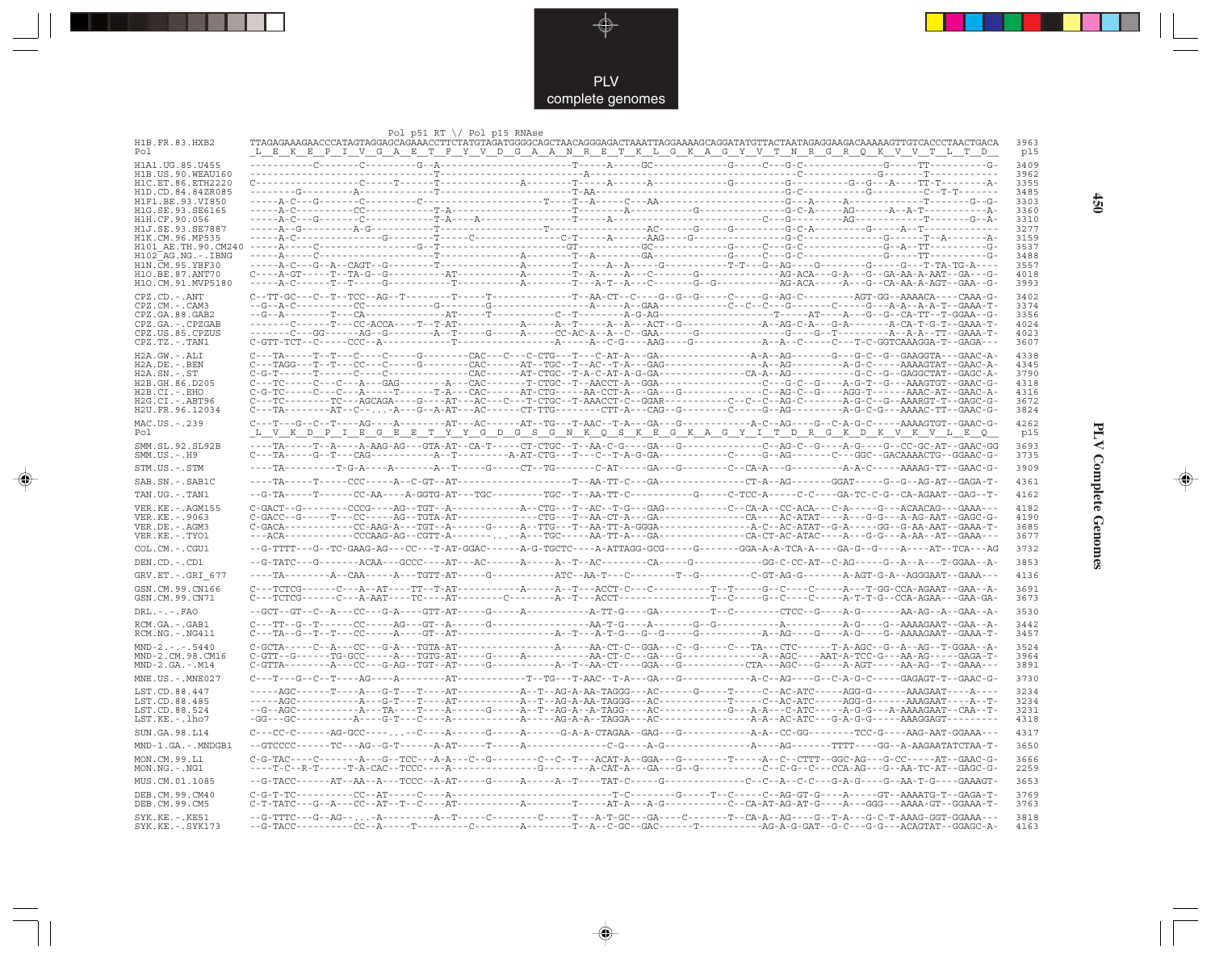```
                    Pol p51 RT \/ Pol p15 RNAse
H1B.FR.83.HXB2      TTAGAGAAAGAACCCATAGTAGGAGCAGAAACCTTCTATGTAGATGGGGCAGCTAACAGGGAGACTAAATTAGGAAAAGCAGGATATGTTACTAATAGAGGAAGACAAAAAGTTGTCACCCTAACTGACA  3963
Pol                 _L__E__K__E__P__I__V__G__A__E__T__F__Y__V__D__G__A__A__N__R__E__T__K__L__G__K__A__G__Y__V__T__N__R__G__R__Q__K__V__V__T__L__T__D__  p15

H1A1.UG.85.U455     ----------C-------C---------G--A-----------------------T-----A-----GC-------------G-----C---G-C---------------G-----TT----------G-  3409
H1B.US.90.WEAU160   ----------------------------------T----------------------A-----------------------------------C-----------------G-------T-----------  3962
H1C.ET.86.ETH2220   C------------------C-----T------T--------------A-------T-----A-------A--------------G--------G-----------G--G---A----TT-T--------A-  3355
H1D.CD.84.84ZR085   ---------G--------A--------------T-----------------------T-AA-------------------------------G-C------------G-----------C--T-T-------  3485
H1F1.BE.93.VI850    -----A-C---G-------C----------C--------------------T----T--A-----C---AA-----------------------G---A----A-----------T-------G--G-  3303
H1G.SE.93.SE6165    -----A-C-----------CC----------T-A----------------------T-------A-----------G--------------G-C-A-----AG------A--A-T------------A-  3360
H1H.CF.90.056       -----A-C---G-------C----------T-A----A-----------------T------A------------------------------C--G---------AG-------------T--------G--A-  3310
H1J.SE.93.SE7887    -----A--G---------A-G----------T--------------------T-----------------AC------G-----G----------G-C-A---------G-----A--T--------------  3277
H1K.CM.96.MP535     -----A-C-----------------G-------T-----C----------------C-T--------A-----AAG----G--------------G-C--------------------G------T--A-------A-  3159
H101_AE.TH.90.CM240 -----A-----C---------------------G-T------------------GT--------------GC-----------G-----C---G-C------------------G--A--TT----------G-  3537
H102_AG.NG.-.IBNG   -----A-----C----------------------T-A------------A--------T--A-------GA--------------G-----C---G-C------------------G-----TT----------G-  3488
H1N.CM.95.YBF30     -----A-C---G--A--CAGT--G---------T------------------A--------T-----A--A-----G-----------T-T---G--AG-----G---------G-----G---T-TA-TG-A----  3557
H10.BE.87.ANT70     C----A-GT------T--TA-G--G-----------AT--------------A--------T--A-----A---C------G---------------AG-ACA---G-A---G--GA-AA-A-AAT--GA---G-  4018
H10.CM.91.MVP5180   -----A-C-------T--T-----G----------------T-----------A--------T--A-T--A---C------G--G-----------AG-ACA-----A---G--CA-AA-A-AGT--GAA--G-  3993

CPZ.CD.-.ANT        C--TT-GC---C--T--TCC--AG--T-------T-----T--------------T--AA-CT--C----G--G--G-----C-----G--G-C---------AGT-GG--AAAACA----CAAA-G-  3402
CPZ.CM.-.CAM3       --G--A-C-----------CC------------------G-------G--------------A-----A--GAA---------------C--C--C--G---------C----G---A-A--A-A-T--GAAA-T-  3374
CPZ.GA.88.GAB2      --G--A-------T---CA---------------AT------T----------C--T---------A-G-AG--------------------------T------AT----A---G--G--CA-TT--T-GGAA--G-  3356
CPZ.GA.-.CPZGAB     -------C------T---CC-ACCA----T--T-AT------------A-----A--T-----A--A--ACT--G-----------------A--AG-C-A---G-A------A-CA-T-G-T--GAAA-T-  4024
CPZ.US.85.CPZUS     -------C---GG------AG--G---------A--T-----G-----A------CC-AC-A--A--C--GAA------G--------------------G---G--T---------A--A-A--TT--GAAA-T-  4023
CPZ.TZ.-.TAN1       C-GTT-TCT--C-----CCC--A----------------T-------------------A-----A--C-G----AAG----G------------A--A--C-----C---T-C-GGTCAAAGGA-T--GAGA---  3607

H2A.GW.-.ALI        C---TA-----T--T---C----C-----G--------CAC---C---C-CTG---T---C-AT-A---GA--------------A-A--AG-------G---G-C--G--GAAGGTA---GAAC-A-  4338
H2A.DE.-.BEN        C---TAGG---T--T---CC---C-----G--------CAC-----AT--TGC--T--AC--T-A---GAG-----------------A--AG--------A-G-C-----AAAAGTAT--GAAC-A-  4345
H2A.SN.-.ST         C-G-T------T------C----C--------------CAC------AT-CTGC--T-A-C-AT-A-G-GA------------CA-A--AG----------G-C--G--GAGGCTAT--GAGC-A-  3790
H2B.GH.86.D205      C---TC-----C---C---A---GAG-------A----CAC--------T-CTGC--T--AACCT-A---GCA-------------------C---G-C--G----A-G-T--G---AAAGTGT--GAAC-G-  4318
H2B.CI.-.EHO        C-G-TC-----C---C---A-----T------T-A---CAC--------AT-CTG---AA-CCT-A---GA---G---------------C--AG-C--G----AGG-T------AAAC-AT--GAAC-A-  4316
H2G.CI.-.ABT96      C---TC---------TC---AGCAGA----G----AT---AC---C---T-CTGC--T-AAACCT-C--GGAR------------C--C--C--AG-C------A-G-C--G--AAARGT-T--GAGC-G-  3672
H2U.FR.96.12034     C---TA---------AT--C-...-A---G--A-AT---AC-------CT-TTG--------CTT-A---CAG--G-------C-----G--AG--------A-G-C-G---AAAAC-TT--GAAC-G-  3824

MAC.US.-.239        C---T---G--C--T----AG----A---------AT---AC------AT--TG---T-AAC--T-A---GA--G-------------A-C--AG----G--C-A-G-C-----AAAAGTGT--GAAC-G-  4262
Pol                 _L__V__K__D__P__I__E__G__E__E__T__Y__Y__G__D__G__S__G__N__K__Q__S__K__E__G__K__A__G__Y__I__T__D__R__G__K__D__K__V__K__V__L__E__Q__  p15

SMM.SL.92.SL92B     ----TA-----T--A----A-AAG-AG---GTA-AT--CA-T-----CT-CTGC--T--AA-C-G----GA---G-------------C--AG-C--G----A-G----G--CC-GC-AT--GAAC-GG  3693
SMM.US.-.H9         C---TA-----G--T---CAG------------A--T---------A-AT-CTG---T---C--T-A-G-GA-----------C-----G--AG-------C---GGC--GACAAAACTG--GGAAC-G-  3735

STM.US.-.STM        ----TA---------T-G-A----A--------A--T-----G-----CT--TG--------C-AT------GA---G--------C--CA-A---G----------A-A-C-----AAAAG-TT--GAAC-G-  3909

SAB.SN.-.SAB1C      ----TA-----T-----CCC-----A--C-GT--AT---------------------T--AA-TT-C---GA---------------CT-A--AG--------GGAT-----G--G--AG-AT--GAGA-T-  4361

TAN.UG.-.TAN1       --G-TA-----T-------CC-AA----A-GGTG-AT---TGC---------TGC--T--AA-TT-C-----------G-----C-TCC-A-----C-C----GA-TC-C-G--CA-AGAAT--GAG--T-  4162

VER.KE.-.AGM155     C-GACT--G--------CCCG----AG--TGT--A---------------A--CTG---T--AC--T-G---GAG---------C--CA-A--CC-ACA---C-A-----G---ACAACAG---GAAA---  4182
VER.KE.-.9063       C-GACC--G------T---CC-----AG--TGTA-AT----------------CTG---T--AA-CT-A---GA---------------CA----AC-ATAT----A---G-G---A-AG-AAT--GAGC-G-  4190
VER.DE.-.AGM3       C-GACA-----------CC-AAG-A---TGT--A------G------A---TTG---T--AA-TT-A-GGGA--------------A-C--AC-ATAT--G-A-----GG--G-AA-AAT--GAAA-T-  3685
VER.KE.-.TYO1       ---ACA-----------CCCAAG-AG--CGTT-A-----...-A---TGC-----AA-TT-A---GA---------------CA-CT-AC-ATAC----A---G-G---A-AA--AT--GAAA---  3677

COL.CM.-.CGU1       --G-TTTT---G--TC-GAAG-AG---CC--T-AT-GGAC------A-G-TGCTC----A-ATTAGG-GCG----G--------GGA-A-A-TCA-A----GA-G--G----A----AT--TCA---AG  3732

DEN.CD.-.CD1        --G-TATC---G-------ACAA---GCCC----AT---AC------A-----A--T--AC--------CA-----G-------------GG-C-CC-AT--C-AG-----G--A--A---T-GGAA--A-  3853

GRV.ET.-.GRI_677    ----TA--------A--CAA-----A---TGTT-AT----G-----------ATC--AA-T---C-------T--G----------C-GT-AG-G--------A-AGT-G-A--AGGGAAT--GAAA---  4136

GSN.CM.99.CN166     C---TCTCG------C---A--AT----TT--T-AT---------A------A--T---ACCT-C---C-----------T--T-----G--C----C-----A---T-GG-CCA-AGAAT--GAA--A-  3691
GSN.CM.99.CN71      C---TCTCG------C---A-AAT----TC----AT---------C---------A--T---ACCT--------------T--C-----G--C----C-----A-T-T-G--CCA-AGAA---GAA-GA-  3673

DRL.-.-.FAO         --GCT--GT--C--A---CC---G-A----GTT-AT-----G-----A-----------A-TT-G----GA---------T--C--------CTCC--G----A-G-------AA-AG--A--GAA--A-  3530

RCM.GA.-.GAB1       C---TT--G--T------CC-----AG---GT--A------G------------------AA-T-G----A--------G--G------------A---------A-G-----G--AAAAGAAT--GAA--A-  3442
RCM.NG.-.NG411      C---TA--G--T--T---CC-----A-----GT--AT-------------------A--T---A-T-G---G--G---G-----------A--AG---G-----A-G-----G--AAAAGAAT--GAAA-T-  3457

MND-2.-.-.5440      C-GCTA-----C--A---CC---G-A----TGTA-AT------------------A-----AA-CT-C--GGA---C--G----C---TA---CTC------T-A-AGC--G--A--AG--T-GGAA--A-  3524
MND-2.CM.98.CM16    C-GTT--G-------TG-GCC-----A---TGTG-AT-----G-----A---------A-----AA-CT-C---GA--G----------------A--AGC----AAT-A-TCC-G---AA-AG-----GAGA-T-  3964
MND-2.GA.-.M14      C-GTTA---------A---CC---G-AG--TGT--AT-----G---------------A--T--AA-CT----GGA---G-----------CTA---AGC---G----A-AGT-----AA-AG--T--GAAA---  3891

MNE.US.-.MNE027     C---T---G--C--T----AG----A---------AT--------------T--TG---T-AAC--T-A---GA--G-------------A-C--AG----G--C-A-G-C-----GAGAGT-T--GAAC-G-  3730

LST.CD.88.447       -----AGC-------T----A---G-T---T----AT-----------A--T--AG-A-AA-TAGGG---AC------G-----T-----C--AC-ATC-----AGG-G-------AAAGAAT----A----  3234
LST.CD.88.485       -----AGC-----------A---G-T---T-----AT-----------A--T--AG-A-AA-TAGGG---AC----------------T-----C--AC-ATC-----AGG-G-------AAAGAAT----A--T-  3234
LST.CD.88.524       --G--AGC-----------A---TA----T-----A------G-----A--T--AG-A--A-TAGG----AC-----------G----A-A----C-ATC-----A-G-G---A-AAAAGAAT--CAA--T-  3231
LST.KE.-.lho7       -GG---GC-----------A---G-T---C-----A--------------A-----AG-A-A--TAGGA---AC-------------------A-A--AC-ATC---G-A-G-G-----AAAGGAGT---------  4318

SUN.GA.98.L14       C---CC-C-------AG-GCC----...-C-----A------G----A-------G-A-A-CTAGAA--GAG---G---------------A-A--CC-GG---------TCC-G----AAG-AAT-GGAAA---  4317

MND-1.GA.-.MNDGB1   --GTCCCC-------TC---AG--G-T------A-AT-----T-----A------------------C-G----A-G---------------A-----AG---------TTTT----GG--A-AAGAATATCTAA-T-  3650

MON.CM.99.L1        C-G-TAC----C-------A---G--TCC---A-A---C--G-----------C---C--T---ACAT-A--GGA---G---------T-----A---C--CTTT--GGC-AG---G-CC-----AT--GAAC-G-  3666
MON.NG.-.NG1        ----T-C--R-T------T-A-CAC--TCCC----A---------------------G-------A-CAT-A---GA---G--G---------C--C-G--C----CCA-AG---G--AA-TC-AT--GAGC-G-  2259

MUS.CM.01.1085      --G-TACC-------AT--AA--A---TCCC--A-AT-----G-----A-----A--T----TAT-C------G-------------C--C--A--C-C---G-A-G----G--AA-T-G----GAAAGT-  3653

DEB.CM.99.CM40      C-G-T-TC-----------CC--AT------C----A------------------------T-C-------G-----T--C-----C--AG-GT-G----A-----GT--AAAATG-T--GAGA-T-  3769
DEB.CM.99.CM5       C-T-TATC---G--A---CC--AT--T--C----AT-----------A--------T------AT-A---A-G-----------C--CA-AT-AG-AT-G----A---GGG---AAAA-GT--GGAAA-T-  3763

SYK.KE.-.KE51       --G-TTTC---G--AG--...-A--------A--T-----C-------C----T--A-T-GC---GA----C-------T--CA-A--AG----G--T-A---G-C-T-AAAG-GGT-GGAAA---  3818
SYK.KE.-.SYK173     --G-TACC----------CC--A------T---------C--------A---------T--A--C-GC---GAC------T-----------AG-A-G-GAT--G-C----G-G----ACAGTAT--GGAGC-A-  4163
```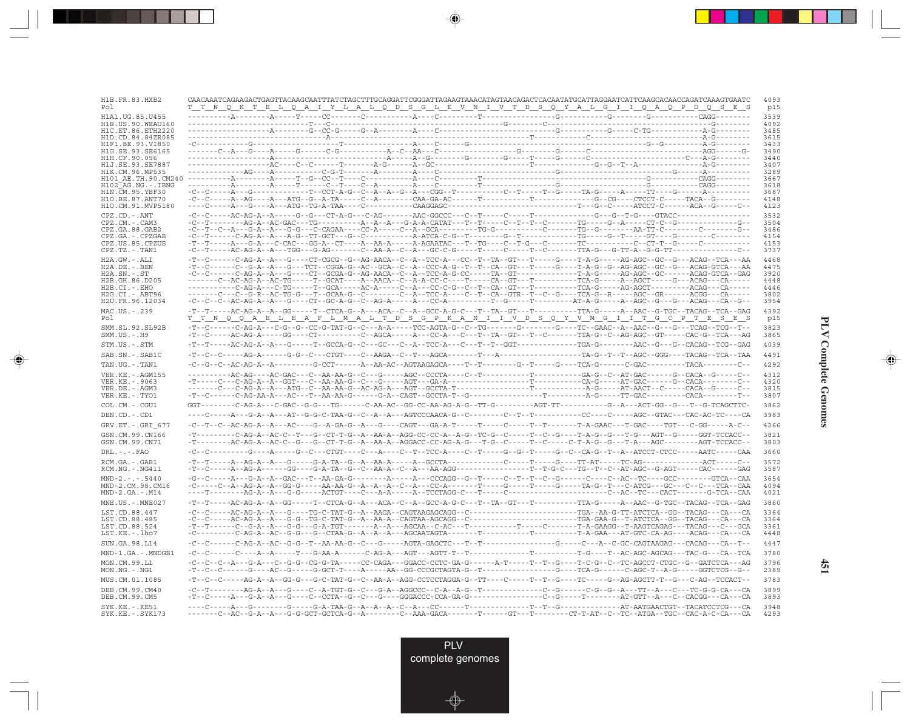```
H1B.FR.83.HXB2      CAACAAATCAGAAGACTGAGTTACAAGCAATTTATCTAGCTTTGCAGGATTCGGGATTAGAAGTAAACATAGTAACAGACTCACAATATGCATTAGGAATCATTCAAGCACAACCAGATCAAAGTGAATC  4093
Pol                 T  T  N  Q  K  T  E  L  Q  A  I  Y  L  A  L  Q  D  S  G  L  E  V  N  I  V  T  D  S  Q  Y  A  L  G  I  I  Q  A  Q  P  D  Q  S  E  S   p15

H1A1.UG.85.U455     ----------A--------A-----T-----CC-------C-----------A-----C---------T--------------------------G------------G--------G-----------CAGG---------  3539
H1B.US.90.WEAU160   -----------------------------T---C-------------------------------------------G---------C--------------------------------------------G--------  4092
H1C.ET.86.ETH2220   -------------------A---------G--CC-G------G--A----------A-----C-------------------------------G-------------G-----C-TG------------A-G--------  3485
H1D.CD.84.84ZR085   ---------------------------A--------------------------------------------------------T-------------C---------------------------------A-G--------  3615
H1F1.BE.93.VI850    -C-----------------------------T-------------------------A-----C--------G--------------------------------------------G--G-----------A-G--------  3433
H1G.SE.93.SE6165    -------C--A---G----A------G------C-G----------A--C--AA---C------------------G-----------G------C-------------------------------AGG-------G-  3490
H1H.CF.90.056       ------------------A-----------------------------A------A--G--------G---------G-----T------G------C--------------------------C---A-G--------  3440
H1J.SE.93.SE7887    ------------------AC----C--C-------T--------A-G-------A--GC--------------------------T-----------------------G--G--T--A----------------A-G--------  3407
H1K.CM.96.MP535     -------------AG----A-----------C-G-T--------A-------A-----C--------------------------------G-------------------------------G-------A---------  3289
H101_AE.TH.90.CM240 ----------A--------A-----T--G--CC--T-----C-----------A-----C---------T--------------------------------------------------G-----------CAGG---------  3667
H102_AG.NG.-.IBNG   ----------A--------A-----T------C--T-----C--A--------A-----C---------T--------------------------G-------------------------G-----------CAGG---------  3618
H1N.CM.95.YBF30     -C--C-----A---G----------T--CCT-A-G--C--A--A--G--A---CGG--T----------C--T-----T--G-----TA-G-----A------TT----G------A----------  3687
H1O.BE.87.ANT70     -C--C-----A--AG----A---ATG--G--A-TA------C--A----------CAA-GA-AC--------T-------------T-------------------G--CG----CTCCT-C------TACA--G--------  4148
H1O.CM.91.MVP5180   -----C-----A---G----A---ATG--TG-A-TAA-----C-----------CAAGGAGC------------------------------T---G--C------ATCCT-C------ACA--G------C--  4123

CPZ.CD.-.ANT        -C--C-----AC-AG-A--A-----G--G---CT-A-G---C-AG--------AAC-GGCCC---C--T------C-----T---------------------G---G--T-G----GTACC------------------  3532
CPZ.CM.-.CAM3       -C--T--------AG-A--AC-GAC---TG----------A--A--A---G-A-A-CATAT---T--T-----C--T--T--C--------TG------G--A------CT-C--G----------------G--  3504
CPZ.GA.88.GAB2      -C--T--C--A---G-A--A---G-G---C-CAGAA-----CC-A------C--A--GCA---------TG-G-----------C--------TG--G-------AA-TT-C--------C--------G--  3486
CPZ.GA.-.CPZGAB     -C--T------C-AG-A--A---A-G--TT-GCT---G--C-----------A-ATCA-C-G--T---------G--T------------TG-------G--T-----GT----G------C--------  4154
CPZ.US.85.CPZUS     -T--T-----A---G-A---C-CAC---GG-A--CT----A--AA-A------A-AGAATAC---T--TG----C--T-G---C--------TC------------C--CT-T--G-----C-----------  4153
CPZ.TZ.-.TAN1       -C--T-----AC-AG-A--A---TGG---G-AG---------C--AA-A--C--A---GC-C-G------T------C-----T---C--------TTA-G----G-TT-A--G-G-TT---------------C--  3737

H2A.GW.-.ALI        -T--C-------C-AG-A--A---G-----CT-CGCG--G--AG-AACA--C--A--TCC-A---CC--T--TA--GT---T------G----T-A-G-----AG-AGC--GC--G---ACAG--TCA---AA  4468
H2A.DE.-.BEN        -T--C-------C--G-A--A---G---TCT--CGGA-G--AC--GCA--C--A--CCC-A-G--T--T--CA--GT---T------G----T-A-G--G--AG-AGC--GC--G---ACAG-GTCA---AA  4475
H2A.SN.-.ST         -C--C-------C-AG-A--A---G----CT--GCGA-G--AG-AACA--C--A--TCC-A-G-CC-----TA--GT---------------T-A-G-----AG-AGC--GC------ACAG-GTCA--GAG  3920
H2B.GH.86.D205      --------C--AC-AG-A--AC-TG-----T--GCAT-----A--AACA--C--A-A-CC-C-----T------CA--GT---T----------TCA-G-----A--AGCT------G---ACAG---CA-----  4448
H2B.CI.-.EHO        ---------C--C-AG-A--C-TG-----T--GCA------AC-A------C--A--CC-C-G--C--T--CA--GT---T----------TCA-G-----AG-AGCT----------ACAG---CA-----  4446
H2G.CI.-.ABT96      -------C---C--G-R--AC-TG-G---T--GCAA-G--C---------C--A--TCC-A-----C--T--CA--GTR--T--C--G----TCA-G--R-------AGC--GR------ACGG---CA-----  3802
H2U.FR.96.12034     -C--C--C--AC-AG-A--A---G-----CT--GC-A-G--C--AG-A-----A---CC-A----------T--G------T---------AT-A-G-----A--AGC--G---G---ACAG---CA--G--  3954

MAC.US.-.239        -T--T-----AC-AG-A--A--GG------T--CTCA-G--A---ACA--C--A--GCC-A-G-C---T--TA--GT---T-----------TTA-G-----A--AAC--G-TGC--TACAG--TCA--GAG  4392
Pol                 T  T  N  Q  Q  A  E  L  E  A  F  L  M  A  L  T  D  S  G  P  K  A  N  I  I  V  D  S  Q  Y  V  M  G  I  I  T  G  C  P  T  E  S  E  S   p15

SMM.SL.92.SL92B     -T--C-------C-AG-A---C-G--G-CC-G-TAT-G--C---A-A------TCC-AGTA-G--C--TG---------G--------G-----TC--GAAC--A--AAC--G---G---TCAG--TCG--T--  3823
SMM.US.-.H9         -T--C-------AC-AG-A------GG----CT----------C--AGCA------A---CC-A----C---T--TA--GT---T--C--------TTA-G--C--AG-AGC--GT-----CAC-G--TCA---AG  3865

STM.US.-.STM        -T--T-----AC-AG-A--A---G------T--GCCA-G--C---GC---C--A--TCC-A----C---T--T-GGT-------------TGA-G---------AAC--G---G--CACAG--TCG--GAG  4039

SAB.SN.-.SAB1C      -T--C--C------AG-A------G-G--C---CTGT----C--AAGA--C--T---AGCA---------T----A-------------------TA-G--T--T--AGC--GGG----TACAG--TCA--TAA  4491

TAN.UG.-.TAN1       -C--G--C--AC-AG-A--A---------G-CCT-------A--AA-AC--AGTAAGAGCA-----T--T---------G--T------G----TCA-G--------C-GAC---------TACA---------C--  4292

VER.KE.-.AGM155     ---------AC-AG----AC-GAC---C--AA-AA-G--C---G------AGC--CCCTA-----C--T----------T-----------GA-G--C--AT-GAC-------G---CACA--G-----C--  4312
VER.KE.-.9063       -T-----C---C-AG-A--A--GGT---C--AA-AA-G--C---G------AGT---GA-A---------------T-----------CA-G-----AT-GAC-------G---CACA---------C--  4320
VER.DE.-.AGM3       -------C---C-AG-A--A---ATG--C--AA-AA-G--AC-AG-A----AGT---GCCTA-T-----------------T-----------A-G-----AT-AACT--C------CACA--G-----C--  3815
VER.KE.-.TYO1       -T--C-------C-AG-AA-A---AC---T--AA-AA-G-------G-A--CAGT--GCCTA-T--G-----------------T----------A-G-----TT-GAC---------CACA---------T--  3807

COL.CM.-.CGU1       GGT---------C-AG-A---C-GAC--G-G---TG-------C-AA-AC--GG-CC-AA-AG-A-G--TT-G-----------AGT-TT-----------G--A---ACT-GG--G---T--G-TCAGCTTC-  3862

DEN.CD.-.CD1        -----C-----A---G-A--A---AT--G-G-C-TAA-G--C--A--A---AGTCCCAACA-G--C---------C--T--T----------CC----C-----AGC--GTAC---CAC-AC-TC----CA  3983

GRV.ET.-.GRI_677    -C--T--C--AC-AG-A--A---AC----G--A-GA-G--A---G-----CAGT---GA-A-T------T------C-----T--T---------T-A-GAAC---T-GAC------TGT---C-GG------A-C--  4266

GSN.CM.99.CN166     -T---------C-AG-A--AC-C--T---G--CT-T-G--A--AA-A--AGG-CC-CC-A--A-G--TC-G--C------T--C--G-----T-A-G--G---T-G---AGT--G------GGT-TCCACC--  3821
GSN.CM.99.CN71      -T--------AC-AG-A--AC-C--G---G--CT-T-G--A--AA-A--AGGACC-CC-AG-A-G---T-G--C-------T--C------C-T-A-G--G---T-A---AGC---------AGT-TCCACC--  3803

DRL.-.-.FAO         -C--C-----------G----A------G--C---CTGT----C---A-----C--T--TCC-A-----C--T------G--G--T------G--C--CA-G--T--A--ATCCT-CTCC------AATC-----CAA  3660

RCM.GA.-.GAB1       -T--T-----A--AG-A--A---G------G-A-TA--G--A--AA-A-----A--GCCTA--------------C------T------G-----TT-AT-----TC-AG-----------------ACT-----C--  3572
RCM.NG.-.NG411      -T--C-----A--AG-A------GG-----G-A-TA--G--C--AA-A--C--A---AA-AGG------------------T--T-G-C---TG--T--C--AT-AGC--G-AGT------CAC------GAG  3587

MND-2.-.-.5440      -G--C-----A---G-A--A--GAC---T--AA-GA-G-----------A-----A---CCCAGG--G--T------C--T--T--C--G---------C----C--AC--TC----GCC---------GTCA--CAA  3654
MND-2.CM.98.CM16    -C-----C--A--AG-A--A--GG-G------AA-AA-G--A--A--A--C--A---CC-A--------T------G------T------G-----TA-G--T---C-ATCG---GC---C--C---TCA--CAA  4094
MND-2.GA.-.M14      ----T---------AG-A--A---G-G------ACTGT----C---A-A----A--TCCTAGG-C--T------C------------------C--AC--TC----CACT---------G-TCA--CAA  4021

MNE.US.-.MNE027     -T--T-----AC-AG-A--A--GG------T--CTCA-G--A---ACA--C--A--GCC-A-G-C---T--TA--GT---T-----------TTA-G-----A--AAC--G-TGC--TACAG--TCA--GAG  3860

LST.CD.88.447       -C--C-----AC-AG-A--A---G-----TG-C-TAT-G--A--AAGA--CAGTAAGAGCAGG--C---------------------------TGA--AA-G-TT-ATCTCA--GG--TACAG---CA---CA  3364
LST.CD.88.485       -C--C-----AC-AG-A--A---G-G--TG-C-TAT-G--A--AA-A--CAGTAA-AGCAGG--C---------------------------TGA-GAA-G--T-ATCTCA--GG--TACAG---CA---CA  3364
LST.CD.88.524       -T--T------C--G-A--A---G-G---G-A-TGT------A--A----AGCAA--C-AC---T------------T------C-------T-A-GAAGG--T-AAGTCAGAG---TACAG---C---GCA  3361
LST.KE.-.lho7       -C--------C-AG-A--AC--G-G---G--CTAA-G--A--A--A---AGCAATAGTA-------T----------T--------------T-A-GAA---AT-GTC-CA-AG----ACAG---CA---CA  4448

SUN.GA.98.L14       -C--C-----AC-AG-A--AC--G-G--T--AA-AA-G--C---G------AGTA-GAGCTC----T--T-----------------G-----C---A--C-GC-CAGTAAGAG---CACAG---CA--T--  4447

MND-1.GA.-.MNDGB1   -C--C--------C----A--A-----T---G-AA-A-------C-AG-A---AGT---AGTT-T--T-------------T----------T-G---T--AC-AGC-AGCAG---TAC-G---CA--TCA  3780

MON.CM.99.L1        -C--C--C--A---G-A---C--G-G--CG-G-TA------CC-CAGA---GGACC-CCTC-GA-G------A-T-----T--T--G----T-C-G--C--TC-AGCCT-CTGC--G--GATCTCA---AG  3796
MON.NG.-.NG1        -T--C--C--------G----AC--G-----G-GCT-T-----A------AA--GG-CCCGCTAGTA-G--T---------------------G-----TCA-G-------C-AGC-T--A-G-----GGTCTCG--G--  2389

MUS.CM.01.1085      -T--C--C-----AG-A--A--GG-----G-C-TAT-G--C--AA-A--AGG-CCTCCTAGGA-G--TT----C-----T--T--G----TC-----G--AG-AGCTT-T--G---C-AG--TCCACT--  3783

DEB.CM.99.CM40      -C--T---------AG-A--A---G-----C--A-TGT-G--C---G-A--AGGCCC--C--A--A-G--T-----------C--G-------C-G--G--A---TT--A---C---TC-G-G-CA---CA  3899
DEB.CM.99.CM5       -T--C-----A---G-A--A---G-----C--CCTA--G--C---G------GGGACCC-CCA-GA-G----------------C--G--------T--------AT-GTT--A---C--CACGG---CA---CA  3893

SYK.KE.-.KE51       ----C-----A---G----------G-----G-A-TAA-G--A--A--A--C--A---CC--------T--------------T--T--G-----------------AT-AATGAACTGT--TACATCCTCG---CA  3948
SYK.KE.-.SYK173     -------C--AC--G-A--A---G-G-GCT-GCTCA-G--A---------C--AAA-GACA-------T-------GT---T---------CT-T-AT--C--TC--ATGA--TGC--CAC-A-C-CA---CA  4293
```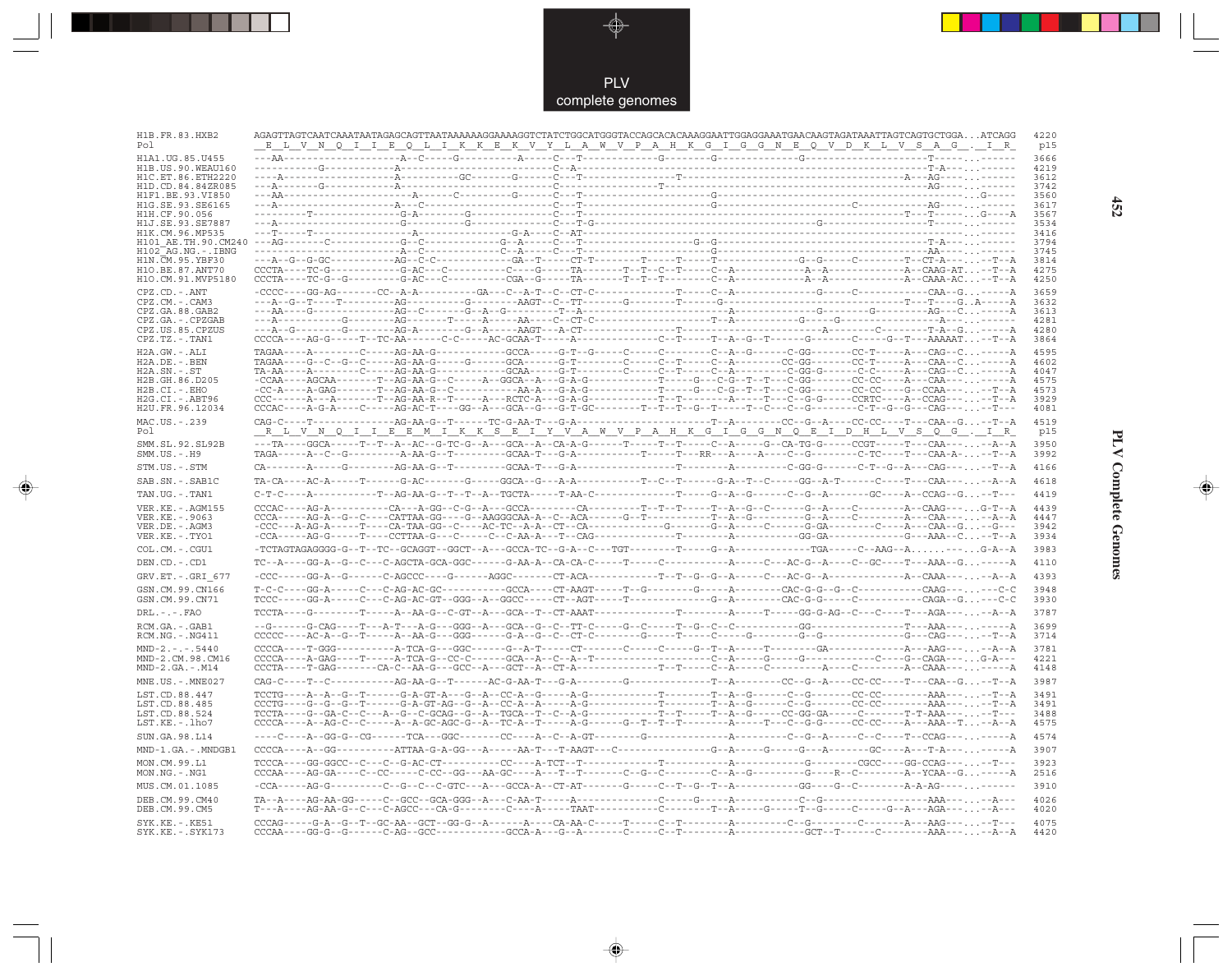```
H1B.FR.83.HXB2        AGAGTTAGTCAATCAAATAATAGAGCAGTTAATAAAAAAGGAAAAGGTCTATCTGGCATGGGTACCAGCACACAAAGGAATTGGAGGAAATGAACAAGTAGATAAATTAGTCAGTGCTGGA...ATCAGG  4220
Pol                    E  L  V  N  Q  I  I  E  Q  L  I  K  K  E  K  V  Y  L  A  W  V  P  A  H  K  G  I  G  G  N  E  Q  V  D  K  L  V  S  A  G  .  I  R   p15

H1A1.UG.85.U455       ---AA-------------------A--C----G----------A-----C---T-------------G--------G-----------------------G-------------------T-----...------  3666
H1B.US.90.WEAU160     -----------G------------A-------------------------C--A---------------------------------------------------------------T-A---...------  4219
H1C.ET.86.ETH2220     ----A-------------------A----------GC-------G-----C---T---------------T-----------------------------------------A---AG----...------  3612
H1D.CD.84.84ZR085     ---A-------G------------A-------------------------C--------------------T--------------------------------------------AG----...------  3742
H1F1.BE.93.VI850      ---AA--------------------A-----C-----------G------C---T------------------------G-------------------------------------------...G-----  3560
H1G.SE.93.SE6165      ---A--------------------A---C---------------------C---T------------------------G-----------------------------C---------AG----...------  3617
H1H.CF.90.056         ---------T--------------G-A-------G---------------C---T--------------------------------------------------------T---T-----...G----A  3567
H1J.SE.93.SE7887      ---A--------------------G---------G---------------C---T-G-------------------------------------------G------------------T-----...------  3534
H1K.CM.96.MP535       ---T-----T---------------A----------------G-A-----C---AT---------------------------------------------------------------------...------  3416
H101_AE.TH.90.CM240   ---AG--------C----------G--C-------------G--A-----C---T---------------------G--G-------------------------------------------T-A----...------  3794
H102_AG.NG.-.IBNG     ------------------------A--C-------------C--A-----C---T----------------------------------------------------------------AA----...------  3745
H1N.CM.95.YBF30       ---A--G--G-GC----------AG--C-C-----------GA--T-----CT-T-------T-----T-----T-----------------G--G-----C--------T--CT-A---...--T--A  3814
H1O.BE.87.ANT70       CCCTA----TC-G----------G-AC--C----------C----G-----TA-------T--T--C--T-----C--A-------------A--A-------------A--CAAG-AT...--T--A  4275
H1O.CM.91.MVP5180     CCCTA----TC-G--G-------G-AC--C----------CGA--G-----TA-------T--T--T--------C--A-------------A--A-------------A--CAAA-AC...--T--A  4250

CPZ.CD.-.ANT          -CCCC----GG-AG-------CC--A-A----------GA---C--A-T--C--CT-C--------------T-----C--A-------------------G-----C-------------CAA--G...-----A  3659
CPZ.CM.-.CAM3         ---A--G--T----T--------AG---------G---------AAGT--C--TT--------G--------T------G-----------------------------------------T---T-----G..A-----A  3632
CPZ.GA.88.GAB2        ---AA----G-------------AG--C------G--A--G------T--A-----------------------------A-------------G-------G---------AG---C...-----A  3613
CPZ.GA.-.CPZGAB       ---A----------G--------AG------T-----A-----AA-----C--CT-C------------------T--A-------------G----G-----------------A----...------  4281
CPZ.US.85.CPZUS       ---A--G--------G-------AG-A-------G--A-----AAGT---A-CT-----------------T---------------------A-------C-------T-A--G...-----A  4280
CPZ.TZ.-.TAN1         CCCCA----AG-G-----T--TC-AA-------C-C-----AC-GCAA-T-----A---------------C--T-----T--A--G--T-------G-------C-----G--T---AAAAAT...--T--A  3864

H2A.GW.-.ALI          TAGAA----A--------C-----AG-AA-G-----------GCCA-----G-T--G-----C-----C----------C--A--G------C-GG-------CC-T-----A---CAG--C...-----A  4595
H2A.DE.-.BEN          TAGAA----G--C--G--C-----AG-AA-G-----G-----GCA------G-T--------C-----C--T-------C--A---------CC-GG-------CC-T-----A---CAA--C...-----A  4602
H2A.SN.-.ST           TA-AA----A--------C-----AG-AA-G-----------GCAA-----G-T--------C-----C--T-------C--A----------C-GG-G------C-C-----A---CAG--C...-----A  4047
H2B.GH.86.D205        -CCAA----AGCAA--------T--AG-AA-G--C------A--GGCA--A---G-A-G-----------T------G---C-G--T--T---C-GG-------CC-CC----A---CAA----...-----A  4575
H2B.CI.-.EHO          -CC-A----A-GAG--------T--AG-AA-G--C---------AA-A----G-A-G-----------T------G---C-G--T--T---C-GG-------CC-CC----G--CCAA-----...--T--A  4573
H2G.CI.-.ABT96        CCC------A---A--------T--AG-AA-R--T-----A---RCTC-A---G-A-G-----------T--T---------A-----T----C-G-G------CCRTC----A--CCAG----...--T--A  3929
H2U.FR.96.12034       CCCAC----A-G-A----C-----AG-AC-T----GG--A---GCA--G---G-T-GC---------T--T--T--G--T-----T--C---C--G--------C-T--G--G---CAG----...--T---  4081

MAC.US.-.239          CAG-C----T--------------AG-AA-G--T-----TC-G-AA-T---G-A-----------------------T--A--------CC--G--A----CC-CC----T---CAA--G...--T--A  4519
Pol                    R  L  V  N  Q  I  I  E  E  M  I  K  K  S  E  I  Y  V  A  W  V  P  A  H  K  G  I  G  G  N  Q  E  I  D  H  L  V  S  Q  G  .  I  R   p15

SMM.SL.92.SL92B       ---TA----GGCA-----T--T--A--AC--G-TC-G--A---GCA--A--CA-A-G------T-----T--T------C--A-----G--CA-TG-G------CCGT-----T---CAA----...--A--A  3950
SMM.US.-.H9           TAGA-----A--C--G----------A-AA-G--T---------GCAA-T---G-A----------T-----T---RR---A----A----C--G---------C-TC-----T---CAA-A-...--T--A  3992

STM.US.-.STM          CA-------A-----G--------AG-AA-G--T---------GCAA-T---G-A-----------------------T---------A--------C-GG-G------C-T--G--A---CAG----...--T--A  4166

SAB.SN.-.SAB1C        TA-CA----AC-A-----T------G-AC-------G-----GGCA--G---A-A-----------T--C--T------G-A--T--C-----GG--A-T-------C-----T---CAA----...--A--A  4618

TAN.UG.-.TAN1         C-T-C----A------------T--AG-AA-G--T--T--A--TGCTA-----T-AA-C-------------T------G--A--G------C--G--A--------GC----A--CCAG--G...--T---  4419

VER.KE.-.AGM155       CCCAC----AG-A---------CA---A-GG--C-G--A---GCCA---------CA-------T--T--T------T--A--G--C------G--A----C--------A---CAAG----...G-T--A  4439
VER.KE.-.9063         CCCA-----AG-A--G--C-----CATTAA-GG----G--AAGGGCAA-A--C--ACA-------G--T-----------T--A--G-------G--A----C--------A---CAA----...--A--A  4447
VER.DE.-.AGM3         -CCC---A-AG-A-----T----CA-TAA-GG--C-----AC-TC--A-A--CT--CA----------G--------G--A----C-----G-GA--------C-----A---CAA--G...--G---  3942
VER.KE.-.TYO1         -CCA-----AG-G-----T----CCTTAA-G---C-----C--C-AA-A---T--CAG-------------T---------A----------GG-GA-------------G---AAA--C...--T--A  3934

COL.CM.-.CGU1         -TCTAGTAGAGGGG-G--T--TC--GCAGGT--GGCT--A---GCCA-TC--G-A--C---TGT--------T------G--A--------------TGA------C--AAG--A.......----...G-A--A  3983

DEN.CD.-.CD1          TC--A----GG-A--G--C---C-AGCTA-GCA-GGC------G-AA-A--CA-CA-C-----T-----C----------A-----C---AC-G--A----C--GC----T---AAA--G...-----A  4110

GRV.ET.-.GRI_677      -CCC-----GG-A--G-------C-AGCCC----G-------AGGC-------CT-ACA-----------T--T--G--G--A-----C---AC-G--A-------------A--CAAA----...--A--A  4393

GSN.CM.99.CN166       T-C-C----GG-A-----C---C-AG-AC-GC-----------GCCA----CT-AAGT-----T--G--------G-----A--------CAC-G-G--G--C---------CAAG----...---C-C  3948
GSN.CM.99.CN71        TCCC-----GG-A-----C---C-AG-AC-GT--GGG--A--GGCC-----CT--AGT-----T---------------G--A---------CAC-G-G-----C--------CAGA--G...---C-C  3930

DRL.-.-.FAO           TCCTA----G--------T-----A---AA-G--C-GT--A---GCA--T--CT-AAAT--------------T---------A------T-----GG-G-AG--C----C-----T---AGA----...--A--A  3787

RCM.GA.-.GAB1         --G------G-CAG----T---A-T---A-G----GGG--A---GCA--G--C--TT-C-----G--C-----T--G--C--C-------------GG----------------T---AAA----...-----A  3699
RCM.NG.-.NG411        CCCCC----AC-A--G--T-----A---AA-G----GGG------G-A--G--C--CT-C--------G-----T-------G----------G--G--------------G---CAG----...--T--A  3714

MND-2.-.-.5440        CCCCA----T-GGG---------A-TCA-G---GGC------G--A-T-----CT------C------G--T--A-----T---------GA----------------A---AAG----...--A--A  3781
MND-2.CM.98.CM16      CCCCA----A-GAG----T-----A-TCA-G--CC-C------GCA--A--C--A--T--------------------C--A-----G-----G--------------C----G--CAGA----...G-A---  4221
MND-2.GA.-.M14        CCCTA----T-GAG--------CA-C--AA-G---GCC--A---GCT--A--CT-A--------------T--T-----C--A-----C--------A----C-------A---CAAA----...-----A  4148

MNE.US.-.MNE027       CAG-C----T--C-----------AG-AA-G--T------AC-G-AA-T---G-A--------G-------------T--A----------CC--G--A----CC-CC----T---CAA--G...--T--A  3987

LST.CD.88.447         TCCTG----A--A--G--T------G-A-GT-A---G--A---CC-A--G-----A-G-----------T---------T--A--G------C--G--------CC-CC------------AAA----...--T--A  3491
LST.CD.88.485         CCCTG----G--G--G--T------G-A-GT-AG--G--A---CC-A--A-----A-G-----------T---------T--A--G------C--G--------CC-CC------------AAA----...--T--A  3491
LST.CD.88.524         TCCTA----G--GA-C--C---A--G--C-GCAG--G--A---TGCA--T--C--A-G-----------T--T------T--A--G------CC-GG-GA-----C----------T-T-AAA----...--T---  3488
LST.KE.-.lho7         CCCCA----A--AG-C--C-----A--A-GC-AGC-G--A---TC-A--T-----A-G-------G--T--T--T-----------A-----T---C--G-G------CC-CC----A---AAA--T...--A--A  4575

SUN.GA.98.L14         ----C----A--GG-G--CG------TCA---GGC-------CC---A--C--A-GT---------G----------------A-----------C--G--A-----C--C-----T--CCAG----...-----A  4574

MND-1.GA.-.MNDGB1     CCCCA----A--GG----------ATTAA-G-A-GG--A-----AA-T---T-AAGT---C-------------------G--A------G-----G---A---------GC----A--T-A----...-----A  3907

MON.CM.99.L1          TCCCA----GG-GGCC--C---C--G-AC-CT---------CC----A-TCT--T-----------------------T--------------------G----------CGCC----GG-CCAG----...--T---  3923
MON.NG.-.NG1          CCCAA----AG-GA----C--CC------C-CC-GG---AA-GC-----A---T--T-------C--G--C--------C--A--G---------G-----R--C--------A--YCAA--G...-----A  2516

MUS.CM.01.1085        -CCA-----AG-G---------C--G--C--C-GTC---A---GCCA-A--CT-AT-------G-----C--T--G--T--A------------GG----G--C----------A-A-AG----...------  3910

DEB.CM.99.CM40        TA--A----AG-AA-GG-----C--GCC--GCA-GGG--A---C-AA-T-----A------------------C-----G-----A-----------C--G--------------------AAA----...--A---  4026
DEB.CM.99.CM5         T---A----AG-AA-G--C-----C-AGCC---CA-G----------C-----A-----TAAT-------------C--------T--A-----G-----T--G-----C-----G--A---AGA----...--A---  4020

SYK.KE.-.KE51         CCCAG-----G-A--G--T--GC-AA--GCT--GG-G--A------A-----CA-AA-C-----T-----C--T----------A---------C--G---------C--------A---AAG----...--T---  4075
SYK.KE.-.SYK173       CCCAA----GG-G--G-------C-AG--GCC----------GCCA-A---G--A--------C-----C--T----------A-------------GCT--T------C---------AAA----...--A--A  4420
```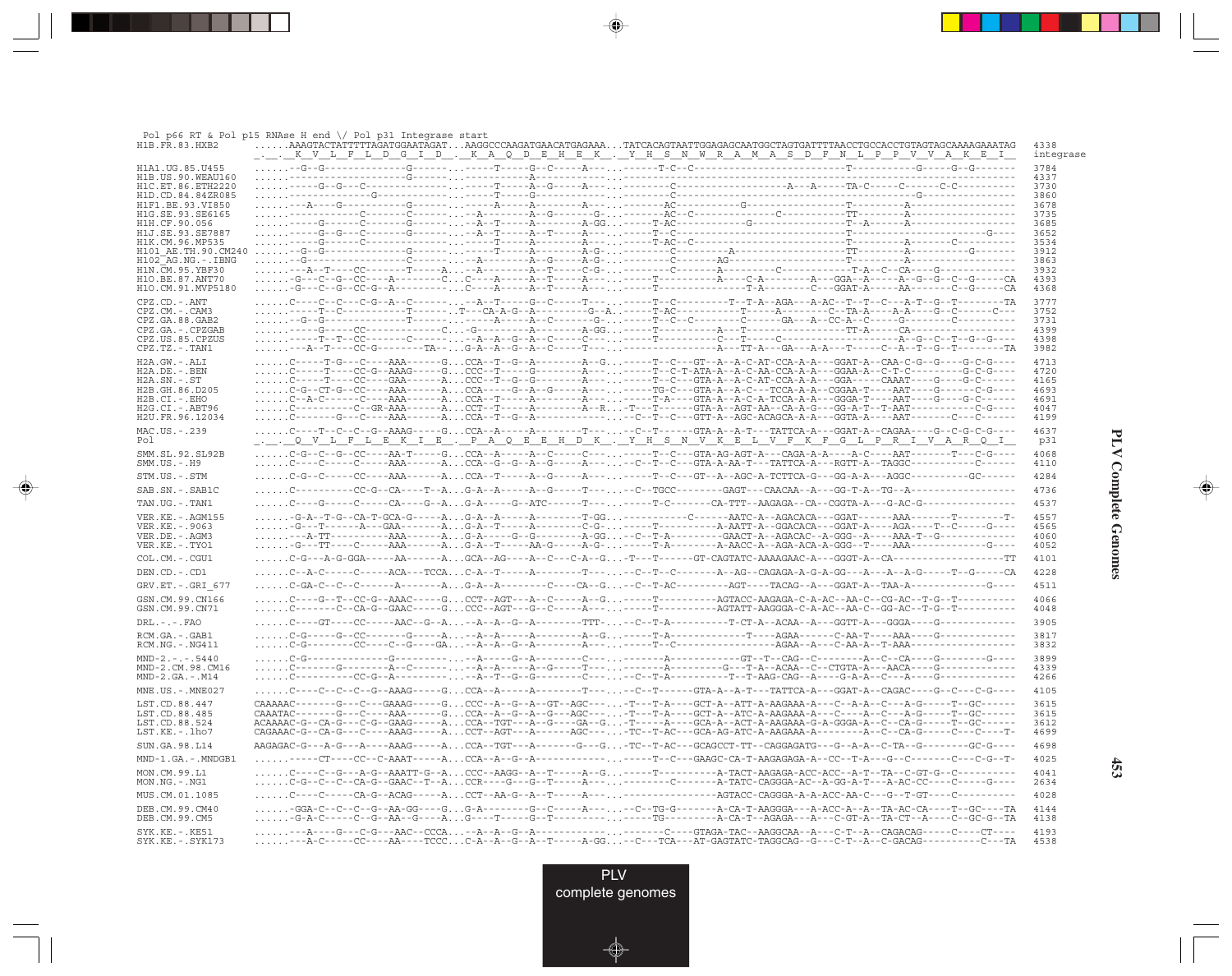Pol p66 RT & Pol p15 RNAse H end \/ Pol p31 Integrase start

```
H1B.FR.83.HXB2       ......AAAGTACTATTTTTAGATGGAATAGAT...AAGGCCCAAGATGAACATGAGAAA...TATCACAGTAATTGGAGAGCAATGGCTAGTGATTTTAACCTGCCACCTGTAGTAGCAAAAGAAATAG  4338
                     _._._K__V__L__F__L__D__G__I__D__._K__A__Q__D__E__H__E__K__._Y__H__S__N__W__R__A__M__A__S__D__F__N__L__P__P__V__V__A__K__E__I__  integrase
H1A1.UG.85.U455      ......--G--G--------------G------...-----T-----G--C-----A---...------T-C--C-------------------------T-----------G-----G--G-------  3784
H1B.US.90.WEAU160    ......--------------------G------...------------A-----------...--------------------------------------------------------------------  4337
H1C.ET.86.ETH2220    ......-----G--G--C----------------...-----T-----A--G-----A---...--------C------------------A--A-----TA-C-----C-----C-C----------  3730
H1D.CD.84.84ZR085    ......------------G------------------...-----T-----G---------------...--------C--------------------------------------G-----------------  3860
H1F1.BE.93.VI850     ......---A----G--------------G------...-----A-----A--------A---...-------AC----------G------------------T-----------A------------------  3678
H1G.SE.93.SE6165     ......-------------C-------C------...--A-------A--G--------G--...-------AC--C--------------C-----------TT--------A--------------------  3735
H1H.CF.90.056        ......-----G------C-------G------...--A--T-----A--------A-GG...-------T-AC------------G-----------------T--A-------A------------------  3685
H1J.SE.93.SE7887     ......-----G--G--C-------G------...--A--T-----A--T-----A---...------T--C--------------------------------T-----------------------G----  3652
H1K.CM.96.MP535      ......-----G------C-------------...-----T-----A--------A---...------T-AC--C----------------------------T-----------A---------C--------  3534
H101_AE.TH.90.CM240  ......--G--G--------------G------...-----T-----A--------A-G-...--------C-----------A-------------------TT--------A------------G-------  3912
H102_AG.NG.-.IBNG    ......--G-----------------C------...--A-------A--G-----A-G-...--------C----------AG----------------------T--------A-------------------  3863
H1N.CM.95.YBF30      ......---A--T----CC-------T-----A...--A-------A--T-----C-G-...--------C----------A------------C------------T-A--C--CA----G-------------  3932
H1O.BE.87.ANT70      ......-G---C--G--CC---A-------C...C----A-----A--T-----A---...------T--------------A----C-A---------A---GGA--A-----A--G--G--C--G-----CA  4393
H1O.CM.91.MVP5180    ......-G---C--G--CC-G--A--------...C----A-----A--T-----A---...------T--------------------T-A--------C---GGAT-A----AA-------C--G-----CA  4368

CPZ.CD.-.ANT         ......C----C--C---C-G--A--C--------...--A--T-----G--C-----T---...-----T--C---------T--T-A--AGA---A-AC--T--T--C---A-T--G--T--------TA  3777
CPZ.CM.-.CAM3        ......-----T--C-----------T-----...T---CA-A-G--A--------G--A...------T-AC---------T-----A--------C--TA-A----A-A----G--C------C---  3752
CPZ.GA.88.GAB2       ......--G--G-------------T------...-----A-----A--C-----G-...-----T--C--C--------C-------GA--A--CC-A--C-----G----------C-----------  3731
CPZ.GA.-.CPZGAB      ......-----G------CC-----------C...-G----------A--------A-GG...------T----------A---T-----------------TT-A------CA--------------------  4399
CPZ.US.85.CPZUS      ......-----T--T--CC-------C------...--A--A--G--A--C-----C-----...------T----------C---T-----C----------------------A--G--C--T--G--G----  4398
CPZ.TZ.-.TAN1        ......---A--T----CC-G------TA----...G-A--A--G--A--C-----T---...-------------------A---TT-A---GA---A-A---T-----C--A--T--G--T--------TA  3982

H2A.GW.-.ALI         ......C-----T-G---C----AAA------G...CCA--T--G--A-------A--G...-----T--C---GT--A--A-C-AT-CCA-A-A---GGAT-A---CAA-C-G--G----G-C-G----  4713
H2A.DE.-.BEN         ......C-----T----CC-G--AAAG-----G...CCC--T-----G-------A---...-----T--C-T-ATA-A--A-C-AA-CCA-A-A---GGAA-A--C-T-C---------G-C-G----  4720
H2A.SN.-.ST          ......C-----T----CC----GAA------A...CCC--T--G--G-------A---...-----T--C---GTA-A--A-C-AT-CCA-A-A---GGA-----CAAAT-----G-----G-C-----  4165
H2B.GH.86.D205       ......C-G--CT-G--CC----AAA------A...CCA-----G--A--G-----A---...-----TG-C----GTA-A--A-C---TCCA-A-A---CGGAA-T----AAT-----G-----C-G----  4693
H2B.CI.-.EHO         ......C--A-C-----C-----AAA------A...CCA--T-----A-------A---...-----T-A----GTA-A--A-C-A-TCCA-A-A---GGGA-T----AAT-----G--G-C------  4691
H2G.CI.-.ABT96       ......C---------C--GR-AAA------A...CCT--T-----A-------A--R...-T---T------GTA-A--AGT-AA--CA-A-G---GG-A-T--T-AAT-----------C-G----  4047
H2U.FR.96.12034      ......C-------G---C----AAA------A...CCA--T--G--A-----------...-C--T--C---GTT-A--AGC-ACAGCA-A-A---GGTA-A----AAT-------C---C------  4199

MAC.US.-.239         ......C----T--C--C--G--AAAG-----G...CCA--A-----A--------T---...-C--T------GTA-A--A-T---TATTCA-A-A---GGAT-A--CAGAA----G--C-G-C-G----  4637
Pol                  _._._Q__V__L__F__L__E__K__I__E__._P__A__Q__E__H__D__K__._Y__H__S__N__V__K__E__L__V__F__K__F__G__L__P__R__I__V__A__R__Q__I__  p31

SMM.SL.92.SL92B      ......C-G--C--G--CC----AA-T-----G...CCA--A-----A--C-----C---...-----T--C---GTA-AG-AGT-A---CAGA-A-A----A-C-----AAT-------T---C-G----  4068
SMM.US.-.H9          ......C-----C-----C----AAA------A...CCA--G--G--A--G-----A---...-C--T--C---GTA-A-AA-T---TATTCA-A---RGTT-A--TAGGC-----------C------  4110

STM.US.-.STM         ......C-G--C-----CC----AAA------A...CCA--T-----A--G-----A---...-----T--C---GT--A--AGC-A-TCTTCA-G---GG-A-A---AGGC-----------GC------  4284

SAB.SN.-.SAB1C       ......C-----------CC-G--CA----T--A...G-A--A-----A--G-----T---...-C--TGCC---------GAGT---CAACAA--A---GG-T-A--TG--A-----------------  4736

TAN.UG.-.TAN1        ......C----G-----C-----CA----G--A...G-A-----G--ATC-------T---...-----T-C-------CA-TTT--AAGAGA--CA--CGGTA-A---G-AC-G----------------  4537

VER.KE.-.AGM155      ......-G-A--T-G--CA-T-GCA-G-----A...G-A--A-----A--------T-GG...-----------C-------AATC-A--AGACACA---GGAT------AAA-------T-------T-  4557
VER.KE.-.9063        ......-G---T------A---GAA-------A...G-A--T-----A--------C-G-...-----T---------A-AATT-A--GGACACA---GGAT-A----AGA----T--C------G----  4565
VER.DE.-.AGM3        ......---A-TT-----------AAA------A...G-A-----G--G--------A-GG...-C--T-A---------GAACT-A--AGACAC--A-GGG--A----AAA-T--G--------------  4060
VER.KE.-.TYO1        ......-G---TT----C-----AAA------A...G-A--T-----AA-G-----A-G-...-----T-A---------A-AACC-A--AGA-ACA-A-GGG--T----AAA--------------G----  4052

COL.CM.-.CGU1        ......C-G---A-G-GGA-----AA------A...GCA--AG----A--C---C-A--G...-T---T------GT-CAGTATC-AAAAGAAC-A---GGGT-A--CA--------------------TT  4101

DEN.CD.-.CD1         ......C--A-C-----C-----ACA---TCCA...C-A--T-----A--------T---...-C--T--C--------A--AG--CAGAGA-A-G-A-GG---A---A--A-G-----T--G-----CA  4228

GRV.ET.-.GRI_677     ......C-GA-C--C--C------A-------A...G-A--A--------C----CA--G...-C--T-AC--------AGT----TACAG--A---GGAT-A---TAA-A--------------G----  4511

GSN.CM.99.CN166      ......C----G--T--CC-G--AAAC-----G...CCT--AGT---A--C-----A--G...-----T----------AGTACC-AAGAGA-C-A-AC--AA-C--CG-AC--T-G--T----------  4066
GSN.CM.99.CN71       ......C-------C--CA-G--GAAC-----G...CCC--AGT---G--C-----A---...-----T----------AGTATT-AAGGGA-C-A-AC--AA-C--GG-AC--T-G--T----------  4048

DRL.-.-.FAO          ......C----GT----CC-----AAC-G--A...--A--A--G--A--------TTT-...-C--T-A----------T-CT-A--ACAA--A---GGTT-A---GGGA----G--------------  3905

RCM.GA.-.GAB1        ......C-G-----G--CC-------G-----A...--A--A-----A--------A--G...-----T-A---------------T----AGAA------C-AA-T----AAA----G--------------  3817
RCM.NG.-.NG411       ......C-G---------CC----C--G----GA...--A--A--G--A--------A---...-----T--C-----------------AGAA--A---C-AA-A--T-AAA-------------------  3832

MND-2.-.-.5440       ......C-G-----------------G---------...--A-----G--A--------C---...-------A-----------GT--T--CAG--C-------A--C--CA----G---------G----  3899
MND-2.CM.98.CM16     ......C--------G-------A--C------...--A--A-----A--G-----T---...-------A-----------G---T-A--ACAA--C--CTGTA-A---AACA----G-------------  4339
MND-2.GA.-.M14       ......C-----------CC-G--A--------...--A--T--G--G--------C---...-C--T-A-----------T--T-AAG-CAG--A----G-A-A--C---A----G--------------  4266

MNE.US.-.MNE027      ......C----C--C--C--G--AAAG-----G...CCA--A-----A--------T---...-C--T------GTA-A--A-T---TATTCA-A---GGAT-A--CAGAC----G--C---C-G----  4105

LST.CD.88.447        CAAAAAC-------G---C---GAAAG-----G...CCC--A--G--A-GT--AGC---...-T---T-A----GCT-A--ATT-A-AAGAAA-A---C--A-A--C---A-G-----T--GC------  3615
LST.CD.88.485        CAAATAC-------G---C----AAA------G...CCA--A--G--A--G----AGC---...-T---T-A----GCT-A--ATC-A-AAGAAA-A---C----A--C---A-G-----T--GC------  3615
LST.CD.88.524        ACAAAAC-G--CA-G---C-G--GAAG-----A...CCA--TGT---A--G----GA--G...-T-----A----GCA-A--ACT-A-AAGAAA-G-A-GGGA-A--C--CA-G-----T--GC------  3612
LST.KE.-.lho7        CAGAAAC-G--CA-G---C----AAAG-----A...CCT--AGT---A--------AGC---...-TC--T-AC---GCA-AG-ATC-A-AAGAAA-A-------A--C--CA-G-----C---C----T-  4699

SUN.GA.98.L14        AAGAGAC-G---A-G---A---AAAG-----A...CCA--TGT---A--------G---G...-TC--T-AC---GCAGCCT-TT--CAGGAGATG---G--A-A--C-TA--G---------GC-G----  4698

MND-1.GA.-.MNDGB1    .......----CT----CC--C-AAAT-----A...CCA--A--G--A------------...-----T--C---GAAGC-CA-T-AAGAGAGA-A--CC--T-A---G--C--------C--C-G--T-  4025

MON.CM.99.L1         ......C----C--G---A-G--AAATT-G--A...CCC--AAGG--A--T-----A--G...-----T----------A-TACT-AAGAGA-ACC-ACC--A-T---TA--C-GT-G--C----------  4041
MON.NG.-.NG1         ......C-G--C--C--CA-G--GAAC--T--A...CCR----G---G--T-----A---...--------C-------A-TATC-CAGGGA-AC--A-GG-A-T---A-AC-CC----C------G----  2634

MUS.CM.01.1085       ......C----C-----CA-G--ACAG-----A...CCT--AA-G--A--T-----A---...-------------------AGTACC-CAGGGA-A-A-ACC-AA-C---G--T-GT----C----------  4028

DEB.CM.99.CM40       ......-GGA-C--C--C--G--AA-GG---G...G-A--------G--C-----A---...-C--TG-G--------A-CA-T-AAGGGA---A-ACC-A--A--TA-AC-CA----T--GC----TA  4144
DEB.CM.99.CM5        ......-G-A-C-----C--G--AA--G----A...G-----T-------G--T---------...-----TG----------A-CA-T--AGAGA---A---C-GT-A--TA-CT--A----C--GC-G--TA  4138

SYK.KE.-.KE51        ......---A----G--C-G--AAC--CCCA...--A--A--G--A--------------...-------C----GTAGA-TAC--AAGGCAA--A---C-T--A--CAGACAG------C----CT-----  4193
SYK.KE.-.SYK173      ......---A-C------CC----AA----TCCC...C-A--A--G--A--T-----A-GG...-C---TCA---AT-GAGTATC-TAGGCAG--G---C-T--A--C-GACAG-----------C---TA  4538
```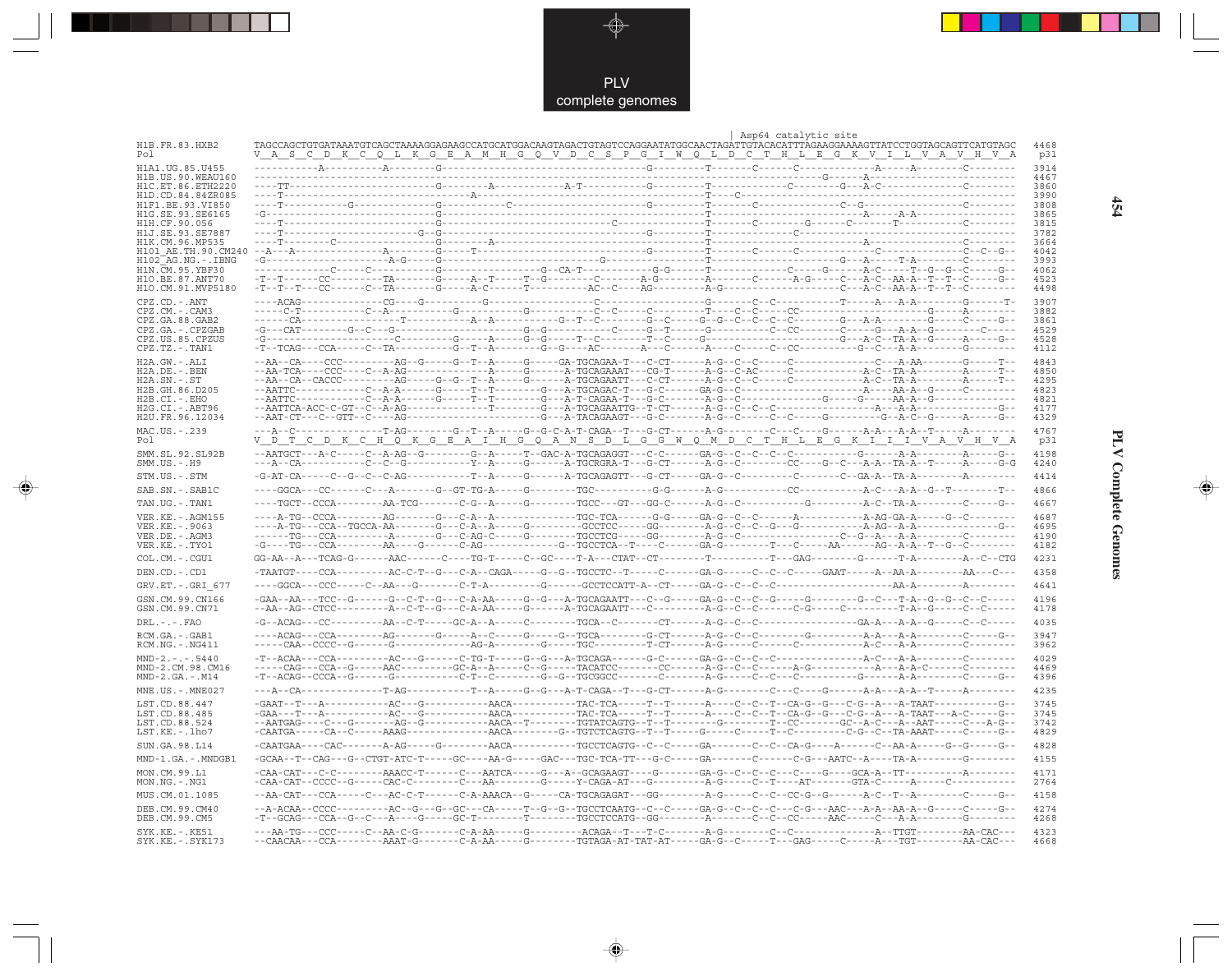```
                                                                              | Asp64 catalytic site
H1B.FR.83.HXB2       TAGCCAGCTGTGATAAATGTCAGCTAAAAGGAGAAGCCATGCATGGACAAGTAGACTGTAGTCCAGGAATATGGCAACTAGATTGTACACATTTAGAAGGAAAAGTTATCCTGGTAGCAGTTCATGTAGC  4468
Pol                  V__A__S__C__D__K__C__Q__L__K__G__E__A__M__H__G__Q__V__D__C__S__P__G__I__W__Q__L__D__C__T__H__L__E__G__K__V__I__L__V__A__V__H__V__A   p31

H1A1.UG.85.U455      -----------A----------A---------G-----------------------------------G---------T-------C------C---------------A-----A---------C--------  3914
H1B.US.90.WEAU160    ----------------------------------------------------------------------------------------------------G------A----------------------------  4467
H1C.ET.86.ETH2220    ----TT--------------------------G-----------A-----------A-T----------G---------T-------------C--------G---A-C--------------C--------  3860
H1D.CD.84.84ZR085    ----T-------------------------------A-----------------------------------------T----C----------------------------------------------------  3990
H1F1.BE.93.VI850     ----T----------G----------------G----------C------------------------G---------T-------C---------------C--G-----------------C--------  3808
H1G.SE.93.SE6165     -G------------------------------G-----------------------------------------------T-------------------------------A-----A-A-----------------  3865
H1H.CF.90.056        ----T---------------------------G---------------------------C-------------------T-------C---------G------C-------T---------C--------  3815
H1J.SE.93.SE7887     ----T---------------------G--G--------------------------------------G---------T-------------C---------------------------------------  3782
H1K.CM.96.MP535      ----T---------C-----------------G---------A---------------------------------------T--------------------------A--------------C--------  3664
H101_AE.TH.90.CM240  --A---A----------------A--------G-------T-------------------------G---------T-------C------C--------------C------------C--C--G--  4042
H102_AG.NG.-.IBNG    -G--------------------A-G-------G-----------------------------G-------------------------------------G----A-----T-A---------C--------  3993
H1N.CM.95.YBF30      -------------C-----C------------G-------------------G--CA-T------------G-G------T-------------C------G------A-C-----T--G--G--C------G--  4062
H1O.BE.87.ANT70      -T--T------CC---------TA--------G-----A--T-----T--G--------C--------A-G---------A--------C------A-G-----C---A-C--AA-A--T--T--C-----G--  4523
H1O.CM.91.MVP5180    -T--T--T---CC------C--TA--------G-----A-C-------T-----------AC--C----AG---------A-G----------------------C---A-C--AA-A--T--T--C--------  4498

CPZ.CD.-.ANT         ----ACAG------------CG----G-----------G----------------C--------------------G-------C--C-----------T------A---A-A---------G-------T-  3907
CPZ.CM.-.CAM3        -----C-T------------C--A-----------G--------------------C--C-------C--------T----C--C------CC---------------------------G------A--------  3882
CPZ.GA.88.GAB2       ------CA-------------------T-------------A--A-----------G--T--C-----G--C-----G--G--C--C--C--C----------G---A-A---------G------C-----G-  3861
CPZ.GA.-.CPZGAB      -G---CAT---------G--C---G--------------------------G--G--------------C-----G--T-----G-----------C--CC------C------G---A-A--G-------C------  4529
CPZ.US.85.CPZUS      -G-----------------------C----------G------A-----G--G-----T--C--------T--C-----G-----------------------G---A-C--TA-A--G------A------G--  4528
CPZ.TZ.-.TAN1        -T--TCAG---CCA------C--TA------------G--T--A----------G--G----AC--------A----C------C--CC---------G--C---A-A---------G--------  4112

H2A.GW.-.ALI         --AA--CA----CCC-----------AG--G-----G--T--A-----G-----GA-TGCAGAA-T---C-CT-------A-G--C--C-----C--------------------C---A-AA--------G------T--  4843
H2A.DE.-.BEN         --AA-TCA----CCC----C--A-AG-------------A-----G-------A-TGCAGAAAT---CG-T-------A-G--C-AC-----C-------------------A-C--TA-A---------A------T--  4850
H2A.SN.-.ST          --AA--CA-CACCC-----------AG------G--G--T--A-----G-----A-TGCAGAATT---C-CT-------A-G--C--C-----C-------------------A-C--TA-A---------A------T--  4295
H2B.GH.86.D205       --AATTC-----------C--A-A------G-----T--T--------G----A-TGCAGAC-T---G-C--------A-G--C---------------------------A----AA-A--G-------C--------  4823
H2B.CI.-.EHO         --AATTC-----------C--A-A------G-----T--T--------G----A-T-CAGAA-T---G-C--------A-G--C---------------------G------G-----AA-A--G-----------  4821
H2G.CI.-.ABT96       --AATTCA-ACC-C-GT--C--A-AG--------------T----------G----A-TGCAGAATTG--T-CT-------A-G--C--C-----------------------A---A-A----------------G--  4177
H2U.FR.96.12034      --AAT-CT---C--GTT--C----AG------------------------G----A-TACAGAAGT--G-C--------A-G--C------C--C-----G---------G---A-C--G------A------G--  4329

MAC.US.-.239         ---A--C-----------------T-AG--------G--T--A-----G--G-C-A-T-CAGA--T---G-CT-------A-G--------C---C---G---------A-A---A-A--T-------A---------  4767
Pol                  V__D__T__C__D__K__C__H__Q__K__G__E__A__I__H__G__Q__A__N__S__D__L__G__G__W__Q__M__D__C__T__H__L__E__G__K__I__I__I__V__A__V__H__V__A   p31

SMM.SL.92.SL92B      --AATGCT---A-C-----C--A-AG--G---------G--A-----T--GAC-A-TGCAGAGGT---C-C-------GA-G--C--C--C--C-----------------G------A-A---------A------G--  4198
SMM.US.-.H9          ---A--CA-----------C--C--G-----------Y--A-----G-----A-TGCRGRA-T---G-CT-------A-G--C-----------CC----G--C---A-A--TA-A---T------A-----G-G  4240

STM.US.-.STM         -G-AT-CA-----C--G--C--C-AG-----------T--A-----G------A-TGCAGAGTT---G-CT-------GA-G--C---------C-----------C--GA-A--TA-A---------A---------  4414

SAB.SN.-.SAB1C       ----GGCA---CC------C---A-------G--GT-TG-A-----G-------TGC--------------G-G-------A-G--------------CC-----------A-C---A-A--G--T-----------T--  4866

TAN.UG.-.TAN1        ----TGCT--CCCA--------AA-TCG--------C-G--A-----G-------TGCC---GT---GG-C-------A-G--C-------------G-----------A-C--TA-A---------C------G--  4667

VER.KE.-.AGM155      ----A-TG---CCCA---------AG--------G---C-A--A-------------TGC-TCA------G-G-----GA-G--C--C------A------------A-AG-GA-A------G--C---------  4687
VER.KE.-.9063        ----A-TG---CCA--TGCCA-AA--------G---C-A--A------G--------GCCTCC------GG-------A-G--C--C--G---G-------------A-AG--A-A------------------G--  4695
VER.DE.-.AGM3        ------TG---CCA-----------A--------G---C-AG-C------G--------TGCCTCG------GG-------A-G--C---------------------C--G---A---A-A---------C---------  4190
VER.KE.-.TYO1        -G-----TG---CCA---------AA----G-------C-AG-------------G--TGCCTCA--T----C-----GA-G----------T---C-----AA-------AG--A-A--T--G--C---------  4182

COL.CM.-.CGU1        GG-AA--A---TCAG-G-------AAC-------C----TG-T-----C--GC----T-A---CTAT--CT---------T-----------T---GAG---------G------T-A----------A--C--CTG  4231

DEN.CD.-.CD1         -TAATGT----CCA----------AC-C-T--G---C-A--CAGA------G--G--TGCCTC--T-----C-------GA-G--C--C--C------GAAT------A--AA-A-----------AA---C----  4358

GRV.ET.-.GRI_677     ----GGCA---CCC------C--AA---G-------C-T-A----------G------GCCTCCATT-A--CT------GA-G--C--C--C-----------------------AA-A-----------A---------  4641

GSN.CM.99.CN166      -GAA--AA---TCC--G-------G--C-T--G---C-A-AA------G--G-----A-TGCAGAATT---C--G------GA-G--C--C--G-----G---------G--C----T-A--G--G--C--C------  4196
GSN.CM.99.CN71       --AA--AG--CTCC----------A--C-T--G---C-A-AA------G-----G--A-TGCAGAATT---C--------A-G--C--C------C-G------C---------T-A--G-------C--C------  4178

DRL.-.-.FAO          -G--ACAG---CC----------AA--C-T-----GC-A--A------C---------TGCA--C--------CT-------A-G--C--C------------------GA-A---A-A--G------C--C------  4035

RCM.GA.-.GAB1        ----ACAG---CCA----------AG--------G------A--C-----G-----G--TGCA----------G-CT-------A-G--C--C--------G--------A-A---A-A---------C-----G--  3947
RCM.NG.-.NG411       -----CAA--CCCC--G------G------------AG-A-----------G-----TGC--------------T-CT-------A-G--------C---------------A-C---A-A---------C---------  3962

MND-2.-.-.5440       -T--ACAA---CCA----------AC---G-------C-TG-T-----G--G---A-TGCAGA-------G-C------GA-G--C--C--C-------------------A-C---A-A---------C---------  4029
MND-2.CM.98.CM16     -----CAG---CCA--G------AAC---------GC-A--A-----C--G------TACATCC-------CC-------A-G--C--C--C------A-G-----------A---A-A-C---------C---------  4469
MND-2.GA.-.M14       -T--ACAG---CCCA--G------G-------------C-T--C---------G--G--TGCGGCC---------C-------A-G-----C--C--C------------G------A-A---------C------G--  4396

MNE.US.-.MNE027      ---A--CA-----------------T-AG-----------T--A-----G--G---A-T-CAGA--T---G-CT------A-G---------C---C---G---------A-A---A-A--T-------A---------  4235

LST.CD.88.447        -GAAT--T---A------------AC---G-----------AACA-----------TAC-TCA------T--T------A----C--C--C--T--CA-G--G---C-G--A---A-TAAT-------------G--  3745
LST.CD.88.485        -GAA---T---A------------AC---G-----------AACA-----------TAC-TCA------T--T------A----C--C--C--T--CA-G--G---C-G--A---A-TAAT---A-C------G--  3745
LST.CD.88.524        --AATGAG----C---G--------AG--G-----------AACA---T------TGTATCAGTG--T--T--------G-------T---CC--------GC--A-C----A--AAT------C---A-G--  3742
LST.KE.-.lho7        -CAATGA-----CA--C-------AAAG-------------AACA--------G--TGTCTCAGTG--T--T------G------C-----C-----------C-G--C--TA-AAAT-------C------G--  4829

SUN.GA.98.L14        -CAATGAA----CAC--------A-AG-----G--------AACA-----------TGCCTCAGTG--C--C------GA---------C--C--CA-G----A------C--AA-A------G--G-----G--  4828

MND-1.GA.-.MNDGB1    -GCAA--T--CAG--G--CTGT-ATC-T------GC----AA-G------GAC---TGC-TCA-TT---G-C------GA--------C-----C-G---AATC--A----TA-A---------G---------  4155

MON.CM.99.L1         -CAA-CAT---C-C---------AAACC-T-------C---AATCA------G---A--GCAGAAGT----G--------GA-G--C--C--C---C----G----GCA-A--TT-----------A---------  4171
MON.NG.-.NG1         -CAA-CAT--CCCC--G------CAC-C---------C---AA-----------G-----Y-CAGA-AT---G--------A-G-----C--T-----AT-------GTA-C-------A------C----------  2764

MUS.CM.01.1085       --AA-CAT---CCA------C---AC-C-T-------C-A-AAACA--G------CA-TGCAGAGAT---GG---------A-G-----C--C--CC-G--G-------A-C--T--A----------C------G--  4158

DEB.CM.99.CM40       --A-ACAA--CCCC----------AC--G--G--GC---CA------T--G--G--TGCCTCAATG--C--C-------GA-G--C--C--C--C-G---AAC---A-A---AA-A--G-------C------G--  4274
DEB.CM.99.CM5        -T--GCAG---CCA--G--C---A-----G------GC-T----------T-------TGCCTCCATG--GG---------A-------C--C--CC------AAC------C---A-A----------G---------  4268

SYK.KE.-.KE51        ---AA-TG---CCC-----C--AA-C-G---------C-A-AA------G---------ACAGA--T---T-C--------A-G---------C--C--------------A---TTGT-----------AA-CAC---  4323
SYK.KE.-.SYK173      --CAACAA---CCA----------AAAT-G-------C-A-AA------G---------TGTAGA-AT-TAT-AT------GA-G--C-----T---GAG------C-----A---TGT----------AA-CAC---  4668
```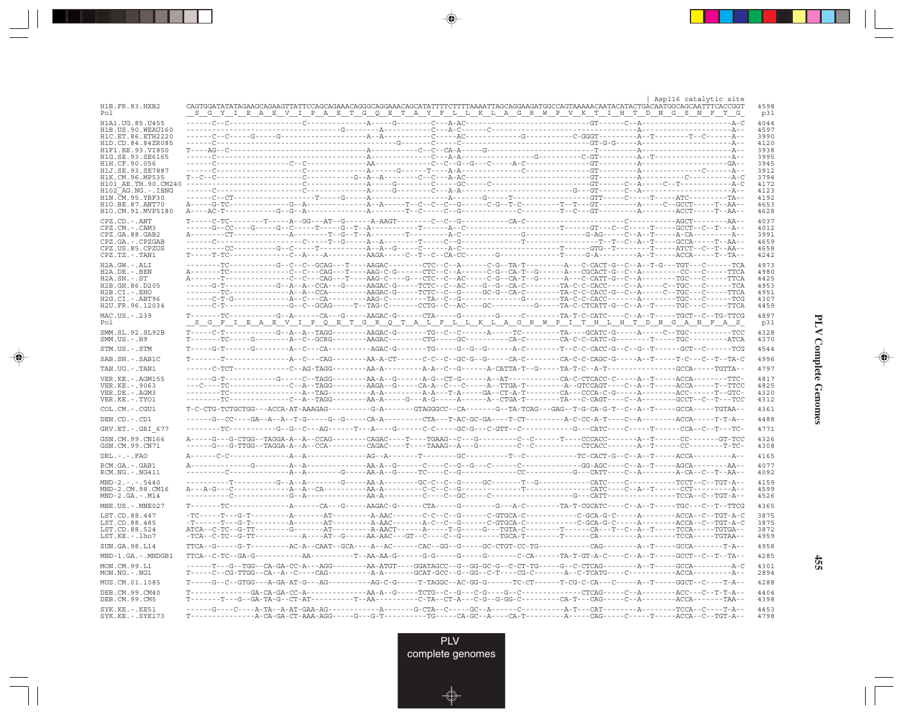```
                                                                                                                                    | Asp116 catalytic site
H1B.FR.83.HXB2       CAGTGGATATATAGAAGCAGAAGTTATTCCAGCAGAAACAGGGCAGGAAACAGCATATTTTCTTTTAAAATTAGCAGGAAGATGGCCAGTAAAAACAATACATACTGACAATGGCAGCAATTTCACCGGT  4598
Pol                  __S__G__Y__I__E__A__E__V__I__P__A__E__T__G__Q__E__T__A__Y__F__L__L__K__L__A__G__R__W__P__V__K__T__I__H__T__D__N__G__S__N__F__T__G_  p31

H1A1.UG.85.U455      ------C--C-----------------C-------------A-----G---------C---A-AC--------------------------GT------C--A---------------------A-C  4044
H1B.US.90.WEAU160    ----------------------------------G---------A-------------C---A-C------C-----------------------------A----------------------A--  4597
H1C.ET.86.ETH2220    ------C--C-----G-----G-------------------A--A----------C-----AC-------------G----------C-GGGT--------A--T--------T--C------A--  3990
H1D.CD.84.84ZR085    ------C--------------------------------------G---------C-----C--------------------------GT-G-G------A------------------------A--  4120
H1F1.BE.93.VI850     T----AG--C-------------------------------A------------C--C--CA-A-----G--------------------------T--------A---------------------A--  3938
H1G.SE.93.SE6165     ------C----------------------------------A------------C---A-A-------------------G----------C-GT--------A--T---------------------A--  3995
H1H.CF.90.056        ------C-------------------C--C-----------AA-----------C--C--G--G---C-----A-C---------------GT-----------A-----------------------GA--  3945
H1J.SE.93.SE7887     ------C--------------------C-------------A-----G------T----A-A-------------C---------------GT-----------A---------------C------A--  3912
H1K.CM.96.MP535      T--C--C--------------------C-----------G--A--A-------C--C---A-AC---------------------------GT-----------A-----------C------------A-C  3794
H101_AE.TH.90.CM240  ---------------------------C-------------A-----G---------C-----GC------C---------------------GT------C--A-----C--T---------------A-C  4172
H102_AG.NG.-.IBNG    ------C--------------------C-------------A-----G---------C---A-A------------------------G---GT------C--A------------------------A--  4123
H1N.CM.95.YBF30      ------C--CT-------------------T-----G-----A-------------------A-------G----T-----------------GTT-----C-----T-----ATC---------TA--  4192
H1O.BE.87.ANT70      A-----G-TC-------------G--A--------------A--A-----T--C--C--C--G------C-G--T-C---------T--T---GT---------A-----C--GCCT-----T--AA--  4653
H1O.CM.91.MVP5180    A----AC-T-----------G--G--A--------------A-----------T--C-----C--G------------------C--------T-----GT---------A---------ACCT-----T--AA--  4628

CPZ.CD.-.ANT         T-----C-TC--------T-----A--GG---AT--G-------A-AAGT----------C--C--G-----------CA-C-----------------------------C--------------AGCT---------AA--  4037
CPZ.CM.-.CAM3        ------G--CC----G----G--C----T-----G--T--A---------T------A--C--------------------------T------GT---C--C--A-----T-----GCCT--C--T---A--  4012
CPZ.GA.88.GAB2       A--------CT----------------A-------T--G--T--A--------T-------A-C-----------------G--------------G-AG-----C--A--T-----A-CA----------A--  3991
CPZ.GA.-.CPZGAB      ------C-------------------------T--G-----A--A---------T-----C--G--------------------T--------------T--T--C--A--T-----GCCA-----T--AA--  4659
CPZ.US.85.CPZUS      ---------CC----------G--C-----T-----------A--A--G-----C-------A-C---------------------------T------GTG--T--------T-----ATCT--C--T--AA--  4658
CPZ.TZ.-.TAN1        T-----T-TC-------------C--A----A----------AAGA-----C--T--C--CA-CC-------G-----------------T-----G-A-----------A--T-----ACCA-----T--TA--  4242

H2A.GW.-.ALI         --------TC------------G--C--C--GCAG---T----AAGAC---------CTC--C--A------C-G--TA-T----------A---C-CACT-G--C--A--T-G---TGT---C-------TCA  4973
H2A.DE.-.BEN         A-------TC------------C--C---CAG---T----AAG-C-G-------CTC--C--A-------C-G--CA-T--G-------A---CGCACT-G--C--A-----------CC---C------TTCA  4980
H2A.SN.-.ST          A-------TC------------C--C---CAG---T----AAG-C----G---CTC--C--AC------C-G--CA-T--G------A---C-CATT-G--C--A-------------TGC---C------TTCA  4425
H2B.GH.86.D205       --------G-T-----------G--A--A--CCA---G-----AAGAC-G------TCTC--C--AC------G--G--CA-C---------TA-C-C-CACC----C--A------C--TGC---C------TCA  4953
H2B.CI.-.EHO         --------TC------------A--A--CCA--------AAGAC-G------TCTC--C--G------GC-G--CA-C----------TA-C-C-CACC-G--C--A-----C--TGC---C------TTCA  4951
H2G.CI.-.ABT96       ------C-T-G-----------A--C----CA---------AAG-C----------TA--C--G-----------------G-------TA-C-C-CACC--------A-----------TGC---C-------TCG  4307
H2U.FR.96.12034      ------C-T-------------G--C--GCAG-----T--TAG-C-------CCTG--C--AC----GC-----------G------TA-C-CTCATT-G--C--A--T-----TGC---C------TTCA  4459

MAC.US.-.239         T-------TC-----------G--A-------CA---G-----AAGAC-G------CTA------G----------G-----C---------TA-T-C-CATC-----C--A--T-----TGCT--C--TG-TTCG  4897
Pol                  __S__G__F__I__E__A__E__V__I__P__Q__E__T__G__R__Q__T__A__L__F__L__L__K__L__A__G__R__W__P__I__T__H__L__H__T__D__N__G__A__N__F__A__S_  p31

SMM.SL.92.SL92B      T-----C-T-------------G--A--A--TAGG-------AAGAC-G-------TG--C--C------A-----TC-----------TA----GCATC-G-----A-----C--TGC-----------TCC  4328
SMM.US.-.H9          T-------TC-----G---------A--C--GCRG-------AAGAC---------CTG-----GC----------CA-C----------CA-C-C-CATC-G-------T-----TGC-----------ATCA  4370

STM.US.-.STM         T-----G-T------G---------A--C---CA---------AGAC-G-------TG-----G--G--G------A-C---------T--C-C-CACC-G--C--G--T-----GCT--C-------TCG  4544

SAB.SN.-.SAB1C       T-------T-------------A--C---CAG--------AA-A-CT------C--C--C--GC-G--G-----CA-C---------CA-C-C-CAGC-G-----A--T-----T--C---C--T--TA-C  4996

TAN.UG.-.TAN1        ------C-TCT-----------C--AG-TAGG--------AA-A----------A-A--C--G------A-CATTA-T--G-----TA-T-C--A-T--------------GCCA-----TGTTA--  4797

VER.KE.-.AGM155      ------G-T-------------G-----C--TAGG--------AA-A--G------A-G--CT-G-------A--AT-----------CA-C-CTCACC-C-----A--T-----ACCA-----------TTC-  4817
VER.KE.-.9063        ---C---TC-------------C--A--TAGG--------AAGA--G-------CA-A---C---C-----A--TTGA-T----------A--GTCCAGT-----C--A--T-----ACCA-------T--TTCC  4825
VER.DE.-.AGM3        --------TC------------------A--TAG----------A-A--------A-A---T-A-----GA--CT-A-T---------CA---CCCA-C-G-----A--------ACC-------T--GTC-  4320
VER.KE.-.TYO1        --------TC------------C--A--TAGG--------AA-A------G---A-G-----A-------A--CTGA-T---------TA---C-CAGT-----C--A--------GCCT---C--T----TCC  4312

COL.CM.-.CGU1        T-C-CTG-TCTGCTGG---ACCA-AT-AAAGAG-----------G-A---------GTAGGGCC--CA--------G--TA-TCAG---GAG--T-G-CA-G-T--C--A--T-----GCCA-----TGTAA--  4361

DEN.CD.-.CD1         ------G--CC----GA--A--A--T-G------G--G------CA-A---------CTA---T-AC-GC-GA----T-CT----------A-C-CC-A-T-----C--A--------ACCA-----T-T-A--  4488

GRV.ET.-.GRI_677     --------TC------------G--G--C---AG------T---A----G------C-C-----GC-G---C-GTT--C------------G---CATC-----C-----T-------CCA--C--T---TC-  4771

GSN.CM.99.CN166      A-----G---G-CTGG--TAGGA-A--A--CCAG---------CAGAC----T----TGAAG--C---G----------C--C------T----CCCACC---------A--T-------CC-------GT-TCC  4326
GSN.CM.99.CN71       ------G---G-TTGG--TAGGA-A--A--CCA----------CAGAC----T----TAAAG--A---G----------C--C-----------CTCACC---------A--T-------CC---------T-TC-  4308

DRL.-.-.FAO          A------C-C------------A--A--------------AG--A---------T----------GC-----------T--C-----------TC-CACT-G--C--A--T-----ACCA-----------A--  4165

RCM.GA.-.GAB1        A---------------G------A--A--------------AA-A--G------C-----C--G--G---C------C---------------GG-AGC-----C--A--T-----AGCA---------AA--  4077
RCM.NG.-.NG411       ---------C-------------A--A--------------AA-A--G------TC----C--G-------------CC---------G---CATT----C--A--T-----A-CA--C--T--AA--  4092

MND-2.-.-.5440       ----------T-----------G--A--A--------G-----AA-A---------GC-C--C--G-----GC--------T--G---------------CATC-----C-----------TCCT--C--TGT-A--  4159
MND-2.CM.98.CM16     A---A-G---C------------A--A--CA-----------AA-A---------C--C--G-------------------------T-----------CATC-----C--A--T------CCT-----------A--  4599
MND-2.GA.-.M14       ---------C-------------G--A--------------AA-A---------C-----C--GC-----C------------------G----CATT----------------TCCA--C--TGT-A--  4526

MNE.US.-.MNE027      T-------TC------------A------CA----G-----AAGAC-G------CTA------G----------G---A-C---------TA-T-CGCATC-----C--A--T-----TGC---C--T--TTCG  4365

LST.CD.88.447        -TC-----T----G-T---------A-------AT----------A-AAC-------C--C--C--G--------C-GTGCA-C-------------C-GCA-G-C-----A---------ACCA--C--TGT-A-C  3875
LST.CD.88.485        -T------T----G-T---------A-------AT----------A-AAC-------A-C--C--G---------C-GTGCA-C-------------C-GCA-G-C-----A---------ACCA--C--TGT-A-C  3875
LST.CD.88.524        ATCA--C-TC--G-TT---------G-------AT----------A-AACT------A-----T--G-----G---TGTA-C-------T------CA---T--C--A--T-----TCCA-----TGTGA--  3872
LST.KE.-.lho7        -TCA--C-TC--G-TT--------------A----AT--G-----AA-AAC---GT--C-----C--G---------TGCA-T--------T------CA------------A--------TCCA-----TGTAA--  4959

SUN.GA.98.L14        TTCA--G-----G-T----------AC-A--CAAT--GCA----A--AC------CAC--GG--G-----GC-CTGT-CC-TG----------CAG--------A--T-----GCCA---------T-A--  4958

MND-1.GA.-.MNDGB1    TTCA--C-TC--GA-G------------AA-----------T--AA-AA-G------G-G------G-----G------C-CA------TA-T-GT-A-C----C--A--T-----GCCT--C--T--TA--  4285

MON.CM.99.L1         ------T---G--TGG--CA-GA-CC-A---AGG---------AA-ATGT----GGATAGCC--G--GG-GC-G--C-CT-TG------G--C-CTCAG-----------A--T-----GCCA-----------A-C  4301
MON.NG.-.NG1         T------C--CG-TTGG--CA--A--C-----CAG-----------A-A-------GCAT-GCC--G--GG--C-T----CG-C--------A--C-TCATG-----C------------ACCA-----------A--  2894

MUS.CM.01.1085       T-----G--C--GTGG---A-GA-AT-G---AG-----------AG-C-G------T-TAGGC--AC-GG-G------TC-CT------T-CG-C-CA---C-----A--T-----GGCT--C-----T-A--  4288

DEB.CM.99.CM40       T---------------GA-CA-GA-CC-A------------AA-A--G------TCTG--C--G---C-G---G--C-----------CTCAG-----C--A--------ACC---C--T-T-A--  4404
DEB.CM.99.CM5        T-------T---G--GA-TA-G--CT-AT------------T--AA---------C-TA--CT-A---C-G--G-GG-C----------CA-T---CAG-----C--A--------ACCA-----------TAA--  4398

SYK.KE.-.KE51        ------G----C----A-TA--A-AT-GAA-AG------------A-------G-CTA--C-----GC--A-----C-----------A-T---CAT--------A--------TCCA--C-----T-A--  4453
SYK.KE.-.SYK173      T---------------A-CA-GA-CT-AAA-AGG------G---G-T----------TG-----CA-GC--A-----CA-T----------A-----CAG-----C-----T-----ACCA--C--TGT-A--  4798
```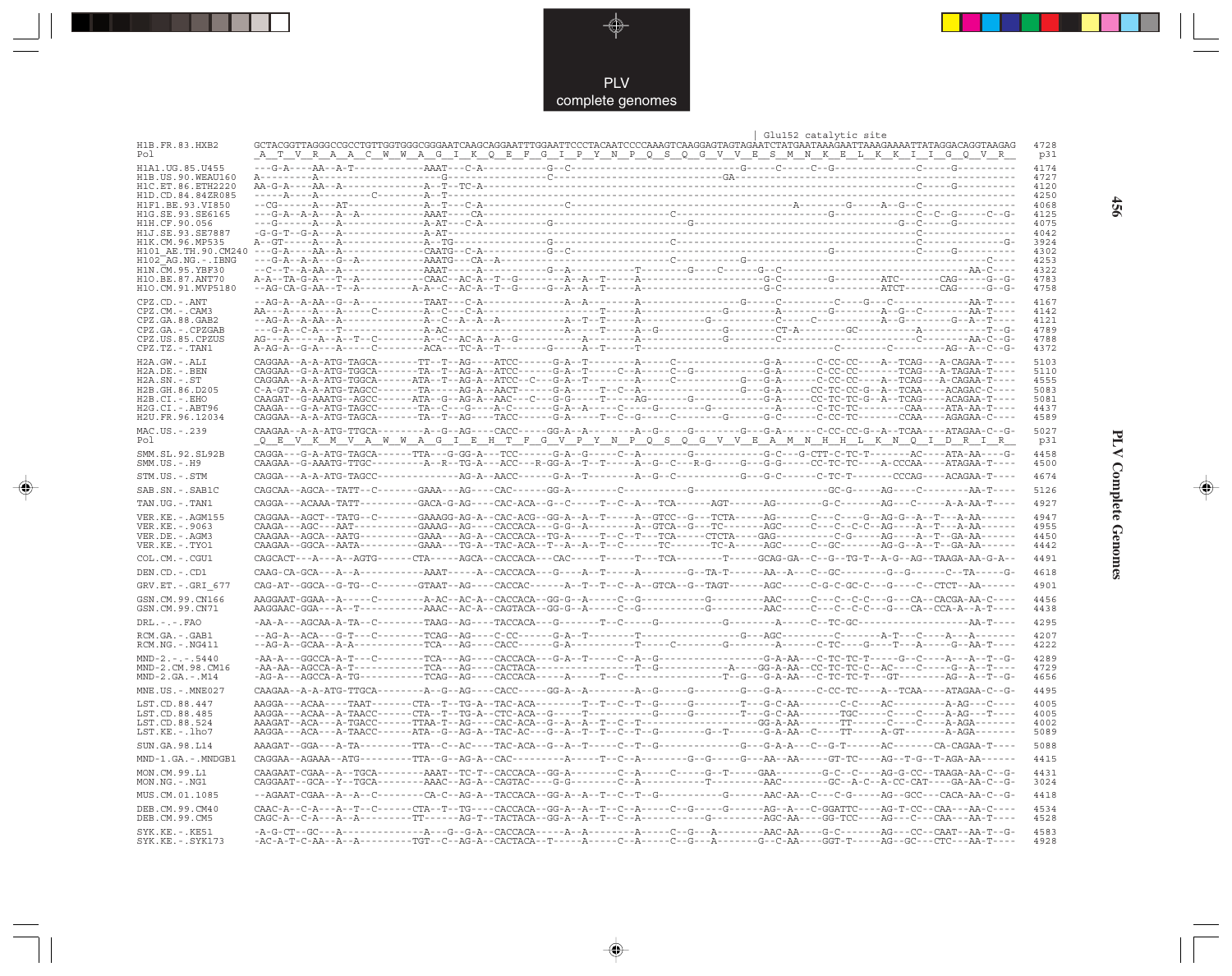```
                                                                                                   | Glu152 catalytic site
H1B.FR.83.HXB2      GCTACGGTTAGGGCCGCCTGTTGGTGGGCGGGAATCAAGCAGGAATTTGGAATTCCCTACAATCCCCAAAGTCAAGGAGTAGTAGAATCTATGAATAAAGAATTAAAGAAAATTATAGGACAGGTAAGAG   4728
Pol                  _A__T__V__R__A__A__C__W__W__A__G__I__K__Q__E__F__G__I__P__Y__N__P__Q__S__Q__G__V__V__E__S__M__N__K__E__L__K__K__I__I__G__Q__V__R__   p31

H1A1.UG.85.U455     ---G-A----AA--A-T------------AAAT---C-A-----------G--C-------------------------------------G-----C-----C--G-------------C-----G----------   4174
H1B.US.90.WEAU160   A----------A----------------------G------------------C-----------------------------GA-------------------------------------------------   4727
H1C.ET.86.ETH2220   AA-G-A----AA--A-------------A--T--TC-A-----------------------------------------------------------------------------C-----G----------   4120
H1D.CD.84.84ZR085   -----A----A-------------C-------A--T----------------------------------------------------------------------------------------------   4250
H1F1.BE.93.VI850    --CG------A---AT------------A--T--C-A-----------------C---------------------------------------A--------G-----A--G--C-----------------   4068
H1G.SE.93.SE6165    ---G-A--A-A---A--A-----------AAAT----CA----------------------------C----------------------------------G-----------------C--C--G-----C--G   4125
H1H.CF.90.056       ---G------A---A-------------A-AT---C-A------------G------------------------G-----------------------------------------G--C-----G----------   4075
H1J.SE.93.SE7887    -G-G-T--G-A---A-------------A-AT-------------------------------------------------------------------------------------C-----------------   4042
H1K.CM.96.MP535     A--GT-----A---A-------------A--TG-----------------G--------------C----------------------------------------------------C-----------------G-   3924
H101_AE.TH.90.CM240 ---G-A----AA--A-------------CAATG--C-A-----------G--C----------------------------------------------------G----------------C-----G----------   4302
H102_AG.NG.-.IBNG   ---G-A--A-A---G--A----------AAATG---CA--A-------------------------------C-------------G---------------------------------------------C-----   4253
H1N.CM.95.YBF30     --C--T--A-AA--A-------------AAAT-----A------------G--A-----------T--------G-----C------G--C-----------------------------------AA-C----   4322
H1O.BE.87.ANT70     A-A--TA-G-A---T--A-----------CAAC--AC-A--T--G---------A--A--T-----A------------------G-C--------G--------ATC--------CAG-----G--G-   4783
H1O.CM.91.MVP5180   --AG-CA-G-AA--T--A---------A-A--C--AC-A--T--G-----A--A--T-----A------------------G-C---------------------ATCT-------CAG-----G--G-   4758

CPZ.CD.-.ANT        --AG-A--A-AA--G--A-----------TAAT---C-A-------------A--A---------A-------------------G-----C---------C-----G---C--------------AA-T----   4167
CPZ.CM.-.CAM3       AA---A----A---A------C------A--C---C-A-------------------T--------A-------------G---------A--------G--------A--G--C--------AA-T----   4142
CPZ.GA.88.GAB2      --AG-A--A-AA--A-------------A--C--A--A--A-----------A--T--T-----A------------G---------C-----C-----------A--G--------G--A--T----   4121
CPZ.GA.-.CPZGAB     ---G-A--C-A---T-------------A-AC-------------------A--------T-----A--G----------G--------CT-A--------GC---------A------------T--G-   4789
CPZ.US.85.CPZUS     AG---A-----A--A--T--C-------A--C--AC-A--A--G----------A---------A-------------G-------C-------------------------C---------AA-C--G-   4788
CPZ.TZ.-.TAN1       A-AG-A--G-A---A-----C--------ACA---TC-A--T--------G----A--T-----T--------------------------------C---------C----------AG--A--C--G-   4372

H2A.GW.-.ALI        CAGGAA--A-A-ATG-TAGCA-------TT--T--AG----ATCC-------G-A--T-------A-----C--------------G-A------C-CC-CC----A--TCAG---A-CAGAA-T----   5103
H2A.DE.-.BEN        CAGGAA--G-A-ATG-TGGCA-------TA--T--AG-A--ATCC-------G-A--T-----C--A-----C--G-----------G-A------C-CC-CC-------TCAG---A-TAGAA-T----   5110
H2A.SN.-.ST         CAGGAA--A-A-ATG-TGGCA------ATA--T--AG-A--ATCC--C----G-A--T-------A-----C------------G--G-A------C-CC-CC----A--TCAG---A-CAGAA-T----   4555
H2B.GH.86.D205      C-A-GT--A-A-ATG-TAGCC-------TA-----AG-A--AACT-------G-A--T--C--A-------------------G--G-A------CC-TC-CC-G--A--TCAA----ACAGAC-C----   5083
H2B.CI.-.EHO        CAGAAT--G-AAATG--AGCC------ATA--G--AG-A--AAC---C----G-G-----T-----AG-------G-----------G-A------CC-TC-TC-G--A--TCAG----ACAGAA-T----   5081
H2G.CI.-.ABT96      CAAGA---G-A-ATG-TAGCC-------TA--C--G----A-C---------G-A--A-----C-----G--------G-----------A------C-TC-TC-------CAA-----ATA-AA-T----   4437
H2U.FR.96.12034     CAGGAA--A-A-ATG-TAGCA-------TA--T--AG----TACC-------G-A-----T--C--G-----C--------G-----G-C------C-CC-TC-------CCAA-----AGAGAA-C----   4589

MAC.US.-.239        CAAGAA--A-A-ATG-TTGCA--------A--G--AG----CACC------GG-A--A----------A--G-----G---------G--G-A------C-CC-CC-G--A--TCAA----ATAGAA-C--G-   5027
Pol                 _Q__E__V__K__M__V__A__W__W__A__G__I__E__H__T__F__G__V__P__Y__N__P__Q__S__Q__G__V__V__E__A__M__N__H__H__L__K__N__Q__I__D__R__I__R__   p31

SMM.SL.92.SL92B     CAGGA---G-A-ATG-TAGCA------TTA---G-GG-A---TCC-------G-A--G-----C--A-----------G--------------G-C---G-CTT-C-TC-T--------AC----ATA-AA----G-   4458
SMM.US.-.H9         CAAGAA--G-AAATG-TTGC---------A--R--TG-A---ACC--R-GG-A--T--T-----A--G--C---R-G-----G--G-G------CC-TC-TC----A-CCCAA-----ATAGAA-T----   4500

STM.US.-.STM        CAGGA---A-A-ATG-TAGCC-------------AG-A--AACC--------G-A--T--------A--G--C-------------G--G-C------C-TC-T-------CCCAG-----ACAGAA-T----   4674

SAB.SN.-.SAB1C      CAGCAA--AGCA--TATT--C-------GAAA---AG----CAC--------GG-A-------C------------G----------------------------GC-G-----AG----C---------AA-T----   5126

TAN.UG.-.TAN1       CAGGA---ACAAA-TATT---------GACA-G-AG----CAC-ACA--G--C-----T--C--A---TCA-------AGT-------AG--------G-C--------AG---C-------A-A-AA-T----   4927

VER.KE.-.AGM155     CAGGAA--AGCT--TATG--C-------GAAAGG-AG-A--CAC-ACG--GG-A--A--T-----A--GTCC--G---TCTA------AG------C---C-----G--AG-G--A--T---A-AA------   4947
VER.KE.-.9063       CAAGA---AGC---AAT----------GAAAG--AG----CACCACA---G-G--A-------A--GTCA--G---TC--------AGC-----C---C--C-C--AG----A--T---A-AA------   4955
VER.DE.-.AGM3       CAAGAA--AGCA--AATG----------GAAA---AG-A--CACCACA--TG-A-----T--C--T---TCA-----CTCTA----GAG-----------C-G-----AG----A--T--GA-AA------   4450
VER.KE.-.TYO1       CAAGAA--GGCA--AATA----------GAAA---TG-A--TAC-ACA--T--A--A--T--C------TC--------TC-A------AGC-----C--GC-------AG-G--A--T--GA-AA------   4442

COL.CM.-.CGU1       CAGCACT---A---A--AGTG------CTA-----AGCA--CACCACA---CAC-----T-----T---TCA---------T------GCAG-GA--C--G--TG-T--A-G--AG--TAAGA-AA-G-A--   4491

DEN.CD.-.CD1        CAAG-CA-GCA---A--A-----------AAAT-----A--CACCACA---G-----A--T-----A--------G--TA-T-------AA--A---C--GC---------G--G-------C--TA-----G-   4618

GRV.ET.-.GRI_677    CAG-AT--GGCA--G-TG--C-------GTAAT--AG----CACCAC-------A--T--T--C--A--GTCA--G--TAGT------AGC-----C-G-C-GC-C---G----C--CTCT--AA------   4901

GSN.CM.99.CN166     AAGGAAT-GGAA--A----C--------A-AC--AC-A--CACCACA--GG-G--A-----C--G------------G---------AAC-----C---C--C-C--G----CA--CACGA-AA-C----   4456
GSN.CM.99.CN71      AAGGAAC-GGA---A--T----------AAAC--AC-A--CAGTACA--GG-G--A-----C--G------------G---------AAC-----C---C--C-C--G----CA--CCA-A--A-T----   4438

DRL.-.-.FAO         -AA-A---AGCAA-A-TA--C--------TAAG--AG----TACCACA---G-------T--C-----G------------G---------A-----C--TC-GC----------------------AA-T----   4295

RCM.GA.-.GAB1       --AG-A--ACA---G-T---C-------TCAG--AG----C-CC--------G-A--T-----------T--------------------G--AGC--------C---------A-T---C-----A---A-------   4207
RCM.NG.-.NG411      --AG-A--GCAA--A-A-----------TCA---AG----CACC--------G-A-----------T-----C----------G----------A------C-TC-----G----T---A-----G--AA-T----   4222

MND-2.-.-.5440      -AA-A---GGCCA-A-T---C-------TCA---AG----CACCACA---G-A--T-----C--A--G----------------G-A-AA---C-TC-TC-T------G--C-----A---A--T--G-   4289
MND-2.CM.98.CM16    -AA-AA--AGCCA-A-T-----------TCA---AG----CACTACA-------------------T--G-----------A----GG-A-AA--CC-TC-TC-C--AC----C-----G--A--T----   4729
MND-2.GA.-.M14      -AG-A---AGCCA-A-TG----------TCAG--AG----CACCACA-----A-----T--C--------------------T--G---G-A-AA---C-TC-TC-T---GT---------AG--A--T--G-   4656

MNE.US.-.MNE027     CAAGAA--A-A-ATG-TTGCA--------A--G--AG----CACC-----GG-A--A-----G--A-----G-----------G--G-A------C-CC-TC-----A--TCAA----ATAGAA-C--G-   4495

LST.CD.88.447       AAGGA---ACAA----TAAT-------CTA--T--TG-A--TAC-ACA--------T--T--C--T--G-----G--------T----G-C-AA--------C-C-----AC---------A-AG---C----   4005
LST.CD.88.485       AAGGA---ACAA--A-TAACC------CTA--T--TG-A--CTC-ACA--G-----T----------G-----G---------T----G-C-AA-------TGC-----C-----C-----A-AG---T----   4005
LST.CD.88.524       AAAGAT--ACA---A-TGACC------TTAA-T--AG----CAC-ACA--G--A--A--T--C--T-------------------GG-A-AA--------TT-------C-----C-----A-AGA-------   4002
LST.KE.-.lho7       AAGGA---ACA---A-TAACC------ATA--G--AG-A--TAC-AC---G--A--T--T--C--T--G---------G--T------G-A-AA---C----TT------A-GT-------A-AGA-------   5089

SUN.GA.98.L14       AAAGAT--GGA---A-TA---------TTA--C--AC----TAC-ACA--G--A--T-----C--T--G---------------G--G-A-A---C--G-T-------AC---------CA-CAGAA-T----   5088

MND-1.GA.-.MNDGB1   CAGGAA--AGAAA--ATG---------TTA--G--AG-A--CAC---------A-----T--C--A---------G--G-----G--AA--AA----GT-TC----AG--T-G--T-AGA-AA------   4415

MON.CM.99.L1        CAAGAAT-CGAA--A--TGCA--------AAAT--TC-T--CACCACA--GG-A--------C--A-----C-----G--T------GAA---------G-C--C----AG-G-CC--TAAGA-AA-C--G-   4431
MON.NG.-.NG1        CAGGAAT--GCA--Y--TGCA--------AAAC--AG-A--CAGTAC---G-G-------C--A-------------T----------AAC---------GC--A-C--A-CC-CAT----GA-AA-C--G-   3024

MUS.CM.01.1085      --AGAAT-CGAA--A--A--C-------CA-C--AG-A--TACCACA--GG-A--A--T--C--T--G------------G------AAC-AA---C---C-G------AG---GCC---CACA-AA-C--G-   4418

DEB.CM.99.CM40      CAAC-A--C-A---A--T--C-------CTA--T--TG----CACCACA--GG-A--A--T--C--A-----C--G-----G-----AG--A---C-GGATTC----AG-T-CC--CAA---AA-C----   4534
DEB.CM.99.CM5       CAGC-A--C-A---A--A----------TT------AG-T--TACTACA--GG-A--A--T--C--A--------------G---------AGC-AA----GG-TCC----AG---C---CAA---AA-T----   4528

SYK.KE.-.KE51       -A-G-CT--GC---A--------------A---G--G-A--CACCACA-----A--A------A------C--G---A---------AAC-AA----G-C--------AG---CC--CAAT--AA-T--G-   4583
SYK.KE.-.SYK173     -AC-A-T-C-AA--A--A---------TGT--C--AG-A--CACTACA--T-----A-----C--A-----C--G---A--------G--C-AA----GGT-T------AG--GC---CTC---AA-T----   4928
```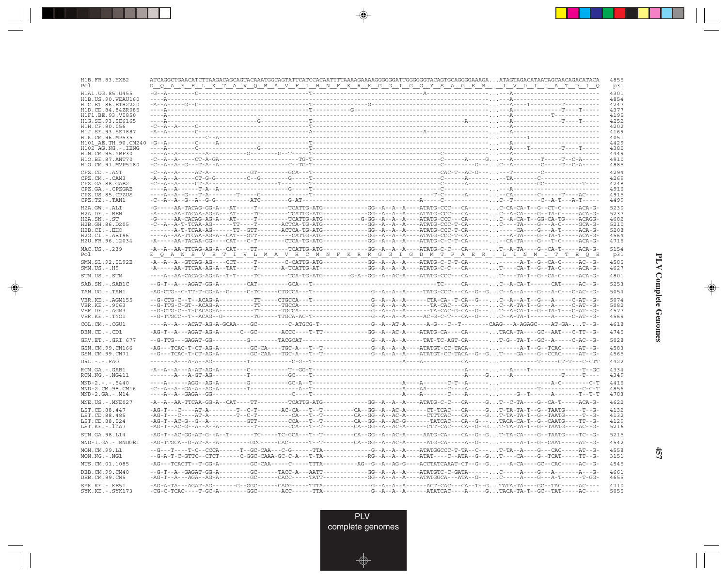```
H1B.FR.83.HXB2       ATCAGGCTGAACATCTTAAGACAGCAGTACAAATGGCAGTATTCATCCACAATTTTAAAAGAAAAGGGGGGATTGGGGGGTACAGTGCAGGGGAAAGA...ATAGTAGACATAATAGCAACAGACATACA  4855
Pol                  D__Q__A__E__H__L__K__T__A__V__Q__M__A__V__F__I__H__N__F__K__R__K__G__G__I__G__G__Y__S__A__G__E__R__.__I__V__D__I__I__A__T__D__I__Q  p31

H1A1.UG.85.U455      -G--A--------C--------------------------T--------------------------------A--------------------...--A-----------------------  4301
H1B.US.90.WEAU160    ----A------------------------------------------------------------------------------------------...--A-----------------------  4854
H1C.ET.86.ETH2220    -A--A-----G--C--------------------------T-------------G--------------------------------------...--A----T---------T---------  4247
H1D.CD.84.84ZR085    ----A-----------------------------------T---------G------------------------------------------...--A------------T----T-----  4377
H1F1.BE.93.VI850     ----A------------------------------------------------------------------------------------------...--A-----------T-----------  4195
H1G.SE.93.SE6165     ----A---------------------G-------------T------------------------------------A---------------...--A-------------T----T-----  4252
H1H.CF.90.056        -C--A--A-----C--------------------------T------------------------------------------------------...--A-----------------------  4202
H1J.SE.93.SE7887     -A--A--------C--------------------------A--------------------------------A--------------------...--A-----------------------  4169
H1K.CM.96.MP535      ----------------C--A---------------------------------------------------------------------------...--------T----------------  4051
H101_AE.TH.90.CM240  -G--A--------C-----A--------------------T------------------------------------------------------...--A-----------------------  4429
H102_AG.NG.-.IBNG    ----A--------C-------------G------------T------------------------------------------------------...--A----T---------T---T----  4380
H1N.CM.95.YBF30      ----A--A--------A----------G--------G--T-----T-------------------------------C-----------------...--A-----------------------  4449
H1O.BE.87.ANT70      -C--A--A-----CT-A-GA-------------------TG-T-----------------------------------C------A-----G...--A---------T-----T--C-A-----  4910
H1O.CM.91.MVP5180    -C--A--A--G---T-A--A-------------------C--TG-T--------------------------------C-----------G----...C--A---------C-----T--C-A-----  4885

CPZ.CD.-.ANT         -C--A--A-----AT-A------------GT---------GCA--T-------------------------------CAC-T--AC-G-----...--T--------C----------------  4294
CPZ.CM.-.CAM3        -A--A--A-----CT-G-G---------C--G--------G----T--------------------------------C------A--------...--TA-------C----------------  4269
CPZ.GA.88.GAB2       -C--A--A-----CT-A-------------------T--------T--------------------------------C------A--------...-----------GC---------------T----  4248
CPZ.GA.-.CPZGAB      ----A--A------T-A--A------------------G-----T--------------------------------C----------------...--A----------------------------  4916
CPZ.US.85.CPZUS      ----A--A--G---T-A-------T-----G--------------T-------------------------------T-C------A--------...--CA--------C------T---AC----  4915
CPZ.TZ.-.TAN1        -C--A--A--G--A--G-G-----------ATC--------G-AT----------------------------A-----C---------------...C--T--------C--A-T---A-T-----  4499

H2A.GW.-.ALI         -G-----AA-TACAG-GG-A---AT-----T--------TCATTG-ATG-------------GG--A--A--A----ATATG-CCC---CA-------...C--CA-CA--T--G--CT-C-----ACA-G-  5230
H2A.DE.-.BEN         -A-----AA-TACAA-AG-A---AT-----TG-------TCATTG-ATG-------------GG--A--A--A----ATATG-CCC---CA-------...C--A-CA----G--TA-C-----ACA-G-  5237
H2A.SN.-.ST          -G-----AA-CACAG-AG-A---AT-----T--------TCATTG-ATG------------G-GG--A--A--A----ATATG-CCC---CA-------...C--A-CA-T--GG-CA-TG----ACAGG-  4682
H2B.GH.86.D205       -C--A--A-T-TCAA-AG------TT-----T-------ACTCA-TG-ATG-----------GG--A--A--A----ATATG-CCC-T-CA--------...C----TA----G---A-C-----GCA-G-  5210
H2B.CI.-.EHO         ----A--A-T-TCAA-AG------TT--GTT--------ACTCA-TG-ATG-----------GG--A--A--A----ATATG-CCC-T-CA--------...-----CA----G---A-T-----ACA-G-  5208
H2G.CI.-.ABT96       ----A--AA-TTCAA-AG-A--CAT---GTT---------CATTG-ATG-------------GG--A--A--A----ATATG-CCC-T-CA--------...--A-TA----G--TA-T-----ACA-G-  4564
H2U.FR.96.12034      -A-----AA-TACAA-GG----CAT---C-T---------CTCA-TG-ATG-----------GG--A--A--A----ATATG-C-C-T-CA--------...--CA-TA----G---T-C-----ACA-G-  4716

MAC.US.-.239         -A--A--AA-TTCAG-AG-A--CAT----TT--------TCATTG-ATG-------------GG--A--A--A----ATATG-C-C---CA-------...T--A-TA----G--CA-T-----ACA-G-  5154
Pol                  E__Q__A__N__S__V__E__T__I__V__L__M__A__V__H__C__M__N__F__K__R__R__G__G__I__G__D__M__T__P__A__E__R__.__L__I__N__M__I__T__T__E__Q__E  p31

SMM.SL.92.SL92B      -A--A--A--GTCAG-AG----CCT-----T--------C-CATTG-ATG------------GG--A--A--A----ATATG-C-C-T-CA--------...-----A-T--G--CA-C-----AC--G-  4585
SMM.US.-.H9          -A-----AA-TTCAA-AG-A--TAT-----T--------A-TCATTG-AT-------------GG--A--A--A----ATATG-C-C---CA--------...T----CA-T--G--TA-C-----ACA-G-  4627

STM.US.-.STM         ----A--AA-CACAG-AG-A--T-T-----TC-------TCA-TG-ATG--------G-A--GG--A--AC-A----ATATG-CCC---CA--------...T----TA-T--G--CA-C-----ACA-G-  4801

SAB.SN.-.SAB1C       --G-T--A---AGAT-GG-A--------CAT---------GCA---T-------------------------------TC-----CA--------...C--A-CA-T------CAT-----AC--G-  5253

TAN.UG.-.TAN1        -AG-CTG--C-TT-T-GG-A--G-----C-TC-----CTGCCA---T----------------G--A--A--A-----TATG-CCC---CA--G--G...C--A--A----G---A-C---C-AC-G-  5054

VER.KE.-.AGM155      --G-CTG-C--T--ACAG-A----------TT------CTGCCA---T----------------G--A--A--A------CTA-CA--T-CA--G----...C--A--A-T--G---A-----C-AT--G-  5074
VER.KE.-.9063        --G-TTG-C-GT--ACAG-A----------TT------TGCCA----------------------G--A--A--A-------TA-CAC---CA-------...C--A-TA-T--G---A-----C-AT--G-  5082
VER.DE.-.AGM3        --G-CTG-C--T-CACAG-A----------TT------TGCCA----------------------G--A--A--A-------TA-CAC-G-CA--G----...T--A-CA-T--G--TA-T---C-AT--G-  4577
VER.KE.-.TYO1        --G-TTGCC--T--ACAG--G---------TG-----TTGCA-AC-T-----------------G--A--A--A-----AC-G-C-T---CA--G----...C--A-TA-T------A-----C-AT--G-  4569

COL.CM.-.CGU1        ----A--A---ACAT-AG-A-GCAA----GC---------C-ATGCG-T---------------G--A--AT-A------A-G---C--T--------CAAG---A-AGAGC----AT-GA-...T--G-  4618

DEN.CD.-.CD1         -AG-T--A---AGAT-AG-A------C--GC-------ACCC----T-TT-------------GG--A--AC-A----ATATG-CA---CA--------...TACA-TA----GC--AAT---C-TT--G-  4745

GRV.ET.-.GRI_677     --G-TTG---GAGAT-GG----------G--------TACGCAT--------------------G--A--A--A-----TAT-TC-AGT-CA--------...T-G--TA-T--GC--A-----C-AC-G-  5028

GSN.CM.99.CN166      -AG---TCAC-T-CT-AG-A---------GC-CA----TGC-A---T--T---------------G--A--A--A----ATATGT-CC-TACA--------...------A-T--G--TCAC-----AT--G-  4583
GSN.CM.99.CN71       --G---TCAC-T-CT-AG-A---------GC-CAA---TGC-A---T--T---------------G--A--A--A----ATATGT-CC-TACA--G--G...T----GA----G--CCAC-----AT--G-  4565

DRL.-.-.FAO          -------A---A-A--AG-----------T----------C-G--T-------------------------A----A--------------CA-------...-----------T-----CT-T---C-CTT  4422

RCM.GA.-.GAB1        -A--A--A---A-AT-AG-A--------C-----------T--GG-T--------------------------------------------A--------...--A----T---------------T--GC  4334
RCM.NG.-.NG411       -------A---A-GT-AG-----------T----------GC---T--------------------------------------------A-----G...--A------------T-----T----  4349

MND-2.-.-.5440       ----A------AGG--AG-A--------G-----------GC-A--T-------------------------A-----A------C-T--A-------...-------------A-C--------C-T  4416
MND-2.CM.98.CM16     -C--A--A---GA-A--AG-A--------T---------------A--T-------------------------A-----AA-------C-----A-------...-----------T-----------C-C-T  4856
MND-2.GA.-.M14       ----A--A---GAGA--GG---------------------C----T-------------------------A-----A-------C-----A-------...------G--T------A-------T--T-T  4783

MNE.US.-.MNE027      -A--A--AA-TTCAA-GG-A--CAT----TT---------TCATTG-ATG-------------GG--A--A--A----ATATG-C-C---CA-----G...T--C-TA----G--CA-T-----ACA-G-  4622

LST.CD.88.447        -AG-T---C----AT-A--------T--C-T-------AC-CA---T--T---------CA--GG--A--AC-A------CT-TCAC---CA-----G...T-TA-TA-T--G--TAATG-----T--G-  4132
LST.CD.88.485        -AG-T---C----AT-A--------T--C-T-----------CA---T--T---------CA--GG--A--AC-A------CTTTCAC---CA-----G...T-TA-TA-T--G--TAATG-----T--G-  4132
LST.CD.88.524        -AG-T--AC-G--G--A-----------GTT-------CCA---T--T---------CA--GG--A--AC-G--------TATCAC---CA--G----...TACA-CA-T--G--CAATG-----TT--G-  4129
LST.KE.-.lho7        -AG-T--AC-G--A--A--A--------T-----------CCA---T--T---------CA--GG--A--AC-A------CTT-CAC---CA--G--G...T-TA-TA-T--G--TAATG-----AC--G-  5216

SUN.GA.98.L14        -AG-T--AC-GG-AT-G--A--T-------TC-----TC-GCA---T--T---------CA--GG--A--AC-A-----AATG-CA----CA--G--G...T-TA-CA----G--TAATG-----TC--G-  5215

MND-1.GA.-.MNDGB1    -AG-TTGCA--G-AT-A--A--------GCC------CAC------T--T---------CA--GG--A--AC-A-----ATG-CA----A--G------...------A-T--G--CAAT-----AT--G-  4542

MON.CM.99.L1         --G---T----T-C--CCCA------T--GC-CAA---C-G------TTA--------------G--A--A--A----ATATGGCCC-T-TA--C-----...T-TA--A----G---CAC-----AT--G-  4558
MON.NG.-.NG1         --G-A-T-C-GTTC--CTCT------C-GGC-CAAA-GC-C-A---T-TA-------------RG--A--A--A----ATAT----C--ATA--G--G...T----CA----G--TCAT-----TT--G-  3151

MUS.CM.01.1085       -AG---TCACTT--T-GG-A---------GC-CAA-----C------TTTA-----------AG--G--A--AG-G----ACCTATCAAAT-CT--G--G...--A-CA----GC--CAC-----AC--G-  4545

DEB.CM.99.CM40       --G-T--A--GAGAT-GG-A---------GC------TACC-A---AATT-------------GG--A--A--A----ATATGTC-C-GATA--------...C-----A----G---A-------A---G-  4661
DEB.CM.99.CM5        -AG-T--A---AGA--AG-A---------GC------CACC------TATT------------GG--A--A--A----ATATGGCA---ATA--G-----...C-----A----G---A-T------T-GG-  4655

SYK.KE.-.KE51        -AG-A-TA---AGAT-AG--------G--GGC-------CACG------TTTA-------------G--A--A--A------ACT-CAC---CA--T--G...TATA-TA----GC--TAC-----AC----  4710
SYK.KE.-.SYK173      -CG-C-TCAC----T-GC-A---------GGC-------ACC------TTA---------------G--A--A--A------ATATCAC----A-----G...TACA-TA-T--GC--TAT-----AC----  5055
```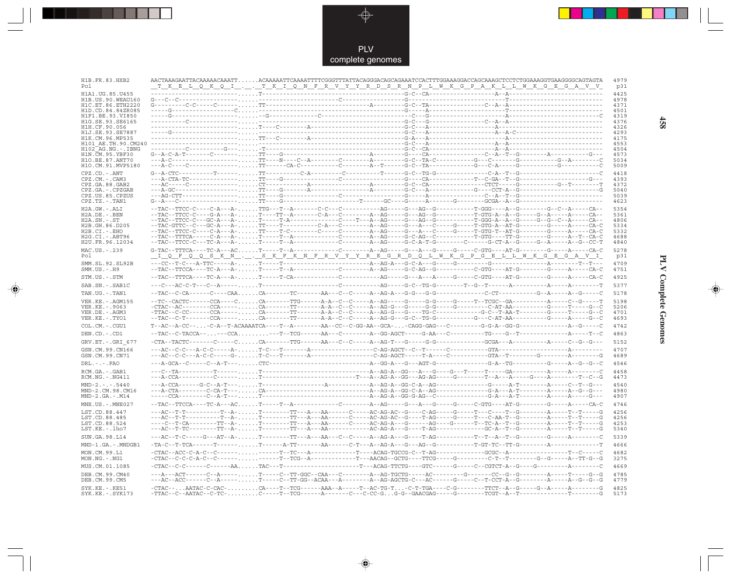## PLV complete genomes

```
H1B.FR.83.HXB2       AACTAAAGAATTACAAAAACAAATT......ACAAAAATTCAAAATTTTCGGGTTTATTACAGGGACAGCAGAAATCCACTTTGGAAAGGACCAGCAAAGCTCCTCTGGAAAGGTGAAGGGGCAGTAGTA  4979
Pol                   _T__K__E__L__Q__K__Q__I__._._T__K__I__Q__N__F__R__V__Y__Y__R__D__S__R__N__P__L__W__K__G__P__A__K__L__L__W__K__G__E__G__A__V__V_  p31

H1A1.UG.85.U455      -------------------------......T--------------------------------------------G-C--CA---------------------A--A-------------------------  4425
H1B.US.90.WEAU160    G---C--C-----------------......-------------------C--------------------------G------------------------------T----------------------------  4978
H1C.ET.86.ETH2220    G---------C-C-----C------......TT---------------------------------A----------G-C--TA-------------------C--A--A---------------------------  4371
H1D.CD.84.84ZR085    -----G-------------------C......-------------------------------------------G----A-------------------------T----------------------------  4501
H1F1.BE.93.VI850     -----G-------------------......--G-----------------C--------------------------C--G--------------------------A---------------------------C  4319
H1G.SE.93.SE6165     ----------C--------------......-----------------------------------------------G-C--G-------------------C--A--A---------------------------  4376
H1H.CF.90.056        -------------------------......T-----C-----------A----------------------------G-C--A-----------------------A----------------------------  4326
H1J.SE.93.SE7887     -----G-------------------......-----------------------------------------------G-C--A-----------------------A--A-C------------------------  4293
H1K.CM.96.MP535      -------------------------......TT---C------------A----------------------------G-A--A-----------------------A----------------------------  4175
H101_AE.TH.90.CM240  -------------------------......-----------------------------------------------G-C--A-----------------------A--A---------------------------  4553
H102_AG.NG.-.IBNG    ----------C---------G----......-T---------------------------------------------G-C--CA----------------------A--A---------------------------  4504
H1N.CM.95.YBF30      G--A-C-A-T-------C-------......TT---G-----------------------------------------G----CA----------------------C--A--T--G---------A-----------G---  4573
H1O.BE.87.ANT70      ---A-C-------------------......TT----N----C--A----------C---------A----------G-C--TA-C-------------G----C-------G-----------G--A---------C  5034
H1O.CM.91.MVP5180    ---A-C----C--------------......TT------CA-C-------------C---------A--T-------G-C--TA-------------------G----C-A-----G------------G-------------C  5009

CPZ.CD.-.ANT         G--A-CTC---------T-------......TT-----------C-A-----------C----------T-------G-C--TG-G-----------------------C-A--T--G--------------------------C  4418
CPZ.CM.-.CAM3        ---A-CTA-TC--------------......TT----G-------------------C--------------------G----CA-------------------T--C-GA--T--G----------------------G---  4393
CPZ.GA.88.GAB2       ---AC-----C--------------......CT-------------A---------------------A--------G-C--CA--------------------CTCT-----G-----------G--T---------T  4372
CPZ.GA.-.CPZGAB      ---A-GC------------------......TT----G--------A---------------------A--------G-C--A-------------------G----CCT-A--G--------------------------G  5040
CPZ.US.85.CPZUS      ---AG-CTT----------------......TT----G-------------------C--------------------G----A-----------------------C--A--T--G----------------------------  5039
CPZ.TZ.-.TAN1        G--A---C-----------------......TT----G-------------------------------T------GC----G-----A-------G-------GCGA--A--G------------------------------  4623

H2A.GW.-.ALI         --TAC--TTCC-C----C-A---A......TTG---T--A-------C-C---C-----------A--AG-----G---AG--G-----------T-GGG----A--G---------G--C--A------CA--  5354
H2A.DE.-.BEN         --TAC--TTCC-C----G-A---A......T----TT--A--------C-A---C----------A--AG-----G---AG--G-----------T-GTG-A--A--G------G--A------A------CA--  5361
H2A.SN.-.ST          --TAC--TTCC-C---GC-A---A......T----T-A--------------C----T---A--AG-----G---AG--G-----------T-GGG-A--A--G------G--G--C--A------CA--  4806
H2B.GH.86.D205       --TAC-GTTC--C---GC-A---A......TT----T-----------C-A---C----------A--AG-----G---A---C-----G-----T-GTG-A--AT-G-----------G------A------CA-C  5334
H2B.CI.-.EHO         --TAC--TTCC-C----C-A---A......T----T-C-----------C----C----------A--AG-----G---A---C-----G-----T-GTG-T--AT-G-----------G------A------CA-C  5332
H2G.CI.-.ABT96       --TAC--TTTCA-----C-A---A......T----T--A------------------C--------A--AG-----G-C-AG--C----------T-GTG----TT-G-----------G------A--T--CA-C  4688
H2U.FR.96.12034      --TAC--TTCC-C----TC-A---A......T----T--A------------------C--------A--AG-----G-C-A-T-G---------C--------G-CT-A--G------G--A------A--G--CC-T  4840

MAC.US.-.239         G-TAC--TTTCA-----TC-A---AC......T----T--A------------------C--------A--AG-----G---A---G-----G-----C-GTG-----AT-G---------G------A------CA-C  5278
Pol                   _I__Q__F__Q__Q__S__K__N__._._S__K__F__K__N__F__R__V__Y__Y__R__E__G__R__D__Q__L__W__K__G__P__G__E__L__L__W__K__G__E__G__A__V__I_  p31

SMM.SL.92.SL92B      ---CC--T-C---A-TTC------A......T----T-------------------------------A--AG-A---G-C-A---G-----G-----------G-----------------A----------T--T---  4709
SMM.US.-.H9          --TAC--TTCCA-----TC-A---A......T----T--A-----------------C--------A--AG-----G-C-AG--G-----------C-GTG-----AT-G---------G------A------CA-C  4751

STM.US.-.STM         --TAC--TTTCA-----TC-A---A......T----T-CA-------------------C--------AG-----G---A---A-----G-----C-GTG-----AT-G---------G------A------CA-C  4925

SAB.SN.-.SAB1C       ---C---AC-C-T---C--A-----......T-------------------------C-----------AG-----G-C--TG-G---------T--G--T------A-----------A---------T  5377

TAN.UG.-.TAN1        --TAC--C-CA------C----CAA......CA-------TC-------AA---C--C-----A--AG-A---G-G---G-G-------------C-CT-----------G--A------A--G-----C  5178

VER.KE.-.AGM155      --TC--CACTC------CCA----C......CA-------TTG-------A-A--C--C-----A--AG-----G-----G-G-----G-----T--TCGC--GA---------A------C--G-----T  5198
VER.KE.-.9063        -CTAC--AC--------CCA------......CA-------TT-------A-A--C--C-----A--AG-G---G-----G-G-----G---------C-AT-AA---------G------T------G--C  5206
VER.DE.-.AGM3        -TTAC--C-CC------CCA------......CA-------TT-------A-A--C--C-----A--AG-G---G-----TG-C-----------G-C--T-AA-T----------G------T------G--C  4701
VER.KE.-.TYO1        --TAC--C-T-------CCA------......CA-------TT-------A-A--C--C-----A--AG-G---G-C--TG-G----------G---C-AT-AA---------G------A------G--C  4693

COL.CM.-.CGU1        T--AC--A-CC--...-C-A--T-ACAAAATCA----T--A----------AA--CC--C-GG-AA--GCA-...-CAGG-GAG---C-----------G-G-A--GG-G---------------A--G------C  4742

DEN.CD.-.CD1         --TAC--C-TACCA--...---CCA.........---T--TCG-------AA---C----------A--GG-AGCT------G-AA---C-----------TG-----G--T---------------A-------T--C  4863

GRV.ET.-.GRI_677     -CTA--TACTC-------C------C......CA-------TTG-------AA---C--C-----A--AG-T---G-----G-G-----------------GCGA---A------------A------C--G--G---  5152

GSN.CM.99.CN166      ---AC--C-C---A-C-C-----A-......T-C---T-----------A------------------C-AG-AGCT--C--T------C----------GTA-----------------------A----------  4707
GSN.CM.99.CN71       ---AC--C-C---A-C-C-----G-......T-C---T-----------A------------------C-AG-AGCT------T-A----C----------GTA--T--------G---------A-------G  4689

DRL.-.-.FAO          ---A-GCA--C-------C--A-T------......CTC------------------------------A--GG-A---G---AGT-G---------------G-A--TG----------G------A--G--G--C  4546

RCM.GA.-.GAB1        ---C--TA----------T-------......T-------------------------------A--AG-A---GG---A---G-----G--T-----T-----GA----------A------A----------C  4458
RCM.NG.-.NG411       ---A-CCA----------C-------......T--------------------------T---A--AG-A---GG---AG-AG-----G---------T--A---A------G-----A-----------T--C--G  4473

MND-2.-.-.5440       ---A-CCA-------G-C--A-T-----......T--------------------A-----------A--AG-A---GG-C-A---AG---------------G----A--T-------A------C--T--G---  4540
MND-2.CM.98.CM16     ---A-CTA---------C-CA-T-----......CA--------------------------------A--AG-A---GG-C-A---AG--------------G-A---A-T----------A------A--G--G---  4980
MND-2.GA.-.M14       -----CCA----------C--A-T-----......T--------------------------------A--AG-A---GG-G-AG--C-------------G-A---A-T----------A------A-----G---  4907

MNE.US.-.MNE027      --TAC--TTCCA-----TC-A---AC......T----T--A------------------C--------A--AG-----G---A---G-----G-----C-GTG-----AT-G---------G------A------CA-C  4746

LST.CD.88.447        ---AC--T-T-----------T--A-......T---------TT---A---AA------C-----AC-AG-AC--G-----C-AG-----G-----T---C-----T--G---------A------T--T-----G  4256
LST.CD.88.485        ---AC--T-T-----------T--A-......T---------TT---A---AA------C-----AC-AG-AC--G-----T-AG-----G-----T---C-AA-T--G---------A------T--T-----G  4256
LST.CD.88.524        -----C--T-CA---------TT--A-......T---------TT---A---AA------C-----AC-AG-A---G-------AG-----G-----T--TC-A--T--G---------A------T--T-----G  4253
LST.KE.-.lho7        ---AC--T-TC----------TT--A-......T---------TT---A---AA---------------AC-AG-A---G-----T-AG------------GC-A--T--G---------A------T--T-----G  5340

SUN.GA.98.L14        ---AC--T-C------G---AT--A-......T---------TT---A---AA---C--C-----A--AG-A---G-----T-AG-----------T--T--A--T--G---------G------A----------C  5339

MND-1.GA.-.MNDGB1    -TA-C--T-TCA-------T----------......T-------A-TT--------AA------C-T---A--AG-A---G---AG--G---------T-GT-TC--TT-G-----------A-----------------T  4666

MON.CM.99.L1         -CTAC--ACC-C-A-C--C--------......-----T--TC---A--------------T----ACAG-TGCCG-C--T-AG------------------GCGC--A------------------T--C------C  4682
MON.NG.-.NG1         -CTAC--C-C-C-A-C--C---------......-----T--TCG--A---------------T----AACAG--GCTG-----TTCG-------G-----------C-T--T---------G--G------A--TT-G--G  3275

MUS.CM.01.1085       -CTAC--C-C-------AA......TAC--T------------------------T----ACAG-TTCTG-----GTC------G------C-CGTCT-A--G------G---------A-----------C  4669

DEB.CM.99.CM40       ---A---ACT-------C--A-----......T-----C--TT-GGC--CAA---C---------A--AG-TGCTG-----AC---------G--------CC--G--G---------A------T------G--G  4785
DEB.CM.99.CM5        ---AC--ACC-------C--A-----......T-----C--TT-GG--ACAA---A---------A--AG-AGCTG-C---AC-------G------C--T-CCT-A--G---------A------A--G--G--G  4779

SYK.KE.-.KE51        -CTAC--...AATAC-C-CAC-.........CA----T--TCG-------AAA--A-----T--AC-TG-T...-C-T-TGA----C-G---------TTCT--A--G-----G--A------A---------G  4825
SYK.KE.-.SYK173      -TTAC--C--AATAC--C-TC-.........C-----T--TCG-------A-------C----C-CC-G...G-G--GAACGAG------G--------TCGT--A--T------------------T---------G  5173
```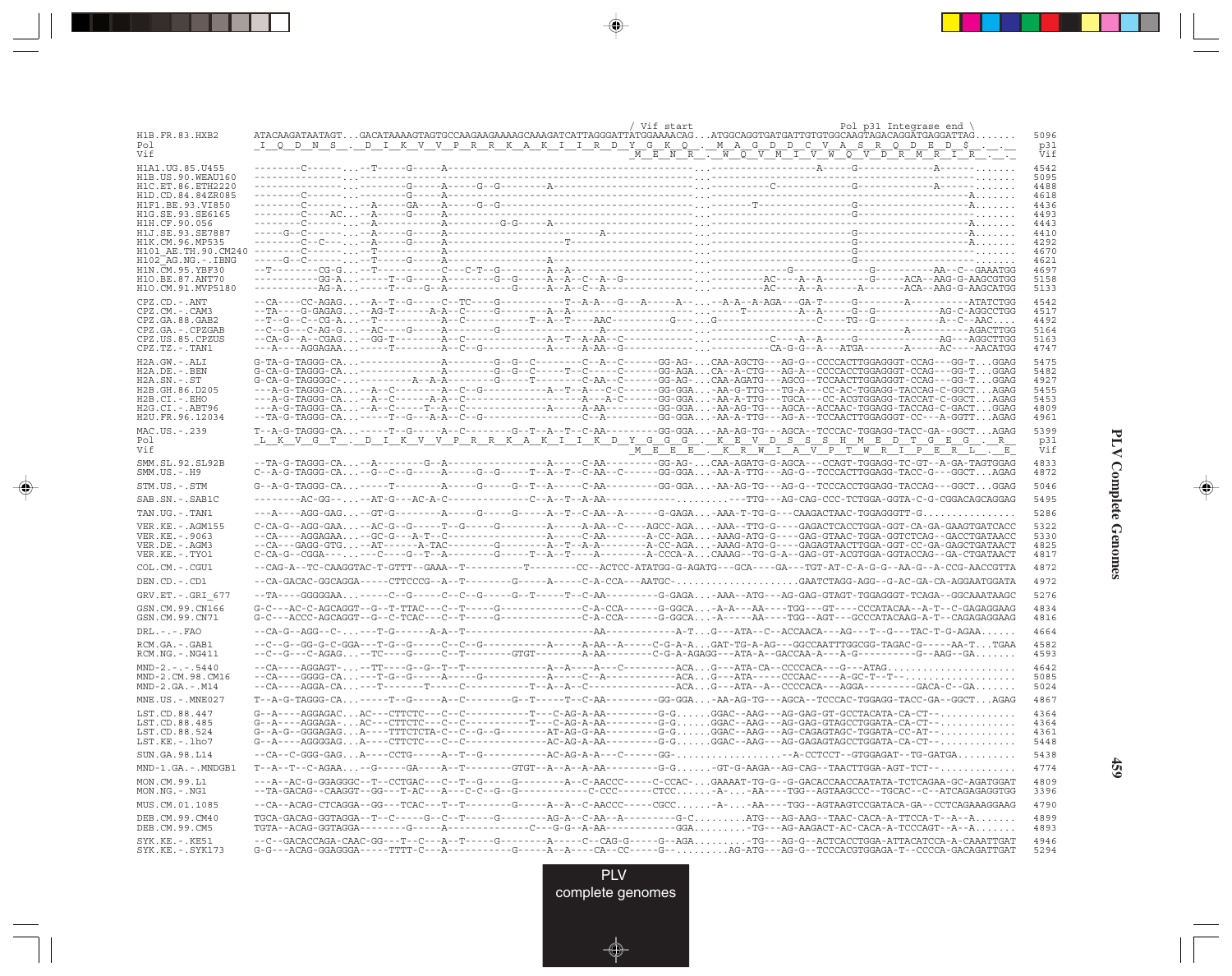```
                        / Vif start                                   Pol p31 Integrase end \
H1B.FR.83.HXB2      ATACAAGATAATAGT...GACATAAAAGTAGTGCCAAGAAGAAAAGCAAAGATCATTAGGGATTATGGAAAACAG...ATGGCAGGTGATGATTGTGTGGCAAGTAGACAGGATGAGGATTAG.......  5096
Pol                 _I__Q__D__N__S__.__D__I__K__V__V__P__R__R__K__A__K__I__I__R__D__Y__G__K__Q__.__M__A__G__D__D__C__V__A__S__R__Q__D__E__D__$__.__.__  p31
Vif                                                                                  _M__E__N__R__.__W__Q__V__M__I__V__W__Q__V__D__R__M__R__I__R__.__.__  Vif

H1A1.UG.85.U455     --------C------...-T-----G-----A------------------------------------------...--------------------A-----G-------------A------.......  4542
H1B.US.90.WEAU160   ---------------...----------------------------------------------------------...-----------------------------------------------.......  5095
H1C.ET.86.ETH2220   ---------------...---------G-----A-----G--G--------A------------------------...------------C-----------G-------------A------.......  4488
H1D.CD.84.84ZR085   --------C------...--------G-----A-------------------------------------------...-----------------------G---------------------A.......  4618
H1F1.BE.93.VI850    --------C------...--A-----GA----A-----G--G----------------------------------...------T----------------G---------------------A.......  4436
H1G.SE.93.SE6165    --------C----AC...--A-----G-----A-------------------------------------------...-----------------------G---------------------A.......  4493
H1H.CF.90.056       --------C------...--A-----------A------------G-G-----A----------------------...-----------------------G---------------------A.......  4443
H1J.SE.93.SE7887    -----G--C------...--A-----G-----A---------------------------A---------------...-----------------------G---------------------A.......  4410
H1K.CM.96.MP535     --------C--C---...--A-----G-----A-----------------T-------------------------...-----------------------G---------------------A.......  4292
H101_AE.TH.90.CM240 --------C------...--T-----------A-------------------------------------------...-----------------------G---------------------A.......  4670
H102_AG.NG.-.IBNG   -----G--C------...--T-----G-----A-----------------A-------------------------...-----------------------G-----------------------.......  4621
H1N.CM.95.YBF30     --T--------CG-G...--T-----------C---C-T--G---------A--A---------------------...------------G-------------G----------AA--C--GAAATGG  4697
H1O.BE.87.ANT70     -----------GG-A...-----T--G-----A--------G--G------A--A--C--A--G------------...---------AC----A--A------G-----ACA--AAG-G-AAGCGTGG  5158
H1O.CM.91.MVP5180   -----------AG-A...-----T-----G--A-----------G------A--A--C--A---------------...---------AC----A--A------A------ACA--AAG-G-AAGCATGG  5133

CPZ.CD.-.ANT        --CA----CC-AGAG...--A--T--G-----C--TC----G---------T--A-A---G---A-----A--...--A-A--A-AGA---GA-T-----G----------A----------ATATCTGG  4542
CPZ.CM.-.CAM3       --TA----G-GAGAG...--AG-T------A-A--C-----G---------A--A---------------------...------T--------A--A-----G--G------------AG-C-AGGCCTGG  4517
CPZ.GA.88.GAB2      --T--G--C--CG-A...--T-----------A--C----------T--A--T----AAC---------G---...G-------------------C-----TG--G----------A--C--AAC....  4492
CPZ.GA.-.CPZGAB     --C--G---C-AG-G...--AC----G-----A--------G-------------A--------------------...---------------------------------A-----------AGACTGG  5164
CPZ.US.85.CPZUS     --CA-G--A--CGAG...--GG-T--------A--C---------------A--T--A-AA--C------------...------------C----A--A-----G-------------AG---AGGCTTGG  5163
CPZ.TZ.-.TAN1       ---A----AGGAGAA...-----T--------A--C--G----------A-----A--AA--G-------------...---------CA-G-G--A---ATGA-------A-----AC----AACATGG  4747

H2A.GW.-.ALI        G-TA-G-TAGGG-CA...--------------A--------G--G--C--------C--A--C------GG-AG-...CAA-AGCTG---AG-G--CCCCACTTGGAGGGT-CCAG---GG-T...GGAG  5475
H2A.DE.-.BEN        G-CA-G-TAGGG-CA...--------------A--------G--G--C-----T--C-----C------GG-AGA...CA--A-CTG---AG-A--CCCCACCTGGAGGGT-CCAG---GG-T...GGAG  5482
H2A.SN.-.ST         G-CA-G-TAGGGGC-...--------A--A--A--------G-----T--------C-AA--C------GG-AG-...CAA-AGATG---AGCG--TCCAACTTGGAGGGT-CCAG---GG-T...GGAG  4927
H2B.GH.86.D205      ---A-G-TAGGG-CA...--A--C--------A--C--G-----------A--T--A---C-C------GG-GGA...-AA-G-TTG---TG-A---CC-AC-TGGAGG-TACCAG-C-GGCT...AGAG  5455
H2B.CI.-.EHO        ---A-G-TAGGG-CA...--A--C-----A-A--C-----------------A---A-C------GG-GGA...-AA-A-TTG---TGCA---CC-ACGTGGAGG-TACCAT-C-GGCT...AGAG  5453
H2G.CI.-.ABT96      ---A-G-TAGGG-CA...--A--C-----T--A--C---------------A-----A-AA--------GG-GGA...-AA-AG-TG---AGCA--ACCAAC-TGGAGG-TACCAG-C-GACT...GGAG  4809
H2U.FR.96.12034     --TA-G-TAGGG-CA...-----T--G--A-A--C--G--------------C--A------------GG-GGA...-AA-A-TTG---AG-A--TCCAACTTGGAGGGT-CC---A-GGTT...AGAG  4961

MAC.US.-.239        T--A-G-TAGGG-CA...-----T--G-----A--C--------G--T--A--T--C-AA--------GG-GGA...-AA-AG-TG---AGCA--TCCCAC-TGGAGG-TACC-GA--GGCT...AGAG  5399
Pol                 _L__K__V__G__T__.__D__I__K__V__V__P__R__R__K__A__K__I__I__K__D__Y__G__G__G__.__K__E__V__D__S__S__S__H__M__E__D__T__G__E__G__.__R__  p31
Vif                                                                                  _M__E__E__E__.__K__R__W__I__A__V__P__T__W__R__I__P__E__R__L__.__E__  Vif

SMM.SL.92.SL92B     --TA-G-TAGGG-CA...--A--------G--A-----------------C--A------------GG-AG-...CAA-AGATG-G-AGCA---CCAGT-TGGAGG-TC-GT--A-GA-TAGTGGAG  4833
SMM.US.-.H9         C--A-G-TAGGG-CA...--G--C--G-----A-----G--G-----T--A--T--C-AA--C------GG-GGA...-AA-A-TTG---AG-G--TCCCACTTGGAGG-TACC-G---GGCT...AGAG  4872

STM.US.-.STM        G--A-G-TAGGG-CA...-----T--------A-----G-----G--T--A-----C-AA--------GG-GGA...-AA-AG-TG---AG-G--TCCCACCTGGAGG-TACCAG---GGCT...GGAG  5046

SAB.SN.-.SAB1C      --------AC-GG--...--AT-G---AC-A-C------------------C--A--T--A-AA----------.........---TTG---AG-CAG-CCC-TCTGGA-GGTA-C-G-CGGACAGCAGGAG  5495

TAN.UG.-.TAN1       ---A----AGG-GAG...--GT-G--------A-----G-----G-----A--T--C-AA--A------G-GAGA...-AAA-T-TG-G---CAAGACTAAC-TGGAGGGTT-G................  5286

VER.KE.-.AGM155     C-CA-G--AGG-GAA...--AC-G--G-----T--G-----G--------A-----A-AA--C-----AGCC-AGA...-AAA--TTG-G---GAGACTCACCTGGA-GGT-CA-GA-GAAGTGATCACC  5322
VER.KE.-.9063       --CA----AGGAGAA...--GC-G---A-T--C----------------A-----C-AA-------A-CC-AGA...-AAAG-ATG-G---GAG-GTAAC-TGGA-GGTCTCAG--GACCTGATAACC  5330
VER.DE.-.AGM3       --CA---GAGG-GTG...--AT------A-TAC---------G-------A--T--A-A--------A-CC-AGA...-AAAG-ATG-G---GAGAGTAACTTGGA-GGT-CC-GA-GAGCTGATAACT  4825
VER.KE.-.TYO1       C-CA-G--CGGA---...---C----G--T--A---------G-----T--A--T----A-------A-CCCA-A...CAAAG--TG-G-A--GAG-GT-ACGTGGA-GGTACCAG--GA-CTGATAACT  4817

COL.CM.-.CGU1       --CAG-A--TC-CAAGGTAC-T-GTTT--GAAA--T----------T--------CC--ACTCC-ATATGG-G-AGATG---GCA----GA---TGT-AT-C-A-G-G--AA-G--A-CCG-AACCGTTA  4872

DEN.CD.-.CD1        --CA-GACAC-GGCAGGA-----CTTCCCG--A--T--------G-----A-----C-A-CCA---AATGC-.....................GAATCTAGG-AGG--G-AC-GA-CA-AGGAATGGATA  4972

GRV.ET.-.GRI_677    --TA----GGGGGAA...-----C--G-----C--C--G-----G--T-----T--C-AA--------G-GAGA...-AAA--ATG---AG-GAG-GTAGT-TGGAGGGT-TCAGA--GGCAAATAAGC  5276

GSN.CM.99.CN166     G-C---AC-C-AGCAGGT--G--T-TTAC---C--T-----G-------------C-A-CCA------G-GGCA...-A-A---AA----TGG---GT----CCCATACAA--A-T--C-GAGAGGAAG  4834
GSN.CM.99.CN71      G-C---ACCC-AGCAGGT--G--C-TCAC---C--T-----G-------------C-A-CCA------G-GGCA...-A-----AA----TGG--AGT---GCCCATACAAG-A-T--CAGAGAGGAAG  4816

DRL.-.-.FAO         --CA-G--AGG--C-...---T-G------A-A--T-------------------AA-----------A-T...G---ATA--C--ACCAACA---AG---T--G---TAC-T-G-AGAA......  4664

RCM.GA.-.GAB1       --C--G--GG-G-C-GGA---T-G--G-----C--C--G-----------A-----A-AA--A-----C-G-A-A...GAT-TG-A-AG---GGCCAATTTGGCGG-TAGAC-G-----AA-T...TGAA  4582
RCM.NG.-.NG411      --C--G---C-AGAG...-TC---G-----C--T--------GTGT--------A-AA-------C-G-A-AGAGG---ATA-A--GACCAA-A---A-G-----------G--AAG--GA.......  4593

MND-2.-.-.5440      --CA----AGGAGT-...--TT----G--G--T--T-------------A--A---A---C--------ACA...G---ATA-CA--CCCCACA---G---ATAG.....................  4642
MND-2.CM.98.CM16    --CA----GGGG-CA...--T-G--G-----A-----G-----------A-----C--A---------ACA...G---ATA-----CCCAAC----A-GC-T--T--....................  5085
MND-2.GA.-.M14      --CA----AGGA-CA...---T--------T-----C------------T--A--A--C---------------ACA...G---ATA--A--CCCCACA---AGGA----------GACA-C--GA.......  5024

MNE.US.-.MNE027     T--A-G-TAGGG-CA...-----T--G-----A--C--------G--T-----T--C-AA--------GG-GGA...-AA-AG-TG---AGCA--TCCCAC-TGGAGG-TACC-GA--GGCT...AGAG  4867

LST.CD.88.447       G--A----AGGAGAC...AC---CTTCTC---C--C-----------T---C-AG-A-AA---------G-G......GGAC--AAG---AG-GAG-GT-GCCTACATA-CA-CT--...........  4364
LST.CD.88.485       G--A----AGGAGA-...AC---CTTCTC---C--C-----------T---C-AG-A-AA---------G-G......GGAC--AAG---AG-GAG-GTAGCCTGGATA-CA-CT--...........  4364
LST.CD.88.524       G--A-G--GGGAGAG...A----TTTCTCTA-C--C--G--G--------AT-AG-G-AA---------G-G......GGAC--AAG---AG-CAGAGTAGC-TGGATA-CC-AT--...........  4361
LST.KE.-.lho7       G--A----AGGGGAG...A----CTTCTC---C--C---------------AC-AG-A-AA---------G-G......GGAC--AAG---AG-GAGAGTAGCCTGGATA-CA-CT--...........  5448

SUN.GA.98.L14       --CA--C-GGG-GAG...A----CCTG-----A--T--G-----------AC-AG-A-A---C------GG-.....................-A-CCTCCT--GTGGAGAT--TG-GATGA..........  5438

MND-1.GA.-.MNDGB1   T--A--T--C-AGAA...--G-----GA----A--T--------GTGT--A--A--A-AA---------G-G......-GT-G-AAGA--AG-CAG--TAACTTGGA-AGT-TCT--.............  4774

MON.CM.99.L1        ---A--AC-G-GGAGGGC--T--CCTGAC---C--T--G-----G-------A--C-AACCC------C-CCAC-...GAAAAT-TG-G--G-GACACCAACCAATATA-TCTCAGAA-GC-AGATGGAT  4809
MON.NG.-.NG1        --TA-GACAG--CAAGGT--GG---T-AC---A---C-C--G--G------------C-CCC------CTCC......-A-...-AA----TGG--AGTAAGCCC--TGCAC--C--ATCAGAGAGGTGG  3396

MUS.CM.01.1085      --CA--ACAG-CTCAGGA--GG---TCAC---T--T--------G-----A--A--C-AACCC------CGCC......-A-...-AA----TGG--AGTAAGTCCGATACA-GA--CCTCAGAAAGGAAG  4790

DEB.CM.99.CM40      TGCA-GACAG-GGTAGGA--T--C-----G--C--T-----G--------AG-A--C-AA--A---------G-C.........ATG---AG-AAG--TAAC-CACA-A-TTCCA-T--A--A.......  4899
DEB.CM.99.CM5       TGTA--ACAG-GGTAGGA--------G-----A--------------C---G-G--A-AA------------GGA.........-TG---AG-AAGACT-AC-CACA-A-TCCCAGT--A--A.......  4893

SYK.KE.-.KE51       --C--GACACCAGA-CAAC-GG---T--C---A--T-----G--------A-----C--CAG-G-----G--AGA.........-TG---AG-G--ACTCACCTGGA-ATTACATCCA-A-CAAATTGAT  4946
SYK.KE.-.SYK173     G-G---ACAG-GGAGGA-----TTTT-C---A-----------G-----A--A----CA--CC-----G--.........AG-ATG---AG-G--TCCCACGTGGAGA-T--CCCCA-GACAGATTGAT  5294
```

PLV complete genomes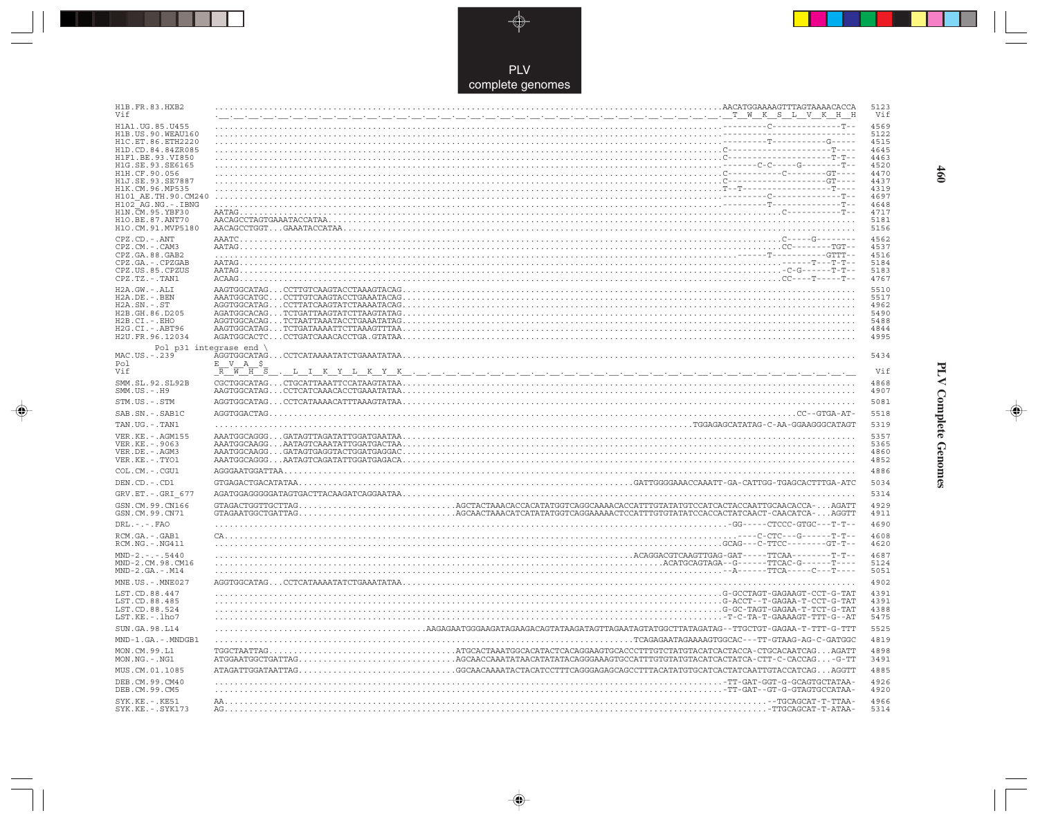PLV
complete genomes

```
H1B.FR.83.HXB2         ..........................................................................................................AACATGGAAAAGTTTAGTAAAACACCA  5123
Vif                    ._.__.__.__.__.__.__.__.__.__.__.__.__.__.__.__.__.__.__.__.__.__.__.__.__.__.__.__.__.__.__.__.__.__.__.__.__.T__W__K__S__L__V__K__H__H   Vif

H1A1.UG.85.U455        ...........................................................................................................---------C--------------T--  4569
H1B.US.90.WEAU160      ...........................................................................................................---------------------------  5122
H1C.ET.86.ETH2220      ...........................................................................................................---------T-----------G-----  4515
H1D.CD.84.84ZR085      ...........................................................................................................C----------------------T----  4645
H1F1.BE.93.VI850       ...........................................................................................................C----------------------T-T--  4463
H1G.SE.93.SE6165       ...........................................................................................................-------C-C-----G---------T--  4520
H1H.CF.90.056          ...........................................................................................................C-----------C--------GT----  4470
H1J.SE.93.SE7887       ...........................................................................................................C--------------------GT----  4437
H1K.CM.96.MP535        ...........................................................................................................T--T-------------------T----  4319
H101_AE.TH.90.CM240    ...........................................................................................................---------C--------------T--  4697
H102_AG.NG.-.IBNG      ...........................................................................................................---------T--------------T--  4648
H1N.CM.95.YBF30        AATAG......................................................................................................-----------C-------------T--  4717
H1O.BE.87.ANT70        AACAGCCTAGTGAAATACCATAA.....................................................................................................................  5181
H1O.CM.91.MVP5180      AACAGCCTGGT...GAAATACCATAA..................................................................................................................  5156

CPZ.CD.-.ANT           AAATC......................................................................................................................C-----G--------  4562
CPZ.CM.-.CAM3          AATAG......................................................................................................................CC--------TGT--  4537
CPZ.GA.88.GAB2         ...........................................................................................................------T-----------GTTT--  4516
CPZ.GA.-.CPZGAB        AATAG......................................................................................................................------T---T-T--  5184
CPZ.US.85.CPZUS        AATAG......................................................................................................................-C-G------T-T--  5183
CPZ.TZ.-.TAN1          ACAAG......................................................................................................................CC----T-----T--  4767

H2A.GW.-.ALI           AAGTGGCATAG...CCTTGTCAAGTACCTAAAGTACAG......................................................................................................  5510
H2A.DE.-.BEN           AAATGGCATGC...CCTTGTCAAGTACCTGAAATACAG......................................................................................................  5517
H2A.SN.-.ST            AGGTGGCATAG...CCTTATCAAGTATCTAAAATACAG......................................................................................................  4962
H2B.GH.86.D205         AGATGGCACAG...TCTGATTAAGTATCTTAAGTATAG......................................................................................................  5490
H2B.CI.-.EHO           AGGTGGCACAG...TCTAATTAAATACCTGAAATATAG......................................................................................................  5488
H2G.CI.-.ABT96         AAGTGGCATAG...TCTGATAAAATTCTTAAAGTTTAA......................................................................................................  4844
H2U.FR.96.12034        AGATGGCACTC...CCTGATCAAACACCTGA.GTATAA......................................................................................................  4995

                           Pol p31 integrase end \
MAC.US.-.239           AGGTGGCATAG...CCTCATAAAATATCTGAAATATAA......................................................................................................  5434
Pol                    E__V__A__$_
Vif                    _R__W__H__S__._L__I__K__Y__L__K__Y__K__.__.__.__.__.__.__.__.__.__.__.__.__.__.__.__.__.__.__.__.__.__.__.__.__.__.__.__.__.__.__.__.__.__.__.   Vif

SMM.SL.92.SL92B        CGCTGGCATAG...CTGCATTAAATTCCATAAGTATAA......................................................................................................  4868
SMM.US.-.H9            AAGTGGCATAG...CCTCATCAAACACCTGAAATATAA......................................................................................................  4907

STM.US.-.STM           AGGTGGCATAG...CCTCATAAAACATTTAAAGTATAA......................................................................................................  5081

SAB.SN.-.SAB1C         AGGTGGACTAG.................................................................................................................CC--GTGA-AT-  5518

TAN.UG.-.TAN1          ...........................................................................................................TGGAGAGCATATAG-C-AA-GGAAGGGCATAGT  5319

VER.KE.-.AGM155        AAATGGCAGGG...GATAGTTAGATATTGGATGAATAA......................................................................................................  5357
VER.KE.-.9063          AAATGGCAAGG...AATAGTCAAATATTGGATGACTAA......................................................................................................  5365
VER.DE.-.AGM3          AAATGGCAAGG...GATAGTGAGGTACTGGATGAGGAC......................................................................................................  4860
VER.KE.-.TYO1          AAATGGCAGGG...AATAGTCAGATATTGGATGAGACA......................................................................................................  4852

COL.CM.-.CGU1          AGGGAATGGATTAA..............................................................................................................................  4886

DEN.CD.-.CD1           GTGAGACTGACATATAA.......................................................................GATTGGGGAAACCAAATT-GA-CATTGG-TGAGCACTTTGA-ATC  5034

GRV.ET.-.GRI_677       AGATGGAGGGGGATAGTGACTTACAAGATCAGGAATAA......................................................................................................  5314

GSN.CM.99.CN166        GTGACTGGTTGCTTAG..............................AGCTACTAAACACCACATATGGTCAGGCAAAACACCATTTGTATATGTCCATCACTACCAATTGCAACACCA-...AGATT  4929
GSN.CM.99.CN71         GTAGAATGGCTGATTAG.............................AGCAACTAAACATCATATATGGTCAGGAAAAACTCCATTTGTGTATATCCACCACTATCAACT-CAACATCA-...AGGTT  4911

DRL.-.-.FAO            ...........................................................................................................-GG-----CTCCC-GTGC---T-T--  4690

RCM.GA.-.GAB1          CA.........................................................................................................----C-CTC---G------T-T--  4608
RCM.NG.-.NG411         ...........................................................................................................GCAG---C-TTCC--------GT-T--  4620

MND-2.-.-.5440         ..........................................................................ACAGGACGTCAAGTTGAG-GAT-----TTCAA---------T-T--  4687
MND-2.CM.98.CM16       ..............................................................................ACATGCAGTAGA--G------TTCAC-G------T----  5124
MND-2.GA.-.M14         ...........................................................................................................--A------TTCA-----C---T----  5051

MNE.US.-.MNE027        AGGTGGCATAG...CCTCATAAAATATCTGAAATATAA......................................................................................................  4902

LST.CD.88.447          ...........................................................................................................G-GCCTAGT-GAGAAGT-CCT-G-TAT  4391
LST.CD.88.485          ...........................................................................................................G-ACCT--T-GAGAA-T-CCT-G-TAT  4391
LST.CD.88.524          ...........................................................................................................G-GC-TAGT-GAGAA-T-TCT-G-TAT  4388
LST.KE.-.lho7          ...........................................................................................................-T-C-TA-T-GAAAAGT-TTT-G--AT  5475

SUN.GA.98.L14          ..........................................AAGAGAATGGGAAGATAGAAGACAGTATAAGATAGTTAGAATAGTATGGCTTATAGATAG--TTGCTGT-GAGAA-T-TTT-G-TTT  5525

MND-1.GA.-.MNDGB1      ...........................................................................................................TCAGAGAATAGAAAAGTGGCAC---TT-GTAAG-AG-C-GATGGC  4819

MON.CM.99.L1           TGGCTAATTAG...................................ATGCACTAAATGGCACATACTCACAGGAAGTGCACCCTTTGTCTATGTACATCACTACCA-CTGCACAATCAG...AGATT  4898
MON.NG.-.NG1           ATGGAATGGCTGATTAG.............................AGCAACCAAATATAACATATATACAGGGAAAGTGCCATTTGTGTATGTACATCACTATCA-CTT-C-CACCAG...-G-TT  3491

MUS.CM.01.1085         ATAGATTGGATAATTAG.............................GGCAACAAAATACTACATCCTTTCAGGGAGAGCAGCCTTTACATATGTGCATCACTATCAATTGTACCATCAG...AGGTT  4885

DEB.CM.99.CM40         ...........................................................................................................-TT-GAT-GGT-G-GCAGTGCTATAA-  4926
DEB.CM.99.CM5          ...........................................................................................................-TT-GAT--GT-G-GTAGTGCCATAA-  4920

SYK.KE.-.KE51          AA.........................................................................................................--TGCAGCAT-T-TTAA-  4966
SYK.KE.-.SYK173        AG.........................................................................................................-TTGCAGCAT-T-ATAA-  5314
```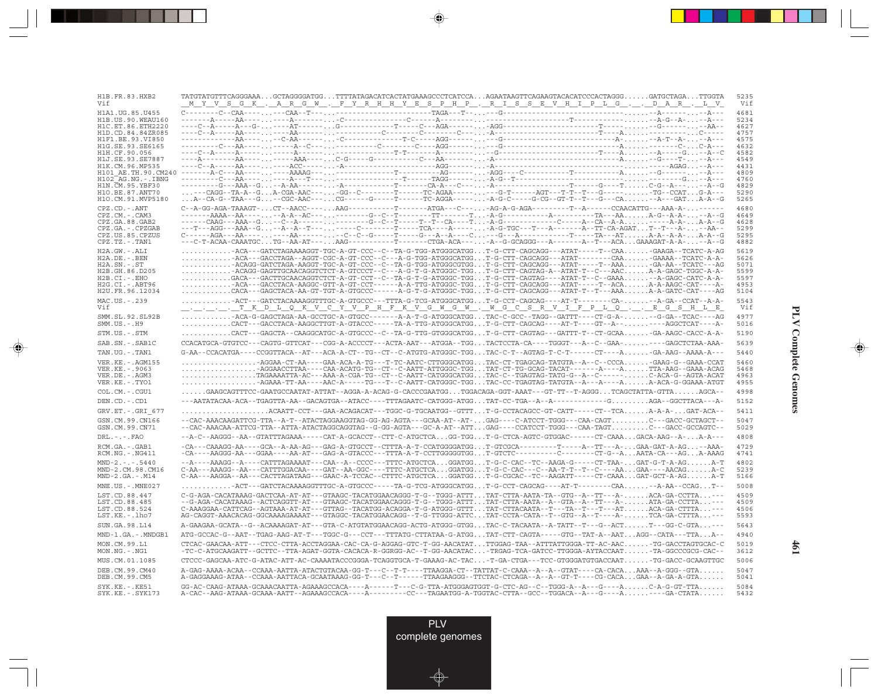```
H1B.FR.83.HXB2        TATGTATGTTTCAGGGAAA...GCTAGGGGATGG...TTTTATAGACATCACTATGAAAGCCCTCATCCA...AGAATAAGTTCAGAAGTACACATCCCACTAGGG......GATGCTAGA...TTGGTA  5235
Vif                   _M__Y__V__S__G__K__.__A__R__G__W__._F__Y__R__H__H__Y__E__S__P__H__P__._R__I__S__S__E__V__H__I__P__L__G__.__.__D__A__R__.__L__V_   Vif
H1A1.UG.85.U455       C--------C--CAA----...---CAA--T---...----------------------TAGA---T--...--G------------------------------......--A-------...--A---  4681
H1B.US.90.WEAU160     -------A-----AA----...----A-------...-C------------C-------A---------...-------------------T----------------......--A-G--A-...--A---  5234
H1C.ET.86.ETH2220     ----C--A-----A---G-...----AT------...G-------------T------AGA------...-AGG-----------------------T-----------......--G-------...--AA--  4627
H1D.CD.84.84ZR085     ----C--A-----AA----...----AA------...-------------C-----------C----...-A-----------------------T----A-------......-----------...C-----  4757
H1F1.BE.93.VI850      ------------AA-----...--C-AA------...-C----------------T--C---AGG------...---G------------------------A-----......--A-T--A-...--A---  4575
H1G.SE.93.SE6165      --------C---AA-----...------A--C--...-------------C-------C---AGG------...---G------------------------A-----......--------C--...C-A---  4632
H1H.CF.90.056         ----C--A-----A-----...------A-----...-------------T-T-------A---------...--G--------------------T----A-----......--A------G...--A--C  4582
H1J.SE.93.SE7887      ----A--------AA----...-----AAA----...C-G----G------------C---AA--------...-A------------------------A-----......--G----T--...--A---  4549
H1K.CM.96.MP535       ----C--A-----AA----...----ACC-----...-A---------------------AGG------...-A------------------------------......--AGAG---...--A---  4431
H101_AE.TH.90.CM240   -------A-C---AA----...----AAAAG---...---------------T---------AG-------...-AGG----C-----------T-----------A-----......--G--------...--A---  4809
H102_AG.NG.-.IBNG     ------------C---AA----...-----A---T---...----------------T--------TAGG--------...-A-G--T-------------------------------------......--------G...--A---  4760
H1N.CM.95.YBF30       ---------G---AAA--G...--A-AA------...-A-----------T-------CA-A---C----...-A--------------------T------G----T......C-G--A-----...--A--G  4829
H1O.BE.87.ANT70       ...---CAGG--TA-A--G...A-CGA-AAC---...-GG--C--------T------TC-AGAA------...---G-T------AGT---T-T--T---G-----------......-TG--CCAT...G-A---  5290
H1O.CM.91.MVP5180     ...A--CA-G--TAA---G...--CGC-AAC---...CG------G-----T------TC-AGGA------...-A-G-C-----G-CG--GT-T--T---G---CA--......--A---GAT...A-A--G  5265
CPZ.CD.-.ANT          C--A-GG-AGA-TAAAGT-...CT--AACC----...AAG--------------T-------ATGA---C----...-AG-A-G-AGA---------T--A------CCAACATTG---AAA-A-...------  4680
CPZ.CM.-.CAM3         -------AAAA--AA----...--A-A--AC---...---------G--C--T--------TT-------T...-A-G------------A----------TA---AA......A-G--A-A-...--A--G  4649
CPZ.GA.88.GAB2        ------CAAG---AAA--G...--C--A------...---------G--C--T------T--T--CA---T...-A-G-----------------C------A--CA--A-A......------A-A-...A-A--G  4628
CPZ.GA.-.CPZGAB       ---T---AGG---AAA--G...--A--A--T---...------C---------T------TCA----A------...-A-G-TGC---T----A--------A--TT-CA-AGAT...T--T---A-...--AA--  5299
CPZ.US.85.CPZUS       C------AGA---AA----...----AA------...---C--C--G------T------G---A--A---C...---G---A------------T-----TA---AT......A-A--A-A-...A-A--G  5295
CPZ.TZ.-.TAN1         ---C-T-ACAA-CAAATGC...TG--AA-AT---...AAG--------------T-------CTGA-ACA-----...-A--G-GCAGGG---A-------A--T---ACA...GAAAGAT-A-A-...--A--G  4882
H2A.GW.-.ALI          ............-ACA---GATCTAGAAAAGGT-TGC-A-GT-CCC--C--TA-G-TGG-ATGGGCATGG...T-G-CTT-CAGCAGG---ATAT-----T--CAA......-GAAGA--TCATC-A-AG  5619
H2A.DE.-.BEN          ............-ACA---GACCTAGA--AGGT-CGC-A-GT-CCC--C---A-G-TGG-ATGGGCATGG...T-G-CTT-CAGCAGG---ATAT--------CAA......-GAAAA--TCATC-A-A-  5626
H2A.SN.-.ST           ............-ACAGG-GATCTAGA-AAGGT-TGC-A-GT-CCC--C--TA-G-TGG-ATGGGCGTGG...T-G-CTT-CAGCAGG---ATAT-----T--AAA......-GA-AA--TCATC---AG  5071
H2B.GH.86.D205        ............ACAGG-GAGTTGCAACAGGTCTCT-A-GTCCCT--C---A-G-T-G-ATGGGC-TGG...T-G-CTT-CAGTAG-A--ATAT-T--C---AAC......A-A-GAGC-TGGC-A-A-  5599
H2B.CI.-.EHO          ............GACA---GACTTGCAACAGGTCTCT-A-GT-CCT--C---TA-G-T-G-ATGGGC-TGG...T-G-CTT-CAGTAG---ATAT-T--C--GAAA......--A-GAGC-CATC-A-A-  5597
H2G.CI.-.ABT96        ............-ACA---GACCTACA-AAGGC-GTT-A-GT-CCT------A-A-TTG-ATGGGC-TGG...T-G-CTT-CAGCAGG---ATAT-----T--ACA......A-A-AAGC-CAT----A-  4953
H2U.FR.96.12034       ............CACA---GAGCTACA-AA-GT-TGT-A-GTGCCC------A-G-T-G-ATGGGC-TGG...T-G-CTT-CAGCAGG---ATAT--T--T---AAA......A-A-GATC-CAT----AG  5104
MAC.US.-.239          ............-ACT---GATCTACAAAAGGTTTGC-A-GTGCCC---TTTA-G-TCG-ATGGGCATGG...T-G-CCT-CAGCAG----AT-T---------CA-......--A-GA--CCAT--A-A-  5543
Vif                   __.__.__.__.__T__K__D__L__Q__K__V__C__Y__V__P__H__F__K__V__G__W__G__W__._W__G__C__S__R__V__I__F__P__L__Q__.__.__.__E__G__S__H__L__E_   Vif
SMM.SL.92.SL92B       ............-ACA-G-GAGCTAGA-AA-GCCTGC-A-GTGCC-------A-A-T-G-ATGGGCATGG...TAC-C-GCC--TAGG--GATTT----CT-G-A-......--G-GA--TCAC----AG  4977
SMM.US.-.H9           ............CACT---GACCTACA-AAGGCTTGT-A-GTACCC------TA-A-TTG-ATGGGCATGG...T-G-CTT-CAGCAG----AT-T----GT--A--......----AGGCTCAT----A-  5016
STM.US.-.STM          ............CACT---GAGCTA--CAAGGCATGC-A-GTGCCC--C--TA-G-TTG-GTGGGCATGG...T-G-CTT-CAGTAG---GATTT-T--CT-GCAA......-GA-AAGC-CACC-A-A-  5190
SAB.SN.-.SAB1C        CCACATGCA-GTGTCC---CAGTG-GTTCAT---CGG-A-ACCCCT---ACTA-AAT---ATGGA--TGG...TACTCCTA-CA----TGGGT---A--C--GAA-......----GAGCTCTAA-AAA-  5639
TAN.UG.-.TAN1         G-AA--CCACATGA----CCGGTTACA--AT---ACA-A-CT--TG--CT--C-ATGTG-ATGGGC-TGG...TAC-C-T--AGTAG-T-C-T------CT----A......-GA-AAG--AAAA-A---  5440
VER.KE.-.AGM155       ..................-AGGAA-CT-AA----GAA-ACA-A-TG---T-TC-AATC-CTTGGGCATGG...TAC-CT-TGAGCAG-TATGTA--A--C--CCCA......-GAAG-G--GAAA-CCAT  5460
VER.KE.-.9063         .................-AGGAACCTTAA----CAA-ACATG-TG--CT--C-AATT-ATTGGGC-TGG...TAT-CT-TG-GCAG-TACAT-------A----A......TTA-AAG--GAAA-ACAG  5468
VER.DE.-.AGM3         .................TAGAAAATTA-AC---AAA-A-CGA-TG--CT--C-AATT-CATGGGCATGG...TAC-C--TGAGTAG-TATG-G--A--C-----------......C-ACA-G--AGTA-ACAT  4963
VER.KE.-.TYO1         ..................-AGAAA-TT-AA----AAC-A-----TG---T--C-AATT-CATGGGC-TGG...TAC-CC-TGAGTAG-TATGTA--A---A----A......A-ACA-G-GGAAA-ATGT  4955
COL.CM.-.CGU1         ......GAAGCAGTTTCC-GAATGCCAATAT-ATTAT--AGGA-A-ACAG-G-CACCCGAATGG...TGGACAGA-GGT-AAAT---GT-TT--T-AGGG...TCAGCTATTA-GTTA......AGCA--  4998
DEN.CD.-.CD1          ---AATATACAA-ACA--TGAGTTA-AA--GACAGTGA--ATACC----TTTAGAATC-CATGGG-ATGG...TAT-CC-TGA--A--A------------G.........AGA--GGCTTACA---A-  5152
GRV.ET.-.GRI_677      ....................ACAATT-CCT---GAA-ACAGACAT---TGGC-G-TGCAATGG--GTTT...T-G-CCTACAGCC-GT-CATT-----CT--TCA......A-A-A-...GAT-ACA--  5411
GSN.CM.99.CN166       --CAC-AAACAAGATTCG-TTA--A-T--ATACTAGGAAGGTAG-GG-AG-AGTA---GCAA-AT--AT-...GAG----C-ATCCT-TGGG---CAA-CAGT.........C---GACC-GCTAGCT--  5047
GSN.CM.99.CN71        --CAC-AAACAA-ATTCG-TTA--ATTA-ATACTAGGCAGGTAG--G-GG-AGTA---GC-A-AT--ATT...GAG----CCATCCT-TGGG---CAA-TAGT.........C---GACC-GCCAGTC--  5029
DRL.-.-.FAO           --A-C--AAGGG--AA--GTATTTAGAAA-----CAT-A-GCACCT--CTT-C-ATGCTCA...GG-TGG...T-G-CTCA-AGTC-GTGGAC------CT-CAAA...GACA-AAG--A-...A-A---  4808
RCM.GA.-.GAB1         -CA---CAAAGG-AA----GCA--A-AA-AG---GAG-A-GTGCCT--CTTTA-A-T-CCATGGGGATGG...T-GTCGCA---------T-----A--TT---A-...GAA-GAT-A-AG...--AAA-  4729
RCM.NG.-.NG411        -CA----AAGGG-AA---GGAA----AA-AT---GAG-A-GTACCC---TTTA-A-T-CCTTGGGGGTGG...T-GTCTC----------C---------CT-G--A...AATA-CA---AG...A-AAAG  4741
MND-2.-.-.5440        --A----AAGGG--A----CATTTAGAAAAT---CAA--A--CCCC---TTTC-ATGCTCA...GGATGG...T-G-C-CAC--TC--AAGA-G-----CT-TAA-...GAT-G-T-A-AG......A-T  4802
MND-2.CM.98.CM16      C-AA---AAAGG--AA---CATTTGGACAA----GAT--AA-GGC---TTTC-ATGCTCA...GGATGG...T-G-C-CAC---C--AA-T-T--T--C----AA...GAA----AACAG......A-C  5239
MND-2.GA.-.M14        C-AA---AAGGA--AA---CACTTAGATAAG---GAAC-A-TCCAC--CTTTC-ATGCTCA...GGATGG...T-G-CGCAC--TC--AAGATT-----CT-CAAA...GAT-GCT-A-AG......A-T  5166
MNE.US.-.MNE027       ............-ACT---GATCTACAAAAGGTTTGC-A-GTGCCC-----TA-G-TCG-ATGGGCATGG...T-G-CCT-CAGCAG----AT-T---------CAA......--A-AA--CCAG...T--  5008
LST.CD.88.447         C-G-AGA-CACATAAAG-GACTCAA-AT-AT---GTAAGC-TACATGGAACAGGG-T-G--TGGG-ATTT...TAT-CTTA-AATA-TA--GTG--A--TT---A-......ACA-GA-CCTTA...---  4509
LST.CD.88.485         --G-AGA-CACATAAAG--ACTCAGGTT-AT---GTAAGC-TACATGGAACAGGG-T-G--TGGG-ATTT...TAT-CTTA-AATA--A--GTA--A--TT---A-......ATA-GA-CCTTA...---  4509
LST.CD.88.524         C-AAAGGAA-CATTCAG--AGTAAA-AT-AT---GTTAG--TACATGG-ACAGGA-T-G-ATGGG-GTTT...TAT-CTTACAATA--T---TA--T---T---AT......ACA-GA-CTTTA...---  4506
LST.KE.-.lho7         AG-CAGGT-AAACACAG-GGCAAAAGAAAAT---GTAGGC-TACATGGAACAGG--T-G-TTGGG-ATTC...TAT-CCTA-CATA--T--GTG--A--T----A-......TCA-GA-CTTTA...---  5593
SUN.GA.98.L14         A-GAAGAA-GCATA--G--ACAAAAGAT-AT---GTA-C-ATGTATGGAACAGG-ACTG-ATGGG-GTGG...TAC-C-TACAATA--A-TATT--T---G--ACT......T---GG-C-GTA...---  5643
MND-1.GA.-.MNDGB1     ATG-GCCAC-G--AAT--TGAG-AAG-AT-T---TGGC-G---CCT---TTTATG-CTTATAA-G-ATGG...TAT-CTT-CAGTA-----GTG--TAT-A--AAT...AGG--CATA---TTA...A--  4940
MON.CM.99.L1          CTCAC-GAACAA-ATT---CTCC-CTTA-ACCTAGGAA-CAC-CA-G-AGGAG-GTC-T-GG-AACATAT...TTGGAG-TAA--ATTTATTGGGA-TT-AC-AAC......-TG-GACCTAGTGCAC-C  5019
MON.NG.-.NG1          -TC-C-ATGCAAGATT--GCTTC--TTA-AGAT-GGTA-CACACA-R-GGRGG-AC--T-GG-AACATAC...-TRGAG-TCA-GATCC-TTGGGA-AYTACCAAT......-TA-GGCCCGCG-CAC--  3612
MUS.CM.01.1085        CTCCC-GAGCAA-ATC-G-ATAC-ATT-AC-CAAAATACCCGGGA-TCAGGTGCA-T-GAAAG-AC-TAC...-T-GA-CTGA---TCC-GTGGGATGTGACCAAT......-TG-GACC-GCAAGTTGC  5006
DEB.CM.99.CM40        A-GAG-AAAA-ACAA--CCAAA-AATTA-ATACTGTACAA-GG-T---C--T-T----TTAAGGA-CT--TATTAT-C-CAAA--A--A--GTAT----CA-CACA...AAA--A-GGG--GTA......  5047
DEB.CM.99.CM5         A-GAGGAAAG-ATAA--CCAAA-AATTACA-GCAATAAAG-GG-T---C--T------TTAAGAAGGG--TTCTAC-CTCAGA--A--A--GT-T----CG-CACA...GAA--A-GA-A-GTA......  5041
SYK.KE.-.KE51         GG-AC-CAAG-ATAAA-GCAAACAATTA-AGAAAGCCACA----A------T----C-G-TTA-ATGGGAGTGGT-G-CTC-AG--C--TGGG-A--A---G----A......C-A-G-GT-TTA......  5084
SYK.KE.-.SYK173       A-CAC--AAG-ATAAA-GCAAA-AATT--AGAAAGCCACA----A----------CC---TAGAATGG-A-TGGTAC-CTTA--GCC--TGGACA--A---G----A......----GA-CTATA......  5432
```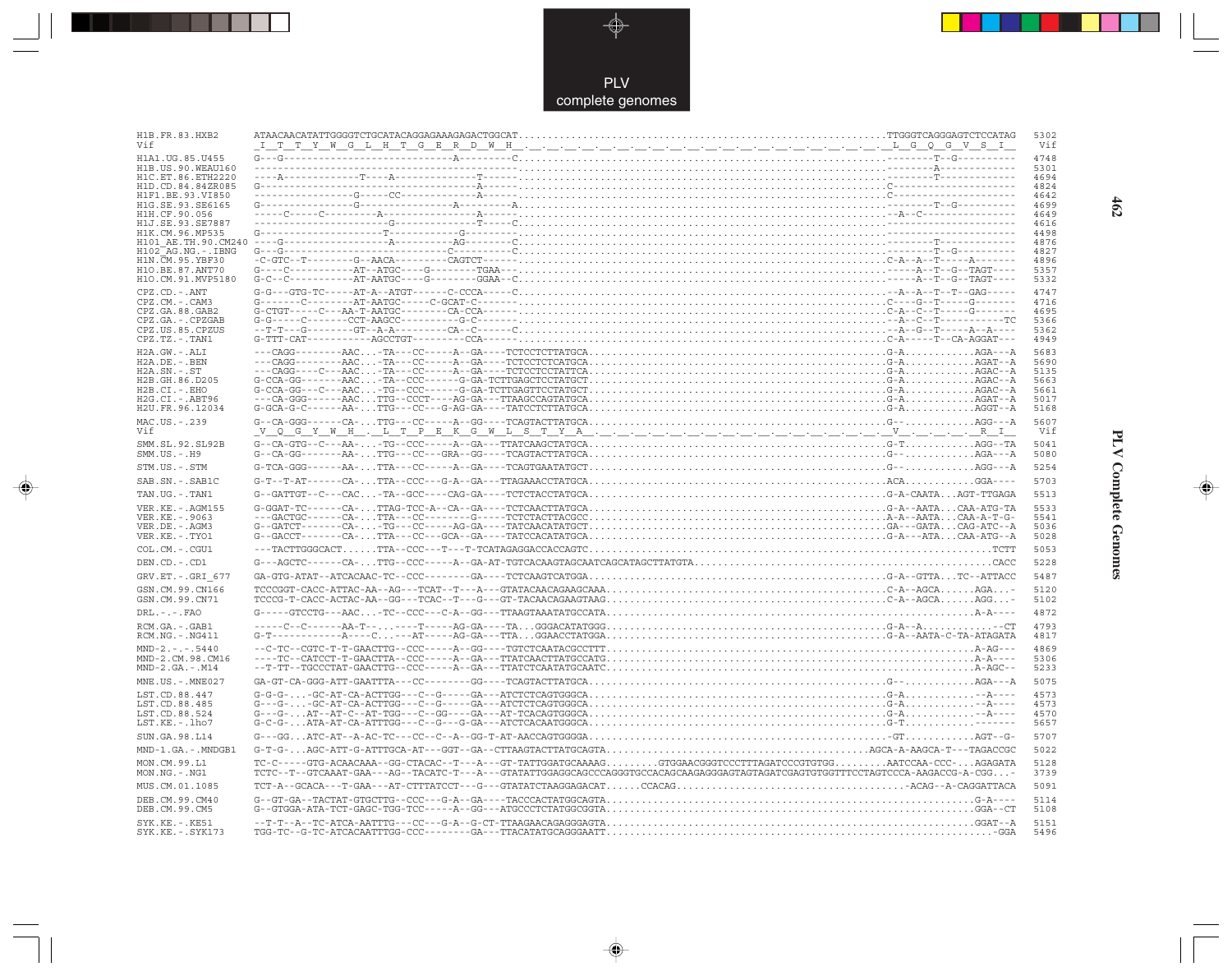```
H1B.FR.83.HXB2      ATAACAACATATTGGGGTCTGCATACAGGAGAAAGAGACTGGCAT...........................................................TTGGGTCAGGGAGTCTCCATAG  5302
Vif                 _I__T__T__Y__W__G__L__H__T__G__E__R__D__W__H__.__.__.__.__.__.__.__.__.__.__.__.__.__.__.__.__.__.__.__L__G__Q__G__V__S__I__   Vif

H1A1.UG.85.U455     G---G-------------------------A---------C.........................................................--------T--G---------  4748
H1B.US.90.WEAU160   -------------------------------------------.........................................................--------A------------  5301
H1C.ET.86.ETH2220   ----A-----------T----A--------------T------.........................................................--------T------------  4694
H1D.CD.84.84ZR085   G-----------------------------A------------.........................................................C--------------------  4824
H1F1.BE.93.VI850    ---------------G------CC-----------A-------.........................................................C--------------------  4642
H1G.SE.93.SE6165    G---------------G-------------A---------A...........................................................--------T--G---------  4699
H1H.CF.90.056       -----C-----C---------A------------A--------.........................................................---A--C---------------  4649
H1J.SE.93.SE7887    ----------------------G-----------T----C...........................................................---------------------  4616
H1K.CM.96.MP535     G--------------------T-----------G---------.........................................................---------------------  4498
H101_AE.TH.90.CM240 ----G-----------------A---------AG-------C.........................................................--------T------------  4876
H102_AG.NG.-.IBNG   G---G---------------------------C---------C.........................................................--------T--G---------  4827
H1N.CM.95.YBF30     -C-GTC--T--------G--AACA---------CAGTCT-----........................................................C-A--A--T-----A-------  4896
H1O.BE.87.ANT70     G----C----------AT--ATGC----G--------TGAA---........................................................-----A--T--G--TAGT----  5357
H1O.CM.91.MVP5180   G-C--C----------AT-AATGC----G-------GGAA--C.........................................................-----A--T--G--TAGT----  5332

CPZ.CD.-.ANT        G-G---GTG-TC-----AT-A--ATGT------C-CCCA-----C.......................................................--A--A--T--T--GAG-----  4747
CPZ.CM.-.CAM3       G-------C--------AT-AATGC-----C-GCAT-C------........................................................C----G--T-----G-------  4716
CPZ.GA.88.GAB2      G-CTGT-----C---AA-T-AATGC----------CA-CCA---........................................................C-A--C--T-----G-------  4695
CPZ.GA.-.CPZGAB     G-G-----C-------CCT-AAGCC----------G-C------........................................................--A--C--T-----------TC  5366
CPZ.US.85.CPZUS     --T-T---G--------GT--A-A---------C--A-----C.........................................................--A--G--T-----A--A----  5362
CPZ.TZ.-.TAN1       G-TTT-CAT-----------AGCCTGT-----------CCA---........................................................C-A-----T--CA-AGGAT---  4949

H2A.GW.-.ALI        ---CAGG--------AAC...-TA---CC-----A--GA----TCTCCTCTTATGCA...........................................G-A............AGA---A  5683
H2A.DE.-.BEN        ---CAGG--------AAC...-TA---CC-----A--GA----TCTCCTCTCATGCA...........................................G-A............AGAT--A  5690
H2A.SN.-.ST         ---CAGG----C---AAC...-TA---CC-----A--GA----TCTCCTCCTATTCA...........................................G-A............AGAC--A  5135
H2B.GH.86.D205      G-CCA-GG-------AAC...-TA--CCC------G-GA-TCTTGAGCTCCTATGCT...........................................G-A............AGAC--A  5663
H2B.CI.-.EHO        G-CCA-GG---C---AAC...-TG---CCC-----G-GA-TCTTGAGTTCCTATGCT...........................................G-A............AGAC--A  5661
H2G.CI.-.ABT96      ---CA-GGG------AAC...TTG--CCCT----AG-GA---TTAAGCCAGTATGCA...........................................G-A............AGAT--A  5017
H2U.FR.96.12034     G-GCA-G-C------AA-...TTG---CC---G-AG-GA----TATCCTCTTATGCA...........................................G-A............AGGT--A  5168

MAC.US.-.239        G--CA-GGG------CA-...TTG---CC-----A--GG----TCAGTACTTATGCA...........................................G--............AGG---A  5607
Vif                 _V__Q__G__Y__W__H__.__L__T__P__E__K__G__W__L__S__T__Y__A__.__.__.__.__.__.__.__.__.__.__.__.__.__.__.__V__.__.__.__.__R__I__   Vif

SMM.SL.92.SL92B     G--CA-GTG--C---AA-...-TG--CCC-----A--GA---TGTCATCAAGCTATGCA.........................................G-T............AGG--TA  5041
SMM.US.-.H9         G--CA-GG-------AA-...TTG---CC---GRA--GG----TCAGTACTTATGCA...........................................G--............AGA---A  5080

STM.US.-.STM        G-TCA-GGG------AA-...TTA---CC-----A--GA----TCAGTGAATATGCT...........................................G--............AGG---A  5254

SAB.SN.-.SAB1C      G-T--T-AT------CA-...TTA--CCC---G-A--GA---TTAGAAACCTATGCA...........................................ACA............GGA----  5703

TAN.UG.-.TAN1       G--GATTGT--C---CAC...-TA--GCC----CAG-GA----TCTCTACCTATGCA...........................................G-A-CAATA...AGT-TTGAGA  5513

VER.KE.-.AGM155     G-GGAT-TC------CA-...TTAG-TCC-A--CA--GA----TCTCAACTTATGCA...........................................G-A--AATA...CAA-ATG-TA  5533
VER.KE.-.9063       ---GACTGC------CA-...TTA---CC-------G-----TCTCTACTTACGCC............................................A-A--AATA...CAA-A-T-G-  5541
VER.DE.-.AGM3       G--GATCT-------CA-...-TG---CC-----AG-GA----TATCAACATATGCT...........................................GA---GATA...CAG-ATC--A  5036
VER.KE.-.TYO1       G--GACCT-------CA-...TTA---CC---GCA--GA----TATCCACATATGCA...........................................G-A---ATA...CAA-ATG--A  5028

COL.CM.-.CGU1       ---TACTTGGGCACT......TTA--CCC---T---T-TCATAGAGGACCACCAGTC...............................................................TCTT  5053

DEN.CD.-.CD1        G---AGCTC------CA-...TTG--CCC-----A--GA-AT-TGTCACAAGTAGCAATCAGCATAGCTTATGTA.....................................................CACC  5228

GRV.ET.-.GRI_677    GA-GTG-ATAT--ATCACAAC-TC--CCC--------GA----TCTCAAGTCATGGA...........................................G-A--GTTA...TC--ATTACC  5487

GSN.CM.99.CN166     TCCCGGT-CACC-ATTAC-AA--AG---TCAT--T---A---GTATACAACAGAAGCAAA........................................C-A--AGCA......AGA...-  5120
GSN.CM.99.CN71      TCCCG-T-CACC-ACTAC-AA--GG---TCAC--T---G---GT-TACAACAGAAGTAAG........................................C-A--AGCA......AGG...-  5102

DRL.-.-.FAO         G-----GTCCTG---AAC...-TC--CCC---C-A--GG----TTAAGTAAATATGCCATA.......................................................A-A----  4872

RCM.GA.-.GAB1       -----C--C------AA-T-...----T-----AG-GA----TA...GGGACATATGGG.........................................G-A--A...............--CT  4793
RCM.NG.-.NG411      G-T------------A----C...---AT-----AG-GA---TTA...GGAACCTATGGA........................................G-A--AATA-C-TA-ATAGATA  4817

MND-2.-.-.5440      --C-TC--CGTC-T-T-GAACTTG--CCC-----A--GG----TGTCTCAATACGCCTTT........................................................A-AG---  4869
MND-2.CM.98.CM16    ----TC--CATCCT-T-GAACTTA--CCC-----A--GA---TTATCAACTTATGCCATG........................................................A-A----  5306
MND-2.GA.-.M14      --T-TT--TGCCCTAT-GAACTTG--CCC-----A--GA---TTATCTCAATATGCAATC........................................................A-AGC--  5233

MNE.US.-.MNE027     GA-GT-CA-GGG-ATT-GAATTTA---CC--------GG----TCAGTACTTATGCA...........................................G--............AGA---A  5075

LST.CD.88.447       G-G-G-...-GC-AT-CA-ACTTGG---C--G-----GA---ATCTCTCAGTGGGCA...........................................G-A............--A----  4573
LST.CD.88.485       G---G-...-GC-AT-CA-ACTTGG---C--G-----GA---ATCTCTCAGTGGGCA...........................................G-A............--A----  4573
LST.CD.88.524       G---G-...AT--AT-C--AT-TGG---C--GG----GA---AT-TCACAGTGGGCA...........................................G-A............--A----  4570
LST.KE.-.lho7       G-C-G-...ATA-AT-CA-ATTTGG---C--G---G-GA---ATCTCACAATGGGCA...........................................G-T............-------  5657

SUN.GA.98.L14       G---GG...ATC-AT--A-AC-TC---CC---C--A--GG-T-AT-AACCAGTGGGGA..........................................-GT............AGT--G-  5707

MND-1.GA.-.MNDGB1   G-T-G-...AGC-ATT-G-ATTTGCA-AT---GGT--GA---CTTAAGTACTTATGCAGTA.......................................AGCA-A-AAGCA-T---TAGACCGC  5022

MON.CM.99.L1        TC-C-----GTG-ACAACAAA--GG-CTACAC--T---A---GT-TATTGGATGCAAAAG.........GTGGAACGGGTCCCTTTAGATCCCGTGTGG.........AATCCAA-CCC-...AGAGATA  5128
MON.NG.-.NG1        TCTC--T--GTCAAAT-GAA---AG--TACATC-T---A---GTATATTGGAGGCAGCCCAGGGTGCCACAGCAAGAGGGAGTAGTAGATCGAGTGTGGTTTCCTAGTCCCA-AAGACCG-A-CGG...-  3739

MUS.CM.01.1085      TCT-A--GCACA---T-GAA---AT-CTTTATCCT---G---GTATATCTAAGGAGACAT......CCACAG.........................................-ACAG--A-CAGGATTACA  5091

DEB.CM.99.CM40      G--GT-GA--TACTAT-GTGCTTG--CCC---G-A--GA----TACCCACTATGGCAGTA.........................................................G-A----  5114
DEB.CM.99.CM5       G--GTGGA-ATA-TCT-GAGC-TGG-TCC-----A--GG---ATGCCCTCTATGGCGGTA.........................................................GGA--CT  5108

SYK.KE.-.KE51       --T-T--A--TC-ATCA-AATTTG---CC---G-A--G-CT-TTAAGAACAGAGGGAGTA.........................................................GGAT--A  5151
SYK.KE.-.SYK173     TGG-TC--G-TC-ATCACAATTTGG-CCC--------GA---TTACATATGCAGGGAATT...........................................................-GGA  5496
```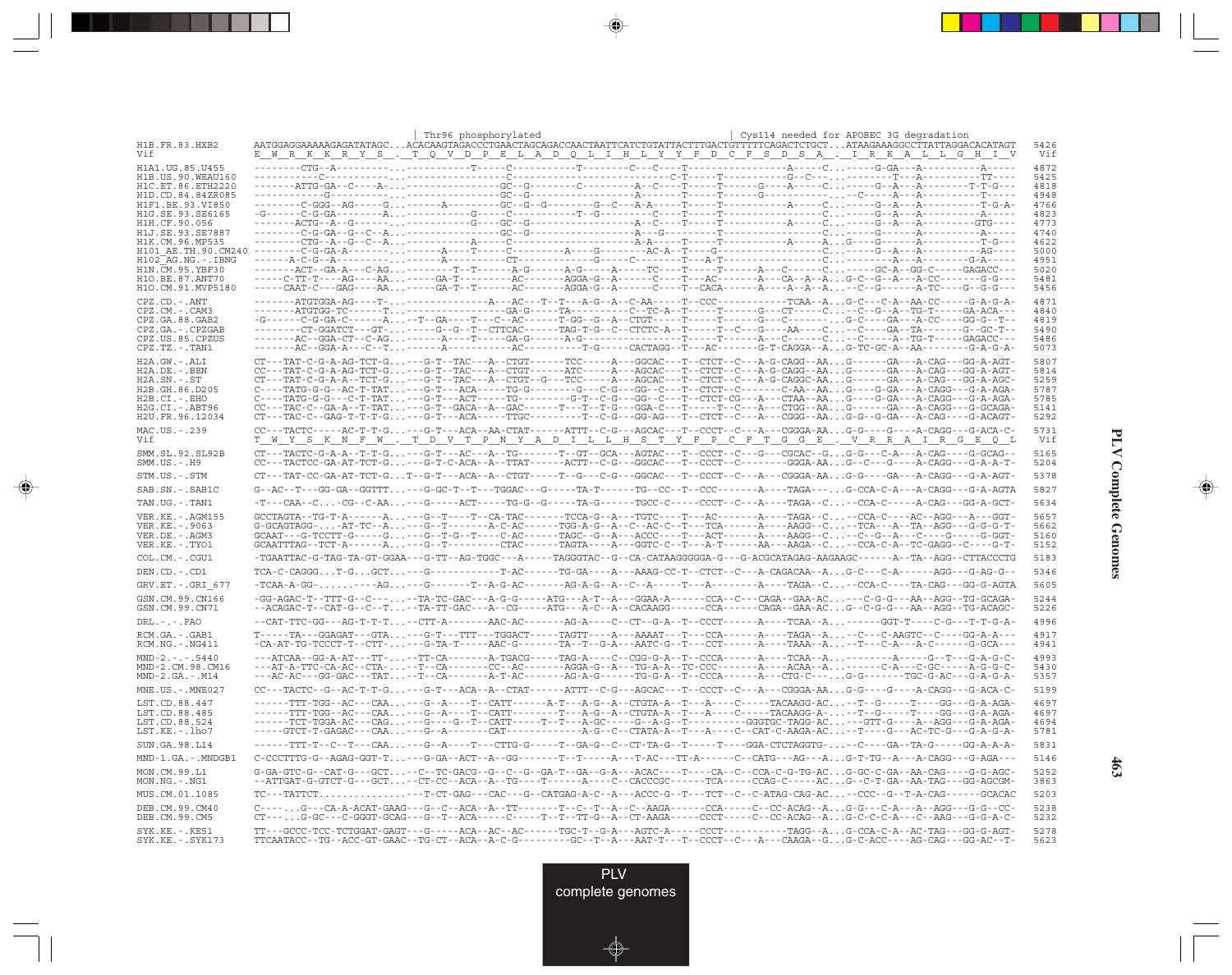```
                              | Thr96 phosphorylated                                                    | Cys114 needed for APOBEC 3G degradation
H1B.FR.83.HXB2       AATGGAGGAAAAAGAGATATAGC...ACACAAGTAGACCCTGAACTAGCAGACCAACTAATTCATCTGTATTACTTTGACTGTTTTTCAGACTCTGCT...ATAAGAAAGGCCTTATTAGGACACATAGT  5426
Vif                  E  W  R  K  K  R  Y  S  .  T  Q  V  D  P  E  L  A  D  Q  L  I  H  L  Y  Y  F  D  C  F  S  D  S  A  .  I  R  K  A  L  L  G  H  I  V   Vif

H1A1.UG.85.U455      --------CTG--A---------...-----------T-----C-----------T--------C---C----T-----------------A-----C...-----G-GA---A---------A-----  4872
H1B.US.90.WEAU160    -----------C-----------...---------------C--------------------------C-T-----T-----------G--C----...---------T---A----------TT----  5425
H1C.ET.86.ETH2220    -------ATTG-GA--C----A-...---------------GC--G---------C---------A--C----T-----T-------G----A-----C...-----G--A---A--------T-T-G---  4818
H1D.CD.84.84ZR085    ------------G----------...---------------GC--G-----------------A---------T-----T-------G-----------...--C-----A---A-----------T-----  4948
H1F1.BE.93.VI850     --------C-GGG--AG-----G...------A---------G--G--G-------G--C---A-A-----T-----T-----------A-----C...-----G--A---A---------T-G-A-  4766
H1G.SE.93.SE6165     -G-------C-G-GA--------A...------------G-----C-----------T--G---------C----T-----T-----------C...-----G--A---A----------A-----  4823
H1H.CF.90.056        -------ACTG--A--G------...-----------G----GC--G----------------A--C----T-----T-----------A-----C...-----G--A---A---------GTG----  4773
H1J.SE.93.SE7887     --------C-G-GA--G--C--A...-------------GC--G---------------------A--G---------T---------------C...-----G-------A----------A-----  4740
H1K.CM.96.MP535      --------CTG--A--G--C--A...-----------A-----C-----------------------A-A-----T-----T-----------A-----A...G----G-----A---------T-G---  4622
H101_AE.TH.90.CM240  --------C-G-GA-A-------...------A-----T-----C----------A----G--------AC-A--T----G----------------C...-----G--A---A----------AG----  5000
H102_AG.NG.-.IBNG    ------A-C-G--A---------...-------A-----------CT-------------G-----C----T---A-T---------------C...--------A---A--------G-A-----  4951
H1N.CM.95.YBF30      -------ACT--GA-A---C-AG...--------T--T--------A-G-------A-G-----A-----TC----T-----T--------A---C-------C...-----GC-A--GG-C-----GAGACC---  5020
H1O.BE.87.ANT70      -----C-TT-T----AG----AA...-----GA-T---------AC--------AGGA-G--A------C----T---AC-------A---CA--A--A...G-C--G--A---A-CC-------G-G---  5481
H1O.CM.91.MVP5180    ------CAAT-C---GAG----AA...-----GA-T--T-------AC-------AGGA-G--A-------C----T--CACA-------A----A--A--A...--C-G-------A-TC----G--G-G---  5456

CPZ.CD.-.ANT         -------ATGTGGA-AG----T-...-------------A---AC---T--T---A-G--A--C-AA-----T--CCC------------TCAA--A...G-C---C-A--AA-CC-----G-A-G-A-  4871
CPZ.CM.-.CAM3        -------ATGTGG-TC------T...--------------GA-G-----TA----------C--TC-A--T-----T-------G---CT-----C...--C--G--A--TG-T------GA-ACA---  4840
CPZ.GA.88.GAB2       -G-------C-G-GA-C------A...--T--GA----T----C--AC------T-GG--G--A--CTGT-----T-----T-------G---C---------...G-C----GA---A-CC----GG-G--T--  4819
CPZ.GA.-.CPZGAB      --------CT-GGATCT---GT-...-----G--G--T--CTTCAC------TAG-T-G--C--CTCTC-A--T-----T--C---G-----AA----C...--C----GA--TA-------G--GC-T--  5490
CPZ.US.85.CPZUS      -------AC--GGA-CT--C-AG...-------A----T-----GA-G------A-G-------------------T-----T-------A---C------C...--C-----A--TG-T------GAGACC---  5486
CPZ.TZ.-.TAN1        -------AC--GGA-A---C--T...------A-------------AC---------T-G-----CACTAGG--T---AC-------G-T-CAGGA--A...G-TC-GC-A--AA---------G-A-G-A-  5073

H2A.GW.-.ALI         CT---TAT-C-G-A-AG-TCT-G...---G-T--TAC---A--CTGT-------TCC------A---GGCAC---T--CTCT--C---A-G-CAGG--AA...G------GA---A-CAG---GG-A-AGT-  5807
H2A.DE.-.BEN         CC---TAT-C-G-A-AG-TCT-G...---G-T--TAC---A--CTGT-------ATC------A---AGCAC---T--CTCT--C---A-G-CAGG--AA...G------GA---A-CAG---GG-A-AGT-  5814
H2A.SN.-.ST          CT---TAT-C-G-A-A--TCT-G...---G-T--TAC---A--CTGT--G---TCC------A---AGCAC---T--CTCT--C---A-G-CAGGC-AA...G------GA---A-CAG---GG-A-AGC-  5259
H2B.GH.86.D205       C----TATG-G-G---AC-T-TAT...---G-T---ACA------TG-G--------G---C-G---GG--C---T--CTCT--C-------C-AA--AA...G-----G-GA---A-CAGG---G-A-AGA-  5787
H2B.CI.-.EHO         C----TATG-G-G---C-T-TAT...---G-T---ACT------TG----------G-T--C-G---GG--C---T--CTCT-CG---A---CTAA--AA...G-----G-GA---A-CAGG---G-A-AGA-  5785
H2G.CI.-.ABT96       CC---TAC-C--GA-A--T-TAT...---G-T--GACA---A--GAC-------T---T--T-G---GGA-C---T-----T--C---A---CTGG--AA...G------GA---A-CAGG---G-GCAGA-  5141
H2U.FR.96.12034      CT---TAC-C--GAG-T-T-T-G...---G-T---ACA------TTGC-----------T--C-G---GG-AG---T--CTCT--C---A---CGGG--AA...G-G--G-GA---A-CAG---G-ACAGT-  5292

MAC.US.-.239         CC---TACTC-----AC-T-T-G...---G-T---ACA--AA-CTAT-------ATTT--C-G---AGCAC---T--CCCT--C---A---CGGGA-AA...G-G------G----A-CAGG---G-ACA-C-  5731
Vif                  T  W  Y  S  K  N  F  W  .  T  D  V  T  P  N  Y  A  D  I  L  L  H  S  T  Y  F  P  C  F  T  G  G  E  .  V  R  R  A  I  R  G  E  Q  L   Vif

SMM.SL.92.SL92B      CT---TACTC-G-A-A--T-T-G...---G-T---AC---A--TG--------T--GT--GCA---AGTAC---T--CCCT--C---G---CGCAC--G...G-G---C-A---A-CAG-----G-GCAG--  5165
SMM.US.-.H9          CC---TACTCC-GA-AT-TCT-G...---G-T-C-ACA--A--TTAT-------ACTT--C-G---GGCAC---T--CCCT--C---------GGGA-AA...G--C---G-----A-CAGG---G-A-A-T-  5204

STM.US.-.STM         CT---TAT-CC-GA-AT-TCT-G...T--G-T---ACA--A--CTGT-----T---G---C-G---GGCAC---T--CCCT--C---A---CGGGA-AA...G-G-----GA---A-CAGG---G-A-AGT-  5378

SAB.SN.-.SAB1C       G--AC--T---GG-GA--GGTTT...---G-GC-T--T---TGGAC---G------TA-T------TG--CC--T--CCC-------A----TAGA----...G-CCA-C-A---A-CAGG---G-A-AGTA  5827

TAN.UG.-.TAN1        -T---CAA--C...-CG--C-AA...---G------ACT-----TG-G--G-----TA-G-------TGCC-C-----CCCT--C---A----TAGA--C...--CCA-C------A-CAG---GG-A-GCT-  5634

VER.KE.-.AGM155      GCCTAGTA--TG-T-A------A...---G--T----T--CA-TAC-------TCCA-G--A---TGTC----T---AC-------A----TAGA--C...--CCA-C----AC--AGG---A---GGT-  5657
VER.KE.-.9063        G-GCAGTAGG-...-AT-TC--A...---G--T--------A-C-AC-------TGG-A-G--A--C--AC-C--T---TCA-------A----AAGG--C...--TCA---A--TA--AGG---G-G-G-T-  5662
VER.DE.-.AGM3        GCAAT---G-TCCTT-G-----G...---G--T-G--T----C-AC-------TAGC--G--A---ACCC----T---ACT-------A----AAGG--C...--C--G--A---C----G-----G-GGT-  5160
VER.KE.-.TYO1        GCAATTTAG--TCT-A------A...---G--T----------CTAC------TAGTA----A---GGTC-C--T---A-T-------AA---AAGA--C...--CCA-C-A--TC-GAGG--C----G-T-  5152

COL.CM.-.CGU1        -TGAATTAC-G-TAG-TA-GT-GGAA---G-TT--AG-TGGC---A-----TAGGGTAC--G--CA-CATAAGGGGGA-G---G-ACGCATAGAG-AAGAAGC-------A--TA--AGG--CTTACCCTG  5183

DEN.CD.-.CD1         TCA-C-CAGGG...T--G...GCT...---G-----------T-AC-------TG-GA----A---AAAG-CC-T--CTCT--C---A-CAGACAA--A...G-C---C-A------AGG---G-AG-G--  5346

GRV.ET.-.GRI_677     -TCAA-A-GG-......----AG...---G-------T--A-G-AC-------AG-A-G--A--C--A-----T---A---------A----TAGA--C...--CCA-C----TA-CAG---GG-G-AGTA  5605

GSN.CM.99.CN166      -GG-AGAC-T--TTT-G--C----...--TA-TC-GAC---A-G-G-----ATG---A-T--A---GGAA-A------CCA----C---CAGA--GAA-AC...---C-G-G----AA--AGG--TG-GCAGA-  5244
GSN.CM.99.CN71       --ACAGAC-T--CAT-G--C--T...--TA-TT-GAC---A--CG-----ATG---A-C--A---CACAAGG-------CCA------CAGA--GAA-AC...G--C-G-G----AA--AGG--TG-ACAGC-  5226

DRL.-.-.FAO          --CAT-TTC-GG---AG-T-T-T...--CTT-A--------AAC-AC-------AG-A----C--CT--G-A--T--CCCT-------A----TCAA--A...------GGT-T----C-G---T-T-G-A-  4996

RCM.GA.-.GAB1        T-----TA---GGAGAT---GTA...---G-T---TTT---TGGACT------TAGTT----A----AAAAT---T---CCA-------A----TAGA--A...--C---C-AAGTC--C-----GG-A-A---  4917
RCM.NG.-.NG411       -CA-AT-TG-TCCCT-T--CTT-...---G-TA-T-----AAC-G-------TA--T--G-A---AATC-G--T---CCT-------A----TAAA--A...--T---C-A---A-C-------G-GCA---  4941

MND-2.-.-.5440       ---ATCAA--GG-A-AT---TT-...--TT-CA-------A-TGACG------TAG-A----C--CGG-G-A--T--CCCA-------A----TCAA--A...--------A-----G--T---G-A-G-C-  4993
MND-2.CM.98.CM16     ---AT-A-TTC-CA-AC--CTA-...--T--CA-------CC--AC-------AGGA-G--A---TG-A-A--TC-CCC-------A----ACAA--A...------C-A---C-GC-----A-G-A-G-  5430
MND-2.GA.-.M14       ---AC-AC---GG-GAC---TAT...--T--CA-------A-T-AC-------AG-A-G------TG-G-A--T--CCCA-------A----CTG-C---...G-G---------TGC-G-AC---G-A-G-A-  5357

MNE.US.-.MNE027      CC---TACTC--G--AC-T-T-G...---G-T---ACA--A--CTAT-------ATTT--C-G---AGCAC---T--CCCT--C---A---CGGGA-AA...G-G-----G----A-CAGG---G-ACA-C-  5199

LST.CD.88.447        ------TTT-TGG--AC---CAA...---G--A----T--CATT------A-T---A-G--A--CTGTA-A--T---A-----C------TACAAGG-A-...--T--G-----T-----GG---G-A-AGA-  4697
LST.CD.88.485        ------TTT-TGG--AC---CAA...---G--A----T--CATT------T---A-G--A--CTGTA-A--T---A-----C------TACAAGG-A-...--T--G-----T-----GG---G-A-AGA-  4697
LST.CD.88.524        ------TCT-TGGA-AC---CAG...---G-----G--T--CATT------T--T---A-GC-----G---A-G--T-----------GGGTGC-TAGG-AC...--GTT-G-----A--AGG---G-A-AGA-  4694
LST.KE.-.lho7        -----GTCT-T-GAGAC---CAA...---G--A--------CAT------------A-G--C--CTATA-A--T---A-----C--CAT-C-AAGA-AC...--T-----G---AC-TC-G---G-A-G-A-  5781

SUN.GA.98.L14        ------TTT-T--C--T---CAA...---G--A----T---CTTG-G-----T--GA-G--C--CT-TA-G--T-----T----GGA-CTCTAGGTG-...--C----GA--TA-G------GG-A-A-A-  5831

MND-1.GA.-.MNDGB1    C-CCCTTTG-G--AGAG-GGT-T...---G-GA--ACT--A--GG-------T--T-----A---T-AC---TT-A------C--CATG---AG---A...G-T-TG--A---A-CAGG---G-AGA---  5146

MON.CM.99.L1         G-GA-GTC-G--CAT-G---GCT...--C--TC-GACG--G--C--G--GA-T--GA--G-A---ACAC----T----CA--C--CCA-C-G-TG-AC...G-GC-C-GA--AA-CAG---G-G-AGC-  5252
MON.NG.-.NG1         --ATTGAT-G-GTCT-G---GCT...--CT-CC--ACA--A--TG----T-------A-----C-CACCCGC-------TCA-----CCAG-C-----AC...G--C-T-GA--AA-TAG---GG-AGCGM-  3863

MUS.CM.01.1085       TC---TATTCT..............---T-CT-GAG---CAC---G-CATGAG-A-C--A---ACCC-G--T---TCT--C--C-ATAG-CAG-AC...--CCC--G--T-A-CAG------GCACAC  5203

DEB.CM.99.CM40       C----...G---CA-A-ACAT-GAAG---G--C--ACA--A--TT--------T--C--T--A--C--AAGA------CCA------C--CC-ACAG--A...G-G---C-A---A--AGG---G-G--CC-  5238
DEB.CM.99.CM5        CT---...G-GC---C-GGGT-GCAG---G--T--ACA------C-----T--T--TT-G--A--CT-AAGA------CCCT------C--CC-ACAG--A...G-C-C-C-A---C--AAG---G-G-A-C-  5232

SYK.KE.-.KE51        TT---GCCC-TCC-TCTGGAT-GAGT---G-----ACA--AC--AC------TGC-T--G-A---AGTC-A------CCCT-----------TAGG--A...G-CCA-C-A--AC-TAG---GG-G-AGT-  5278
SYK.KE.-.SYK173      TTCAATACC--TG--ACC-GT-GAAC--TG-CT--ACA--A-C-G----------GC--T--A---AAT-T---T--CCCT--C---A----CAAGA--G...G-C-ACC----AG-CAG---GG-AC--T-  5623
```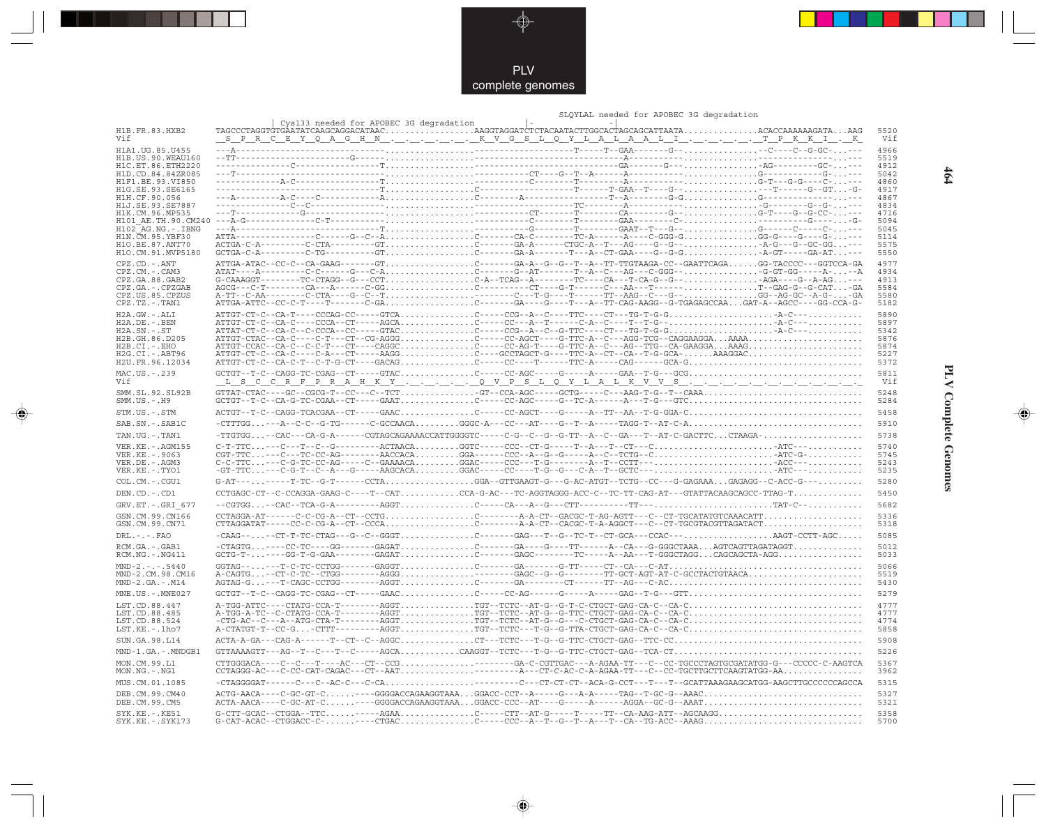```
                                                                             SLQYLAL needed for APOBEC 3G degradation
                          | Cys133 needed for APOBEC 3G degradation          |-          -|
H1B.FR.83.HXB2       TAGCCCTAGGTGTGAATATCAAGCAGGACATAAC.................AAGGTAGGATCTCTACAATACTTGGCACTAGCAGCATTAATA..............ACACCAAAAAAGATA...AAG   5520
Vif                   S  P  R  C  E  Y  Q  A  G  H  N  .  .  .  .  .  .  K  V  G  S  L  Q  Y  L  A  L  A  A  L  I  .  .  .  .  .  T  P  K  K  I  .  K     Vif

H1A1.UG.85.U455      ---A-----------------------------.................-------------------T-----T--GAA-------G---..............--C----C--G-GC-...---   4966
H1B.US.90.WEAU160    --TT-------------------G-------..................------------------------A-------------------..............-------------...---   5519
H1C.ET.86.ETH2220    -------------C-----------------T..................----------------------GA-------G----.............-AG--------GC-...---   4912
H1D.CD.84.84ZR085    ---T---------------------------..................-----------CT----G--T--A-------A--------..............G----------G-...---   5042
H1F1.BE.93.VI850     -------------A-C---------------T..................-----------C--------T---------A---------------..............G-T---G-G----C-...---   4860
H1G.SE.93.SE6165     ------------------------------T..................C------------------T------T-GAA--T----G---..............---T------G--GT...-G-   4917
H1H.CF.90.056        ---A---------A-C----C----------A..................C---------A-------------T--A-------G-G..............G--------------...---   4867
H1J.SE.93.SE7887     ---------------C--C------------..................-------------------TC--------A-----------------..............-G--------G--G-...---   4834
H1K.CM.96.MP535      ---T-----------G---------------..................-----------CT-------T--------CA-------G---..............G-T----G--GC-...---   4716
H101_AE.TH.90.CM240  ---A-G-------------C-T---------..................-----------C--------T--------GAA--------C-..............---------G-----..-G-   5094
H102_AG.NG.-.IBNG    ---A---------------------------T..................-----------G-------T--------GAAT--T---G-..............G-------C-----C-...---   5045
H1N.CM.95.YBF30      ATTA-------------C------G--C--A..................C-------CA-C--------TC-A------A----C-GGG-G..............GG-G---G----G-...---   5114
H1O.BE.87.ANT70      ACTGA-C-A---------C-CTA--------GT.................C-------GA-A-------CTGC-A--T---AG----G--G-..............-A-G---G--GC-GG...---   5575
H1O.CM.91.MVP5180    GCTGA-C-A---------C-TG---------GT.................C-------GA-A-------T---A--CT-GAA---G--G-G..............-A-GT-----GA-AT...---   5550

CPZ.CD.-.ANT         ATTGA-ATAC--CC-C--CA-GAAG-------GT................C-------GA-A--G--G--T--A--TT-TTGTAAGA-CC--GAATTCAGA......GG-TACCCC---GGTCCA-GA   4977
CPZ.CM.-.CAM3        ATAT----A---------C-C------G---C-A................C-------G--AT-----T--A---C---AG---C-GGG-..............-G-GT-GG-----A-...--A   4934
CPZ.GA.88.GAB2       G-CAAAGGT--------TC-CTAGG--G---CCT................C-A--TCAG--A--------TC----CA---T-CA-G--G-..............-AGA----G--A-AG...---   4913
CPZ.GA.-.CPZGAB      AGCG---C-T--------CA---A------C-GG................C----------CT---G-T------C----AA---T-------..............T--GAG-G--G-CAT...-GA   5584
CPZ.US.85.CPZUS      A-TT--C-AA--------C-CTA----G--C--T................--------C---T-G----T------TT-AAG--C---G-..............GG--AG-GC--A-G-...-GA   5580
CPZ.TZ.-.TAN1        ATTGA-ATTC--CC-C-T----T-------C-GA................C-------GA----G----T---A--TT-CAG-AAGG--G-TGAGAGCCAA...GAT-A--AGCC----GG-CCA-G-   5182

H2A.GW.-.ALI         ATTGT-CT-C--CA-T----CCCAG-CC-----GTCA.............C-----CCG--A--C----TTC----CT---TG-T-G-G.....................-A-C---..........   5890
H2A.DE.-.BEN         ATTGT-CT-C--CA-C----CCCA--CT-----AGCA.............C-----CC---A--T-------C-A---C----T--T-G--....................-A-C---..........   5897
H2A.SN.-.ST          ATTAT-CT-C--CA-C--C-CCCA--CC-----GTAC.............C-----CCG--A--C--G-TTC----CT---TG-T-G-G.....................-A-C---..........   5342
H2B.GH.86.D205       ATTGT-CTAC--CA-C----C-T--CT--CG-AGGG..............C-----CC-AGCT---G-TTC-A--C---AGG-TCG--CAGGAAGGA...AAAA.......................   5876
H2B.CI.-.EHO         ATTGT-CCAC--CA-C--C-C-T---CT----CAGGC.............C-----CC-AG-T----G-TTC-A--C---AG--TTG--CA-GAAGGA...AAAG.......................   5874
H2G.CI.-.ABT96       ATTGT-CT-C--CA-C----C-A---CT-----AAGG.............C----GCCTAGCT-G----TTC-A--CT--CA--T-G-GCA-.....AAAGGAC.......................   5227
H2U.FR.96.12034      ATTGT-CT-C--CA-C-T--C-T-G-CT-----GACAG............C-----CC----T------TTC-A-----CAG-----GCA-G-...................................   5372

MAC.US.-.239         GCTGT--T-C--CAGG-TC-CGAG--CT-----GTAC.............C-----CC-AGC-----G-----A-----GAA--T-G---GCG....................................   5811
Vif                   L  S  C  C  R  F  P  R  A  H  K  Y  .  .  .  .  .  Q  V  P  S  L  Q  Y  L  A  L  K  V  V  S  .  .  .  .  .  .  .  .  .  .  .  .  .  Vif

SMM.SL.92.SL92B      GTTAT-CTAC----GC--CGCG-T--CC---C--TCT.............-GT--CCA-AGC-----GCTG-----C---AAG-T-G--T--CAAA...............................   5248
SMM.US.-.H9          GCTGT--T-C--CA-G-TC-CGAA--CT-----GAAT.............C-----CC-AGC-----G--TC-A-----A---T-G---GTC....................................   5284

STM.US.-.STM         ACTGT--T-C--CAGG-TCACGAA--CT-----GAAC.............C-----CC-AGCT----G-----A--TT--AA--T-G-GGA-C...................................   5458

SAB.SN.-.SAB1C       -CTTTGG...---A--C-C--G-TG------C-GCCAACA.........GGGC-A---CC---AT----G--T--A-----TAGG-T--AT-C-A.................................   5910

TAN.UG.-.TAN1        -TTGTGG...-CAC---CA-G-A------CGTAGCAGAAAACCATTGGGGTC-----C-G--C--G--G-TT--A--C--GA---T--AT-C-GACTTC...CTAAGA-...................   5738

VER.KE.-.AGM155      C-T-TTC...---C---T--C--G---------ACTAACA.........GGTC-----CCC--CT-G-----T--A---T--CT---C.........................-ATC---..........   5740
VER.KE.-.9063        CGT-TTC...---C---TC-CC-AG--------AACCACA.........GGA------CCC--A--G-G-----A--C--TCTG--C.........................-ATC-G-..........   5745
VER.DE.-.AGM3        C-C-TTC...---C-G-TC-CC-AG------C--GAAAACA........GGAC-----CCC---T-G---------A--T--CCTT---.........................-ACC---..........   5243
VER.KE.-.TYO1        -GT-TTC...---C-G-T--C--A---G-----AAGCACA.........GGAC-----CC----T-G---G---C-A--T--GCTC---.........................-ATC---..........   5235

COL.CM.-.CGU1        G-AT---...-----T-TC--G-T------CCTA.................GGA--GTTGAAGT-G---G-AC-ATGT--TCTG--CC---G-GAGAAA...GAGAGG--C-ACC-G---.........   5280

DEN.CD.-.CD1         CCTGAGC-CT--C-CCAGGA-GAAG-C----T--CAT............CCA-G-AC---TC-AGGTAGGG-ACC-C--TC-TT-CAG-AT---GTATTACAAGCAGCC-TTAG-T..............   5450

GRV.ET.-.GRI_677     --CGTGG...--CAC--TCA-G-A----------AGGT............C-----CA---A--G---CTT---------TT....................................TAT-C-..........   5682

GSN.CM.99.CN166      CCTAGGA-AT------C-C-CG-A--CT--CCTG................C--------A-A-CT--GACGC-T-AG-AGTT---C--CT-TGCATATGTCAAACATT....................   5336
GSN.CM.99.CN71       CTTAGGATAT-----CC-C-CG-A--CT--CCCA................C--------A-A-CT--CACGC-T-A-AGGCT---C--CT-TGCGTACGTTAGATACT....................   5318

DRL.-.-.FAO          -CAAG--...--CT-T-TC-CTAG---G--C--GGGT.............C-------GAG---T--G--TC-T--CT-GCA---CCAC---....................AAGT-CCTT-AGC.....   5085

RCM.GA.-.GAB1        -CTAGTG...----CC-TC----GG-------GAGAT.............C-------GA----G----TT------A--CA---G-GGGCTAAA...AGTCAGTTAGATAGGT..............   5012
RCM.NG.-.NG411       GCTG-T-...----GG-T-G-GAA--------GAGAT.............C-------GAGC---------TC-----A--AA---T-GGGCTAGG...CAGCAGCTA-AGG.................   5033

MND-2.-.-.5440       GGTAG--...---T-C-TC-CCTGG-------GAGGT.............C-------GA--------G-TT-----CT--CA---C-AT.......................................   5066
MND-2.CM.98.CM16     A-CAGTG...--CT-C-TC--CTGG-------AGGG..............C-------GAGC--G--G-------TT-GCT-AGT-AT-C-GCCTACTGTAACA........................   5519
MND-2.GA.-.M14       AGTAG-G...---T-CAGC-CCTGG--------AGGT.............C-------GA--------CT------TT--AG---C-AC........................................   5430

MNE.US.-.MNE027      GCTGT--T-C--CAGG-TC-CGAG--CT-----GAAC.............C-----CC-AG-----G-----A-----GAG--T-G---GTT.....................................   5279

LST.CD.88.447        A-TGG-ATTC----CTATG-CCA-T--------AGGT.............TGT--TCTC--AT-G--G-T-C-CTGCT-GAG-CA-C--CA-C.....................................   4777
LST.CD.88.485        A-TGG-A-TC--C-CTATG-CCA-T--------AGGT.............TGT--TCTC--AT-G--G-TTC-CTGCT-GAG-CA-C--CA-C.....................................   4777
LST.CD.88.524        -CTG-AC--C---A--ATG-CTA-T--------AGGT.............TGT--TCTC--AT-G--G---C-CTGCT-GAG-CA-C--CA-C.....................................   4774
LST.KE.-.lho7        A-CTATGT-T--CC-G...-CTTT---------AGGT.............TGT--TCTC---T-G--G-TTA-CTGCT-GAG-CA-C--CA-C.....................................   5858

SUN.GA.98.L14        ACTA-A-GA---CAG-A------T--CT--C--AGGC.............CT---TCTC---T-G--G-TTC-CTGCT-GAG--TTC-CC........................................   5908

MND-1.GA.-.MNDGB1    GTTAAAAGTT---AG--T--C---T--C-----AGCA............CAAGGT--TCTC---T-G--G-TTC-CTGCT-GAG--TCA-CT.....................................   5226

MON.CM.99.L1         CTTGGGACA----C--C---T----AC---CT--CCG.............---------GA-C-CGTTGAC---A-AGAA-TT---C--CC-TGCCCTAGTGCGATATGG-G---CCCCC-C-AAGTCA   5367
MON.NG.-.NG1         CCTAGGG-AC---C-CC-CAT-CAGAC---CT--AAT.............---------A---CT-C-AC-C-A-AGAA-TT---C--CC-TGCTTGCTTCAAGTATGG-AA................   3962

MUS.CM.01.1085       -CTAGGGGAT------C---C--AC-C---C-CA................---------C---CT-CT-CT--ACA-G-CCT---T---T--GCATTAAAGAAGCATGG-AAGCTTGCCCCCCAGCCA   5315

DEB.CM.99.CM40       ACTG-AACA----C-GC-GT-C......----GGGGACCAGAAGGTAAA...GGACC-CCT--A-----G---A-A-----TAG--T-GC-G--AAAC..............................   5327
DEB.CM.99.CM5        ACTA-AACA----C-GC-AT-C......----GGGGACCAGAAGGTAAA...GGACC-CCC--AT----G-----A------AGGA--GC-G--AAAT..............................   5321

SYK.KE.-.KE51        G-CTT-GCAC--CTGGA--TTC......----AGAA..............C-----CTT--AT-G-----T-----TT--CA-AAG-ATT--AGCAAGG............................   5358
SYK.KE.-.SYK173      G-CAT-ACAC--CTGGACC-C-......----CTGAC.............C-----CCC--A--T--G--T--A---T--CA--TG-ACC--AAAG...............................   5700
```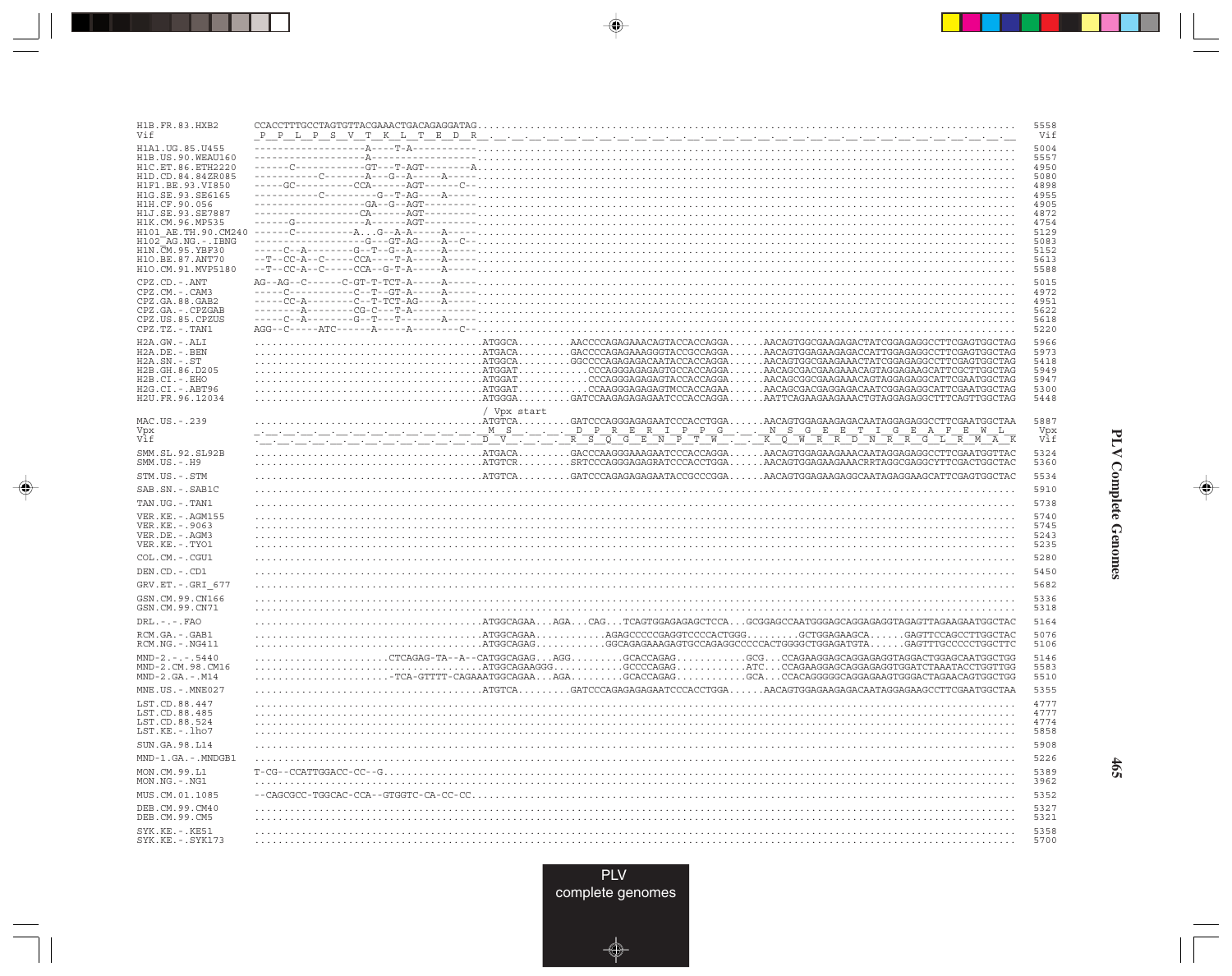```
H1B.FR.83.HXB2        CCACCTTTGCCTAGTGTTACGAAACTGACAGAGGATAG..................................................................................................... 5558
Vif                   _P__P__L__P__S__V__T__K__L__T__E__D__R_.__.__.__.__.__.__.__.__.__.__.__.__.__.__.__.__.__.__.__.__.__.__.__.__.__.__.__.__.__.__.__.__.__.__.__.__.   Vif

H1A1.UG.85.U455       ------------------A----T-A---------........................................................................................................ 5004
H1B.US.90.WEAU160     ------------------A----------------........................................................................................................ 5557
H1C.ET.86.ETH2220     ------C------------GT---T-AGT--------A..................................................................................................... 4950
H1D.CD.84.84ZR085     -----------C-------A---G--A-----A-----..................................................................................................... 5080
H1F1.BE.93.VI850      -----GC----------CCA------AGT-----C--...................................................................................................... 4898
H1G.SE.93.SE6165      -----------C---------G--T-AG----A-----..................................................................................................... 4955
H1H.CF.90.056         ------------------GA--G--AGT--------........................................................................................................ 4905
H1J.SE.93.SE7887      -----------------CA------AGT---------....................................................................................................... 4872
H1K.CM.96.MP535       ------G------------A------AGT---------...................................................................................................... 4754
H101_AE.TH.90.CM240   ------C-----------A...G--A-A-----A-----..................................................................................................... 5129
H102_AG.NG.-.IBNG     ------------------G---GT-AG----A--C--....................................................................................................... 5083
H1N.CM.95.YBF30       -----C--A--------G--T--G--A-----A-----...................................................................................................... 5152
H1O.BE.87.ANT70       --T--CC-A--C-----CCA-----T-A-----A-----..................................................................................................... 5613
H1O.CM.91.MVP5180     --T--CC-A--C-----CCA--G-T-A-----A-----...................................................................................................... 5588

CPZ.CD.-.ANT          AG--AG--C------C-GT-T-TCT-A-----A-----...................................................................................................... 5015
CPZ.CM.-.CAM3         -----C-----------C--T--GT-A-----A-----...................................................................................................... 4972
CPZ.GA.88.GAB2        -----CC-A--------C--T-TCT-AG----A-----...................................................................................................... 4951
CPZ.GA.-.CPZGAB       --------A--------CG-C---T-A--------.......................................................................................................... 5622
CPZ.US.85.CPZUS       -----C--A--------G--T---T-------A-----...................................................................................................... 5618
CPZ.TZ.-.TAN1         AGG--C-----ATC------A-----A--------C--...................................................................................................... 5220

H2A.GW.-.ALI          .....................................ATGGCA.........AACCCCAGAGAAACAGTACCACCAGGA......AACAGTGGCGAAGAGACTATCGGAGAGGCCTTCGAGTGGCTAG 5966
H2A.DE.-.BEN          .....................................ATGACA.........GACCCCAGAGAAAGGGTACCGCCAGGA......AACAGTGGAGAAGAGACCATTGGAGAGGCCTTCGAGTGGCTAG 5973
H2A.SN.-.ST           .....................................ATGGCA.........GGCCCCAGAGAGACAATACCACCAGGA......AACAGTGGCGAAGAAACTATCGGAGAGGCCTTCGAGTGGCTAG 5418
H2B.GH.86.D205        .....................................ATGGAT............CCAGGGAGAGAGTGCCACCAGGA......AACAGCGACGAAGAAACAGTAGGAGAAGCATTCGCTTGGCTAG 5949
H2B.CI.-.EHO          .....................................ATGGAT............CCAGGGAGAGAGTACCACCAGGA......AACAGCGGCGAAGAAACAGTAGGAGAGGCATTCGAATGGCTAG 5947
H2G.CI.-.ABT96        .....................................ATGGAT............CCAAGGAGAGAGTMCCACCAGAA......AACAGCGACGAGGAGACAATCGGAGAGGCATTCGAATGGCTAG 5300
H2U.FR.96.12034       .....................................ATGGGA.........GATCCAAGAGAGAGAATCCCACCAGGA......AATTCAGAAGAAGAAACTGTAGGAGAGGCTTTCAGTTGGCTAG 5448

                                                           / Vpx start
MAC.US.-.239          .....................................ATGTCA.........GATCCCAGGGAGAGAATCCCACCTGGA......AACAGTGGAGAAGAGACAATAGGAGAGGCCTTCGAATGGCTAA 5887
Vpx                   _.__.__.__.__.__.__.__.__.__.__.__.__._M__S__.__.__.__D__P__R__E__R__I__P__P__G__.__.__N__S__G__E__E__T__I__G__E__A__F__E__W__L__   Vpx
Vif                   .__.__.__.__.__.__.__.__.__.__.__.__.__D__V__.__.__.__R__S__Q__G__E__N__P__T__W__.__.__K__Q__W__R__R__D__N__R__R__G__L__R__M__A__K  Vif

SMM.SL.92.SL92B       .....................................ATGACA.........GACCCAAGGGAAAGAATCCCACCAGGA......AACAGTGGAGAAGAAACAATAGGAGAGGCCTTCGAATGGTTAC 5324
SMM.US.-.H9           .....................................ATGTCR.........SRTCCCAGGGAGAGRATCCCACCTGGA......AACAGTGGAGAAGAAACRRTAGGCGAGGCYTTCGACTGGCTAC 5360

STM.US.-.STM          .....................................ATGTCA.........GATCCCAGAGAGAGAATACCGCCCGGA......AACAGTGGAGAAGAGGCAATAGAGGAAGCATTCGAGTGGCTAC 5534

SAB.SN.-.SAB1C        ........................................................................................................................................ 5910

TAN.UG.-.TAN1         ........................................................................................................................................ 5738

VER.KE.-.AGM155       ........................................................................................................................................ 5740
VER.KE.-.9063         ........................................................................................................................................ 5745
VER.DE.-.AGM3         ........................................................................................................................................ 5243
VER.KE.-.TYO1         ........................................................................................................................................ 5235

COL.CM.-.CGU1         ........................................................................................................................................ 5280

DEN.CD.-.CD1          ........................................................................................................................................ 5450

GRV.ET.-.GRI_677      ........................................................................................................................................ 5682

GSN.CM.99.CN166       ........................................................................................................................................ 5336
GSN.CM.99.CN71        ........................................................................................................................................ 5318

DRL.-.-.FAO           .....................................ATGGCAGAA...AGA...CAG...TCAGTGGAGAGAGCTCCA...GCGGAGCCAATGGGAGCAGGAGAGGTAGAGTTAGAAGAATGGCTAC 5164

RCM.GA.-.GAB1         .....................................ATGGCAGAA...........AGAGCCCCCGAGGTCCCCACTGGG.........GCTGGAGAAGCA......GAGTTCCAGCCTTGGCTAC 5076
RCM.NG.-.NG411        .....................................ATGGCAGAG...........GGCAGAGAAAGAGTGCCAGAGGCCCCCACTGGGGCTGGAGATGTA......GAGTTTGCCCCCTGGCTTC 5106

MND-2.-.-.5440        ......................CTCAGAG-TA--A--CATGGCAGAG...AGG.........GCACCAGAG............GCG...CCAGAAGGAGCAGGAGAGGTAGGACTGGAGCAATGGCTGG 5146
MND-2.CM.98.CM16      .....................................ATGGCAGAAGGG............GCCCCAGAG............ATC...CCAGAAGGAGCAGGAGAGGTGGATCTAAATACCTGGTTGG 5583
MND-2.GA.-.M14        ......................-TCA-GTTTT-CAGAAATGGCAGAA...AGA.........GCACCAGAG............GCA...CCACAGGGGGCAGGAGAAGTGGGACTAGAACAGTGGCTGG 5510

MNE.US.-.MNE027       .....................................ATGTCA.........GATCCCAGAGAGAGAATCCCACCTGGA......AACAGTGGAGAAGAGACAATAGGAGAAGCCTTCGAATGGCTAA 5355

LST.CD.88.447         ........................................................................................................................................ 4777
LST.CD.88.485         ........................................................................................................................................ 4777
LST.CD.88.524         ........................................................................................................................................ 4774
LST.KE.-.lho7         ........................................................................................................................................ 5858

SUN.GA.98.L14         ........................................................................................................................................ 5908

MND-1.GA.-.MNDGB1     ........................................................................................................................................ 5226

MON.CM.99.L1          T-CG--CCATTGGACC-CC--G.................................................................................................................. 5389
MON.NG.-.NG1          ........................................................................................................................................ 3962

MUS.CM.01.1085        --CAGCGCC-TGGCAC-CCA--GTGGTC-CA-CC-CC................................................................................................... 5352

DEB.CM.99.CM40        ........................................................................................................................................ 5327
DEB.CM.99.CM5         ........................................................................................................................................ 5321

SYK.KE.-.KE51         ........................................................................................................................................ 5358
SYK.KE.-.SYK173       ........................................................................................................................................ 5700
```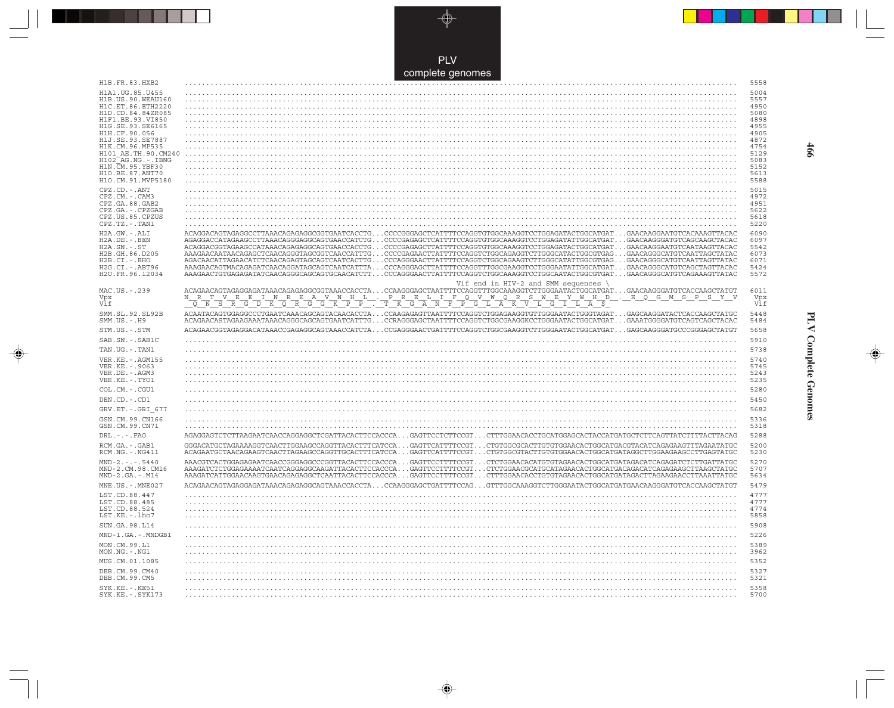# PLV complete genomes

```
H1B.FR.83.HXB2        .........................................................................................................................   5558

H1A1.UG.85.U455       .........................................................................................................................   5004
H1B.US.90.WEAU160     .........................................................................................................................   5557
H1C.ET.86.ETH2220     .........................................................................................................................   4950
H1D.CD.84.84ZR085     .........................................................................................................................   5080
H1F1.BE.93.VI850      .........................................................................................................................   4898
H1G.SE.93.SE6165      .........................................................................................................................   4955
H1H.CF.90.056         .........................................................................................................................   4905
H1J.SE.93.SE7887      .........................................................................................................................   4872
H1K.CM.96.MP535       .........................................................................................................................   4754
H101_AE.TH.90.CM240   .........................................................................................................................   5129
H102_AG.NG.-.IBNG     .........................................................................................................................   5083
H1N.CM.95.YBF30       .........................................................................................................................   5152
H1O.BE.87.ANT70       .........................................................................................................................   5613
H1O.CM.91.MVP5180     .........................................................................................................................   5588

CPZ.CD.-.ANT          .........................................................................................................................   5015
CPZ.CM.-.CAM3         .........................................................................................................................   4972
CPZ.GA.88.GAB2        .........................................................................................................................   4951
CPZ.GA.-.CPZGAB       .........................................................................................................................   5622
CPZ.US.85.CPZUS       .........................................................................................................................   5618
CPZ.TZ.-.TAN1         .........................................................................................................................   5220

H2A.GW.-.ALI          ACAGGACAGTAGAGGCCTTAAACAGAGAGGCGGTGAATCACCTG...CCCCGGGAGCTCATTTTCCAGGTGTGGCAAAGGTCCTGGAGATACTGGCATGAT...GAACAAGGAATGTCACAAAGTTACAC   6090
H2A.DE.-.BEN          AGAGGACCATAGAAGCCTTAAACAGGGAGGCAGTGAACCATCTG...CCCCGAGAGCTCATTTTCCAGGTGTGGCAAAGGTCCTGGAGATATTGGCATGAT...GAACAAGGGATGTCAGCAAGCTACAC   6097
H2A.SN.-.ST           ACAGGACGGTAGAAGCCATAAACAGAGAGGCAGTGAACCACCTG...CCCCGAGAGCTTATTTTCCAGGTGTGGCAAAGGTCCTGGAGATACTGGCATGAT...GAACAAGGAATGTCAATAAGTTACAC   5542
H2B.GH.86.D205        AAAGAACAATAACAGAGCTCAACAGGGTAGCGGTCAACCATTTG...CCCCGAGAACTTATTTTCCAGGTCTGGCAGAGGTCTTGGGCATACTGGCGTGAG...GAACAGGGCATGTCAATTAGCTATAC   6073
H2B.CI.-.EHO          AGACAACATTAGAACATCTCAACAGAGTAGCAGTCAATCACTTG...CCCAGGGAACTTATTTTCCAGGTCTGGCAGAAGTCTTGGGCATATTGGCGTGAG...GAACAGGGCATGTCAATTAGTTATAC   6071
H2G.CI.-.ABT96        AAAGAACAGTMACAGAGATCAACAGGATAGCAGTCAATCATTTA...CCCAGGGAGCTTATTTTCCAGGTTTGGCGAAGGTCCTGGGAATATTGGCATGAT...GAACAGGGCATGTCAGCTAGTTACAC   5424
H2U.FR.96.12034       AAAGAACTGTGAGAGATATCAACAGGGCAGCAGTGCAACATCTT...CCCAGGGAACTTATTTTCCAGGTCTGGCAAAGGTCCTGGCAATACTGGCGTGAT...GAACAGGGCATGTCAGAAAGTTATAC   5572

                                                                     Vif end in HIV-2 and SMM sequences \
MAC.US.-.239          ACAGAACAGTAGAGGAGATAAACAGAGAGGCGGTAAACCACCTA...CCAAGGGAGCTAATTTTCCAGGTTTGGCAAAGGTCTTGGGAATACTGGCATGAT...GAACAAGGGATGTCACCAAGCTATGT   6011
Vpx                   N  R  T  V  E  E  I  N  R  E  A  V  N  H  L  .  P  R  E  L  I  F  Q  V  W  Q  R  S  W  E  Y  W  H  D  .  E  Q  G  M  S  P  S  Y  V   Vpx
Vif                   Q  N  S  R  G  D  K  Q  R  G  G  K  P  P  .  T  K  G  A  N  F  P  G  L  A  K  V  L  G  I  L  A  $                                   Vif

SMM.SL.92.SL92B       ACAATACAGTGGAGGCCCTGAATCAAACAGCAGTACAACACCTA...CCAAGAGAGTTAATTTTCCAGGTCTGGAGAAGGTGTTGGGAATACTGGGTAGAT...GAGCAAGGATACTCACCAAGCTATGC   5448
SMM.US.-.H9           ACAGAACASTAGAAGAAATAAACAGGGCAGCAGTGAATCATTTA...CCRAGGGAGCTAATTTTCCAGGTCTGGCAAGGKCCTGGGAATACTGGCATGAT...GAAATGGGGATGTCAGTCAGCTACAC   5484

STM.US.-.STM          ACAGAACGGTAGAGGACATAAACCGAGAGGCAGTAAACCATCTA...CCGAGGGAACTGATTTTCCAGGTCTGGCGAAGGTCTTGGGAATACTGGCATGAT...GAGCAAGGGATGCCCGGGAGCTATGT   5658

SAB.SN.-.SAB1C        .........................................................................................................................   5910

TAN.UG.-.TAN1         .........................................................................................................................   5738

VER.KE.-.AGM155       .........................................................................................................................   5740
VER.KE.-.9063         .........................................................................................................................   5745
VER.DE.-.AGM3         .........................................................................................................................   5243
VER.KE.-.TYO1         .........................................................................................................................   5235

COL.CM.-.CGU1         .........................................................................................................................   5280

DEN.CD.-.CD1          .........................................................................................................................   5450

GRV.ET.-.GRI_677      .........................................................................................................................   5682

GSN.CM.99.CN166       .........................................................................................................................   5336
GSN.CM.99.CN71        .........................................................................................................................   5318

DRL.-.-.FAO           AGAGGAGTCTCTTAAGAATCAACCAGGAGGCTCGATTACACTTCCACCCA...GAGTTCCTCTTCCGT...CTTTGGAACACCTGCATGGAGCACTACCATGATGCTCTTCAGTTATCTTTTACTTACAG   5288

RCM.GA.-.GAB1         GGGACATGCTAGAAAAGGTCAACTTGGAAGCCAGGTTACACTTTCATCCA...GAGTTCATTTTCCGT...CTGTGGCGCACTTGTGTGGAACACTGGCATGACGTACATCAGAGAAGTTTAGAATATGC   5200
RCM.NG.-.NG411        ACAGAATGCTAACAGAAGTCAACTTAGAAGCCAGGTTGCACTTTCATCCA...GAGTTCATTTTCCGT...CTGTGGCGTACTTGTGTGGAACACTGGCATGATAGGCTTGGAAGAAGCCTTGAGTATGC   5230

MND-2.-.-.5440        AAACGTCACTGGAGAGAATCAACCGGGAGGCCCGGTTACACTTCCACCCA...GAGTTCCTTTTCCGT...CTCTGGAACACATGTGTAGAACACTGGCATGATAGACATCAGAGATCTCTTGATTATGC   5270
MND-2.CM.98.CM16      AAAGATCTCTGGAGAAAATCAATCAGGAGGCAAGATTACACTTCCACCCA...GAGTTCCTTTTCCGT...CTCTGGAACGCATGCATAGAACACTGGCATGACAGACATCAGAGAAGCTTAAGCTATGC   5707
MND-2.GA.-.M14        AAAGATCATTGGAACAAGTGAACAGAGAGGCTCAATTACACTTCCACCCA...GAGTTCCTTTTCCGT...CTTTGGAACACCTGTGTAGAACACTGGCATGATAGACTTAGAAGAACCTTAAATTATGC   5634

MNE.US.-.MNE027       ACAGAACAGTAGAGGAGATAAACAGAGAGGCAGTAAACCACCTA...CCAAGGGAGCTGATTTTCCAG...GTTTGGCAAAGGTCTTGGGAATACTGGCATGATGAACAAGGGATGTCACCAAGCTATGT   5479

LST.CD.88.447         .........................................................................................................................   4777
LST.CD.88.485         .........................................................................................................................   4777
LST.CD.88.524         .........................................................................................................................   4774
LST.KE.-.lho7         .........................................................................................................................   5858

SUN.GA.98.L14         .........................................................................................................................   5908

MND-1.GA.-.MNDGB1     .........................................................................................................................   5226

MON.CM.99.L1          .........................................................................................................................   5389
MON.NG.-.NG1          .........................................................................................................................   3962

MUS.CM.01.1085        .........................................................................................................................   5352

DEB.CM.99.CM40        .........................................................................................................................   5327
DEB.CM.99.CM5         .........................................................................................................................   5321

SYK.KE.-.KE51         .........................................................................................................................   5358
SYK.KE.-.SYK173       .........................................................................................................................   5700
```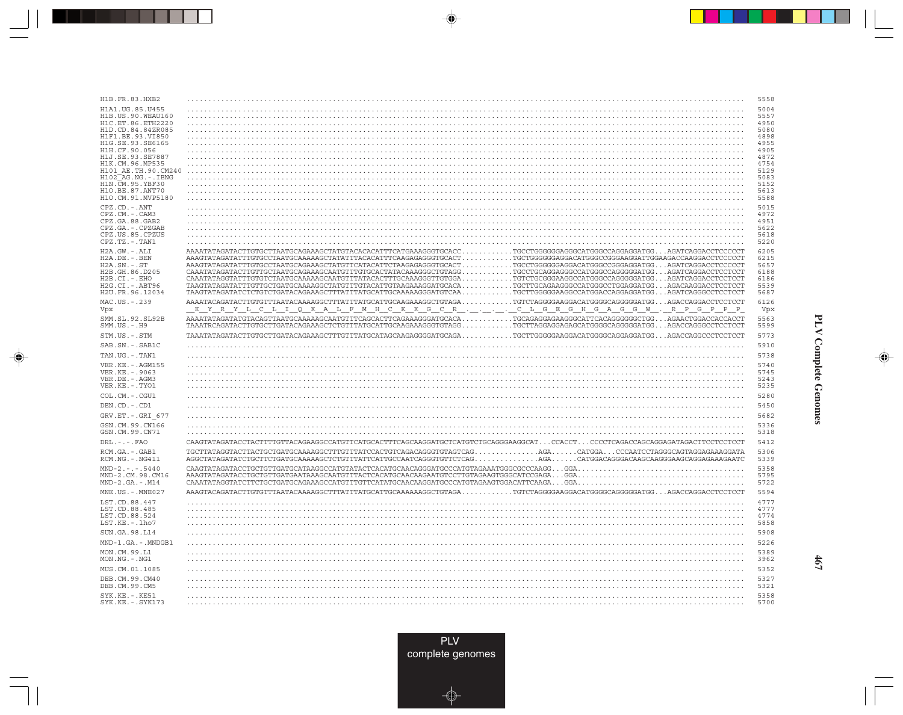```
H1B.FR.83.HXB2         .............................................................................................................................  5558

H1A1.UG.85.U455        .............................................................................................................................  5004
H1B.US.90.WEAU160      .............................................................................................................................  5557
H1C.ET.86.ETH2220      .............................................................................................................................  4950
H1D.CD.84.84ZR085      .............................................................................................................................  5080
H1F1.BE.93.VI850       .............................................................................................................................  4898
H1G.SE.93.SE6165       .............................................................................................................................  4955
H1H.CF.90.056          .............................................................................................................................  4905
H1J.SE.93.SE7887       .............................................................................................................................  4872
H1K.CM.96.MP535        .............................................................................................................................  4754
H101_AE.TH.90.CM240    .............................................................................................................................  5129
H102_AG.NG.-.IBNG      .............................................................................................................................  5083
H1N.CM.95.YBF30        .............................................................................................................................  5152
H1O.BE.87.ANT70        .............................................................................................................................  5613
H1O.CM.91.MVP5180      .............................................................................................................................  5588

CPZ.CD.-.ANT           .............................................................................................................................  5015
CPZ.CM.-.CAM3          .............................................................................................................................  4972
CPZ.GA.88.GAB2         .............................................................................................................................  4951
CPZ.GA.-.CPZGAB        .............................................................................................................................  5622
CPZ.US.85.CPZUS        .............................................................................................................................  5618
CPZ.TZ.-.TAN1          .............................................................................................................................  5220

H2A.GW.-.ALI           AAAATATAGATACTTGTGCTTAATGCAGAAAGCTATGTACACACATTTCATGAAAGGGTGCACC............TGCCTGGGGGGAGGGCATGGGCCAGGAGGATGG...AGATCAGGACCTCCCCCT  6205
H2A.DE.-.BEN           AAAGTATAGATATTTGTGCCTAATGCAAAAAGCTATATTTACACATTTCAAGAGAGGGTGCACT............TGCTGGGGGGAGGACATGGGCCGGGAAGGATTGGAAGACCAAGGACCTCCCCCT  6215
H2A.SN.-.ST            AAAGTATAGATATTTGTGCCTAATGCAGAAAGCTATGTTCATACATTCTAAGAGAGGGTGCACT............TGCCTGGGGGGAGGACATGGGCCGGGAGGATGG...AGATCAGGACCTCCCCCT  5657
H2B.GH.86.D205         CAAATATAGATACTTGTTGCTAATGCAGAAAGCAATGTTTGTGCACTATACAAAGGGCTGTAGG............TGCCTGCAGGAGGGCCATGGGCCAGGGGGATGG...AGATCAGGACCTCCTCCT  6188
H2B.CI.-.EHO           CAAATATAGGTATTTGTGTCTAATGCAAAAAGCAATGTTTTATACACTTTGCAAAGGGTTGTGGA............TGTCTGCGGGAAGGCCATGGGCCAGGGGGATGG...AGATCAGGACCTCCTCCT  6186
H2G.CI.-.ABT96         TAAGTATAGATATTTGTTGCTGATGCAAAAGGCTATGTTTGTACATTGTAAGAAAGGATGCACA............TGCTTGCAGAAGGGCCATGGGCCTGGAGGATGG...AGACAAGGACCTCCTCCT  5539
H2U.FR.96.12034        TAAGTATAGATATCTCTGTCTGATACAGAAAGCTTTATTTATGCATTGCAAAAAGGGATGTCAA............TGCTTGGGGGAAGGCCATGGACCAGGAGGATGG...AGATCAGGGCCTCCTCCT  5687

MAC.US.-.239           AAAATACAGATACTTGTGTTTAATACAAAAGGCTTTATTTATGCATTGCAAGAAAGGCTGTAGA............TGTCTAGGGGAAGGACATGGGGCAGGGGGATGG...AGACCAGGACCTCCTCCT  6126
Vpx                    __K__Y__R__Y__L__C__L__I__Q__K__A__L__F__M__H__C__K__K__G__C__R__.__.__.__.__C__L__G__E__G__H__G__A__G__G__W__.__R__P__G__P__P__P_  Vpx

SMM.SL.92.SL92B        AAAATATAGATATGTACAGTTAATGCAAAAAGCAATGTTTCAGCACTTCAGAAAGGGATGCACA............TGCAGAGGAGAAGGGCATTCACAGGGGGGCTGG...AGAACTGGACCACCACCT  5563
SMM.US.-.H9            TAAATRCAGATACTTGCTTGATACAGAAAGCTCTGTTTATGCATTGCAAGAAAGGGTGTAGG............TGCTTAGGAGGAGAGCATGGGGCAGGGGGATGG...AGACCAGGGCCTCCTCCT  5599

STM.US.-.STM           TAAATATAGATACTTGTGCTTGATACAGAAAGCTTTGTTTATGCATAGCAAGAGGGGATGCAGA............TGCTTGGGGGAAGGACATGGGGCAGGAGGATGG...AGACCAGGCCCTCCTCCT  5773

SAB.SN.-.SAB1C         .............................................................................................................................  5910

TAN.UG.-.TAN1          .............................................................................................................................  5738

VER.KE.-.AGM155        .............................................................................................................................  5740
VER.KE.-.9063          .............................................................................................................................  5745
VER.DE.-.AGM3          .............................................................................................................................  5243
VER.KE.-.TYO1          .............................................................................................................................  5235

COL.CM.-.CGU1          .............................................................................................................................  5280

DEN.CD.-.CD1           .............................................................................................................................  5450

GRV.ET.-.GRI_677       .............................................................................................................................  5682

GSN.CM.99.CN166        .............................................................................................................................  5336
GSN.CM.99.CN71         .............................................................................................................................  5318

DRL.-.-.FAO            CAAGTATAGATACCTACTTTTGTTACAGAAGGCCATGTTCATGCACTTTCAGCAAGGATGCTCATGTCTGCAGGGAAGGCAT...CCACCT...CCCCTCAGACCAGCAGGAGATAGACTTCCTCCTCCT  5412

RCM.GA.-.GAB1          TGCTTATAGGTACTTACTGCTGATGCAAAAGGCTTTGTTTATCCACTGTCAGACAGGGTGTAGTCAG...............AGA......CATGGA...CCCAATCCTAGGGCAGTAGGAGAAAGGATA  5306
RCM.NG.-.NG411         AGGCTATAGATATCTGCTTCTGATGCAAAAAGCTCTGTTTATTCATTGCCAATCAGGGTGTTCTCAG...............AGA......CATGGACAGGGACAAGCAAGGGAAGCAGGAGAAAGAATC  5339

MND-2.-.-.5440         CAAGTATAGATACCTGCTGTTGATGCATAAGGCCATGTATACTCACATGCAACAGGGATGCCCATGTAGAAATGGGCGCCCAAGG...GGA.......................................  5358
MND-2.CM.98.CM16       AAAGTATAGATACCTGCTGTTGATGAATAAAGCAATGTTTACTCACATGCAACAAGAATGTCCTTGTAGAAGTGGGCATCCGAGA...GGA.......................................  5795
MND-2.GA.-.M14         CAAATATAGGTATCTTCTGCTGATGCAGAAAGCCATGTTTGTTCATATGCAACAAGGATGCCCATGTAGAAGTGGACATTCAAGA...GGA.......................................  5722

MNE.US.-.MNE027        AAAGTACAGATACTTGTGTTTAATACAAAAGGCTTTATTTATGCATTGCAAAAAAGGCTGTAGA............TGTCTAGGGGAAGGACATGGGGCAGGGGGATGG...AGACCAGGACCTCCTCCT  5594

LST.CD.88.447          .............................................................................................................................  4777
LST.CD.88.485          .............................................................................................................................  4777
LST.CD.88.524          .............................................................................................................................  4774
LST.KE.-.lho7          .............................................................................................................................  5858

SUN.GA.98.L14          .............................................................................................................................  5908

MND-1.GA.-.MNDGB1      .............................................................................................................................  5226

MON.CM.99.L1           .............................................................................................................................  5389
MON.NG.-.NG1           .............................................................................................................................  3962

MUS.CM.01.1085         .............................................................................................................................  5352

DEB.CM.99.CM40         .............................................................................................................................  5327
DEB.CM.99.CM5          .............................................................................................................................  5321

SYK.KE.-.KE51          .............................................................................................................................  5358
SYK.KE.-.SYK173        .............................................................................................................................  5700
```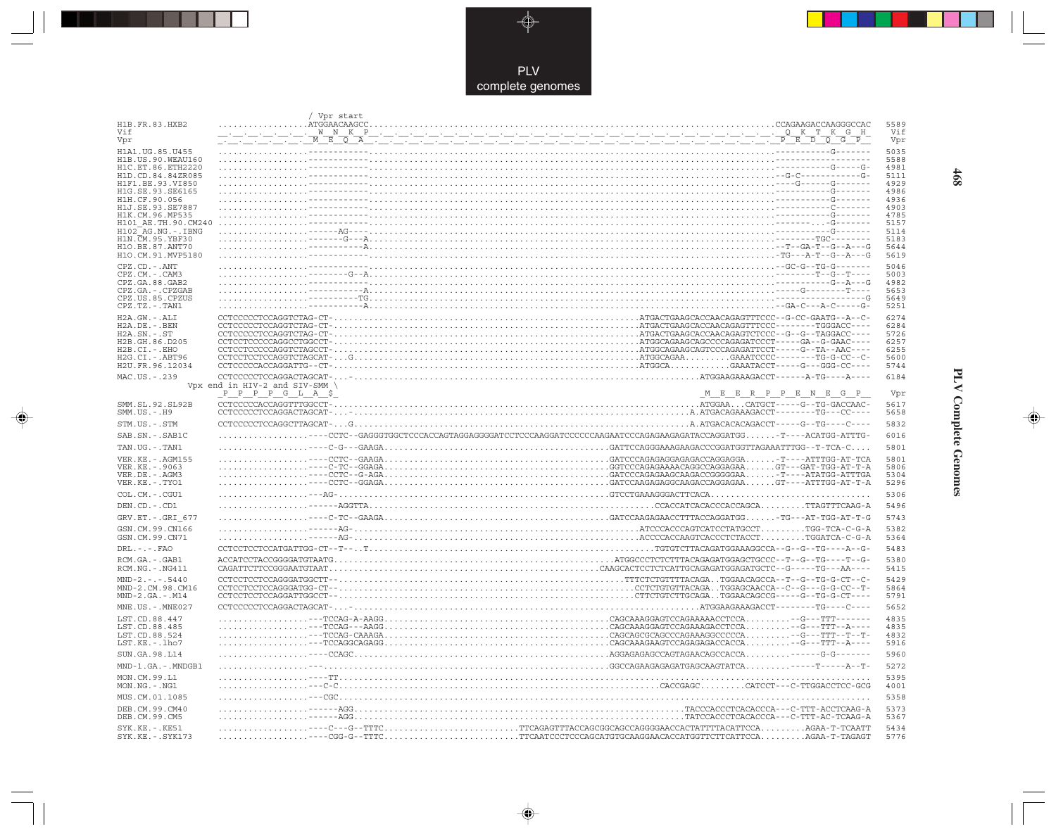```
                          / Vpr start
H1B.FR.83.HXB2          ..................ATGGAACAAGCC.........................................................................CCAGAAGACCAAGGGCCAC  5589
Vif                     __.__.__.__.__.__.__W__N__K__P__.__.__.__.__.__.__.__.__.__.__.__.__.__.__.__.__.__.__.__.__.__.__.__.__.__.__.__.__.__Q__K__T__K__G__H_  Vif
Vpr                     _.__.__.__.__.__.__M__E__Q__A__.__.__.__.__.__.__.__.__.__.__.__.__.__.__.__.__.__.__.__.__.__.__.__.__.__.__.__.__.__P__E__D__Q__G__P__  Vpr

H1A1.UG.85.U455         ..................------------.........................................................................-----------G-------  5035
H1B.US.90.WEAU160       ..................------------.........................................................................-------------------  5588
H1C.ET.86.ETH2220       ..................------------.........................................................................-----------G-----G-  4981
H1D.CD.84.84ZR085       ..................------------.........................................................................--G-C------------G-  5111
H1F1.BE.93.VI850        ..................------------.........................................................................----G------G-------  4929
H1G.SE.93.SE6165        ..................------------.........................................................................-----------G-------  4986
H1H.CF.90.056           ..................------------.........................................................................-----------G-------  4936
H1J.SE.93.SE7887        ..................------------.........................................................................-----------C-------  4903
H1K.CM.96.MP535         ..................------------.........................................................................-----------G-------  4785
H101_AE.TH.90.CM240     ..................------------.........................................................................--------...-G-------  5157
H102_AG.NG.-.IBNG       ..................------AG----.........................................................................-----------G-------  5114
H1N.CM.95.YBF30         ..................-------G---A.........................................................................---------TGC--------  5183
H1O.BE.87.ANT70         ..................-----------A.........................................................................--T--GA-T--G--A---G  5644
H1O.CM.91.MVP5180       ..................------------.........................................................................-TG---A-T--G--A---G  5619

CPZ.CD.-.ANT            ..................------------.........................................................................--GC-G--TG-G-------  5046
CPZ.CM.-.CAM3           ..................-------G--A..........................................................................--------T--G--T----  5003
CPZ.GA.88.GAB2          ..................------------.........................................................................-----------G--A---G  4982
CPZ.GA.-.CPZGAB         ..................-----------A.........................................................................-----G---------T----  5653
CPZ.US.85.CPZUS         ..................----------TG.........................................................................------------------G  5649
CPZ.TZ.-.TAN1           ..................-----------A.........................................................................--GA-C---A-C-----G-  5251

H2A.GW.-.ALI            CCTCCCCCTCCAGGTCTAG-CT-.................................................ATGACTGAAGCACCAACAGAGTTTCCC--G-CC-GAATG--A--C-  6274
H2A.DE.-.BEN            CCTCCCCCTCCAGGTCTAG-CT-.................................................ATGACTGAAGCACCAACAGAGTTTCCC--------TGGGACC----  6284
H2A.SN.-.ST             CCTCCCCCTCCAGGTCTAG-CT-.................................................ATGACTGAAGCACCAACAGAGTCTCCC--G--G--TAGGACC----  5726
H2B.GH.86.D205          CCTCTCCCCCAGGCCTGGCCT-..................................................ATGGCAGAAGCAGCCCCAGAGATCCCT-----GA--G-GAAC----  6257
H2B.CI.-.EHO            CCTCCTCCCCCAGGTCTAGCCT-.................................................ATGGCAGAAGCAGTCCCAGAGATTCCT-----G--TA--AAC----  6255
H2G.CI.-.ABT96          CCTCCTCCTCCAGGTCTAGCAT-...G.............................................ATGGCAGAA.........GAAATCCCC--------TG-G-CC--C-  5600
H2U.FR.96.12034         CCTCCCCCACCAGGATTG--CT-.................................................ATGGCA............GAAATACCT-----G---GGG-CC----  5744

MAC.US.-.239            CCTCCCCCTCCAGGACTAGCAT-...-.............................................ATGGAAGAAAGACCT------A-TG----A----  6184
          Vpx end in HIV-2 and SIV-SMM \
                    _P__P__P__P__G__L__A__$_                                                    _M__E__E__R__P__P__E__N__E__G__P__  Vpr

SMM.SL.92.SL92B         CCTCCCCCACCAGGTTTGGCCT-.................................................ATGGAA...CATGCT-----G--TG-GACCAAC-  5617
SMM.US.-.H9             CCTCCCCCTCCAGGACTAGCAT-...-.............................................A.ATGACAGAAAGACCT--------TG---CC----  5658

STM.US.-.STM            CCTCCCCCTCCAGGCTTAGCAT-...G.............................................A.ATGACACACAGACCT-----G--TG----C----  5832

SAB.SN.-.SAB1C          ..................----CCTC--GAGGGTGGCTCCCACCAGTAGGAGGGGATCCTCCCAAGGATCCCCCCAAGAATCCCAGAGAAGAGATACCAGGATGG......-T----ACATGG-ATTTG-  6016

TAN.UG.-.TAN1           ..................----C-G---GAAGA.......................................GATTCCAGGGAAAGAAGACCCGGATGGTTAGAAATTTGG--T-TCA-C....  5801

VER.KE.-.AGM155         ..................----CCTC--GAAGA.......................................GATCCCAGAGAGGAGAGACCAGGAGGA......-T----ATTTGG-AT-TCA  5801
VER.KE.-.9063           ..................----C-TC--GGAGA.......................................GGTCCCAGAGAAAACAGGCCAGGAGAA......GT---GAT-TGG-AT-T-A  5806
VER.DE.-.AGM3           ..................----CCTC--G-AGA.......................................GATCCCAGAGAAGCAAGACCGGGGGAA......-T----ATATGG-ATTTGA  5304
VER.KE.-.TYO1           ..................----CCTC--GGAGA.......................................GATCCAAGAGAGGCAAGACCAGGAGAA......GT----ATTTGG-AT-T-A  5296

COL.CM.-.CGU1           ..................---AG-................................................GTCCTGAAAGGGACTTCACA.......................  5306

DEN.CD.-.CD1            ..................------AGGTTA..........................................CCACCATCACACCCACCAGCA.........TTAGTTTCAAG-A  5496

GRV.ET.-.GRI_677        ..................----C-TC--GAAGA.......................................GATCCAAGAGAACCTTTACCAGGATGG......-TG---AT-TGG-AT-T-G  5743

GSN.CM.99.CN166         ..................------AG-.............................................ATCCCACCCAGTCATCCTATGCCT.........TGG-TCA-C-G-A  5382
GSN.CM.99.CN71          ..................------AG-.............................................ACCCCACCAAGTCACCCTCTACCT.........TGGATCA-C-G-A  5364

DRL.-.-.FAO             CCTCTCCTCCATGATTGG-CT--T---.T...........................................TGTGTCTTACAGATGGAAAGGCCA--G--G--TG----A--G-  5483

RCM.GA.-.GAB1           ACCATCCTACCGGGGATGTAATG.................................................ATGGCCCTCTCTTTACAGAGATGGAGCTGCCC--T--G--TG----T--G-  5380
RCM.NG.-.NG411          CAGATTCTTCCGGGAATGTAAT..................................................CAAGCACTCCTCTCATTGCAGAGATGGAGATGCTC--G-----TG---AA----  5415

MND-2.-.-.5440          CCTCCTCCTCCAGGGATGGCTT-.................................................TTCTCTGTTTTACAGA..TGGAACAGCCA--T--G--TG-G-CT--C-  5429
MND-2.CM.98.CM16        CCTCCTCCTCCAGGGATGG-CT-.................................................CCTCTGTGTTACAGA..TGGAGCAACCA--C--G---G-G-CC--T-  5864
MND-2.GA.-.M14          CCTCCTCCTCCAGGATTGGCCT-.................................................CTTCTGTCTTGCAGA..TGGAACAGCCG-----G--TG-G-CT----  5791

MNE.US.-.MNE027         CCTCCCCCTCCAGGACTAGCAT-...-.............................................ATGGAAGAAAGACCT--------TG----C----  5652

LST.CD.88.447           ..................---TCCAG-A-AAGG.......................................CAGCAAAGGAGTCCAGAAAAACCTCCA.........--G---TTT-------  4835
LST.CD.88.485           ..................---TCCAG---AAGG.......................................CAGCAAAGGAGTCCAGAAAGACCTCCA.........--G---TTT--A----  4835
LST.CD.88.524           ..................---TCCAG-CAAAGA.......................................CAGCAGCGCAGCCCAGAAAGGCCCCCA.........--G---TTT--T--T-  4832
LST.KE.-.lho7           ..................---TCCAGGCAGAGG.......................................CAGCAAAGAAGTCCAGAGAGACCACCA.........--G---TTT--A----  5916

SUN.GA.98.L14           ..................----CCAGC.............................................AGGAGAGAGCCAGTAGAACAGCCACCA.........-----G-G-------  5960

MND-1.GA.-.MNDGB1       ..................---...................................................GGCCAGAAGAGAGATGAGCAAGTATCA.........-----T-----A--T-  5272

MON.CM.99.L1            ..................----TT....................................................................................  5395
MON.NG.-.NG1            ..................---C-C................................................CACCGAGC.........CATCCT---C-TTGGACCTCC-GCG  4001

MUS.CM.01.1085          ..................---CGC....................................................................................  5358

DEB.CM.99.CM40          ..................------AGG.............................................TACCCACCCTCACACCCA---C-TTT-ACCTCAAG-A  5373
DEB.CM.99.CM5           ..................------AGG.............................................TATCCACCCTCACACCCA---C-TTT-AC-TCAAG-A  5367

SYK.KE.-.KE51           ..................----C---G--TTTC.........................TTCAGAGTTTACCAGCGGCAGCCAGGGGAACCACTATTTACATTCCA.........AGAA-T-TCAATT  5434
SYK.KE.-.SYK173         ..................----CGG-G--TTTC.........................TTCAATCCCTCCCAGCATGTGCAAGGAACACCATGGTTCTTCATTCCA.........AGAA-T-TAGAGT  5776
```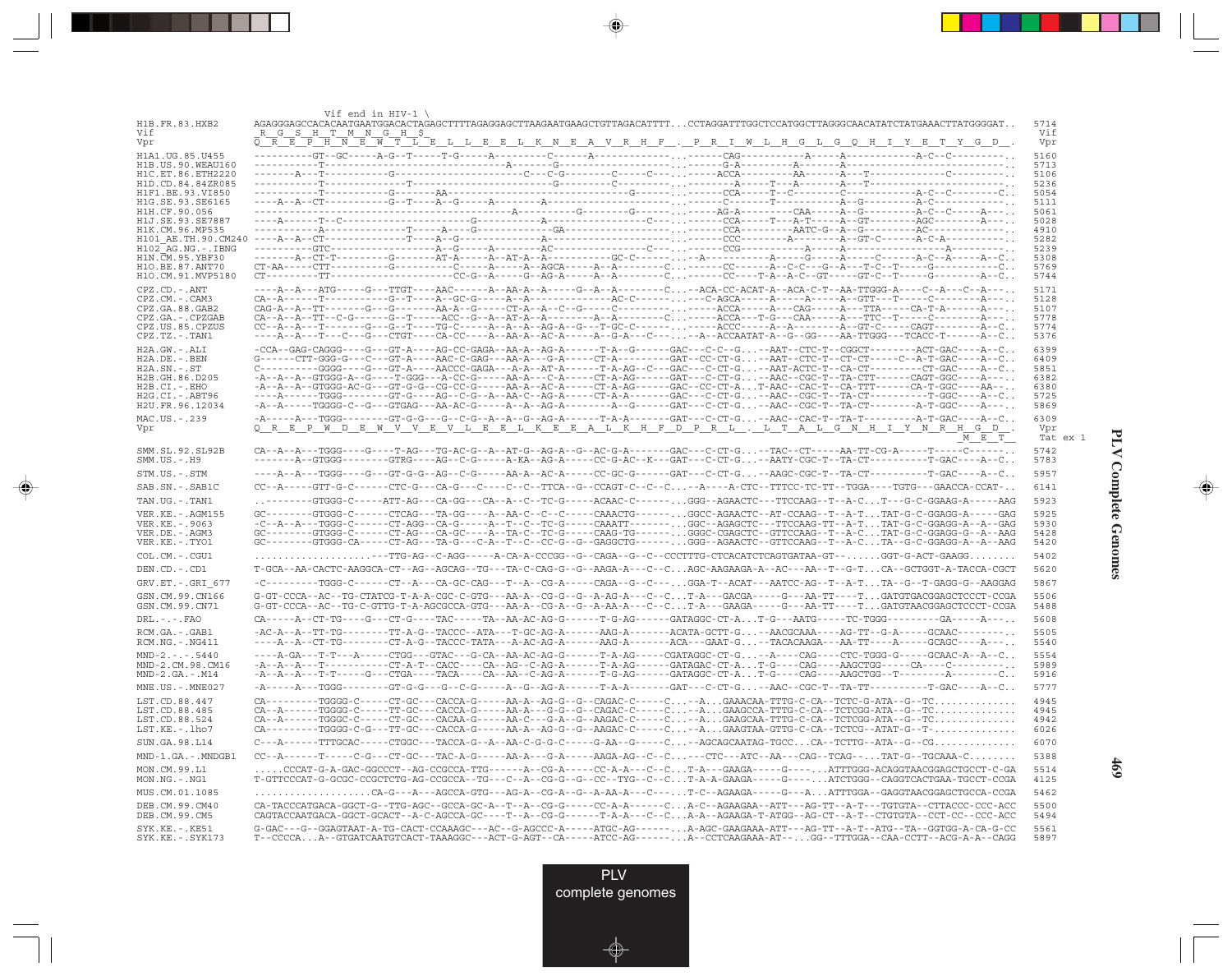```
                    Vif end in HIV-1 \
H1B.FR.83.HXB2      AGAGGGAGCCACACAATGAATGGACACTAGAGCTTTTAGAGGAGCTTAAGAATGAAGCTGTTAGACATTTT...CCTAGGATTTGGCTCCATGGCTTAGGGCAACATATCTATGAAACTTATGGGGAT..  5714
Vif                  R  G  S  H  T  M  N  G  H  $                                                                                                       Vif
Vpr                 Q  R  E  P  H  N  E  W  T  L  E  L  L  E  E  L  K  N  E  A  V  R  H  F  .  P  R  I  W  L  H  G  L  G  Q  H  I  Y  E  T  Y  G  D  .   Vpr

H1A1.UG.85.U455     ----------GT--GC-----A-G--T-----T-G-----A---------C------A-------------...------CAG----------A-----A-------------A-C--C---------..  5160
H1B.US.90.WEAU160   -----------T-------------------------------A-------G------------------...------G-A---------A-------A-----------------------------..  5713
H1C.ET.86.ETH2220   -------A---T-----------G---------------------C---C-G-------C-----C---...------ACCA--------AA------A---T---------------C---------..  5106
H1D.CD.84.84ZR085   -----------T-----------------T-------------------G--------C---------...------------A-----T---A-------A---T-----------------------..  5236
H1F1.BE.93.VI850    -----------T-----------G-------AA-------------------------------G------...------CCA------T--C--------C-----------A-C--C---------C..  5054
H1G.SE.93.SE6165    ----A--A--CT-----------G--T----A--G------A-----------A------------------...------C---------T---------A--G---------A-C-------------..  5111
H1H.CF.90.056       ----------------------------------------A---------G--------G--------...-----AG-A---------CAA-----A--G---------A-C--C-----A---..  5061
H1J.SE.93.SE7887    ----A------T--C------------------------G-----------A-----------------C---...------CCA------T---A-T-----A--GT---------AGC---------A---..  5028
H1K.CM.96.MP535     ----------A----------------T------A---G-----------GA---------------...------CCA--------AATC-G--A--G----------AC-------------..  4910
H101_AE.TH.90.CM240 ----A--A--CT-------------T-----A--G-------------A------------------------...------CCC--------A--------A--GT-C-------A-C-A------------..  5282
H102_AG.NG.-.IBNG   ----------GTC--------------------A--G--------A---------AC-----------C---...------CCG----------A-----A------------------A---------..  5239
H1N.CM.95.YBF30     -------A--CT-T----------G--------AT-A-----A--AT-A--A---------GC-C-------...--A-------------A-----G-----A-----C-----A-C--A------A--C..  5308
H1O.BE.87.ANT70     CT-AA-----CTT-----------G-----------C-----A-----A--AGCA-----A--A--------C...------CC------A--C-C---G--A---T-C--T-----G-----------C..  5769
H1O.CM.91.MVP5180   CT---------TT----------------------CC-G--A-----G--AG-A-----A--A--------C...------CC----T-A--A-C--GT------GT-C--T-----G-------A--C..  5744

CPZ.CD.-.ANT        ----A--A---ATG-----G---TTGT----AAC------A--AA-A--A-----G--A--A--------C...--ACA-CC-ACAT-A--ACA-C-T--AA-TTGGG-A-----C--A---C--A---..  5171
CPZ.CM.-.CAM3       CA--A------T-----------G--T----A--GC-G-----A--A-----------------AC-C-----...--C-AGCA------A-----A-----A--GTT---T-----C--------A---..  5128
CPZ.GA.88.GAB2      CAG-A--A--TT-------G---G-------AA-A--G-----CT-A--A--C--G-----C-------...------ACCA-----A----CAG------A---TTA-----CA-T-A-------A---..  5107
CPZ.GA.-.CPZGAB     CA--A--A--TT--C-G------G--T-----ACC--G--A--AT-A--A-------A--A--------C...-----ACCA---T-G---CAA-----A---TTC--T------C---------A---..  5778
CPZ.US.85.CPZUS     CC--A--A---T-------G---G--T----TG-C-----A--A--A--AG-A--G---T-GC-C-------...-----ACCC------A--A--------A--GT-C-----CAGT--------A--C..  5774
CPZ.TZ.-.TAN1       ----A--A---T---C---G---CTGT----CA-CC----A--AA-A--AC-A-----A--G-A---C---...--A--ACCAATAT-A--G--GG----AA-TTGGG---TCACC-T-------A--C..  5376

H2A.GW.-.ALI        -CCA--GAG-CAGGG----G---GT-A----AG-CC-GAGA--AA-A--AG-A------T-A--G------GAC---C-C--G...--AAT--CTC-T--CGGCT---------ACT-GAC----A--C..  6399
H2A.DE.-.BEN        G------CTT-GGG-G---C---GT-A----AAC-C-GAG---AA-A---G-A------CT-A--------GAT---CC-CT-G...--AAT--CTC-T--CT-CT-----C--A-T-GAC----A--C..  6409
H2A.SN.-.ST         C----------GGGG----G---GT-A----AACCC-GAGA---A--A--AT-A------T-A-AG--C---GAC---C-CT-G...--AAT-ACTC-T--CA-CT----------CT-GAC----A--C..  5851
H2B.GH.86.D205      -A--A--A--GTGGG-A--G---T-GGG---A-CC-G------AA-A---C-A------CT-A-AG-----GAT---C-CT-G...--AAC--CGC-T--TA-TTT--------CAGT-GGC----A---..  6382
H2B.CI.-.EHO        -A--A--A--GTGGG-AC-G---GT-G-G--CG-CC-G-----AA-A--AC-A------CT-A-AG-----GAC---CC-CT-A...T-AAC--CAC-T--CA-TTT-------CA-T-GGC-----AA--..  6380
H2G.CI.-.ABT96      ----A------TGGG--------GT-G----AG--C-G--A--AA-C--AG-A------CT-A-A------GAC---C-CT-G...--AAC--CGC-T--TA-CT------------T-GGC----A--C..  5725
H2U.FR.96.12034     -A--A-----TGGGG-C--G---GTGAG---AA-AC-G-----A--A--AG-A----------A--G------GAT---C-CT-G...--AAC--CGC-T--TA-CT----------A-T-GGC----A---..  5869

MAC.US.-.239        -A-----A---TGGG--------GT-G-G---G--C-G--A--A--G-AG-A------T-A-A--------GAT---C-CT-G...--AAC--CAC-T--TA-CT----------A-T-GAC----A--C..  6309
Vpr                 Q  R  E  P  W  D  E  W  V  V  E  V  L  E  E  L  K  E  E  A  L  K  H  F  D  P  R  L  _  L  T  A  L  G  N  H  I  Y  N  R  H  G  D  .   Vpr
                                                                                                                                              M  E  T     Tat ex 1

SMM.SL.92.SL92B     CA--A--A---TGGG----G----T-AG---TG-AC-G--A--AT-G--AG-A--G--AC-G-A-------GAC---C-CT-G...--TAC--CT-----AA-TT-CG-A-----T-----C-------..  5742
SMM.US.-.H9         -------A--GTGGG--------GTRG----AG--C-G-----A-KA--AG-A------CC-G-AC--K---GAT---C-CT-G...--AATY-CGC-T--TA-CT----------T-GAC----A--C..  5783

STM.US.-.STM        ----A--A---TGGG----G---GT-G-G--AG--C-G-----AA-A--AC-A------CC-GC-G-----GAT---C-CT-G...--AAGC-CGC-T--TA-CT----------T-GAC----A--C..  5957

SAB.SN.-.SAB1C      CC--A-----GTT-G-C------CTC-G---CA-G---C----C--C--TTCA--G--CCAGT-C--C-C...-A----A-CTC--TTTCC-TC-TT--TGGA----TGTG---GAACCA-CCAT-..  6141

TAN.UG.-.TAN1       ..--------GTGGG-C------ATT-AG---CA-GG---CA--A--C--TC-G-----ACAAC-C--------...GGG--AGAACTC---TTCCAAG--T--A-C...T---G-C-GGAAG-A------AAG  5923

VER.KE.-.AGM155     GC--------GTGGG-C------CTCAG---TA-GG----A--AA-C--C--C-----CAAACTG--------...GGCC-AGAACTC--AT-CCAAG--T--A-T...TAT-G-C-GGAGG-A------GAG  5925
VER.KE.-.9063       -C--A--A---TGGG-C------CT-AGG--CA-G-----A--T--C--TC-G-----CAAATT---------...GGC--AGAGCTC---TTCCAAG-TT--A-T...TAT-G-C-GGAGG-A--A--GAG  5930
VER.DE.-.AGM3       GC--------GTGGG-C------CT-AG---CA-GC----A--TA-C--TC-G-----CAAG-TG--------...GGGC-CGAGCTC--GTTCCAAG--T--C-A...TAT-G-C-GGAGG-G--A--AAG  5428
VER.KE.-.TYO1       GC--------GTGGG-CA-----CT-AG---TA-G---C-A--T--C--CC-G--G--GAGGCTG--------...GGG--AGAACTC--GTTCCAAG--T--A-C...TA--G-C-GGAGG-A--A--AAG  5420

COL.CM.-.CGU1       ...................---TTG-AG--C-AGG-----A-CA-A-CCCGG--G--CAGA--G--C--CCCTTTG-CTCACATCTCAGTGATAA-GT--......GGT-G-ACT-GAAGG........  5402

DEN.CD.-.CD1        T-GCA--AA-CACTC-AAGGCA-CT--AG--AGCAG--TG---TA-C-CAG-G--G--AAGA-A---C--C...AGC-AAGAAGA-A--AC---AA--T--G-T...CA--GCTGGT-A-TACCA-CGCT  5620

GRV.ET.-.GRI_677    -C---------TGGG-C------CT--A---CA-GC-CAG---T--A--CG-A------CAGA--G--C----...GGA-T--ACAT---AATCC-AG--T--A-T...TA--G--T-GAGG-G--AAGGAG  5867

GSN.CM.99.CN166     G-GT-CCCA--AC--TG-CTATCG-T-A-A-CGC-C-GTG---AA-A--CG-G--G--A-AG-A---C--C...T-A---GACGA-----G---AA-TT----T...GATGTGACGGAGCTCCCT-CCGA  5506
GSN.CM.99.CN71      G-GT-CCCA--AC--TG-C-GTTG-T-A-AGCGCCA-GTG---AA-A--CG-A--G--A-AA-A---C--C...T-A---GAAGA-----G---AA-TT----T...GATGTAACGGAGCTCCCT-CCGA  5488

DRL.-.-.FAO         CA-----A--CT-TG----G---CT-G----TAC-----TA--AA-AC-AG-G------T-G-AG------GATAGGC-CT-A...T-G---AATG-----TC-TGGG----------GA-----A---..  5608

RCM.GA.-.GAB1       -AC-A--A--TT-TG--------TT-A-G--TACCC--ATA---T-GC-AG-A------AAG-A-------ACATA-GCTT-G...--AACGCAAA----AG-TT--G-A-----GCAAC--------..  5505
RCM.NG.-.NG411      ----A--A--CT-TG--------CT-A-G--TACCC-TATA---A-AC-AG-A------AAG-A-------ACA---GAAT-G...--TACACAAGA---AA-TT----A-----GCAGC-----A---..  5540

MND-2.-.-.5440      ----A-GA---T-T---A-----CTGG---GTAC---G-CA--AA-AC-AG-G------T-A-AG-----CGATAGGC-CT-G...-A----CAG----CTC-TGGG-G------GCAAC-A--A--C..  5554
MND-2.CM.98.CM16    -A--A--A---T-----------CT-A-T--CACC----CA--AG---C-AG-A------T-A-AG------GATAGAC-CT-A...T-G----CAG----AAGCTGG------CA----C-----------..  5989
MND-2.GA.-.M14      -A--A--A---T-T-----G---CTGA----TACA----CA--AA---C-AG-A------T-G-AG------GATAGGC-CT-A...T-G----CAG----AAGCTGG--T---------A-------C..  5916

MNE.US.-.MNE027     -A-----A---TGGG--------GT-G-G---G--C-G-----A--G--AG-A------T-A-A--------GAT---C-CT-G...--AAC--CGC-T--TA-TT----------T-GAC----A--C..  5777

LST.CD.88.447       CA---------TGGGG-C-----CT-GC---CACCA-G-----AA-A--AG-G--G--CAGAC-C-----C...--A...GAAACAA-TTTG-C-CA--TCTC-G-ATA--G--TC...............  4945
LST.CD.88.485       CA--A------TGGGG-C-----TT-GC---CACCA-G-----AA-A---G-G--G--CAGAC-C-----C...--A...GAAGCCA-TTTG-C-CA--TCTCGG-ATA--G--TC..............  4945
LST.CD.88.524       CA--A------TGGGC-C-----CT-GC---CACAA-G-----AA-C---G-A--G--AAGAC-C-----C...--A...GAAGCAA-TTTG-C-CA--TCTCGG-ATA--G--TC..............  4942
LST.KE.-.lho7       CA---------TGGGG-C-G---TT-GC---CACCA-G-----AA-A--AG-G--G--AAGAC-C-----C...--A...GAAGTAA-GTTG-C-CA--TCTCG--ATAT-G--T-..............  6026

SUN.GA.98.L14       C---A------TTTGCAC-----CTGGC---TACCA-G--A--AA-C-G-G-C-----G-AA--G-----C...--AGCAGCAATAG-TGCC...CA--TCTTG--ATA--G--CG..............  6070

MND-1.GA.-.MNDGB1   CC--A------T-----C-G---CT-GC---TAC-A-G-----AA-A---G-A-----AAGA-AG--C--C...---CTC---ATC--AA---CAG--TCAG--...TAT-G--TGCAAA-C........  5388

MON.CM.99.L1        .....CCCAT-G-A-GAC-GGCCCT--AG-CCGCCA-TTG------A--CG-A-----CC-A-A---C--C...T-A---GAAGA-----G----...ATTTGGG-ACAGGTAACGGAGCTGCCT-C-GA  5514
MON.NG.-.NG1        T-GTTCCCAT-G-GCGC-CCGCTCTG-AG-CCGCCA--TG---C--A--CG-G--G--CC--TYG--C--C...T-A-A-GAAGA-----G----...ATCTGGG--CAGGTCACTGAA-TGCCT-CCGA  4125

MUS.CM.01.1085      ...................CA-G---A---AGCCA-GTG---AG-A--CG-A--G--A-AA-A---C---...T-C--AGAAGA-----G---A...ATTTGGA--GAGGTAACGGAGCTGCCA-CCGA  5462

DEB.CM.99.CM40      CA-TACCCATGACA-GGCT-G--TTG-AGC--GCCA-GC-A--T--A--CG-G------CC-A-A------C...A-C--AGAAGAA--ATT---AG-TT--A-T---TGTGTA--CTTACCC-CCC-ACC  5500
DEB.CM.99.CM5       CAGTACCAATGACA-GGCT-GCACT--A-C-AGCCA-GC----T--A--CG-G------T-A-A---C--C...A-A---AGAAGA-T-ATGG--AG-CT--A-T---CTGTGTA--CCT-CC---CCC-ACC  5494

SYK.KE.-.KE51       G-GAC---G--GGAGTAAT-A-TG-CACT-CCAAAGC---AC--G-AGCCC-A-----ATGC-AG-------...A-AGC-GAAGAAA-ATT---AG-TT--A-T--ATG--TA--GGTGG-A-CA-G-CC  5561
SYK.KE.-.SYK173     T--CCCCA...A--GTGATCAATGTCACT-TAAAGGC---ACT-G-AGT--CA-----ATCC-AG-------...A--CCTCAAGAAA-AT--...GG--TTTGGA--CAA-CCTT--ACG-A-A--CAGG  5897
```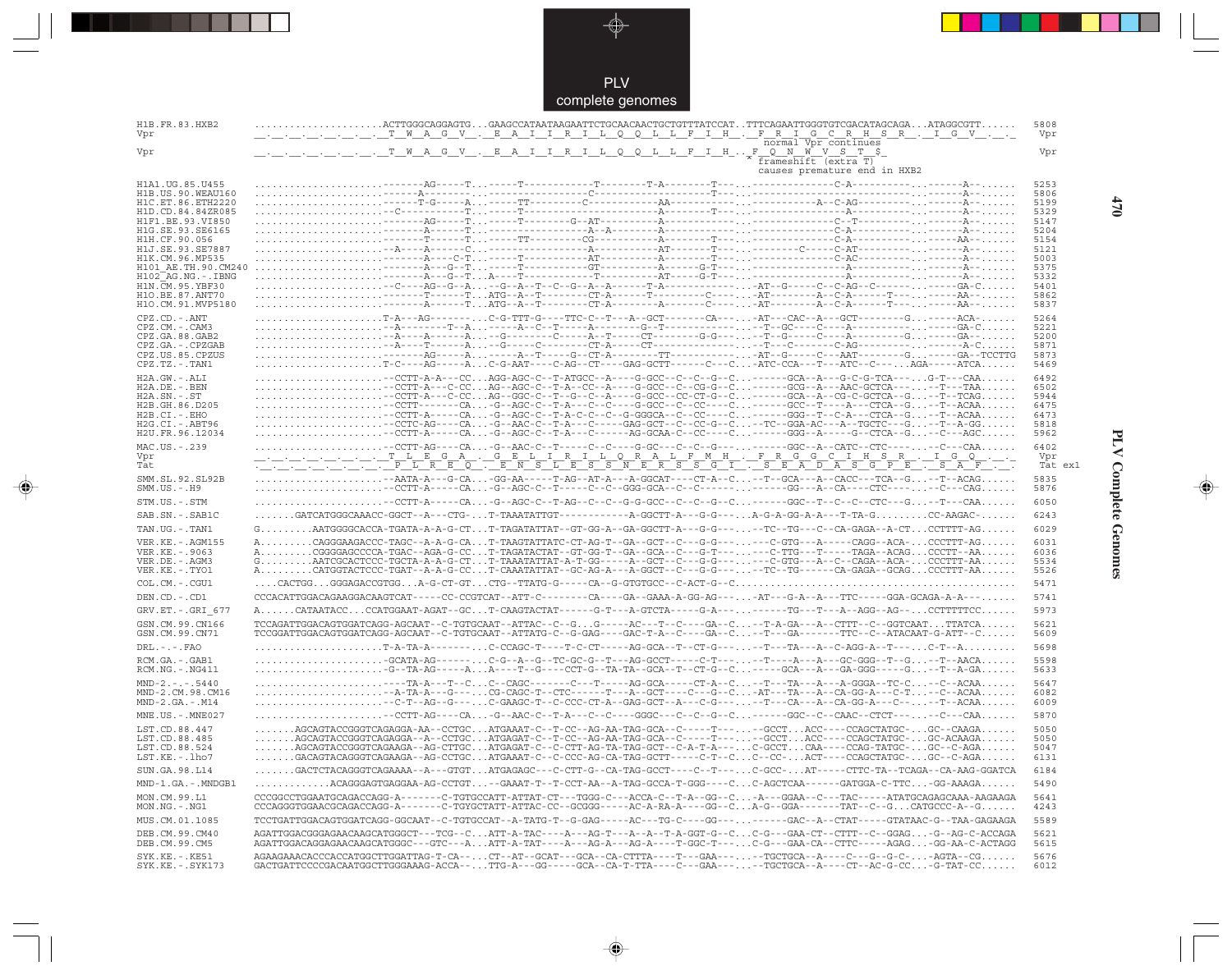```
H1B.FR.83.HXB2       .....................ACTTGGGCAGGAGTG...GAAGCCATAATAAGAATTCTGCAACAACTGCTGTTTATCCAT..TTTCAGAATTGGGTGTCGACATAGCAGA...ATAGGCGTT......  5808
Vpr                  __.__.__.__.__.__.__._T__W__A__G__V__.__E__A__I__I__R__I__L__Q__Q__L__L__F__I__H__.__F__R__I__G__C__R__H__S__R__.__I__G__V__.__.  Vpr
                                                                                                          normal Vpr continues
Vpr                  __.__.__.__.__.__.__._T__W__A__G__V__.__E__A__I__I__R__I__L__Q__Q__L__L__F__I__H__._F__Q__N__W__V__S__T__$_                      Vpr
                                                                                                 * frameshift (extra T)
                                                                                                   causes premature end in HXB2

H1A1.UG.85.U455      ......................-------AG-----T...-----T-----------T--------T-A--------T----...-------------C-A----------...------A--......  5253
H1B.US.90.WEAU160    ......................------A-------...----------------C-------------------------T----...---------------------------...------A--......  5806
H1C.ET.86.ETH2220    ......................------T-G-----A...-----TT---------C-----------AA------------...-----------A--C-AG----------...------A--......  5199
H1D.CD.84.84ZR085    ......................--C----------T...-----T------------------------A--------T----...---------------A-----------...------A--......  5329
H1F1.BE.93.VI850     ......................-------AG-----T...-----T--------G--AT----------A------------...--------------C--T----------...------A--......  5147
H1G.SE.93.SE6165     ......................-------A-------T...-----------------A--A--------A------------...--------------C-A-----------...------A--......  5204
H1H.CF.90.056        ......................-------T-------T...-----TT-----------CG--------A------T----...--------------C-A-----------...------AA--......  5154
H1J.SE.93.SE7887     ......................--A-----A------C...-----------------------------AT-------T----...-------C-----C-AT----------...------A--......  5121
H1K.CM.96.MP535      ......................-------A----C-T...-----T-----------AT----------A-----T------...--------------C-AC----------...------A--......  5003
H101_AE.TH.90.CM240  ......................-------A----G--T...-----T-----------GT----------A------G-T----...---------------A-----------...------A--......  5375
H102_AG.NG.-.IBNG    ......................-------A----G--T...A----T-----------T----------AT-----G-T----...---------------A-----------...------A--......  5332
H1N.CM.95.YBF30      ......................--C----AG--G--A...--G--A--T--C--G--A--A-------T-A-------------...AT--G-----C--C-AG--C-------...------GA-C......  5401
H1O.BE.87.ANT70      ......................-------T-----T...ATG--A--T----------CT-A-------T----------C----...AT--------A--C-A------T----...------AA--......  5862
H1O.CM.91.MVP5180    ......................-------A------T...ATG--A--T----------CT-A---------A---------C----...AT--------A--C-A------T----...------AA--......  5837

CPZ.CD.-.ANT         ......................T-A---AG--------...C-G-TTT-G----TTC-C--T---A--GCT-------CA----...AT---CAC--A---GCT--------G...-----ACA-......  5264
CPZ.CM.-.CAM3        ......................--A---------T--A...-----A--C--T-----A--------G--T-------------...-T--GC----C----A----------...------GA-C......  5221
CPZ.GA.88.GAB2       ......................--A----A------A...--G--------C------A--T-----CT--------G-G----...-T--G-----C----A--------G...-----GA--......  5200
CPZ.GA.-.CPZGAB      ......................--A----T------A...--G--------C----------CT-A--CT-------------...-T---C-------C-AG----------...------A-C......  5871
CPZ.US.85.CPZUS      ......................--A-----AG----A...--G-----A--T-----G--CT-A-------TT-----------...-T-----C----AAT--------G...-----GA--TCCTTG  5873
CPZ.TZ.-.TAN1        ......................T-C----AG-----A...C-G-AAT----C-AG--CT---GAG-GCTT------C---C...ATC-CCA---T---ATC--C---...AGA-----ATCA......  5469

H2A.GW.-.ALI         ......................--CCTT-A-A---CC...AGG-AGC-C--T-ATGCC--A----G-GCC--C--C--G--C...------GCA--A---G-C-G-TCA---...G-T---CAA......  6492
H2A.DE.-.BEN         ......................--CCTT-A---C-CC...AG--AGC-C--T-A--CC--A----G-GCC--C--CG-G--C...------GCG--A---AAC-GCTCA----...--T---TAA......  6502
H2A.SN.-.ST          ......................--CCTT-A---C-CC...AG--GGC-C--T--G--C--A----G-GCC--CC-CT-G--C...------GCA--A--CG-C-GCTCA--G...--T--TCAG......  5944
H2B.GH.86.D205       ......................--CCTT--------CA...-G--AGC-C--T-A---C--C--A----G-GCC--C--CC----C...------GCC--T----A---CTCA--G...--T--ACAA......  6475
H2B.CI.-.EHO         ......................--CCTT-A------CA...-G--AGC-C--T-A-C--C--C--G-GGGCA--C--CC----C...------GGG--T---C-A---CTCA--G...--T--ACAA......  6473
H2G.CI.-.ABT96       ......................--CCTC-AG-----CA...-G--AAC-C--T-A---C--C--A--GAG-GCT--C--CC-G--C...-TC--GGA-AC---A---TGCTC---G...--T--A-GG......  5818
H2U.FR.96.12034      ......................--CCTT-A------CA...-G--AGC-C--T-A---C-------AG-GCAA-C--CC----C...------GGG--A-----G--CTCA--G...--C---AGC......  5962

MAC.US.-.239         ......................--CCTT-AG----CA...-G--AAC-C--T-----C--C----G-GC---C--C--G---...------GGC--A--CATC--CTC----...--C---CAA......  6402
Vpr                  __.__.__.__.__.__.__._T__L__E__G__A__.__G__E__L__I__R__I__L__Q__R__A__L__F__M__H__.__F__R__G__G__C__I__H__S__R__.__I__G__Q__.__.  Vpr
Tat                  __.__.__.__.__.__.__.__P__L__R__E__Q__.__E__N__S__L__E__S__S__N__E__R__S__S__G__I__.__S__E__A__D__A__S__G__P__E__.__S__A__F__.__  Tat ex1

SMM.SL.92.SL92B      ......................--AATA-A---G-CA...-GG-AA-----T-AG--AT-A---A-GGCAT----CT-A--C...-T--GCA---A--CACC---TCA--G...--T--ACAG......  5835
SMM.US.-.H9          ......................--CCTT-A-----CA...-G--AGC-C--T-----C--C--GGG-GCA--C--C------...------GG---A--CA----CTC-----...--C---CAG......  5876

STM.US.-.STM         ......................--CCTT-A-----CA...-G--AGC-C--T-AG--C--C--G-G-GCC--C--C--G--C...------GGC--T--C--C--CTC---G...--T---CAA......  6050

SAB.SN.-.SAB1C       .......GATCATGGGCAAACC-GGCT--A---CTG-...T-TAAATATTT------------A-GGCTT-A---G-G-----...A-G-A-GG-A-A---T-TA-G.........CC-AAGAC-......  6243

TAN.UG.-.TAN1        G.........AATGGGGCACCA-TGATA-A-A-G-CT...T-TAGATATTAT--GT-GG-A--GA-GGCTT-A---G-G-----...-TC--TG---C--CA-GAGA--A-CT...CCTTTT-AG......  6029

VER.KE.-.AGM155      A.........CAGGGAAGACCC-TAGC--A-A-G-CA...T-TAAGTATTATC-CT-AG-T--GA--GCT----C---G-G-----...---C-GTG---A-----CAGG--ACA--...CCCTTT-AG......  6031
VER.KE.-.9063        A.........CGGGGAGCCCCA-TGAC--AGA-G-CC...T-TAGATACTAT--GT-GG-T--GA--GCA--C---G-T-----...---C-TTG---T-----TAGA--ACAG...CCCTT--AA......  6036
VER.DE.-.AGM3        G.........AATCGCACTCCC-TGCTA-A-A-G-CT...T-TAAATATTAT-A-T-GG-----A--GCT--C---G-G-----...---C-GTG---A--C--CAGA--ACA--...CCCTTT-AA......  5534
VER.KE.-.TYO1        A.........CATGGTACTCCC-TGAT--A-A-G-CC...T-CAAATATTAT--GC-AG-A---A-GGCT--C---G-G-----...-TC--TG------CA-GAGA--GCAG...CCCTTT-AA......  5526

COL.CM.-.CGU1        ....CACTGG...GGGAGACCGTGG...A-G-CT-GT...CTG--TTATG-G-----CA--G-GTGTGCC--C-ACT-G--C.....................................................  5471

DEN.CD.-.CD1         CCCACATTGGACAGAAGGACAAGTCAT-----CC-CCGTCAT--ATT-C---------CA----GA--GAAA-A-GG-AG----...-AT---G-A--A---TTC-----GGA-GCAGA-A-A---......  5741

GRV.ET.-.GRI_677     A......CATAATACC...CCATGGAAT-AGAT--GC...T-CAAGTACTAT-------G-T---A-GTCTA------G-A----...-------TG---T---A--AGG--AG--...CCTTTTTCC......  5973

GSN.CM.99.CN166      TCCAGATTGGACAGTGGATCAGG-AGCAAT--C-TGTGCAAT--ATTAC--C--G...G-----AC---T--C----GA--C...-T-A-GA---A--CTTT--C--GGTCAAT...TTATCA......  5621
GSN.CM.99.CN71       TCCGGATTGGACAGTGGATCAGG-AGCAAT--C-TGTGCAAT--ATTATG--C--G-GAG-----GAC-T--A---C----GA--C...-T---GA-------TTC--C--ATACAAT-G-ATT--C......  5609

DRL.-.-.FAO          ......................T-A-TA-A--------...C-CCAGC-T----T--C-CT-----AG-GCA--T--CT-G----...-T---TA---A--C-AGG-A--T-----...C-T--A.........  5698

RCM.GA.-.GAB1        ......................-GCATA-AG--------...C-G--A--G--TC-GC-G--T---AG-GCCT-----C-T-----...-T----A---A---GC-GGG--T--G...--T--AACA......  5598
RCM.NG.-.NG411       ......................-G--TA-AG-----A...A----T--G----CCT-G--TA-TA--GCA--T--CT-G--C...-----GCA---A---GA-GGG-----G...--T--A-GA......  5633

MND-2.-.-.5440       ......................----TA-A---T--C...C--CAGC-------C---T-----AG-GCA-----CT-A--C...-T---TA---A---A-GGGA--TC-C...--C--ACAA......  5647
MND-2.CM.98.CM16     ......................--A-TA-A---G----...CG-CAGC-T--CTC------T---A--GCT----C---G--C...AT---TA---A--CA-GG-A---C-T...--C--ACAA......  6082
MND-2.GA.-.M14       ......................--C-T--AG--G-----...C-GAAGC-T--C-CCC-CT-A--GAG-GCT--A---C-G----...-T---CA---A--CA-GG-A---C---...--T--ACAA......  6009

MNE.US.-.MNE027      ......................--CCTT-AG----CA...-G--AAC-C--T-A---C--C-----GGGC---C--C--G--C...------GGC--C--CAAC--CTCT----...--C---CAA......  5870

LST.CD.88.447        .......AGCAGTACCGGGTCAGAGGA-AA--CCTGC...ATGAAAT-C--T-CC--AG-AA-TAG-GCA--C-----T-----...-GCCT...ACC----CCAGCTATGC-...GC--CAAGA......  5050
LST.CD.88.485        .......AGCAGTACCGGGTCAGAGGA--A--CCTGC...ATGAGAT-C--T-CC--AG-AA-TAG-GCA--C-----T-----...-GCCT...ACC----CCAGCTATGC-...GC-ACAAGA......  5050
LST.CD.88.524        .......AGCAGTACCGGGTCAGAAGA--AG-CTTGC...ATGAGAT-C--C-CTT-AG-TA-TAG-GCT--C-A-T-A-----...C-GCCT...CAA----CCAG-TATGC-...GC--C-AGA......  5047
LST.KE.-.lho7        .......GACAGTACAGGGTCAGAAGA--AG-CCTGC...ATGAAAT-C--C-CCC-AG-CA-TAG-GCTT-----C-T--C...C--CC-...ACT----CCAGCTATGC-...GC--C-AGA......  6131

SUN.GA.98.L14        .......GACTCTACAGGGTCAGAAAA--A---GTGT...ATGAGAGC----C-CTT-G--CA-TAG-GCCT----C--T-----...C-GCC-...AT-----CTTC-TA--TCAGA--CA-AAG-GGATCA  6184

MND-1.GA.-.MNDGB1    ............ACAGGGAGTGAGGAA-AG-CCTGT...--GAAAT-T--T-CCT-AA--A-TAG-GCCA-T-GGG----C...C-AGCTCAA------GATGGA-C-TTC...-GG-AAAGA......  5490

MON.CM.99.L1         CCCGGCCTGGAATGCAGACCAGG-A-------C-TGTGCCATT-ATTAT-CT---TGGG-C---ACCA-C--T-A--GG--C...-A---GGAA--C---TAC-----ATATGCAGAGCAAA-AAGAAGA  5641
MON.NG.-.NG1         CCCAGGGTGGAACGCAGACCAGG-A-------C-TGYGCTATT-ATTAC-CC--GCGGG-----AC-A-RA-A----GG--C...A-G--GGA-------TAT--C--G...CATGCCC-A--G......  4243

MUS.CM.01.1085       TCCTGATTGGACAGTGGATCAGG-GGCAAT--C-TGTGCCAT--A-TATG-T--G-GAG-----AC---TG-C----GG---...-------GAC--A--CTAT-----GTATAAC-G--TAA-GAGAAGA  5589

DEB.CM.99.CM40       AGATTGGACGGGAGAACAAGCATGGGCT---TCG--C...ATT-A-TAC----A---AG-T---A--A--T-A-GGT-G--C...C-G---GAA-CT--CTTT--C--GGAG...-G--AG-C-ACCAGA  5621
DEB.CM.99.CM5        AGATTGGACAGGAGAACAAGCATGGGC---GTC---A...ATT-A-TAT----A---AG-A---AG-A-----T-GGC-T----...C-G---GAA-CA--CTTC-----AGAG...-GG-AA-C-ACTAGG  5615

SYK.KE.-.KE51        AGAAGAAACACCCACCATGGCTTGGATTAG-T-CA---...CT--AT--GCAT---GCA--CA-CTTTA----T---GAA----...-TGCTGCA--A----C---G--G-C-...-AGTA--CG......  5676
SYK.KE.-.SYK173      GACTGATTCCCCGACAATGGCTTGGGAAAG-ACCA---...TTG-A---GG-----GCA--CA-T-TTA----C---GAA----...-TGCTGCA--A----CT--AC-G-CC...-G-TAT-CC......  6012
```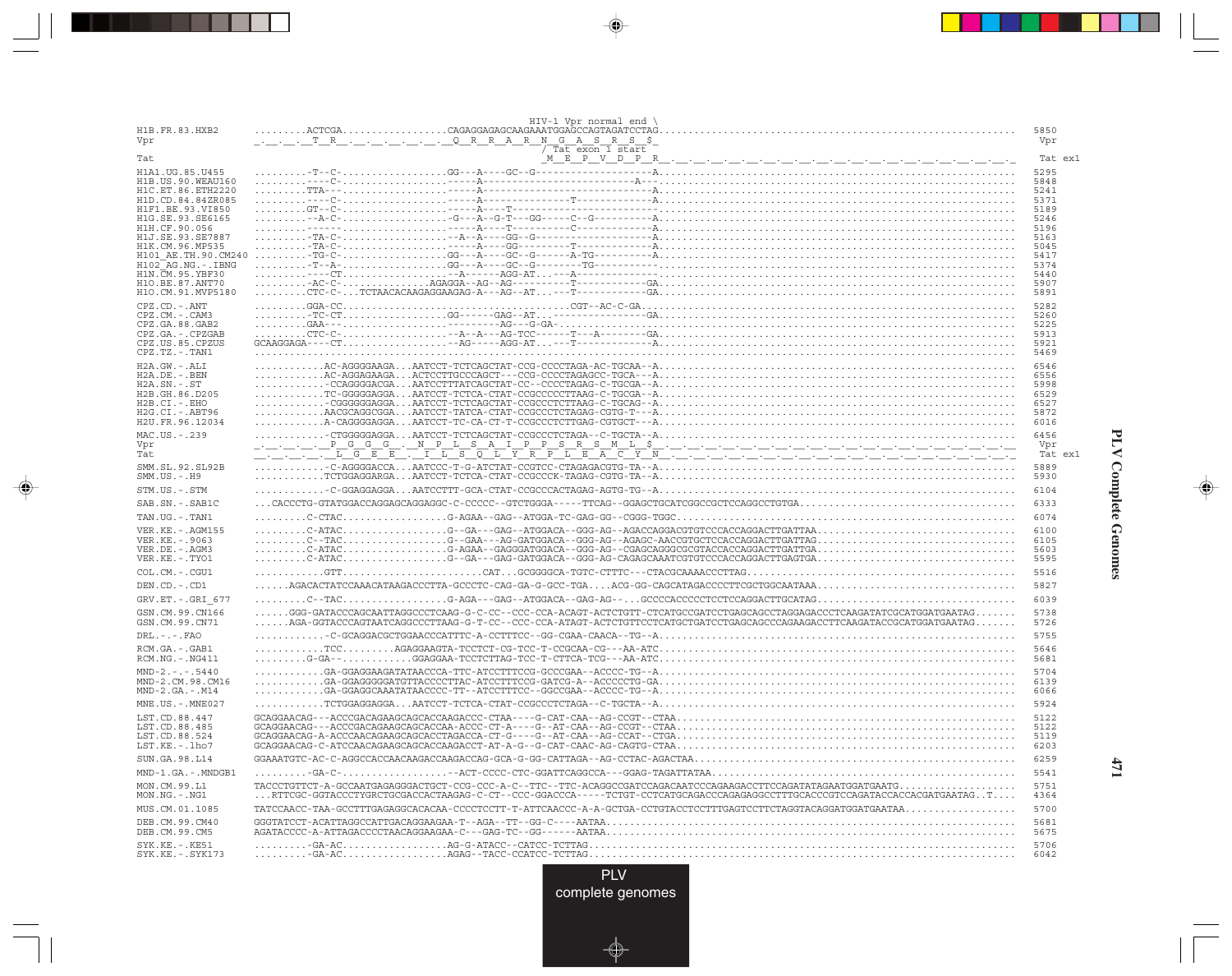```
                                              HIV-1 Vpr normal end \
H1B.FR.83.HXB2       ........ACTCGA.................CAGAGGAGAGCAAGAAATGGAGCCAGTAGATCCTAG.......................................................... 5850
Vpr                  _._._._T_R_._._._._._._._Q_R_R_A_R_N_G_A_S_R_S_$_                                                                              Vpr
                                                          / Tat exon 1 start
Tat                                                       _M_E_P_V_D_P_R_._._._._._._._._._._._._._._._._._._._._._._._._._._._._._.     Tat ex1

H1A1.UG.85.U455      ........-T--C-..................GG---A----GC--G-------------------A......................................................... 5295
H1B.US.90.WEAU160    ........----C-.......................-----A-------------------------A---.................................................. 5848
H1C.ET.86.ETH2220    ........TTA---.......................-----A--------------------------A.................................................... 5241
H1D.CD.84.84ZR085    ........----C-.......................-----A-----------T------------A...................................................... 5371
H1F1.BE.93.VI850     ........GT--C-.......................-----A----T----------------------..................................................... 5189
H1G.SE.93.SE6165     ........--A-C-..................-G---A--G-T---GG------C--G----------A.................................................... 5246
H1H.CF.90.056        ........------.......................-----A----T----------C----------A..................................................... 5196
H1J.SE.93.SE7887     ........-TA-C-......................--A--A----GG--G-----------------A.................................................... 5163
H1K.CM.96.MP535      ........-TA-C-.......................-----A----GG---------T----------A.................................................... 5045
H101_AE.TH.90.CM240  ........-TG-C-..................GG---A----GC--G-------A-TG---------A..................................................... 5417
H102_AG.NG.-.IBNG    ........-T--A-..................GG---A----GC--G--------TG-----------...................................................... 5374
H1N.CM.95.YBF30      ........----CT.....................--A------AGG-AT.......-A-----------..................................................... 5440
H1O.BE.87.ANT70      ........-AC-C-..................AGAGGA--AG--AG---------T-----------GA..................................................... 5907
H1O.CM.91.MVP5180    ........CTC-C-...TCTAACACAAGAGGAAGAG-A---AG--AT...---T------------GA..................................................... 5891

CPZ.CD.-.ANT         ........GGA-CC..........................................CGT--AC-C-GA...................................................... 5282
CPZ.CM.-.CAM3        ........-TC-CT..................GG------GAG--AT...-------------------GA................................................... 5260
CPZ.GA.88.GAB2       ........GAA---.......................---------AG---G-GA-................................................................... 5225
CPZ.GA.-.CPZGAB      ........CTC-C-......................--A--A---AG-TCC------T---A---------GA................................................. 5913
CPZ.US.85.CPZUS      GCAAGGAGA---CT.......................--AG----AGG-AT......T-----------A.................................................... 5921
CPZ.TZ.-.TAN1        ......................................................................................................................... 5469

H2A.GW.-.ALI         ...........AC-AGGGGAAGA...AATCCT-TCTCAGCTAT-CCG-CCCCTAGA-AC-TGCAA--A...................................................... 6546
H2A.DE.-.BEN         ...........AC-AGGAGAAGA...ACTCCTTGCCCAGCT---CCG-CCCCTAGAGCC-TGCA---A...................................................... 6556
H2A.SN.-.ST          ...........-CCAGGGGACGA...AATCCTTTATCAGCTAT-CC--CCCCTAGAG-C-TGCGA--A...................................................... 5998
H2B.GH.86.D205       ...........TC-GGGGGAGGA...AATCCT-TCTCA-CTAT-CCGCCCCCTTAAG-C-TGCGA--A...................................................... 6529
H2B.CI.-.EHO         ...........-CGGGGGGAGGA...AATCCT-TCTCAGCTAT-CCGCCCTCTTAAG-C-TGCAG--A...................................................... 6527
H2G.CI.-.ABT96       ...........AACGCAGGCGGA...AATCCT-TATCA-CTAT-CCGCCCTCTAGAG-CGTG-T---A...................................................... 5872
H2U.FR.96.12034      ...........A-CAGGGGAGGA...AATCCT-TC-CA-CT-T-CCGCCCTCTTGAG-CGTGCT---A...................................................... 6016

MAC.US.-.239         ...........-CTGGGGGAGGA...AATCCT-TCTCAGCTAT-CCGCCCTCTAGA--C-TGCTA--A...................................................... 6456
Vpr                  _._._._._P_G_G_G_._N_P_L_S_A_I_P_P_S_R_S_M_L_$_._._._._._._._._._._._._._._._._._._._._._._._._._.                            Vpr
Tat                  _._._._._L_G_E_E_._I_L_S_Q_L_Y_R_P_L_E_A_C_Y_N_._._._._._._._._._._._._._._._._._._._._._._._._._._.                         Tat ex1

SMM.SL.92.SL92B      ...........-C-AGGGGACCA...AATCCC-T-G-ATCTAT-CCGTCC-CTAGAGACGTG-TA--A...................................................... 5889
SMM.US.-.H9          ...........TCTGGAGGARGA...AATCCT-TCTCA-CTAT-CCGCCCK-TAGAG-CGTG-TA--A...................................................... 5930

STM.US.-.STM         ...........-C-GGAGGAGGA...AATCCTTT-GCA-CTAT-CCGCCCACTAGAG-AGTG-TG--A...................................................... 6104

SAB.SN.-.SAB1C       ...CACCCTG-GTATGGACCAGGAGCAGGAGGC-C-CCCCC--GTCTGGGA-----TTCAG--GGAGCTGCATCGGCCGCTCCAGGCCTGTGA.................................. 6333

TAN.UG.-.TAN1        ........C-CTAC.................G-AGAA--GAG--ATGGA-TC-GAG-GG--CGGG-TGGC.................................................... 6074

VER.KE.-.AGM155      ........C-ATAC.................G--GA---GAG--ATGGACA--GGG-AG--AGACCAGGACGTGTCCCACCAGGACTTGATTAA............................... 6100
VER.KE.-.9063        ........C--TAC.................G--GAA---AG-GATGGACA--GGG-AG--AGAGC-AACCGTGCTCCACCAGGACTTGATTAG............................... 6105
VER.DE.-.AGM3        ........C-ATAC.................G-AGAA--GAGGGATGGACA--GGG-AG--CGAGCAGGGCGCGTACCACCAGGACTTGATTGA............................... 5603
VER.KE.-.TYO1        ........C-ATAC.................G--GA---GAG-GATGGACA--GGG-AG-CAGAGCAAATCGTGTCCCACCAGGACTTGAGTGA............................... 5595

COL.CM.-.CGU1        ...........GTT.......................CAT...GCGGGGCA-TGTC-CTTTC---CTACGCAAAACCCTTAG........................................... 5516

DEN.CD.-.CD1         ......AGACACTATCCAAACATAAGACCCTTA-GCCCTC-CAG-GA-G-GCC-TGA....ACG-GG-CAGCATAGACCCCTTCGCTGGCAATAAA............................. 5827

GRV.ET.-.GRI_677     ........C--TAC.................G-AGA---GAG--ATGGACA--GAG-AG--..GCCCCACCCCCTCCTCCAGGACTTGCATAG................................. 6039

GSN.CM.99.CN166      ......GGG-GATACCCAGCAATTAGGCCCTCAAG-G-C-CC--CCC-CCA-ACAGT-ACTCTGTT-CTCATGCCGATCCTGAGCAGCCTAGGAGACCCTCAAGATATCGCATGGATGAATAG....... 5738
GSN.CM.99.CN71       ......AGA-GGTACCCAGTAATCAGGCCCTTAAG-G-T-CC--CCC-CCA-ATAGT-ACTCTGTTCCTCATGCTGATCCTGAGCAGCCCAGAAGACCTTCAAGATACCGCATGGATGAATAG....... 5726

DRL.-.-.FAO          ...........-C-GCAGGACGCTGGAACCCATTTC-A-CCTTTCC--GG-CGAA-CAACA--TG--A......................................................... 5755

RCM.GA.-.GAB1        ...........TCC.........AGAGGAAGTA-TCCTCT-CG-TCC-T-CCGCAA-CG---AA-ATC......................................................... 5646
RCM.NG.-.NG411       ........G-GA-...........GGAGGAA-TCCTCTTAG-TCC-T-CTTCA-TCG---AA-ATC.......................................................... 5681

MND-2.-.-.5440       ...........GA-GGAGGAAGATATAACCCA-TTC-ATCCTTTCCG-GCCCGAA--ACCCC-TG--A......................................................... 5704
MND-2.CM.98.CM16     ...........GA-GGAGGGGGATGTTACCCCTTAC-ATCCTTTCCG-GATCG-A--ACCCCCTG-GA........................................................ 6139
MND-2.GA.-.M14       ...........GA-GGAGGCAAATATAACCCC-TT--ATCCTTTCC--GGCCGAA--ACCCC-TG--A......................................................... 6066

MNE.US.-.MNE027      ...........TCTGGAGGAGGA...AATCCT-TCTCA-CTAT-CCGCCCTCTAGA--C-TGCTA--A........................................................ 5924

LST.CD.88.447        GCAGGAACAG---ACCCGACAGAAGCAGCACCAAGACCC-CTAA----G-CAT-CAA--AG-CCGT--CTAA..................................................... 5122
LST.CD.88.485        GCAGGAACAG---ACCCGACAGAAGCAGCACCAA-ACCC-CT-A----G--AT-CAA--AG-CCGT--CTAA..................................................... 5122
LST.CD.88.524        GCAGGAACAG-A-ACCCAACAGAAGCAGCACCTAGACCA-CT-G----G--AT-CAA--AG-CCAT--CTGA..................................................... 5119
LST.KE.-.lho7        GCAGGAACAG-C-ATCCAACAGAAGCAGCACCAAGACCT-AT-A-G--G-CAT-CAAC-AG-CAGTG-CTAA..................................................... 6203

SUN.GA.98.L14        GGAAATGTC-AC-C-AGGCCACCAACAAGACCAAGACCAG-GCA-G-GG-CATTAGA--AG-CCTAC-AGACTAA.................................................. 6259

MND-1.GA.-.MNDGB1    ........-GA-C-..................-ACT-CCCC-CTC-GGATTCAGGCCA---GGAG-TAGATTATAA................................................ 5541

MON.CM.99.L1         TACCCTGTTCT-A-GCCAATGAGAGGGACTGCT-CCG-CCC-A-C--TTC--TTC-ACAGGCCGATCCAGACAATCCCAGAAGACCTTCCAGATATAGAATGGATGAATG.................... 5751
MON.NG.-.NG1         ...RTTCGC-GGTACCCTYGRCTGCGACCACTAAGAG-C-CT--CCC-GGACCCA-----TCTGT-CCTCATGCAGACCCAGAGAGGCCTTTGCACCCGTCCAGATACCACCACGATGAATAG..T.... 4364

MUS.CM.01.1085       TATCCAACC-TAA-GCCTTTGAGAGGCACACAA-CCCCTCCTT-T-ATTCAACCC-A-A-GCTGA-CCTGTACCTCCTTTGAGTCCTTCTAGGTACAGGATGGATGAATAA................... 5700

DEB.CM.99.CM40       GGGTATCCT-ACATTAGGCCATTGACAGGAAGAA-T--AGA--TT--GG-C----AATAA................................................................ 5681
DEB.CM.99.CM5        AGATACCCC-A-ATTAGACCCCTAACAGGAAGAA-C---GAG-TC--GG------AATAA................................................................ 5675

SYK.KE.-.KE51        ........-GA-AC..................AG-G-ATACC--CATCC-TCTTAG.................................................................... 5706
SYK.KE.-.SYK173      ........-GA-AC..................AGAG--TACC-CCATCC-TCTTAG.................................................................... 6042
```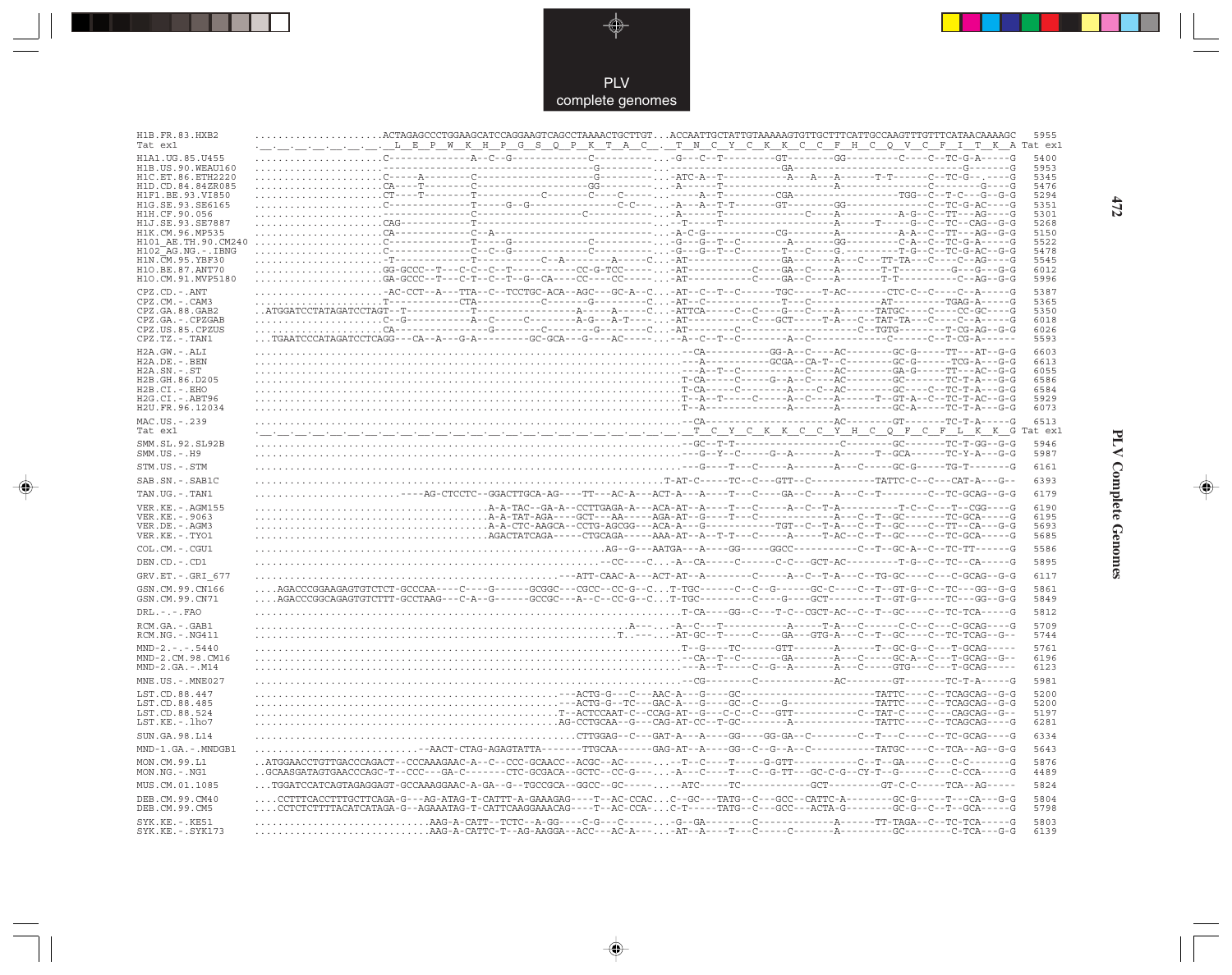```
H1B.FR.83.HXB2        .....................ACTAGAGCCCTGGAAGCATCCAGGAAGTCAGCCTAAAACTGCTTGT...ACCAATTGCTATTGTAAAAAGTGTTGCTTTCATTGCCAAGTTTGTTTCATAACAAAAGC   5955
Tat ex1               ._._._._._._._._L__E__P__W__K__H__P__G__S__Q__P__K__T__A__C__._T__N__C__Y__C__K__K__C__C__F__H__C__Q__V__C__F__I__T__K__A Tat ex1
H1A1.UG.85.U455       .....................C-----------A--C--G-------------C---------...-G---C--T--------GT--------GG---------C----C--TC-G-A-----G   5400
H1B.US.90.WEAU160     .....................-----------------------------G-----------...---------------GA-------------------------------G-------G   5953
H1C.ET.86.ETH2220     .....................C-----A--------C-----------------G---------...-ATC-A--T-----------A---A---A------T-T------C--TC-G--.----G   5345
H1D.CD.84.84ZR085     .....................CA----T--------C-----------------GG--------...-A----T-----------------A--------------------C-------G---G   5476
H1F1.BE.93.VI850      .....................CT----T--------T-----------C-----C------...----A--T-------CGA----------------TGG--C--T-C---G--G-G   5294
H1G.SE.93.SE6165      .....................C------------T-----G--G------------C-C----...-A---A--T-T-------GT--------GG------------C--TC-G-AC----G   5351
H1H.CF.90.056         .....................------------T-----------------C-----------...-A------T-------------------C----A----------A-G--C--TT---AG----G   5301
H1J.SE.93.SE7887      .....................CAG----------T----------------------------...-T-----T--------------------A------T-----G--C--TC--CAG--G-G   5268
H1K.CM.96.MP535       .....................CA------------C--A-------------------------...-A-C-G--------CG--------A----------A-A--C--TT---AG-G-G   5150
H101_AE.TH.90.CM240   .....................C------------T-----G--------------C----------...-G---G--T--C--------A--------GG--------C-A--C--TC-G-A-----G   5522
H102_AG.NG.-.IBNG     .....................C------------C--C--G-------------C----------...-G---G--T--C--------T---C----G.---------T-G--C--TC-G-AC--G-G   5478
H1N.CM.95.YBF30       .....................-T------------T-----------C--A---------A-----C...-AT-----------------GA-------A---C---TT-TA---C----C--AG----G   5545
H1O.BE.87.ANT70       .....................GG-GCCC--T---C-C--C--T-----------CC-G-TCC------...-AT-----------C----GA--C----A-------T-T----------G---G---G-G   6012
H1O.CM.91.MVP5180     .....................GA-GCCC--T---C-T--C--T--G--CA----CC-----CC-----...-AT-----------C----GA--C----A-------T-T-------------C--AG--G-G   5996
CPZ.CD.-.ANT          .....................-AC-CCT--A---TTA--C--TCCTGC-ACA--AGC---GC-A--C...-AT--C--T--C------TGC-----T-AC--------CTC-C--C-----C--A-----G   5387
CPZ.CM.-.CAM3         .....................T-----------CTA-----------C-------G----------C...-AT--C-------------T---C-----------AT---------TGAG-A-----G   5365
CPZ.GA.88.GAB2        ..ATGGATCCTATAGATCCTAGT--T-----------T--------------A-----A-----C...-ATTCA-----C--C----G---C----A------TATGC----C-----CC-GC----G   5350
CPZ.GA.-.CPZGAB       .....................C--G-----------A--C----C---------A-G---A-T---...-AT-----------C---GCT-----T-A---C--TAT-TA---C----C--A-----G   6018
CPZ.US.85.CPZUS       .....................CA-----------------G-------C-------G-------C...-AT--------C-----------------C--TGTG---------T-CG-AG--G-G   6026
CPZ.TZ.-.TAN1         ...TGAATCCCATAGATCCTCAGG---CA--A---G-A---------GC-GCA---G----AC-----...-A--C--T--C-----------A--C----------------C-------C--T-CG-A------   5593
H2A.GW.-.ALI          ..........................................................................--CA-----------GG-A--C----AC--------GC-G------TT---AT--G-G   6603
H2A.DE.-.BEN          ..........................................................................---A-----------GCGA--CA-T--C--------GC-G------TCG-A---G-G   6613
H2A.SN.-.ST           ..........................................................................---A--T--C-----------C----AC--------GA-G------TT---AC--G-G   6055
H2B.GH.86.D205        ..........................................................................T-CA-----C-----G--A--C----AC--------GC-------TC-T-A---G-G   6586
H2B.CI.-.EHO          ..........................................................................T-CA-----C-------A-----C---AC--------GC------C--TC-T-A---G-G   6584
H2G.CI.-.ABT96        ..........................................................................T--A--T-----C-----A--C----A------T--GT-A--C--TC-T-AC--G-G   5929
H2U.FR.96.12034       ..........................................................................T--A-----------A-------A---------GC-A------TC-T-A---G-G   6073
MAC.US.-.239          ..........................................................................--CA--------------------AC---------GT-------TC-T-A-----G   6513
Tat ex1               ._._._._._._._._._._._._._._._._._._._._._._._._._._._._._._._._._._._._._._T__C__Y__C__K__K__C__C__Y__H__C__Q__F__C__F__L__K__K__G Tat ex1
SMM.SL.92.SL92B       ..........................................................................--GC--T-T------------------------GC--------TC-T-GG--G-G   5946
SMM.US.-.H9           ..........................................................................---G--Y--C-----G--A-------A------T--GCA------TC-Y-A---G-G   5987
STM.US.-.STM          ..........................................................................---G----T---C-----A-------A---C-----GC-G-----TG-T-------G   6161
SAB.SN.-.SAB1C        ..........................................................................T-AT-C-----TC--C---GTT--C-----------TATTC-C--C----CAT-A---G--   6393
TAN.UG.-.TAN1         .........................----AG-CTCCTC--GGACTTGCA-AG----TT---AC-A---ACT-A---A----T---C----GA--C----A---C--T---------C--TC-GCAG--G-G   6179
VER.KE.-.AGM155       ......................................A-A-TAC--GA-A--CCTTGAGA-A---ACA-AT--A----T---C-----A---C--T-A-----------T-C--C---T--CGG----G   6190
VER.KE.-.9063         ......................................A-A-TAT-AGA----GCT---AA------AGA-AT--G----T---C---------------A---C--T--GC-------TC-GCA-----G   6195
VER.DE.-.AGM3         ......................................A-A-CTC-AAGCA--CCTG-AGCGG---ACA-A---G-----------TGT--C--T-A---C--T--GC----C--TT---CA---G-G   5693
VER.KE.-.TYO1         ......................................AGACTATCAGA-----CTGCAGA-----AAA-AT--A--T-T---C-----A-----T-AC--C--T--GC-----C--TC-GCA-----G   5685
COL.CM.-.CGU1         ...............................................................AG--G---AATGA---A----GG-----GGCC-----------C--T--GC-A--C--TC-TT------G   5586
DEN.CD.-.CD1          ..........................................................--CC----C...-A--CA-----C------C-C---GCT-AC---------T-G--C--TC--CA-----G   5895
GRV.ET.-.GRI_677      ...................................................---ATT-CAAC-A---ACT-AT--A-------C-----A--C--T-A---C--TG-GC----C---C-GCAG--G-G   6117
GSN.CM.99.CN166       ....AGACCCGGAAGAGTGTCTCT-GCCCAA----C----G------GCGGC---CGCC--CC-G--C...T-TGC------C--C--G------GC-C----C--T--GT-G--C--TC---GG--G-G   5861
GSN.CM.99.CN71        ....AGACCCGGCAGAGTGTCTTT-GCCTAAG---C-A--G------GCCGC---A--C--CC-G--C...T-TGC---------C----G----GCT--------T--GT-G-----TC---GG--G-G   5849
DRL.-.-.FAO           ..........................................................................T-CA----GG--C---T-C--CGCT-AC--C--T--GC----C--TC-TCA-----G   5812
RCM.GA.-.GAB1         ...........................................................A---...-A--C---T-----------A-----T-A---C-------C-C--C---C-GCAG----G   5709
RCM.NG.-.NG411        .........................................................T..---...-AT-GC--T-----C----GA---GTG-A---C--T--GC----C--TC-TCAG--G--   5744
MND-2.-.-.5440        ..........................................................................T--G----TC------GTT-------A---C----T--GC-G--C---T-GCAG-----   5761
MND-2.CM.98.CM16      ..........................................................................--CA--T--C-------GA-------A---C-----GC-A--C---T-GCAG--G--   6196
MND-2.GA.-.M14        ..........................................................................---A--T-----C--G--A-------A---C-----GTG---C----T-GCAG-----   6123
MNE.US.-.MNE027       ..........................................................................--CG---------C-----------AC---------GT-------TC-T-A-----G   5981
LST.CD.88.447         ...............................................---ACTG-G---C---AAC-A---G---GC----------------------------TATTC----C--TCAGCAG--G-G   5200
LST.CD.88.485         ...............................................---ACTG-G--TC---GAC-A---G---GC--C----G--------------TATTC----C--TCAGCAG--G-G   5200
LST.CD.88.524         ...............................................T--ACTCCAAT-C--CCAG-AT--G---C-C--C---GTT-----------C--TAT-C----C---CAGCAG--G-G   5197
LST.KE.-.lho7         ...............................................AG-CCTGCAA--G---CAG-AT-CC--T-GC-------A--------------TATTC----C--TCAGCAG----G   6281
SUN.GA.98.L14         ........................................................CTTGGAG--C---GAT-A---A----GG----GG-GA--C---------C--T---C----C--TC-GCAG----G   6334
MND-1.GA.-.MNDGB1     ...........................--AACT-CTAG-AGAGTATTA-------TTGCAA------GAG-AT--A----GG--C--G--A--C-----------TATGC----C--TCA--AG--G-G   5643
MON.CM.99.L1          ..ATGGAACCTGTTGACCCAGACT--CCCAAAGAAC-A--C--CCC-GCAACC--ACGC--AC-----...--T--C-----T-----G-GTT----------C--T--GA-----C----C-C-------G   5876
MON.NG.-.NG1          ..GCAASGATAGTGAACCCAGC-T--CCC---GA-C-------CTC-GCGACA--GCTC--CC-G---...-A---C-----T---C--G-TT---GC-C-G--CY-T--G-----C----C-CCA-----G   4489
MUS.CM.01.1085        ...TGGATCCATCAGTAGAGGAGT-GCCAAAGGAAC-A-GA--G--TGCCGCA--GGCC--GC-----...-ATC-------TC-----------GCT--------GT-C-C------TCA--AG-----   5824
DEB.CM.99.CM40        ....CCTTTCACCTTTGCTTCAGA-G---AG-ATAG-T-CATTT-A-GAAAGAG----T--AC-CCAC...C--GC---TATG--C---GCC--CATTC-A---------GC-G------T---CA---G-G   5804
DEB.CM.99.CM5         ....CCTCTCTTTTACATCATAGA-G--AGAAATAG-T-CATTCAAGGAAACAG----T--AC-CCA-...C-T-----TATG--C---GCC---ACTA-G---------GC-G--C--T--GCA-----G   5798
SYK.KE.-.KE51         .............................AAG-A-CATT--TCTC--A-GG----C-G---C-----...-G--GA--------C----------------A--------TT-TAGA--C--TC-TCA-----G   5803
SYK.KE.-.SYK173       .............................AAG-A-CATTC-T--AG-AAGGA--ACC---AC-A---...-AT--A----T---C-----C--------A----------GC---------C-TCA---G-G   6139
```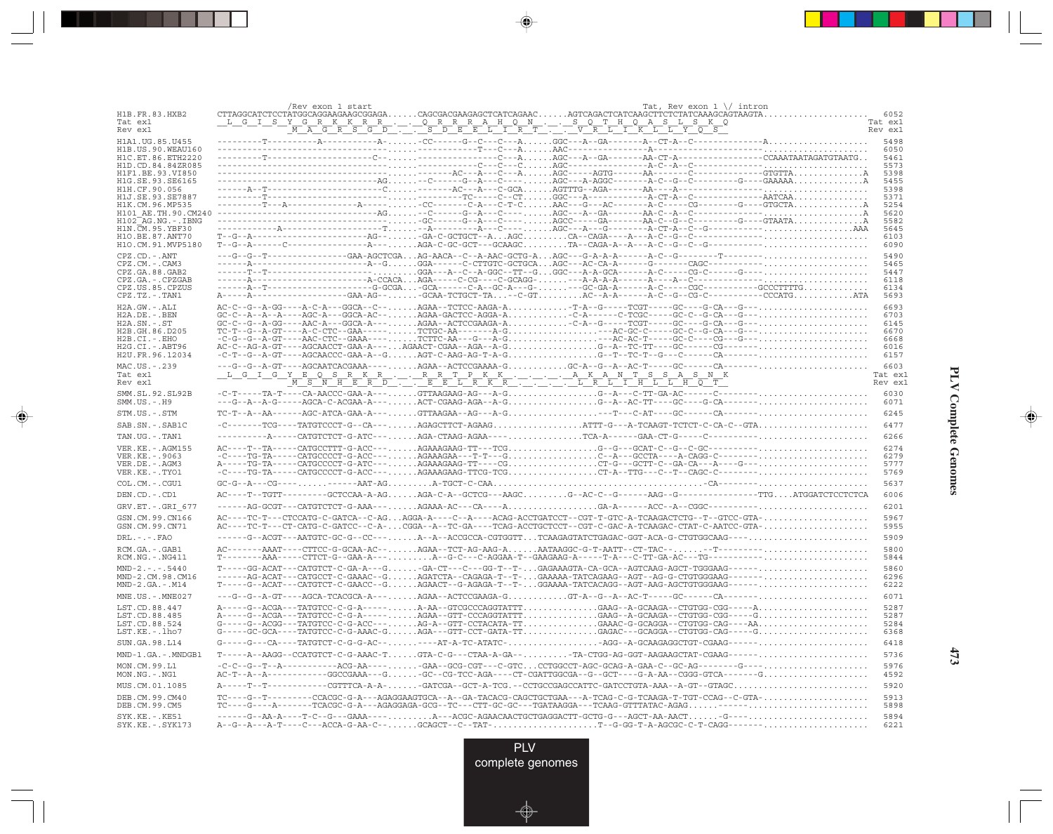```
                  /Rev exon 1 start                                                    Tat, Rev exon 1 \/ intron
H1B.FR.83.HXB2    CTTAGGCATCTCCTATGGCAGGAAGAAGCGGAGA......CAGCGACGAAGAGCTCATCAGAAC......AGTCAGACTCATCAAGCTTCTCTATCAAAGCAGTAAGTA.....................  6052
Tat ex1            L  G  I  S  Y  G  R  K  K  R  R  .  .  Q  R  R  R  A  H  Q  N  .  .  S  Q  T  H  Q  A  S  L  S  K  Q                                  Tat ex1
Rev ex1                    M  A  G  R  S  G  D  .  .  S  D  E  E  L  I  R  T  .  .  V  R  L  I  K  L  L  Y  Q  S                                   Rev ex1
H1A1.UG.85.U455   ---------T----------A-----------A-......-CC------G--C---C---A......GGC---A--GA-------A--CT-A--C-------------A...................  5498
H1B.US.90.WEAU160 ---------------------------------......-----------T---C---A......AAC--------------------A-----------------------.....................  6050
H1C.ET.86.ETH2220 ---------T--------------------C--......--------------C---A......AGC---A--GA-------AA-CT-A--------------CCAAATAATAGATGTAATG..  5461
H1D.CD.84.84ZR085 ---------------------------------......-------------C---C---C......AGC------------------A-C--A--C-------------.....................  5573
H1F1.BE.93.VI850  ---------------------------------......--------AC---A---C---A......AGC-----AGTG------AA-------C--------------GTGTTA.............A  5398
H1G.SE.93.SE6165  ------------------------------AG......--C-------G--A---C----......AGC---A-AGGC-------A-C--G--C---------G----GAAAAA.............A  5455
H1H.CF.90.056     ------A--T---------------------C......-------AC---A---C-GCA......AGTTTG--AGA-------AA----A-----------------------.....................  5398
H1J.SE.93.SE7887  ---------T---------------------------......--------TC-----C--CT......GGC---A-----------A-CT-A--C-------------AATCAA...............  5371
H1K.CM.96.MP535   ---------T---A------------A-----......-CC-------C-A---C-T-C......AAC---G---AC-------A-C-----CG---------G----GTGCTA.............A  5254
H101_AE.TH.90.CM240 ------------------------------AG......--C-------G--A---C----......AGC---A--GA-------AA-C--A--C-------------...................A  5620
H102_AG.NG.-.IBNG -------------------------------......-GC------G--A---C----......AGCC-----GA-------AA-C--G--C---------G----GTAATA.............A  5582
H1N.CM.95.YBF30   ------------A--------------------T......--A--------A---C----......AGC---A---G-------A-CT-A--C--G---------.................AAA  5645
H1O.BE.87.ANT70   T--G--A------------------------AG--......-GA-C-GCTGCT--A...AGC.........CA--CAGA----A---A-C--G--C-----------.....................  6103
H1O.CM.91.MVP5180 T--G--A-------C-----------------A---......AGA-C-GC-GCT---GCAAGC.........TA--CAGA-A--A---A-C--G--C--G----------.....................  6090
CPZ.CD.-.ANT      ---G--G--T---------------GAA-AGCTCGA...AG-AACA--C--A-AAC-GCTG-A...AGC---G-A-A-A------A-C--G--------T------......................  5490
CPZ.CM.-.CAM3     ------A----------------------A--G......GGA------C-CTTGTC-GCTGCA...AGC---AC-CA-A------G-------CAGC---------------..................  5465
CPZ.GA.88.GAB2    ------T--T---------------------------......GGA---A--C--A-GGC--TT--G...GGC---A-A-GCA------A-C-----CG-C------G-----......................  5447
CPZ.GA.-.CPZGAB   ------A--------------------A-CCACA...AGA-----C-CG----C-GCAGG-......---A-A-A-A------A----A--C--------------------..................  6118
CPZ.US.85.CPZUS   ------A--T---------------------G-GCGA...-GCA------C-A--GC-A---G-......---GC-GA-A------A-C-----CGC---------GCCCTTTTG.............  6134
CPZ.TZ.-.TAN1     A-----A-----------------GAA-AG--......-GCAA-TCTGCT-TA...--C-GT.........AC--A-A------A-C--G--CG-C---------CCCATG...........ATA  5693
H2A.GW.-.ALI      AC-C--G--A-GG----A-C-A---GGCA--C--......AGAA--TCTCC-AAGA-A............-T-A--G-----TCGT-----GC----G-CA---G---......................  6693
H2A.DE.-.BEN      GC-C--A--A--A----AGC-A---GGCA-AC--......AGAA-GACTCC-AGGA-A............-C-A------C-TCGC-----GC-C--G-CA---G---......................  6703
H2A.SN.-.ST       GC-C--A-GG----AAC-A---GGCA-A--......AGAA--ACTCCGAAGA-A............-C-A--G------TCGT-----GC----G-CA---G---......................  6145
H2B.GH.86.D205    TC-T--G--A-GT----A-C-CTC--GAA-----......TCTGC-AA-------A-G...................--AC-GC-C-----GC-C--G-CA---G---......................  6670
H2B.CI.-.EHO      -C-G--G--A-GT----AAC-CTC--GAAA-----......TCTTC-AA---G---A-G...................--AC-AC-T-----GC-C----CG---G---......................  6668
H2G.CI.-.ABT96    AC-C--AG-A-GT----AGCAACCT-GAA-A---...AGAACT-CGAA--AGA--A-G...................G--A--TC-TT----GC------CG----------......................  6016
H2U.FR.96.12034   -C-T--G--A-GT----AGCAACCC-GAA-A--G......AGT-C-AAG-AG-T-A-G...................G--T--TC-T--G---C------CA----------......................  6157
MAC.US.-.239      ---G--G--A-GT----AGCAATCACGAAA-----......AGAA--ACTCCGAAAA-G............GC-A--G--A--AC-T-----GC------CA------------......................  6603
Tat ex1            L  G  I  G  Y  E  Q  S  R  K  R  .  .  R  R  T  P  K  K  .  .  .  .  A  K  A  N  T  S  S  A  S  N  K                                  Tat ex1
Rev ex1                    M  S  N  H  E  R  D  .  .  E  E  L  R  K  R  .  .  .  .  L  R  L  I  H  L  L  H  Q  T                                   Rev ex1
SMM.SL.92.SL92B   -C-T-----TA-T----CA-AACCC-GAA-A---......GTTAAGAAG-AG--A-G...................G--A----C-TT-GA-AC------C----------......................  6030
SMM.US.-.H9       ---G--A--A-G-----AGCA-C-ACGAA-A---......ACT-CGAAG-AGA--A-G...................G--A--AC-TT----GC----G-CA----------......................  6071
STM.US.-.STM      TC-T--A--AA------AGC-ATCA-GAA-A---......GTTAAGAA--AG---A-G...................---T---C-AT----GC------CA----------......................  6245
SAB.SN.-.SAB1C    -C-------TCG-----TATGTCCCT-G--CA---......AGAGCTTCT-AGAAG..................ATTT-G---A-TCAAGT-TCTCT-C-CA-C--GTA.........................  6477
TAN.UG.-.TAN1     ----------A-----CATGTCTCT-G-ATC---......AGA-CTAAG-AGAA----...............TCA-A------GAA-CT-G------C----------......................  6266
VER.KE.-.AGM155   AC----T--TA-----CATGCCTTT-G-ACC---......AGAAAGAAG-TT---TCG...................G--G---GCAT-C--G--C-GC--------------......................  6274
VER.KE.-.9063     -C----TG-TA-----CATGCCCCT-G-ACC---......AGAAAGAA---T-T---G...................C--A---GCCTA----A-CAGG-C---------------......................  6279
VER.DE.-.AGM3     A-----TG-TA-----CATGCCCCT-G-ATC---......AGAAAGAAG-TT----CG...................CT-G---GCTT-C--GA-CA---A----G---......................  5777
VER.KE.-.TYO1     -C----TG-TA-----CATGCCCCT-G-ATC---......AGAAAGAAG-TTCG-TCG...................CT-A--TTG---C--T--CAGC-C---------------......................  5769
COL.CM.-.CGU1     GC-G--A---CG----......------AAT-AG.........A-TGCT-C-CAA.........................................-CA-----------......................  5637
DEN.CD.-.CD1      AC----T--TGTT--------GCTCCAA-A-AG......AGA-C-A--GCTCG---AAGC.........G--AC-C--G------AAG--G---------------TTG....ATGGATCTCCTCTCA  6006
GRV.ET.-.GRI_677  ------AG-GCGT---CATGTCTCT-G-AAA---......AGAAA-AC---CA----A..................GA-A------ACC--A--CGGC--------------......................  6201
GSN.CM.99.CN166   AC----TC-T---CTCCATG-C-GATCA--C-AG...AGGA-A----C--A----ACAG-ACCTGATCCT--CGT-T-GTC-A-TCAAGACTCTG--T--GTCC-GTA-.....................  5967
GSN.CM.99.CN71    AC----TC-T---CT-CATG-C-GATCC--C-A-...CGGA--A--TC-GA----TCAG-ACCTGCTCCT--CGT-C-GAC-A-TCAAGAC-CTAT-C-AATCC-GTA-.....................  5955
DRL.-.-.FAO       ------G--ACGT---AATGTC-GC-G--CC---......A--A--ACCGCCA-CGTGGTT...TCAAGAGTATCTGAGAC-GGT-ACA-G-CTGTGGCAAG----......................  5909
RCM.GA.-.GAB1     AC-------AAAT----CTTCC-G-GCAA-AC--......AGAA--TCT-AG-AAG-A......AATAAGGC-G-T-AATT--CT-TAC--......--T---------......................  5800
RCM.NG.-.NG411    T---------AAA-----CTTCT-G--GAA-A---.........A--G-C---C-AGGAA-T--GAAGAAG-A-----T-A---C-TT-GA-AC---TG--------......................  5844
MND-2.-.-.5440    T-----GG-ACAT---CATGTCT-C-GA-A---G......-GA-CT---C---GG-T--T-...GAGAAAGTA-CA-GCA--AGTCAAG-AGCT-TGGGAAG------......................  5860
MND-2.CM.98.CM16  ------AG-ACAT---CATGCCT-C-GAAAC--G......AGATCTA--CAGAGA-T--T-...GAAAAA-TATCAGAAG--AGT--AG-G-CTGTGGAAG------......................  6296
MND-2.GA.-.M14    T-----G--ACAT---CATGTCT-C-GAACC--G......AGAACT--G-AGAGA-T--T-...GGAAAA-TATCACAGG--AGT-AAG-AGCTGTGGGAAG------......................  6222
MNE.US.-.MNE027   ---G--G--A-GT----AGCA-TCACGCA-A---......AGAA--ACTCCGAAGA-G............GT-A--G--A--AC-T-----GC------CA----------......................  6071
LST.CD.88.447     A-----G--ACGA---TATGTCC-C-G-A-----......A-AA--GTCGCCCAGGTATTT...............GAAG--A-GCAAGA--CTGTGG-CGG-----A......................  5287
LST.CD.88.485     A-----G--ACGA---TATGTCC-C-G-A-----......AGAA--GTT-CCCAGGTATTT...............GAAG--A-GCAAGA--CTGTGG-CGG-----G......................  5287
LST.CD.88.524     G-----G--ACGG---TATGTCC-C-G-ACC---......AG-A--GTT-CCTACATA-TT...............GAAAC-G-GCAGGA--CTGTGG-CAG-----AA......................  5284
LST.KE.-.lho7     G-----GC-GCA----TATGTCC-C-G-AAAC-G......AGA---GTT-CCT-GATA-TT...............GAGAC---GCAGGA--CTGTGG-CAG-----G......................  6368
SUN.GA.98.L14     G-----G---CA----TATGTCT-C-G-G-AC--.......----AT-A-TC-ATATC-..................-AGG--A-GCAAGAGGCTGT-CGAAG-------......................  6418
MND-1.GA.-.MNDGB1 T-----A--AAGG--CCATGTCT-C-G-AAAC-T......GTA-C-G---CTAA-A-GA--.........-TA-CTGG-AG-GGT-AAGAAGCTAT-CGAAG-------......................  5736
MON.CM.99.L1      -C-C--G--T--A-----------ACG-AA----......-GAA--GCG-CGT---C-GTC...CCTGGCCT-AGC-GCAG-A-GAA-C--GC-AG--------G-----......................  5976
MON.NG.-.NG1      AC-T--A--A-----------GGCCGAAA---G......-GC--CG-TCC-AGA----CT-CGATTGGCGA--G--GCT----G-A-AA--CGGG-GTCA-------G......................  4592
MUS.CM.01.1085    A-----T--T-----------CGTTTCA-A-A-......-GATCGA--GCT-A-TCG.--CCTGCCGAGCCATTC-GATCCTGTA-AAA--A-GT--GTAGC..........................  5920
DEB.CM.99.CM40    TC----G--T---------CCACGC-G-A---AGAGGAAGTGCA--A--GA-TACACG-CAGCTGCTGAA---A-TCAG-C-G-TCAAGA-T-TGT-CCAG--C-GTA-.....................  5913
DEB.CM.99.CM5     TC----G----A-------TCACGC-G-A---AGAGGAGA-GCG--TC---CTT-GC-GC---TGATAAGGA---TCAAG-GTTTATAC-AGAG........................................  5898
SYK.KE.-.KE51     ------G--AA-A----T-C--G---GAAA----.........A---ACGC-AGAACAACTGCTGAGGACTT-GCTG-G---AGCT-AA-AACT.......-G-----.......................  5894
SYK.KE.-.SYK173   A--G--A---A-T----C---ACCA-G-AA-C--......GCAGCT--C--TAT-......................T--G-GG-T-A-AGCGC-C-T-CAGG-------......................  6221
```

PLV complete genomes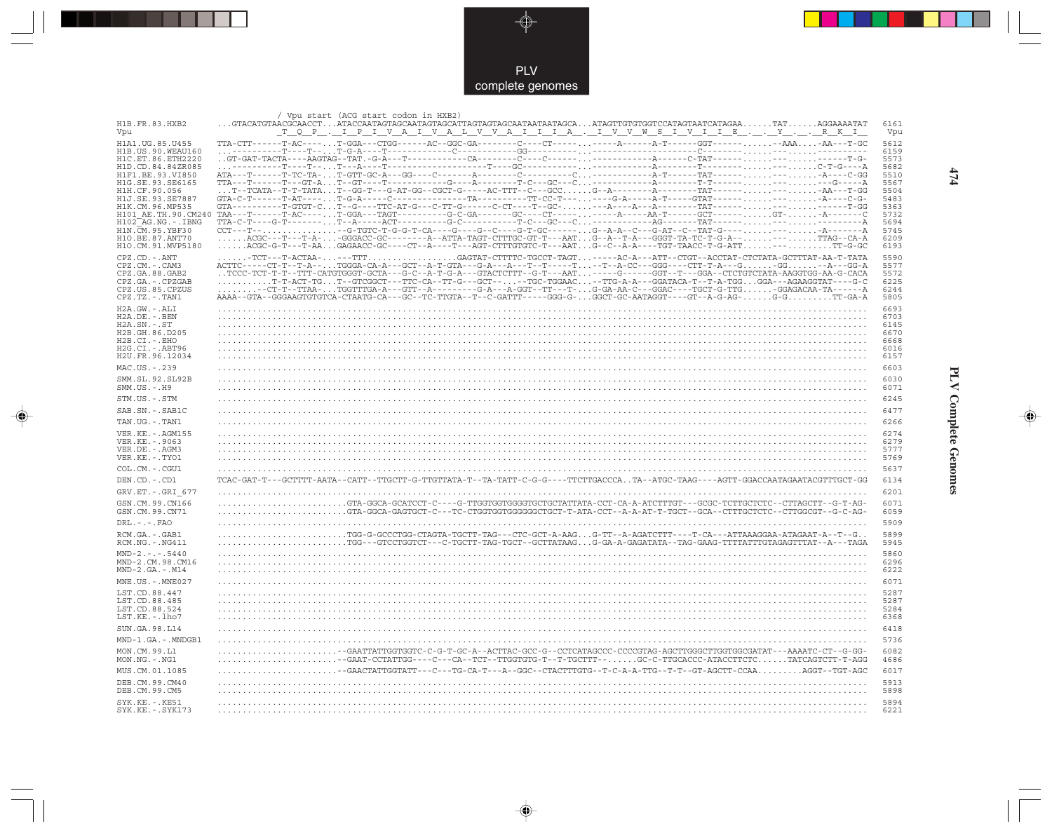```
                        / Vpu start (ACG start codon in HXB2)
H1B.FR.83.HXB2      ...GTACATGTAACGCAACCT...ATACCAATAGTAGCAATAGTAGCATTAGTAGTAGCAATAATAATAGCA...ATAGTTGTGTGGTCCATAGTAATCATAGAA......TAT......AGGAAAATAT   6161
Vpu                    _T__Q__P__._I__P__I__V__A__I__V__A__L__V__V__A__I__I__I__A__._I__V__V__W__S__I__V__I__I__E__.__._Y__.__._R__K__I__   Vpu

H1A1.UG.85.U455     TTA-CTT------T-AC----..T-GGA---CTGG------AC--GGC-GA--------C----CT-----...-----A------A-T------GGT------......--AAA....-AA---T-GC   5612
H1B.US.90.WEAU160   ...----------T----T-...T-G-A----T------------C-------------GG--------...------------------C--------......---......----------   6159
H1C.ET.86.ETH2220   ..GT-GAT-TACTA----AAGTAG--TAT..-G-A---T-----------CA-------C----C------...-----------A------C-TAT------......---......-----T-G-   5573
H1D.CD.84.84ZR085   ...---------T----T-...T---A----T------------------T----GC--------...-----------A--------T--------......---......C-T-G----A   5682
H1F1.BE.93.VI850    ATA---T------T-TC-TA-...T-GTT-GC-A---GG----C-------A--------C----------C...-----------A-T------TAT------......---......-A---C-GG   5510
H1G.SE.93.SE6165    TTA---T------T---GT-A...T--GT----T-----------G----A--------T-C---GC---C..-----------A--------T-T------......---......---G-----A   5567
H1H.CF.90.056       ...T--TCATA--T-T-TATA...T--GG-T---G-AT-GG--CGCT-G-----AC-TTT--C---GCC......G--A---------A--------TAT------......---......-AA---T-GG   5504
H1J.SE.93.SE7887    GTA-C-T------T-AT-----..T-G-A-----C---------------TA----------TT-CC-T---..----G-A-----A-T-----GTAT------......---......-A----C-G-   5483
H1K.CM.96.MP535     GTA----------T-GTGT-C...T--G----TTC-AT-G---C-TT-G------C-CT----T--GC-.....---A----A---A--------TAT------......---......-----T-GG   5363
H101_AE.TH.90.CM240 TAA---T------T-AC----..T-GGA---TAGT----------G-C-GA-------GC----CT-----...-----A-----AA-T------GCT------......GT-......-A-------C   5732
H102_AG.NG.-.IBNG   TTA-C-T----G-T--------..T--A-----ACT----------G-C-----------T-C---GC---C..-----------AG-------TAT------......---......---------A   5694
H1N.CM.95.YBF30     CCT---T--...............--G-TGTC-T-G-G-T-CA----G----G--C-----G-T-GC-------..G--A-A--C---G-AT--C--TAT-G-----......---......-A-------A   5745
H1O.BE.87.ANT70     ......ACGC---T---T-A-...-GGGACC-GC--------A--ATTA-TAGT-CTTTGC-GT-T---AAT...G--A--T-A---GGGT-TA-TC-T-G-A--......---......TTAG--CA-A   6209
H1O.CM.91.MVP5180   ......ACGC-G-T---T-AA...GAGAACC-GC----CT--A----T---AGT-CTTTGTGTC-T---AAT...G--C--A-A----TGT-TAACC-T-G-ATT......---.........TT-G-GC   6193

CPZ.CD.-.ANT        .......-TCT---T-ACTAA-...--TTT..................GAGTAT-CTTTTC-TGCCT-TAGT...------AC-A---ATT--CTGT--ACCTAT-CTCTATA-GCTTTAT-AA-T-TATA   5590
CPZ.CM.-.CAM3       ACTTC-----CT-T--T-A--...TGGGA-CA-A---GCT--A-T-GTA---G-A---A---T--T-----T...--T--A-CC---GGG----CTT-T-A---G.......-GG........-A---GG-A   5577
CPZ.GA.88.GAB2      ..TCCC-TCT-T-T--TTT-CATGTGGGT-GCTA---G-C--A-T-G-A---GTACTCTTT--G-T---AAT...-----G------GGT--T---GGA--CTCTGTCTATA-AAGGTGG-AA-G-CACA   5572
CPZ.GA.-.CPZGAB     ..........T-T-ACT-TG...T--GTCGGCT---TTC-CA--TT-G---GCT---...--TGC-TGGAAC...--TTG-A-A---GGATACA-T--T-A-TGG...GGA---AGAAGGTAT----G-C   6225
CPZ.US.85.CPZUS     .........-CT-T--TTAA-...TGGTTTGA-A---GTT--A---------G-A---A-GGT--TT---T-...G-GA-AA-C---GGAC----TGCT-G-TTG.......-GGAGACAA-TA------A   6244
CPZ.TZ.-.TAN1       AAAA--GTA--GGGAAGTGTGTCA-CTAATG-CA---GC--TC-TTGTA--T--C-GATTT-----GGG-G-...GGCT-GC-AATAGGT----GT--A-G-AG-......G-G..........TT-GA-A   5805

H2A.GW.-.ALI        .........................................................................................................................   6693
H2A.DE.-.BEN        .........................................................................................................................   6703
H2A.SN.-.ST         .........................................................................................................................   6145
H2B.GH.86.D205      .........................................................................................................................   6670
H2B.CI.-.EHO        .........................................................................................................................   6668
H2G.CI.-.ABT96      .........................................................................................................................   6016
H2U.FR.96.12034     .........................................................................................................................   6157

MAC.US.-.239        .........................................................................................................................   6603

SMM.SL.92.SL92B     .........................................................................................................................   6030
SMM.US.-.H9         .........................................................................................................................   6071

STM.US.-.STM        .........................................................................................................................   6245

SAB.SN.-.SAB1C      .........................................................................................................................   6477

TAN.UG.-.TAN1       .........................................................................................................................   6266

VER.KE.-.AGM155     .........................................................................................................................   6274
VER.KE.-.9063       .........................................................................................................................   6279
VER.DE.-.AGM3       .........................................................................................................................   5777
VER.KE.-.TYO1       .........................................................................................................................   5769

COL.CM.-.CGU1       .........................................................................................................................   5637

DEN.CD.-.CD1        TCAC-GAT-T---GCTTTT-AATA--CATT--TTGCTT-G-TTGTTATA-T--TA-TATT-C-G-G----TTCTTGACCCA..TA--ATGC-TAAG----AGTT-GGACCAATAGAATACGTTTGCT-GG   6134

GRV.ET.-.GRI_677    .........................................................................................................................   6201

GSN.CM.99.CN166     .........................GTA-GGCA-GCATCCT-C----G-TTGGTGGTGGGGTGCTGCTATTATA-CCT-CA-A-ATCTTTGT---GCGC-TCTTGCTCTC--CTTAGCTT--G-T-AG-   6071
GSN.CM.99.CN71      .........................GTA-GGCA-GAGTGCT-C---TC-CTGGTGGTGGGGGGCTGCT-T-ATA-CCT--A-A-AT-T-TGCT--GCA--CTTTGCTCTC--CTTGGCGT--G-C-AG-   6059

DRL.-.-.FAO         .........................................................................................................................   5909

RCM.GA.-.GAB1       .........................TGG-G-GCCCTGG-CTAGTA-TGCTT-TAG---CTC-GCT-A-AAG...G-TT--A-AGATCTTT----T-CA---ATTAAAGGAA-ATAGAAT-A--T--G..   5899
RCM.NG.-.NG411      .........................TGG---GTCCTGGTCT---C-TGCTT-TAG-TGCT--GCTTATAAG...G-GA-A-GAGATATA--TAG-GAAG-TTTTATTTGTAGAGTTTAT--A---TAGA   5945

MND-2.-.-.5440      .........................................................................................................................   5860
MND-2.CM.98.CM16    .........................................................................................................................   6296
MND-2.GA.-.M14      .........................................................................................................................   6222

MNE.US.-.MNE027     .........................................................................................................................   6071

LST.CD.88.447       .........................................................................................................................   5287
LST.CD.88.485       .........................................................................................................................   5287
LST.CD.88.524       .........................................................................................................................   5284
LST.KE.-.lho7       .........................................................................................................................   6368

SUN.GA.98.L14       .........................................................................................................................   6418

MND-1.GA.-.MNDGB1   .........................................................................................................................   5736

MON.CM.99.L1        ........................--GAATTATTGGTGGTC-C-G-T-GC-A--ACTTAC-GCC-G--CCTCATAGCCC-CCCCGTAG-AGCTTGGGCTTGGTGGCGATAT---AAAATC-CT--G-GG-   6082
MON.NG.-.NG1        ........................--GAAT-CCTATTGG----C---CA--TCT--TTGGTGTG-T--T-TGCTTT--.......GC-C-TTGCACCC-ATACCTTCTC......TATCAGTCTT-T-AGG   4686

MUS.CM.01.1085      ........................--GAACTATTGGTATT---C---TG-CA-T---A--GGC--CTACTTTGTG--T-C-A-A-TTG--T-T--GT-AGCTT-CCAA.........AGGT--TGT-AGC   6017

DEB.CM.99.CM40      .........................................................................................................................   5913
DEB.CM.99.CM5       .........................................................................................................................   5898

SYK.KE.-.KE51       .........................................................................................................................   5894
SYK.KE.-.SYK173     .........................................................................................................................   6221
```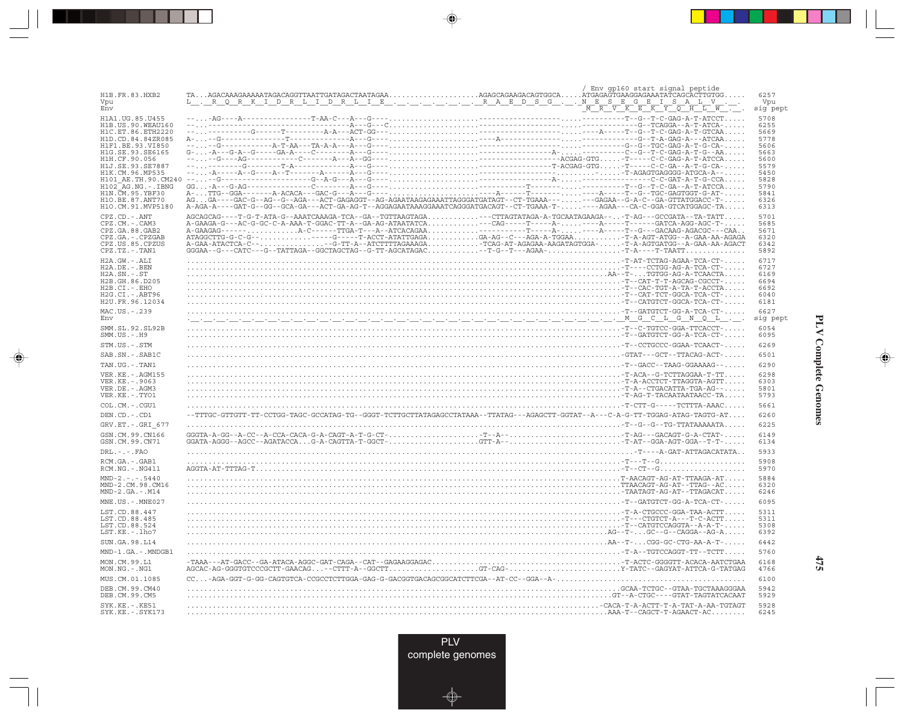```
                                                                                                                             / Env gp160 start signal peptide
H1B.FR.83.HXB2     TA...AGACAAAGAAAAATAGACAGGTTAATTGATAGACTAATAGAA....................AGAGCAGAAGACAGTGGCA.....ATGAGAGTGAAGGAGAAATATCAGCACTTGTGG.....   6257
Vpu                L__.__R__Q__R__K__I__D__R__L__I__D__R__L__I__E__.__.__.__.__.__.__.__R__A__E__D__S__G__.__.__N__E__S__E__G__E__I__S__A__L__V__.__.    Vpu
Env                                                                                                                          _M__R__V__K__E__K__Y__Q__H__L__W__.__.   sig pept

H1A1.UG.85.U455    --...-AG----A----------------T-AA-C---A---G----...................-------------------.....----------T--G--T-C-GAG-A-T-ATCCT.....   5708
H1B.US.90.WEAU160  --...-------------------------------A---G---C-....................-------------------.....------------------G--TCAGGA--A-T-ATCA-.....   6255
H1C.ET.86.ETH2220  --...----------G------T---------A-A---ACT-GG--....................-------------------.....------A-----T--G--T-C-GAG-A-T-GTCAA.....   5669
H1D.CD.84.84ZR085  A-...--G---------------T-------------A---G----....................----A--------------.....---------------G--T-A-GAG-A---ATCAA.....   5778
H1F1.BE.93.VI850   --...--G------------A-T-AA---TA-A-A---A---G----....................-------------------.....------------G--G--TGC-GAG-A-T-G-CA-.....   5606
H1G.SE.93.SE6165   G-...-A---G-A--G-----GA-A----C----------A---G----....................------------------A-.....----------C--G--T-C-GAG-A-T-G--AA.....   5663
H1H.CF.90.056      --...--G----AG----------C-------A---A--GG----....................-------------ACGAG-GTG.....-T-----C-C-GAG-A-T-ATCCA.....   5600
H1J.SE.93.SE7887   --...--------G--------T-A---------------A---G----....................-------------T-ACGAG-GTG.....-T-----C-C-GA--A-T-G-CA-.....   5579
H1K.CM.96.MP535    --...-A-----A--G----A--T-------A------A---G----....................--------------------.....-.....-T-AGAGTGAGGGG-ATGCA-A--.....   5450
H101_AE.TH.90.CM240 --...--G------------------G--A-G---A---G----....................------------------A-.....---------------C-C-GAT-A-T-G-CCA.....   5828
H102_AG.NG.-.IBNG  GG...-A---G-AG--------------C-------A---G----....................----------T-------.....------------T--G--T-C-GA--A-T-ATCCA.....   5790
H1N.CM.95.YBF30    A-...TTG--GGA-------A-ACACA---GAC-G---A---G----....................----A-----T-------.....-----A-----T--G--TGC-GAGTGGT-G-AT-.....   5841
H1O.BE.87.ANT70    AG...GA----GAC-G--AG--G--AGA---ACT-GAGAGGT--AG-AGAATAAGAGAAATTAGGGATGATAGT--CT-TGAAA---.....---GAGAA--G-A-C--GA-GTTATGGACC-T-.....   6326
H1O.CM.91.MVP5180  A-AGA-A----GAT-G--GG--GCA-GA---ACT-GA-AG-T--AGGAGAATAAAGGAAATCAGGGATGACAGT--CT-TGAAA-T-.....----AGAA---CA-C-GGA-GTCATGGAGC-TA.....   6313

CPZ.CD.-.ANT       AGCAGCAG----T-G-T-ATA-G--AAATCAAAGA-TCA--GA--TGTTAAGTAGA............---CTTAGTATAGA-A-TGCAATAGAAGA--..-T-AG---GCCGATA--TA-TATT.....   5701
CPZ.CM.-.CAM3      A-GAAGA-G---AC-G-GC-C-A-AAA-T-GGAC-TT-A--GA-AG-ATAATATCA............---CAG-----T-----A-.....----A-----T------GATCA-AGG-AGC-T-.....   5685
CPZ.GA.88.GAB2     A-GAAGAG------............A-C------TTGA-T---A--ATCACAGAA............---------T-----A-.....----A-----T--G---GACAAG-AGACGC---CAA..   5671
CPZ.GA.-.CPZGAB    ATAGGCTTG-G-C-G--...........----G-----T-ACCT-ATATTGAGA............GA-AG--C---AGA-A-TGGAA..........T-A-AGT-ATGG--A-GAA-AA-AGAGA   6320
CPZ.US.85.CPZUS    A-GAA-ATACTCA-C--..............--G-TT-A--ATCTTTTAGAAAGA............-TCAG-AT-AGAGAA-AAGATAGTGGA-......-T-A-AGTGATGG--A-GAA-AA-AGACT   6342
CPZ.TZ.-.TAN1      GGGAA--G---CATC---G--TATTAGA--GGCTAGCTAG--G-TT-AGCATAGAC............--T-G--T---AGAA-..................-T-A----T-TAATT..............   5892

H2A.GW.-.ALI       ...................................................................................................-T-AT-TCTAG-AGAA-TCA-CT-.....   6717
H2A.DE.-.BEN       ...................................................................................................-T----CCTGG-AG-A-TCA-CT-.....   6727
H2A.SN.-.ST        .................................................................................................AA--T-...TGTGG-AG-A-TCAACTA.....   6169
H2B.GH.86.D205     ...................................................................................................-T--CAT-T-T-AGCAG-CGCCT-.....   6694
H2B.CI.-.EHO       ...................................................................................................-T--CAC-TGT-A-TA-T-ACCTA.....   6692
H2G.CI.-.ABT96     ...................................................................................................-T--CAT-TCT-GGCA-TCA-CT-.....   6040
H2U.FR.96.12034    ...................................................................................................-T--CATGTCT-GGCA-TCA-CT-.....   6181

MAC.US.-.239       ...................................................................................................-T--GATGTCT-GG-A-TCA-CT-.....   6627
Env                .__.__.__.__.__.__.__.__.__.__.__.__.__.__.__.__.__.__.__.__.__.__.__.__.__.__.__.__.__.__.__.__.__M__G__C__L__G__N__Q__L__.__.   sig pept

SMM.SL.92.SL92B    ...................................................................................................-T--C-TGTCC-GGA-TTCACCT-.....   6054
SMM.US.-.H9        ...................................................................................................-T--GATGTCT-GG-A-TCA-CT-.....   6095

STM.US.-.STM       ...................................................................................................-T--CCTGCCC-GGAA-TCAACT-.....   6269

SAB.SN.-.SAB1C     ...................................................................................................-GTAT---GCT--TTACAG-ACT-.....   6501

TAN.UG.-.TAN1      ...................................................................................................-T--GACC--TAAG-GGAAAAG--.....   6290

VER.KE.-.AGM155    ...................................................................................................-T-ACA--G-TCTTAGGAA-T-TT.....   6298
VER.KE.-.9063      ...................................................................................................-T-A-ACCTCT-TTAGGTA-AGTT.....   6303
VER.DE.-.AGM3      ...................................................................................................-T-A--CTGACATTA-TGA-AG--.....   5801
VER.KE.-.TYO1      ...................................................................................................-T-AG-T-TACAATAATAACC-TA.....   5793

COL.CM.-.CGU1      ...................................................................................................-T-CTT-G-----TCTTTA-AAAC.....   5661

DEN.CD.-.CD1       --TTTGC-GTTGTT-TT-CCTGG-TAGC-GCCATAG-TG--GGGT-TCTTGCTTATAGAGCCTATAAA--TTATAG---AGAGCTT-GGTAT--A---C-A-G-TT-TGGAG-ATAG-TAGTG-AT.....   6260

GRV.ET.-.GRI_677   ...................................................................................................-T--G--G--TG-TTATAAAAATA.....   6225

GSN.CM.99.CN166    GGGTA-A-GG--A-CC--A-CCA-CACA-G-A-CAGT-A-T-G-CT-.....................-T--A--.........................-T-AG---GACAGT-G-A-CTAT-.....   6149
GSN.CM.99.CN71     GGATA-AGGG--AGCC--AGATACCA...G-A-CAGTTA-T-GGCT-.....................GTT-A--.........................-T-AT--GGA-AGT-GGA--T-T-.....   6134

DRL.-.-.FAO        ....................................................................................................-T----A-GAT-ATTAGACATATA..   5933

RCM.GA.-.GAB1      ...................................................................................................-T---T--G...................   5908
RCM.NG.-.NG411     AGGTA-AT-TTTAG-T...................................................................................-T--CT--G...................   5970

MND-2.-.-.5440     ...................................................................................................T-AACAGT-AG-AT-TTAAGA-AT.....   5884
MND-2.CM.98.CM16   ...................................................................................................TTAACAGT-AG-AT--TTAG--AC.....   6320
MND-2.GA.-.M14     ...................................................................................................-TAATAGT-AG-AT--TTAGACAT.....   6246

MNE.US.-.MNE027    ...................................................................................................-T--GATGTCT-GG-A-TCA-CT-.....   6095

LST.CD.88.447      ...................................................................................................-T-A-CTGCCC-GGA-TAA-ACTT.....   5311
LST.CD.88.485      ...................................................................................................-T---CTGTCT-A---T-C-ACTT.....   5311
LST.CD.88.524      ...................................................................................................-T--CATGTCCAGGTA--A-A-T-.....   5308
LST.KE.-.lho7      .................................................................................................AG--T-...GC--G--CAGGA--AG-A.....   6392

SUN.GA.98.L14      .................................................................................................AA--T-...CGG-GC-CTG-AA-A-T-.....   6442

MND-1.GA.-.MNDGB1  ...................................................................................................-T-A--TGTCCAGGT-TT--TCTT.....   5760

MON.CM.99.L1       -TAAA---AT-GACC--GA-ATACA-AGGC-GAT-CAGA--CAT--GAGAAGGAGAC..........................................-T-ACTC-GGGGTT-ACACA-AATCTGAA   6168
MON.NG.-.NG1       AGCAC-AG-GGGTGTCCCGCTT-GAACAG...--CTTT-A--GGCTT.....................GT-CAG-.........................Y-TATC--GAGYAT-ATTCA-G-TATGAG   4766

MUS.CM.01.1085     CC...-AGA-GGT-G-GG-CAGTGTCA-CCGCCTCTTGGA-GAG-G-GACGGTGACAGCGGCATCTTCGA--AT-CC--GGA--A-............................................   6100

DEB.CM.99.CM40     ..................................................................................................GCAA-TCTGC--GTAA-TGCTAAAGGGAA   5942
DEB.CM.99.CM5      ..................................................................................................GT--A-CTGC----GTAT-TAGTATCACAAT   5929

SYK.KE.-.KE51      ................................................................................................-CACA-T-A-ACTT-T-A-TAT-A-AA-TGTAGT   5928
SYK.KE.-.SYK173    ................................................................................................AAA-T--CAGCT-T-AGAACT-AC........   6245
```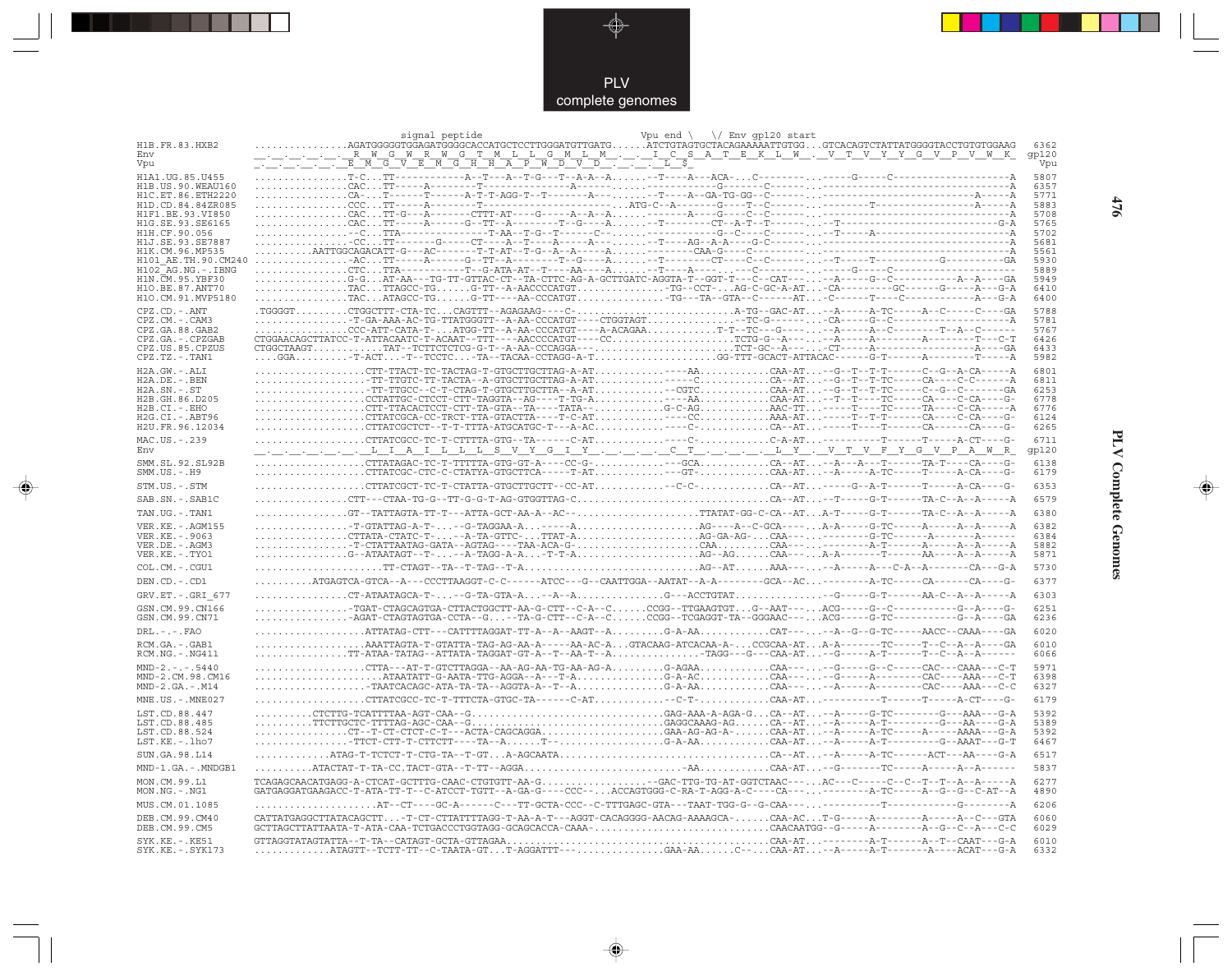PLV
complete genomes

```
                          signal peptide                                    Vpu end \   \/ Env gp120 start
H1B.FR.83.HXB2       ................AGATGGGGGTGGAGATGGGGCACCATGCTCCTTGGGATGTTGATG......ATCTGTAGTGCTACAGAAAAATTGTGG...GTCACAGTCTATTATGGGGTACCTGTGTGGAAG  6362
Env                  __.__.__.__.__.__R__W__G__W__R__W__G__T__M__L__L__G__M__L__M__.__.__I__C__S__A__T__E__K__L__W__.__V__T__V__Y__Y__G__V__P__V__W__K_  gp120
Vpu                  _.__.__.__.__E__M__G__V__E__M__G__H__H__A__P__W__D__V__D__.__.__.__L__$_                                                              Vpu

H1A1.UG.85.U455      ...............T-C...TT-----------A--T---A--T-G---T--A-A--A......--T----A---ACA-...C--------...-----G-----C------------------A  5807
H1B.US.90.WEAU160    ..............CAC...TT-----A--------T--------------A-------...................G------C-------...---------------------------A  6357
H1C.ET.86.ETH2220    ..............CA-...T------T------A-T-T-AGG-T--T-------A--......--T----A--GA-TG-GG--C------...-----------------------A-----A  5771
H1D.CD.84.84ZR085    ..............CCC...TT-----A-------T-------------------...ATG-C--A------G---T--C-------...-----------T-------------A-----A  5883
H1F1.BE.93.VI850     ..............CAC...TT-G---A------CTTT-AT----G-----A--A--A......-------A----G----C--C------...---------------------------A  5708
H1G.SE.93.SE6165     ..............CAC...TT-----A------G--TT--A--------T--G----A......--T--------CT--A-T--T--------...--T------------------------G-A  5765
H1H.CF.90.056        ..............--C...TTA--------------T-AA--T-G--T-------C--......--------------G--C----C------...--T-----A--------------------A  5702
H1J.SE.93.SE7887     ..............-CC...TT-------G-----CTT----A--T----A-----A----A......--T-----AG--A-A----G-C------...---------------------------A  5681
H1K.CM.96.MP535      ..........AATTGGCAGACATT-G---AC-------T-T-AT--T-G--A--A----A..........-----CAA-G----C--------...---------------------------A  5561
H101_AE.TH.90.CM240  ..............-AC...TT-----A------G--TT--A--------T--G----A......--T--------CT----C--C------...--T-----T----------G---------GA  5930
H102_AG.NG.-.IBNG    ..............CTC...TTA----------T--G-ATA-AT--T----AA----A......--T----A-----...--C-----------...-----G-----C--------------------  5889
H1N.CM.95.YBF30      ..............G-G...AT-AA---TG-TT-GTTAC-CT--TA-CTTC-AG-A-GCTTGATC-AGGTA-T--GGT-T---C--CAT-----...--A-----G--C----------A--A----GA  5949
H1O.BE.87.ANT70      ..............TAC...TTAGCC-TG......G-TT--A-AACCCCATGT..............-TG--CCT-...AG-C-GC-A-AT...-CA--------GC------G-----A---G-A  6410
H1O.CM.91.MVP5180    ..............TAC...ATAGCC-TG......G-TT----AA-CCCATGT..............-TG---TA--GTA--C-----AT...-C-----T----C------------A---G-A  6400

CPZ.CD.-.ANT         .TGGGGT.........CTGGCTTT-CTA-TC...CAGTTT--AGAGAAG----C-.........................A-TG--GAC-AT...--A-----A-TC-----A--C------C----GA  5788
CPZ.CM.-.CAM3        ...............-T-GA-AAA-AC-TG-TTATGGGTT--A-AA-CCCATGT----CTGGTAGT.............-TC-G-------...-CA------G--C--------------------A  5781
CPZ.GA.88.GAB2       ...............CCC-ATT-CATA-T-...ATGG-TT--A-AA-CCCATGT----A-ACAGAA............T-T--TC--G-----...--A-----A--C-------T--A--C------  5767
CPZ.GA.-.CPZGAB      CTGGAACAGCTTATCC-T-ATTACAATC-T-ACAAT--TTT----AACCCCATGT----CC....................TCTG-G--A-----...--A-----A--------A--------T---C-T  6426
CPZ.US.85.CPZUS      CTGGCTAAGT...........TAT--TCTTCTCTCG-G-T--A-AA-CCCAGGA---.......................TCT-GC--A-----...-CT-----A--------------------A---GA  6433
CPZ.TZ.-.TAN1        ....GGA.........-T-ACT...-T--TCCTC...-TA--TACAA-CCTAGG-A-T....................GG-TTT-GCACT-ATTACAC------G-T------A--------T-----A  5982

H2A.GW.-.ALI         ..................CTT-TTACT-TC-TACTAG-T-GTGCTTGCTTAG-A-AT...........----AA.............CAA-AT...--G--T--T-T------C--G--A-CA-----A  6801
H2A.DE.-.BEN         ..................-TT-TTGTC-TT-TACTA--A-GTGCTTGCTTAG-A-AT...........-----C.............CA--AT...--G--T--T-TC-----CA----C-C------A  6811
H2A.SN.-.ST          ..................-TT-TTGCC--C-T-CTAG-T-GTGCTTGCTTA--A-AT...........--CGTC.............CAA-AT...--G--T--T-TC-----C--G--C-------GA  6253
H2B.GH.86.D205       ..................CCTATTGC-CTCCT-CTT-TAGGTA--AG---T-TG-A...........----AA.............CAA-AT...--T--T----TC-----CA----C-CA----G-  6778
H2B.CI.-.EHO         ..................CTT-TTACACTCCT-CTT-TA-GTA--TA----TATA--............G-C-AG.............AAC-TT...-----T----TC-----TA----C-CA-----A  6776
H2G.CI.-.ABT96       ..................CTTATCGCA-CC-TRCT-TTA-GTACTTA----T-C-AT...........----CC.............AAA-AT...-----T--T-T------CA----C-CA----G-  6124
H2U.FR.96.12034      ..................CTTATCGCTCT--T-T-TTTA-ATGCATGC-T---A-AC...........----C-.............CA--AT...-----T----T------CA------CA----G-  6265

MAC.US.-.239         ..................CTTATCGCC-TC-T-CTTTTA-GTG--TA------C-AT...........----C-.............C-A-AT...---------T------T------A-CT----G-  6711
Env                  __.__.__.__.__.__.__L__I__A__I__L__L__L__S__V__Y__G__I__Y__.__.__.__.__C__T__.__.__.__.__.__L__Y__.__V__T__V__F__Y__G__V__P__A__W__R_  gp120

SMM.SL.92.SL92B      ..................CTTATAGAC-TC-T-TTTTTA-GTG-GT-A----CC-T...........---GCA.............CA--AT...--A---A---T------TA-T----CA----G-  6138
SMM.US.-.H9          ..................CTTATCGC-CTC-C-CTATYA-GTGCTTCA-----T-AT...........---GT-.............CAA-AT...--A-----A-TC-----T-----A-CA----G-  6179

STM.US.-.STM         ..................CTTATCGCT-TC-T-CTATTA-GTGCTTGCTT--CC-AT...........--C-C-.............CA--AT...-----G--A-T------T------A-CA----G-  6353

SAB.SN.-.SAB1C       ...............CTT---CTAA-TG-G--TT-G-G-T-AG-GTGGTTAG-C..................................CA--AT...--T-----G-T------TA-C--A--A-----A  6579

TAN.UG.-.TAN1        ...............GT--TATTAGTA-TT-T---ATTA-GCT-AA-A--AC--....................TTATAT-GG-C-CA--AT...A-T-----G-T------TA-C--A--A-----A  6380

VER.KE.-.AGM155      ...............-T-GTATTAG-A-T-...--G-TAGGAA-A...-----A.......................AG----A--C-GCA-----.A-A-----G-TC-----A-----A--A-----A  6382
VER.KE.-.9063        ...............CTTATA-CTATC-T-...--A-TA-GTTC-...TTAT-A......................AG-GA-AG-...CAA----...-------G-TC------A-------A-----  6384
VER.DE.-.AGM3        ...............-T-CTATTAATAG-GATA--AGTAG----TAA-ACA-G-.......................CAA.........CAA----...-------A-T------A-----A--A-----A  5882
VER.KE.-.TYO1        ...............G--ATAATAGT--T-...--A-TAGG-A-A...-T-T-A.......................AG--AG.....CAA---A...A-A-------T------AA----A--A-----A  5871

COL.CM.-.CGU1        ...................TT-CTAGT--TA--T-TAG--T-A............................AG--AT......AAA----...--A-----A---C-A--A-------CA---G-A  5730

DEN.CD.-.CD1         .........ATGAGTCA-GTCA--A---CCCTTAAGGT-C-C-----ATCC---G--CAATTGGA--AATAT--A-A--------GCA--AC...--------A-TC-----CA------CA----G-  6377

GRV.ET.-.GRI_677     ...............CT-ATAATAGCA-T-...--G-TA-GTA-A...--A--A..............G---ACCTGTAT...............--G-----G-T------AA-C--A--A-----A  6303

GSN.CM.99.CN166      ................-TGAT-CTAGCAGTGA-CTTACTGGCTT-AA-G-CTT--C-A--C......CCGG--TTGAAGTGT...G--AAT-----...ACG-----G--C----------G--A----G-  6251
GSN.CM.99.CN71       ................-AGAT-CTAGTAGTGA-CCTA--G...--TA-G-CTT--C-A--C......CCGG--TCGAGGT-TA--GGGAAC-----...ACG-----G-TC----------G--A----GA  6236

DRL.-.-.FAO          ..................ATTATAG-CTT---CATTTTAGGAT-TT-A--A--AAGT--A.........G-A-AA.............CAT----...--A--G--G-TC-----AACC--CAAA----GA  6020

RCM.GA.-.GAB1        ..................AAATTAGTA-T-GTATTA-TAG-AG-AA-A-----AA-AC-A...GTACAAG-ATCACAA-A-...CCGCAA-AT...A-A-------T-TC-----T--C--A--A----GA  6010
RCM.NG.-.NG411       ..................TT-ATAA-TATAG--ATTATA-TAGGAT-GT-A--T--AA-T--A..............-TAGG---G---CAA-AT...--G-----A-T------T--C--A--A-------  6066

MND-2.-.-.5440       ..................CTTA---AT-T-GTCTTAGGA--AA-AG-AA-TG-AA-AG-A.........G-AGAA.............CAA----...--G-----G--C-----CAC---CAAA---C-T  5971
MND-2.CM.98.CM16     ..................ATAATATT-G-AATA-TTG-AGGA--A---T-A...............G-A-AC.............CAA----...--G-----A---------CAC----AAA---C-T  6398
MND-2.GA.-.M14       ..................-TAATCACAGC-ATA-TA-TA--AGGTA-A--T--A.............G-A-AA.............CAA----...--A-----A--------CAC----AAA---C-C  6327

MNE.US.-.MNE027      ..................CTTATCGCC-TC-T-TTTCTA-GTGC-TA------C-AT...........--C-T-.............CAA-AT...----------T------T------A-CT----G-  6179

LST.CD.88.447        .........CTCTTG-TCATTTTAA-AGT-CAA--G.................................GAG-AAA-A-AGA-G...CA--AT...--A-----G-TC----------G---AAA---G-A  5392
LST.CD.88.485        .........TTCTTGCTC-TTTTAG-AGC-CAA--G.................................GAGGCAAAG-AG......CA--AT...--A-----A-T-----------G---AA----G-A  5389
LST.CD.88.524        ...............CT--T-CT-CTCT-C-T---ACTA-CAGCAGGA.....................GAA-AG-AG-A-......CAA-AT...--A-----A-TC-----A-----AAAA---G-A  5392
LST.KE.-.lho7        ...............-TTCT-CTT-T-CTTCTT----TA--A......T--.....................G-A-AA.............CAA-AT...--A-----A-TC---------G--AAAT---G-T  6467

SUN.GA.98.L14        ............ATAG-T-TCTCT-T-CTG-TA--T-GT...A-AGCAATA.................................CA--AT...--A-----A-TC------ACT---AA----G-A  6517

MND-1.GA.-.MNDGB1    ............ATACTAT-T-TA-CC.TACT-GTA--T-TT--AGGA.........................AA.............CAA-AT...--G-------TC-----A-----A--A------  5837

MON.CM.99.L1         TCAGAGCAACATGAGG-A-CTCAT-GCTTTG-CAAC-CTGTGTT-AA-G.................--GAC-TTG-TG-AT-GGTCTAAC-----AC---C-----C--C--T--T--A--A-----A  6277
MON.NG.-.NG1         GATGAGGATGAAGACC-T-ATA-TT-T---C-ATCCT-TGTT--A-GA-G----CCC--...ACCAGTGGG-C-RA-T-AGG-A-C----CA-------------A-TC-----A--G--G--C-AT--A  4890

MUS.CM.01.1085       ....................AT--CT----GC-A------C---TT-GCTA-CCC--C-TTTGAGC-GTA---TAAT-TGG-G--G-CAA----...----------T-----------G--------A  6206

DEB.CM.99.CM40       CATTATGAGGCTTATACAGCTT...-T-CT-CTTATTTTAGG-T-AA-A-T---AGGT-CACAGGGG-AACAG-AAAAGCA-......CAA-AC...T-G-----A--------A-----A--C----GTA  6060
DEB.CM.99.CM5        GCTTAGCTTATTAATA-T-ATA-CAA-TCTGACCCTGGTAGG-GCAGCACCA-CAAA-...........................CAACAATGG--G-----A--------A--G--C--A---C-C  6029

SYK.KE.-.KE51        GTTAGGTATAGTATTA--T-TA--CATAGT-GCTA-GTAGAA..........................................CAA-AT...--------A-T------A--T--CAAT---G-A  6010
SYK.KE.-.SYK173      ............ATAGTT--TCTT-TT--C-TAATA-GT...T-AGGATTT---...............GAA-AA......C--...CAA-AT...--A-----A-T-------A----ACAT---G-A  6332
```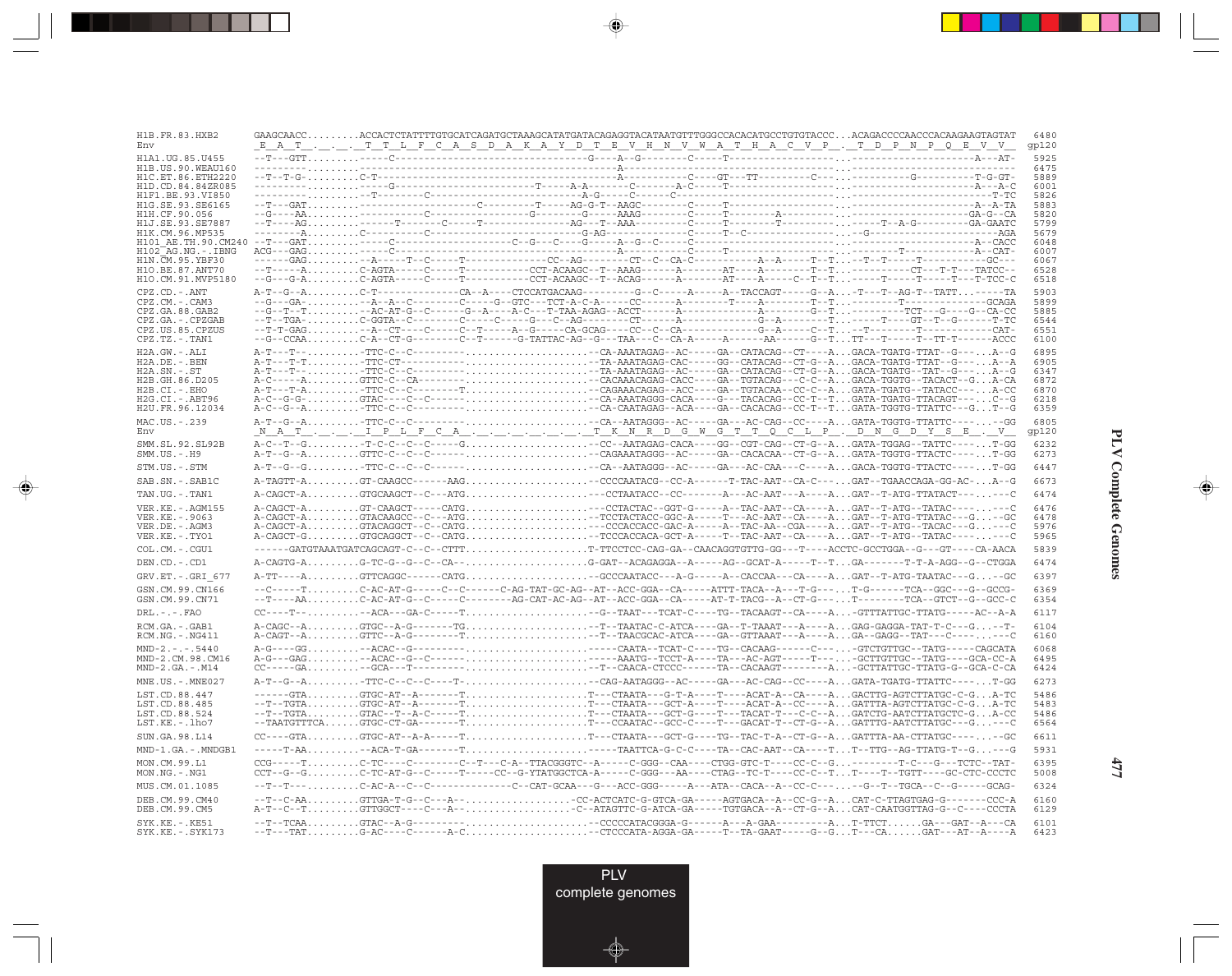```
H1B.FR.83.HXB2        GAAGCAACC.........ACCACTCTATTTTGTGCATCAGATGCTAAAGCATATGATACAGAGGTACATAATGTTTGGGCCACACATGCCTGTGTACCC...ACAGACCCCAACCCACAAGAAGTAGTAT   6480
Env                    E  A  T  .  .  .  T  T  L  F  C  A  S  D  A  K  A  Y  D  T  E  V  H  N  V  W  A  T  H  A  C  V  P  .  T  D  P  N  P  Q  E  V  V    gp120

H1A1.UG.85.U455       --T---GTT.........-----C-------------------------------------G----A--G--------C-----T-----------------------...-----------------------A---AT-   5925
H1B.US.90.WEAU160     ---------.........---------------------------------------A----------------------------------------------...-----------------------------   6475
H1C.ET.86.ETH2220     --T--T-G-.........C-T------------------------------------A-----------C----GT---TT---------C---...----------G----------T-G-GT-   5889
H1D.CD.84.84ZR085     ---------.........-----G-----------------------T-----A-A------C------A-C-----T------------------...-----------------------A---A-C   6001
H1F1.BE.93.VI850      ---------.........--T---------C------------------------A-G-----C-----C-----------------------------...-----------------------------T-TC   5826
H1G.SE.93.SE6165      --T---GAT.........-------------------------C----------T-----AG-G-T--AAGC--------C-----T----------------...-----------------------A--A-TA   5883
H1H.CF.90.056         --G----AA.........----------C------------------G--------G-----AAAG--------C-----T--------A----------...-----------------------GA-G--CA   5820
H1J.SE.93.SE7887      --T----AG.........------T------C-----T----------------AG---T--AAA---------C-----T--------T----------...-----T--A-G---------GA-GAATC   5799
H1K.CM.96.MP535       --------A.........C---------C-------------------------G-AG--------------C-----T--C-------------------...--G---------------------AGA   5679
H101_AE.TH.90.CM240   --T---GAT.........-----C--------------------C--G---C----G------A--G--C------C-------------------------...-----------------------A--CACC   6048
H102_AG.NG.-.IBNG     ACG---GAG.........-----C----------------------------------A-------------C-----T-----------------------...-------------T-----------A--CAT-   6007
H1N.CM.95.YBF30       ------GAG.........--A-----T--C-----T------------CC--AG--------CT--C--CA-C----------A--A-----T--T...--T--T-----T----------GC---   6067
H1O.BE.87.ANT70       --T-----A.........C-AGTA-----C-----T----------CCT-ACAAGC--T--AAAG------A-------AT-----A--------T--T...----------CT---T-T---TATCC--   6528
H1O.CM.91.MVP5180     --G---G-A.........C-AGTA-----C-----T----------CCT-ACAAGC--T--ACAG------A-------AT-----A-----C--T--T...-----T-----T-----T---T-TCC-C   6518

CPZ.CD.-.ANT          A-T--G--A.........C-T-------------CA--A----CTCCATGACAAG---------G--C-----A-----A--TACCAGT-----G--A...T---T--AG-T--TATT...-----TA   5903
CPZ.CM.-.CAM3         --G---GA-.........--A--A--C--------C-----G--GTC---TCT-A-C-A-----CC------A--------T----A--------T--T...---------T--------------GCAGA   5899
CPZ.GA.88.GAB2        --G--T--T.........--AC-AT-G--C-----G--A----A-C---T-TAA-AGAG--ACCT-------A--------------A-------G--T...---------TCT---G----G--CA-CC   5885
CPZ.GA.-.CPZGAB       --T--TGA-.........C-GGTA--C-------C-----C-----G---C--AG---------CT------A--------------G--A-------T...-----T----GT--T--G------T-TC   6544
CPZ.US.85.CPZUS       --T-GAG...........--A--CT-----C-----C--T----A--G-----CA-GCAG-----CC--C--CA----------G--A-----C--T...--T--------T----------CAT-   6551
CPZ.TZ.-.TAN1         --G--CCAA.........C-A--CT-G--------C--T------G-TATTAC-AG--G---TAA---C--CA-A-----A------AA------G--T...TT---T-----T--TT-T------ACCC   6100

H2A.GW.-.ALI          A-T---T--.........-TTC-C--C---------.....................-CA-AAATAGAG--AC-----GA--CATACAG--CT----A...GACA-TGATG-TTAT--G----...A--G   6895
H2A.DE.-.BEN          A-T---T-T.........-TTC-CT-----------.....................-TA-AAATAGAG-CAC-----GG--CATACAG--CT-G--A...GACA-TGATG-TTAT--G----...A--A   6905
H2A.SN.-.ST           A-T---T--.........-TTC-C--C---------.....................-TA-AAATAGAG--AC-----GA--CATACAG--CT-G--A...GACA-TGATG--TAT--G----...A--G   6347
H2B.GH.86.D205        A-C-----A.........GTTC-C--CA--------.....................-CACAAACAGAG-CACC----GA--TGTACAG---C-C--A...GACA-TGGTG--TACACT--G...A-CA   6872
H2B.CI.-.EHO          A-T---T-A.........-TTC-C--C-------T......................-CAGAAACAGAG--ACC-----GA--TGTACAA--CC-C--A...GATA-TGATG--TATACC----...A-CC   6870
H2G.CI.-.ABT96        A-C--G-G-.........GTAC---C--C------......................-CA-AAATAGGG-CACA----G---TACACAG--CC-T--T...GATA-TGATG-TTACAGT----...C--G   6218
H2U.FR.96.12034       A-C--G--A.........-TTC-C--C---------.....................-CA-CAATAGAG--ACA----GA--CACACAG--CC-T--T...GATA-TGGTG-TTATTC----G...T--G   6359

MAC.US.-.239          A-T--G--A.........-TTC-C--C---------.....................-CA--AATAGGG--AC-----GA---AC-CAG--CC----A...GATA-TGGTG-TTATTC----...--GG   6805
Env                    N  A  T  .  .  .  I  P  L  F  C  A  .  .  .  .  .  .  .  T  K  N  R  D  G  W  G  T  T  Q  C  L  P  .  D  N  G  D  Y  S  E  .  V   gp120

SMM.SL.92.SL92B       A-C--T--G.........-T-C-C--C--C------G....................-CC--AAATAGAG-CACA----GG--CGT-CAG--CT-G--A...GATA-TGGAG--TATTC-----...T-GG   6232
SMM.US.-.H9           A-T--G--A.........GTTC-C--C--C------.....................-CAGAAATAGGG--AC-----GA--CACACAA--CT-G--A...GATA-TGGTG-TTACTC-----...T-GG   6273

STM.US.-.STM          A-T--G--G.........-TTC-C--C--C------.....................-CA--AATAGGG--AC-----GA---AC-CAA---C----A...GACA-TGGTG-TTACTC-----...T-GG   6447

SAB.SN.-.SAB1C        A-TAGTT-A.........GT-CAAGCC------AAG.....................--CCCCAATACG--CC-A------T-TAC-AAT--CA-C---...GAT--TGAACCAGA-GG-AC-...A--G   6673

TAN.UG.-.TAN1         A-CAGCT-A.........GTGCAAGCT--C---ATG.....................---CCTAATACC--CC-------A---AC-AAT---A----A...GAT--T-ATG-TTATACT----...---C   6474

VER.KE.-.AGM155       A-CAGCT-A.........GT-CAAGCT-----CATG.....................---CCTACTAC--GGT-G-----A--TAC-AAT--CA----A...GAT--T-ATG--TATAC-----...---C   6476
VER.KE.-.9063         A-CAGCT-A.........GTACAAGCC--C---ATG.....................---TCCTACTACC-GGC-A-----T---AC-AAT--CA----A...GAT--T-ATG-TTATAC----G...--GC   6478
VER.DE.-.AGM3         A-CAGCT-A.........GTACAGGCT--C--CATG.....................---CCCACCACC-GAC-A-----A--TAC-AA--CGA----A...GAT--T-ATG--TACAC---G...---C   5976
VER.KE.-.TYO1         A-CAGCT-G.........GTGCAGGCT--C--CATG.....................---TCCCACCACA-GCT-A-----T--TAC-AAT--CA----A...GAT--T-ATG--TATAC-----...---C   5965

COL.CM.-.CGU1         ------GATGTAAATGATCAGCAGT-C--C--CTTT.....................T-TTCCTCC-CAG-GA--CAACAGGTGTTG-GG---T----ACCTC-GCCTGGA--G---GT----CA-AACA   5839

DEN.CD.-.CD1          A-CAGTG-A.........G-TC-G--G--C--CA--.....................G-GAT--ACAGAGGA--A-----AG--GCAT-A-----T--T...GA-------T-T-A-AGG--G--CTGGA   6474

GRV.ET.-.GRI_677      A-TT----A.........GTTCAGGC------CATG.....................--GCCCAATACC---A-G-----A--CACCAA---CA----A...GAT--T-ATG-TAATAC---G...--GC   6397

GSN.CM.99.CN166       --C-----T.........C-AC-AT-G-----C--C------C-AG-TAT-GC-AG--AT--ACC-GGA--CA-----ATTT-TACA--A---T-G---...T-G------TCA--GGC---G--GCCG-   6369
GSN.CM.99.CN71        --T----AA.........C-AC-AT-G--C-----C--------AG-CAT-AC-AG--AT--ACC-GGA--CA-----AT-T-TACG--A--CT-G---...T--------TCA--GTCT--G--GCC-C   6354

DRL.-.-.FAO           CC----T--..........--ACA---GA-C-----T....................--G--TAAT---TCAT-C----TG--TACAAGT--CA----A...GTTTATTGC-TTATG-----AC--A-A   6117

RCM.GA.-.GAB1         A-CAGC--A.........GTGC--A-G-------TG.....................--T--TAATAC-C-ATCA----GA--T-TAAAT---A----A...GAG-GAGGA-TAT-T-C---G...--T-   6104
RCM.NG.-.NG411        A-CAGT--A.........GTTC--A-G-------T......................--T--TAACGCAC-ATCA----GA--GTTAAAT---A----A...GA--GAGG--TAT---C-----...---C   6160

MND-2.-.-.5440        A-G----GG.........--ACAC--G--------......................------CAATA--TCAT-C----TG--CACAAG------C----...--GTCTGTTGC--TATG-----CAGCATA   6068
MND-2.CM.98.CM16      A-G---GAG.........--ACAC--G--C-----......................------AAATG--TCCT-A-----TA---AC-AGT-----T---...--GCTTGTTGC--TATG----GCA-CC-A   6495
MND-2.GA.-.M14        CC-----GA.........--GCA---T--------......................--T--CAACA-CTCCC------TA--CACAAGT--------A...--GCTTATTGC-TTATG-G--GCA-C-CA   6424

MNE.US.-.MNE027       A-T--G--A.........-TTC-C--C--C----T-.....................-CAG-AATAGGG--AC-----GA---AC-CAG--CC----A...GATA-TGATG-TTATTC-----...T-GG   6273

LST.CD.88.447         ------GTA.........GTGC-AT--A-------T.....................T---CTAATA---G-T-A----T----ACAT-A--CA----A...GACTTG-AGTCTTATGC-C-G...A-TC   5486
LST.CD.88.485         --T--TGTA.........GTGC-AT--A-------T.....................T---CTAATA---GCT-A----TA---ACAT-A--CC----A...GATTTA-AGTCTTATGC-C-G...A-TC   5483
LST.CD.88.524         --T--TGTA.........GTAC--T--A-C-----T.....................T---CTAATA---GCT-G----T---TACAT-T---C-C--A...GATCTG-AATCTTATGCTC-G...A-CC   5486
LST.KE.-.lho7         --TAATGTTTCA......GTGC-CT-GA-------T.....................T---CCAATAC--GCC-C----T---GACAT-T--CT-G--A...GATTTG-AATCTTATGC---G...---C   6564

SUN.GA.98.L14         CC----GTA.........GTGC-AT--A-A-----T.....................T---CTAATA---GCT-G----TG--TAC-T-A--CT-G--A...GATTTA-AA-CTTATGC-----...--GC   6611

MND-1.GA.-.MNDGB1     -----T-AA.........--ACA-T-GA-------T.....................----TAATTCA-G-C-C----TA--CAC-AAT--CA----T...T--TTG--AG-TTATG-T--G...---G   5931

MON.CM.99.L1          CCG-----T.........C-TC----C--------C--T---C-A--TTACGGGTC--A-----C-GGG--CAA----CTGG-GTC-T----CC-C--G...--------T-C---G---TCTC--TAT-   6395
MON.NG.-.NG1          CCT--G--G.........C-TC-AT-G--C-----T-----CC--G-YTATGGCTCA-A-----C-GGG---AA----CTAG--TC-T----CC-C--T...T----T--TGTT----GC-CTC-CCCTC   5008

MUS.CM.01.1085        --T--T---.........C-AC-A--C--C-------------C--CAT-GCAA---G---ACC-GGG-----A---ATA--CACA--A--CC-C---...--G--T--TGCA--C--G-----GCAG-   6324

DEB.CM.99.CM40        --T--C-AA.........GTTGA-T-G--C---A--.................-CC-ACTCATC-G-GTCA-GA-----AGTGACA--A--CC-G--A...CAT-C-TTAGTGAG-G-------CCC-A   6160
DEB.CM.99.CM5         A-T--C--T.........GTTGGCT----C---A--.................-C--ATAGTTC-G-ATCA-GA-----TGTGACA--A--CT-G--A...CAT-CAATGGTTAG-G--C----CCCTA   6129

SYK.KE.-.KE51         --T--TCAA.........GTAC--A-G---------.....................--CCCCCATACGGGA-G------A---A-GAA---------A...T-TTCT......GA---GAT--A---CA   6101
SYK.KE.-.SYK173       --T---TAT.........G-AC----C-------A-C....................--CTCCCATA-AGGA-GA-----T--TA-GAAT-----G--G...T---CA......GAT---AT--A----A   6423
```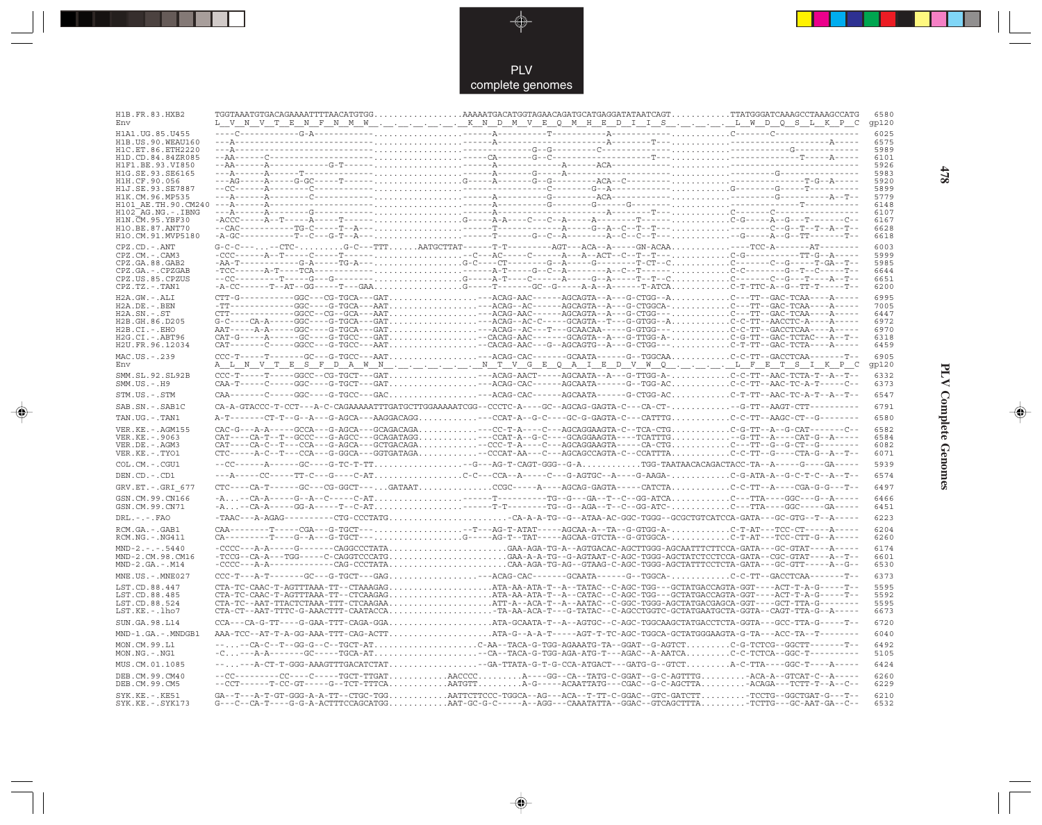## PLV complete genomes

```
H1B.FR.83.HXB2         TGGTAAATGTGACAGAAAATTTTAACATGTGG.................AAAAATGACATGGTAGAACAGATGCATGAGGATATAATCAGT...........TTATGGGATCAAAGCCTAAAGCCATG  6580
Env                    L  V  N  V  T  E  N  F  N  M  W  .  .  .  .  .  .  K  N  D  M  V  E  Q  M  H  E  D  I  I  S  .  .  .  .  L  W  D  Q  S  L  K  P  C  gp120
H1A1.UG.85.U455        ----C-----------G-A-------------.................------A-----------T-----------A-----------------.........C-------C-----------------  6025
H1B.US.90.WEAU160      ---A----------------------------.................------A-------------------------A-------T--------..........------------------A-----  6575
H1C.ET.86.ETH2220      ---A----------------------------.................-----------------G--G---------C------------------..........--------------G-----------  5989
H1D.CD.84.84ZR085      --AA-------C--------------------.................------CA-------G--C------------------T-----------..........---------------T-----A-----  6101
H1F1.BE.93.VI850       --AA------A------------G-T------.................------A-------------A--------ACA-----------------..........-------------------------  5926
H1G.SE.93.SE6165       ---A------A------T--------------.................------A-------G----A-----------------------------..........---------G---------------  5983
H1H.CF.90.056          ---AG-----A-----G-GC-----T------.................G-----A-A------G--G---------ACA--C----------------..........---------------T-G--A-----  5920
H1J.SE.93.SE7887       --CC------A-------C-------------.................-----------------C----------G--A-----------------..........G----------G-----T----------  5899
H1K.CM.96.MP535        ---A------A-------C-------------.................------A-----------G---------ACA-------------------..........------------G---------A--T--  5779
H101_AE.TH.90.CM240    ---A------A-------C-------------.................------A----------G---------G----G---------------..........------------------T----------  6148
H102_AG.NG.-.IBNG      ---A------A-------G-------------.................------A-------------------------A-------T--------..........C-------C-----------------  6107
H1N.CM.95.YBF30        -ACCC-----A--T-----A-----T------.................G-----A-A----C---C--A-----A----------T------------..........C-G------A--G---T-------C--  6167
H1O.BE.87.ANT70        --CAC-----------TG-C-----T--A---.................------T-------------A-----G--A--C--T--T-----------..........--------C--G--T--T--A--T--  6628
H1O.CM.91.MVP5180      -A-GC-----------T---C--G-T--A---.................------T--------G--C--A---------A--C--C--T---------..........-G-------A--G--TT-------T--  6618
CPZ.CD.-.ANT           G-C-C---...--CTC-.........G-C---TTT......AATGCTTAT------T-T---------AGT---ACA--A-----GN-ACAA.............----TCC-A-------AT--------  6003
CPZ.CM.-.CAM3          -CCC------A--T-----C-----T------.................--C---AC-----C-----A---A--ACT--C--T--T------------.C-G------------TT-G--A-----  5999
CPZ.GA.88.GAB2         -AA-T-----------G-A-----TG-A----.................G-C-----CT-------G--A-----G--------T-CT--C........--C--------C--G-----T-GA--T--  5985
CPZ.GA.-.CPZGAB        -TCC------A-T----TCA------------.................------A-T------G---C--A----------A--C--T-----------..........C-C--------G--T--C-----T--  6644
CPZ.US.85.CPZUS        --CC---------T-----G---G--------.................G-----A-T-----C------A-----G--A-----T--T--C........--C--------C--G---T----A--T--  6651
CPZ.TZ.-.TAN1          -A-CC------T--AT--GG-----T----GAA.................G-----T--------GC--G-----A-A--A------T-ATCA.............C-T-TTC-A--G--TT-T-----T--  6200
H2A.GW.-.ALI           CTT-G------------GGC---CG-TGCA---GAT...................ACAG-AAC------AGCAGTA--A---G-CTGG--A...........C---TT--GAC-TCAA----A-----  6995
H2A.DE.-.BEN           -TT--------------GGC---G-TGCA---AAT...................ACAG--AC------AGCAGTA--A---G-CTGGCA-..........C---TT--GAC-TCAA----A-----  7005
H2A.SN.-.ST            CTT--------------GGCC--CG--GCA---AAT...................ACAG-AAC------AGCAGTA--A---G-CTGG---..........C---TT--GAC-TCAA----A-----  6447
H2B.GH.86.D205         G-C-----CA-A-----GGC---G-TGCA---GAT...................ACAG--AC-C-----GCAGTA--T---G-GTGG--A...........C-C-TT--AACCTC-A----A-----  6972
H2B.CI.-.EHO           AAT------A-------GGC---G-TGCA---GAT...................ACAG--AC---T---GCAACAA----G-GTGG---..........C-C-TT--GACCTCAA---A-----  6970
H2G.CI.-.ABT96         CAT-G-----A------GC----G-TGCC---GAT...................CACAG-AAC------GCAGTA--A---G-TTGG-A-..........C-G-TT--GAC-TCTAC---A--T--  6318
H2U.FR.96.12034        CAT-------C------GGCC--G-TGCC---AAT...................CACAG-AAC---G--AGCAGTG--A---G-CTGG---..........C-T-TT--GAC-TCTA----A-----  6459
MAC.US.-.239           CCC-T-----T------GC---G-TGCC---AAT...................CACAG-CAC-------GCAATA------G--TGGCAA...........C-C-TT--GACCTCAA-------T--  6905
Env                    A  L  N  V  T  E  S  F  D  A  W  N  .  .  .  .  .  .  N  T  V  G  E  Q  A  I  E  D  V  W  Q  .  .  .  .  L  F  E  T  S  I  K  P  C  gp120
SMM.SL.92.SL92B        CCC-T-----T------GGCC--CG-TGCT---GAT...................ACAG-AACT-----AGCAATA--A---G-TTGG-A-..........C-C-TT--AAC-TCTA-T--A--T--  6332
SMM.US.-.H9            CAA-T-----C------GGC---G-TGCT---GAT...................ACAG-CAC------AGCAATA------G--TGG-AC...........C-C-TT--AAC-TC-A-T-----C--  6373
STM.US.-.STM           CAA-------C------GGC---G-TGCC---GAC...................ACAG-CAC------AGCAATA------G-CTGG-AC...........C-T-TT--AAC-TC-A-T--A--T--  6547
SAB.SN.-.SAB1C         CA-A-GTACCC-T-CCT---A-C-CAGAAAAATTTGATGCTTGGAAAAATCGG--CCCTC-A----GC--AGCAG-GAGTA-C---CA-CT-............-G-TT--AAGT-CTT----------  6791
TAN.UG.-.TAN1          A-T-------CT-T--G--A---G-AGCA---AAGGACAGG.............---CCAT-A--G-C----GC-G-GAGTA-C---CATTTG...........C-C-TT--AAGC-CT--G--------  6580
VER.KE.-.AGM155        CAC-G---A-A-----GCCA---G-AGCA---GCAGACAGA...............-CC-T-A---C---AGCAGGAAGTA-C--TCA-CTG...........C-G-TT--A--G-CAT-------C--  6582
VER.KE.-.9063          CAT----CA-T--T--GCCC---G-AGCC---GCAGATAGG..............---CCAT-A--G-C----GCAGGAAGTA----TCATTTG..........-G-TT--A----CAT-G--A-----  6584
VER.DE.-.AGM3          CAT-----CA-C--T---CCA---G-AGCA---GCTGACAGA.............---CCC-T-A----C---AGCAGGAAGTA-----CA-CTG..........C---TT--G--G-CT--G--------  6082
VER.KE.-.TYO1          CTC-----A-C--T---CCA---G-GGCA---GGTGATAGA...............CCCAT-AA---C---AGCAGCCAGTA-C--CCATTTA..........C-C-TT--G----CTA-G--A--T--  6071
COL.CM.-.CGU1          --CC------A------GC----G-TC-T-TT.................--G---AG-T-CAGT-GGG--G-A...........TGG-TAATAACACAGACTACC-TA--A-----G----GA-----  5939
DEN.CD.-.CD1           ---A-----CC-----TT-C---G----C-AT.................C-C---CCA--A-----C---G-AGTGC--A----G-AAGA-..........C-G-ATA-A--G-C-T-C--A--T--  6574
GRV.ET.-.GRI_677       CTC----CA-T------GC---CG-GGCT---.GATAAT..............CCGC-----A----AGCAG-GAGTA-----CATCTA...........C-C-TT--A----CGA-G--G---T--  6497
GSN.CM.99.CN166        -A...--CA-A-----G--A--C-----C-AT.................------T---------TG--G---GA--T--C--GG-ATCA..........C---TTA----GGC---G--A-----  6466
GSN.CM.99.CN71         -A...--CA-A-----GG-A-----T--C-AT.................------T-T-------TG--G--AGA--T--C--GG-ATC-..........C---TTA----GGC-----GA-----  6451
DRL.-.-.FAO            -TAAC---A-AGAG---------CTG-CCCTATG......................-CA-A-A-TG--G--ATAA-AC-GGC-TGGG--GCGCTGTCATCCA-GATA---GC-GTG--T--A-----  6223
RCM.GA.-.GAB1          CAA--------T-----CGA---G-TGCT---................--T---AG-T-ATAT-----AGCAA-A--TA--G-GTGG-A-..........C-T-AT---TCC-CT-----A-----  6204
RCM.NG.-.NG411         CA---------T-----G--A---G-TGCT---................G-----AG-T--TAT-----AGCAA-GTCTA--G-GTGGCA-..........C-T-AT---TCC-CTT-G--A-----  6260
MND-2.-.-.5440         -CCCC---A-A-----G-------CAGGCCCTATA......................GAA-AGA-TG-A--AGTGACAC-AGCTTGGG-AGCAATTTCTTCCA-GATA---GC-GTAT----A-----  6174
MND-2.CM.98.CM16       -TCCG--CA-A---TGG------C-CAGGTCCCATG.....................GAA-A-A-TG--G-AGTAAT-C-AGC-TGGG-AGCTATCTCCTCCA-GATA--CGC-GTAT----A--T--  6601
MND-2.GA.-.M14         -CCCC---A-A------------CAG-CCCTATA.......................CAA-AGA-TG-AG--GTAAG-C-AGC-TGGG-AGCTATTTCCTCTA-GATA---GC-GTT-----A--G--  6530
MNE.US.-.MNE027        CCC-T---A-T-------GC---G-TGCT---GAG...................ACAG-CAC-------GCAATA------G--TGGCA-...........C-C-TT--GACCTCAA-------T--  6373
LST.CD.88.447          CTA-TC-CAAC-T-AGTTTAAA-TT--CTAAAGAG......................ATA-AA-ATA-T--A--TATAC--C-AGC-TGG---GCTATGACCAGTA-GGT----ACT-T-A-G-----T--  5595
LST.CD.88.485          CTA-TC-CAAC-T-AGTTTAAA-TT--CTCAAGAG......................ATA-AA-ATA-T--A--CATAC--C-AGC-TGG---GCTATGACCAGTA-GGT----ACT-T-A-G-----T--  5592
LST.CD.88.524          CTA-TC--AAT-TTACTCTAAA-TTT-CTCAAGAA......................ATT-A--ACA-T--A--AATAC--C-GGC-TGGG-AGCTATGACGAGCA-GGT----GCT-TTA-G--------  5595
LST.KE.-.lho7          CTA-CT--AAT-TTTC-G-AAACTTT-CAATACCA......................-TA-AA-ACA-T---G-TATAC--C-AGCCTGGTC-GCTATGAATGCTA-GGTA--CAGT-TTA-G--A-----  6673
SUN.GA.98.L14          CCA---CA-G-TT----G-GAA-TTT-CAGA-GGA......................ATA-GCAATA-T--A--AGTGC--C-AGC-TGGCAAGCTATGACCTCTA-GGTA---GCC-TTA-G-----T--  6720
MND-1.GA.-.MNDGB1      AAA-TCC--AT-T-A-GG-AAA-TTT-CAG-ACTT......................ATA-G--A-A-T-----AGT-T-TC-AGC-TGGCA-GCTATGGGAAGTA-G-TA---ACC-TA--T--------  6040
MON.CM.99.L1           --...--CA-C--T--GG-G--C--TGCT-AT......................C-AA--TACA-G-TGG-AGAAATG-TA--GGAT--G-AGTCT.........C-G-TCTCG--GGCTT-------T--  6492
MON.NG.-.NG1           -C...---A-A-------GC-----TGCA-AT.......................-CA--TACA-G-TGG-AGA-ATG-T---AGAC--A-AATCA.........C-C-TCTCA--GGC-T--------  5105
MUS.CM.01.1085         --...---A-C-T-GGG-AAAGTTTGACATCTAT......................-GA-TTATA-G-T-G-CCA-ATGACT---GATG-G--GTCT.........A-C-TTA----GGC-T----A-----  6424
DEB.CM.99.CM40         --CC---------CC----C-----TGCT-TTGAT...........AACCCC.........A----GG--CA--TATG-C-GGAT--G-C-AGTTTG.........-ACA-A--GTCAT-C--A-----  6260
DEB.CM.99.CM5          --CCT------T-CC-GT-----G--TCT-TTTCA...........AATGTT.........A-G-----ACAATTATG---CGAC--G-C-AGCTTA.........-ACAGA---TCTT-T--A--C--  6229
SYK.KE.-.KE51          GA--T---A-T-GT-GGG-A-A-TT--CTGC-TGG...........AATTCTTCCC-TGGCA--AG---ACA--T-TT-C-GGAC--GTC-GATCTT.........-TCCTG--GGCTGAT-G---T--  6210
SYK.KE.-.SYK173        G---C--CA-T----G-G-A-ACTTTCCAGCATGG...........AAT-GC-G-C-----A--AGG---CAAATATTA--GGAC--GTCAGCTTTA.........-TCTTG---GC-AAT-GA--C--  6532
```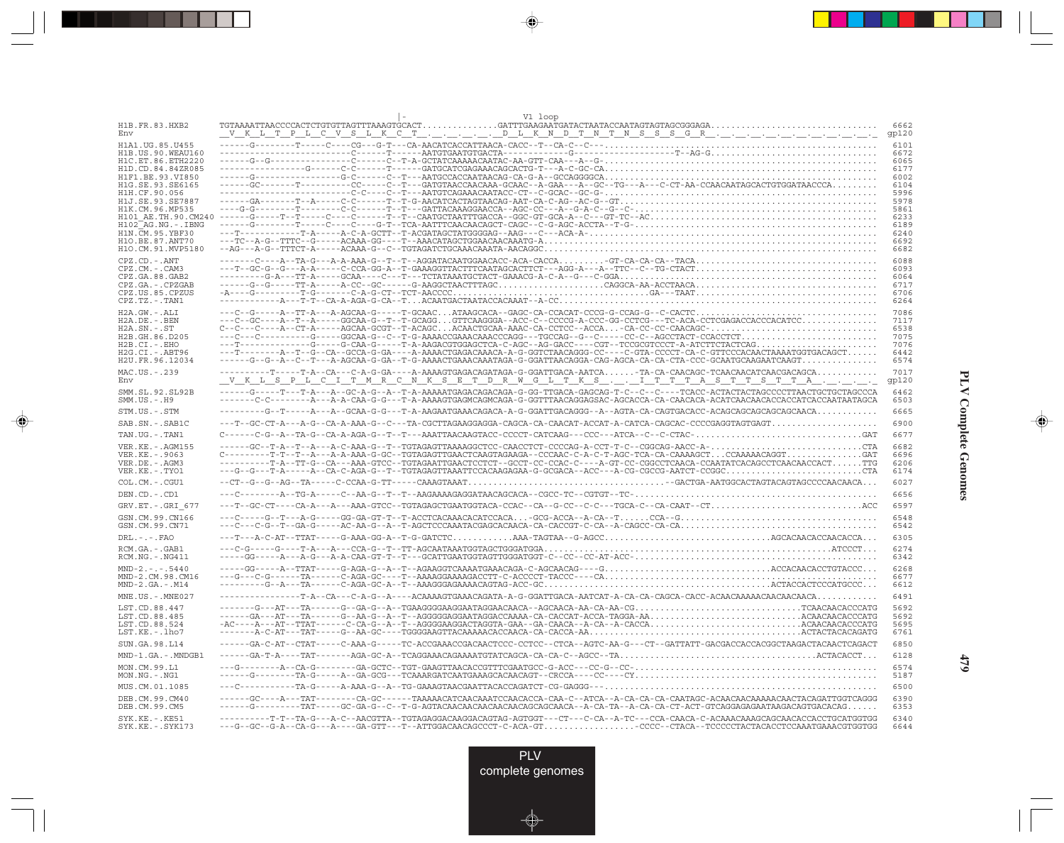```
                                     |-                          V1 loop
H1B.FR.83.HXB2       TGTAAAATTAACCCCACTCTGTGTTAGTTTAAAGTGCACT..............GATTTGAAGAATGATACTAATACCAATAGTAGTAGCGGGAGA.................................  6662
Env                  _V__K__L__T__P__L__C__V__S__L__K__C__T__.__.__.__.__.__D__L__K__N__D__T__N__T__N__S__S__S__G__R__.__.__.__.__.__.__.__.__.__.__.__  gp120

H1A1.UG.85.U455      ------G--------T-----C----CG---G-T---CA-AACATCACCATTAACA-CACC--T--CA-C--C---..........................................................  6101
H1B.US.90.WEAU160    ----------------------------C------T------AATGTGAATGTGACTA------------G-------------------T--AG-G.....................................  6672
H1C.ET.86.ETH2220    ------G--G------------------C------C--T-A-GCTATCAAAAACAATAC-AA-GTT-CAA---A--G-..........................................................  6065
H1D.CD.84.84ZR085    ------------------G--------C-C-----T------GATGCATCGAGAAACAGCACTG-T---A-C-GC-CA...........................................................  6177
H1F1.BE.93.VI850     ------G-------------------G-C------C--T---AATGCCACCAATAACAG-CA-G-A--GCCAGGGGCA.........................................................  6002
H1G.SE.93.SE6165     ------GC-------T----------CC-----C--T---GATGTAACCAACAAA-GCAAC--A-GAA---A--GC--TG---A---C-CT-AA-CCAACAATAGCACTGTGGATAACCCA.........  6104
H1H.CF.90.056        ---------------------------C-C----C--T---AATGTCAGAAACAATACC-CT--C-GCAC--GC-G-.......................................................  5996
H1J.SE.93.SE7887     ------GA-------T--A-----C-C------T--T-G-AACATCACTAGTAACAG-AAT-CA-C-AG--AC-G--GT.......................................................  5978
H1K.CM.96.MP535      ---G-G--------T-----------C-C-----T--T---GATTACAAAGGAACCA--AGC-CC---A--G-A-C--G--C-..................................................  5861
H101_AE.TH.90.CM240  ------G-----T--T-----C----C------T--T--CAATGCTAATTTGACCA--GGC-GT-GCA-A--C---GT-TC--AC..................................................  6233
H102_AG.NG.-.IBNG    ------G--------T-----C----C----G-T--TCA-AATTTCAACAACAGCT-CAGC--C-G-AGC-ACCTA--T-G-.....................................................  6189
H1N.CM.95.YBF30      ---T-----------T-A-----A-C-A-GCTT--T-ACGATAGCTATGGGGAG--AAG---C---ACA-A-................................................................  6240
H1O.BE.87.ANT70      ---TC--A-G--TTTC--G-----ACAAA-GG---T--AAACATAGCTGGAACAACAAATG-A.........................................................................  6692
H1O.CM.91.MVP5180    --AG---A-G--TTTCT-A-----ACAAA-G--C--TGTAGATCTGCAAACAAATA-AACAGGC.......................................................................  6682

CPZ.CD.-.ANT         -------C----A--TA-G---A-A-AAA-G--T--T--AGGATACAATGGAACACC-ACA-CACCA.........-GT-CA-CA-CA--TACA.....................................  6088
CPZ.CM.-.CAM3        ---T--GC-G--G---A-A-----C-CCA-GG-A--T-GAAAGGTTACTTTCAATAGCACTTCT---AGG-A---A--TTC--C--TG-CTACT.......................................  6093
CPZ.GA.88.GAB2       ---------G-A---TT-A-----GCAA----C---T---TCTATAAATGTCTACT-GAAACG-A-C-A--G---C-GGA.....................................................  6064
CPZ.GA.-.CPZGAB      ------G--G-----TT-A-----A-CC--GC------G-AAGGCTAACTTTAGC......................CAGGCA-AA-ACCTAACA......................................  6717
CPZ.US.85.CPZUS      -A----G---------T-G-------C-A-G-CT--TCT-AACCCC...........................................GA----TAAT....................................  6706
CPZ.TZ.-.TAN1        -----------A---T-T--CA-A-AGA-G-CA--T....ACAATGACTAATACCACAAAT--A-CC......................................................................  6264

H2A.GW.-.ALI         ---C--G-----A---TT-A---A-AGCAA-G-----T-GCAAC...ATAAGCACA--GAGC-CA-CCACAT-CCCG-G-CCAG-G--C-CACTC....................................  7086
H2A.DE.-.BEN         ---C--GC----A--T--A-----GGCAA-G--T--T-GCAGG...GTTCAAGGGA--ACC-C--CCCCG-A-CCC-GG-CCTCG---TC-ACA-CCTCGAGACCACCCACATCC...............  7117
H2A.SN.-.ST          C--C---C----A--CT-A-----AGCAA-GCGT--T-ACAGC...ACAACTGCAA-AAAC-CA-CCTCC--ACCA...-CA-CC-CC-CAACAGC-....................................  6538
H2B.GH.86.D205       ---C----C----------G-----GGCAA-G--C--T-G-AAAACCGAAACAAACCCAGG---TGCCAG--G--C----CC-C--AGCCTACT-CCACCTCT.............................  7075
H2B.CI.-.EHO         ---T--------------G-----G-CAA-G-----T-A-AAGACGTGGAGCTCA-C-AGC--AG-GACC----CGT--TCCGCGTCCCT-A-ATCTTCTACTCAG...........................  7076
H2G.CI.-.ABT96       ---T--------A--T--G--CA--GCCA-G-GA----A-AAAACTGAGACAAACA-A-G-GGTCTAACAGGG-CC----C-GTA-CCCCT-CA-C-GTTCCCACAACTAAAATGGTGACAGCT......  6442
H2U.FR.96.12034      ------G--G--A--C--T---A-AGCAA-G-GA--T-G-AAAACTGAAACAAATAGA-G-GGATTAACAGGA-CAG-AGCA-CA-CA-CTA-CCC-GCAATGCAAGAATCAAGT...............  6574

MAC.US.-.239         ---------T-----T-A--CA---C-A-G-GA----A-AAAGTGAGACAGATAGA-G-GGATTGACA-AATCA......-TA-CA-CAACAGC-TCAACAACATCAACGACAGCA............  7017
Env                  __V__K__L__S__P__L__C__I__T__M__R__C__N__K__S__E__T__D__R__W__G__L__T__K__S__.__.__I__T__T__T__A__S__T__T__S__T__T__A__.__.__.__.__  gp120

SMM.SL.92.SL92B      ------G-----T---T-A---A--GC-A-G--A--T-A-AAAAATGAGACAGACAGA-G-GG-TTGACA-GAGCAG-T-C--C--C----TCACC-ACTACTACTAGCCCCTTAACTGCTGCTAGCCCA  6462
SMM.US.-.H9          -------C-C--------A---A-A-CAA-G-G--T-A-AAAAGTGAGMCAGMCAGA-G-GGTTTAACAGGAGSAC-AGCACCA-CA-CAACACA-ACATCAACAACACCACCATCACCAATAATAGCA  6503

STM.US.-.STM         ---------G--T-----A---A--GCAA-G-G---T-A-AAGAATGAAACAGACA-A-G-GGATTGACAGGG--A--AGTA-CA-CAGTGACACC-ACAGCAGCAGCAGCAGCAACA...........  6665

SAB.SN.-.SAB1C       ---T--GC-CT-A---A-G--CA-A-AAA-G---C---TA-CGCTTAGAAGGAGGA-CAGCA-CA-CAACAT-ACCAT-A-CATCA-CAGCAC-CCCCGAGGTAGTGAGT.....................  6900

TAN.UG.-.TAN1        C-------C-G--A--TA-G--CA-A-AGA-G--T--T---AAATTAACAAGTACC-CCCCT-CATCAAG---CCC---ATCA--C--C-CTAC-..................................GAT  6677

VER.KE.-.AGM155      -------GC--T-A--T-A---A-C-AAA-G--T--TGTAGAGTTAAAAGGCTCC-CAACCTCT-CCCCAG-A-CCT-T-C--CGGCAG-AACC-A-..............................CTA  6682
VER.KE.-.9063        C---------T-T--T--A---A-A-AAA-G-GC--TGTAGAGTTGAACTCAAGTAGAAGA--CCCAAC-C-A-C-T-AGC-TCA-CA-CAAAAGCT...CCAAAAACAGGT..............GAT  6696
VER.DE.-.AGM3        ----------T-A--TT-G--CA---AAA-GTCC--TGTAGAATTGAACTCCTCT--GCCT-CC-CCAC-C----A-GT-CC-CGGCCTCACA-CCAATATCACAGCCTCAACAACCACT......TTG  6206
VER.KE.-.TYO1        ---G--G---T-A-----A--CA-C-AGA-G--T--TGTAGAGTTAAATTCCACAAGAGAA-G-GCGACA--ACC---A-CG-CGCCG-AATCT-CCGGC...........................CTA  6174

COL.CM.-.CGU1        --CT--G--G--AG--TA-----C-CCAA-G-TT-----CAAAGTAAAT.......................................-GACTGA-AATGGCACTAGTACAGTAGCCCCAACAACA...  6027

DEN.CD.-.CD1         ---C--------A--TG-A-----C--AA-G--T--T--AAGAAAAGAGGATAACAGCACA--CGCC-TC--CGTGT--TC-...............................................  6656

GRV.ET.-.GRI_677     ---T--GC-CT----CA-A---A---AAA-GTCC--TGTAGAGCTGAATGGTACA-CCAC--CA--G-CC--C-C---TGCA-C--CA-CAAT--CT.............................ACC  6597

GSN.CM.99.CN166      ---C-----G--T---A-G-----GG-GA-GT-T--T-ACCTCACAAACACATCCACA....GCG-ACCA--A-CA--T......CCA--G.........................................  6548
GSN.CM.99.CN71       ---C---C-G--T--GA-G-----AC-AA-G--A--T-AGCTCCCAAATACGAGCACAACA-CA-CACCGT-C-CA--A-CAGCC-CA-CA.......................................  6542

DRL.-.-.FAO          ---T---A-C-AT--TTAT-----G-AAA-GG-A--T-G-GATCTC............AAA-TAGTAA--G-AGCC...............................AGCACAACACCAACACCA...  6305

RCM.GA.-.GAB1        ---C-G-----G----T-A---A---CCA-G--T--TT-AGCAATAAATGGTAGCTGGGATGGA.....................................................ATCCCT...  6274
RCM.NG.-.NG411       -----GG-----A---A-G---A-A-CAA-GT-T--T---GCATTGAATGGTAGTTGGGATGGT-C--CC--CC-AT-ACC-...............................................  6342

MND-2.-.-.5440       -----GG-----A--TTAT-----G-AGA-G--A--T--AGAAGGTCAAAATGAAACAGA-C-AGCAACAG----G...............................ACCACAACACCTGTACCC...  6268
MND-2.CM.98.CM16     ---G---C-G-------TA------C-AGA-GC----T--AAAAGGAAAAGACCTT-C-ACCCCT-TACCC----CA......................................................  6677
MND-2.GA.-.M14       ---------G--A---TA------C-AGA-GC--A--T--AAAGGGAGAAAACAGTAG-ACC-GC.........................................ACTACCACTCCCATGCCC...  6612

MNE.US.-.MNE027      ---------------T-A--CA---C-A-G---A----A-CAAAAGTGAAACAGATA-A-G-GGATTGACA-AATCAT-A-CA-CA-CAGCA-CACC-ACAACAAAAACAACAACAACA...........  6491

LST.CD.88.447        -------G---AT---TA------G--GA-G--A--T-GAAGGGGAAGGAATAGGAACAACA--AGCAACA-AA-CA-AA-CG............................TCAACAACACCCATG  5692
LST.CD.88.485        ------GA---AT---TA------G--AA-G--A--T--AGGGGGAGGAATAGGACCAAAA-CA-CACCAT-ACCA-TAGGA-AA............................ACAACAACACCCATG  5692
LST.CD.88.524        -AC----A---AT--TTAT-----C-CA-G--A--T--AGGGGAAGGACTAGGTA-GAA--GA-CAACA--A-CA--A-CACCA..........................ACAACAACACCCATG  5695
LST.KE.-.lho7        -------A-C-AT---TAT-----G--AA-GC----TGGGGAAGTTACAAAAACACCAACA-CA-CACCA-AA.........................................ACTACTACACAGATG  6761

SUN.GA.98.L14        ------GA-C-AT--CTAT-----C-AAA-G-----TC-ACCGAAACCGACAACTCCC-CCTCC--CTCA--AGTC-AA-G---CT--GATTATT-GACGACCACCACGGCTAAGACTACAACTCAGACT  6850

MND-1.GA.-.MNDGB1    ------GA-T-A----TAT-------AGA-GC-A--T-CAGGAAACAGAAAATGTATCAGCA-CA-CA-C--AGCC--TA..................................ACTACACCT...  6128

MON.CM.99.L1         ---G--------A--CA-G--------GA-GCTC--TGT-GAAGTTAACACCGTTTCGAATGCC-G-ACC---CC-G--CC-...............................................  6574
MON.NG.-.NG1         ------G--------TA-G-----A--GA-GCG---TCAAARGATCAATGAAAGCACAACAGT--CRCCA----CC----CY.............................................  5187

MUS.CM.01.1085       ---C-----------TA-G-----A-AAA-G--A--TG-GAAAGTAACGAATTACACCAGATCT-CG-GAGGG--.....................................................  6500

DEB.CM.99.CM40       ------GC----A---TAT--------CA-GC-------TAAAAACATCAACAAATCCAACACCA-CAA-C--ATCA--A-CA-CA-CA-CAATAGC-ACAACAACAAAAACAACTACAGATTGGTCAGGG  6390
DEB.CM.99.CM5        ------G---------TAT-----GC-GA-G--C--T-G-AGTACAACAACAACAACAGCAGCAACA--A-CA-TA--A-CA-CA-CT-GTCAGGAGAGAATAAGACAGTGACACAG......  6353

SYK.KE.-.KE51        -----------T-T--TA-G---A-C--AACGTTA--TGTAGAGGACAAGGACAGTAG-AGTGGT---CT---C-CA--A-TC---CCA-CAACA-C-ACAAAACAAAGCAGCAACACCACCTGCATGGTGG  6340
SYK.KE.-.SYK173      ---G--GC--G-A--CA-G---A----GA-GTT---T--ATTGGACAACAGCCCT-C-ACA-GT..................CCCC--CTACA--TCCCCCTACTACACCTCCAAATGAAACGTGGTGG  6644
```

PLV complete genomes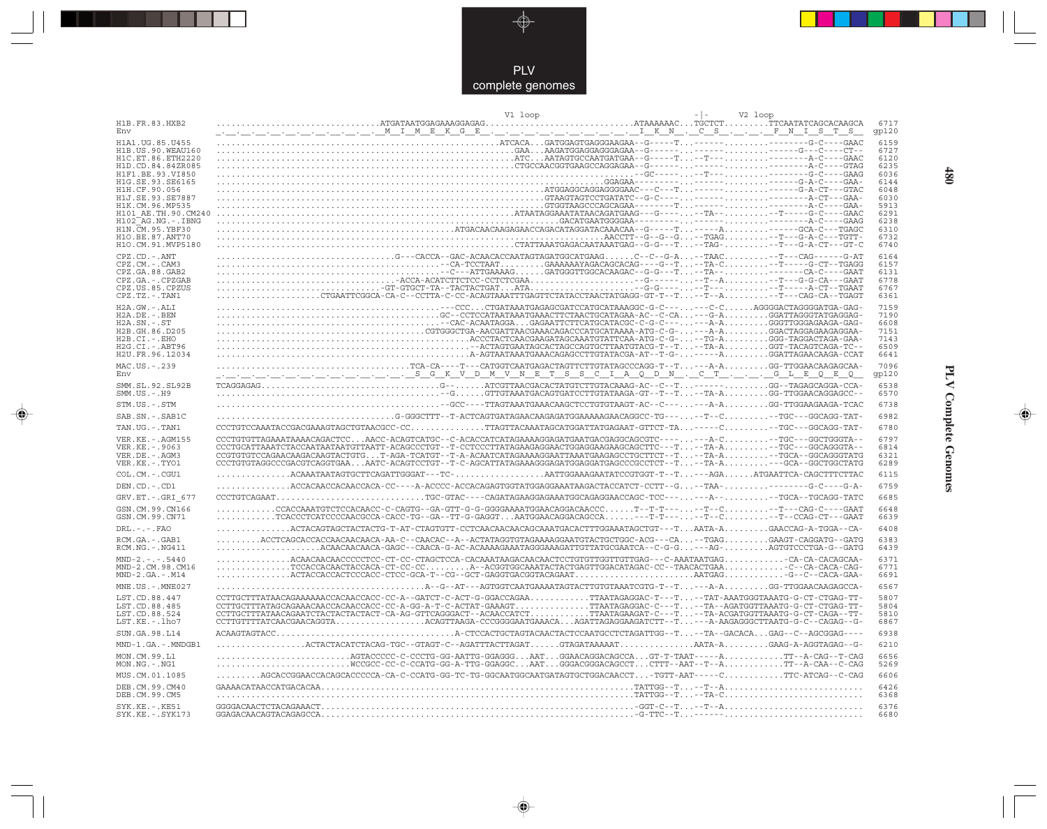```
                                                                                V1 loop                                             -|-        V2 loop
H1B.FR.83.HXB2       ................................ATGATAATGGAGAAAGGAGAG...........................ATAAAAAAC...TGCTCT........TTCAATATCAGCACAAGCA  6717
Env                  _._._._._._._._._._._._._._._._.  M  I  M  E  K  G  E  _._._._._._._._._._._._._._.  I  K  N  .  C  S  _._._.  F  N  I  S  T  S   gp120

H1A1.UG.85.U455      ......................................................ATCACA...GATGGAGTGAGGGAAGAA--G-----T...------------.........--------G-C----GAAC  6159
H1B.US.90.WEAU160    ......................................................GAA...AAGATGGAGGAGGGAGAA--G------...------------.........------G---C----CT--  6727
H1C.ET.86.ETH2220    ......................................................ATC...AATAGTGCCAATGATGAA--G-----T...-T---------.........--------A-C----GAAC  6120
H1D.CD.84.84ZR085    ......................................................CTGCCAACGGTGAAGCCAGGAGAA--G------...------------.........--------A-C----GTAG  6235
H1F1.BE.93.VI850     ................................................................GC-----...-T---------.........--------G-C----GAAG  6036
H1G.SE.93.SE6165     .............................................................GGAGAA---------...------------.........------G-A-C----GAA-  6144
H1H.CF.90.056        .......................................................ATGGAGGCAGGAGGGGAAC---C---T...------------.........------G-A-CT---GTAC  6048
H1J.SE.93.SE7887     .......................................................GTAAGTAGTCCTGATATC--G-C----...------------.........--------A-CT---GAA-  6030
H1K.CM.96.MP535      .......................................................GTGGTAAGCCCAGCAGAA--------T...------------.........--------A-C----GAA-  5913
H101_AE.TH.90.CM240  ......................................................ATAATAGGAAATATAACAGATGAAG---G----...--TA--------.........--T-----G-C----GAAC  6291
H102_AG.NG.-.IBNG    .......................................................GACATGAATGGGGAA---------...------------.........--------A-C----GAAG  6238
H1N.CM.95.YBF30      ..............................................ATGACAACAAGAGAACCAGACATAGGATACAAACAA--G-----T...------A.........------GCA-C---TGAGC  6310
H1O.BE.87.ANT70      ...............................................................AACCTT--G--G--G....--TGAG.........--T---G-A-C---TGTT-  6732
H1O.CM.91.MVP5180    ......................................................CTATTAAATGAGACAATAAATGAG--G-G---T...--TAG-.........--T---G-A-CT---GT-C  6740

CPZ.CD.-.ANT         ...............................G---CACCA--GAC-ACAACACCAATAGTAGATGGCATGAAG......C--C--G-A....-TAAC.........--T---CAG------G-AT  6164
CPZ.CM.-.CAM3        .........................................--CA-TCCTAAT........GAAAAAAYAGACAGCACAG----G--T...--TA-C.........--T-----G-CT--TGAGG  6157
CPZ.GA.88.GAB2       ...........................................--C---ATTGAAAAG......GATGGGTTGGCACAAGAC--G-G---T...--TA--.........-------CA-C----GAAT  6131
CPZ.GA.-.CPZGAB      ..................................-ACCA-ACATCTTCCC-CCTCTCGAA..........................-G------...--T--A.........--T---G-G-CA---GAAT  6778
CPZ.US.85.CPZUS      ...............................-GT-GTGCT-TA--TACTACTGAT....ATA......................-G-G----...--T------.........--T-----A-CT--TGAAT  6767
CPZ.TZ.-.TAN1        ...................CTGAATTCGGCA-CA-C--CCTTA-C-CC-ACAGTAAATTTGAGTTCTATACCTAACTATGAGG-GT-T--T...--T--A.........--T---CAG-CA--TGAGT  6361

H2A.GW.-.ALI         ...........................................---CCC...CTGATAAATGAGAGCGATCCATGCATAAAGGC-G-C---...---C-C......AGGGGACTAGGGGATGA-GAG-  7159
H2A.DE.-.BEN         ............................................GC--CCTCCATATAAATGAAACTTCTAACTGCATAGAA-AC--C-CA....--G-A.........GGATTAGGGTATGAGGAG-  7190
H2A.SN.-.ST          ...........................................--CAC-ACAATAGGA...GAGAATTCTTCATGCATACGC-C-G-C---...---A-A.........GGGTTGGGAGAAGA-GAG-  6608
H2B.GH.86.D205       .....................................CGTGGGCTGA-AACGATTAACGAAACAGACCCATGCATAAAA-ATG-C-G-...--A-A.........GGACTAGGAGAAGAGGAA-  7151
H2B.CI.-.EHO         ...............................................ACCCTACTCAACGAAGATAGCAAATGTATTCAA-ATG-C-G-...-TG-A.........GGG-TAGGACTAGA-GAA-  7143
H2G.CI.-.ABT96       ............................................--ACTAGTGAATAGCACTAGCCAGTGCTTAATGTACG-T--T...-TA-A.........GGT-TACAGTCAGA-TC--  6509
H2U.FR.96.12034      ...............................................A-AGTAATAAATGAAACAGAGCCTTGTATACG-AT--T-G-...------A.........GGATTAGAACAAGA-CCAT  6641

MAC.US.-.239         .....................................TCA-CA----T---CATGGTCAATGAGACTAGTTCTTGTATAGCCCAGG-T--T...--A-A.........GG-TTGGAACAAGAGCAA-  7096
Env                  _._._._._._._._._._._._._._._._.  S  G  K  V  D  M  V  N  E  T  S  S  C  I  A  Q  D  N  .  C  T  _._._.  G  L  E  Q  E  Q   gp120

SMM.SL.92.SL92B      TCAGGAGAG..................................G--.....ATCGTTAACGACACTATGTCTTGTACAAAG-AC--C--T...------------.........GG--TAGAGCAGGA-CCA-  6538
SMM.US.-.H9          ...........................................--G......GTTGTAAATGACAGTGATCCTTGTATAAGA-GT--T--T...--TA-A.........GG-TTGGAACAGGAGCC--  6570

STM.US.-.STM         ..............................................--GCC----TTAGTAAATGAAACAAGCTCCTGTGTAAGT-AC--C---...---A-A.........GG-TTGGAAGAAGA-TCAC  6738

SAB.SN.-.SAB1C       ........................................G-GGGCTTT--T-ACTCAGTGATAGAACAAGAGATGGAAAAAGAACAGGCC-TG---...--T--C.........--TGC---GGCAGG-TAT-  6982

TAN.UG.-.TAN1        CCCTGTCCAAATACCGACGAAAGTAGCTGTAACGCC-CC..............TTAGTTACAAATAGCATGGATTATGAGAAT-GTTCT-TA...----C.........--TGC---GGCAGG-TAT-  6780

VER.KE.-.AGM155      CCCTGTGTTAGAAATAAAACAGACTCC...AACC-ACAGTCATGC--C-ACAACCATCATAGAAAAGGAGATGAATGACGAGGCAGCGTC----...--A-C.........--TGC---GGCTGGGTA--  6797
VER.KE.-.9063        CCCTGCATTAAATCTACCAATAATAATGTTAATT-ACAGCCCTGT--T-CTCCCTTATAGAAGAGGAACTGGAGGAAGAAGCAGCTTC---T...--TA-A.........--TGC---GGCAGGGTA--  6814
VER.DE.-.AGM3        CCGTGTGTCCAGAACAAGACAAGTACTGTG...T-AGA-TCATGT--T-A-ACAATCATAGAAAAGGAATTAAATGAAGAGCCTGCTTCT--T...--TA-A.........--TGCA--GGCAGGGTATG  6321
VER.KE.-.TYO1        CCCTGTGTAGGCCCGACGTCAGGTGAA...AATC-ACAGTCCTGT--T-C-AGCATTATAGAAAGGGAGATGGAGGATGAGCCCGCCTCT--T...--TA-A.........---GCA--GGCTGGCTATG  6289

COL.CM.-.CGU1        ..............ACAAATAATAGTGCTTCAGATTGGGAT---TC-..................AATTGGAAAGAATATCCGTGGT-T--T...--AGA......ATGAATTCA-CAGCTTTCTTAC  6115

DEN.CD.-.CD1         ..............ACCACAACCACAACCACA-CC----A-ACCCC-ACCACAGAGTGGTATGGAGGAAATAAGACTACCATCT-CCTT--G...--TAA-.........--------G-C----G-A-  6759

GRV.ET.-.GRI_677     CCCTGTCAGAAT..............................TGC-GTAC----CAGATAGAAGGAGAAATGGCAGAGGAACCAGC-TCC---...---A--.........--TGCA--TGCAGG-TATC  6685

GSN.CM.99.CN166      ...........CCACCAAATGTCTCCACAACC-C-CAGTG--GA-GTT-G-G-GGGGAAAATGGAACAGGACAACCC......T--T-T---...--T--C.........--T---CAG-C----GAAT  6648
GSN.CM.99.CN71       ...........TCACCCTCATCCCCAACGCCA-CACC-TG--GA--TT-G-GAGGT...AATGGAACAGGACAGCCA......---T-T---...--T--C.........--T--CCAG-CT---GAAT  6639

DRL.-.-.FAO          ..............ACTACAGTAGCTACTACTG-T-AT-CTAGTGTT-CCTCAACAACAACAGCAAATGACACTTTGGAAATAGCTGT---T...AATA-A.........GAACCAG-A-TGGA--CA-  6408

RCM.GA.-.GAB1        .........ACCTCAGCACCACCAACAACAACA-AA-C--CAACAC--A--ACTATAGGTGTAGAAAAGGAATGTACTGCTGGC-ACG---CA...--TGAG.........GAAGT-CAGGATG--GATG  6383
RCM.NG.-.NG411       ....................ACAACAACAACA-GAGC--CAACA-G-AC-ACAAAAGAAATAGGGAAAGATTGTTATGCGAATCA--C-G-G...---AG-.........AGTGTCCCTGA-G--GATG  6439

MND-2.-.-.5440       ..............ACAACAACAACCCCCTCC-CT-CC-CTAGCTCCA-CACAAATAAGACAACAACTCCTGTGTTGGTTGTTGAG---C-AAATAATGAG............-CA-CA-CACAGCAA-  6371
MND-2.CM.98.CM16     ..............TCCACCACAACTACCACA-CT-CC-CC.........A--ACGGTGGCAAATACTACTGAGTTGGACATAGAC-CC--TAACACTGAA............C--CA-CACA-CAG-  6771
MND-2.GA.-.M14       ..............ACTACCACCACTCCCACC-CTCC-GCA-T--CG--GCT-GAGGTGACGGTACAGAAT........................AATGAG............-G--C--CACA-GAA-  6691

MNE.US.-.MNE027      ..........................................A--G--AT---AGTGGTCAATGAAAATAGTACTTGTGTAAATCGTG-T--T...--A-A.........GG-TTGGAACAAGAGCCA-  6567

LST.CD.88.447        CCTTGCTTTATAACAGAAAAAACCACAACCACC-CC-A--GATCT-C-ACT-G-GGACCAGAA............TTAATAGAGGAC-T---T...--TAT-AAATGGGTAAATG-G-CT-CTGAG-TT-  5807
LST.CD.88.485        CCCTGCTTTATAGCAGAAACAACCACAACCACC-CC-A-GG-A-T-C-ACTAT-GAAAGT............TTAATAGAGGAC-C---T...--TA-AGATGGTTAAATG-G-CT-CTGAG-TT-  5804
LST.CD.88.524        CCCTGCTTTATAACAGAATCTACTACTACTACT-CA-AG-GTTCAGGGACT--ACAACCATCT............TTAATAGAAGAT-C---T...--TA-ACGATGGTTAAATG-G-CT-CAGA--TT-  5810
LST.KE.-.lho7        CCTTGTTTTATCAACGAACAGGTA.................ACAGTTAAGA-CCCGGGGAATGAAACA...AGATTAGAGGAAGATCTT--T...---A-AAGAGGGCTTAATG-G-C--CAGAG--G-  6867

SUN.GA.98.L14        ACAAGTAGTACC.................................A-CTCCACTGCTAGTACAACTACTCCAATGCCTCTAGATTGG--T...-TA--GACACA...GAG--C--AGCGGAG----  6938

MND-1.GA.-.MNDGB1    .................ACTACTACATCTACAG-TGC--GTAGT-C--AGATTTACTTAGAT......GTAGATAAAAAT..............AATA-A.........GAAG-A-AGGTAGAG--G-  6210

MON.CM.99.L1         .........................AGTACCCCC-C-CCCTG-GG-AATTG-GGAGGG...AAT...GGAACAGGACAGCCA...GT-T-TAAT-----A............TT--A-CAG--T-CAG  6656
MON.NG.-.NG1         .........................WCCGCC-CC-C-CCATG-GG-A-TTG-GGAGGC...AAT...GGGACGGGACAGCCT...CTTT--AAT--T--A............TT--A-CAA--C-CAG  5269

MUS.CM.01.1085       ........AGCACCGGAACCACAGCACCCCCA-CA-C-CCATG-GG-TC-TG-GGCAATGGCAATGATAGTGCTGGACAACCT...-TGTT-AAT-----C............TTC-ATCAG--C-CAG  6606

DEB.CM.99.CM40       GAAAACATAACCATGACACAA...........................................................TATTGG--T...-T--A...........................  6426
DEB.CM.99.CM5        ................................................................................TATTGG--T...-TA-C...........................  6368

SYK.KE.-.KE51        GGGGACAACTCTACAGAAACT...........................................................-GGT-C--T...-T--A...........................  6376
SYK.KE.-.SYK173      GGAGACAACAGTACAGAGCCA...........................................................-G-TTC--T...------...........................  6680
```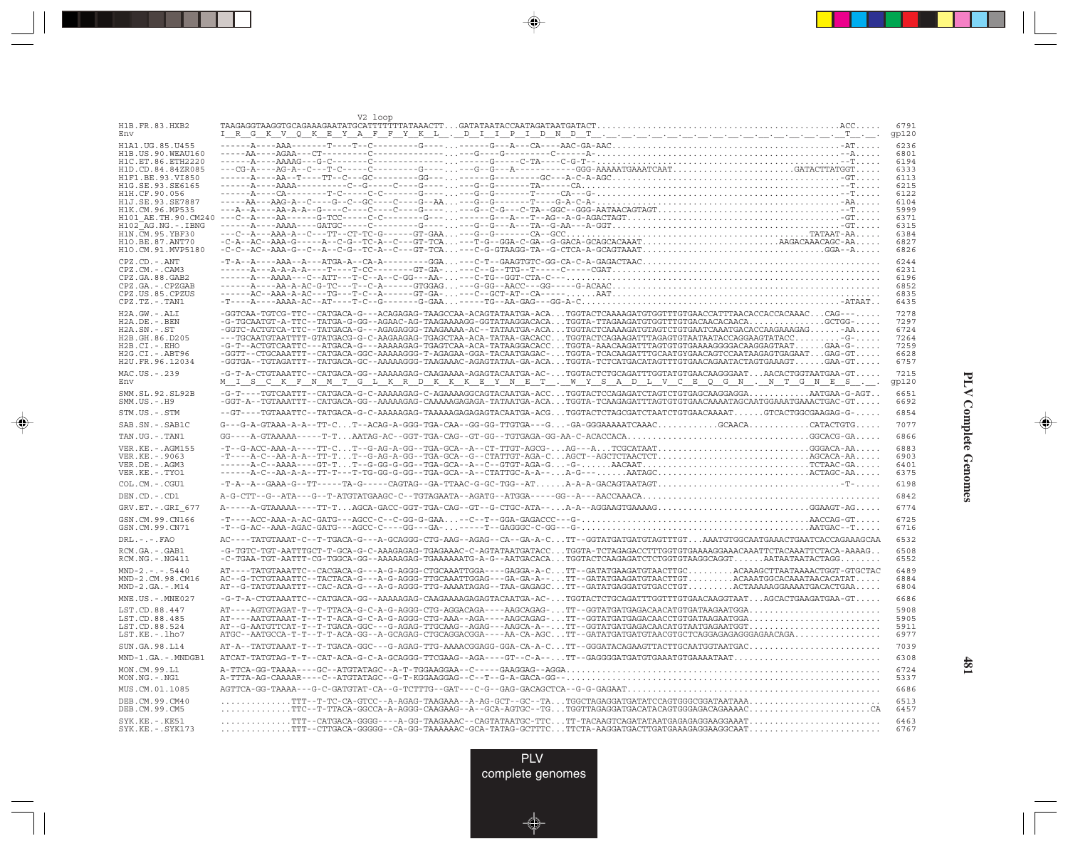```
                         V2 loop
H1B.FR.83.HXB2       TAAGAGGTAAGGTGCAGAAAGAATATGCATTTTTTTATAAACTT...GATATAATACCAATAGATAATGATACT...............................................ACC.....  6791
Env                  I__R__G__K__V__Q__K__E__Y__A__F__F__Y__K__L__.__D__I__I__P__I__D__N__D__T__.__.__.__.__.__.__.__.__.__.__.__.__.__.__.__.__T__.__  gp120

H1A1.UG.85.U455      ------A----AAA-------T----T--C---------G----...------G---A---CA----AAC-GA-AAC...........................................-AT.....  6236
H1B.US.90.WEAU160    -----AA----AGAA---CT------------------------...---G----G-------C------A-................................................--A.....  6801
H1C.ET.86.ETH2220    ------A----AAAAG---G-C------C-------------...-------G-----C-TA----C-G-T-................................................--T.....  6194
H1D.CD.84.84ZR085    ---CG-A----AG-A--C---T-C-------C--------G----...---G--G----A-----------GGG-AAAAATGAAATCAAT.......................GATACTTATGGT.....  6333
H1F1.BE.93.VI850     ------A----AA--T----TT--C---GC---------GG---...-----G------------GC---A-C-A-AGC.........................................-GT.....  6113
H1G.SE.93.SE6165     ------A----AAAA---------C--G-----C----G----...---G--G-------TA------CA..................................................--T.....  6215
H1H.CF.90.056        ------A----CA--------T-C-----C-C-------G----...---G--G-------T-----CA---G-...............................................--T.....  6122
H1J.SE.93.SE7887     -----AA----AAG-A--C----G--C--GC----C----G--AA...---G--G-------T----G-A-C-A-..............................................-AA.....  6104
H1K.CM.96.MP535      ---A--A----AA-A-A--G----C----C----C----G----...---G--C-G---C-TA--GGC--GGG-AATAACAGTAGT...................................--T.....  5999
H101_AE.TH.90.CM240  ---C--A----AA------G-TCC-----C-C--------G---...------G---A---T--AG--A-G-AGACTAGT.........................................-GT.....  6371
H102_AG.NG.-.IBNG    ------A----AAAA----GATGC------C--------G----...---G--G---A---TA--G-AA---A-GGT............................................-GT.....  6315
H1N.CM.95.YBF30      ---C--A----AAA-A--C---TT--CT-TC-G------GT-GAA...---G--G-------CA--GCC.............................................TATAAT-AA.....  6384
H1O.BE.87.ANT70      -C-A--AC--AAA-G-----A--C-G--TC-A--C---GT-TCA...---T-G--GGA-C-GA--G-GACA-GCAGCACAAAT..........................AAGACAAACAGC-AA.....  6827
H1O.CM.91.MVP5180    -C-C--AC--AAA-G--C--A--C-G--TC-A--C---GT-TCA...---C-G-GTAAGG-TA--G-CTCA-A-GCAGTAAAT.....................................GGA--A.....  6826

CPZ.CD.-.ANT         -T-A--A----AAA--A---ATGA-A--CA-A---------GGA...---C-T--GAAGTGTC-GG-CA-C-A-GAGACTAAC......................................................  6244
CPZ.CM.-.CAM3        ------A---A-A-A-A----T----T-CC--------GT-GA-...---C--G--TTG--T-----C-----CGAT............................................................  6231
CPZ.GA.88.GAB2       ------A----AAAA---C--ATT---T-C--A--C-GG---AA-...---C-TG--GGT-CTA-C--.....................................................................  6196
CPZ.GA.-.CPZGAB      ------A----AA-A-AC-G-TC---T--C-A------GTGGAG...---G-GG--AACC---GG-----G-ACAAC............................................................  6852
CPZ.US.85.CPZUS      ------AC--AAA-A-AC---TG---T-C--A------GT-GA-...---C--GCT-AT--CA-----......AAT...........................................................  6835
CPZ.TZ.-.TAN1        -T----A----AAAA-AC--AT----T-C--G-------G-GAA...---TG--AA-GAG---GG-A-C..............................................................ATAAT.  6435

H2A.GW.-.ALI         -GGTCAA-TGTCG-TTC--CATGACA-G---ACAGAGAG-TAAGCCAA-ACAGTATAATGA-ACA...TGGTACTCAAAAGATGTGGTTTGTGAACCATTTAACACCACCACAAAC...CAG---.....  7278
H2A.DE.-.BEN         -G-TGCAATGT-A-TTC--TATGA-G-GG--AGAAC-AG-TAAGAAAAGG-GGTATAAGGACACA...TGGTA-TTAGAAGATGTGGTTTGTGACAACACAACA...............GCTGG-.....  7297
H2A.SN.-.ST          -GGTC-ACTGTCA-TTC--TATGACA-G---AGAGAGGG-TAAGAAAA-AC--TATAATGA-ACA...TGGTACTCAAAAGATGTAGTCTGTGAATCAAATGACACCAAGAAAGAG.......AA.....  6724
H2B.GH.86.D205       ---TGCAATGTAATTTT-GTATGACG-G-C-AAGAAGAG-TGAGCTAA-ACA-TATAA-GACACC...TGGTACTCAGAAGATTTAGAGTGTAATAATACCAGGAAGTATACC..........-G-.....  7264
H2B.CI.-.EHO         -G-T--ACTGTCAATTC---ATGACA-G---AAAAAGAG-TGAGTCAA-ACA-TATAAGGACACC...TGGTA-AAACAAGATTTAGTGTGTGAAAAGGGGACAAGGAGTAAT......GAA-G-.....  7259
H2G.CI.-.ABT96       -GGTT--CTGCAAATTT--CATGACA-GGC-AAAAAGGG-T-AGAGAA-GGA-TACAATGAGAC-...TGGTA-TCACAAGATTTGCAATGYGAACAGTCCAATAAGAGTGAGAAT...GAG-GT.....  6628
H2U.FR.96.12034      -GGTGA--TGTAGATTT--TATGACA-GC--AAAAAGGG-TAAGAAAC-AGAGTATAA-GA-ACA...TGGTA-TCTCATGACATAGTTTGTGAACAGAATACTAGTGAAAGT......GAA-GT.....  6757

MAC.US.-.239         -G-T-A-CTGTAAATTC--CATGACA-GG--AAAAAGAG-CAAGAAAA-AGAGTACAATGA-AC-...TGGTACTCTGCAGATTTGGTATGTGAACAAGGGAAT...AACACTGGTAATGAA-GT.....  7215
Env                  M__I__S__C__K__F__N__M__T__G__L__K__R__D__K__K__K__E__Y__N__E__T__.__W__Y__S__A__D__L__V__C__E__Q__G__N__.__N__T__G__N__E__S__.__  gp120

SMM.SL.92.SL92B      -G-T----TGTCAATTT--CATGACA-G-C-AAAAAGAG-C-AGAAAAGGCAGTACAATGA-ACC...TGGTACTCCAGAGATCTAGTCTGTGAGCAAGGAGGA............AATGAA-G-AGT..  6651
SMM.US.-.H9          -GGT-A--TGTAAATTT--CATGACA-GG--AAAAAGAG-CAAAAAGAGAGA-TATAATGA-ACA...TGGTA-TCAAGAGATTTAGTGTGTGAACAAAATAGCAATGGAAATGAAACTGAC-GT.....  6692

STM.US.-.STM         --GT----TGTAAATTC--TATGACA-G-C-AAAAAGAG-TAAAAAGAGAGAGTACAATGA-ACG...TGGTACTCTAGCGATCTAATCTGTGAACAAAAT.....GTCACTGGCGAAGAG-G-.....  6854

SAB.SN.-.SAB1C       G---G-A-GTAAA-A-A--TT-C...T--ACAG-A-GGG-TGA-CAA--GG-GG-TTGTGA---G...-GA-GGGAAAAATCAAAC...........GCAACA...........CATACTGTG.....  7077

TAN.UG.-.TAN1        GG----A-GTAAAAA-----T-T...AATAG-AC--GGT-TGA-CAG--GT-GG--TGTGAGA-GG-AA-C-ACACCACA.................................GGCACG-GA.....  6866

VER.KE.-.AGM155      -T--G-ACC-AAA-A----TT-C...T--G-AG-A-GG--TGA-GCA--A--CT-TTGT-AGCG-...AG---A...TCGCATAAT..........................GGGACA-AA.....  6883
VER.KE.-.9063        -T----A-C--AA-A-A--TT-T...T--G-AG-A-GG--TGA-GCA--G--CTATTGT-AGA-C...AGCT--AGCTCTAACTCT...............................AGCACA-AA.....  6903
VER.DE.-.AGM3        ------A-C--AAAA----GT-T...T--G-GG-G-GG--TGA-GCA--A--C-GTGT-AGA-G...-G-......AACAAT...............................TCTAAC-GA.....  6401
VER.KE.-.TYO1        ------A-C--AA-A-A--TT-T---T-TG-GG-G-GG--TGA-GCA--A--CTATTGC-A-A--...A-G---......AATAGC.............................ACTAGC-AA.....  6375

COL.CM.-.CGU1        -T-A--A--GAAA-G--TT-----TA-G-----CAGTAG--GA-TTAAC-G-GC-TGG--AT......A-A-A-GACAGTAATAGT...................................-T-.....  6198

DEN.CD.-.CD1         A-G-CTT--G--ATA---G--T-ATGTATGAAGC-C--TGTAGAATA--AGATG--ATGGA-----GG--A---AACCAAACA.........................................  6842

GRV.ET.-.GRI_677     A-----A-GTAAAAA----TT-T...AGCA-GACC-GGT-TGA-CAG--GT--G-CTGC-ATA--...A-A--AGGAAGTGAAAAG.............................GGAAGT-AG.....  6774

GSN.CM.99.CN166      -T----ACC-AAA-A-AC-GATG---AGCC-C--C-GG-G-GAA...--C--T--GGA-GAGACCC---G-.........................................AACCAG-GT.....  6725
GSN.CM.99.CN71       -T--G-AC--AAA-AGAC-GATG---AGCC-C----GG---GA-...-----T--GAGGGC-C-GG---G-.........................................AATGAC--T.....  6716

DRL.-.-.FAO          AC----TATGTAAAT-C--T-TGACA-G---A-GCAGGG-CTG-AAG--AGAG--CA--GA-A-C...TT--GGTATGATGATGTAGTTTGT...AAATGTGGCAATGAAACTGAATCACCAGAAAGCAA  6532

RCM.GA.-.GAB1        -G-TGTC-TGT-AATTTGCT-T-GCA-G-C-AAAGAGAG-TGAGAAAC-C-AGTATAATGATACC...TGGTA-TCTAGAGACCTTTGGTGTGAAAAGGAAACAAATTCTACAAATTCTACA-AAAAG..  6508
RCM.NG.-.NG411       -C-TGAA-TGT-AATTT-CG-TGGCA-GG--AAAAAGAG-TGAAAAAATG-A-G--AATGACACA...TGGTACTCAAGAGATCTCTGGTGTAAGGCAGGT......AATAATAATACTAGG........  6552

MND-2.-.-.5440       AT----TATGTAAATTC--CACGACA-G---A-G-AGGG-CTGCAAATTGGA----GAGGA-A-C...TT--GATATGAAGATGTAACTTGC.........ACAAAGCTTAATAAAACTGGT-GTGCTAC  6489
MND-2.CM.98.CM16     AC--G-TCTGTAAATTC--TACTACA-G---A-G-AGGG-TTGCAAATTGGAG---GA-GA-A--...TT--GATATGAAGATGTAACTTGT.........ACAAATGGCACAAATAACACATAT.....  6884
MND-2.GA.-.M14       AT--G-TATGTAAATTC--CAC-ACA-G---A-G-AGGG-TTG-AAAATAGAG--TAA-GAGAGC...TT--GATATGAGGATGTGACCTGT.........ACTAAAAAGGAAAATGACACTGAA.....  6804

MNE.US.-.MNE027      -G-T-A-CTGTAAATTC--CATGACA-GG--AAAAAGAG-CAAGAAAAGAGAGTACAATGA-AC-...TGGTACTCTGCAGATTTGGTTTGTGAACAAGGTAAT...AGCACTGAAGATGAA-GT.....  6686

LST.CD.88.447        AT----AGTGTAGAT-T--T-TTACA-G-C-A-G-AGGG-CTG-AGGACAGA----AAGCAGAG-...TT--GGTATGATGAGACAACATGTGATAAGAATGGA..........................  5908
LST.CD.88.485        AT----AATGTAAAT-T--T-TTACA-G-C-A-G-AGGG-CTG-AAA--AGA----AAGCAGAG-...TT--GGTATGATGAGACAACCTGTGATAAGAATGGA..........................  5905
LST.CD.88.524        AT--G-AATGTTCAT-T--T-TGACA-GGC---G-AGAG-TTGCAAG---AGAG---AAGCA-A--...TT--GGTATGATGAGACAACATGTAATGAGAATGGT..........................  5911
LST.KE.-.lho7        ATGC--AATGCCA-T-T--T-T-ACA-GG--A-GCAGAG-CTGCAGGACGGA----AA-CA-AGC...TT--GATATGATGATGTAACGTGCTCAGGAGAGAGGGAGAACAGA.................  6977

SUN.GA.98.L14        AT-A--TATGTAAAT-T--T-TGACA-GGC---G-AGAG-TTG-AAAACGGAGG-GGA-CA-A-C...TT--GGGATACAGAAGTTACTTGCAATGGTAATGAC...........................  7039

MND-1.GA.-.MNDGB1    ATCAT-TATGTAG-T-T--CAT-ACA-G-C-A-GCAGGG-TTCGAAG--AGA----GT--C-A--...TT--GAGGGGATGATGTGAAATGTGAAAATAAT.............................  6308

MON.CM.99.L1         A-TTCA-GG-TAAAA----GC--ATGTATAGC--A-T-TGGAAGGAA--C-----GAAGGAG--AGGA..........................................................  6724
MON.NG.-.NG1         A-TTTA-AG-CAAAAR----C--ATGTATAGC--G-T-KGGAAGGAG--C--T--G-A-GACA-GG--..........................................................  5337

MUS.CM.01.1085       AGTTCA-GG-TAAAA---G-C-GATGTAT-CA--G-TCTTTG--GAT---C-G--GAG-GACAGCTCA--G-G-GAGAAT..................................................  6686

DEB.CM.99.CM40       ..............TTT--T-TC-CA-GTCC--A-AGAG-TAAGAAA--A-AG-GCT--GC--TA...TGGCTAGAGGATGATATCCAGTGGGCGGATAATAAA............................  6513
DEB.CM.99.CM5        ..............TTC--T-TTACA-GGCCA-A-AGGG-CAAGAAG--A--GCA-AGTGC--TG...TGGTTAGAGGATGACATACAGTGGGAGACAGAAAAC..........................CA  6457

SYK.KE.-.KE51        ..............TTT--CATGACA-GGGG----A-GG-TAAGAAAC--CAGTATAATGC-TTC...TT-TACAAGTCAGATATAATGAGAGAGGAAGGAAAT...........................  6463
SYK.KE.-.SYK173      ..............TTT--CTTGACA-GGGGG--CA-GG-TAAAAAAC-GCA-TATAG-GCTTTC...TTCTA-AAGGATGACTTGATGAAAGAGGAAGGCAAT...........................  6767
```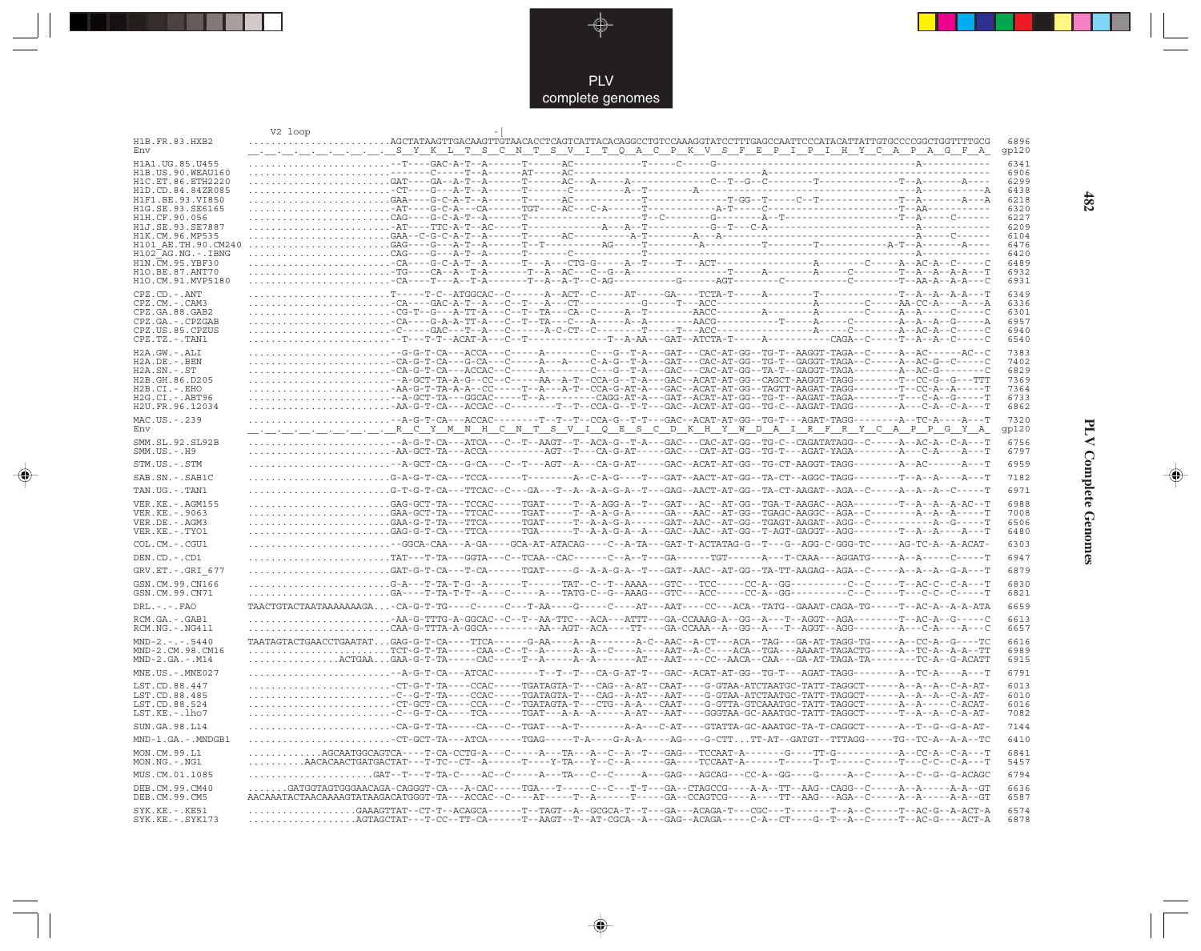```
                    V2 loop                    -|
H1B.FR.83.HXB2      ........................AGCTATAAGTTGACAAGTTGTAACACCTCAGTCATTACACAGGCCTGTCCAAAGGTATCCTTTGAGCCAATTCCCATACATTATTGTGCCCCGGCTGGTTTTGCG  6896
Env                 __._.__.__.__.__.__.__._S__Y__K__L__T__S__C__N__T__S__V__I__T__Q__A__C__P__K__V__S__F__E__P__I__P__I__H__Y__C__A__P__A__G__F__A_  gp120

H1A1.UG.85.U455     ........................--T----GAC-A-T--A------T------AC-----------T-----C-----G------------------------------------A------------  6341
H1B.US.90.WEAU160   ........................--------C-----T--A------AT-----AC------------------------------A-----------------------------------------  6906
H1C.ET.86.ETH2220   ........................GAT----GA--A-T--A------T------AC---A-----A-----------C--T--G--C---------T---------------T--A-------A----  6299
H1D.CD.84.84ZR085   ........................-CT----G---A-T--A------T------C------------A--T---------A-------------------------------------A----------A  6438
H1F1.BE.93.VI850    ........................GAA----G-C-A-T--A------T------AC-----------T-------------T-GG--T-----C--T---------------T--A-------A---A  6218
H1G.SE.93.SE6165    ........................-AT----G-C-A---CA------TGT----AC---C-A------T-------------A-T-----C-----------------------T--AA----------  6320
H1H.CF.90.056       ........................CAG----G-C-A-T--A------T-------------------T--C--------G--------A--T---------------------T--A-----C------  6227
H1J.SE.93.SE7887    ........................-AT----TTC-A-T--AC-----T------------A---A--T-----------G--T---C-A-----------------------A----------------  6209
H1K.CM.96.MP535     ........................GAA--C-G-C-A-T--A------T------AC--------A-T---------A---A-------------------------------A-------C------  6104
H101_AE.TH.90.CM240 ........................GAG----G---A-T--A------T--T---------AG-----T----------A------------T---------T-------------A-T--A-------A----  6476
H102_AG.NG.-.IBNG   ........................CAG----G---A-T--A------T-----C-------------------------------------------------------------A------------  6420
H1N.CM.95.YBF30     ........................-CA----G-C-A-T--A------T---A---CTG-G-----A--T-----T---ACT-----------------A---------C-----A--AC-A--C-----C  6489
H1O.BE.87.ANT70     ........................-TG----CA--A--T-A------T--A--AC---C--G--A-----------------T-----A--------A-----C--------T--A--A--A-A---T  6932
H1O.CM.91.MVP5180   ........................-CA----T---A--T-A------T--A--A-T--C-AG-----------G------AGT--------C-----------C--------T--AA-A--A-A---C  6931

CPZ.CD.-.ANT        ........................T-----T-C--ATGGCAC--C------A--ACT--C-----AT-----GA----TCTA-T-----A---------T----------T--A--A--A-A---T  6349
CPZ.CM.-.CAM3       ........................-CA----GAC-A-T--A---C--T---A---CT---------G-----T---ACC---------------A---------C-----AA-CC-A----A---A  6336
CPZ.GA.88.GAB2      ........................-CG-T--G---A-TT-A---C--T--TA---CA--C-----A--T-------AACC----------A-------A---------C-----A--A-----C-----C  6301
CPZ.GA.-.CPZGAB     ........................-CA----G-A-A-TT-A---C--T--TA---C---A-----A--A--------AACG----------T-----A-----C--------A--A--A--G-----A  6957
CPZ.US.85.CPZUS     ........................-C-----GAC---T--A---C------A-C-CT--C--------T-----T---ACC---------------A-----C--------A--AC-A--C-----C  6940
CPZ.TZ.-.TAN1       ........................--T----T-T--ACAT-A---C--T-----------T--A-AA---GAT--ATCTA-T-----A----------CAGA--C-----T--A--A--C-----C  6540

H2A.GW.-.ALI        ........................--G-G-T-CA---ACCA---C-----A---------C---G--T-A---GAT---CAC-AT-GG--TG-T--AAGGT-TAGA--C-----A--AC------AC--C  7383
H2A.DE.-.BEN        ........................-CA-G-T-CA---G-CA---C-----A---A----C-A-G--T-A---GAT---CAC-AT-GG--TG-T--GAGGT-TAGA--C-----A--AC-G--C-----C  7402
H2A.SN.-.ST         ........................-CA-G-T-CA---ACCAC--C-----A---------C---G--T-A---GAC---CAC-AT-GG--TA-T--GAGGT-TAGA--------A--AC-G--------C  6829
H2B.GH.86.D205      ........................--A-GCT-TA-A-G--CC--C----AA--A-T--CCA-G--T-A---GAC---ACAT-AT-GG--CAGCT-AAGGT-TAGG--------T--CC-G--G---TTT  7369
H2B.CI.-.EHO        ........................-AA-G-T-TA-A-A--CC----T--A---A-T--CCA-G-AT-A---GAC---ACAT-AT-GG--TAGTT-AAGAT-TAGG--------T--CC-A--A-----T  7364
H2G.CI.-.ABT96      ........................--A-GCT-TA---GGCAC----T--A---------CAGG-AT-A---GAT---ACAT-AT-GG--TG-T--AAGAT-TAGA--------T---C-A--G-----T  6733
H2U.FR.96.12034     ........................-AA-G-T-CA---ACCAC--C--------T--T--CCA-G--T-T---GAC---ACAT-AT-GG--TG-C--AAGAT-TAGG--------A---C-A--C-A---T  6862

MAC.US.-.239        ........................--A-G-T-CA---ACCAC--------T--T--T--CCA-G--T-A---GAC---ACAT-AT-GG--TG-T---AGAT-TAGG--------A--TC-A----A---T  7320
Env                 __._.__.__.__.__.__.__._R__C__Y__M__N__H__C__N__T__S__V__I__Q__E__S__C__D__K__H__Y__W__D__A__I__R__F__R__Y__C__A__P__P__G__Y__A_  gp120

SMM.SL.92.SL92B     ........................--A-G-T-CA---ATCA---C--T--AAGT--T--ACA-G--T-A---GAC---CAC-AT-GG--TG-C--CAGATATAGG--C-----A--AC-A--C-A---T  6756
SMM.US.-.H9         ........................-AA-GCT-TA---ACCA-----------AGT--T---CA-G-AT-----GAC---CAT-AT-GG--TG-T---AGAT-YAGA---------A---C-A----A---T  6797

STM.US.-.STM        ........................--A-GCT-CA---G-CA---C--T---AGT--A---CA-G-AT-----GAC---ACAT-AT-GG--TG-CT-AAGGT-TAGG--------A--AC------A---T  6959

SAB.SN.-.SAB1C      ........................G-A-G-T-CA---TCCA------T--------A--C-A-G----T---GAT---AACT-AT-GG--TA-CT--AGGC-TAGG--------T--A--A----A---T  7182

TAN.UG.-.TAN1       ........................G-T-G-T-CA---TTCAC--C---GA---T--A--A-A-G-A--T---GAG---AACT-AT-GG--TA-CT-AAGAT--AGA--C-----A--A--A--C-----T  6971

VER.KE.-.AGM155     ........................GAG-GCT-TA---TCCAC-----TGAT-----T--A-AGG-A--T---GAT---AC--AT-GG--TGA-T-AAGAC--AGA--------T--A--A--A-AC--T  6988
VER.KE.-.9063       ........................GAA-GCT-TA---TTCAC-----TGAT-----T--A-A-G-A-------GA---AAC--AT-GG--TGAGC-AAGGC--AGA--C---------A--A--A-----T  7008
VER.DE.-.AGM3       ........................GAA-G-T-TA---TTCA------TGAT-----T--A-A-G-A-------GAT---AAC--AT-GG--TGAGT-AAGAT--AGG--C------------A--G-----T  6506
VER.KE.-.TYO1       ........................GAG-G-T-TA---TTCA------TGA------T--A-A-G-A--T---GAC---AAC--AT-GG--T-AGT-GAGGT--AGG--------T--A--A----A---T  6480

COL.CM.-.CGU1       ........................--GGCA-CAA---A-GA----GCA-AT-ATACAG----C--A-TA---GAT-T-ACTATAG-G--T---G--AGG-C-GGG-TC-----AG-TC-A--A-ACAT-  6303

DEN.CD.-.CD1        ........................TAT---T-TA---GGTA---C--TCAA--CAC------C--A--T---GA------TGT-------A---T-CAAA---AGGATG-----A--A-----C-----T  6947

GRV.ET.-.GRI_677    ........................GAT-G-T-CA---T-CA------TGAT-----G--A-A-G-A--T---GAT---AAC--AT-GG--TA-TT-AAGAG--AGA--C-----A--A--A--G-A---T  6879

GSN.CM.99.CN166     ........................G-A----T-TA-T-G--A------T------TAT--C--T--AAAA---GTC---TCC-----CC-A--GG---------C--C-----T--AC-C--C-A---T  6830
GSN.CM.99.CN71      ........................GA----T-TA-T-T--A---C-----A---TATG-C--G--AAAG---GTC---ACC-----CC-A--GG---------C--C-----T---C-C--C-----T  6821

DRL.-.-.FAO         TAACTGTACTAATAAAAAAAGA...-CA-G-T-TG----C-----C---T-AA----G-----C----AT---AAT----CC---ACA--TATG--GAAAT-CAGA-TG-----T--AC-A--A-A-ATA  6659

RCM.GA.-.GAB1       ........................-AA-G-TTTG-A-GGCAC--C--T--AA-TTC---ACA---ATTT---GA-CCAAAG-A--GG--A---T--AGGT--AGA--------T--AC-A--G-----C  6613
RCM.NG.-.NG411      ........................CAA-G-TTTA-A-GGCA--------AA--AGT--ACA----TT----GA-CCAAA--A--GG--A---T--AGGT--AGG--------A---C-A----A---C  6657

MND-2.-.-.5440      TAATAGTACTGAACCTGAATAT...GAG-G-T-CA----TTCA------G-AA----A--A-------A-C--AAC--A-CT---ACA--TAG---GA-AT-TAGG-TG-----A--CC-A--G----TC  6616
MND-2.CM.98.CM16    ........................TCT-G-T-TA-----CAA--C--T--A-----A--A--C----A----AAT--A-C----ACA--TGA---AAAAT-TAGACTG-----A--TC-A--A-A--TT  6989
MND-2.GA.-.M14      ................ACTGAA...GAA-G-T-TA-----CAC-----T--A-----A--A--------AT---AAT-----CC---AACA--CAA---GA-AT-TAGA-TA---------TC-A--G-ACATT  6915

MNE.US.-.MNE027     ........................--A-G-T-CA---ACCAC-------T--T--T--CA-G-AT-T---GAC---ACAT-AT-GG--TG-T---AGAT-TAGG--------A--TC-A----A---T  6791

LST.CD.88.447       ........................-CT-G-T-TA----CCAC-----TGATAGTA-T---CAG--A-AT--CAAT-----G-GTAA-ATCTAATGC-TATT-TAGGCT------A--A--A--C-A-AT-  6013
LST.CD.88.485       ........................-C--G-T-TA----CCAC-----TGATAGTA-T---CAG--A-AT---AAT-----G-GTAA-ATCTAATGC-TATT-TAGGCT------A--A--A--C-A-AT-  6010
LST.CD.88.524       ........................-CT-GCT-TA----CCA---C--TGATAGTA-T---CTG--A-A---CAAT-----G-GTTA-GTCAAATGC-TATT-TAGGCT------A--A-----C-ACAT-  6016
LST.KE.-.lho7       ........................-C--G-T-CA----TCA------TGAT----A-A--A-----A-AT---AAT-----GGGTAA-GC-AAATGC-TATT-TAGGCT------T--A--A--C-A-AT-  7082

SUN.GA.98.L14       ........................-CA-G-T-CA----C--C--T--TGAT----A-T---------A-A---C-AT----GTATTA-GC-AAATGC-TA-T-CAGGCT------A--T--G--G-A-AT-  7144

MND-1.GA.-.MNDGB1   ........................-CT-GCT-TA---ATCA------TGAG-----T-A-----G-A-A-----AG----G-CTT...TT-AT--GATGT--TTTAGG-----TG--TC-A--A-A--TC  6410

MON.CM.99.L1        ...........AGCAATGGCAGTCA----T-CA-CCTG-A---C-----A---TA---A--C--A--T---GAG---TCCAAT-A-------G----TT-G-----------A--CC-A--C-A---T  6841
MON.NG.-.NG1        .........AACACAACTGATGACTAT---T-TC--CT--A------T----Y-TA---Y--C--A-------GA-----TCCAAT-A------T-----T--T------C------T---C-C--C-A---T  5457

MUS.CM.01.1085      .....................GAT--T---T-TA-C----AC--C-----A---TA---C--C-----A---GAG---AGCAG---CC-A--GG----G-----A--C-----A--C--G--G-ACAGC  6794

DEB.CM.99.CM40      .......GATGGTAGTGGGAACAGA-CAGGGT-CA---A-CAC-----TGA---T-----C--C---T-T---GA--CTAGCCG----A-A--TT--AAG--CAGG--C-----A--A-----A-A--GT  6636
DEB.CM.99.CM5       AACAAATACTAACAAAAGTATAAGACATGGGT-TA---ACCAC--C----AT-----T--A-----T-----GA--CCAGTCG----A----TT--AAG---AGA--C-----A--A-----A-A--GT  6587

SYK.KE.-.KE51       ..................GAAAGTTAT--CT-T--ACAGCA------T--TAGT--A--GCGCA-T--T---GA---ACAGA-T---CGC---T--------T--A--C-----T--AC-G--A-ACT-A  6574
SYK.KE.-.SYK173     ..................AGTAGCTAT---T-CC--TT-CA------T--AAGT--T--AT-CGCA--A---GAG--ACAGA-----C-A--CT----G--T--A--C-----T--AC-G----ACT-A  6878
```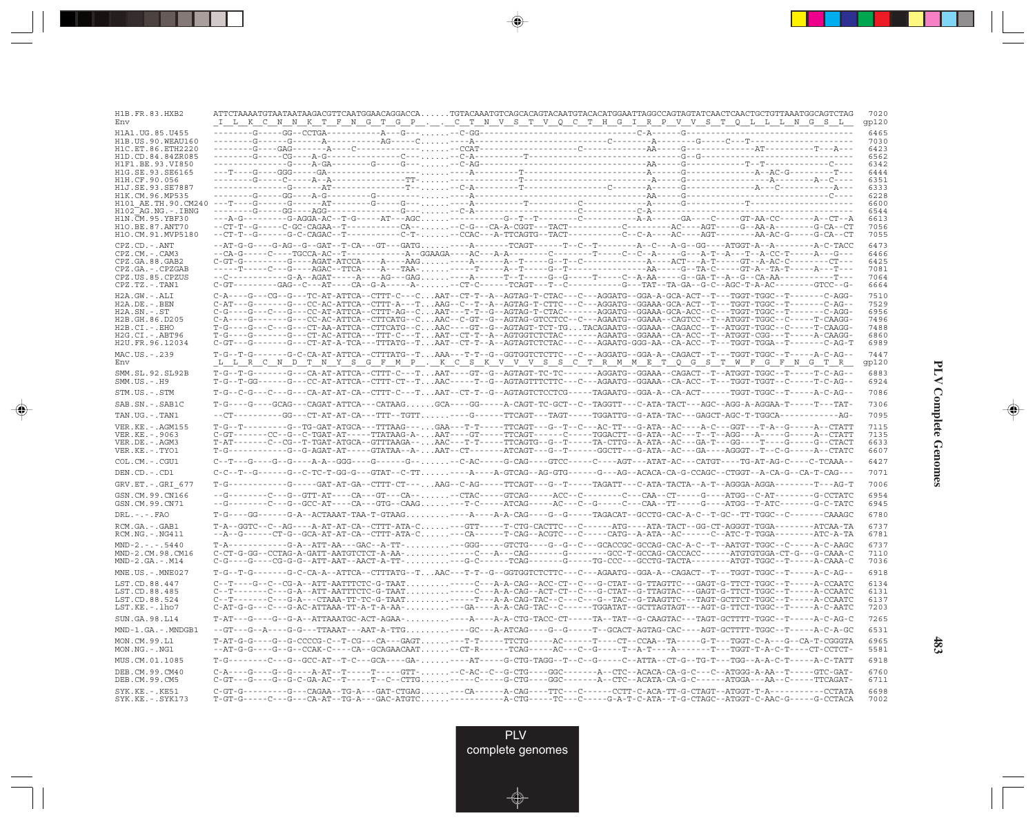```
H1B.FR.83.HXB2      ATTCTAAAATGTAATAATAAGACGTTCAATGGAACAGGACCA......TGTACAAATGTCAGCACAGTACAATGTACACATGGAATTAGGCCAGTAGTATCAACTCAACTGCTGTTAAATGGCAGTCTAG  7020
Env                  _I__L__K__C__N__N__K__T__F__N__G__T__G__P__.__._C__T__N__V__S__T__V__Q__C__T__H__G__I__R__P__V__V__S__T__Q__L__L__L__N__G__S__L__  gp120

H1A1.UG.85.U455     --------G-----GG--CCTGA----------A---G---......--C-GG---------------------------------------C-A------G------------------------------------  6465
H1B.US.90.WEAU160   --------G-----G------A-----------AG-----C......----A--------------------------C--------A--------G------C---T------------------------  7030
H1C.ET.86.ETH2220   --------G----GAG-------A----C---------------......--CCAT-----------------------C----------------AA------G-----------------AT----------T---A---  6423
H1D.CD.84.84ZR085   --------G-----CG----A-G----------------C---......--C-A----------T--------------------------------------G--G----------------------------  6562
H1F1.BE.93.VI850    --------------G----A-GA-----------G----G---......--C-AG--------------------------------------AA------G-----------T--T----------------C---  6342
H1G.SE.93.SE6165    ---T----G----GGG----GA-------------------------......----A-----------T-----------------------------A------G-----------------A--AC-G---------T---  6444
H1H.CF.90.056       --------G-----C-----A--A--------------TT-......----------------T-----------------------------A------G-------------------A--------A--C----  6351
H1J.SE.93.SE7887    ---------------G------AT--------------T--......--C-A-----------T-----------------C--------A------G----------------A---C-------------A---  6333
H1K.CM.96.MP535     --------G-----GG----A-G--------G------------......----A------------------------------------------AA-----G----------------------------C----  6228
H101_AE.TH.90.CM240 ---T----G-----G------AT--------G-----G---......----A-----------T--------------C------------A------G------------------T--------------------  6600
H102_AG.NG.-.IBNG   ---------G-----GG----AGG-----------------G---......--C-A--------------------------C-------------C-A------------------------------------------  6544
H1N.CM.95.YBF30     ---A-G---------G-AGGA-AC--T-G-----AT---AGC......-----------G--T--T--------C-----------A-A------GA----C-----GT-AA-CC--------A---CT--A  6613
H1O.BE.87.ANT70     --CT-T--G-----C-GC-CAGAA--T----------CA--......--C-G---CA-A-CGGT---TACT-----------C----------AC----AGT-----G--AA-A---------G-CA--CT  7056
H1O.CM.91.MVP5180   --CT-T--G-----G-C-CAGAC--T----------C-T-......--CCAC---A-TTCAGTG--TACT-----------C--C-A----AC----AGT---------AA-AC-G------G-CA--CT  7055

CPZ.CD.-.ANT        --AT-G-G----G-AG--G--GAT--T-CA---GT---GATG......----A--------TCAGT------T--C--T---------A--C---A-G--GG----ATGGT-A--A---------A-C-TACC  6473
CPZ.CM.-.CAM3       --CA-G-----C----TGCCA-AC--T----------A--GGAAGA----AC---A-A---------C--------T-----C--C--A------G----A-T--A---T--A-CC-T------A---G---  6466
CPZ.GA.88.GAB2      C-GT-G---------G----AGAT-ATCCA----A----AAG......----A------A--T-----G--T--C---------------A----ACT---A-T-----GT--A-AC-C-----------CT---  6425
CPZ.GA.-.CPZGAB     -----T-----C---G----AGAC--TTCA----A---TAA-......----T-----A--T-----G--T-------------------AA------G--TA-C------GT-A--TA-T------A---T---  7081
CPZ.US.85.CPZUS     --C-----------G-A--AGAT-----A----AG---GAG......----A------T--T-----G--G-----T-----C--A-AA------G--GA-T--A--G--CA-AA---------------T---  7064
CPZ.TZ.-.TAN1       C-GT---------GAG--C---AT----CA--G-A-----A-......--CT-C-------TCAGT---T--C-----------G---TAT--TA-GA--G-C--AGC-T-A-AC----------GTCC--G-  6664

H2A.GW.-.ALI        C-A----G----CG--G---TC-AT-ATTCA--CTTT-C---C...AAT--CT-T--A--AGTAG-T-CTAC---C---AGGATG--GGA-A-GCA-ACT--T---TGGT-TGGC--T---------C-AGG-  7510
H2A.DE.-.BEN        C-AT---G-------G---CC-AC-ATTCA--CTTT-A---T...AAG--C--T--A--AGTAG-T-CTTC---C---AGGATG--GGAAA-GCA-ACT--T---TGGT-TGGC--T---------C-AG--  7529
H2A.SN.-.ST         C-G----G---C---G---CC-AT-ATTCA--CTTT-AG--C...AAT---T-T--G--AGTAG-T-CTAC-------AGGATG--GGAAA-GCA-ACC--C---TGGT-TGGC--T---------C-AGG-  6956
H2B.GH.86.D205      C-A----G-------G---CC-AC-ATTCA--CTTCATG--C...AAC--C-GT--G--AGTAG-GTCCTCC--C---AGAATG--GGAAA--CAGTCC--T--ATGGT-TGGC--C-------T-CAAGG-  7496
H2B.CI.-.EHO        T-G----G---C---G---CT-AA-ATTCA--CTTCATG--C...AAC---GT--G--AGTAGT-TCT-TG...TACAGAATG--GGAAA--CAGACC--T--ATGGT-TGGC--C-------T-CAAGG-  7488
H2G.CI.-.ABT96      T-G----G-------G---CT-AC-ATTCA---TTT-C---T...AAT--CT-T--A--AGTGGTCTCTAC-------AGAATG--GGAAA--CA-ACC--T--ATGGT-CGG---T-------A-CAAGG-  6860
H2U.FR.96.12034     C-GT---G-------G---CT-AT-A-TCA---TTTATG--T...AAT--CT-T--A--AGTAGTCTCTAC---C---AGAATG-GGG-AA--CA-ACC--T---TGGT-TGGA--T---------C-AG-T  6989

MAC.US.-.239        T-G--T-G-------G-C-CA-AT-ATTCA--CTTTATG--T...AAA---T-T--G--GGTGGTCTCTTC---C---AGGATG--GGA-A--CAGACT--T---TGGT-TGGC--T-------A-C-AG--  7447
Env                  _L__L__R__C__N__D__T__N__Y__S__G__F__M__P__._K__C__S__K__V__V__V__S__S__C__T__R__M__M__E__T__Q__G__S__T__W__F__G__F__N__G__T__R__  gp120

SMM.SL.92.SL92B     T-G--T-G-------G---CA-AT-ATTCA--CTTT-C---T...AAT----GT--G--AGTAGT-TC-TC-------AGGATG--GGAAA--CAGACT--T--ATGGT-TGGC--T-------T-C-AG--  6883
SMM.US.-.H9         T-G--T-GG------G---CC-AT-ATTCA--CTTT-CT--T...AAC-----T--G--AGTAGTTTCTTC---C---AGAATG--GGAAA--CA-ACC--T---TGGT-TGGT--C-------T-C-AG--  6924

STM.US.-.STM        T-G--C-G---C---G---CA-AT-AT-CA--CTTT-C---T...AAT--CT-T--G--AGTAGTCTCCTCG-----TAGAATG--GGA-A--CA-ACT-------TGGT-TGGC--T-------A-C-AG--  7086

SAB.SN.-.SAB1C      T-G----G----GCAG---CAGAT-ATTCA---CATAAG.....GCA----GG-----A-CAGT-TC-GCT--C--TAGGTT---C-ATA-TACT----AGC--AGG-A-AGGAA-T-----T---TAT-  7306

TAN.UG.-.TAN1       --CT---------GG---CT-AT-AT-CA---TTT--TGTT......----G------TTCAGT---TAGT-----TGGATTG--G-ATA-TAC---GAGCT-AGC-T-TGGCA------------AG-  7095

VER.KE.-.AGM155     T-G--T---------G--TG-GAT-ATGCA---TTTAAG---...GAA---T-T-----TTCAGT----G--T--C---AC-TT---G-ATA--AC----A-C---GGT---T-A--G-----A--CTATT  7115
VER.KE.-.9063       C-GT-------CC--G--C-TGAT-AT-----TTATAAG-A-...AAT---GT------TTCAGT-----C------TGGACTT--G-ATA--AC----T--T--AGG---A-----G-----A--CTATT  7135
VER.DE.-.AGM3       T-AT-------C--CG--T-TGAT-ATGCA--GTTTAAGA--...AAC---T-T-----TTCAGTG--G--T------TA-CTTG--A-ATA--AC----GA-T---GG----T-----G-----G--CTACT  6633
VER.KE.-.TYO1       T-G------------G--G-AGAT-AT-----GTATAA--A-...AAT--CT-------ATCAGT---G--T------GGCTT---G-ATA--AC---GA---AGGGT--T--C-G-----A--CTATC  6607

COL.CM.-.CGU1       C--T---G----G--G----A-A--GGG----G------G--......--C-AC-----G-CAG----GTCC-----C----AGT---ATAT-AC---CATGT-----TG-AT-AG-C----C-TCAAA--  6427

DEN.CD.-.CD1        C-C--T--G------G--C-TC-T-GG-G---GTAT--C-TT......----A----A-GTCAG--AG-GTG------G---AG--ACACA-CA-G-CCAGC--CTGGT--A-CA-G--CA-T-CAG---  7071

GRV.ET.-.GRI_677    T-G-------------G-----GAT-AT-GA--CTTT-CT---...AAG--C-AG-----TTCAGT---G--T-----TAGATT---C-ATA-TACTA--A-T--AGGGA-AGGA--------T---AG-T  7006

GSN.CM.99.CN166     --G--------C---G--GTT-AT----CA---GT---CA--......--CTAC------GTCAG-----ACC--C---------C---CAA--CT------G----ATGG--C-AT---------G-CCTATC  6954
GSN.CM.99.CN71      --G--------C---G--GCC-AT----CA---GTG--CAAG......---T-C-----ATCAG------AC---C--G-----C---CAA--TT------G----ATGG--T-ATC--------G-C-TATC  6945

DRL.-.-.FAO         T-G----GG------G-A--ACTAAAT-TAA-T-GTAAG.........----A----A-A-CAG----G--G-----TAGACAT--GCCTG-CAC-A-C--T-GC--TT-TGGC--C--------CAAAGC  6780

RCM.GA.-.GAB1       T-A--GGTC--C--AG----A-AT-AT-CA--CTTT-ATA-C......---GTT-----T-CTG-CACTTC--C------ATG----ATA-TACT--GG-CT-AGGGT-TGGA---------ATCAA-TA  6737
RCM.NG.-.NG411      --A--G------CT-G--GCA-AT-AT-CA--CTTT-ATA-C......---CA------T-CAG--ACGTC---C-----CATG--A-ATA--AC------C--ATC-T-TGGA---------ATC-A-TA  6781

MND-2.-.-.5440      T-A-----------G-A--ATT-AA---GAC--A-TT-........---GGG-----GTCTG----G--G--C--GCACCGC-GCCAG-CAC-A-C--T--AATGT-TGGC--C------A-C-AAGC  6737
MND-2.CM.98.CM16    C-CT-G-GG--CCTAG-A-GATT-AATGTCTCT-A-AA-........-----C---A---CAG--------G---------GCC-T-GCCAG-CACCACC------ATGTGTGGA-CT--G---G-CAAA-C  7110
MND-2.GA.-.M14      C-G----G----CG-G-G--ATT-AAT--AACT-A-TT-........---G-C------TCAG-------G-----TG-CCC---GCCTG-TACTA--------ATGT-TGGC--T------A-CAAA-C  7036

MNE.US.-.MNE027     T-G--T-G-------G-C-CA-A--ATTCA--CTTTATG--T...AAC--T-T--G--GGTGGTCTCTTC---C---AGAATG--GGA-A--CAGACT--T---TGGT-TGGC--T------A-C-AG--  6918

LST.CD.88.447       C--T----G--C--CG-A--ATT-AATTTCTC-G-TAAT.........-----C---A-A-CAG--ACC-CT--C---G-CTAT--G-TTAGTTC---GAGT-G-TTCT-TGGC--T------A-CCAATC  6134
LST.CD.88.485       C--T-------C---G-A--ATT-AATTTCTC-G-TAAT.........-----C---A-A-CAG--ACT-CT--C---G-CTAT--G-TTAGTAC---GAGT-G-TTCT-TGGC--T------A-CCAATC  6131
LST.CD.88.524       C--T-------C---G-A---CTAAA-TT-TC-G-TAAT.........-----T---A-A-CAG-TAC--C--C---G--TAC--G-TAAGTTC---TAGT-GCTTCT-TGGC--T------A-CCAATC  6137
LST.KE.-.lho7       C-AT-G-G---C---G-AC-ATTAAA-TT-A-T-A-AA-.........--GA-----A-A-CAG-TAC--C-------TGGATAT--GCTTAGTAGT---AGT-G-TTCT-TGGC--T------A-C-AATC  7203

SUN.GA.98.L14       T-AT---G----G--G-A--ATTAAATGC-ACT-AGAA-.........----A----A-A-CTG-TACC-CT-----TA--TAT--G-CAAGTAC---TAGT-GCTTTT-TGGC--T------A-C-AG-C  7265

MND-1.GA.-.MNDGB1   --GT---G--A----G-G---TTAAAT---AAT-A-TTG.........----GC---A-ATCAG----G--G-----T--GCACT-AGTAG-CAC----AGT-GCTTTT-TGGC--T------A-C-A-GC  6531

MON.CM.99.L1        T-AT-G-G----G--G-CCCCG-C--T-CG---CA---GAGT......---T-T-----TTCTG-----AC------T----CT--CCAA--TA-----G-T---TGGT-C-A---G--CA-T-CGGGTA  6965
MON.NG.-.NG1        --AT-G-G----G--G--CCAK-C----CA--GCAGAACAAT......--CT-R------TCAG-----AC---C--G-----T--A-T----A-------T---TGGT-T-A-C-T----CT-CCTCT-  5581

MUS.CM.01.1085      T-G--------C---G--GCC-AT--T-C---GCA----GA-......---AT-----G-CTG-TAGG--T--C--G-----C--ATTA--CT-G--TG-T---TGG--A-A-C-T------A-C-TATT  6918

DEB.CM.99.CM40      C-A----G----G--G----A-AT--T-----T-----GTT-......--C-AC--C--G-CTG----GGC--------A--CTC--ACACA-CA-G-C---C--ATGGG-A-AA--T------GTC-GAT-  6760
DEB.CM.99.CM5       C-GT---G----G--G-C-GA-AC--T-----T--C--CTTG......-----C-----G-CTG----GGC--------A--CTC--ACATA-CA-G-C------ATGGA---AA--C------TTCAGAT-  6711

SYK.KE.-.KE51       C-GT-G---------G----CAGAA--TG-A---GAT-CTGAG......---CA------A-CAG----TTC---C------CCTT-C-ACA-TT-G-CTAGT--ATGGT-T-A-------------CCTATA  6698
SYK.KE.-.SYK173     T-GT-G-----C---G----CA-AT--TG-A---GAC-ATGTC......-----------A-CTG-----TC---C------G-A-T-C-ATA--T-G-CTAGC--ATGGT-C-AAC-G------G-CCTACA  7002
```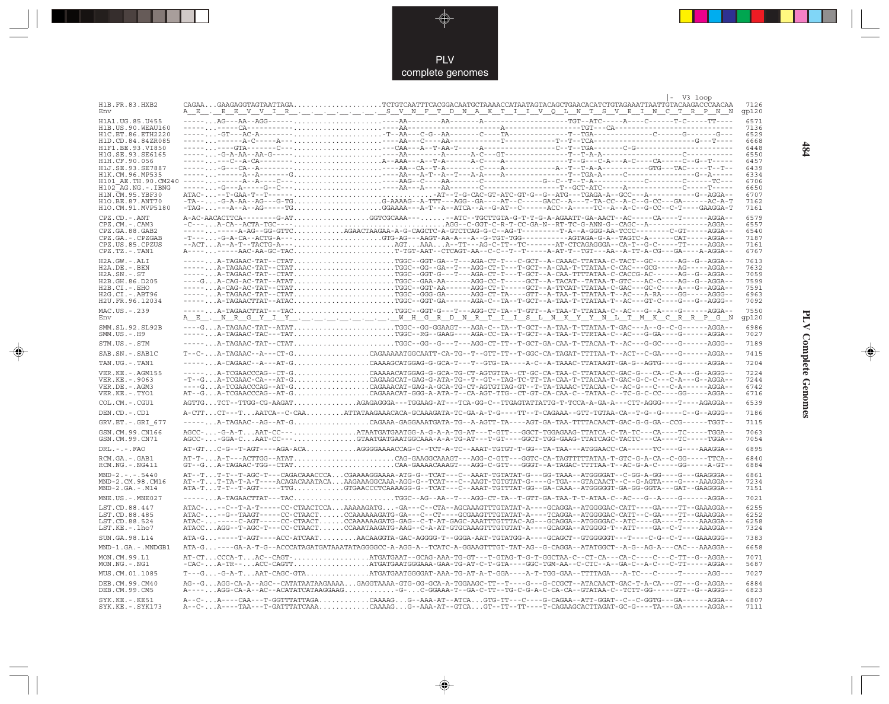```
                                                                                                                                          |-  V3 loop
H1B.FR.83.HXB2        CAGAA...GAAGAGGTAGTAATTAGA....................TCTGTCAATTTCACGGACAATGCTAAAACCATAATAGTACAGCTGAACACATCTGTAGAAATTAATTGTACAAGACCCAACAA   7126
Env                   A  E  .  E  E  V  V  I  R  .  .  .  .  .  .  .  S  V  N  F  T  D  N  A  K  T  I  I  V  Q  L  N  T  S  V  E  I  N  C  T  R  P  N  N  gp120
H1A1.UG.85.U455       -----...AG---AA--AGG------......................----AA---------AA-------A--------------------TGT--ATC-----A----C------T-C-----TT----   6571
H1B.US.90.WEAU160     -----...-----CA--------......................----AA-------------------------A--------------------TGT---CA-----------------------------   7136
H1C.ET.86.ETH2220     -----...GT---AC-A--------......................T--AA---C-G--AA-------C----TA---------------T--TGA--------------C------G-------G---   6529
H1D.CD.84.84ZR085     -----...-----A-C------A---......................----AA---C----AA-------------------------T--T--TCA----------------------------G---T----   6668
H1F1.BE.93.VI850      -----...---GTA-------C---......................CAA---A--T-AA-T------A-----------------C--T--TGA---------C-G------------------------   6448
H1G.SE.93.SE6165      -----...-G-A-AA--AA-G-----......................----AA--------A-----A-C---GT---------------T--T-A-A-------------------C------------   6550
H1H.CF.90.056         -----...---C--A-CA--------......................A--AAA---A--T-A------A-C----A--------------T--G---C-A---A-C----CA-----C--G--T-----   6457
H1J.SE.93.SE7887      -----...-G---CA--A--------......................----AA--CA--T-A--------C----A------------A--T--T-A-A-----------GTG---TAC-----T--T--   6439
H1K.CM.96.MP535       -----...-------A--A-------G......................----AA---A-T--A--T---A-A----A--------------T--TGA-A------C----------------G--A-----   6334
H101_AE.TH.90.CM240   -----...-----A--A----C---......................AAG--C-----AA-------C--------------G--C--T--T-A-----------C---------C------TC---   6706
H102_AG.NG.-.IBNG     -----...-G---A-----G--C---......................----AA---A----AA-------C-----------------T--GCT-ATC-----A-------------C-----T-----   6650
H1N.CM.95.YBF30       ATAC-...--T-GAA-T--T------..........................-AT--T-G-CAC-GT-ATC-GT-G--G--ATG---TGAGA-A--GCC---A-----------G--AGGA--   6707
H1O.BE.87.ANT70       -TA--...-G-A-AA--AG---G-TG......................G-AAAAG--A-TTT---AGG--GA----AT--C-----GACC--A---T-TA-CC--A-C--G-CC---GA------AC-A-T   7162
H1O.CM.91.MVP5180     -TAG-...---A--A--AG----TG......................GGAAAA---A-T--A--ATCA--A--G-AT--C------ACC--A-----TC--A--A-C--G-CC--C-T----GAAGGA-T   7161
CPZ.CD.-.ANT          A-AC-AACACTTCA-------G-AT..................GGTCGCAAA---.......--ATC--TGCTTGTA-G-T-T-G-A-AGAATT-GA-AACT--AC-----CA----T------AGGA--   6579
CPZ.CM.-.CAM3         -C---...A-CA--ACTA-TGC----.................................AGG--C-GGT-C-R-T-CC-GA-N--RT-TC-G-ANN-G--CAGC--A---------------AGGA--   6557
CPZ.GA.88.GAB2        -----...-----A-AG--GG-GTTC..............AGAACTAAGAA-A-G-CAGCTC-A-GTCTCAG-G-C--AG-T--------T-A--A-GGG-AA-TCCC--------C-GT-----AGGA--   6540
CPZ.GA.-.CPZGAB       -T---...-G-A-CA--ACTG-A---......................GTG-AG---AAGT-AA-A---A--G-TGT-TGG----------AGTAGA-G-A--TAGTC-A------CAT-----AGGA--   7187
CPZ.US.85.CPZUS       --ACT...A--A-T--TACTG-A---......................AGT...AAA...A--TT---AG-C-TT--TC-------AT-CTCAGAGGGA--CA-T--G-C-----TT-----AGGA--   7161
CPZ.TZ.-.TAN1         A----...-----AAC-AA-GC-TAC......................T-TGT-AAT--CTCAGT-AA--C-C--T--T-----A-AT-T--TGT---AA--A-TT-A-CG--GA----A-AGGA--   6767
H2A.GW.-.ALI          -----...A-TAGAAC-TAT--CTAT......................TGGC--GGT-GA--T---AGA-CT-T---C-GCT--A-CAAAC-TTATAA-C-TACT--GC------AG--G--AGGA--   7613
H2A.DE.-.BEN          -----...A-TAGAAC-TAT--CTAT......................TGGC--GG--GA--T---AGG-CT-T---T-GCT--A-CAA-T-TTATAA-C-CAC---GCG------AG-----AGGA--   7632
H2A.SN.-.ST           -----...A-TAGAAC-TAT--CTAT......................TGGC--GGT-G---T---AGA-CT-T---T-GCT--A-CAA-TTTTATAA-C-CACCG-AC-------AG--G--AGGA--   7059
H2B.GH.86.D205        -----G...A-CAG-AC-TAT--ATAT......................TGGC--GAA-AA-------AGG-CC-T-----GCT--A-TACAT--TATAA-T-GTC---AC-C------AG--G--AGGA--   7599
H2B.CI.-.EHO          -----...A-CAG-AC-TAT--CTAT......................TGGC--GGT-AA-------AGG-CT-T-----GCT--A-TTCAT-TTATAA-C-GAC---GC-C-----A---G--AGGA--   7591
H2G.CI.-.ABT96        -----...A-TAGAAC-TAT--CTAT......................TGGC--GGG-GA------AGG-CT-TA----GTT--A-TAA-T-TTATAA-T--AC---A-RA-----GG-----AGGG--   6963
H2U.FR.96.12034       -----...A-TAGAACTTAT--ATAC......................TGGC--GGT-GA------AGA-C--TA--T-GCT--A-TAA-T-TTATAA-T--AC---GT-C----G---G--AGGG--   7092
MAC.US.-.239          -----...A-TAGAACTTAT---TAC......................TGGC--GGT-G---T---AGG-CT-TA--T-GTT--A-TAA-T-TTATAA-C--AC---G--A----G-------AGGA--   7550
Env                   A  E  .  N  R  G  Y  I  Y  .  .  .  .  .  .  .  W  H  G  R  D  N  R  T  I  I  S  L  N  K  Y  Y  N  L  T  M  K  C  R  R  P  G  N  gp120
SMM.SL.92.SL92B       ----G...A-TAGAAC-TAT--ATAT......................TGGC--GG-GGAAGT---AGA-C--TA--T-GCT--A-TAA-T-TTATAA-T-GAC---A--G--C-G------AGGA--   6986
SMM.US.-.H9           -----...A-TAGAAC-TAC---TAT......................TGGC--RG--GAAG----AGA-CC-TA--T-GCT--A-TAA-T-TTRTAA-C--AC---G-GA----G-------AGGA--   7027
STM.US.-.STM          -----...A-TAGAAC-TAT--CTAT......................TGGC--GG--G---T---AGG-CT-TT--T-GCT-GA-CAA-T-TTACAA-T--AC---G-GC----G-------AGGG--   7189
SAB.SN.-.SAB1C        T--C-...A-TAGAAC--A---CT-G.................CAGAAAAATGGCAATT-CA-TG--T--GTT-TT--T-GGC-CA-TAGAT-TTTTAA-T--ACT--C-GA----G-------AGGA--   7415
TAN.UG.-.TAN1         -----...A-CAGAAC--A---AT-G.................CAAAAGCATGGAG-G-GCA-T---T--GTG-TA-----A-C--A-TAAAC-TTATAAGT-GA-G--AGTG----G-------AGGA--   7204
VER.KE.-.AGM155       -----...A-TCGAACCCAG--CT-G.................CAAAAACATGGAG-G-GCA-TG-CT-AGTGTTA--CT-GC-CA-TAA-C-TTATAACC-GAC-G---CA--C-A---G--AGGG--   7224
VER.KE.-.9063         -T--G...A-TCGAAC-CA---AT-G.................CAGAAGCAT-GAG-G-ATA-TG--T--GT--TAG-TC-TT-TA-CAA-T-TTACAA-T-GAC-G-C-C---C-A---G--AGGA--   7244
VER.DE.-.AGM3         ----G...A-TCGAACCCAG--AT-G.................CAGAAACAT-GAG-A-GCA-TG-CT-AGTGTTAG-GT--T-TA-TAAAC-TTACAA-C--AC-G---C---C-A------AGGA--   6742
VER.KE.-.TYO1         AT--G...A-TCGAACCCAG--AT-G.................CAGAAACAT-GGG-A-ATA-T--CA-AGT-TTG--CT-GT-CA-CAA-C--TATAA-C--TC-G-C-CC----GG-----AGGA--   6716
COL.CM.-.CGU1         AGTTG...TCT--TTGG-CG-AAGAT...............AGAGAGGGA---TGGAAG-AT---TCA-GG-C--TTGAGTATTATTG-T-TCCA-A-GA-A---CTT-AGGG----T----AGAGGA--   6539
DEN.CD.-.CD1          A-CTT...CT---T...AATCA--C-CAA.........ATTATAAGAAACACA-GCAAAGATA-TC-GA-A-T-G----TT--T-CAGAAA--GTT-TGTAA-CA--T-G--G-----C--G--AGGG--   7186
GRV.ET.-.GRI_677      -----...A-TAGAAC--AG--AT-G.................CAGAAA-GAGGAAATGATA-TG--A-AGTT-TA----AGT-GA-TAA-TTTTACAACT-GAC-G-G-GA--CCG------TGGT--   7115
GSN.CM.99.CN166       AGCC-...-G-A-T...AAT-CC---...............ATAATGATGAATGG-A-G-A-A-TG-AT---T-GTT---GGCT-TGGAGAAG-TTATCA-C-TA-TC---CA----TC-----TGGA--   7063
GSN.CM.99.CN71        AGCC-...-GGA-C...AAT-CC---...............GTAATGATGAATGGCAAA-A-A-TG-AT---T-GT----GGCT-TGG-GAAG-TTATCAGC-TACTC---CA----TC-----TGGA--   7054
DRL.-.-.FAO           AT-GT...C-G--T-AGT----AGA-ACA............AGGGGAAAACCAG-C--TCT-A-TC--AAAT-TGTGT-T-GG--TA-TAA---ATGGAACC-CA------TC----G-----AAAGGA--   6895
RCM.GA.-.GAB1         AT-T-...A-T---ACTTGG--ATAT........................CAG-GAAGGCAAAGT---AGG-C-GTT---GGTC-CA-TAGTTTTTATAA-T-GTC-G-A-CA--C-GG-----TTCA--   6840
RCM.NG.-.NG411        GT--G...A-TAGAAC-TGG--CTAT........................CAA-GAAAACAAAGT---AGG-C-GTT---GGGT--A-TAGAC-TTTTAA-T--AC-G-A-C-----GG-----A-GT--   6884
MND-2.-.-.5440        AT--T...T-T--T-AGC-T---CAGACAAACCCA...CGAAAAGGAAAA-ATG-G--TCAT---C--AAAT-TGTATAT-G---GG-TAAA--ATGGGGAT--C-GG-A-GG----G--GAAGGGA--   6861
MND-2.CM.98.CM16      AT--T...T-TA-T-A-T----ACAGACAAATACA...AAGAAAGGCAAA-AGG-G--TCAT---C--AAGT-TGTGTAT-G----G-TGA---GTACAACT--C--G-AGTA----G----AAAGGA--   7234
MND-2.GA.-.M14        ATA-T...T-T--T-AGT----TTG.............GTGAACCCTCAAAAGG-G--TCAT---C--AAAT-TGTTTAT-GG--GA-CAAA--ATGGGGGT-GA-GG-GGTA---GAT--GAAGGGA--   7151
MNE.US.-.MNE027       -----...A-TAGAACTTAT---TAC........................TGGC--AG--AA--T---AGG-CT-TA--T-GTT-GA-TAA-T-T-ATAA-C--AC---G--A----G-------AGGA--   7021
LST.CD.88.447         ATAC-...--C--T-A-T-----CC-CTAACTCCA...AAAAAGATG...-GA---C--CTA--AGCAAAGTTTGTATAT-A----GCAGGA--ATGGGGAC-CATT----GA----TT--GAAAGGA--   6255
LST.CD.88.485         ATAC-...--G--TAAGT-----CC-CTAACT......CCAAAAAAGATG-GA---C--CT----GCGAAGTTTGTATAT-A----TCAGGA--ATGGGGAC-CATT--C-GA----TT--GAAAGGA--   6252
LST.CD.88.524         ATAC-...-----C-AGT-----CC-CTAACT......CCAAAAAAGATG-GAG--C-T-AT-GAGC-AAATTTGTTTAC-AG---GCAGGA--ATGGGGAC--ATC-----GA-----T----AAAGGA--   6258
LST.KE.-.lho7         ATACC...AGG--T-AGC-T---CC-CTAACT......CCAAATAAGATG-AAG--C-A-AT-GTGCAAAGTTTGTGTAT-A----GCAGGA--ATGGGG-T--ATT-----GA--C-T-----AAAGGA--   7324
SUN.GA.98.L14         ATA-G...-----T-AGT----ACC-ATCAAT.........AACAAGGTA-GAC-AGGGG-T--GGGA-AAT-TGTATGG-A----GCAGCT--GTGGGGGT---T-----C-G--C-T----GAAAGGG--   7383
MND-1.GA.-.MNDGB1     ATA-G...----GA-A-T-G--ACCCATAGATGATAAATATAGGGGCC-A-AGG-A--TCATC-A-GGAAGTTTGT-TAT-AG--G-CAGGA--ATATGGCT--A-G--AG-A---CAC---AAAGGA--   6658
MON.CM.99.L1          AT-CT...CCCA-T...AC--CAGT-.................ATGATGAAT--GCAG-AAA-TG-GT---T-GTAG-T-G-T-GGCTAA-C--CT-CA---CA-C----C---C-TT--G--AGGA--   7071
MON.NG.-.NG1          -CAC-...A-TR--...ACC-CAGTT.................ATGATGAATGGGAAA-GAA-TG-AT-C-T-GTA----GGC-TGM-AA--C-CTC--A--GA-C--A-C---C-TT-----AGGA--   5687
MUS.CM.01.1085        T---G...-G-A-T...AAT-CAGC-GTA..............ATGATGAATGGGGAT-AAA-TG-AT-A-T-GGA-----A-T-TGG-GAA--TTTTAGA---A-TC---C------T------AGG---   7027
DEB.CM.99.CM40        AG--G...AGG-CA-A--AGC--CATATAATAAGAAAA...GAGGTAAAA-GTG-GG-GCA-A-TGGAAGC-TT--T----G---G-CCGCT--ATACAACT-GAC-T-A-CA---GT---G--AGGA--   6884
DEB.CM.99.CM5         A----...AGG-CA-A--AC--ACATATCATAAGGAAG..........-G-...C-GGAAA-T--GA-C-TT---TG-C-G-A-C-CA-CA--GTATAA-C--TCTT-GG-----GTT--G--AGGG--   6823
SYK.KE.-.KE51         A--C-...A----CAA---T-GGTTTATTAGA............CAAAAG...G--AAA-AT--ATCA...GTG-TT---C----G-CAGAA--ATT-GGAT--C--C-GGTG---GA------AGGA--   6807
SYK.KE.-.SYK173       A--C-...A----TAA---T-GATTTATCAAA............CAAAAG...G--AAA-AT--GTCA...GT--TT--TT----T-CAGAAGCACTTAGAT-GC-G----TA---GA------AGGA--   7111
```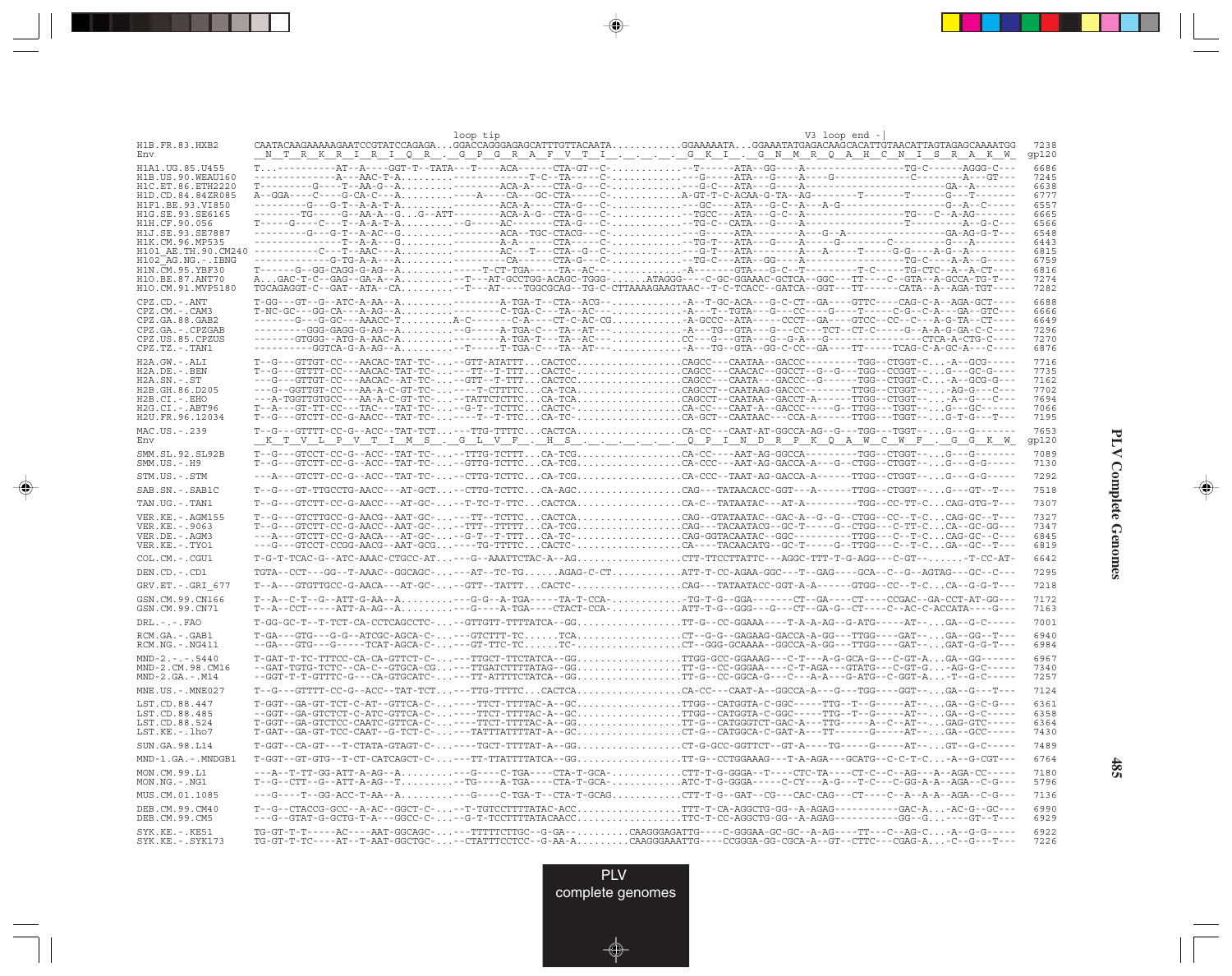```
                         loop tip                                                    V3 loop end -|
H1B.FR.83.HXB2       CAATACAAGAAAAAGAATCCGTATCCAGAGA...GGACCAGGGAGAGCATTTGTTACAATA............GGAAAAATA...GGAAATATGAGACAAGCACATTGTAACATTAGTAGAGCAAAATGG  7238
Env                  __N__T__R__K__R__I__R__I__Q__R__.__G__P__G__R__A__F__V__T__I__.__.__.__.__G__K__I__.__G__N__M__R__Q__A__H__C__N__I__S__R__A__K__W_  gp120

H1A1.UG.85.U455      T...---------AT--A----GGT-T--TATA---T----ACA------CTA-GT--C-............--T------ATA--GG---A-----------------TG-C------AGGG-C---  6686
H1B.US.90.WEAU160    --------------A---AAC-T-A.........------------T-C--TA-----C-............---G-----ATA---G----A----G------------C--------A---GT---  7245
H1C.ET.86.ETH2220    T---------G----T--AA-G--A.........-------ACA-A----CTA-G---C-............---G-C---ATA---G----A----------------------------GA--A-------  6638
H1D.CD.84.84ZR085    A--GGA----C----G-CA-C---A.........---A-----CA---GC-CTA----C-............A-GT-T-C-ACAA-G-TA--AG--------T--------T--------G---T-------  6777
H1F1.BE.93.VI850     ---------G---G-T--A-A-T-A.........-------ACA-A----CTA-G---C-............---GC----ATA---G-C--A---A-G-----------------G--A--C-----  6557
H1G.SE.93.SE6165     --------TG-----G--AA-A--G...G--ATT--------ACA-A-G--CTA-G--C-............--TGCC---ATA---G-C--A-------------------TG---C--A-AG-------  6665
H1H.CF.90.056        T-----G----C---T--A-A-T-A.........--G-----AC-------CTA-G---C-............--TG-C---CATA---G----A-------------------T--------A--G-C---  6566
H1J.SE.93.SE7887     ---------G---G-T--A-AC--G.........-------ACA--TGC-CTACG---C-............---G-----ATA---------A---G--A----------------GA-AG-G-T---  6548
H1K.CM.96.MP535      --------------T--A-A---G.........-------A-A-------CTA-----C-............--TG-T---ATA---G----A-----G--------C--------G---A-------  6443
H101_AE.TH.90.CM240  -----------C---T--AAC--A.........-------AC---T----CTA--G--C-............---G-T---ATA-----------A----A-----T-----G-G-----A-G--A-------  6815
H102_AG.NG.-.IBNG    -------------G-TG-A-A---A.........-------CA--------CTA-G---C-............--TG-C---ATA--GG---A-------------------TG-C----A-A--G-----  6759
H1N.CM.95.YBF30      T------G--GG-CAGG-G-AG--A.........-----T-CT-TGA-----TA--AC--............--A-------GTA---G-C--T---------T-C-----TG-CTC--A--A-CT----  6816
H1O.BE.87.ANT70      A...GAC-T-C--GAG--GA-A--A.........--T---AT-GCCTGG-ACAGC-TGGG-......ATAGGG----C-GC-GGAAAC-GCTCA--GGC---TT-----C--GTA--A-GCCA-TG-T---  7274
H1O.CM.91.MVP5180    TGCAGAGGT-C--GAT--ATA--CA.........--T---AT----TGGCGCAG--TG-C-CTTAAAAGAAGTAAC--T-C-TCACC--GATCA--GGT---TT-------CATA--A--AGA-TGT----  7282

CPZ.CD.-.ANT         T-GG---GT--G--ATC-A-AA--A.........-------A-TGA-T--CTA--ACG--............--A--T-GC-ACA---G-C-CT--GA----GTTC----CAG-C-A--AGA-GCT----  6688
CPZ.CM.-.CAM3        T-NC-GC---GG-CA---A-AG--A.........--------C-TGA-C---TA--AC--............--A---T--TGTA---G----CC----G----T-----C-G--C-A---GA--GTC---  6666
CPZ.GA.88.GAB2       -------G---G-GC---AAACC-T.........A-C-------C-A----CT-C-AC-CG...........--A-GCCC--ATA-----CCCT--GA----GTCC--CC--C---A-G-TA--CT----  6649
CPZ.GA.-.CPZGAB      ---------GGG-GAGG-G-AG--A.........--G-----A-TGA-C---TA--AT--............--A---TG--GTA---G----CC---TCT--CT-C-----G--A-A-G-GA-C-C----  7296
CPZ.US.85.CPZUS      -------GTGGG--ATG-A-AAC-A.........-------A-TGA-T---TA--AC--............--CC---G----GTA---G--G-A---G----------------CTCA-A-CTG-C----  7270
CPZ.TZ.-.TAN1        ---------GGTCA-G-A-AG--A.........--T-----T-TGA-C---TA--AT--............--A----TG--GTA--GG-C-CC--GA----TT-----TCAG-C-A-GC-A---C----  6876

H2A.GW.-.ALI         T--G---GTTGT-CC---AACAC-TAT-TC-...--GTT-ATATTT...CACTCC.................CAGCC---CAATAA--GACCC---------TGG--CTGGT-C...-A--GCG-----  7716
H2A.DE.-.BEN         T--G---GTTTT-CC---AACAC-TAT-TC-...---TT--T-TTT...CACTC-.................CAGCC---CAACAC--GGCCT--G--G---TGG--CCGGT--...G---GC-G-----  7735
H2A.SN.-.ST          ---G---GTTGT-CC---AACAC--AT-TC-...--GTT--T-TTT...CACTCC.................CAGCC---CAATA---GACCC--G------TGG--CTGGT-C...-A--GCG-G-----  7162
H2B.GH.86.D205       ---G--GGTTGT-CC---AA-A-C-GT-TC-...----T-CTTTTC...CA-TCA.................CAGCCT--CAATAAG-GACCC----------TTGG--CTGGT--...-AG-G---C---  7702
H2B.CI.-.EHO         ---A-TGGTTGTGCC---AA-A-C-GT-TC-...--TATTCTCTTC...CA-TCA.................CAGCCT--CAATAA--GACCT-A------TTGG--CTGGT--...-A--G---C---  7694
H2G.CI.-.ABT96       T--A---GT-TT-CC---TAC---TAT-TC-...--G-T--TCTTC...CACTC-.................CA-CC---CAAT-A--GACCC-----G--TTGG--TGGT--...G---GC------  7066
H2U.FR.96.12034      T--G---GTCTT-CC-G-AACC--TAT-TC-...----T--T-TTC...CA-TC-.................CA-GCT--CAATAAC---CCA-A------TTGG---TGGT--...G-T-G---T---  7195

MAC.US.-.239         T--G---GTTTT-CC-G--ACC--TAT-TCT...---TTG-TTTTC...CACTCA.................CA-CC---CAAT-AT-GGCCA-AG--G---TGG---TGGT--...G---G-------  7653
Env                  __K__T__V__L__P__V__T__I__M__S__.__G__L__V__F__.__H__S__.__.__.__.__.__.__Q__P__I__N__D__R__P__K__Q__A__W__C__W__F__.__G__G__K__W_  gp120

SMM.SL.92.SL92B      T--G---GTCCT-CC-G--ACC--TAT-TC-...--TTTG-TCTTT...CA-TCG.................CA-CC----AAT-AG-GGCCA---------TGG--CTGGT--...G---G-------  7089
SMM.US.-.H9          T--G---GTCTT-CC-G--ACC--TAT-TC-...--GTTG-TCTTC...CA-TCG.................CA-CCC---AAT-AG-GACCA-A---G--CTGG--CTGGT--...G---G-G-----  7130

STM.US.-.STM         ---A---GTCTT-CC-G--ACC--TAT-TC-...--CTTG-TCTTC...CA-TCG.................CA-CCC--TAAT-AG-GACCA-A------TTGG--CTGGT--...G---G-G-----  7292

SAB.SN.-.SAB1C       T--G---GT-TTGCCTG-AACC---AT-GCT...--CTTG-TCTTC...CA-AGC.................CAG---TATAACACC-GGT---A------TTGG--CTGGT--...G---GT--T---  7518

TAN.UG.-.TAN1        T--G---GTCTT-CC-G-AACC---AT-GC-...--T-TC-T-TTC...CACTCA.................CA-C--TATAATAC---AT-A---------TGG--CC-TT-C...CAG-GTG-T---  7307

VER.KE.-.AGM155      T--G---GTCTTGCC-G-AACG--AAT-GC-...---TT--TCTTC...CACTCA.................CAG--GTATAATAC--GAC-A--G--G--CTGG--CC--T-C...CAG-GC--T---  7327
VER.KE.-.9063        T--G---GTCTT-CC-G-AACC--AAT-GC-...--TTT--TTTTT...CA-TCG.................CAG---TACAATACG--GC-T----G---CTGG---C--TT-C...CA--GC-GG---  7347
VER.DE.-.AGM3        ---A---GTCTT-CC-G-AACA---AT-GC-...--G-T--T-TTT...CA-TC-.................CAG-GGTACAATAC--GC---------TTGG---C--T-C...CAG-GC--C---  6845
VER.KE.-.TYO1        ---G---GTCCT-CCGG-AACG--AAT-GCG...----TG-TTTTC...CACTC-.................CA----TACAACATG--GC-T-----G--TTGG---C--T-C...GA--GC--T---  6819

COL.CM.-.CGU1        T-G-T-TCAC-G--ATC-AAAC-CTGCC-AT...---G--AAATTCTAC-A--AG.................CTT-TTCCTTATTC---AGGC-TTT-T-G-AGG---C-GT--.......-T-CC-AT-  6642

DEN.CD.-.CD1         TGTA--CCT---GG--T-AAAC--GGCAGC-...---AT--TC-TG.......AGAG-C-CT............ATT-T-CC-AGAA-GGC---T--GAG-----GCA--C--G--AGTAG---GC--C---  7295

GRV.ET.-.GRI_677     T--A---GTGTTGCC-G-AACA---AT-GC-...--GTT--TATTT...CACTC-.................CAG---TATAATACC-GGT-A-A------GTGG--CC--T-C...CA--G-G-T---  7218

GSN.CM.99.CN166      T--A--C-T--G--ATT-G-AA--A.........---G-G--A-TGA-----TA-T-CCA-............--TG-T-G--GGA-------CT--GA----CT----CCGAC--GA-CCT-AT-GG---  7172
GSN.CM.99.CN71       T--A--CCT-----ATT-A-AG--A.........---G----A-TGA-----CTACT-CCA-............ATT-T-G--GGG---G----CT--GA-G---CT----C--AC-C-ACCATA----G---  7163

DRL.-.-.FAO          T-GG-GC-T--T-TCT-CA-CCTCAGCCTC-...--GTTGTT-TTTTATCA--GG.................TT-G--CC-GGAAA----T-A-A-AG--G-ATG-----AT--...GA--G-C-----  7001

RCM.GA.-.GAB1        T-GA---GTG---G-G--ATCGC-AGCA-C-...---GTCTTT-TC......TCA.................CT--G-G--GAGAAG-GACCA-A-GG---TTGG----GAT--...GA--GG--T---  6940
RCM.NG.-.NG411       --GA---GTG---G-----TCAT-AGCA-C-...---GT-TTC-TC......TC-.................CT--GGG-GCAAAA--GGCCA-A-GG---TTGG----GAT--...GAT-G-G-T---  6984

MND-2.-.-.5440       T-GAT-T-TC-TTTCC-CA-CA-GTTCT-C-...--TTGCT-TTCTATCA--GG.................TTGG-GCC-GGAAAG---C-T---A-G-GCA-G---C-GT-A...GA--GG------  6967
MND-2.CM.98.CM16     --GAT-TGTG-TCTC--CA-C--GTGCA-CG...--TTGATCTTTTATAG--GG.................TT-G--CC-GGGAA----C-T-AGA---GTATG---C-GT-G...-AG-G-C-----  7340
MND-2.GA.-.M14       --GGT-T-T-GTTTC-G---CA-GTGCATC-...---TT-ATTTTCTATCA--GG.................TT-G--CC-GGCA-G----C---A-A---G-ATG--C-GGT-A...-T--G-C-----  7257

MNE.US.-.MNE027      T--G---GTTTT-CC-G--ACC--TAT-TCT...---TTG-TTTTC...CACTCA.................CA-CC---CAAT-A--GGCCA-A---G---TGG----GGT--...GA--G---T---  7124

LST.CD.88.447        T-GGT--GA-GT-TCT-C-AT--GTTCA-C-...----TTCT-TTTTAC-A--GC.................TTGG--CATGGTA-C-GGC-----TTG--T--G-----AT--...GA--G-C-G---  6361
LST.CD.88.485        --GGT--GA-GTCTCT-C-ATC-GTTCA-C-...----TTCT-TTTTAC-A--GC.................TTGG--CATGGTA-C-GGC-----TTG--T--G-----AT--...GA--G-C-----  6358
LST.CD.88.524        T-GGT--GA-GTCTCC-CAATC-GTTCA-C-...----TTCT-TTTTAC-A--GG.................TT-G--CATGGGTCT-GAC-A---TTG-----A--C--AT--...GAG-GTC-----  6364
LST.KE.-.lho7        T-GAT--GA-GT-TCC-CAAT--G-TCT-C-...---TATTTATTTTAT-A--GC.................CT-G--CATGGCA-C-GAT-A---TT------G-----AT--...GA--GCC-----  7430

SUN.GA.98.L14        T-GGT--CA-GT---T-CTATA-GTAGT-C-...----TGCT-TTTTAT-A--GG.................CT-G-GCC-GGTTCT--GT-A----TG-----G-----AT--...GT--G-C-----  7489

MND-1.GA.-.MNDGB1    T-GGT--GT-GTG--T-CT-CATCAGCT-C-...---TT-TTATTTTATCA--GG.................TT-G--CCTGGAAAG---T-A-AGA---GCATG--C-C-T-C...-A--G-CGT---  6764

MON.CM.99.L1         ---A--T-TT-GG-ATT-A-AG--A.........---G----C-TGA----CTA-T-GCA-............CTT-T-G-GGGA--T----CTC-TA----CT-C--C--AG---A--AGA-CC-----  7180
MON.NG.-.NG1         T--G--CTT--G--ATT-A-AG--T.........--TG----A-TGA----CTA-T-GCA-............ATC-T-G-GGGA-----C-CY---A-G---T-C---C-GG-A-A--AGA--C-G---  5796

MUS.CM.01.1085       ---G----T--GG-ACC-T-AA--A.........---G----C-TGA-T--CTA-T-GCAG............CTT-T-G--GAT--CG---CAC-CAG---CT----C--A--A-A--AGA--C-G---  7136

DEB.CM.99.CM40       T--G--CTACCG-GCC--A-AC--GGCT-C-...--T-TGTCCTTTTATAC-ACC.................TTT-T-CA-AGGCTG-GG--A-AGAG-----------GAC-A...-AC-G--GC---  6990
DEB.CM.99.CM5        ---G--GTAT-G-GCTG-T-A---GGCC-C-...--G-T-TCCTTTTATACAACC.................TTC-T-CC-AGGCTG-GG--A-AGAG-----------GG--G...----GT--T---  6929

SYK.KE.-.KE51        TG-GT-T-T-----AC---AAT-GGCAGC-...---TTTTTCTTGC--G-GA-..........CAAGGGAGATTG----C-GGGAA-GC-GC--A-AG---TT---C--AG-C...-A--G-G-----  6922
SYK.KE.-.SYK173      TG-GT-T-TC----AT--T-AAT-GGCTGC-...--CTATTTCCTCC--G-AA-A.........CAAGGGAAATTG----CCGGGA-GG-CGCA-A--GT--CTTC---CGAG-A...-C--G---T---  7226
```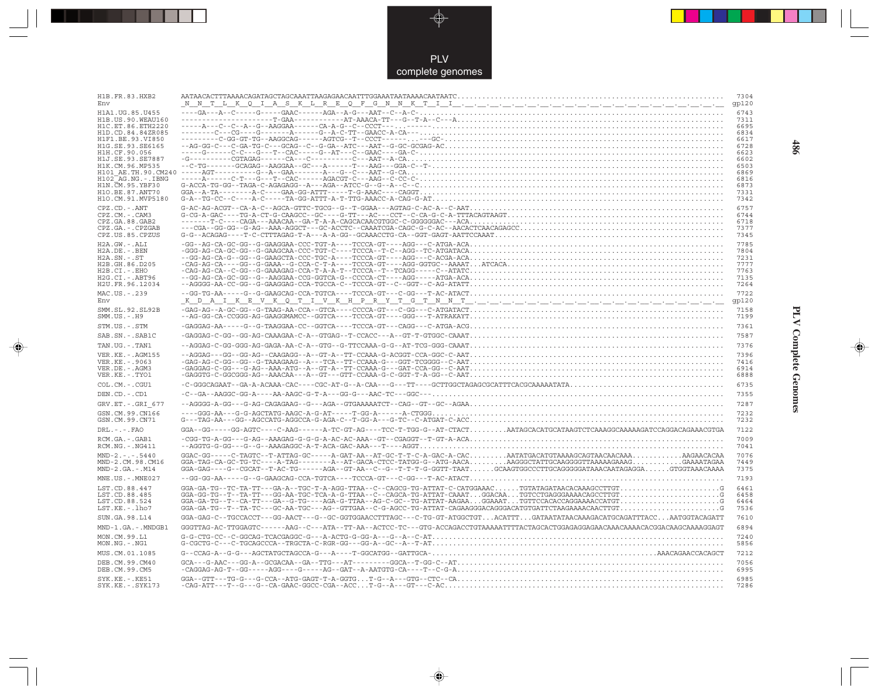```
H1B.FR.83.HXB2       AATAACACTTTAAAACAGATAGCTAGCAAATTAAGAGAACAATTTGGAAATAATAAAACAATAATC.............................................................................. 7304
Env                  _N__N__T__L__K__Q__I__A__S__K__L__R__E__Q__F__G__N__N__K__T__I__I__.__.__.__.__.__.__.__.__.__.__.__.__.__.__.__.__.__.__.__.__.__.__.__.__.__.__.  gp120

H1A1.UG.85.U455      ----GA---A-C-----G-----GAAC------AGA--A-G---AAT--C--A-C-......................................................................................... 6743
H1B.US.90.WEAU160    ----------------------T-GAA-----------AT-AAACA-TT---G--T-A--C---A................................................................................ 7311
H1C.ET.86.ETH2220    -----A---C--C--A--G--AAGGAA------CA-A-G--C--CCCT-----..------.................................................................................... 6695
H1D.CD.84.84ZR085    --------C---CG----G-------A------G--A-C-TT--GAACC-A-CA---........................................................................................ 6834
H1F1.BE.93.VI850     --------C-GG-GT-TG--AAGGCAG------AGTCG--T---CCCT------..---GC.................................................................................... 6617
H1G.SE.93.SE6165     --AG-GG-C---C-GA-TG-C---GCAG--C--G-GA--ATC---AAT--G-GC-GCGAG-AC.................................................................................. 6728
H1H.CF.90.056        -----G------C-C---G---T--CAC------G--AT---C--GAAC----GA-C-....................................................................................... 6623
H1J.SE.93.SE7887     -G----------CGTAGAG------CA---C-----------C---AAT--A-CA.......................................................................................... 6602
H1K.CM.96.MP535      --C-TG-------GCAGAG--AAGGAA--GC---A------T---AAG---GGA-C--T-..................................................................................... 6503
H101_AE.TH.90.CM240  -----AGT----------G--A--GAA-------A---G--C---AAT--G-CA........................................................................................... 6869
H102_AG.NG.-.IBNG    -----A------C-T---G---T--CAC------AGACGT-C---AAG--C-CC-C--....................................................................................... 6816
H1N.CM.95.YBF30      G-ACCA-TG-GG--TAGA-C-AGAGAGG--A---AGA--ATCC-G--G--A--C--C........................................................................................ 6873
H1O.BE.87.ANT70      GGA--A-TA--------A-C----GAA-GG-ATTT-----T-G-AAAC----CAGGT........................................................................................ 7331
H1O.CM.91.MVP5180    G-A--TG-CC--C----A-C-----TA-GG-ATTT-A-T-TTG-AAACC-A-CAG-G-AT..................................................................................... 7342

CPZ.CD.-.ANT         G-AC-AG-ACGT--CA-A-C--AGCA-GTTC-TGCG--G--T-GGAA---AGTAG-C-AC-A--C-AAT............................................................................ 6757
CPZ.CM.-.CAM3        G-CG-A-GAC----TG-A-CT-G-CAAGCC--GC----G-TT---AC---CCT--C-CA-G-C-A-TTTACAGTAAGT................................................................... 6744
CPZ.GA.88.GAB2       -------T-C----CAGA---AAACAA--GA-T-A-A-CAGCACAACGTGGC-C-GGGGGGAC---ACA............................................................................ 6718
CPZ.GA.-.CPZGAB      ---CGA--GG-GG--G-AG--AAA-AGGCT---GC-ACCTC--CAAATCGA-CAGC-G-C-AC--AACACTCAACAGAGCC................................................................ 7377
CPZ.US.85.CPZUS      G-G--ACAGAG----T-C-CTTTAGAG-T-A---A-A-GG--GCAAACCTG-CA--GGT-GAGT-AATTCCAAAT...................................................................... 7345

H2A.GW.-.ALI         -GG--AG-CA-GC-GG--G-GAAGGAA-CCC-TGT-A----TCCCA-GT----AGG---C-ATGA-ACA............................................................................ 7785
H2A.DE.-.BEN         -GGG-AG-CA-GC-GG--G-GAAGCAA-CCC-TGT-C----TCCCA--T-C--AGG--TC-ATGATACA............................................................................ 7804
H2A.SN.-.ST          --GG-AG-CA-G--GG--G-GAAGCTA-CCC-TGC-A----TCCCA-GT----AGG---C-ACGA-ACA............................................................................ 7231
H2B.GH.86.D205       -CAG-AG-CA----GG--G-GAAA--G-CCA-C-T-A----TCCCA-GT----AGG-GGTGC--AAAAT...ATCACA................................................................... 7777
H2B.CI.-.EHO         -CAG-AG-CA---C-GG--G-GAAAGAG-CCA-T-A-A-T--TCCCA--T--TCAGG-----C--ATATC........................................................................... 7763
H2G.CI.-.ABT96       --GG-AG-CA-GC-GG--G--AAGGAA-CCG-GGTCA-G--CCCCA-CT----AGG------C-ATGA-ACA......................................................................... 7135
H2U.FR.96.12034      --AGGGG-AA-GC-GG--G-GAAGGAG-CCA-TGCCA-C--TCCCA-GT--C--GGT--C-AG-ATATT............................................................................ 7264

MAC.US.-.239         --GG-TG-AA-----G--G-GAAGCAG-CCA-TGTCA----TCCCA-GT---C-GG---T-AC-ATACT............................................................................ 7722
Env                  _K__D__A__I__K__E__V__K__Q__T__I__V__K__H__P__R__Y__T__G__T__N__N__T__.__.__.__.__.__.__.__.__.__.__.__.__.__.__.__.__.__.__.__.__.__.__.__.__.  gp120

SMM.SL.92.SL92B      -GAG-AG--A-GC-GG--G-TAAG-AA-CCA--GTCA----CCCCA-GT---C-GG---C-ATGATACT............................................................................ 7158
SMM.US.-.H9          --AG-GG-CA-CCGGG-AG-GAAGGMAMCC--GGTCA----TCCCA-GT----GGG---T-ATRAKAYT............................................................................ 7199

STM.US.-.STM         -GAGGAG-AA-----G--G-TAAGGAA-CC--GGTCA----TCCCA-GT---CAGG---C-ATGA-ACG............................................................................ 7361

SAB.SN.-.SAB1C       -GAGGAG-C-GG--GG-AG-CAAAGAA-C-A--GTGAG--T-CCACC---A--GT-T-GTGGC-CAAAT............................................................................ 7587

TAN.UG.-.TAN1        --AGGAG-C-GG-GGG-AG-GAGA-AA-C-A--GTG--G-TTCCAAA-G-G--AT-TCG-GGG-CAAAT............................................................................ 7376

VER.KE.-.AGM155      --AGGAG---GG--GG-AG--CAAGAGG--A--GT-A--TT-CCAAA-G-ACGGT-CCA-GGC-C-AAT............................................................................ 7396
VER.KE.-.9063        -GAG-AG-C-GG--GG--G-TAAAGAAG--A---TCA--TT-CCAAA-G---GGT-TCGGGG--C-AAT............................................................................ 7416
VER.DE.-.AGM3        -GAGGAG-C-GG---G-AG--AAA-ATG--A--GT-A--TT-CCAAA-G---GAT-CCA-GG--C-AAT............................................................................ 6914
VER.KE.-.TYO1        -GAGGTG-C-GGCGGG-AG--AAACAA---A--GT---GTT-CCAAA-G-C-GGT-T-A-GG--C-AAT............................................................................ 6888

COL.CM.-.CGU1        -C-GGGCAGAAT--GA-A-ACAAA-CAC----CGC-AT-G--A-CAA---G---TT----GCTTGGCTAGAGCGCATTTCACGCAAAAATATA.................................................... 6735

DEN.CD.-.CD1         -C--GA--AAGGC-GG-A----AA-AAGC-G-T-A---GG-G---AAC-TC---GGC---..................................................................................... 7355

GRV.ET.-.GRI_677     --AGGGG-A-GG---G-AG-CAGAGAAG--G---AGA--GTGAAAAATCT--CAG--GT--GC--AGAA............................................................................ 7287

GSN.CM.99.CN166      ----GGG-AA---G-G-AGCTATG-AAGC-A-G-AT-----T-GG-A------A-CTGGG..................................................................................... 7232
GSN.CM.99.CN71       G---TAG-AA---GG--AGCCATG-AGGCCA-G-AGA-C--T-GG-A---G-TC--C-ATGAT-C-ACC............................................................................ 7232

DRL.-.-.FAO          GGA--GG-----GG-AGTC----C-AAG------A-TC-GT-AG----TCC-T-TGG-G--AT-CTACT.........AATAGCACATGCATAAGTCTCAAAGGCAAAAAGATCCAGGACAGAAACGTGA 7122

RCM.GA.-.GAB1        -CGG-TG-A-GG---G-AG--AAAGAG-G-G-G-A-AC-AC-AAA--GT--CGAGGT--T-GT-A-ACA............................................................................ 7009
RCM.NG.-.NG411       --AGGTG-G-GG---G--G--AAAGAGGC-A-T-A-ACA-GAC-AAA--T----AGGT....................................................................................... 7041

MND-2.-.-.5440       GGAC-GG-----C-TAGTC--T-ATTAG-GC-----A-GAT-AA--AT-GC-T-T-C-A-GAC-A-CAC.........AATATGACATGTAAAAGCAGTAACAACAAA............AAGAACACAA 7076
MND-2.CM.98.CM16     GGA-TAG-CA-GC-TG-TC----A-TAG--------A--AT-GACA-CTCC-TATGG-G--ATG-AACA.........AAGGGCTATTGCAAGGGGTTAAAAAGAAAG............GAAAATAGAA 7449
MND-2.GA.-.M14       GGA-GAG----G--CGCAT--T-AC-TG-----AGA--GT-AA--C--G--T-T-T-G-GGTT-TAAT......GCAAGTGGCCCTTGCAGGGGGATAAACAATAGAGGA......GTGGTAAACAAAA 7375

MNE.US.-.MNE027      --GG-GG-AA-----G--G-GAAGCAG-CCA-TGTCA----TCCCA-GT---C-GG---T-AC-ATACT............................................................................ 7193

LST.CD.88.447        GGA-GA-TG--TC-TA-TT---GA-A--TGC-T-A-AGG-TTAA--C--CAGCG-TG-ATTAT-C-CATGGAAAC......TGTATAGATAACACAAAGCCTTGT......................G 6461
LST.CD.88.485        GGA-GG-TG--T--TA-TT---GG-AA-TGC-TCA-A-G-TTAA--C--CAGCA-TG-ATTAT-CAAAT...GGACAA...TGTCCTGAGGGAAAACAGCCTTGT.......................G 6458
LST.CD.88.524        GGA-GA-TG--T--CA-TT---GA--G-TG----AGA-G-TTAA--AG-C-GC--TG-ATTAT-AAGAA...GGAAAT...TGTTCCACACCAGGAAAACCATGT.......................G 6464
LST.KE.-.lho7        GGA-GA-TG--T--TA-TC---GC-AA-TGC---AG--GTTGAA--C-G-AGCC-TG-ATTAT-CAGAAGGGACAGGGACATGTGATTCTAAGAAAACAACTTGT........................G 7536

SUN.GA.98.L14        GGA-GAG-C--TGCCACCT---GG-AACT---G--GC-GGTGGAACCTTTAGC---C-TG-GT-ATGGCTGT...ACATTT...GATAATATAACAAAGACATGCAGATTTACC...AATGGTACAGATT 7610

MND-1.GA.-.MNDGB1    GGGTTAG-AC-TTGGAGTC------AAG--C---AT-A--TT-AA--ACTCC-TC---GTG-ACCAGACCTGTAAAAATTTTACTAGCACTGGAGAGGAGAACAAACAAAACACGGACAAGCAAAAGGAGT 6894

MON.CM.99.L1         G-G-CTG-CC--C-GGCAG-TCACGAGGC-G---A-ACTG-G-GG-A---G--A--C-AT..................................................................................... 7240
MON.NG.-.NG1         G-CGCTG-C---C-TGCAGCCCA--TRGCTA-C-RGR-GG---GG-A--GC--A--T-AT..................................................................................... 5856

MUS.CM.01.1085       G--CCAG-A--G-G---AGCTATGCTAGCCA-G---A----T-GGCATGG--GATTGCA-........................................................AAACAGAACCACAGCT 7212

DEB.CM.99.CM40       GCA---G-AAC---GG-A--GCGACAA--GA--TTG---AT---------GGCA--T-GG-C--AT............................................................................... 7056
DEB.CM.99.CM5        -CAGGAG-AG-T--GG-----AGG----G-----AG--GAT--A-AATGTG-CA----T--C-G-A............................................................................... 6995

SYK.KE.-.KE51        GGA--GTT---TG-G---G-CCA--ATG-GAGT-T-A-GGTG...T-G--A---GTG--CTC--CA............................................................................... 6985
SYK.KE.-.SYK173      -CAG-ATT---T--G---G--CA-GAAC-GGCC-CGA--ACC...T-G--A---GT---C-AC.................................................................................. 7286
```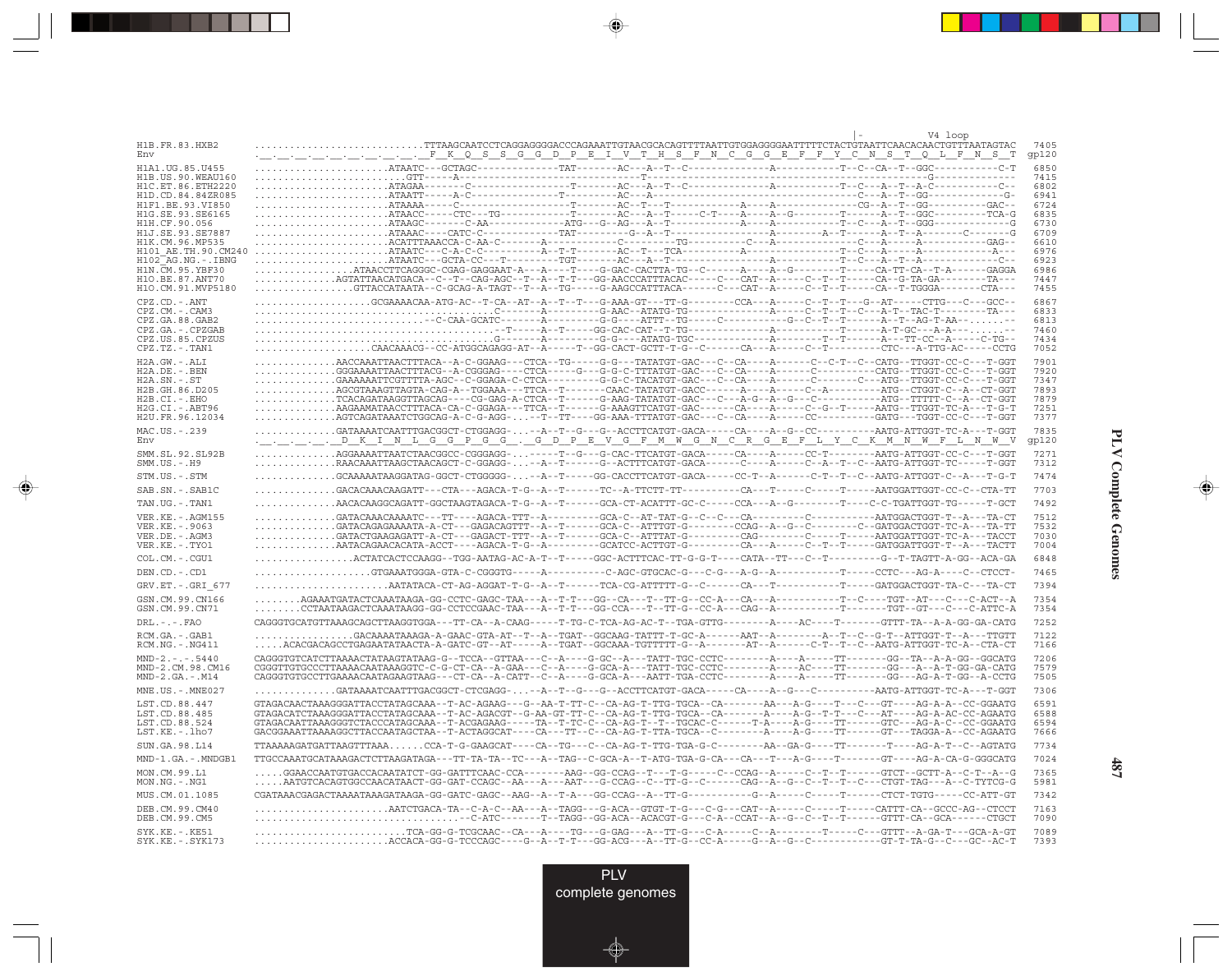```
                                                                                                                                    |-          V4 loop
H1B.FR.83.HXB2          ............................TTTAAGCAATCCTCAGGAGGGGACCCAGAAATTGTAACGCACAGTTTTAATTGTGGAGGGGAATTTTTCTACTGTAATTCAACACAACTGTTTAATAGTAC  7405
Env                     ._._._._._._._._._._._.F__K__Q__S__S__G__G__D__P__E__I__V__T__H__S__F__N__C__G__G__E__F__F__Y__C__N__S__T__Q__L__F__N__S__T  gp120

H1A1.UG.85.U455         ......................ATAATC--GCTAGC-------------TAT-------AC---A--T--C-------------A-----------T--C--CA--T--GGC-----------C-T  6850
H1B.US.90.WEAU160       .........................GTT-----A---------------------------T---------------------------------------------------G--------------  7415
H1C.ET.86.ETH2220       ......................ATAGAA-------C------------------T-------AC---A--T--C-------------A-----------T--C---A--T--A--C-----------C--  6802
H1D.CD.84.84ZR085       ......................ATAATT-----A-C----------------T-------AC---A-----------------------------------C---A--T--GG-------------G-  6941
H1F1.BE.93.VI850        ......................ATAAAA-----C-----------------T-------AC--T---T-----------A-----A--------------CG--A--T--GG---------GAC--  6724
H1G.SE.93.SE6165        ......................ATAACC-----CTC---TG----------T-------AC---A--T-----C-T----A----A--G----------T------A--T--GGC---------TCA-G  6835
H1H.CF.90.056           ......................ATAAGC--------C-AA------------ATG---G--AG---A--T--------------A-----A-----------T--C---A--T--GGG-----------G  6730
H1J.SE.93.SE7887        ......................ATAAAC----CATC-C--------------TAT----------G--A--T-----------------A---------A--T-------A--T--A-------C-------G  6709
H1K.CM.96.MP535         ......................ACATTTAAACCA-C-AA-C-------A--------------C-----------TG----------C---A-------------C---A-----A-----------GAG--  6610
H101_AE.TH.90.CM240     ......................ATAATC---C-A-C-C---------A--T-T-------AC--T---TCA-----------A---------------T--C---A-----A------------A---  6976
H102_AG.NG.-.IBNG       ......................ATAATC---GCTA-CC---T--------TGT-------AC---A--T-----------------A-----------T--C---A--T--A---------------C--  6923
H1N.CM.95.YBF30         .................ATAACCTTCAGGGC-CGAG-GAGGAAT-A---A----T----G-GAC-CACTTA-TG--C------A----A--G---------T-----CA-TT-CA--T-A------GAGGA  6986
H1O.BE.87.ANT70         ..............AGTATTAACATGACA--C--T--CAG-AGC--T--A--T-T---GG-AACCCATTTACAC-----C---CAT--A-----C--T--T-----CA--G-TA-GA--------TA---  7447
H1O.CM.91.MVP5180       .................GTTACCATAATA--C-GCAG-A-TAGT--T--A--TG-----G-AAGCCATTTACA------C---CAT--A-----C--T--T-----CA--T-TGGGA---------CTA---  7455

CPZ.CD.-.ANT            ...................GCGAAAACAA-ATG-AC--T-CA--AT--A--T--T---G-AAA-GT---TT-G--------CCA---A-----C--T--T--G--AT-----CTTG---C---GCC--  6867
CPZ.CM.-.CAM3           ...........................................C-------A---------G-AAC--ATATG-TG--------------A-----C--T--T--C---A-T--TAC-T--------TA---  6833
CPZ.GA.88.GAB2          ..........................-C-CAA-GCATC-------A---------G-G----ATTT--TG-----C---------G--C--T--T------A--T--AG-T-AA--.......--  6813
CPZ.GA.-.CPZGAB         .........................................-T-----A--T-----GG-CAC-CAT--T-TG--------------A-----------T------A-T-GC---A-A---......--  7460
CPZ.US.85.CPZUS         ..........................................G-------A---------G-G----ATATG-TGC-------------A---------T--T------A---TT-CC--A-----C-TG--  7434
CPZ.TZ.-.TAN1           ..................CAACAAACG--CC-ATGGCAGAGG-AT--A-----T--GG-CACT-GCTT-T-G--C------CA---A-----C--T---------CTC---A-TTG-AC-----CCTG  7052

H2A.GW.-.ALI            .............AACCAAATTAACTTTACA--A-C-GGAAG---CTCA--TG------G-G---TATATGT-GAC---C--CA----A------C--C-T--C--CATG--TTGGT-CC-C---T-GGT  7901
H2A.DE.-.BEN            .............GGGAAAATTAACTTTACG--A-CGGGAG---CTCA-----G---G-G-C-TTTATGT-GAC---C--CA----A------C--------CATG--TTGGT-CC-C---T-GGT  7920
H2A.SN.-.ST             .............GAAAAAATTCGTTTTA-AGC--C-GGAGA-C-CTCA----------G-G-C-TACATGT-GAC---C--CA----A------C--------C---ATG--TTGGT-CC-C---T-GGT  7347
H2B.GH.86.D205          .............AGCGTAAAGTTAGTA-CAG-A--TGGAAA---TTCA--T------CAAC-TATATGT-GACC------A-----A------C--A--------ATG--CTGGT-C---A--CT-GGT  7893
H2B.CI.-.EHO            .............TCACAGATAAGGTTAGCAG----CG-GAG-A-CTCA--T------G-AAG-TATATGT-GAC---C---A-G--A--G---C--------ATG--TTTTT-C--A--CT-GGT  7879
H2G.CI.-.ABT96          .............AAGAAMATAACCTTTACA-CA-C-GGAGA---TTCA--T------G-AAAGTTCATGT-GAC------CA----A------C--G--T-------AATG--TTGGT-TC-A---T-G-T  7251
H2U.FR.96.12034         .............AGTCAGATAAATCTGGCAG-A-C-G-AGG-.---T--TT-----GG-AAA-TTTATGT-GAC---C--CA----A------CC----------GATG---TGGT-CC-C---T-GGT  7377

MAC.US.-.239            .............GATAAAATCAATTTGACGGCT-CTGGAGG-...--A--T--G---G--ACCTTCATGT-GACA-----CA----A--G--CC----------AATG-ATTGGT-TC-A---T-GGT  7835
Env                     ._._._._._._.D__K__I__N__L__G__G__P__G__G__._G__D__P__E__V__G__F__M__W__G__N__C__R__G__E__F__L__Y__C__K__M__N__W__F__L__N__W__V  gp120

SMM.SL.92.SL92B         .............AGGAAAATTAATCTAACGGCC-CGGGAGG-...-----T--G---G-CAC-TTCATGT-GACA-----CA----A------CC-T-------AATG-ATTGGT-CC-C---T-GGT  7271
SMM.US.-.H9             .............RAACAAATTAAGCTAACAGCT-C-GGAGG-...--A--T------G--ACTTTCATGT-GACA-----C----A------C--A--T--C-AATG-ATTGGT-TC-----T-GGT  7312

STM.US.-.STM            .............GCAAAAATAAGGATAG-GGCT-CTGGGGG-...--A--T-----GG-CACCTTCATGT-GACA-----CC-T--A------C--T--T--C--AATG-ATTGGT-C---A---T-G-T  7474

SAB.SN.-.SAB1C          .............GACACAAACAAGATT---CTA---AGACA-T-G--A--T------TC--A-TTCTT-TT---------CA---T------C-----T------AATGGATTGGT-CC-C---CTA-TT  7703

TAN.UG.-.TAN1           .............AACACAAGGCAGATT-GGCTAAGTAGACA-T-G--A--T--------GCA-CT-ACATTT-GC-C-----CCA---A--G---------T-----C-C-TGATTGGT-TG-----T-GCT  7492

VER.KE.-.AGM155         .............GATACAAACAAAATC---TT----AGACA-TTT--A---------GCA-C--AT-TAT-G--C--C--CA---------C-----------AATGGACTGGT-T--A---TA-CT  7512
VER.KE.-.9063           .............GATACAGAGAAAATA-A-CT---GAGACAGTTT--A--T------GCA-C--ATTTGT-G---------CCAG--A--G--C--------C--GATGGACTGGT-TC-A---TA-TT  7532
VER.DE.-.AGM3           .............GATACTGAAGAGATT-A-CT---GAGACT-TTT--A--T------GCA-C--ATTTAT-G---------CAG--------C------T------AATGGATTGGT-TC-A---TACCT  7030
VER.KE.-.TYO1           .............AATACAGAACACATA-ACCT----AGACA-T-G--A----------GCATCC-ACTTGT-G----------CA---A------C--T--T------GATGGATTGGT-T--A---TACTT  7004

COL.CM.-.CGU1           ................ACTATCACTCCAAGG--TGG-AATAG-AC-A-T--T------GGC-ACTTTCAC-TT-G-G-T----CATA--TT---C--T---------G--T-TAGTT-A-GG--ACA-GA  6848

DEN.CD.-.CD1            ...................GTGAAATGGGA-GTA-C-CGGGTG-----A----------C-AGC-GTGCAC-G---C-G---A-G--A---------T------CCTC---AG-A----C--CTCCT-  7465

GRV.ET.-.GRI_677        ......................AATATACA-CT-AG-AGGAT-T-G--A--T------TCA-CG-ATTTTT-G--C------CA---T----------T------GATGGACTGGT-TA-C---TA-CT  7394

GSN.CM.99.CN166         ........AGAAATGATACTCAAATAAGA-GG-CCTC-GAGC-TAA---A--T-T---GG--CA---T--TT-G--CC-A----CA---A----------T--C-----TGT--AT----C---C-ACT--A  7354
GSN.CM.99.CN71          ........CCTAATAAGACTCAAATAAGG-GG-CCTCCGAAC-TAA---A--T-T---GG-CCA---T--TT-G--CC-A----CAG--A----------T--------TGT--GT----C---C-ATTC-A  7354

DRL.-.-.FAO             CAGGGTGCATGTTAAAGCAGCTTAAGGTGGA---TT-CA--A-CAAG-----T-TG-C-TCA-AG-AC-T--TGA-GTTG--------A----AC----T--------GTTT-TA--A-A-GG-GA-CATG  7252

RCM.GA.-.GAB1           ................GACAAAATAAAGA-A-GAAC-GTA-AT--T--A--TGAT--GGCAAG-TATTT-T-GC-A-------AAT--A--------A--T--C-G-T--ATTGGT-T--A---TTGTT  7122
RCM.NG.-.NG411          .....ACACGACAGCCTGAGAATATAACTA-A-GATC-GT--AT-----A--TGAT--GGCAAA-TGTTTTT-G--A-------AT--A------C-T--T--C-AATG-ATTGGT-TC-A--CTA-CT  7166

MND-2.-.-.5440          CAGGGTGTCATCTTAAAACTATAAGTATAAG-G--TCCA--GTTAA---C--A-----G-GC--A---TATT-TGC-CCTC--------A----A-----TT--------GG--TA--A-A-GG--GGCATG  7206
MND-2.CM.98.CM16        CGGGTTGTGCCCTTAAAACAATAAAGGTC-C-G-CT-CA--A-GAA---C--A-----G-GCA-A---TATT-TGC-CCTC--------A----AC----TT--------GG---A--A-T-GG-GA-CATG  7579
MND-2.GA.-.M14          CAGGGTGTGCCTTGAAAACAATAGAAGTAAG---CT-CA--A-CATT--C--A-----G-GCA-A---AATT-TGA-CCTC--------A----A-----TT--------GG---AG-A-T-GG--A-CCTG  7505

MNE.US.-.MNE027         .............GATAAAATCAATTTGACGGCT-CTCGAGG-...--A--T--G---G--ACCTTCATGT-GACA-----CA----A--G--C---------AATG-ATTGGT-TC-A---T-GGT  7306

LST.CD.88.447           GTAGACAACTAAAGGGATTACCTATAGCAAA--T-AC-AGAAG---G--AA-T-TT-C--CA-AG-T-TTG-TGCA--CA-------AA---A-G----T---C---GT----AG-A-A---CC-GGAATG  6591
LST.CD.88.485           GTAGACATCTAAAGGGATTACCTATAGCAAA--T-AC-AGACGT--G-AA-GT-TT-C--CA-AG-T-TTG-TGCA--CA-------A----A-G--T-T---C---AT----AG-A-AC-CC-AGAATG  6588
LST.CD.88.524           GTAGACATTAAAGGGTCTACCCATAGCAAA--T-ACGAGAAG-----TA---T-TC-C--CA-AG-T--T--TGCAC-C------T-A----A-G----TT-------GTC---AG-A-C---CC-GGAATG  6594
LST.KE.-.lho7           GACGGAAATTAAAAGGCTTACCAATAGCTAA--T-ACTAGGCAT----CA---TT--C--CA-AG-T-TTA-TGCA--C---------A----A-G----TT-------GT----TAGGA-A--CC-AGAATG  7666

SUN.GA.98.L14           TTAAAAAGATGATTAAGTTTAAA......CCA-T-G-GAAGCAT----CA--TG---C--CA-AG-T-TTG-TGA-G-C---------AA--GA-G----TT--------T----AG-A-T--C--AGTATG  7734

MND-1.GA.-.MNDGB1       TTGCCAAATGCATAAAGACTCTTAAGATAGA---TT-TA-TA--TC---A--TAG--C-GCA-A--T-ATG-TGA-G-CA---CA---T---A-G----T--------GT----AG-A-CA-G-GGGCATG  7024

MON.CM.99.L1            .....GGAACCAATGTGACCACAATATCT-GG-GATTTCAAC-CCA--------AAG--GG-CCAG--T---T-G-----C--CCAG--A-----C--T--T------GTCT--GCTT-A--C-T--A--G  7365
MON.NG.-.NG1            .....AATGTCACAGTGGCCAACATAACT-GG-GAT-CCAGC--AA---A---AAT---G-CCAG--C--TT-G--C------CAG--A--G--C--T--T--C--C--CTGT-TAG---A--C-TYTCG-G  5981

MUS.CM.01.1085          CGATAAACGAGACTAAAATAAAGATAAGA-GG-GATC-GAGC--AAG--A--T-A---GG-CCAG--A---TT-G----------G---A-----C-----T------CTCT-TGTG-----CC-ATT-GT  7342

DEB.CM.99.CM40          ......................AATCTGACA-TA--C-A-C--AA---A--TAGG---G-ACA--GTGT-T-G---C-G---CAT--A-----C-----T------CATTT-CA--GCCC-AG--CTCCT  7163
DEB.CM.99.CM5           ...................................C-ATC--------T--TAGG--GG-ACA--ACACGT-G---C-A--CCAT--A--G--C--T--T------GTTT-CA--GCA------CTGCT  7090

SYK.KE.-.KE51           .........................TCA-GG-G-TCGCAAC--CA---A----TG---G-GAG---A--TT-G---C-A-----C--A--------T-----C---GTTT--A-GA-T---GCA-A-GT  7089
SYK.KE.-.SYK173         ......................ACCACA-GG-G-TCCCAGC----G--A--T-T---GG-ACG---A--TT-G--CC-A-----G--A--G--C-----------GT-T-TA-G--C---GC--AC-T  7393
```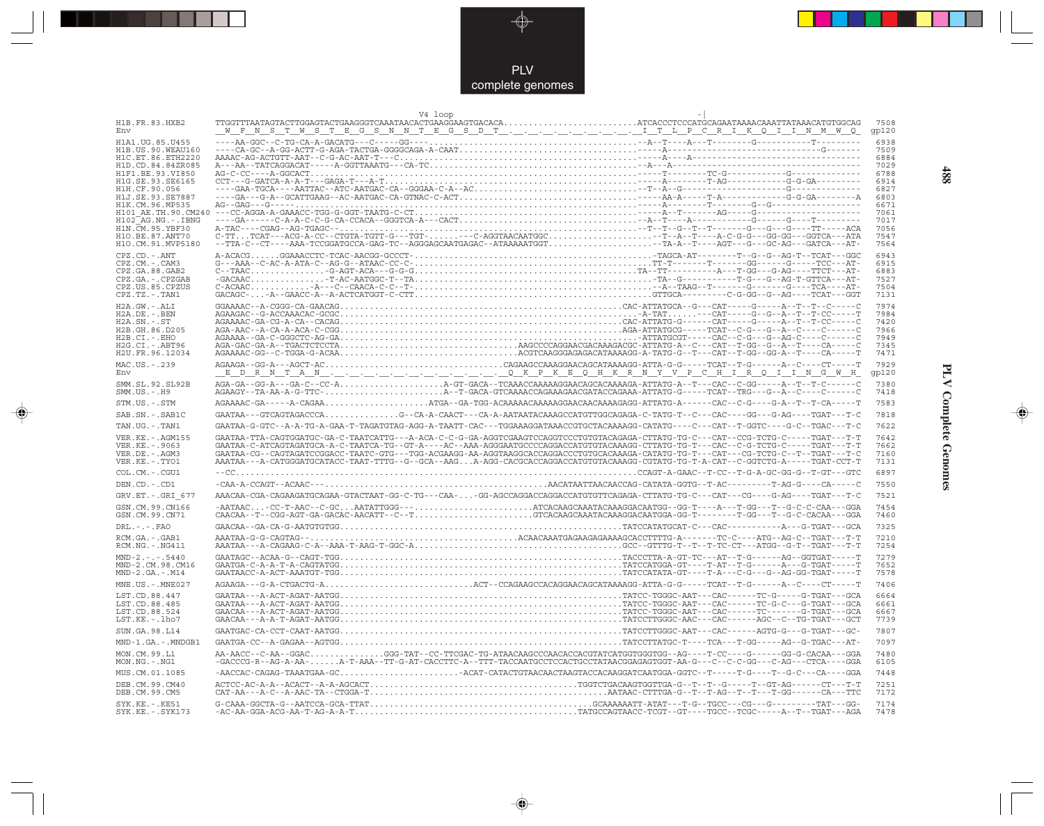```
                            V4 loop                                                    -|
H1B.FR.83.HXB2      TTGGTTTAATAGTACTTGGAGTACTGAAGGGTCAAATAACACTGAAGGAAGTGACACA..........................ATCACCCTCCCATGCAGAATAAAACAAATTATAAACATGTGGCAG  7508
Env                 __W__F__N__S__T__W__S__T__E__G__S__N__N__T__E__G__S__D__T_._._._._._._._._._._I__T__L__P__C__R__I__K__Q__I__I__N__M__W__Q_  gp120

H1A1.UG.85.U455     ----AA-GGC--C-TG-CA-A-GACATG---C-----GG-........................................--A--T----A---T--------G-----------T---------  6938
H1B.US.90.WEAU160   ----CA-GC--A-GG-ACTT-G-AGA-TACTGA-GGGGCAGA-A-CAAT...................................-----A-------------------------------G------  7509
H1C.ET.86.ETH2220   AAAAC-AG-ACTGTT-AAT--C-G-AC-AAT-T---C...............................................-----A----A-------------------------------  6884
H1D.CD.84.84ZR085   A---AA--TATCAGGACAT-----A-GGTTAAATG---CA-TC.........................................--A---A--------------------------------------  7029
H1F1.BE.93.VI850    AG-C-CC----A-GGCACT.................................................................-----T-------TC-G-----------G----------------  6788
H1G.SE.93.SE6165    CCT---G-GATCA-A-A-T---GAGA-T---A-T..................................................-----A-------T-AG-----------G-G-GA---------  6914
H1H.CF.90.056       ----GAA-TGCA----AATTAC--ATC-AATGAC-CA--GGGAA-C-A--AC................................--T--A--G--------------------G---------------  6827
H1J.SE.93.SE7887    ----GA---G-A--GCATTGAAG--AC-AATGAC-CA-GTNAC-C-ACT...................................-----AA-A-----T-A-----------G-G-GA--------A  6803
H1K.CM.96.MP535     AG--GAG---G-----....................................................................-----A-------T-------G--G-----------------  6671
H101_AE.TH.90.CM240 ---CC-AGGA-A-GAAACC-TGG-G-GGT-TAATG-C-CT............................................--A--T--------AG---------G---------------------  7061
H102_AG.NG.-.IBNG   ----GA------C-A-A-C-C-G-CA-CCACA--GGGTCA-A---CACT...................................--A--T----A-------------G------T---------  7017
H1N.CM.95.YBF30     A-TAC----CGAG--AG-TGAGC--...........................................................--T--T--G--T--T-------G---G---G----TT-----ACA  7056
H1O.BE.87.ANT70     C-TT...TCAT---ACG-A-CC--CTGTA-TGTT-G---TGT-........----C-AGGTAACAATGGC..............--T--A--T----A-C-G-G---GG-GG---GGTCA---ATA  7547
H1O.CM.91.MVP5180   --TTA-C--CT----AAA-TCCGGATGCCA-GAG-TC--AGGGAGCAATGAGAC--ATAAAAATGGT.................--TA-A--T----AGT---G---GC-AG---GATCA---AT-  7564

CPZ.CD.-.ANT        A-ACACG......GGAAACCTC-TCAC-AACGG-GCCCT-............................................-TAGCA-AT--------T--G--G--AG-T--TCAT---GGC  6943
CPZ.CM.-.CAM3       G---AAA--C-AC-A-ATA-C--AG-G--ATAAC-CC-C-.............................................TT-T--------T------GG------G-----TCC---AT-  6915
CPZ.GA.88.GAB2      C--TAAC..............-G-AGT-ACA---G-G-G............................................TA--TT----------A---T-GG---G-AG----TTCT---AT-  6883
CPZ.GA.-.CPZGAB     -GACAAC..............-T-AC-AATGGC-T--TA.............................................-TA--G-----------T-G---G--AG-T-GTTCA---AT-  7527
CPZ.US.85.CPZUS     C-ACAAC............-A---C--CAACA-C-C--T-............................................-A--TAAG--T-------G-------G----TCA----AT-  7504
CPZ.TZ.-.TAN1       GACAGC-...-A--GAACC-A--A-ACTCATGGT-C-CTT............................................GTTGCA---------C-G-GG--G--AG----TCAT---GGT  7131

H2A.GW.-.ALI        GGAAAAC--A-CGGG-CA-GAACAG...........................................................CAC-ATTATGCA--G---CAT-----G-----A--T--T--C-----C  7974
H2A.DE.-.BEN        AGAAGAC--G-ACCAAACAC-GCGC...........................................................-A-TAT......---CAT-----G--G--A--T--T-CC-----T  7984
H2A.SN.-.ST         AGAAAAC-GA-CG-A-CA--CACAG...........................................................CAC-ATTATG-G------CAT-----G-----A--T--T-CC-----C  7420
H2B.GH.86.D205      AGA-AAC--A-CA-A-ACA-C-CGG...........................................................AGA-ATTATGCG------TCAT--C-G---G--A--C-----C-----C  7966
H2B.CI.-.EHO        AGAAAA--GA-C-GGGCTC-AG-GA...........................................................-ATTATGCGT-----CAC--C-G---G--AG-C----C-------C  7949
H2G.CI.-.ABT96      AGA-GAC-GA-A--TGACTCTCCTA..................................AAGCCCCAGGAACGACAAAGACGC-ATTATG-A--C---CAT--T-GG--G--A--T----CA-----C  7345
H2U.FR.96.12034     AGAAAAC-GG--C-TGGA-G-ACAA..................................ACGTCAAGGGAGAGACATAAAAGG-A-TATG-G--T---CAT--T-GG--G--A--T----CA-----T  7471

MAC.US.-.239        AGAAGA--GG-A---AGCT-AC..................................CAGAAGCCAAAGGAACAGCATAAAAGG-ATTA-G-G-----TCAT--T-G------A--C----CT-----T  7929
Env                 __E__D__R__N__T__A__N_._._._._._._._._._._._._._._._._._._Q__K__P__K__E__Q__H__K__R__N__Y__V__P__C__H__I__R__Q__I__I__N__G__W__H_  gp120

SMM.SL.92.SL92B     AGA-GA--GG-A---GA-C--CC-A.....................A-GT-GACA--TCAAACCAAAAAGGAACAGCACAAAAGA-ATTATG-A--T---CAC--C-GG-----A--T--T-C------C  7380
SMM.US.-.H9         AGAAGY--TA-AA-A-G-TTC-........................A--T-GACA-GTCAAAACCAGAAAGAACGATACCAGAAA-ATTATG-G-----TCAT--TRG---G--A--C----C------C  7418

STM.US.-.STM        AGAAAAC-GA-----A-CAGAA....................ATGA--GA-TGG-ACAAAAACAAAAAGGAACAACAAAAGAGG-ATTATG-A------CAC--C-G----G-A--T--T-CA-----T  7583

SAB.SN.-.SAB1C      GAATAA---GTCAGTAGACCCA...............G--CA-A-CAACT---CA-A-AATAATACAAAGCCATGTTGGCAGAGA-C-TATG-T--C---CAC----GG---G-AG----TGAT---T-C  7818

TAN.UG.-.TAN1       GAATAA-G-GTC--A-A-TG-A-GAA-T-TAGATGTAG-AGG-A-TAATT-CAC---TGGAAAGGATAAACCGTGCTACAAAAGG-CATATG----C---CAT--T-GGTC----G-C--TGAC---T-C  7622

VER.KE.-.AGM155     GAATAA-TTA-CAGTGGATGC-GA-C-TAATCATTG---A-ACA-C-C-G-GA-AGGTCGAAGTCCAGGTCCCTGTGTACAGAGA-CTTATG-TG-C---CAT--CCG-TCTG-C-----TGAT---T-T  7642
VER.KE.-.9063       GAATAA-C-ATCAGTAGATGCA-A-C-TAATCA-TG--GT-A----AC--AAA-AGGGAATGCCCCAGGACCATGTGTACAAAGG-CTTATG-TG-T---CAC--C-G-TCTG-C-----TGAT---T-T  7662
VER.DE.-.AGM3       GAATAA-CG--CAGTAGATCCGGACC-TAATC-GTG---TGG-ACGAAGG-AA-AGGTAAGGCACCAGGACCCTGTGCACAAAGA-CATATG-TG-T---CAT---CG-TCTG-C--T--TGAT---T-C  7160
VER.KE.-.TYO1       AAATAA---A-CATGGGATGCATACC-TAAT-TTTG--G--GCA--AAG...A-AGG-CACGCACCAGGACCATGTGTACAAAGG-CGTATG-TG-T-A-CAT--C-GGTCTG-A-----TGAT-CCT-T  7131

COL.CM.-.CGU1       --CC................................................................................CCAGT-A-GAAC--T-CC--T-G-A-GC-GG-G--T-GT---GTC  6897

DEN.CD.-.CD1        -CAA-A-CCAGT--ACAAC---..........................................AACATAATTAACAACCAG-CATATA-GGTG--T-AC---------T-AG-G----CA-----C  7550

GRV.ET.-.GRI_677    AAACAA-CGA-CAGAAGATGCAGAA-GTACTAAT-GG-C-TG---CAA-...-GG-AGCCAGGACCAGGACCATGTGTTCAGAGA-CTTATG-TG-C---CAT---CG----G-AG----TGAT---T-C  7521

GSN.CM.99.CN166     -AATAAC...-CC-T-AAC--C-GC...AATATTGGG---........................ATCACAAGCAAATACAAAGGACAATGG--GG-T----A---T-GG---T--G-C-C-CAA---GGA  7454
GSN.CM.99.CN71      CAACAA--T--CGG-AGT-GA-GACAC-AACATT--C--T........................GTCACAAGCAAATACAAAGGACAATGGA-GG-T--------T-GG---T--G-C-CACAA---GGA  7460

DRL.-.-.FAO         GAACAA--GA-CA-G-AATGTGTGG...........................................................TATCCATATGCAT-C---CAC----------A---G-TGAT---GCA  7325

RCM.GA.-.GAB1       AAATAA-G-G-CAGTAG--......................................ACAACAAATGAGAAGAGAAAAGCACCTTTTG-A-------TC-C----ATG--AG-C--TGAT---T-T  7210
RCM.NG.-.NG411      AAATAA---A-CAGAAG-C-A--AAA-T-AAG-T-GGC-A.........................................GCC--GTTTG-T--T-T-TC-CT---ATGG--G-T--TGAT---T-T  7254

MND-2.-.-.5440      GAATAGC--ACAA-G--CAGT-TGG...........................................................TACCCTTA-A-GT-TC---AT--T-G------AG--GGTGAT-----T  7279
MND-2.CM.98.CM16    GAATGA-C-A-A-T-A-CAGTATGG...........................................................TATCCATGA-GT----T-AT--T-G------A---G-TGAT-----T  7652
MND-2.GA.-.M14      GAATAACC-A-ACT-AAATGT-TGG...........................................................TATCCATATA-GT----T-A---C-G----G--AG-GG-TGAT-----T  7578

MNE.US.-.MNE027     AGAAGA---G-A-CTGACTG-A..........................ACT--CCAGAAGCCACAGGAACAGCATAAAAGG-ATTA-G-G-----TCAT--T-G------A--C----CT-----T  7406

LST.CD.88.447       GAATAA---A-ACT-AGAT-AATGG...........................................................TATCC-TGGGC-AAT---CAC------TC-G-----G-TGAT---GCA  6664
LST.CD.88.485       GAATAA---A-ACT-AGAT-AATGG...........................................................TATCC-TGGGC-AAT---CAC------TC-G-C---G-TGAT---GCA  6661
LST.CD.88.524       GAACAA---A-ACT-AGAT-AATGG...........................................................TATCC-TGGGC-AAT---CAC------TC-------G-TGAT---GCA  6667
LST.KE.-.lho7       GAACAA---A-T-AGAT-AATGG.............................................................TATCCTTGGGC-AAC---CAC------AGC--C--TG-TGAT---GCT  7739

SUN.GA.98.L14       GAATGAC-CA-CCT-CAAT-AATGG...........................................................TATCCTTGGGC-AAT---CAC------AGTG-G---G-TGAT---GC-  7807

MND-1.GA.-.MNDGB1   GAATGA-CC--A-GAGAA--AGTGG...........................................................TATCCTTATGC-T----TCA--T-GG-----AG--G-TGAC---AT-  7097

MON.CM.99.L1        AA-AACC--C-AA--GGAC...............GGG-TAT--CC-TTCGAC-TG-ATAACAAGCCCAACACCACGTATCATGGTGGGTGG--AG----T-CC----G------GG-G-CACAA---GGA  7480
MON.NG.-.NG1        -GACCCG-R--AG-A-AA-......A-T-AAA--TT-G-AT-CACCTTC-A--TTT-TACCAATGCCTCCACTGCCTATAACGGAGAGTGGT-AA-G---C--C-C-GG---C-AG---CTCA----GGA  6105

MUS.CM.01.1085      -AACCAC-CAGAG-TAAATGAA-GC..........................-ACAT-CATACTGTAACAACTAAGTACCACAAGGATCAATGGA-GGTC--T-----T-G----T--G-C---CA----GGA  7448

DEB.CM.99.CM40      ACTCC-AC-A-A--ACACT--A-A-AGCACT.........................................TGGTCTGACAAGTGGTTGA-G--T--T--G-----T--GT-AG------CT---T-T  7251
DEB.CM.99.CM5       CAT-AA---A-C--A-AAC-TA--CTGGA-T.........................................AATAAC-CTTTGA-G--T--T-AG--T--T---T-GG------CA---TTC  7172

SYK.KE.-.KE51       G-CAAA-GGCTA-G--AATCCA-GCA-TTAT.......................................GCAAAAAATT-ATAT---T-G--TGCC---CG---G---------TAT---GG-  7174
SYK.KE.-.SYK173     -AC-AA-GGA-ACG-AA-T-AG-A-A-T..........................................TATGCCAGTAACC-TCGT--GT----TGCC--TCGC-----A--T--TGAT---AGA  7478
```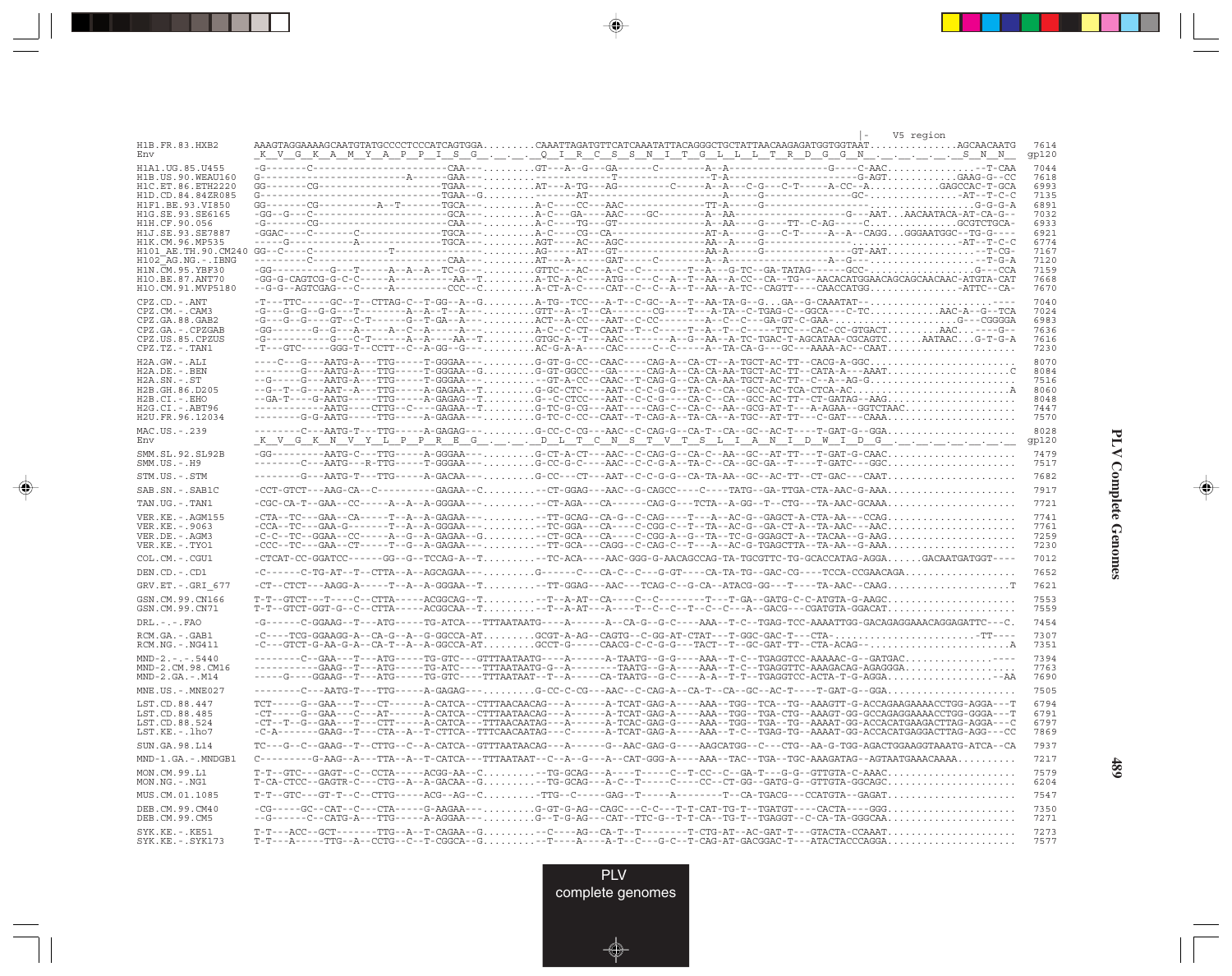```
                                                                                                      |-    V5 region
H1B.FR.83.HXB2       AAAGTAGGAAAAGCAATGTATGCCCCTCCCATCAGTGGA.........CAAATTAGATGTTCATCAAATATTACAGGGCTGCTATTAACAAGAGATGGTGGTAAT...............AGCAACAATG   7614
Env                  _K__V__G__K__A__M__Y__A__P__P__I__S__G__.__.__._Q__I__R__C__S__S__N__I__T__G__L__L__L__T__R__D__G__G__N__.__.__.__.__._S__N__N__   gp120

H1A1.UG.85.U455      -G-------C--------------------------CAA--.........GT---A--G---GA------C---------A--A------------------G-----C-AAC...............--T-CAA   7044
H1B.US.90.WEAU160    G-------------------------A------GAA--.........-------------T-----------------T-A--------------------G-AGT............GAAG-G--CC   7618
H1C.ET.86.ETH2220    GG-------CG--------------------------TGAA--.........AT---A-TG---AG---------C-----A--A----C-G---C-T-----A-CC--A............GAGCCAC-T-GCA   6993
H1D.CD.84.84ZR085    G------------------------------------TGAA--G.........-------AT------------------A-----G--------------GC-...............-AT--T-C-C   7135
H1F1.BE.93.VI850     GG-------CG----------A--T-------TGCA--.........A-C-----CC---AAC-------------TT-A------G--------------------------------------.G-G-G-A   6891
H1G.SE.93.SE6165     -GG--G---C--------------------------GCA--.........A-C---GA----AAC----GC---------A--AA------------------G---AAT..AACAATACA-AT-CA-G--   7032
H1H.CF.90.056        -G-------CG--------------------------CAA--.........A-C----TG---GT----------------A--AA-----G----TT--C-AG-----C..............GCGTCTGCA-   6933
H1J.SE.93.SE7887     -GGAC----C-------C-------------------TGCA--.........A-C----CG--CA--------------AT-A-----G---C-T-----A--A--CAGG..GGGAATGGC--TG-G----   6921
H1K.CM.96.MP535      -----G----------A--------------------TGCA--.........AGT----AC---AGC--------------AA--A-----G----------------...............-AT--T-C-C   6774
H101_AE.TH.90.CM240  GG--C----C----------------T------------------------.........AG-----AT---GT---------------AA-A-----G---------------GT-AAT.............--T-CG-   7167
H102_AG.NG.-.IBNG    --------C----------------------------CAA--.........AT---A-----GAT-----C-----------A--A------------------A--G---...................--T-G-A   7120
H1N.CM.95.YBF30      -GG---------G---T-----A--A--A--TC-G--.........GTTC---AC---A-C--C---------T--A---G-TC--GA-TATAG------GCC-..................G----CCA   7159
H1O.BE.87.ANT70      -GG-G-CAGTCG-G-C-C-----A---------AA--T.........A-TC-A-C----ATG-----C--A--T--AA--A-CC--CA--TG---AACACATGGAACAGCAGCAACAAC-ATGTA-CAT   7668
H1O.CM.91.MVP5180    --G-G--AGTCGAG---C-----A---------CCC--C.........A-CT-A-C----CAT--C--C--A--T--AA--A-TC--CAGTT----CAACCATGG...............-ATTC--CA-   7670

CPZ.CD.-.ANT         -T---TTC-----GC--T--CTTAG-C--T-GG--A--G.........A-TG--TCC---A-T--C-GC--A--T--AA-TA-G--G...GA--G-CAAATAT--.....................----   7040
CPZ.CM.-.CAM3        -G---G--G--G-G---T--------A--A--T--A--.........GTT--A--T--CA-------CG----T---A-TA--C-TGAG-C--GGCA---C-TC...........AAC-A--G--TCA   7024
CPZ.GA.88.GAB2       -G---G--G-----GT--C-T-----G--T-GA--A--.........ACT--A-CC---AAT--C-CC--------A--C--C---GA-GT-C-GAA-.....................G---CGGGGA   6983
CPZ.GA.-.CPZGAB      -GG------G--G---A-----A--C--A-----A--.........A-C--C-CT--CAAT--T---C----T--A--T--C-----TTC---CAC-CC-GTGACT.........AAC...----G--   7636
CPZ.US.85.CPZUS      -G-----------G---C-T------A--A-----AA--T.........GTGC-A--T---AAC---------A--G--AA--A-TC-TGAC-T-AGCATAA-CGCAGTC......AATAAC...G-T-G-A   7616
CPZ.TZ.-.TAN1        -T---GTC-----GGG-T--CCTT--C--A-GG--G--.........AC-G-A-A----CAC----C--C-----A--TA-CA-G---GC---AAAA-AC--CAAT......................   7230

H2A.GW.-.ALI         ----C---G---AATG-A---TTG-----T-GGGAA--.........G-GT-G-CC--CAAC----CAG-A--CA-CT--A-TGCT-AC-TT--CACG-A-GGC........................   8070
H2A.DE.-.BEN         --------G---AATG-A---TTG-----T-GGGAA--G.........G-GT-GGCC--GA-----CAG-A--CA-CA-AA-TGCT-AC-TT--CATA-A---AAAT.....................C   8084
H2A.SN.-.ST          --G-----G---AATG-A---TTG-----T-GGGAA--.........--GT-A-CC--CAAC--T-CAG-G--CA-CA-AA-TGCT-AC-TT--C--A--AG-G.......................   7516
H2B.GH.86.D205       --G--T--G---AAT--A---TTG-----A-GAGAA--T.........G-GC-CTC----AAT--C-C-G-G--TA-C--CA--GCC-AC-TCA-CTCA-AC...........................A   8060
H2B.CI.-.EHO         --GA-T----G-AATG-----TTG-----A-GAGAG--T.........G--C-CTCC---AAT--C-C-G----CA-C--CA--GCC-AC-TT--CT-GATAG--AAG.....................   8048
H2G.CI.-.ABT96       ------------AATG-----CTTG--C----GAGAA--T.........G-TC-G-CG---AAT----CAG-C--CA-C--AA--GCG-AT-T---A-AGAA--GGTCTAAC..................   7447
H2U.FR.96.12034      --------G-G-AATG-----TTG-----A-GAGAA--.........G-TC-C-CC--CAAT--T-CAG-A--TA-CA--A-TGC--AT-TT---C-GAT---CAAA......................   7570

MAC.US.-.239         --------C---AATG-T---TTG-----A-GAGAG--.........G-CC-C-CG---AAC--C-CAG-G--CA-T--CA--GC--AC-T----T-GAT-G--GGA.....................   8028
Env                  _K__V__G__K__N__V__Y__L__P__P__R__E__G__.__.__._D__L__T__C__N__S__T__V__T__S__L__I__A__N__I__D__W__I__D__G__.__.__.__.__.__.__.__   gp120

SMM.SL.92.SL92B      -GG---------AATG-C---TTG-----A-GGGAA--.........G-CT-A-CT---AAC--C-CAG-G--CA-C--AA--GC--AT-TT---T-GAT-G-CAAC.....................   7479
SMM.US.-.H9          --------C---AATG---R-TTG-----T-GGGAA--.........G-CC-G-C----AAC--C-C-G-A--TA-C--CA--GC-GA--T----T-GATC---GGC.....................   7517

STM.US.-.STM         --------G---AATG-T---TTG-----A-GACAA--.........G-CC----CT---AAT--C-C-G-G--CA-TA-AA--GC--AC-TT--CT-GAC---CAAT.....................   7682

SAB.SN.-.SAB1C       -CCT-GTCT---AAG-CA--C---------GAGAA--C.........--CT-GGAG---AAC--G-CAGCC----C----TATG--GA-TTGA-CTA-AAC-G-AAA.....................   7917

TAN.UG.-.TAN1        -CGC-CA-T---GAA--CC-----A--A--A-GGGAA--.........--CT-AGA---CA------CAG-G----TCTA--A-GG--T--CTG---TA-AAC-GCAAA....................   7721

VER.KE.-.AGM155      -CTA--TC---GAA--CA-----T--A--A-GAGAA--.........--TT-GCAG--CA-G--C-CAG----T---A--AC-G--GAGCT-A-CTA-AA---CCAG.....................   7741
VER.KE.-.9063        -CCA--TC---GAA-G-------T--A--A-GGGAA--.........--TC-GGA---CA----C-CGG-C--T--TA--AC-G--GA-CT-A--TA-AAC---AAC.....................   7761
VER.DE.-.AGM3        -C-C--TC--GGAA--CC-----A--G--A-GAGAA--G.........--CT-GCA---CA----C-CGG-A--G--TA--TC-G-GGAGCT-A--TACAA--G-AAG.....................   7259
VER.KE.-.TYO1        -CCC--TC---GAA--CT-----T--G--A-GAGAA--.........--TT-GCA---CAGG--C-CAG-C--T----A--AC-G-TGAGCTTA--TA-AA--G-AAA.....................   7230

COL.CM.-.CGU1        -CTCAT-CC-GGATCC------GG--G--TCCAG-A--T.........--TC-ACA----AAC-GGG-G-AACAGCCAG-TA-TGCGTTC-TG-GCACCATAG-AGGA......GACAATGATGGT----   7012

DEN.CD.-.CD1         -C------C-TG-AT--T--CTTA--A--AGCAGAA--.........G------C----CA-C--C---G-GT----CA-TA-TG--GAC-CG----TCCA-CCGAACAGA...................   7652

GRV.ET.-.GRI_677     -CT--CTCT---AAGG-A-----T--A--A-GGGAA--T.........--TT-GGAG---AAC---TCAG-C--G-CA--ATACG-GG---T----TA-AAC--CAAG.....................T   7621

GSN.CM.99.CN166      T-T--GTCT---T----C--CTTA-----ACGGCAG--T.........--T--A-AT--CA----C--C---------T---T-GA--GATG-C-C-ATGTA-G-AAGC.....................   7553
GSN.CM.99.CN71       T-T--GTCT-GGT-G--C--CTTA-----ACGGCAA--T.........--T--A-AT---A----T--C--C--T--C--C---A--GACG---CGATGTA-GGACAT.....................   7559

DRL.-.-.FAO          -G-------C-GGAAG--T---ATG-----TG-ATCA---TTTAATAATG----A------A--CA-G--G-C----AAA--T-C--TGAG-TCC-AAAATTGG-GACAGAGGAAACAGGAGATTC---C.   7454

RCM.GA.-.GAB1        -C----TCG-GGAAGG-A--CA-G--A--G-GGCCA-AT.........GCGT-A-AG--CAGTG--C-GG-AT-CTAT---T-GGC-GAC-T---CTA-........................-TT----   7307
RCM.NG.-.NG411       -C---GTCT-G-AA-G-A--CA-T--A--A-GGCCA-AT.........GCCT-G-----CAACG-C-C-G-G---TACT--T--GC-GAT-TT--CTA-ACAG--.......................A   7351

MND-2.-.-.5440       --------C--GAA---T---ATG-----TG-GTC---GTTTAATAATG----A------A-TAATG--G-G----AAA--T--C--TGAGGTCC-AAAAAC-G--GATGAC................----   7394
MND-2.CM.98.CM16     -----------GAAG--T---ATG-----TG-ATC----TTTAATAATG-G--A--------TAATG--G-A----AAA--T--C--TGAGGTTC-AAGACAG-AGAGGGA..................   7763
MND-2.GA.-.M14       -----G-----GGAAG--T---ATG-----TG-GTC----TTTAATAAT--T--A------CA-TAATG--G-C----A-A--T-T--TGAGGTCC-ACTA-T-G-AGGA...................-AA   7690

MNE.US.-.MNE027      --------C---AATG-T---TTG-----A-GAGAG--.........G-CC-C-CG---AAC--C-CAG-A--CA-T--CA--GC--AC-T----T-GAT-G--GGA.....................   7505

LST.CD.88.447        TCT-----G--GAA---T---CT------A-CATCA--CTTTAACAACAG---A------A-TCAT-GAG-A----AAA--TGG--TCA--TG--AAAGTT-G-ACCAGAAGAAAACCTGG-AGGA---T   6794
LST.CD.88.485        -CT-----G--GAA---C---AT------A-CATCA--CTTTAATAACAG---A------A-TCAT-GAG-A----AAA--TGG--TGA-CTG--AAAGT-GG-GCCAGAGGAAAACCTGG-GGGA---T   6791
LST.CD.88.524        -CT--T--G--GAA---T---CTT-----A-CATCA--TTTAACAATAG---A------A-TCAC-GAG-G----AAA--TGG--TGA--TG--AAAAT-GG-ACCACATGAAGACTTAG-AGGA---C   6797
LST.KE.-.lho7        -C-A-------GAAG--T---CTA--A--T-CTTCA--TTTCAACAATAG---C------A-TCAT-GAG-A----AAA--T--C--TGAG-TG--AAAAT-GG-ACCACATGAGGACTTAG-AGG---CC   7869

SUN.GA.98.L14        TC---G--C-GAAG--T--CTTG--C--A-CATCA--GTTTAATAACAG---A------G--AAC-GAG-G----AAGCATGG--C---CTG--AA-G-TGG-AGACTGGAAGGTAAATG-ATCA--CA   7937

MND-1.GA.-.MNDGB1    C---------G-AAG--A---TTA--A--T-CATCA---TTTAATAAT--C--A--G---A--CAT-GGG-A----AAA--TAC--TGA--TGC-AAAGATAG--AGTAATGAAACAAAA..........   7217

MON.CM.99.L1         T-T--GTC---GAGT--C--CCTA-----ACGG-AA--C.........--TG-GCAG---A----T-----C--T-CC--C--GA-T---G-G--GTTGTA-C-AAAC.....................   7579
MON.NG.-.NG1         T-CA-CTCC--GAGTR-C--CTG--A--A-GACAA--G.........--TG-GCAG---A-C--T-----C----CC--CT-GG--GATG-G--GTTGTA-GGCAGC.....................   6204

MUS.CM.01.1085       T-T--GTC---GT-T--C--CTTG-----ACG--AG--C.........-TTG--C-----GAG--T-----A--------T--CA-TGACG---CCATGTA--GAGAT.....................   7547

DEB.CM.99.CM40       -CG-----GC--CAT--C---CTA-----G-AAGAA--.........G-GT-G-AG--CAGC---C-C---T-T-CAT-TG-T--TGATGT----CACTA----GGG......................   7350
DEB.CM.99.CM5        --G------C--CATG-A---TTG-----A-AGGAA--.........G--T-G-AG---CAT--TTC-G--T-T-CA--TG-T--TGAGGT--C-CA-TA-GGGCAA.....................   7271

SYK.KE.-.KE51        T-T---ACC--GCT-------TTG--A--T-CAGAA--G.........--C----AG--CA-T--T-------T-CTG-AT--AC-GAT-T---GTACTA-CCAAAT.....................   7273
SYK.KE.-.SYK173      T-T---A-----TTG--A--CCTG--C--T-CGGCA--G.........--T----A----A-T--C----G-C--T-CAG-AT-GACGGAC-T---ATACTACCCAGGA....................   7577
```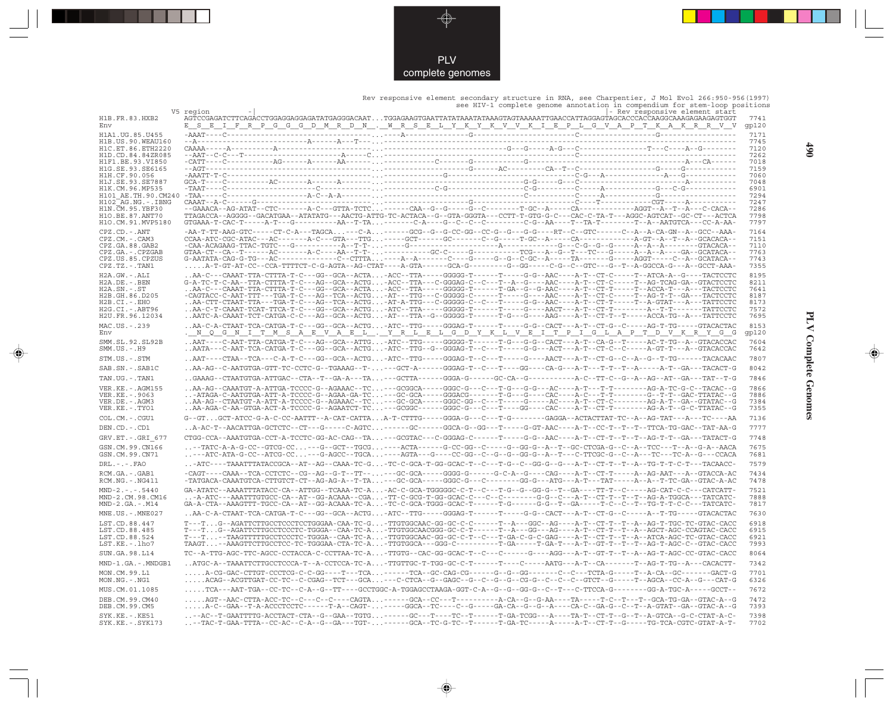Rev responsive element secondary structure in RNA, see Charpentier, J Mol Evol 266:950-956(1997)
see HIV-1 complete genome annotation in compendium for stem-loop positions

```
                    V5 region       -|                                                                                    |- Rev responsive element start
H1B.FR.83.HXB2      AGTCCGAGATCTTCAGACCTGGAGGAGGAGATATGAGGGACAAT...TGGAGAAGTGAATTATATAAATATAAAGTAGTAAAAATTGAACCATTAGGAGTAGCACCCACCAAGGCAAAGAGAAGAGTGGT  7741
Env                 E  S  E  I  F  R  P  G  G  G  D  M  R  D  N  .  W  R  S  E  L  Y  K  Y  K  V  V  K  I  E  P  L  G  V  A  P  T  K  A  K  R  R  V  V  gp120

H1A1.UG.85.U455     -AAAT----C--------------------------------...----A-----------------G-------------------------C---------------------G------------------  7171
H1B.US.90.WEAU160   --A--------------------------A----A---T---...-------------------------------------------------------------------------------------------  7745
H1C.ET.86.ETH2220   CAAAA-----A-----------A-------------------...-----------------------------------G---G-----A-G---C-----------------T---C----A--G--------  7120
H1D.CD.84.84ZR085   --AAT--C-C---T----------------------A-----C...---------------------------------------------C-------------------------------------------  7262
H1F1.BE.93.VI850    -CATT----C-----------AG------A------AA-----...------------------C--------G---------------G-------------------------------------A---CA------  7018
H1G.SE.93.SE6165    --AGT-------------------------------------...-------------------------------G-------AC---------CA--T--C-----------------G-----G-----------  7159
H1H.CF.90.056       -AAATT-T-C--------------------------------...-----------------G-------------------------------C-G---A-------------A---G-----------  7060
H1J.SE.93.SE7887    GCA-T----C-----------AC-------A-----------...-----------------------------------------G-G-----G---C-------------------------A------------  7048
H1K.CM.96.MP535     -TAAT----C-------------------C------------...-----------------C-G------------------C-G---------C-----A-------------G---C-G------------  6901
H101_AE.TH.90.CM240 -TAA-----C-----------------A-C--A-A--------...-----------------------------------------C-------------C-----A---------------G-------------------  7294
H102_AG.NG.-.IBNG   CAAAT--A-C--------G------------------------...-----------------------------G---------------------------------C----T-----------CGT------A-----------  7247
H1N.CM.95.YBF30     --GAAACA--AG-ATAT--CTC--------A-C---GTTA-TCTC...-------CAA--G--G-----G--C--------T-GC--A-----CA-------------AGGT--A--T--A---C-CACA--  7286
H1O.BE.87.ANT70     TTAGACCA--AGGGG--GACATGAA--ATATATG---AACTG-ATTG-TC-ACTACA--G--GTA-GGGTA---CCTT-T-GTG-G-C---CAC-C-TA-T---AGGC-AGTCAT--GC-CT---ACTCA  7798
H1O.CM.91.MVP5180   GTGAAA-T-CAC-T-----A-T---G----------AA--T-TA...-------C-A-----G--C--C-----------C-G--AA---T--TA-T------T--A--AATGTCA---CC-A-AA-  7797

CPZ.CD.-.ANT        -AA-T-TT-AAG-GTC-----CT-C-A---TAGCA...---C-A...------GCG--G--G-CC-GG--CC-G--G---G-G----RT--C--GTC------C--A--A-CA-GN--A--GCC--AAA-  7164
CPZ.CM.-.CAM3       CCAA-ATC-CGC-ATAC---AC-------A-C---GTA---TTG...-----GCT------GC-------C-G-----T-GC--A-----CA-------------A-GT--A--T--A--GCACACA--  7151
CPZ.GA.88.GAB2      -CAA-ACAGAAG-TTAC-TGTC---G-----------A--T-T-...-----G-------------------------A-------------G---C-G--G--G-----A--A--A---------GTACACA--  7110
CPZ.GA.-.CPZGAB     GTAA-CT--CA--T------AC-------A-C----AA--T-T-...-----------GC-C-----G-----------TCG---A--G-T--TC---G-----A--A--A----GA--GCATACA--  7763
CPZ.US.85.CPZUS     G-AATATA-CAG-G-TG---AC---------------C--CTTTA...---A--A-------C-----G------G--G--C-GC--A-----TA-------G------AGGT-----C--A--GCATACA--  7743
CPZ.TZ.-.TAN1       .....A-T-GT-AT-CC--CCA-TTTTCT-C-G-AGTA--AG-CTAT---A-GTA-------GCA-G---------G--GG-----C-G--C--GTC---G--T--A-GGCCA-G---A--GCCT-AAA-  7355

H2A.GW.-.ALI        ..AA-C---CAAAT-TTA-CTTTA-T-C---GG--GCA--ACTA...-ACC--TTA-----GGGGG-T------T-----G-G--AAC----A-T--CT-C-----T--ATCA-A--G----TACTCCTC  8195
H2A.DE.-.BEN        G-A-TC-T-C-AA--TTA-CTTTA-T-C---AG--GCA--ACTG...-ACC--TTA----C-GGGAG-C--C---T--A--G---AAC----A-T--CT-C-----T--AG-TCAG-GA--GTACTCCTC  8211
H2A.SN.-.ST         ..AA-C---CAAAT-TTA-CTTTA-T-C---GG--GCA--ACTA...-ACC--TTA-----GGGGG-T------T-GA--G--G-AAC----A-T--CT-C-----T--ACCA-T---A---TACTCCTC  7641
H2B.GH.86.D205      -CAGTACC-C-AAT-TTT---TGA-T-C---AG--TCA--ACTG...-AT---TTG---C-GGGGG-C------T-----G----AAC----A-T--CT-C-----T--AG-T-T--GA---TACTCCTC  8187
H2B.CI.-.EHO        ..AA-CTT-CTAAT-TTA---TGA-T-C---AG--TCA--ACTG...-AT-A-TTG---C-GGGGG-C--C---T-----G-G--AAC----A-T--CT-C-----T--A-GTAT---A---TATTCCTC  8173
H2G.CI.-.ABT96      ..AA-C-T-CAAAT-TCAT-TTCA-T-C---GG--GCA--ACTG...-ATC--TTA-----GGGGG-T------T-----G-----AACT---A-T--CT-T---------A--T-T-------TATTCCTC  7572
H2U.FR.96.12034     ..AATC-A-CAAAT-TCT-CATGA-C-C---AG--GCA--ACTG...-AT---TTA--G-GGGGG-T------T-G-----G-----AAG----A-T--CT-T--T-----ACCA-TG--A---TATTCCTC  7695

MAC.US.-.239        ..AA-C-A-CTAAT-TCA-CATGA-T-C---GG--GCA--ACTG...-ATC--TTG-----GGGAG-T------T-----G-G--CACT---A-T--CT-G--C-----AG-T-TG-----GTACACTAC  8153
Env                 .  N  Q  G  N  I  T  M  S  A  E  V  A  E  L  .  Y  R  L  E  L  G  D  Y  K  L  V  E  I  T  P  I  G  L  A  P  T  D  V  K  R  Y  G  G  gp120

SMM.SL.92.SL92B     ..AAT----C-AAT-TTA-CATGA-T-C---AG--GCA--ATTG...-ATC--TTG-----GGGGG-T------T-G---G-G--CACT---A-T--CA-G--T-----AC-T-TG--A--GTACACCAC  7604
SMM.US.-.H9         ..AATA---C-AAT-TCA-CATGA-T-C---GG--GCA--ACTG...-ATC--TTG--G--GGGAG-T--C---T-----G-G---ACT---A-T--CT-C--C-----A-GT-T---A--GTACACCAC  7642

STM.US.-.STM        ..AAT----CTAA--TCA---C-A-T-C---GG--GCA--ACTG...-ATC--TTG-----GGGAG-T--C---T-----G----AACT---A-T--CT-G--C--A--G--T-TG------TACACAAC  7807

SAB.SN.-.SAB1C      ..AA-AG--C-AATGTGA-GTT-TC-CCTC-G--TGAAAG--T-...---GCT-A------GGGAG-T--C---T----GG-----CA-G----A-T---T-CT-T--A------A-T--GA---TACACT-G  8042

TAN.UG.-.TAN1       ..GAAAG--CTAATGTGA-ATTGAC--CTA--T--GA-A---TA...---GCTTA------GGGA-G-----GC-CA--G---------A-C--TT-C--G--A--AG--AT--GA---TAT--T-G  7846

VER.KE.-.AGM155     ..AA-AG--CAAATGT-A-ATTGA-TCCCC-G--AGAAAC--TC...---GCGGCA-----GGGC-G---C---T-G---G-G---AC----A-T---T-T--------AG-A-TC-G-C--TACAC--G  7866
VER.KE.-.9063       ..-ATAGA-C-AATGTGA-ATT-A-TCCCC-G--AGAA-GA-TC...---GC-GCA-----GGGACG-------T-G---G----CAC----A-C---T-T--------G--T-T--GAC-TTATAC--G  7886
VER.DE.-.AGM3       ..AA-AG--CTAATGT-A-ATT-A-TCCCC-G--AGAAAC--TC...---GC-GCA-----GGGC-GG--C---T-----G-----AC----A-T--CT-C--------AG-A-T--GA--GTATAC--G  7384
VER.KE.-.TYO1       ..AA-AGA-C-AA-GTGA-ACT-A-TCCCC-G--AGAATCT-TC...---GCGGC------GGGC-G---C---T----GG-----CAC----A-T--CT-T--------AG-A-T--G-C-TTATAC--G  7355

COL.CM.-.CGU1       G--GT...GCT-ATCC-G-A-C-CC-AATTT--A-CAT-CATTA...A-T-CTTTG-----GGGA-G---C---T-G--------GAGGA--ACTACTTAT-TC--A--AG-TAT---A---TC----AA  7136

DEN.CD.-.CD1        ..A-AC-T--AACATTGA-GCTCTC--CT---G-----C-AGTC...------GC------GGCA-G--GG---T-----G-GT-AAC----A-T--CC-T--T--T--TTCA-TG-GAC--TAT-AA-G  7777

GRV.ET.-.GRI_677    CTGG-CCA--AAATGTGA-CCT-A-TCCTC-GG-AC-CAG--TA...---GCGTAC---C-GGGAG-C------T-----G-G--AAC----A-T--CT-T--T--T--AG-T-T--GA---TATACT-G  7748

GSN.CM.99.CN166     ..--TATC-A-A-G-CC--GTCG-CC...---G--GCT--TGCG...----ACTA------G-CC-GG--C-----G--GG-G--A--T--GC-CTCGA-G--C--A--TCC---T--A--G-A--AACA  7675
GSN.CM.99.CN71      ..---ATC-ATA-G-CC--ATCG-CC...---G-AGCC--TGCA...----AGTA---G----CC-GG--C--G--G--GG-G--A--T---C-TTCGC-G--C--A---TC---TC-A--G---CCACA  7681

DRL.-.-.FAO         ..-ATC----TAAATTTATACCGCA--AT--AG--CAAA-TC-G...-TC-C-GCA-T-GG-GCAC-T--C---T-G--C--GG-G--G---A-T--CT-T--T--A--TG-T-T-C-T---TACAACC-  7579

RCM.GA.-.GAB1       -CAGT----CAAA--TCA-CCTCTC--CG--AG--G-T--TT--...---GC-GCA-----GGGG-G------G-C-A--G-----CAG----A-T--CT-T-----A--AG-AAT---A--GTACCA-AC  7434
RCM.NG.-.NG411      -TATGACA-CAAATGTCA-CTTGTCT-CT--AG-AG-A--T-TA...---GC-GCA-----GGGC-G---C--------GG-G---ATG---A-T---TAT-----A--A--T-TC-GA--GTAC-A-AC  7478

MND-2.-.-.5440      GA-ATATC--AAAATTTATACC-CA--ATTGG--TCAAA-TC-A...-AC-C-GCA-TGGGGGC-C-T--C---T-G--G--GG-G--T--GA----TT-T--C-----AG-CAT-C-C---CATCATT-  7521
MND-2.CM.98.CM16    ..-A-ATC---AAATTTGTGCC-CA--AT--GG-ACAAA--CGA...-TT-C-GCG-T-GG-GCAC-C---C--C--------G-G--C---A-T--CT-T--T--A--AG-A-TGGCA---TATCATC-  7888
MND-2.GA.-.M14      GA-A-CTA--AAAGTTT-TGCC-CA--AT--GG-ACAAA-TC-A...-TC-C-GCA-TGGG-GCAC-T------T-G-------G-G--T--GA-----T-C--C--T--TG-T-T-C-C---TATCATC-  7817

MNE.US.-.MNE027     ..AA-C-A-CTAAT-TCA-CATGA-T-C---GG--GCA--ACTG...-ATC--TTG-----GGGAG-T------T-----G-G--CACT---A-T--CT-G--C-----A--T-TG-----GTACACTAC  7630

LST.CD.88.447       T---T...G--AGATTCTTGCCTCCCTCCTGGGAA-CAA-TC-G...-TTGTGGCAAC-GG-GC-C-C------T--A---GGC--AG----A-T--CT-T--T--A--AG-T-TGC-TC-GTAC-CACC  6918
LST.CD.88.485       T---T...G--AGATTCTTGCCTCCCTC-TGGGA--CAA-TC-A...-TTGTGGCAACGGG-GC-C-T------T--A---GG---AG----A-T--CT-T--T--A--AGCT-AGC-CCAGTAC-CACC  6915
LST.CD.88.524       T---T...--TAAGTTTTTGCCTCCCTC-TGGGA--CAA-TC-A...-TTGTGGCAAC-GG-GC-C-T---C---T-GA-C-G-C-GAG----A-T--CT-T--T--A--ATCA-AGC-TC-GTAC-CACC  6921
LST.KE.-.lho7       TAAGT...--AAAGTTCTTGCCTCC-TC-TGGGAA-CTA-TC-A...-TTGTGGCA---GGG-C-----------T-GA-----T-GA-T---A-T--GT-T--T--T--AG-T-AGC-C--GTAC-CACC  7993

SUN.GA.98.L14       TC--A-TTG-AGC-TTC-AGCC-CCTACCA-C-CCTTAA-TC-A...-TTGTG--CAC-GG-GCAC-T--C---C------G----AGG---A-T--GT-T--T--A--AG-T-AGC-CC-GTAC-CACC  8064

MND-1.GA.-.MNDGB1   ..ATGC-A--TAAATTCTTGCCTCCCA-T--A-CCTCCA-TC-A...-TTGTTGC-T-TGG-GC-C-T------T----C-----AATG---A-T---CA-------T--AG-T-TG--A---CACACTT-  7342

MON.CM.99.L1        .....A-CG-GAC-CTTGT-CCCTCG-C-C-GG----T---TCA...------TCA--GC-CAG-CG------G--G--GG-------C--C---TCTA-G-----T--A-CA--GC-------GACT-G  7701
MON.NG.-.NG1        .....ACAG--ACGTTGAT-CC-TC--C-CGAG--TCT---GCA...---C-CTCA--G--GAGC--G--C--G--G--CG-G--C--C--C--GTCT--G-----T--AGCA--CC-A--G---CAT-G  6326

MUS.CM.01.1085      .....TCA---AAT-TGA--CC-TC--C-A--G--TT----GCCTGGC-A-TGGAGCCTAAGA-GGT-C-A--G--G--GG-G--C--T---C-TTCCA-G---------GG-A-TGC-A-----GCCT--  7672

DEB.CM.99.CM40      .....AGT--AAC-CTTA-ACC-TC--C---C--C----CAGTA...------GCA--CC---T---------A-CA--G--G-AA----TA-----T-C--T---T--GCA-TG-GA--GTAC-A--G  7472
DEB.CM.99.CM5       .....A-C--GAA--T-A-ACCCTCCTC------T-A--CAGT-...-----GGCA--TC----C-G-----GA-CA--G--G--A----CA-C--GA-G--C--T--A-GTAT--GA--GTAC-A--G  7393

SYK.KE.-.KE51       ..--AC--T-GAATTTTG-ACCTACT-CTA--G--GAA--TGTG...------GC---T----TC--T------T-GA-TCGG---A----TA-T--CT-T--G--T--A-GTCA--G-C-CTAT-A-C-  7398
SYK.KE.-.SYK173     ..--TAC-T-GAA-TTTA--CC-AC--C-A--G--GA---TGT-...------GCA--TC-G-TC--T------T-GA-TC-----A-----A-T--CT-T--G-----TG-TCA-CGTC-GTAT-A-T-  7702
```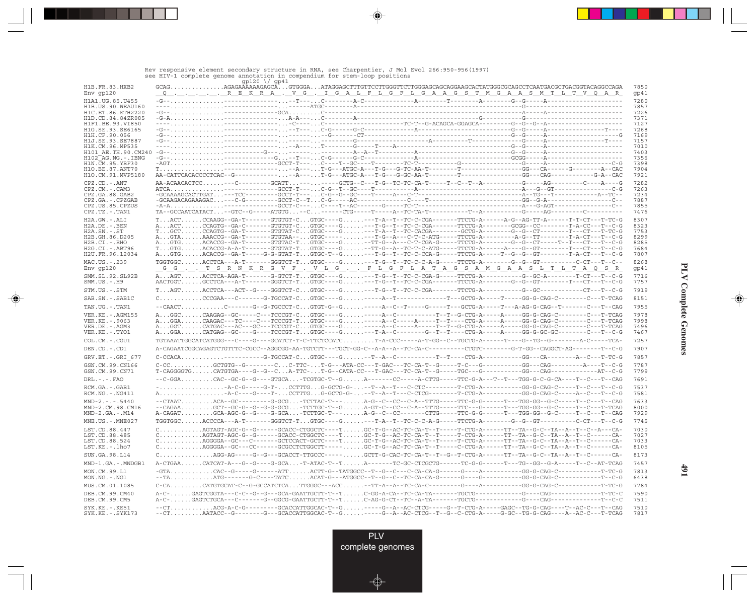Rev responsive element secondary structure in RNA, see Charpentier, J Mol Evol 266:950-956(1997)
see HIV-1 complete genome annotation in compendium for stem-loop positions

```
                        gp120 \/ gp41
H1B.FR.83.HXB2        GCAG..............AGAGAAAAAAGAGCA...GTGGGA...ATAGGAGCTTTGTTCCTTGGGTTCTTGGGAGCAGCAGGAAGCACTATGGGCGCAGCCTCAATGACGCTGACGGTACAGGCCAGA  7850
Env gp120             _Q_._._._._._._R_E_K_R_A_._V_G_._I_G_A_L_F_L_G_F_L_G_A_A_G_S_T_M_G_A_A_S_M_T_L_T_V_Q_A_R_  gp41
H1A1.UG.85.U455       -G--..............---------------....-T---...C--------A-C--------------A--------T--------A--------G--G-----A--------------------  7280
H1B.US.90.WEAU160     ----..............---------------..........ATGC--------A--------------------------------------------------G-------------------------  7857
H1C.ET.86.ETH2220     -G--..............---------------...GCA......C---------------------------------------------------A--------A--------------------  7226
H1D.CD.84.84ZR085     -G-A..............---------------...A-A----..T--------A--------------------------------------------G--------G-------------------------  7371
H1F1.BE.93.VI850      ----..............---------------...-C----...C----------------------TC-T--G-ACAGCA-GGAGCA---------G--G--G--A--------------------  7127
H1G.SE.93.SE6165      -G--..............---------------....-T---...C-G------G-C--------------A-------------------------------G--G-----A----------------T----  7268
H1H.CF.90.056         -G--..............---------------..........--G------CT---------------------------------------------G--G-----A--------------------G  7169
H1J.SE.93.SE7887      -G--..............---------------..........-----G--------------------A-----------T-------------G--G-----A---------------T----  7157
H1K.CM.96.MP535       ----..............---------------....A----...T--------G----T---A--------------------------------------G--G-----A--------------------  7010
H101_AE.TH.90.CM240   -G--..............-----------G---..........---------A--A--T-----------A--------------------------------G--G-----A--------------------  7403
H102_AG.NG.-.IBNG     -G--..............---------------G....-T---...C-G------G-C-----------A--------------------------------GCGG-----A--------------------  7356
H1N.CM.95.YBF30       -AGT..............---------------GCCT-T----...C----T--GC----T--------TC-T----------G-----------------G-----A-----------------C-G  7398
H1O.BE.87.ANT70       T...................---------------.....A----...T-G---ATGC-A---T-G---G-TC-AA-T--------T-----------------GG---CA------G--------A--CAC  7904
H1O.CM.91.MVP5180     AA-CATTCACACCCCTCAC--G-----------....A----...T-G---ATGC-A--T-G---G-GC-AA-T--------T-----------------GG---CAG-----------G-A--CAC  7921
CPZ.CD.-.ANT          AA-ACAACACTCC.......---C---------GCATT...----...---GCTG--C---T-G--TC-TC-CA-T-----T--C--T--A-----------G-----AG---------C----A---G  7282
CPZ.CM.-.CAM3         ATCA..............---------------GCCT-T----...C-G--T--GC----T--------A-----------------------------A--G--GT-----------------C-G  7263
CPZ.GA.88.GAB2        -GCAAAAGCACTTGAT....---TCC---------GCCT-T----...C-G--G--GC----T-----A---C-T-----------------------------A--TG---T------------A--TC--  7234
CPZ.GA.-.CPZGAB       -GCAAGACAGAAAGAC....---C-G---------GCCT-C--T...C-G-----AC--------------C----T-----------------------------GG--G-A-------------------C--  7887
CPZ.US.85.CPZUS       -A-A..............---------------GCCT-C----...C----T--AC-------G-----TC-T-----------------------------A---G-AGT-----------------C--  7855
CPZ.TZ.-.TAN1         TA--GCCAATCATACT....---GTC--G-----ATGTG...--C...------CTG-----T-----A--TC-TA-T---------T--A----------G-----AG---------C----------  7476
H2A.GW.-.ALI          T...ACT......CCAAGG--GA-T-------GTGTGT-C...GTGC----G......---T-A--T--TC-C-CGA-------TTCTG-A------A-G--AG-TT-A------T-T-CT---T-TC-G  8307
H2A.DE.-.BEN          A...ACT......CCAGTG--GA-C-------GTGTGT-C...GTGC----G......---T-G--T--TC-C-CGA-------TTCTG-A--------GCGG--CC-------T-A-CC---T-TC-G  8323
H2A.SN.-.ST           T...GCT......CCAGTG--GA-T-------GTGTAT-C...GTGC----G......---T-A--T--TC-CACGA-------GCTG-A--------G--G--CT-------T---CT---T-TC-G  7753
H2B.GH.86.D205        A...GTA......AAACCG--GA-T-------GTGTAA--...GTGC-----......---T-G--A---C-T-C-ATG-----TTCTG-A---------A-G--TT--------T-A-CT---T--C-G  8299
H2B.CI.-.EHO          A...GTG......ACACCG--GA-T-------GTGTAC-T...GTGC----G......--TT-G--A---C-T-CGA-G-----TTCTG-A--------G--G--CT-----T--T---CT---T--C-G  8285
H2G.CI.-.ABT96        T...GTG......ACACCG-A-A-T-------GTGTAT-T...GTGC----G......--TT-G--A--TC-T-C-ATG-----TTCTG-A------A----G--GT-------T---CT---T--C-G  7684
H2U.FR.96.12034       A...GTG......ACACCG--GA-T-----G-G-GTAT-T...GTGC-T--G......---T-G--T--TC-C-CCA-G-----TTCTG-A-----T--G--G--GT-------T-A-CT---T--C-G  7807
MAC.US.-.239          TGGTGGC......ACCTCA---A-T-------GGGTCT-T...GTGC----G......---T-G--T--TC-C-C-A-G-----TTCTG-A---------G--G--GT----------C-CT---T--C--  8268
Env gp120             _G_G_._._._T_S_R_N_K_R_G_V_F_._V_L_G_._._F_L_G_F_L_A_T_A_G_S_A_M_G_A_A_S_L_T_L_T_A_Q_S_R_  gp41
SMM.SL.92.SL92B       A...AGT......ACCTCA-AGA-T-------G-GTCT-T...GTGC----G......---T-G--T--TC-C-CGA-G-----TTCTG-A-----------G--GC-A--------T-CT---T--C-G  7716
SMM.US.-.H9           AACTGGT......GCCTCA---A-T-------GGGTCT-T...GTGC----G......---T-G--T--TC-C-CGA-------TTCTG-A---------G--G--GT--------T---CT---T--C-G  7757
STM.US.-.STM          T...AGT......ACCTCA---ACT--G----GGGTCT-C...GTGC----G......---T-G--T--TC-C-CGA-------TTCTG-A-----------G--GC-----------CT---T--C-G  7919
SAB.SN.-.SAB1C        C............CCCGAA---C-------G-TGCCAT-C...GTGC----G......-----A--T------------T---GCTG-A-----T-----GG-G-CAG-C---------C---T-TCAG  8151
TAN.UG.-.TAN1         --CAACT............C--------G--G-TGCCCT-C...GTGT-G--G......-----A--C--T-----G-----T---GCTG-A-----T---A-AG-G-CAG-T--------C---T--CAG  7955
VER.KE.-.AGM155       A...GGC......CAAGAG--GC-----C---TCCCGT-C...GTGC----G......-----A--C------------T--T--G-CTG-A-----A-----GG-G-CAG-C---------C---T-TCAG  7978
VER.KE.-.9063         A...GGA......CAAGAC---TC----C---TCCCGT-T...GTGC----G......-----A--C-----A-----T--T----CTG-A-----A-----GG-G-CAG-C---------C---T-TCAG  7998
VER.DE.-.AGM3         A...GGT......CATGAC---AC---GC---TCCCGT-C...GTGC----G......-----A--C-----A-----T--T--G-CTG-A-----A-----GG-G-CAG-C---------C---T-TCAG  7496
VER.KE.-.TYO1         A...GGA......CATGAG--GC----G----TCCCGT-T...GTGC----G......---T-A--C-----------G--T--T----CTG-A-----A-----GG-G-GC-GC---------C---T--C-G  7467
COL.CM.-.CGU1         TGTAAATTGGCATCATGGG---C----G----GCATCT-T-C-TTCTCCATC.........T-A-CCC-----A-T-GG--C--TGCTG-A------T-----G--TG--G--------A-C-----TCA-  7257
DEN.CD.-.CD1          A-CAGAATCGGCAGAGTCTGTTTC-CGCC--AGGCGG-AA-TGTCTT---TGCT-GG-C--A-A--A--TC-CA-C-----------CTGTC--------G-T-GG--CAGGCT-AG--------T--C-G  7907
GRV.ET.-.GRI_677      C-CCACA............-----------G-TGCCAT-C...GTGC----G......--T--A--C------------T--T----CTG-A------------GG---CA---------A--C---T-TC-G  7857
GSN.CM.99.CN166       C-CC...........GCTGTG--G--------C...C-TTC-...T-G---ATA-CC---T-GAC---TC-CA-T--G-----T-C---G-----------GG---CAG----------A----T--C-G  7787
GSN.CM.99.CN71        T-CAGGGGTG......CATGTGA----G--G--C...A-TTC-...T-G--CATA-CC---T-GAC---TC-CA-T--G-----TGC---G-----------GG---CAG-------------AT--C-G  7799
DRL.-.-.FAO           --C-GGA..........CAC--GC-G--G----GTGCA...-TCGTGC-T--G......A-------CC-----A-CTTG-----TTC-G-A---T--T---TGG-G-C-G-CA----T--C---T--CAG  7691
RCM.GA.-.GAB1         -..................-A-C-G------G-T-...CCTTTG...G-GCTG-G-...--T--A--T---C-CTC---------T-CTG-A-----------GG-G-CAG-C-----T--C---T--C-G  7537
RCM.NG.-.NG411        A..................-A-C----G----T-...CCTTTG...G-GCTG-G-...--T--A--T---C-CTCG-------T-CTG-A-----------GG-G-CAG-C-----A--C---T--C-G  7581
MND-2.-.-.5440        --CTAAT..........ACA--GC---------G-GCG...-TCTTAC-T---......A-G--C--CC--C-A--TTTG-----TTC-G-A------T---TGG-GG--G-C-----T--C---T--CAG  7633
MND-2.CM.98.CM16      --CAGAA..........GCT--GC-G--G--G-GCG...-TCTTGC-T--G......A-GT-C--CC--C-A--TTTG-----TTC---G-----T---TGG-GG--G-C-----T--C---T-TCAG  8000
MND-2.GA.-.M14        A-CAGAT..........GCA-AGC-G--G----G-GCA...-TCTTGC-T---......A-G--C--CC---------CTTG-----TTC-G-A------T---TGG-GG--G-C-----T--C---T--CAG  7929
MNE.US.-.MNE027       TGGTGGC......ACCCCA---A-T-------GGGTCT-T...GTGC----G......---T-A--T--TC-C-C-A-G-----TTCTG-A---------G--G--GT----------C-CT---T--C-G  7745
LST.CD.88.447         C............AGTAGT-AGC-G--G------GCACC-CTGGCTC----T......GC-T-G--AC-TC-CA-T--T-----T-CTG-A------TT--TA--G-C--TA--A--T--C--A---CA-  7030
LST.CD.88.485         C............AGTAGT-AGC-G--G------GCACC-CTGGCTC----T......GC-T-G--AC-TC-CA-T--T-----T-CTG-A------TT--TA--G-C--TA--A--T--C------CA-  7027
LST.CD.88.524         C............AGGGGA--GC---C-------GCTCCACT-GCTC----T......GC-T-G--AC-TC-CA-T--T-----T-CTG-A------TT--TA--G-C--TA--A--T--C------CA-  7033
LST.KE.-.lho7         C............AGGGGA--GC---CC------GCGCCTCTGGCTT-----......GC-T-G--AC-TC-CA-T--T-----C-CTG-A------TT--TA--G-C--TA--A--T--C------CA-  8105
SUN.GA.98.L14         C...............AGG-AG-----G--G---GCACCT-TTGCCC-----......GCTT-G-CAC-TC-CA-T--G--T-CTG-A------TT--TA--G-C--TA--A--T--C------CA-  8173
MND-1.GA.-.MNDGB1     A-CTGAA.........CATCAT-A---G--G----G-GCA...-T-ATAC-T--T......A-------TC-GC-CTCGCTG------TC-G-G------T---TG--GG--G-A-----T--C--AT-TCAG  7457
MON.CM.99.L1          -GTA.............CAC--G-----G------ATT.......ACTT-G--TATGGCC--T--G--C---C-CA-CA-G------G----A-----------GG-G-CAG-C-------------T-TC-G  7813
MON.NG.-.NG1          --TA.............ATG-------G-C----TATC......ACAT-G---ATGGCC--T--G--C--TC-CA-CA-G------G----G-----------GG-G-CAG-C-------------T--C-G  6438
MUS.CM.01.1085        C-CA.........CATGTGCAT-C--G-GCCATCTCA...TTGGGC---ACC......--TT-A--A--TC-CA-C---------G----A-----------GG-G-CAG-C-------------T-TC-G  7784
DEB.CM.99.CM40        A-C-......GAGTCGGTA---C-C--G--G---GCA-GAATTGCTT-T--T......C-GG-A-CA--TC-CA-TA-------TGCTG-------------G-----CAG---------------T-TC-C  7590
DEB.CM.99.CM5         A-C-......GAGTCTGCA---C-------G--GGCG-GAATTGCTT-T--T......C-AG-G-CT--TC-A-TA-------TGCTG-------------G-----CAG---------------T--C-C  7511
SYK.KE.-.KE51         --CT.............ACG-A-C-G---------GCACCATTGGCAC-T--G......-----G--A--AC-CTCG-----G--T-CTG-A-----GAGC--TG-G-CAG----T--AC-C---T--CAG  7510
SYK.KE.-.SYK173       --CT.............AATACC--G--------G---GCACCATTGGCAC-T--G......-----G--A--AC-CTCG--T--G--C-CTG-A-----G-GC--TG-G-CAG----A--AC-C---T-TCAG  7817
```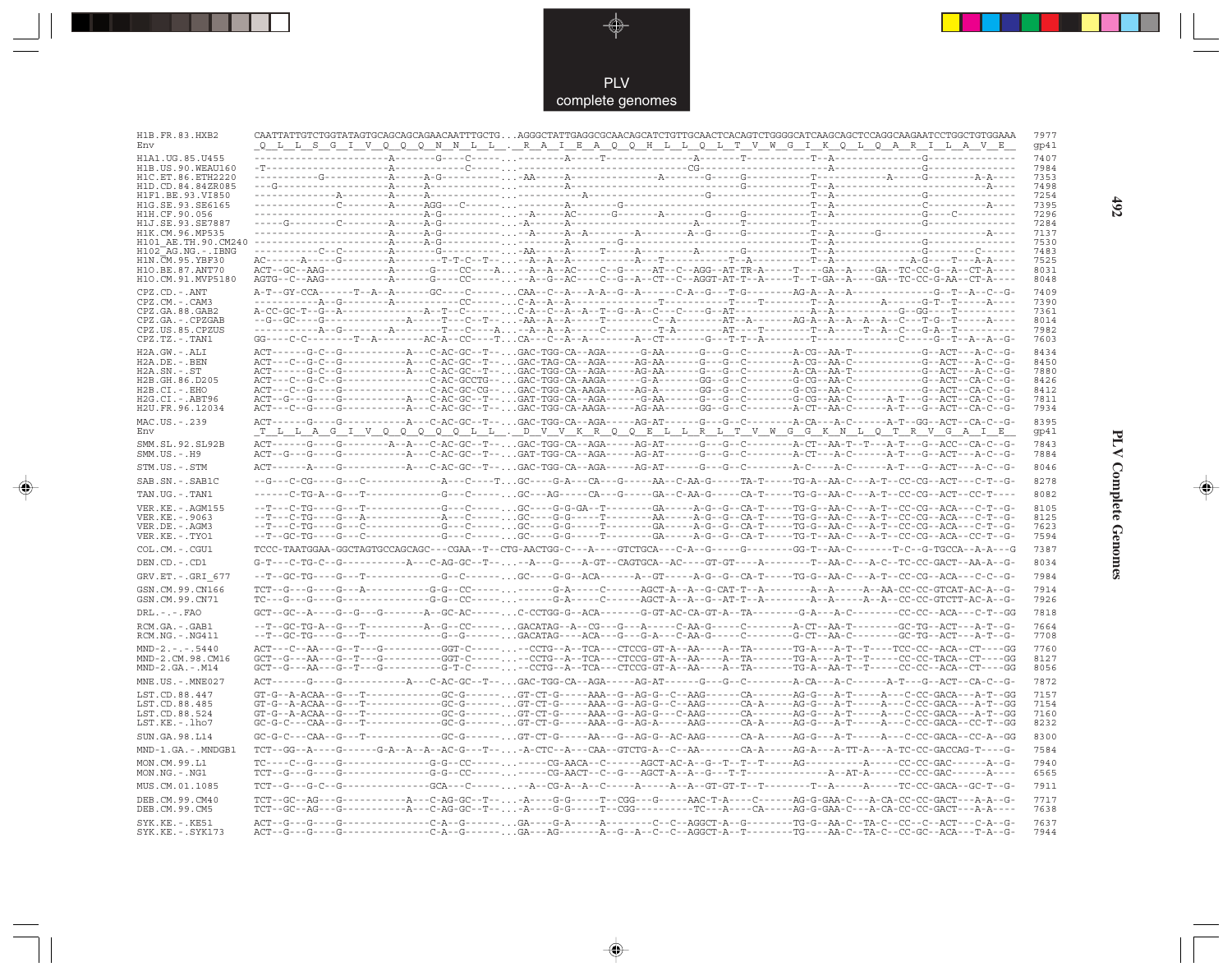```
H1B.FR.83.HXB2       CAATTATTGTCTGGTATAGTGCAGCAGCAGAACAATTTGCTG...AGGGCTATTGAGGCGCAACAGCATCTGTTGCAACTCACAGTCTGGGGCATCAAGCAGCTCCAGGCAAGAATCCTGGCTGTGGAAA  7977
Env                   Q  L  L  S  G  I  V  Q  Q  Q  N  N  L  L  .  R  A  I  E  A  Q  Q  H  L  L  Q  L  T  V  W  G  I  K  Q  L  Q  A  R  I  L  A  V  E    gp41

H1A1.UG.85.U455      -----------------------A-------G---C-----...--------A-----T---------------A-------T----------T--A---------------G----------------  7407
H1B.US.90.WEAU160    -T---------------------A-------------C---...--------------------------CG----------------------A----------------G----------------  7984
H1C.ET.86.ETH2220    -----------G-----------A-----A-G---------...AA-----A---------------A--------G-----G-----------T-------------A-----G--------A-A----  7353
H1D.CD.84.84ZR085    ---G-------------------A-----A-----------...--------A-------------------------G-----G---------T--A------------------------A-----  7498
H1F1.BE.93.VI850     --------------A--------A-----A-----------...-----------A----------------------G---------------T--A---------------G----------------  7254
H1G.SE.93.SE6165     -------------C---------A-----AGG---C-----...--------A-------G-----------------------------------T--A---------------C--------A-----  7395
H1H.CF.90.056        ------------------------A-G---------...-A-----AC------G-------A-------G-----G----------T--A---------------G----C----------  7296
H1J.SE.93.SE7887     -----G--------C--------A-----A-G---------...-A-----A-----------------------A-------T----------T-----------------G----------------  7284
H1K.CM.96.MP535      -----------------------A-----A-G---------...-A-----A--A-------A--------A--G-----G----------T--A-------G-------------------A-----  7137
H101_AE.TH.90.CM240  -----------------------A-----A-G---------...--------A-------G-----------------------------------T--A----------------G------------  7530
H102_AG.NG.-.IBNG    ------------C--C-------A-------G---------...AA-----A-----T-------------A-------G-----------T--A---------------G--------C-------  7483
H1N.CM.95.YBF30      AC------A-----G--------A-------T-T-C--T--...-A--A--A-----------A---T----------T--A---------T--A------------A-G----T---A-A-----  7525
H1O.BE.87.ANT70      ACT--GC--AAG-----------A------G----CC----A...-A--A--AC-----C--G------AT--C--AGG--AT-TR-A-----T----GA--A----GA--TC-CC-G--A--CT-A----  8031
H1O.CM.91.MVP5180    AGTG--C--AAG-----------A------G----CC----...-A--G--AC----C--G--A--CT--C--AGGT-AT-T--A-----T--T-GA--A----GA--TC-CC-G-AA--CT-A----  8048

CPZ.CD.-.ANT         A-T--GY-CCA------T--A--A------GC----C-----...CAA--C--A---A-A--G--A-------C-A--G---T-G---------AG-A--A--A---------------G--T--A--C--G-  7409
CPZ.CM.-.CAM3        -----------A--G--------A-----------CC-----...C-A--A--A--------------T---------T-----T--------T--A---------A-------G-T--T------A----  7390
CPZ.GA.88.GAB2       A-CC-GC-T--G--A----------------A--T--C-----...C-A--C--A--A--T--G--A--C---C----G--AT----------A--A------------G--GG----T----------  7361
CPZ.GA.-.CPZGAB      --G--GC----G-----------A-----T---C--T--...-AA--A--A--------T-------AG-A--A--------AT--A-------AG-A--A--A--A--A--C---T-G--T------A----  8014
CPZ.US.85.CPZUS      -----------A--G--------A---------T---C---A...-A--A--A--A-----C---------T-A--------AT----T--------T--A-----T--A--C---G-A--T----------  7982
CPZ.TZ.-.TAN1        GG----C-C----------T--A--------AC-A--CC----T...CA---C--A--A---------A--CT--------G---T-T--A---------T-----------------C------G--T--A--A--G-  7603

H2A.GW.-.ALI         ACT------G-C--G-----------A---C-AC-GC--T--...GAC-TGG-CA--AGA------G-AA------G---G--C--------A-CG--AA-T-------------G--ACT---A-C--G-  8434
H2A.DE.-.BEN         ACT---C--G-C--G-----------A---C-AC-GC--T--...GAC-TAG-CA--AGA-----AG-AA------G---G--C--------A-CG--AA-C-------------G--ACT---A-C--G-  8450
H2A.SN.-.ST          ACT------G-C--G-----------A---C-AC-GC--T--...GAC-TGG-CA--AGA-----AG-AA------G---G--C--------A-CA--AA-T-------------G--ACT---A-C--G-  7880
H2B.GH.86.D205       ACT---C--G-C--G--------------C-AC-GCCTG--...GAC-TGG-CA-AAGA------G-A--------GG--G--C--------G-CG--AA-C-------------G--ACT--CA-C--G-  8426
H2B.CI.-.EHO         ACT---C--G----G--------------C-AC-GC-CG--...GAC-TGG-CA-AAGA------AG-A--------GG--G--C--------G-CG--AA-C-------------G--ACT--CA-C--G-  8412
H2G.CI.-.ABT96       ACT--G---G----G-----------A---C-AC-GC--T--...GAT-TGG-CA--AGA------G-AA------G---G--C--------G-CG--AA-C------A-T---G--ACT--CA-C--G-  7811
H2U.FR.96.12034      ACT---C--G----G-----------A---C-AC-GC--T--...GAC-TGG-CA-AAGA-----AG-AA------GG--G--C--------A-CT--AA-C------A-T---G--ACT--CA-C--G-  7934

MAC.US.-.239         ACT------G----G-----------A---C-AC-GC--T--...GAC-TGG-CA--AGA-----AG-AT------G---G--C--------A-CA---A-C------A-T--GG--ACT--CA-C--G-  8395
Env                   T  L  L  A  G  I  V  Q  Q  Q  Q  Q  L  L  .  D  V  V  K  R  Q  Q  E  L  L  R  L  T  V  W  G  G  K  N  L  Q  T  R  V  G  A  I  E    gp41

SMM.SL.92.SL92B      ACT------G----G--------A--A---C-AC-GC--T--...GAC-TGG-CA--AGA-----AG-AT------G---G--C--------A-CT--AA-T--T----A-T---G--ACC--CA-C--G-  7843
SMM.US.-.H9          ACT--G---G----G-----------A---C-AC-GC--T--...GAT-TGG-CA--AGA-----AG-AT------G---G--C--------A-CT---A-C------A-T---G--ACT---A-C--G-  7884

STM.US.-.STM         ACT------A----G-----------A---C-AC-GC--T--...GAC-TGG-CA--AGA-----AG-AT------G---G--C--------A-C----A-C------A-T---G--ACT---A-C--G-  8046

SAB.SN.-.SAB1C       --G---C-CG----G---C------------A---C----T...GC----G-A---CA---G-----AA--C-AA-G-----TA-T-----TG-A--AA-C---A-T--CC-CG--ACT---C-T--G-  8278

TAN.UG.-.TAN1        ------C-TG-A--G---T------------G---C------...GC---AG-----CA---G-----GA--C-AA-G-----CA-T-----TG-G--AA-C---A-T--CC-CG--ACT---CC-T----  8082

VER.KE.-.AGM155      --T---C-TG----G---T------------G---C------...GC----G-G-GA--T--------GA-----A-G--G--CA-T-----TG-G--AA-C---A-T--CC-CG--ACA---C-T--G-  8105
VER.KE.-.9063        --T---C-TG----G---A------------A---C------...GC----G-G-----T--------AA-----A-G--G--CA-T-----TG-G--AA-C---A-T--CC-CG--ACA---C-T--G-  8125
VER.DE.-.AGM3        --T---C-TG----G---C------------G---C------...GC----G-G-----T--------GA-----A-G--G--CA-T-----TG-G--AA-C---A-T--CC-CG--ACA---C-T--G-  7623
VER.KE.-.TYO1        --T--GC-TG----G---C------------G---C------...GC----G-G-----T--------GA-----A-G--G--CA-T-----TG-T--AA-C---A-T--CC-CG--ACA--CC-T--G-  7594

COL.CM.-.CGU1        TCCC-TAATGGAA-GGCTAGTGCCAGCAGC---CGAA--T--CTG-AACTGG-C---A----GTCTGCA---C-A--G-----G--------GG-T--AA-C-------T-C--G-TGCCA--A-A---G  7387

DEN.CD.-.CD1         G-T---C-TG-C--G-----------A---C-AG-GC--T--...-A---G----A-GT--CAGTGCA--AC----GT-GT----A--------T--AA-C---A-C--TC-CC-GACT--AA-A--G-  8034

GRV.ET.-.GRI_677     --T--GC-TG----G---T------------G---C------...GC----G-G--ACA------A--GT-----A-G--G--CA-T-----TG-G--AA-C---A-T--CC-CG--ACA---C-C--G-  7984

GSN.CM.99.CN166      TCT--G---G----G---A------------G-G--CC-----...------G-A-----C-----AGCT-A--A--G-CAT-T--A--------A--A-----A--AA-CC-CC-GTCAT-AC-A--G-  7914
GSN.CM.99.CN71       TC---G---G----G---------------G-G--CC-----...------G-A-----C-----AGCT-A--A--G--AT-T--A--------A--A------A--A--CC-CC-GTCTT-AC-A--G-  7926

DRL.-.-.FAO          GCT--GC--A----G--G---G--------A--GC-AC-----...C-CCTGG-G--ACA--------G-GT-AC-CA-GT-A--TA---------G-A---A-C--------CC-CC--ACA---C-T--GG  7818

RCM.GA.-.GAB1        --T--GC-TG-A--G---T-----------A--G---CC-----...GACATAG--A--CG---G---A-----C-AA-G-----C--------A-CT--AA-T--------GC-TG--ACT---A-T--G-  7664
RCM.NG.-.NG411       --T--GC-TG----G---T------------G--G------...GACATAG----ACA---G---G-A---C-AA-G-----C--------G-CT--AA-C--------GC-TG--ACT---A-T--G-  7708

MND-2.-.-.5440       ACT---C--AA---G---T---G----------GGT-C-----...--CCTG--A--TCA---CTCCG-GT-A--AA----A--TA--------TG-A---A-T--T-----TCC-CC--ACA--CT----GG  7760
MND-2.CM.98.CM16     GCT--G---AA---G---T---G----------GGT-C-----...--CCTG--A--TCA---CTCCG-GT-A--AA----A--TA--------TG-A---A-T--T-----CC-CC-TACA--CT----GG  8127
MND-2.GA.-.M14       GCT--G---AA---G---T---G----------G-T-C-----...--CCTG--A--TCA---CTCCG-GT-A--AA----A--TA--------TG-A--AA-T--T-----CC-CC--ACA--CT----GG  8056

MNE.US.-.MNE027      ACT------G----G-----------A---C-AC-GC--T--...GAC-TGG-CA--AGA-----AG-AT------G---G--C--------A-CA---A-C------A-T---G--ACT--CA-C--G-  7872

LST.CD.88.447        GT-G--A-ACAA--G---T------------GC-G------...GT-CT-G-----AAA--G--AG-G--C--AAG------CA-------AG-G---A-T-----A---C-CC-GACA---A-T--GG  7157
LST.CD.88.485        GT-G--A-ACAA--G---T------------GC-G------...GT-CT-G-----AAA--G--AG-G--C--AAG------CA-A-----AG-G---A-T-----A---C-CC-GACA---A-T--GG  7154
LST.CD.88.524        GT-G--A-ACAA--G---T------------GC-G------...GT-CT-G-----AAA--G--AG-G--C-AAG------CA-------AG-G---A-T-----A---C-CC-GACA---A-T--GG  7160
LST.KE.-.lho7        GC-G-C---CAA--G---T------------GC-G------...GT-CT-G-----AAA--G--AG-A-----AAG------CA-A-----AG-G---A-T-----A---C-CC-GACA--CC-T--GG  8232

SUN.GA.98.L14        GC-G-C---CAA--G---T------------GC-G------...GT-CTC-G-----AA---G--AG-G--AC-AAG------CA-A-----AG-G---A-T-----A---C-CC-GACA--CC-A--GG  8300

MND-1.GA.-.MNDGB1    TCT--GG--A----G------G-A--A--A--AC-G---T--...-A-CTC--A---CAA--GTCTG-A--C--AA-------CA-A-----AG-A---A-TT-A---A-TC-CC-GACCAG-T----G-  7584

MON.CM.99.L1         TC----C--G----G---------------G-G--CC-----...----CG-AACA--C-----AGCT-AC-A--G--T--T--T-----AG---------A-----CC-CC-GAC------A--G-  7940
MON.NG.-.NG1         TCT--G---G----G---------------G-G--CC-----...----CG-AACT--C--G---AGCT-A--A--G---T-T-------------A--AT-A------CC-CC-GAC------A----  6565

MUS.CM.01.1085       TCT--G--G-C--G--------------GCA---C-----...-A--CG-A--A--C-----A-----A--A--GT-GT-T--T--------T--A-----A-----TC-CC-GACA--GC-T--G-  7911

DEB.CM.99.CM40       TCT--GC--AG---G-----------A---C-AG-GC--T--...-A----G-G-----T--CGG---G-----AAC-T-A----C------AG-G-GAA-C---A-CA-CC-CC-GACT---A-A--G-  7717
DEB.CM.99.CM5        TCT--GC--AG---G-----------A---C-AG-GC--T--...-A----G-G-----T--CGG----------TC---A----CA-----AG-G-GAA-C---A-CA-CC-CC-GACT---A-A----  7638

SYK.KE.-.KE51        ACT--G---G----G---------------C-A--G------...GA----G-A-----A---------C--C--AGGCT-A--G--------TG-G--AA-C--TA-C--CC--C--ACT---C-A--G-  7637
SYK.KE.-.SYK173      ACT--G---G----G---------------C-A--G------...GA---AG-------A--G--A--C--C--AGGCT-A--T--------TG----AA-C--TA-C--CC-GC--ACA---T-A--G-  7944
```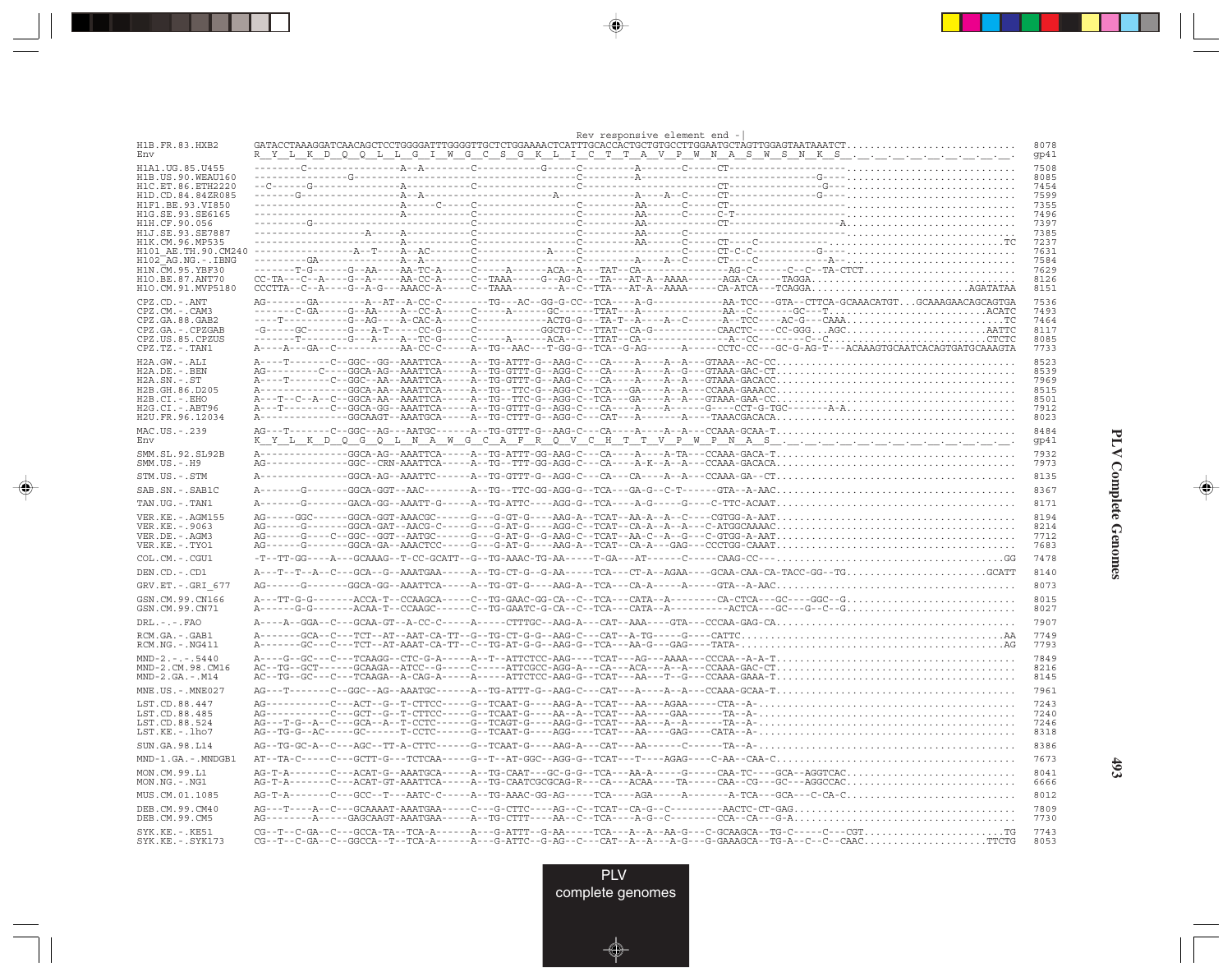```
                                                                   Rev responsive element end -|
H1B.FR.83.HXB2       GATACCTAAAGGATCAACAGCTCCTGGGGATTTGGGGTTGCTCTGGAAAACTCATTTGCACCACTGCTGTGCCTTGGAATGCTAGTTGGAGTAATAAATCT............................  8078
Env                  R  Y  L  K  D  Q  Q  L  L  G  I  W  G  C  S  G  K  L  I  C  T  T  A  V  P  W  N  A  S  W  S  N  K  S  .  .  .  .  .  .  .  .  .  gp41

H1A1.UG.85.U455      --------C-----------------A--A--------C-----------G------C---------A--------C-----CT---------------------------..........................  7508
H1B.US.90.WEAU160    -----------------G-----------------------------------------C-----------A--------------------------------------G----.........................  8085
H1C.ET.86.ETH2220    --C------G-----------------A----------C--------------------C-----------------------CT----------------------G---..........................  7454
H1D.CD.84.84ZR085    --------G------------------A--A------------------------A---------------A---A--C-----CT---------------------G---.........................  7599
H1F1.BE.93.VI850     ---------------------------A------C----C-------------------C---------AA-------C-----CT---------------------------.........................  7355
H1G.SE.93.SE6165     ---------------------------A----------C--------------------C---------AA-------C-----C-T---------------------------........................  7496
H1H.CF.90.056        ---------G-----------------------------C--------------------C---------AA-------------CT---------------------------A.........................  7397
H1J.SE.93.SE7887     -------------------A--------A---------C--------------------C---------AA-------C------------------------------------........................  7385
H1K.CM.96.MP535      ---------------------------A----------C--------------------C---------AA-------C-----CT----C---------------------..........................TC  7237
H101_AE.TH.90.CM240  ---------------A--T----A--AC-----------C--------------A-----C--------------------C-----CT-C-C-----------G---..........................  7631
H102_AG.NG.-.IBNG    ----------GA---------------A--A-------C--------------------C-----------A---A--C-----CT----C--------------A--.........................  7584
H1N.CM.95.YBF30      -------T-G-------G--AA-----AA-TC-A-----C------A------ACA--A---TAT--CA----------------AG-C------C--C--TA-CTCT..........................  7629
H1O.BE.87.ANT70      CC-TA---C--A-----G--A------AA-CC-A-----C--TAAA-----G--AG-C---TA---AT-A--AAAA------AGA-CA----TAGGA...........................  8126
H1O.CM.91.MVP5180    CCCTTA--C--A-----G--A-G----AAACC-A-----C--TAAA--------A--C---TTA---AT-A--AAAA------CA-ATCA---TCAGGA.........................AGATATAA  8151

CPZ.CD.-.ANT         AG-------GA--------A--AT--A-CC-C--------TG---AC--GG-G-CC--TCA-----A-G--------------AA-TCC---GTA--CTTCA-GCAAACATGT...GCAAAGAACAGCAGTGA  7536
CPZ.CM.-.CAM3        --------C-GA-----G--AA-----A--CC-A-----C------A------GC------TTAT--A---------------AA--C-------GC---T..........................ACATC  7493
CPZ.GA.88.GAB2       ----T---------------G--AG-----A-CAC-A-----C-----------ACTG-G---TA-T--A-----A--C------A--TCC-----AC-G---CAAA.........................TC  7464
CPZ.GA.-.CPZGAB      -G-----GC-------G---A-T-----CC-G-----C----------GGCTG-C--TTAT--CA-G---------CAACTC----CC-GGG...AGC.........................AATTC  8117
CPZ.US.85.CPZUS      --------T-------G---A------A--TC-G-----C------A------ACA-----TTAT--CA---------------A--CC--------C--C..........................CTCTC  8085
CPZ.TZ.-.TAN1        A----A---GA--C-----------AA-CC-C-----A--TG--AAC---T-GG-G--TCA--G-AG------A-----CCTC-CC---GC-G-AG-T---ACAAAGTGCAATCACAGTGATGCAAAGTA  7733

H2A.GW.-.ALI         A----T-------C--GGC--GG--AAATTCA-----A--TG-ATTT-G--AAG-C---CA----A----A--A---GTAAA--AC-CC........................................  8523
H2A.DE.-.BEN         AG---------C----GGCA-AG--AAATTCA-----A--TG-GTTT-G--AGG-C---CA----A----A--G---GTAAA-GAC-CT........................................  8539
H2A.SN.-.ST          A----T-------C--GGC--AA--AAATTCA-----A--TG-GTTT-G--AAG-C---CA----A----A--A---GTAAA-GACACC........................................  7969
H2B.GH.86.D205       A---------------GGCA-AA--AAATTCA-----A--TG--TTC-G--AGG-C---TCA---GA---A--A---CCAAA-GAAACC........................................  8515
H2B.CI.-.EHO         A---T--C--A--C--GGCA-AA--AAATTCA-----A--TG--TTC-G--AGG-C---TCA---GA---A--A---GTAAA-GAA-CC........................................  8501
H2G.CI.-.ABT96       A---T-------C---GGCA-GG--AAATTCA-----A--TG-GTTT-G--AGG-C---CA----A----A--------G----CCT-G-TGC-------A-A...........................  7912
H2U.FR.96.12034      A---------------GGCAAGT--AAATGCA-----A--TG-CTTT-G--AGG-C---CAT---A----A-----TAAACGACACA...........................................  8023

MAC.US.-.239         AG---T-------C--GGC--AG---AATGC------A--TG-GTTT-G--AAG-C---CA----A----A--A---CCAAA-GCAA-T.........................................  8484
Env                  K  Y  L  K  D  Q  G  Q  L  N  A  W  G  C  A  F  R  Q  V  C  H  T  T  V  P  W  P  N  A  S  .  .  .  .  .  .  .  .  .  .  .  .  .  .  .  gp41

SMM.SL.92.SL92B      A---------------GGCA-AG--AAATTCA-----A--TG-ATTT-GG-AAG-C---CA----A----A-TA---CCAAA-GACA-T.........................................  7932
SMM.US.-.H9          AG--------------GGC--CRN-AAATTCA-----A--TG--TTT-GG-AGG-C---CA----A-K--A--A---CCAAA-GACACA.........................................  7973

STM.US.-.STM         A---------------GGCA-AG--AAATTC------A--TG-GTTT-G--AGG-C---CA----CA---A--A---CCAAA-GA--CT.........................................  8135

SAB.SN.-.SAB1C       A-------G-------GGCA-GGT--AAC--------A--TG--TTC-GG-AGG-G--TCA---GA-G--C-T------GTA--A-AAC.........................................  8367

TAN.UG.-.TAN1        A-------G-------GACA-GG--AAATT-G-----A--TG-ATTC-----AGG-G--TCA---A-G-----G-----C-TTC-ACAAT........................................  8171

VER.KE.-.AGM155      AG-----GGC------GGCA-GGT-AAACGC------G--G-GT-G-----AAG-A--TCAT--AA-A--A--C----CGTGG-A-AAT.........................................  8194
VER.KE.-.9063        AG------G-------GGCA-GAT--AACG-C-----G--G-AT-G-----AGG-C--TCAT--CA-A--A--A---C-ATGGCAAAAC.........................................  8214
VER.DE.-.AGM3        AG------G-----C--GGC--GGT--AATGC------G--G-AT-G--G-AAG-C--TCAT--AA-C--A--G---C-GTGG-A-AAT.........................................  7712
VER.KE.-.TYO1        AG------G-------GGCA-GA--AAACTCC-----G--G-AT-G-----AAG-A--TCAT--CA-A---GAG---CCCTGG-CAAAT.........................................  7683

COL.CM.-.CGU1        -T--TT-GG----A---GCAAAG--T-CC-GCATT--G--TG-AAAC-TG-AA-----T-GA---AT------C-----CAAG-CC---.........................................GG  7478

DEN.CD.-.CD1         A---T--T--A--C---GCA--G--AAATGAA-----A--TG-CT-G--G-AA-----TCA---CT-A--AGAA-----GCAA-CAA-CA-TACC-GG--TG.........................GCATT  8140

GRV.ET.-.GRI_677     AG------G-------GGCA-GG--AAATTCA-----A--TG-GT-G----AAG-A--TCA---CA-A-----A-----GTA--A-AAC.........................................  8073

GSN.CM.99.CN166      A---TT-G-G-------ACCA-T--CCAAGCA-----C--TG-GAAC-GG-CA--C--TCA---CATA--A---------CA-CTCA---GC----GGC--G...........................  8015
GSN.CM.99.CN71       A------G-G-------ACAA-T--CCAAGC------C--TG-GAATC-G-CA--C--TCA---CATA--A-----------ACTCA---GC---G--C--G...........................  8027

DRL.-.-.FAO          A----A--GGA--C---GCAA-GT--A-CC-C-----A------CTTTGC--AAG-A---CAT--AAA----GTA---CCCAA-GAG-CA........................................  7907

RCM.GA.-.GAB1        A-------GCA--C---TCT--AT--AAT-CA-TT--G--TG-CT-G-G--AAG-C---CAT--A-TG-----G-----CATTC.............................................AA  7749
RCM.NG.-.NG411       A-------GC---C---TCT--AT-AAAT-CA-TT--C--TG-AT-G-G--AAG-G--TCA---AA-G----GA----TATA-...............................................AG  7793

MND-2.-.-.5440       A----G--GC---C---TCAAGG--CTC-G-A-----A--T--ATTCTCC-AAG----TCAT---AG---AAAA----CCCAA--A-A-T........................................  7849
MND-2.CM.98.CM16     AC--TG--GCT------GCAAGA--ATCC--G-----C-----ATTCGCC-AGG-A---CA---ACA---A--A---CCAAA-GAC-CT.........................................  8216
MND-2.GA.-.M14       AC--TG--GC---C---TCAAGA--A-CAG-A-----A-----ATTCTCC-AAG-G--TCAT---AA---T--G----CCAAA-GAAA-T........................................  8145

MNE.US.-.MNE027      AG---T-------C--GGC--AG--AAATGC------A--TG-ATTT-G--AAG-C---CAT---A----A--A---CCAAA-GCAA-T.........................................  7961

LST.CD.88.447        AG----------C---ACT--G--T-CTTCC-----G--TCAAT-G----AAG-A--TCAT---AA---AGAA------CTA--A-............................................  7243
LST.CD.88.485        AG----------C---GCT--G--T-CTTCC-----G--TCAAT-G----AA--A-TCAT---AA----GAA-------TA--A-.............................................  7240
LST.CD.88.524        AG---T-G--A--C---GCA--A--T-CCTC-----G--TCAGT-G----AAG-G--TCAT---AA---A--A------TA--A-.............................................  7246
LST.KE.-.lho7        AG--TG-G--AC-----GC------T-CCTC-----G--TCAAT-G----AGG----TCAT---AA----GAG-----CATA--A-............................................  8318

SUN.GA.98.L14        AG--TG-GC-A--C---AGC--TT-A-CTTC-----G--TCAAT-G----AAG-A---CAT---AA------C------TA--A-.............................................  8386

MND-1.GA.-.MNDGB1    AT--TA-C-----C---GCTT-G---TCTCAA-----G--T--AT-GGC--AGG-G--TCAT---T----AGAG-----C-AA--CAA-C........................................  7673

MON.CM.99.L1         AG-T-A-------C---ACAT-G--AAATGCA-----A--TG-CAAT---GC-G-G--TCA---AA-A-----G-----CAA-TC----GCA--AGGTCAC.............................  8041
MON.NG.-.NG1         AG-T-A-------C---ACAT-GT-AAATTCA-----A--TG-CAATCGCGCAG-R---CA---ACAA----TA------CAA--CG---GC---AGGCCAC.............................  6666

MUS.CM.01.1085       AG-T-A-------C---GCC--T---AATC-C-----A--TG-AAAC-GG-AG-----TCA---AGA-----A-------A-TCA---GCA---C-CA-C..............................  8012

DEB.CM.99.CM40       AG---T----A--C---GCAAAAT-AAATGAA-----C--G-CTTC-----AG--C--TCAT--CA-G--C---------AACTC-CT-GAG.......................................  7809
DEB.CM.99.CM5        AG--------A-----GAGCAAGT-AAATGAA-----A--TG-CTTT-----AA--C--TCA---A-G--C----------CCA--CA---G-A.....................................  7730

SYK.KE.-.KE51        CG--T--C-GA--C---GCCA-TA--TCA-A------A--G-ATTT--G-AA-----TCA---A--A--AA-G---C-GCAAGCA--TG-C-----C---CGT.........................TG  7743
SYK.KE.-.SYK173      CG--T--C-GA--C---GGCCA--T--TCA-A-----A--G-ATTC--G-AG--C---CAT--A--A---A-G---G-GAAAGCA--TG-A--C--C--CAAC......................TTCTG  8053
```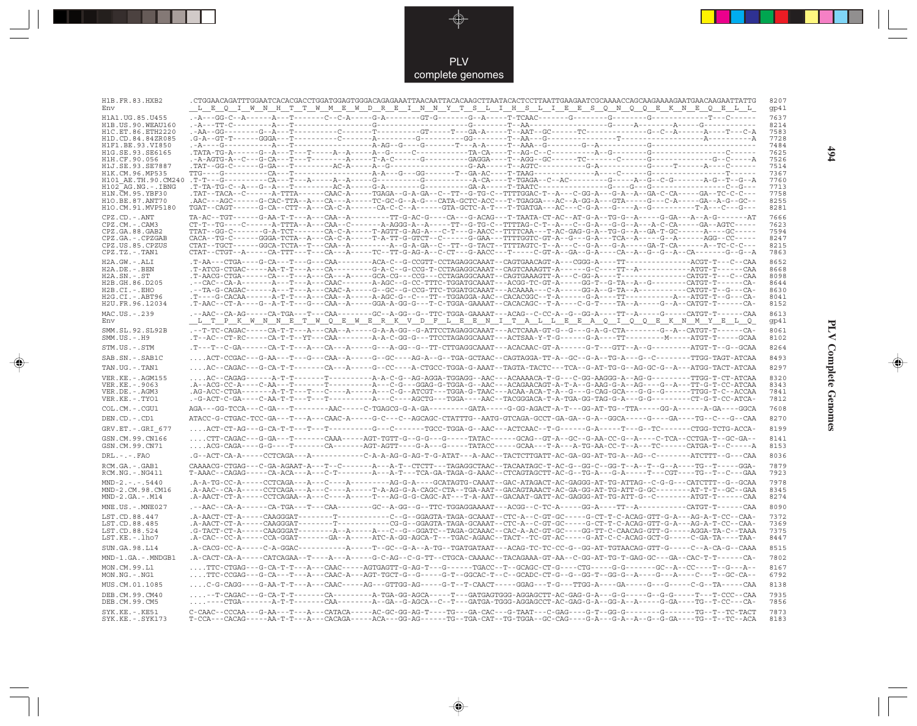```
H1B.FR.83.HXB2       .CTGGAACAGATTTGGAATCACACGACCTGGATGGAGTGGGACAGAGAAATTAACAATTACACAAGCTTAATACACTCCTTAATTGAAGAATCGCAAAACCAGCAAGAAAAGAATGAACAAGAATTATTG  8207
Env                   _L__E__Q__I__W__N__H__T__T__W__M__E__W__D__R__E__I__N__N__Y__T__S__L__I__H__S__L__I__E__E__S__Q__N__Q__Q__E__K__N__E__Q__E__L__L_   gp41

H1A1.UG.85.U455      .-A---GG-C--A------A---T-------C--C-A-----G-A--------GT-G-------G--A-----T-TCAAC------G--------G--------G------------T---C------  7637
H1B.US.90.WEAU160    .-A---TT-C---------A---T-----------------G------------------------T--AA-----------------G-----A--------A-----G------------  8214
H1C.ET.86.ETH2220    .-AA--GG--------G--A---T----------C-------T----------GT-----T---GA-A-----T--AAT--GC------TC--------------G--C--A------A----T---C-A  7583
H1D.CD.84ZR085       .G-A--GT-T------GGGA---T----------C-------A-----------G---------GG------T--AA---G----------------T--------------------A---------A  7728
H1F1.BE.93.VI850     .-A----G-----------A---T------------------A-AG--G----G-------T---A-A-----T--AAA--G-------G--A-----------G---------------------  7484
H1G.SE.93.SE6165     .TATA-TG-A------G--A---T---T-----A--A-----A--G-----C----------TA-CA-----T--AG-C--C---------A--G-------G------------------C------  7625
H1H.CF.90.056        .-A-AGTG-A--C---G-CA---T---T--------A-----T-A-C-------G----------GAGGA----T--AGG--GC------TC-------C------G------------------G--C-----A  7526
H1J.SE.93.SE7887     .TAT--GG-C------G-GA---T---------AC-A-----A--G-----------------G-AA-----T--AGTC-----------G-A-------------G-----T--------A----C------  7514
H1K.CM.96.MP535      TTG----G-----------CA---T------------------A-A---G---GG-------T--GA-AC----T-TAAG----------A----C------G-------------------T-------  7367
H101_AE.TH.90.CM240  .T-T---G-----------CA---T---A-----A--A-----G--------G---------A-CA-----T-TGAGA--C--AC---------G-----A--G--C-G--------A-G--T--G--A  7760
H102_AG.NG.-.IBNG    .T-TA-TG-C--A---G--A---T---------AC-A-----G-A-------G---------GA-A-----T-TAATC--------------G-----G---G------------------C--G---  7713
H1N.CM.95.YBF30      .TAT--TACA--C------A-TTTA------CAAC-A-----TGAGA--G-A-GA--C--TT--G-TG-C--TTTTGGAC-T--A---C-GG-A---G-A--A--GA-C-CA-----GA--TC-C-C---  7758
H1O.BE.87.ANT70      .AAC---AGC------G-CAC-TTA--A---CA---A-----TC-GC-G--A-G---CATA-GCTC-ACC---T-TGAGGA---AC--A-GG-A---GTA-----G---C-A------GA--A-G--GC--  8255
H1O.CM.91.MVP5180    TGAT--CAGT------G-CA--CTT--A---CA-C-A------CA-C-C--A------GTA-GCTC-A-T---T-TGATGA---AC---C-G-A---G----A--G-----------T-A---C--G---  8281

CPZ.CD.-.ANT         TA-AC--TGT------G-AA-T-T---A---CAA--A--------TT-G-AC-G-----CA---G-ACAG---T-TAATA-CT-AC--AT-G-A--TG-G--A-----G-GA---A--A-G-------AT  7666
CPZ.CM.-.CAM3        CT-T--TG----C------A-TTTA--A---CAA--C-------A-AGGG-A--A-----TT--G-TG-C--TTTTAG-C-T--A---C--G-A---G-G--A---A-C-CA-----GA--AGTC----  7623
CPZ.GA.88.GAB2       TTAT--GG-C-------G-A-TCT-------CA-C-A-----T-AGTT-G-AG-A---C-T---G-AACC--TTTTCAA---T-AC-GAG-G-A--TG-G--A--GA-T-GC-------A----GC-----  7594
CPZ.GA.-.CPZGAB      CACA--TG-C------GGGA-TCTA--A---CA-C-A-----T-A-TT-G-GTCT--C-----G-GAA---TTTTGGTC-GT-A--G---G-A---TCA--A-----G--A------AGG--CC-----  8247
CPZ.US.85.CPZUS      CTAT--TGCT------GGCA-TCTA--T---CAA--A---------A--G-A-GA--C--TT--G-TACT--TTTTAGTC-T--A---C--G-A---G-A-----GA-T-CA------A--TC-C-C---  8215
CPZ.TZ.-.TAN1        CTAT--CTGT--A------CA-TTT---T---CA---A-----TC--TT-G-AG-A--C-CT---G-AACC---T------C-GT-A--GA--G-A----CA--A--G--G--A--CA-------G--G--A  7863

H2A.GW.-.ALI         .T-AA---CTGA----G-CA---T---G---CAA--------ACA-C--G-CCGTT-CCTAGAGGCAAAT--CAGTGAACAGT-A---CGGG-A----TT-------------ACGT-T---C--CAA  8652
H2A.DE.-.BEN         .T-ATCG-CTGAC-----AA-T-T---A---CA----------G-A-C--G-CCG-T-CCTAGAGGCAAAT--CAGTCAAAGTT-A------G-C----TT--A-----------ATGT-T------CAA  8668
H2A.SN.-.ST          .T-AACG-CTGA------CA---T---A---CA--A-----GCA-CG---CCG---CCTAGAGGCAAAT--CAGTGAAAGTT-A---C-GG-A----T--------------CATGT-T---C--CAA  8098
H2B.GH.86.D205       .--CAC--CA-A-------A---T---A---CAAC-------A-AGC--G-CC-TTTC-TGGATGCAAAT--ACGG-TC-GT-A-----GG-T--G-TA--A--G--------CATGT-T-------CA-  8644
H2B.CI.-.EHO         .--TA-G-CAGAC------A---T---A---CAAC-A-----G--GC--G-CCG-TTC-TGGATGCAAAT--ACAAAA---C-A-----GG-A--G-TA--A--------------CATGT-T--G---CA-  8630
H2G.CI.-.ABT96       .T----G-CACAA------A-T-T---A---CAA--A-----A-AGC-G--C---TT--TGGAGGA-AAC--CACACGGC--T-A------G-A----TT--------------A---ATGT-T--G---CA-  8041
H2U.FR.96.12034      .T-AAC--CT-A----G--A-T-T---G---CAA--A-----GGA-A-GG-G---T-C-TGGA-GAAAAT--CACACAGC--T-A----C-G-T----TA--A-----G--A-CATGT-T------CA-  8152

MAC.US.-.239         .--AAC--CA-AG-----CA-TGA---T---CAA--------GC--A-GG--G--TTC-TGGA-GAAAAT--ACAG--C-CC-A--G--GG-A----TT--A-----G-----CATGT-T------CAA  8613
Env                   _L__T__P__K__W__N__N__E__T__W__Q__E__W__E__R__K__V__D__F__L__E__E__N__I__T__A__L__L__E__E__A__Q__I__Q__Q__E__K__N__M__Y__E__L__Q_   gp41

SMM.SL.92.SL92B      .--T-TC-CAGAC-----CA-T-T---A---CAA--A-----G-A-A-GG--G-ATTCCTAGAGGCAAAT--ACTCAAA-GT-G--G---G-A-G-CTA--------G--A--CATGT-T------CA-  8061
SMM.US.-.H9          .T--AC--CT-RC-----CA-T-T--YT---CAA---------A-A-C-GG-G---TTCCTAGAGGCAAAT--ACTSAA-Y-T-G------G-A----TT----------M------ATGT-T------GCAA  8102

STM.US.-.STM         .T---T--C-GA------CA-T-T---A---CA---A-----G---A-GG--G--TT-CTTGAGGCAAAT--ACACAAC-GT-A------G-T---GTT--A--G---------ATGT-T--G--GCAA  8264

SAB.SN.-.SAB1C       ....ACT-CCGAC---G-AA---T---G---CAA--A-----G--GC----AG-A--G--TGA-GCTAAC--CAGTAGGA-TT-A--GC--G-A--TG-A---G--C--------TTGG-TAGT-ATCAA  8493

TAN.UG.-.TAN1        ....AC--CAGAC---G-CA-T-T-------CA---A-----G--CC----A-CTGCC-TGGA-G-AAAT--TAGTA-TACTC---TCA--G-AT-TG-G--AG-GC-G--A---ATGG-TACT-ATCAA  8297

VER.KE.-.AGM155      ....AC--CAGAG------A-T-T-------T-----------A-A-C-G--AG-AGGA-TGGAGG--AAC---ACAAAACA-T-G---C-GG-AAGGG-A--AG-G---------TTGG-T-CT-ATCAA  8320
VER.KE.-.9063        .A--ACG-CC-A-----C-AA---T-------T----------A---C-G---GGAG-G-TGGA-G--AAC---ACAGAACAGT-A-T-A--G-AAG-G-A--AG----G--A---TT-G-T-CC-ATCAA  8343
VER.DE.-.AGM3        .AG-ACC-CTGA-------A-T-T---T---C----A-----A---C-G---ATCGT---TGGA-G-TAAC---ACAA-ACA-T-A--G---G-CAG-GCA---G-G--G------TTGG-T-C--ACCAA  7841
VER.KE.-.TYO1        .-G-ACT-C-GA----C-AA-T-T---T---T----------A---C----AGCTG---TGGA----AAC--TACGGGACA-T-A-TGA-GG-TAG-G-A---G-G--------CT-G-T-CC-ATCA-  7812

COL.CM.-.CGU1        AGA---GG-TCCA---C-GA---T--------AAC-----C-TGAGCG-G-A-GA--------GATA-----G-GG-AGACT-A-T---GG-AT-TG--TTA-----GG-A------A-GA----GGCA  7608

DEN.CD.-.CD1         ATACC-G-CTGAC-TCC-GA---T---A---CAAC-A-----G-C---C--AGCAGC-CTATTTG--AATG-GTCAGA-GCCT-GA-GA--G-A--GGCA-----G----GA----TG--C---G--CAA  8270

GRV.ET.-.GRI_677     ....ACT-CT-AG---G-CA-T-T---T---T----------G---C-------TGCC-TGGA-G--AAC---ACTCAAC--T-G------G-A-----T---G--TC-------CTGG-TCTG-ACCA-  8199

GSN.CM.99.CN166      ....CTT-CAGAC---G-GA---T-------CAAA------AGT-TGTT-G--G-G---G-----TATAC------GCAG--GT-A--GC--G-AA-CC-G--A----C-TCA--CCTGA-T--GC-GA--  8141
GSN.CM.99.CN71       ....ACG-CAGA----G-G----T-------CA-------AGT-AGTT----G-A---G-----TATACC-----GCAA---T-A---A-TG-AA-CC-T--A---TC------CATGA-T---C-----A  8153

DRL.-.-.FAO          .G--ACT-CA-A-----CCTCAGA---A-------------C-A-A-AG-G-AG-T-G-ATAT---A-AAC--TACTCTTGATT-AC-GA-GG-AT-TG-A--AG--C--------ATCTTT--G---CAA  8036

RCM.GA.-.GAB1        CAAAACG-CTGAG---C-GA-AGAAT-A---T--C-------A---A-T--CTCTT---TAGAGGCTAAC--TACAATAGC-T-AC-G--GG-C--GG-T--A--T--G--A----TG--T-----GGA-  7879
RCM.NG.-.NG411       T-AAAC--CAGAG-----CA-ACA---A---C-T--------A---A-T---TCA-GA-TAGA-G-AAAC--CTCAGTAGCTT-AC-G--TG-A---G-A-----T---CGT-----TG--T---C---GAA  7923

MND-2.-.-.5440       .A-A-TG-CC-A-----CCTCAGA---A---C----A---------AG-G-A----GCATAGTG-CAAAT--GAC-ATAGACT-AC-GAGGG-AT-TG-ATTAG--C-G-G---CATCTTT--G--GCAA  7978
MND-2.CM.98.CM16     .A-AAC--CA-A-----CCTCAGA---A---C----A-----T-A-AG-G-A-CAGC-CTA--TGA-AAT--GACAGTAAACT-AC-GA-GG-AT-TG-ATT-G-GC--------AT-T-T--GC--GAA  8345
MND-2.GA.-.M14       .A-AACT-CT-A-----CCTCAGAA--A---C----A-----T---AG-G-G-CAGC-AT---T-A-AAT--GACAAT-GATT-AC-GAGGG-AT-TG-ATT-G--C--------ATGT-T------CAA  8274

MNE.US.-.MNE027      .--AAC--CA-A------CA-TGA---T---CAA--------GC--A-GG--G--TTC-TGGAGGAAAAT---ACGG--C-TC-A------GG-A----TT--A-----------CATGT-T------CAA  8090

LST.CD.88.447        .A-AACT-CT-A-----CAAGGGAT--------T------------C--G--GGAGTA-TAGA-GCAAAT--CTC-A--C-GT-GC-----G-CT-T-C-ACAG-GTT-G-A---AG-A-T-CC--CAA-  7372
LST.CD.88.485        .A-AACT-CT-A-----CAAGGGAT--------T------------CG-G--GGAGTA-TAGA-GCAAAT--CTC-A--C-GT-GC-----G-CT-T-C-ACAG-GTT-G-A---AG-A-T-CC--CAA-  7369
LST.CD.88.524        .G-TACT-CT-A-----CAAGGGAT--------A--A-----A---C--G--GGATC--TAGA-GCAAAC--CAC-A-AC-GT-GC-----GG-TT-C-CAACAG-GTT-G-----AGGA-TA-C--TAAA  7375
LST.KE.-.lho7        .A-CAC--CC-A-----CCA-GGAT--------GA--A-----ATC-A-GG-AGCA-T---TGAC-AGAAC--TACT--TC-GT-AC-----G-AT-C-C-ACAG-GCT-G-----C-GA-TA----TAA-  8447

SUN.GA.98.L14        .A-CAG-CC-A-----C-A-GGAC-----------A-----T--GC--G-A--A-TG--TGATGATAAT---ACAG-TC-TC-CC-G--GG-AT-TGTAACAG-GTT-G-----C--A-CA-G--CAAA  8515

MND-1.GA.-.MNDGB1    .A-CACT-CA-A-----CATCAGAA--T----A---A-----G-C-AG--C-G-TT--CTGCA-CAAAAC--TACAGAAA-GT-AA--C-GG-AT-TG-T-GAG-GC---GA--CAC-T-T------CA-  7802

MON.CM.99.L1         ....TTC-CTGAG---G-CA-T-T---A---CAAC-----AGTGAGTT-G-AG-T---G-------TGACC--T--GCAGC-CT-G----CTG-----G-G-------GC--A--CC----T--G---A--  8167
MON.NG.-.NG1         ....TTC-CCGAG---G-CA---T---A---CAAC-A---AGT-TGCT-G--G-----G-T--GGCAC-T--C--GCADC-CT-G--G--GG-T--GG-G--A----G---A----C---T--GC-CA--  6792

MUS.CM.01.1085       ....C-G-CAGG----G-AA-T-T---A---CAAC-----AG--GTTGG-AG-----G-T--T-CAACT-----GGAG---T-G---TTGG-A----GA-----G---G-----C-G--TA-----CAA  8138

DEB.CM.99.CM40       ....--T-CAGAC---G-CA-T-T-------CA---------A-TGA-GG-AGCA-----T---GATGAGTGGG-AGGAGCCT-AC-GAG-G-A---G-G-----G--G-G-----T---T-CCC--CAA  7935
DEB.CM.99.CM5        ....----CTGA-------A-T-T-------CAA--------A--GA--G-AGCA--C--T---GATGA-TGGG-AGGAGCCT-AC-GAG-G-A--GG-A--A-----G-GA----TG--T--CC---CA-  7856

SYK.KE.-.KE51        C-CAAC--CCCAA---G-AA---T---A---CATACA-----AC-GC-GG-AG-T----TG---GA-CAC---G-TAAT---C-GAG----G-T--GG-G--------G--------TG--T--TC-TACT  7873
SYK.KE.-.SYK173      T-CCA---CACAG-----AA-T-T---A---CACAGA-----ACA---GG-AG------TG--TGA-CAT--TG-TGGA--GC-CAG----G-A---G-A--A--G--G-GA----TG--T--TC-ACA  8183
```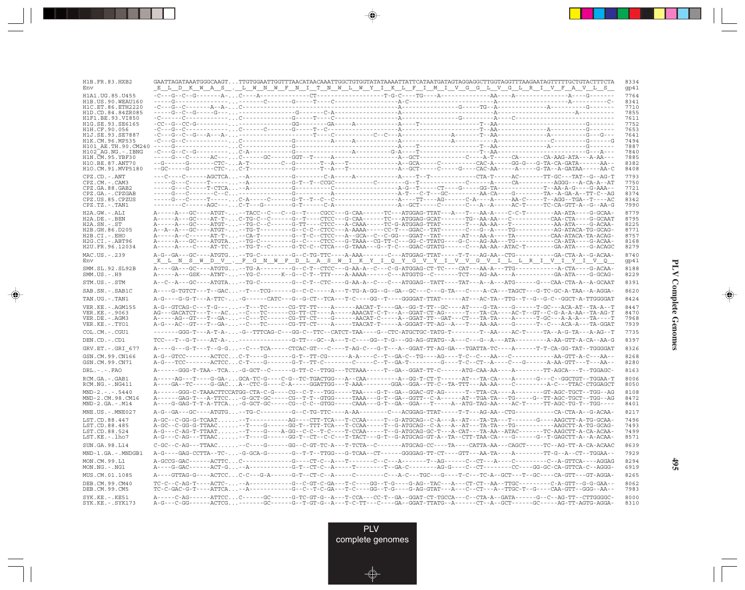```
H1B.FR.83.HXB2       GAATTAGATAAATGGGCAAGT...TTGTGGAATTGGTTTAACATAACAAATTGGCTGTGGTATATAAAATTATTCATAATGATAGTAGGAGGCTTGGTAGGTTTAAGAATAGTTTTTGCTGTACTTTCTA   8334
Env                  _E__L__D__K__W__A__S__._L__W__N__W__F__N__I__T__N__W__L__W__Y__I__K__L__F__I__M__I__V__G__G__L__V__G__L__R__I__V__F__A__V__L__S__   gp41

H1A1.UG.85.U455      -C---G--C--G-------A-...C----A----------------CT-------------------T-G-C----TG----A--------------AA----A---------------A-----G-------   7764
H1B.US.90.WEAU160    -----G-----------------...-------C-------G-----T----C------------------A-C-------------------------A-----------------------A-----------C-   8341
H1C.ET.86.ETH2220    -C---G--C-------A--A-...C---------------------------------------------A--------------------G-----TG--A---------------A-----------G-------   7710
H1D.CD.84.84ZR085    -----G--C--G-----G---...-------------------G--------C-A------------------A---------------------------A-------------------------A---------   7855
H1F1.BE.93.VI850     -C-----C---------------...C----------------G------T----C----------------A--------------------G-------A----C----------------------------   7611
H1G.SE.93.SE6165     -CC--G--CC-G-----------...----------------GG------GA-----A---------------A----T-------------------T--AA--------------------------G-------   7752
H1H.CF.90.056        -C---G--C-------------...C------C-------G------T--C---------------------A-----------------------T--AA--------------------A----------G-------   7653
H1J.SE.93.SE7887     -C---G--C--G---A---A-...-------------------------T----C-----------C--C---A------------------A-------T--AA--------------------A----------G---G---   7641
H1K.CM.96.MP535      -C---G--C-------------...C----------------G------------A-----A-----------A------------------A-----------A-------------------C----------G------G   7494
H101_AE.TH.90.CM240  -----G----------------...C----------------G----------------------------A-----T-------------------T--AA--------------------A----------G-------   7887
H102_AG.NG.-.IBNG    -C---G--C--G----------...C-A--------------G----------------------A-----------G-A-----T-------------------T--AA------------------------------G---A---   7840
H1N.CM.95.YBF30      -----G---C-------AC----...C------GC-------GGT--T-----A---------------A--GCT---------------C-----A-T-----CA-------CA-AAG-ATA---A-AA---   7885
H1O.BE.87.ANT70      --G------G-------CTC--...A-T--------C--G-------T--A---T------------A--GCA-----C-----------CAC-A------GG-G---G-TA-CA-GATA------AA--   8382
H1O.CM.91.MVP5180    --GC-----G-------CTC--...C-T------------G-------T--A---T-------------A--GCT-----C-----G----CAC-AA-----A------G-TA--A-GATAA-----AA-C   8408

CPZ.CD.-.ANT         ---C----C------AGCTCA...--A----------------G-------C-A-----A-------------A----T--T---------------CTA-T-----AC-------TT-GC---TAT--G--AG-T   7793
CPZ.CM.-.CAM3        -----G---C-----T-------...--A----------------G-T--T--CCGC-----------C--------G--T---------------C------A-----CA-----------AGGG---A-CA-A--AT   7750
CPZ.GA.88.GAB2       -----G---C------T-CTCA...--A----------------G----------C------------------A-G--T-----CT----G------GG-TA----------T--AA-A-G-----G-AAA--   7721
CPZ.GA.-.CPZGAB      -----G---C--------C--C...----------------------------A-----------------A-T----C-T---GC---------AA-CA----G---------TA--A-GA-A--TT-C--AG   8374
CPZ.US.85.CPZUS      -----G---C-----T-------...C-A-----C-----G-T---T--C--C----------------A-----TT----AG------C-A----A-----AA-C-----T--AGG--TGA--T---AC   8342
CPZ.TZ.-.TAN1        --------C------AGC----...C-T---G----------G-T------C-A-------------------A--GCT-----C------C----A--A-----AC-T-----TC-CA-GTT-A--G--AA-G   7990

H2A.GW.-.ALI         A-----A---GC----ATGT-...--TACC--C---C--G--T----CGCC---G-CAA------TC---ATGGAG-TTAT---A---T---AA-A----C-C-T---------AA-ATA----G-GCAA-   8779
H2A.DE.-.BEN         A-----A---GC----AT-T-...C-TG-C--C------G--T----CTCC---G-CAA------TC---ATGGAG-GCAT-------TG--AA-AA---C------------CAA-CTA----G-GCAAT   8795
H2A.SN.-.ST          A-----A---GC----ATGT-...--TG-C--C------G-TT-----CTCC---A-CAAA----TC-G-ATGGAG-TTAT-------T---AA-AA---T------------AA-ATA----G-ACAA-   8225
H2B.GH.86.D205       A--A--A---GC----ATGT-...--TG-T---------G--C-C--CTCC---A-AAAA-----CC-T---GGAC--TAT-------C---G--A-----TG----------AG-ATACA-TG-GCAG-   8771
H2B.CI.-.EHO         A-----A---C-----AT-T-...--CA-T---------G--T-C--CTCC---A--GCA--C--C-GG---GGAT--TAT------AT---AA-A----TA----------CAA-ATACA-TA-ACAG-   8757
H2G.CI.-.ABT96       A-----A---GC----ATGTA...--TG-C---------G--C----CTCC---G-TAAA---CG-TT-C---GG-C-TTATG----G-C---AG-AA---TG----------CA-ATA----G-ACAA-   8168
H2U.FR.96.12034      A-----A----C----AT-TC...--TG-T--C------G-TC-C--CTCA---G-TAAA---G--T-C---GGAC-GTATG------C---AA-AA--ATAC-T---------GA-ATA----G-ACAGC   8279

MAC.US.-.239         A-G--GA---GC----ATGTG...--TG-C---------G--C-TG-TTC----A-AAA-------C---ATGGAG-TTAT-----T-T---AG-AA--CTG-----------GA-CTA-A--G-ACAA-   8740
Env                  _K__L__N__S__W__D__V__._F__G__N__W__F__D__L__A__S__W__I__K__Y__I__Q__Y__G__V__Y__I__V__V__G__V__I__L__L__R__I__V__I__Y__I__V__Q__   gp41

SMM.SL.92.SL92B      A-----GA---GC----ATGTG...--TG-A---------G--C-T--CTCC---G-AA-A--C---C-G-ATGGAG-CT-TC-----CAT---AA-A---TTG-----------A-CTA----G-ACAA-   8188
SMM.US.-.H9          A-----A---GSK---ATNT-...--YG-C-------K--G--C-T--TTY----A-AAAA------C---ATGGTG--C-------TCT---AG-AA----A------------GA-ATA----G-GCAG-   8229

STM.US.-.STM         A--C--A---GC----ATGTA...--TG-C---------G--C-T--CTC----G-AA-A--C---C---ATGGAG--TATT-----TAT---A--A---ATG------G---CAA-CTA-A--A-GCAAT   8391

SAB.SN.-.SAB1C       A----G-TGTCT---T--GAC...--T---TCG------G--C-C-----A---T-TG-A-GG--G--GA--GC---C---G-TA---C----A-CA---TAGCT---G-TC-GC-A-TAA--A-AGGA-   8620

TAN.UG.-.TAN1        A-G----G-G-T---A-TTC-...-G------CATC---G--G-CT--TCA---T-C----GG--T----GGGGAT-TTAT------AT---AC-TA--TTG--T--G--G-C--GGCT-A-TTGGGGAT   8424

VER.KE.-.AGM155      A-G--GTCAG-C---T-G----...--T---TC------CG-TT-TT----A------AACAT-T----GA--GG-T-TT--GC-----AT----G-TA----G------T-GC---ACA-AT--TA-A--T   8447
VER.KE.-.9063        AG---GACATCT---T---AC...--C---TC------CG-TT-CT----A-----AAACAT-C-T---A--GGAT-CT-AG------T----TA-CA---AC-T--GT--C-G-A-A-AA--TA-AG-T   8470
VER.DE.-.AGM3        A-----AG--GT---T--GA-...--C---TC------CG-TT-CT----A-----AACAT-C-----A--GGAT-TT--GAT---CT----TA-TA----A------T-GC---A-A-A---TA----T   7968
VER.KE.-.TYO1        A-G---AC--GT---T--GA-...--C---TC------CG-TT-CT----A------TAACAT-T-----A-GGGAT-TT-AG--A---T---AA-AA----G------T--C---ACA-A---TA-GGAT   7939

COL.CM.-.CGU1        -------GGG-T---A-T-A-...-G--TTTCAG-C----GG-C--TTC--CATCT-TAA----G--CTC-ATGCTGC-TATG-T--------T--AA----AC-T-----TA--A-G-TA---A-AG--T   7735

DEN.CD.-.CD1         TCC---T--G-T---AT-A-...---------------G-TT---GC--A---T-C----GG--T-G---GG-AG-GTATG--A---C---G--A---ATA---------A-AA-GTT-A-CA--AA-G   8397

GRV.ET.-.GRI_677     A----G---G-T---T--G-G...--C---TCA-----CTCAC-GT---C----T-AG-C---G-T---A--GGAT-TT-AG-GA---TGATTA-TC----A------T-T-CA-GG-TAT--TGGGGAT   8326

GSN.CM.99.CN166      A-G--GTCC-------ACTCC...C-T----G-------G-T--TT-CG------A-A----C--T--GA-C--TG----AG----T-C--C---AA---C-----------AA-GTT-A-C---AA--   8268
GSN.CM.99.CN71       A-G---TCC-------ACTCC...C-T----G-------G-T--TT-C---------C-----C--T--GA-T---------G----T-C--CT--A----C---G-------A-AA-GTT---T---AA--   8280

DRL.-.-.FAO          A------GGG-T-TAA--TCA...-G-GCT--C------G-TT-C--TTGG---TCTAAA-----T--GA--GGAT-TT-C------ATG-CAA-AA----A---------TT-AGCA---T--TGGAGC-   8163

RCM.GA.-.GAB1        A-----AG---T----G-GA-...GCA-TC-G----C-G--TC-TGACTGG---A--CAA--------A--GG-T-CT-T------AT---TA-CA----A------G---C--GGCTGT--TGGAA-T   8006
RCM.NG.-.NG411       A----GA--TC------G-GAC...A--CTC-G----C-A------GGATTGG---T-AAA---------GGA--GGA--TT-C--TA-TTT---AA-AA----C----------A-C---TTAC-CTGGAGCT   8050

MND-2.-.-.5440       A------GGG-C-TAAACTTCCATGG-CTA-C-G----CG--C-T---TGG------TAA----G-T--GA--GGAC-GT-AG------T--TTA-CA----A-------GT-AGC-TGCT--TGG--AG   8108
MND-2.CM.98.CM16     A------GAG-T---A-TTCC...-G-GCT-GC-----CG--T-T--GTGG------TAAA---G-T--GA--GGTT--C-A------AT--TGA-TA----TG------G--TT-AGC-TGCT--TGG--AG   8472
MND-2.GA.-.M14       A----G-GAG-T-T-A-TTCA...-G-GCT-GC-----CG--C-C--GTGG------CAAA---G-T--GA--GGA---T------A-ATG-TAG-AA-----AC-T------TT-AGC-TG-T--TGG----   8401

MNE.US.-.MNE027      A-G--GA---GC----ATGTG...--TG-C---------G--C-TG-TTC----A-AA-------C---ACGGAG-TTAT------T-T---AG-AA--CTG-----------CA-CTA-A--G-ACAA-   8217

LST.CD.88.447        A-GC--C-GG-G-TCAAT......--T-----------AG-----CTT-TCA---T-CCAA------T--G-ATGCAG--C-A---A--AT---TA-TA---T-------G----AAGCTT-A-TG-GCAA-   7496
LST.CD.88.485        A-GC--C-GG-G-TTAAC......--T----G------GG-T--TTT-TCA---T-CCAA------T--G-ATGCAG--C-A---A--AT---TA-TA---TG-----------AAGCTT-A-TG-GCAG-   7493
LST.CD.88.524        A-G---C-AG-T-TTAAT......--T----G----A-GG--C-C--T-C----T-CCAA------T--G-ATGCAG-GC-T---A-CAT---TA-AA--ATAC-------TC-AAGCTT-A-CA-ACAA-   7499
LST.KE.-.lho7        A-G---C-AG---TTAAC......--T----G------GG-T--CT--C-C---T-TACT---G-T--G-ATGCAG-GT-A--TA--CTT-TAA-CA----G------G--T-GAGCTT-A--A-ACAA-   8571

SUN.GA.98.L14        C-GC--C-AG---TTAAC......--C----G------GG--C-GT-TC-A---T-TCTA--C-------ATGCAG-CC----TA----CATTA-AA---CAGCT-----TC--AG-TT-A-CA-ACAAC   8639

MND-1.GA.-.MNDGB1    A-G----GAG-CCTTA--TC-...-G-GCA-G------G--T-T--TTGG---G-TCAA--CT-------GGGGAG-TT-CT----GTT---AA-TA----A---------TT-G--A--CT--TGGAA--   7929

MON.CM.99.L1         A-GCCG-GAC------ACTTC...C-------------G----CT-C--A---T-------C--C---A-------T--AG------C--CT---A----C---------C--A-GTTCA----AGGAG   8294
MON.NG.-.NG1         A----G-GAC------ACT-G...--A-----------G-T--CT-C--A---T--------T--GA-C--------AG-G-----C--CT---------CC----GG-GC-CA-GTTCA-C--AGGG-   6919

MUS.CM.01.1085       A----GTTAG-G----ACTCC...C-C---G-A------G-T--CT-C--A------C-------C---A-C---TGC---G----T-C---TC-A--GCT---T--GC----CA-GTT---GT-AGGA-   8265

DEB.CM.99.CM40       TC-C--C-AG-T----ACTC-...--A-----------G--C-GT-C-GA---T-C----GG--T-G----G-AG--TAC---A---CT-CT--AA--TTGC----------C-A-GTT--G-G-GAA--   8062
DEB.CM.99.CM5        TC-C-GAC-G-T----ATTCA...--A-----------G--C--T-C-GA---T-C----GG--T-G-AG-GTAT---A---C--CT---A--TTGC-T--G----CAA-GTT--GGG--AA--   7983

SYK.KE.-.KE51        A-----C-AG------ATTCC...C------GC------G-TC-GT-G--A---T-CCA---CC-T--GA--GGAT-CT-TGCCA---C--CTA-A--GATA------G--C--AG-TT--CTTGGGGC-   8000
SYK.KE.-.SYK173      A-G---C-GG------ACTCG...-------GC------G--T-GT-G--A---T-C-TT---C----GA--GGAT-TTATG--A------CT--A--GCT------GC-----AG-TT-AGTG-AGGA-   8310
```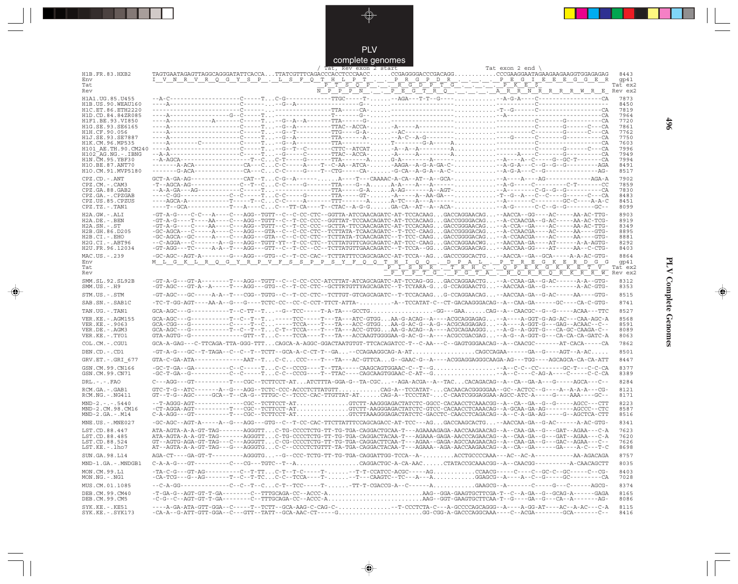# PLV complete genomes

```
                                               / Tat, Rev exon 2 start                                    Tat exon 2 end \
H1B.FR.83.HXB2      TAGTGAATAGAGTTAGGCAGGGATATTCACCA...TTATCGTTTCAGACCCACCTCCCAACC.......CCGAGGGGACCCGACAGG............CCCGAAGGAATAGAAGAAGAAGGTGGAGAGAG  8443
Env                 I__V__N__R__V__R__Q__G__Y__S__P__.__L__S__F__Q__T__H__L__P__T__.__.__P__R__G__P__D__R__.__.__.__.__P__E__G__I__E__E__E__G__G__E__R  gp41
Tat                                                    _P__T__S__Q__P__.__.__R__G__D__P__T__G__.__.__.__.__P__K__E__S                                     Tat ex2
Rev                                                   N__P__P__P__N__.__.__P__E__G__T__R__Q__.__.__.__.__A__R__R__N__R__R__R__R__W__R__E_  Rev ex2
H1A1.UG.85.U455     --A-C-------------------C-----T...C-G-----------TTGC-----T-......--AGA---T-T--G---..............-A-G-A----C-----------------CA  7873
H1B.US.90.WEAU160   ----A-------------------C-----...---G--A-------------------G--......--------------------------------------C-------------------  8450
H1C.ET.86.ETH2220   ----A-------------------C-----T.-------------------TTA------CA-......--------------------------T-G-----C-------------------CA  7819
H1D.CD.84.84ZR085   ----A----------------G--C-----T.---------------T-------G--......----------------------------A---------------------------CA  7964
H1F1.BE.93.VI850    ----A------------A------C-----T....--G--A--A-------TTA------G-......----------------------------------------C-------G-----------CA  7720
H1G.SE.93.SE6165    ----A-------------------C-----T....--G--A----------TTAC--ACCA-......-A-----A---------------------------------C-------G------C---CA  7861
H1H.CF.90.056       ----A-------------------C-----T....--G--T----------TTG----G-A-......--AC-----------------------------------C-------G------C---CA  7762
H1J.SE.93.SE7887    ----A-------------------C-----T....--G--A----------TTA------A-......-A-C--A-G--------------------G---------C-------G-----------CA  7750
H1K.CM.96.MP535     ----A--------C----------C-----T....--G--A----------TTA---------.......-T------G-A-----A-........--------------------------------CA  7603
H101_AE.TH.90.CM240 ----A-------------------C-----T....--G--T--C-------CTTC--ATCAT......-A--A--A-----------A..........C-------G------C---CA  7996
H102_AG.NG.-.IBNG   --A-A-------------------C-----T....--G-----C-------TTAC--ACCA-......-A-----A-----------A.......A----C-------G-----------CA  7949
H1N.CM.95.YBF30     --A-AGCA-----------------T--C...C-T-----G---------TTA------A......G-A----------A---------.............-A----A--C-----G--GC-T-------CA  7994
H1O.BE.87.ANT70     -------A-ACA------------CA---C...C-C-----A---T--C-AA--ATCA-......-AAGA--A-G-A-GA-C-...........-A-G-A---C--G--G-------------AGA  8491
H1O.CM.91.MVP5180   -------G-ACA------------CA---C...C-C-----G---T--CTG-----CA-......--G-CA--A-G-A--A-C-............-A-G-A---C--G-----------------AG-  8517
CPZ.CD.-.ANT        GCT-A-GA-AG--------------CAT--T...C-G--A----------......A----T---CAAAAC-A-CA--AT--A--GCA-...........-A-----A----AG-------------AGA-A  7902
CPZ.CM.-.CAM3       -T--AGCA-AG--------------C--T--C...C-C-----G------TTA----G--A......A-A----A---A-----------.........-A-G------C---------C-T-------CC  7859
CPZ.GA.88.GAB2      --A-A-GA---AG------------C-----T.....-------------TTA-----G-A......A-AG-------A--AGT-..............-A-------C-G--G--G----------CA  7830
CPZ.GA.-.CPZGAB     ----C-GG-----------------C--C-----T...C-C-----G----------TTA-----GT-......-A-----A--AA-GA--..........-T--G--A---C--C----G-------C---CA  8483
CPZ.US.85.CPZUS     ----AGCA-A-----------T-----T--C...C-C-----A-------TTT-------A......A-TC---A---A-------------------........-A-------C-----------GC-C-----A-A-C  8451
CPZ.TZ.-.TAN1       ----T--GCA--------------T---A----C...C---TT-CA----T--CTAC--A-G-G......GA-CA--AT--A---ACA-...........-A-G-----C-C--G--G--------GC--  8099
H2A.GW.-.ALI        -GT-A-G----C-C---A----C---AGG--TGTT--C--C-CC-CTC--GGTTA-ATCCAACAGATC-AT-TCCACAAG...GACCAGGAACAG....-AACCA--GG----AC-----AA-AC-TTG-  8903
H2A.DE.-.BEN        -GT-A-G----T----AA----C---AGG--TGTT--C--T-CC-CCC--GGTTAT-TCCAACAGATC-AT-TCCACAAG...GACCGGGGAACAG....-A-CCAACGA--G-AC-----AA-AC-TCG-  8919
H2A.SN.-.ST         -GT-A-G----C----AA----C---AGG--TGTT--C--T-CC-CCC--GTTA-TTCCAACAGATC-AT-TCCACAAG...GACCGGGAACAG....-A-CCA--GA----AC-----AA-AC-TTG-  8349
H2B.GH.86.D205      -GC-AGCA---C-----A----C---AGG---GTA--C--C-CC-CTC--TCTTATA-TCAACAGATC--T-TCC-CAAG...GACCGGGGACAG....-A-CCAACGA----AC-----AA----GTG-  8895
H2B.CI.-.EHO        -GC-AGCA--GC-----A----C---AGG---GTA--C--C-CC-CTC--TCTTATA-TCAACAGATC--T-TCC-CAAG...GACCGGGGACAG....-A-CCAACGA----AC-----AA----GTG-  8881
H2G.CI.-.ABT96      --C-AGGA---C-------A--G---AGG--TGTT-YT--T-CC-CTC--TCTTATGTTCAGCAGATC-AT-TCC-CAAG...GACCAGGAACWG....-AACCAA-GA----AT------A-A-AGTG-  8292
H2U.FR.96.12034     -GT-AGG---TC-----A-A--T---AGG---GTT--C--T-CC--CC--TCTTATGTTGAACAGATC--T-TCCA--GG...GACCAGGAACAG....-AACCAA-GG----AT-----AA--C-CTG-  8403
MAC.US.-.239        -GC-AGC--AGT-A----------G---AGG---GTG--C--T-CC-CAC--TCTTATTTCCAGCAGACC-AT-TCCA--AG...GACCCGGCACTG....-AACCA--GA--GCA-----A-A-AC-GTG-  8864
Env                 M__L__G__K__L__R__Q__G__Y__R__P__V__F__S__S__P__P__S__Y__F__Q__Q__T__H__I__Q__Q__.__D__P__A__L__.__P__T__R__E__G__K__E__R__D__G__G  gp41
Tat                                                                      _P__T__S__N__R__.__T__R__H__C__.__Q__P__E__K__G__K__K__E__T__V  Tat ex2
Rev                                                                      _P__Y__P__T__G__.__P__G__T__A__.__N__Q__R__R__Q__R__K__R__R__W_  Rev ex2
SMM.SL.92.SL92B     -GT-A-G---GT-A---------T---AGG--TGTT--C--C-CC-CCC-ATCTTAT-ATCAGCAGATC-AT-TCCAG-GG...GACCAGGAACTG....-A-CCAA-GA--G-AC------A-A--GTG-  8312
SMM.US.-.H9         -GT-AGC---GT-A--A-----T---AGG---GTG--C--T-CC-CTC--GCTTRTGTTYAGCAGATC--T-TCYARA-G...G-CCAGGAACTG....-AACCAA-GA--G---------A-AC-GTG-  8353
STM.US.-.STM        -GT-AGC---GC-----A-A--T---CGG--TGTG--C--T-CC-CTC--TCTTGT-GTCAGCAGATC--T-TCCACAAG...G-CCAGGAACAG....-AACCAA-GA--G-AC-----AA----GTG-  8515
SAB.SN.-.SAB1C      -TC-T-GG-AGT----AA-A--G---G----TCTC-CC--CC-C-CCT-TTCT-ATTA-..........-A--TCCATAT-C--CT-GACAAGGGACAG--A--CAA-GA------GC----CA-C-GTG-  8741
TAN.UG.-.TAN1       GCA-AGC---G-----------T--C-TT--T....--G--TCC-----T-A-TA---GCCTG..................-GG---GAA.......CAG--A--CAACGC--G--G-----ACAA---TTC  8527
VER.KE.-.AGM155     GCA-AGC---G-----------T--C--T--T.......TCC-----T---TA---ATC-GTGG...AA-G-ACAG--A----ACGCAGGAGAG....-A----A-GGT-G-AG-AC---CAA-AGC-A  8568
VER.KE.-.9063       GCA-CGG---G-----------C-----T--C.........TCCA----T---TA---ACC-GTGG...AA-G-AC-G--A-G--ACGCAGGAGAG....-A----A-GGT-G----GAG--ACAAC--C--  8591
VER.DE.-.AGM3       GCA-AGC---G-----------T--C--T--T...C-T--TCCA----T---TA---ACC-GTGG...AA-G-ACAG--A----ACGCAGAAGGG....-A-G--A-GGT-G---CA-GC-CAAGA-C--  8089
VER.KE.-.TYO1       GTA-AGTG--G-------------GTT--T...C----TCCA----T---TA---ACCAAGTGGGGAA-G-AC-G--A----ACGCCGACGAG....-A-G--A-GGT-G---CA-CA-CA-GATC-A  8063
COL.CM.-.CGU1       GCA-A-GAG---C-TTCAGA-TTA-GGG-TTT...CAGCA-A-AGGC-GGACTAATGTGT-TTCACAGATCC-T--C-AA---C--GAGTGGGAACAG--A--CAACGC-------AT-CACA-----CA  7862
DEN.CD.-.CD1        -GT-A-G---GC--T-TAGA--C--C--T--TCTT--GCA-A-C-CT-T--GA...--CCAGAAGGCAG-A-AT..................CAGCCAGAA------GA--G----AGT--A-AC.....  8501
GRV.ET.-.GRI_677    GTA-C-GA-ATA--------------AAT--T...C-C...CCC----T---TA---AC-GTTCA...G--GAAC-G--A----ACGGAGGAGGGCAAGA-AG---TGG----AGCAGCA-CA-CA-ATT  8447
GSN.CM.99.CN166     -GC-T-GA--GA-----------C--C-----T...C-C--CCCG----T--TTA-----CAAGCAGTGGAAC-C--T--G...................-A--C-C--CC-------GC-T---C-C-CA  8377
GSN.CM.99.CN71      -GC-T-GA--G------------C--C-----T...C-C--CCCG----T--TTAC----CAGCAAGTGGAAC-C-AT--G...................-A--C-----C-AG-A----C-----C-C-CA  8389
DRL.-.-.FAO         C---AGG---GT----------T---CGC--TCTTCCT-AT...ATCTTTA-GGA-G--TA-CGC...--AGA-ACGA--A--TAC...CACAGACAG--A--CA--GA-A---G-----AGCA---C--  8284
RCM.GA.-.GAB1       GTC-T-G--ATC-------A--G---AGG--TCTC-CCC-ACCCTCTTATGTT............CAG-A--TCCATAT-...CACAACACGGGGGAA--GC--ACTCC--G----A--A-A-A---CG-  8121
RCM.NG.-.NG411      GT--T-G--AGC-----GCA--T--CA-G--TTTGC-C--TCCC-CAC-TTGTTAT-AT......CAG-A---TCCCTAT-...C-CAATCGGGAGGAA-AGCC-ATC-A-----G----AAA----GC--  8171
MND-2.-.-.5440      --T-AGGG-AGT------------CGC--TCTTCCT-AT...............GTCTT-AAGGGAGACTATCTC-GGCC-CACAACCTCAAACGG--A--CA--GA--G--G-----AGCC---CTT  8223
MND-2.CM.98.CM16    -CT-AGGA-AGT----------T---CGC--TCTTCCT-AT...............GTCTT-AAGGGAGACTATCTC-GTCC-CACAACCTCAAACAG--A-GCAA-GA-AG--------AGCCC--CTC  8587
MND-2.GA.-.M14      C-A-AGG---GT----------T---CGC--TCTTCCT-AT...............GTCTTAAAGGGAGACTATCTC-GACCTC-CAACCTCAGACAG--A--C-A-GA-AG-----G--AGCTCA-CTT  8516
MNE.US.-.MNE027     -GC-AGC--AGT-A-----A--G---AGG---GTG--C--T-CC-CAC-TTCTTATTTCCAGCAGACC-AT-TCC---AG...GACCAAGCACTG....-AACCAA-GA--G-AC------A-AC-GTG-  8341
LST.CD.88.447       ATA-AGTA-A-A-GT-TAG-------AGGGTT...C-TG-CCCCTCTG-TT-TG-TGA-CAGGACTGCAA-T---AGAAAAGAGA-AACCAAGAACAG--A--CAA-GA--G---GAT--AGAA---C-A  7623
LST.CD.88.485       ATA-AGTA-A-A-GT-TAG-------AGGGTT...C-TG-CCCCTCTG-TT-TG-TGA-CAGGACTACAA-T---AGAAA-GAGA-AACCCAGAACAG--A--CAA-GA--G---GAT--AGAA---C-A  7620
LST.CD.88.524       GT--AGTG-AGA-GT-TAG---C---AGGGTT...C-CG-CCCCTCTG-TT-TG-TGA-CAGGACTTCAA-T---AGAA--GAGA-AGCCAAGAACAG--A--CAA-GA--G---GAC--AGAA---C--  7626
LST.KE.-.lho7       AT--AGTA-A-A-GT-TAG---G---AGGGTG...C-C--CCCCTCTGTTT-TA-TGA-CAGGACTACAA-T---AGAAA--AGA-AACCAAGAACAG--A--CA--GA-----GA----A-C---T-C  8698
SUN.GA.98.L14       AGA-CT----GA-GT-T---------AGGGTG....-G--CCC-TCTG-TT-TG-TGA-CAGGATTGG-TCCA--A-.........ACCTGCCCCAAA---AC--AC-A-----------AA-AGACAGA  8757
MND-1.GA.-.MNDGB1   C-A-A-G---GT----------C---CG---TGTC--T--A.................CAGGACTGC-A-CA-AAC......CTATACCGCAAACGG--A--CAACGG----------A-CAACAGCTT  8035
MON.CM.99.L1        -TA-C-G---GT-AG----------C--T-TT...C-T--T-C-----T-.......--T-T-CCATCC-ACGC-----AG............CCAACG-----C----C--GC-C--GC-----C--CG-  8403
MON.NG.-.NG1        -CA-TCG---G--AG-------T--C--T-TC...C-C--TCCA----T-.......--T---CAAGTC--TC---A---A...........GGAGCG--A----A--C--G-----GC----------CA  7028
MUS.CM.01.1085      --C-A-GG---------------C--C--T--C...C-T--TCC-----T-.......-TT-T-CGACCG-A--C------A............GAAGCG--A-------C-----G---C-----AGCG-  8374
DEB.CM.99.CM40      -T-GA-G--AGT-GT-T-GA--------C--TTTGCAGA-CC--ACCC-A..........................AAG--GGA-GAAGTGCTTCGA-T--C--A-GA--G--GCAG-A------GAGA  8165
DEB.CM.99.CM5       -C-G--C--AGT-GT-T-GA--------C--TTTGCAGA-CC--ACCC-A..........................AAG--GGT-GAAGTGCTTCAA-T--G----GA--G---CA--A-------AG-  8086
SYK.KE.-.KE51       ----A-GA-ATA-GTT-GGA--C-----T--TCTT--GCA-AAG-C-CAG-C-...............--T-CCCTCTA-C---A-GCCCCAGCAGGG--A----A-GG-AT----AC--A-AC---C-A  8115
SYK.KE.-.SYK173     -CA-A--G-ATT-GTT-GGA--C---GTT--TATT--GCA-AAC-CT-----G.......................GG-CGG-A-GACCCAGGCAAA----C--ACGA--------GCA-------C--  8416
```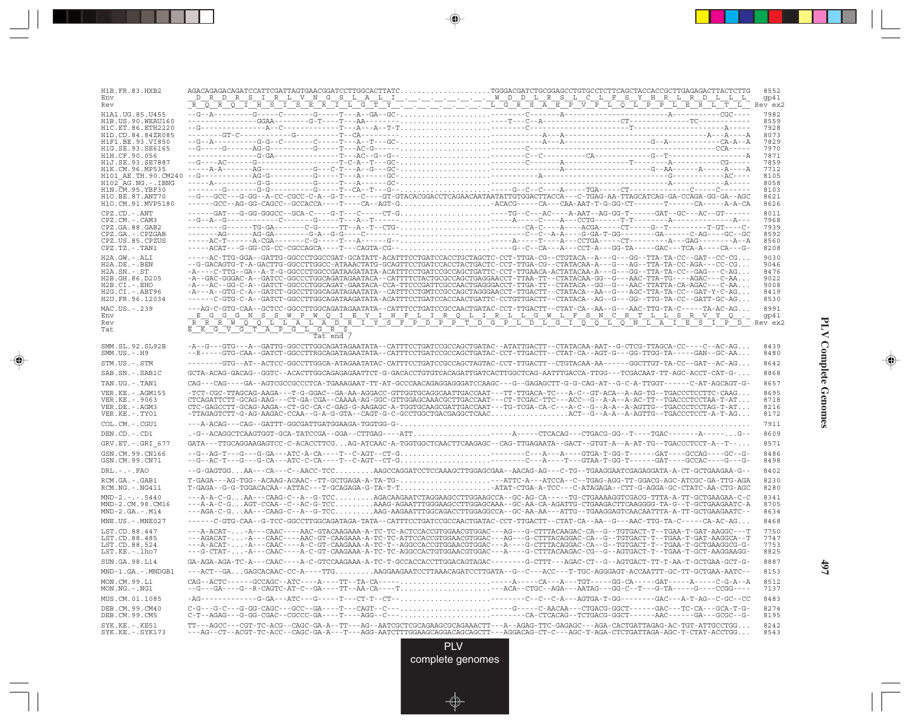```
H1B.FR.83.HXB2     AGACAGAGACAGATCCATTCGATTAGTGAACGGATCCTTGGCACTTATC....................TGGGACGATCTGCGGAGCCTGTGCCTCTTCAGCTACCACCGCTTGAGAGACTTACTCTTG  8552
Env                 D  R  D  R  S  I  R  L  V  N  G  S  L  A  L  I  .  .  .  .  .  .  .  W  D  D  L  R  S  L  C  L  F  S  Y  H  R  L  R  D  L  L  L   gp41
Rev                R  Q  R  Q  I  H  S  I  S  E  R  I  L  G  T  Y  .  .  .  .  .  .  .  L  G  R  S  A  E  P  V  P  L  Q  L  P  P  L  E  R  L  T  L  Rev ex2

H1A1.UG.85.U455    --G--A---------G-----C-------G-----T---A--GA--GC-....................--------C-------A---------------------------A-----------CGC----  7982
H1B.US.90.WEAU160  ---------------GGAA--------G-T----T---AA-.........................----T---C--A-------------------CT-------------TC-----------  8559
H1C.ET.86.ETH2220  --G---------------A--C-------------T---A---A--T-T....................--------C-----------------------T------------------A-----  7928
H1D.CD.84.84ZR085  -------GT-C----------G-------------T--CA-....................----------------A---A------------------------------A---A----A  8073
H1F1.BE.93.VI850   --G--A----------G-G--C------C-----T---A--T--GC-....................-----------A---A-----------------G--A----------CA-A--A  7829
H1G.SE.93.SE6165   --G-----G------AG-G----------G-----T---AC-G-....................--------C---------------------------------------CCA-----  7970
H1H.CF.90.056      ---------------G-GA----------------T---AC--G--G-....................--------C--C---------CA---------------G--T-----------------A  7871
H1J.SE.93.SE7887   --G----AC------G-------------------T-C-A--T--GC-....................--------C-------A-----------------T--------A------------CG-----  7859
H1K.CM.96.MP535    ----A-A-------AG----------G---C-T---A--G--GC-....................--------------A--------------------G--AA-------A-----A----A  7712
H101_AE.TH.90.CM240 --G-----------AG-G----------G-----T---A-----GC-....................-------------A-----------------------------G------------AC---  8105
H102_AG.NG.-.IBNG  -----A---------G-G-----------G-----T---A-----GC-....................----------------------------------------A------------A-----  8058
H1N.CM.95.YBF30    --------G-------G-G----------G-----T--CA--T--G-....................--G--C--C---A----TGA-----CT-----------------C-----C-------  8103
H1O.BE.87.ANT70    --G---GCC---G-GG--A-CC-CGCC-C-A--G-T----C----GT-GTACACGGACCTCAGAACAATAATATTGTGGACTTACCA---C-TGAG-AA-TTAGCATCAG-GA-CCAGA-GG-GA--AGC  8621
H1O.CM.91.MVP5180  ------GCC--AG-GG-CAGCC--GCCACCA----T----CA--AGT-G....................-ACACG-----CA---CAA-AAT-T-G-GG-CT-------T------CA-----A-A-CA  8626

CPZ.CD.-.ANT       ------GAT---G-GG-GGGCC--GCA-C-----G-T---C-----CT-G....................----TG--C----AC----A-AAT--AG-GG-T------GAT--GC---AC--GT------  8011
CPZ.CM.-.CAM3      --G--A--G-----------C-------G-----T---A--T-----....................-----------A-----C----A----CCTG------T-T--------A---------------A---  7968
CPZ.GA.88.GAB2     -------G------TG-GA-------C-G-----TT--A--T--CTG-....................--------CA-C----A----ACGA-----CT-----G--T---------T-GT----C-  7939
CPZ.GA.-.CPZGAB    -------AG------AG-GA--------G-A--G-G----C-....................--------C--C--A-A----G-GA-T-GG--------GA------C-AG----GC--GC  8592
CPZ.US.85.CPZUS    -----AC-T------A-CGA--------C-G-----T---A-------G-....................----A-----T----A----CCTGA-----CT--------A---GAG-------A--A  8560
CPZ.TZ.-.TAN1      -----ACAT---G-GG-CG-CC-CGCCAGCA----T----CAGTA-CG-....................----G--C--CA---A----CCT-A---GG-TA-----GAC---TCA-A----CA---G-  8208

H2A.GW.-.ALI       -----AC-TTG-GGA--GATTG-GGCCCTGGCCGAT-GCATATT-ACATTTCCTGATCCACCTGCTAGCTC-CCT-TTGA-CG--CTGTACA--A---G---GG--TTA-TA-CC--GAT--CC-CG...  9030
H2A.DE.-.BEN       --G-GACAGTG-T-A-GACTTG-GGCCTTGGCC-ATAAACTATG-GCAGTTCCTGATCCACCTACTGACTC-CCT-TTGA-CG--CTATACAA-A---G---AG--TTA-TA-CC-AGA---CC-CG...  9046
H2A.SN.-.ST        -A----C-TTG--GA--A-T-G-GGCCCTGGCCGATAAGATATA-ACATTTCCTGATCCGCCAGCTGATTC-CCT-TTGACA-ACTATACAA-A---G---GG--TTA-TA-CC--GAG---C-AG...  8476
H2B.GH.86.D205     -A--GAC-GGGAC-A--GATCC-GGCCCTGGCAGATAGAATACA--CATTTTCTACTGCGCCAGCTGAGGAACCT-TTAA-TT--CTATACAA-GG--G---AAC-TTA-TG----AGAC---C-AA...  9022
H2B.CI.-.EHO       -A---AC--GG-C-A--GATCT-GGCCCTGGCAGAT-GAATACA-CCA-TTCCCGATTCGCCAACTGAGGGACCT-TTGA-TT--CTATACA--GG--G---AAC-TTATTA-CA-AGAC---C-AA...  9008
H2G.CI.-.ABT96     -A---A--GTG-C-A--GATCT-GGCCTTGGCAGATAGAATATA--CATTTCCTGATCCGCCAGCTAGGGAACCT-TTAGA-CCT--CTATACA--AA--G---AGC-TTA-TA-CC--GAT-Y-C-AG...  8419
H2U.FR.96.12034    ------C-GTG-C-A--GATCT-GGCCTTGGCAGATAAGATATA-ACATTTCCTGATCCACCAACTGATTC-CCTGTTGACTT--CTATACA--AG--G---GG--TTG-TA-CC--GATT-GC-AG...  8530

MAC.US.-.239       ---AG-C-GTG-CAA--GCTCC-GGCCTTGGCAGATAGAATATA--CATTTCCTGATCCGCCAACTGATAC-CCT-TTGACTT--CTAT-CA--AA--G---AAC-TTG-TA-C-----TA-AC-AG...  8991
Env                 E  G  G  G  N  S  S  W  P  W  Q  I  E  Y  I  H  F  L  I  R  Q  L  I  R  L  L  G  W  L  F  S  N  C  R  T  L  L  S  R  V  Y  Q  .  gp41
Rev                R  R  R  W  Q  Q  L  L  A  L  A  D  R  I  Y  S  F  P  D  P  P  T  D  G  P  L  D  L  G  I  Q  Q  L  Q  N  L  A  I  E  S  I  P  D  Rev ex2
Tat                E  K  G  V  G  T  A  P  G  L  G  R  $
                                                  Tat end 7

SMM.SL.92.SL92B    -A--G---GTG---A--GATTG-GGCCTTTGGCAGATAGAATATA--CATTTCCTGATCCGCCAGCTGATAC--ATATTGACTT--CTATACAA-AAT--G-CTCG-TTAGCA-CC----C--AC-AG...  8439
SMM.US.-.H9        --R-----GTG-CAA--GATCT-GGCCTTRGCAGATAGAATATA--CATTTCCTGATCCGCCAGCTGATAC-CCT-TTGACTT--CTAT-CA--AGT-G---GG-TTGG-TA-----GAN--GC-AA...  8480

STM.US.-.STM       --------GTG--AT--ACTCC-GGCCTTGGCA-ATAGAATATAC-CATTTCCTGATCCGCCAGCTGATAC-CCT-TTGACTT--CTGTACAA-AA------GGCTGT-TA-CC--GAT--AC-AG...  8642

SAB.SN.-.SAB1C     GCTA-ACAG-GACAG--GGTC--ACACTTGGCAGAGAGAATTCT-G-GACACCTGTGTCACAGATTGATCACTTGGCTCAG-AATTTGACCA-TTGG---TCGACAAT-TT-AGC-ACCT-CAT-G-...  8868

TAN.UG.-.TAN1      CAG---CAG----GA--AGTCGCCGCCCTCA-TGAAAGAAT-TT-AT-GCCCAACAGAGGAGGGATCCAAGC---G--GAGAGCTT-G-G-CAG-AT--G-C-A-TTGGT------C-AT-AGCAGT-G-  8657

VER.KE.-.AGM155    -TCT-CGC-TTAGCAG-AAGA---T-G-GGAC--GA-AA-AGGACC-GTTGGTGCAGGCAATTGACCAAT---TT-TTGACA-TC---A-C--GT-ACA--A-AG-TG--TGACCCTCCTTC-CAAG...  8695
VER.KE.-.9063      CTCAGATTCTT-GCAG-AAG---CT-GA-CGA--CAAAA-AG-GGC-GTTGGAGCAAACGCTTGACCAAT---CT-TCGAC-TTC---ACC--G--A-A--A-AC-TT--TGACCCTCCTAA-T-AT...  8718
VER.DE.-.AGM3      CTC-GAGCCTT-GCAG-AAGA--CT-GC-CA-C-GAG-G-AAGAGC-A-TGGTGCAAGCGATTGACCAAT---TG-TCGA-CA-C---A-C--G--A-A--A-AGTTG--TGACCCTCCTAG-T-AT...  8216
VER.KE.-.TYO1      -TTAGAGTCTT-G-AG-AAGAC-CCAA--G-A-G-GTA--CAGT-G-C-GCCTGGCTGACGAGGCTCAAC..................ACT--G--A-A--A-AGTTG--TGACCCTCCT-A-T-AG...  8172

COL.CM.-.CGU1      ---A-ACAG---CAG--GATTT-GGCGATTGATGGAAGA-TGGTGG-G-............................................................................  7911

DEN.CD.-.CD1       .-G--ACAGGCTCAAGTGGT-GCA-TATCCGA--GGA--CTTGAG----ATT..................-----A-----CTCACAG---CTGACG-GG--T----TGAC-------A-----.G--  8609

GRV.ET.-.GRI_677   GATA---TTGCAGGAAGAGTCC-C-ACACCTTCG...AG-ATCAAC-A-TGGTGGCTCAACTTCAAGAGC--CAG-TTGAGAATA--GACT--GTGT-A--A-AT-TG--TGACCCTCCT-A--T--...  8571

GSN.CM.99.CN166    --G--AG-T---G---G-GA---ATC-A-CA----T--C-AGT--CT-G....................--------C----A----A----GTGA-T-GG-T------GAT----GCCAG----GC--G-  8486
GSN.CM.99.CN71     --G--AC-T---G---G-CA---ATC-C-CA----T--C-AGT--CT-G....................--------C----A----T---GTAA-T-GG-T------GAT----GCCAC----G---G-  8498

DRL.-.-.FAO        --G-GAGTGG...AA---CA---C--AACC-TCC.........AAGCCAGGATCCTCCAAAGCTTGGAGCGAA--AACAG-AG---C-TG--TGAAGGAATCGAGAGGATA-A-CT-GCTGAAGAA-G--  8402

RCM.GA.-.GAB1      T-GAGA---AG-TGG--ACAAG-ACAAC--TT-GCTGAGA-A-TA-TG-......................---ATTC-A---ATCCA--C--TGAG-AGG-TT-GGACG-AGC-ATCGC-GA-TTG-AGA  8230
RCM.NG.-.NG411     T-GAGA--G-G-TGGACACAA--ATTAC---T-GCAGAGA-G-TA-T-T.....................-ATAT-CTGA-A-TCC---C-ATAGAGA--CTT-G-AGGA-GC-CTATC-AA-CTG-AGC  8280

MND-2.-.-.5440     ---A-A-C-G...AA---CAAG-C--A--G-TCC.........AGACAAGAATCTAGGAAGCCTTGGAAGCCA--GC-AG-CA-----TG-CTGAAAAGGTCGACG-TTTA-A-TT-GCTGAAGAA-C-C  8341
MND-2.CM.98.CM16   ---A-A-C-G...AGT-CCAA--C--AC-G-TCC.........AAAG-AGAATTTGGGAAGCCTTGGAGCAAA--GC-AA-CA-AGATTG-CTGAAGACTTCAAGGGG-TA-G--T-GCTGAAGAATC-A  8705
MND-2.GA.-.M14     ---AGA-C-G...AA---CAAG-C--A--G-TCC.........AAG-AAGAATTTGGCAGACCTTGGAGGCCA--GC-AA-AA---ATTG--TGAAGGAGTCAACAATTTA-A-TT-GCTGAAGAATC--  8634

MNE.US.-.MNE027    ------C-GTG-CAA--G-TCC-GGCCTTGGCAGATAGA-TATA--CATTTCCTGATCCGCCAACTGATAC-CCT-TTGACTT--CTAT-CA--AA--G---AAC-TTG-TA-C-----CA-AC-AG...  8468

LST.CD.88.447      ---A-ACAT-...-A---CAAC----AAC-GTACAAGAAA-A-TC-TC-ACTCCACCGTGGAACGTGGAC---AG---G-CTTTACAAGAC-CA--G--TGTGACT-T--TGAA-T-GAT-AAGGC---T  7750
LST.CD.88.485      ---AGACAT-...-A---CAAC----AAC-GT-CAAGAAA-A-TC-TC-ATTCCACCGTGGAACGTGGAC---AG---G-CTTTACAGGAC-CA--G--TGTGACT-T--TGAA-T-GAT-AAGGCA--T  7747
LST.CD.88.524      ---A-ACAT-...-A---CAAC----A-C-GT-CAAGAAA-A-TC-T--AGGCCACCGTGGAACGTGGAC---A----G-CTTTACAGGAC-CA--G--TGTGACT-T--TGAA-T-GCTGAAGGCG-G-  7753
LST.KE.-.lho7      ---G-CTAT-...-A---CAAC----A-C-GT-CAAGAAA-A-TC-TC-AGGCCACTGTGGAACGTGGAC---A----G-CTTTACAAGAC-CG--G--AGTGACT-T--TGAA-T-GCT-AAGGAAGG-  8825

SUN.GA.98.L14      GA-AGA-AGA-TC-A---CAAC----A-C-GTCCAAGAAA-A-TC-T-GCCACCACCTTGGACAGTAGAC--------G-CTTT---AGAC-CT--G--AGTGACT-TT-T-AA-T-GCTGAA-GCT-G-  8887

MND-1.GA.-.MNDGB1  ---ACT--GA...GAGCACAAC-CC-A----TTG.........AAGGAAGAATCCTTAAACAGATCCTTGATA--G--C----ACC---T-TGC-AGGGAGT-ACCAATTT-GC-TT-GCTGAA-AATC--  8153

MON.CM.99.L1       CAG--ACTC------GCCAGC--ATC----A----TT--TA-CA-----....................-----A-----CA---A---TGT-----GG-CA-----GAT-----A-----C-G-A--A  8512
MON.NG.-.NG1       --G---GA----G--R-CAGTC-AT-C--GA----TT--AA-CA----T.....................---ACA--CTGC--AGA---AATAG---GG-C--T---G-TA-----G----CCGG----  7137

MUS.CM.01.1085     -AG------------G-GA---ATC---G-----T---CT-T--CT-....................-------C--C--C-A----AGTGA-T-GG--------GAC---A-T-AG--C-GC--CC  8483

DEB.CM.99.CM40     C-G---G-C---G-GG-CAGC---GCC--GA----T----CAGT--C-....................-----G-----C-AACAA---CTGACG-GGCT------GAC---TC-CA---GCA-T-G-  8274
DEB.CM.99.CM5      C-T--AGAG---G-GG-CGAC--CGCCC-GA----T----AGG--C-....................---------CA-CTCACAG--TCTGACG-GGCT------AAC------GA---GCGC--G-  8195

SYK.KE.-.KE51      TT---AGCC---CGT-TC-ACG--CAGC-GA-A--TT---AG--AATCGCTCGCAGAAGCGCAGAAACTT---A--AGAG-TTC-GAGAGC---AGA-CACTGATTAGAG-AC-TGT-ATTGCCTGG...  8242
SYK.KE.-.SYK173    ---AG--CT--ACGT-TC-ACC--CAGC-GA-A---T---AGG-AATCTTTGGAAGCAGGACAGCAGCTT---AGGACAG-CT-C---AGC-T-AGA-CTCTGATTAGA-AGC-T-CTAT-ACCTGG...  8543
```

PLV complete genomes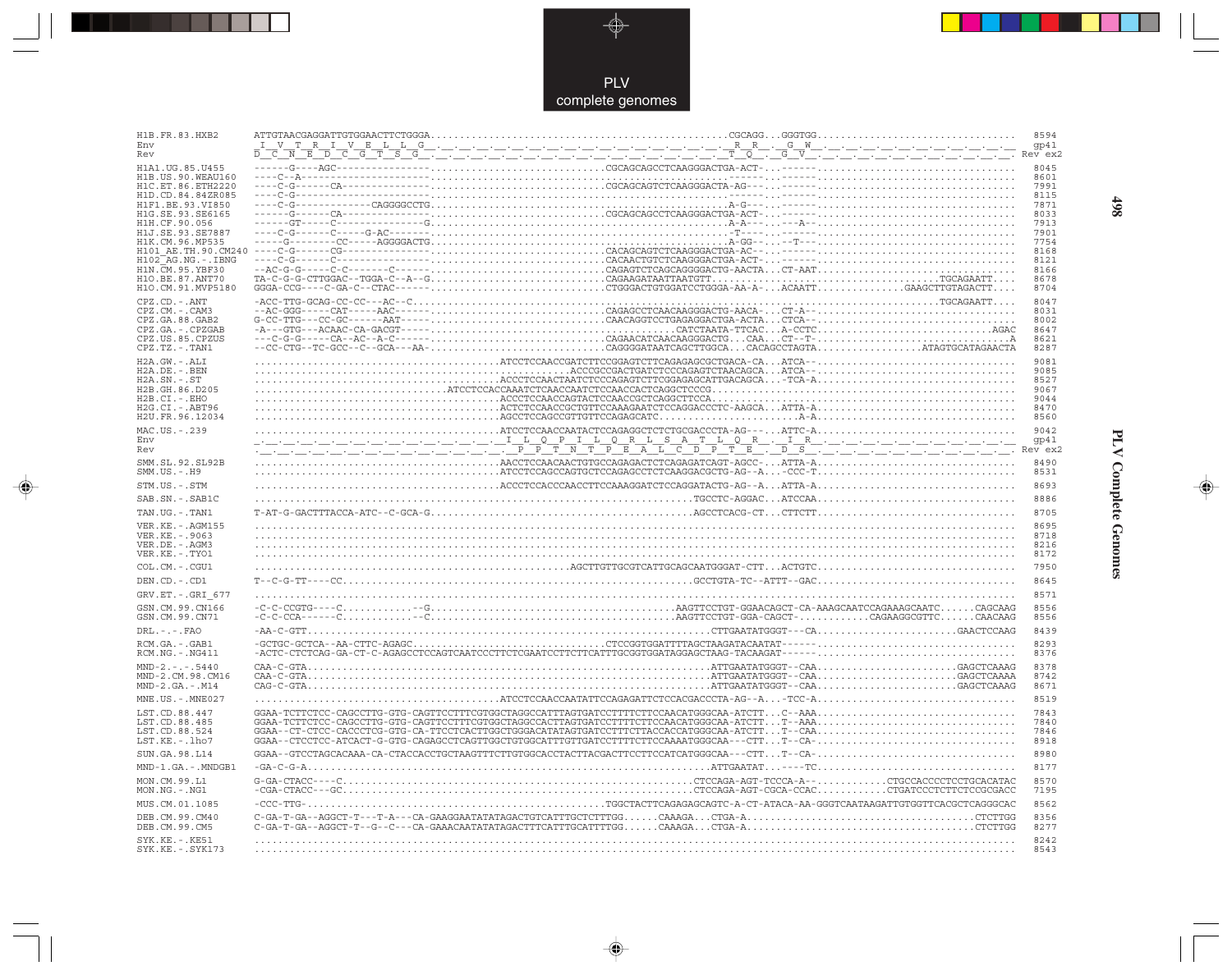```
H1B.FR.83.HXB2      ATTGTAACGAGGATTGTGGAACTTCTGGGA.................................................CGCAGG...GGGTGG................................ 8594
Env                  I  V  T  R  I  V  E  L  L  G  .  .  .  .  .  .  .  .  .  .  .  .  .  .  .  .  .  R  R  .  G  W  .  .  .  .  .  .  .  .  .  .  . gp41
Rev                 D  C  N  E  D  C  G  T  S  G  .  .  .  .  .  .  .  .  .  .  .  .  .  .  .  .  .  T  Q  .  G  V  .  .  .  .  .  .  .  .  .  .  .  Rev ex2

H1A1.UG.85.U455     ------G----AGC---------------...........................CGCAGCAGCCTCAAGGGACTGA-ACT-..-------.................................. 8045
H1B.US.90.WEAU160   ----C--A---------------------.......................................------..-------.................................. 8601
H1C.ET.86.ETH2220   ----C-G------CA--------------...........................CGCAGCAGTCTCAAGGGACTA-AG---..-------.................................. 7991
H1D.CD.84.84ZR085   ----C-G----------------------.......................................------..-------.................................. 8115
H1F1.BE.93.VI850    ----C-G-------------CAGGGGCCTG......................................A-G---..-------.................................. 7871
H1G.SE.93.SE6165    ------G------CA--------------...........................CGCAGCAGCCTCAAGGGACTGA-ACT-..-------.................................. 8033
H1H.CF.90.056       ------GT-----C---------------G.......................................A-A---..---A--.................................. 7913
H1J.SE.93.SE7887    ----C-G------C-----G-AC------........................................-T----..-------.................................. 7901
H1K.CM.96.MP535     -----G--------CC-----AGGGGACTG.......................................A-GG--..---T---.................................. 7754
H101_AE.TH.90.CM240 ----C-G------CG--------------...........................CACAGCAGTCTCAAGGGACTGA-AC-..-------.................................. 8168
H102_AG.NG.-.IBNG   ----C-G------C---------------...........................CACAACTGTCTCAAGGGACTGA-ACT-..-------.................................. 8121
H1N.CM.95.YBF30     --AC-G-G-----C-C-------C-----...........................CAGAGTCTCAGCAGGGGACTG-AACTA...CT-AAT.................................. 8166
H1O.BE.87.ANT70     TA-C-G-G-CTTGGAC--TGGA-C--A--G..........................CAGAAGATAATTAATGTT...............................................TGCAGAATT.... 8678
H1O.CM.91.MVP5180   GGGA-CCG----C-GA-C--CTAC------..........................CTGGGACTGTGGATCCTGGGA-AA-A...ACAATT..............GAAGCTTGTAGACTT.... 8704

CPZ.CD.-.ANT        -ACC-TTG-GCAG-CC-CC---AC--C......................................................................................TGCAGAATT.... 8047
CPZ.CM.-.CAM3       --AC-GGG-----CAT-----AAC------..........................CAGAGCCTCAACAAGGGACTG-AACA-..CT-A--.................................. 8031
CPZ.GA.88.GAB2      G-CC-TTG---CC-GC------AAT-----..........................CAACAGGTCCTGAGAGGACTGA-ACTA...CTCA--.................................. 8002
CPZ.GA.-.CPZGAB     -A---GTG---ACAAC-CA-GACGT-----.......................................CATCTAATA-TTCAC...A-CCTC..............................AGAC 8647
CPZ.US.85.CPZUS     ---C-G-G-----CA--AC--A-C------..........................CAGAACATCAACAAGGGACTG...CAA...CT--T-...................................A 8621
CPZ.TZ.-.TAN1       --CC-CTG--TC-GCC--C--GCA---AA-..........................CAGGGGATAATCAGCTTGGCA...CACAGCCTAGTA................ATAGTGCATAGAACTA 8287

H2A.GW.-.ALI        .......................................ATCCTCCAACCGATCTTCCGGAGTCTTCAGAGAGCGCTGACA-CA...ATCA--.................................. 9081
H2A.DE.-.BEN        ................................................ACCCGCCGACTGATCTCCCAGAGTCTAACAGCA...ATCA--.................................. 9085
H2A.SN.-.ST         ........................................ACCCTCCAACTAATCTCCCAGAGTCTTCGGAGAGCATTGACAGCA...-TCA-A.................................. 8527
H2B.GH.86.D205      ...............................ATCCTCCACCAAATCTCAACCAATCTCCAACCACTCAGGCTCCCG............................................ 9067
H2B.CI.-.EHO        .......................................ACCCTCCAACCAGTACTCCAACCGCTCAGGCTTCCA................................................ 9044
H2G.CI.-.ABT96      .......................................ACTCTCCAACCGCTGTTCCAAAGAATCTCCAGGACCCTC-AAGCA...ATTA-A.................................. 8470
H2U.FR.96.12034     .......................................AGCCTCCAGCCGTTGTTCCAGAGCATC.......................A-A.................................. 8560

MAC.US.-.239        .......................................ATCCTCCAACCAATACTCCAGAGGCTCTCTGCGACCCTA-AG---...ATTC-A.................................. 9042
Env                  .  .  .  .  .  .  .  .  .  .  .  .  .  I  L  Q  P  I  L  Q  R  L  S  A  T  L  Q  R  .  I  R  .  .  .  .  .  .  .  .  .  .  . gp41
Rev                  .  .  .  .  .  .  .  .  .  .  .  .  .  P  P  T  N  T  P  E  A  L  C  D  P  T  E  .  D  S  .  .  .  .  .  .  .  .  .  .  .  .  Rev ex2

SMM.SL.92.SL92B     .......................................AACCTCCAACCAACTGTGCCAGAGACTCTCAGAGATCAGT-AGCC-...ATTA-A.................................. 8490
SMM.US.-.H9         .......................................ATCCTCCAGCCAGTGCTCCAGAGCCTCTCAAGGACGCTG-AG--A...-CCC-T.................................. 8531

STM.US.-.STM        .......................................ACCCTCCACCCAACCTTCCAAAGGATCTCCAGGATACTG-AG--A...ATTA-A.................................. 8693

SAB.SN.-.SAB1C      .....................................................................TGCCTC-AGGAC...ATCCAA.................................. 8886

TAN.UG.-.TAN1       T-AT-G-GACTTTACCA-ATC--C-GCA-G......................................AGCCTCCACG-CT...CTTCTT.................................. 8705

VER.KE.-.AGM155     ................................................................................................................................ 8695
VER.KE.-.9063       ................................................................................................................................ 8718
VER.DE.-.AGM3       ................................................................................................................................ 8216
VER.KE.-.TYO1       ................................................................................................................................ 8172

COL.CM.-.CGU1       .................................................AGCTTGTTGCGTCATTGCAGCAATGGGAT-CTT...ACTGTC.................................. 7950

DEN.CD.-.CD1        T--C-G-TT----CC.....................................................GCCTGTA-TC--ATTT--GAC.................................. 8645

GRV.ET.-.GRI_677    ................................................................................................................................ 8571

GSN.CM.99.CN166     -C-C-CCGTG----C............--G.......................................AAGTTCCTGT-GGAACAGCT-CA-AAAGCAATCCAGAAAGCAATC......CAGCAAG 8556
GSN.CM.99.CN71      -C-C-CCA------C............--C.......................................AAGTTCCTGT-GGA-CAGCT-............CAGAAGGCGTTC......CAACAAG 8556

DRL.-.-.FAO         -AA-C-GTT...........................................................CTTGAATATGGGT---CA.......................GAACTCCAAG 8439

RCM.GA.-.GAB1       -GCTGC-GCTCA--AA-CTTC-AGAGC..........................CTCCGGTGGATTTTAGCTAAGATACAATAT------.................................. 8293
RCM.NG.-.NG411      -ACTC-CTCTCAG-GA-CT-C-AGAGCCTCCAGTCAATCCCTTCTCGAATCCTTCTTCATTTGCGGTGGATAGGAGCTAAG-TACAAGAT------.................................. 8376

MND-2.-.-.5440      CAA-C-GTA...........................................................ATTGAATATGGGT--CAA.......................GAGCTCAAAG 8378
MND-2.CM.98.CM16    CAA-C-GTA...........................................................ATTGAATATGGGT--CAA.......................GAGCTCAAAA 8742
MND-2.GA.-.M14      CAG-C-GTA...........................................................ATTGAATATGGGT--CAA.......................GAGCTCAAAG 8671

MNE.US.-.MNE027     .......................................ATCCTCCAACCAATATTCCAGAGATTCTCCACGACCCTA-AG--A...-TCC-A.................................. 8519

LST.CD.88.447       GGAA-TCTTCTCC-CAGCCTTG-GTG-CAGTTCCTTTCGTGGCTAGGCCATTTAGTGATCCTTTTCTTCCAACATGGGCAA-ATCTT...C--AAA.................................. 7843
LST.CD.88.485       GGAA-TCTTCTCC-CAGCCTTG-GTG-CAGTTCCTTTCGTGGCTAGGCCACTTAGTGATCCTTTTCTTCCAACATGGGCAA-ATCTT...T--AAA.................................. 7840
LST.CD.88.524       GGAA--CT-CTCC-CACCCTCG-GTG-CA-TTCCTCACTTGGCTGGGACATATAGTGATCCTTTCTTACCACCATGGGCAA-ATCTT...T--CAA.................................. 7846
LST.KE.-.lho7       GGAA--CTCCTCC-ATCACT-G-GTG-CAGAGCCTCAGTTGGCTGTGGCATTTGTGATCCTTTTCTTCCAAAATGGGCAA---CTT...T--CA-.................................. 8918

SUN.GA.98.L14       GGAA--GTCCTAGCACAAA-CA-CTACCACCTGCTAAGTTTCTTGTGGCACCTACTTACGACTTCCTTCCATCATGGGCAA---CTT...T--CA-.................................. 8980

MND-1.GA.-.MNDGB1   -GA-C-G-A...........................................................ATTGAATAT...----TC.................................. 8177

MON.CM.99.L1        G-GA-CTACC----C.....................................................CTCCAGA-AGT-TCCCA-A--...........CTGCCACCCCTCCTGCACATAC 8570
MON.NG.-.NG1        -CGA-CTACC---GC.....................................................CTCCAGA-AGT-CGCA-CCAC...........CTGATCCCTCTTCTCCGCGACC 7195

MUS.CM.01.1085      -CCC-TTG-.................................TGGCTACTTCAGAGAGCAGTC-A-CT-ATACA-AA-GGGTCAATAAGATTGTGGTTCACGCTCAGGGCAC 8562

DEB.CM.99.CM40      C-GA-T-GA--AGGCT-T---T-A---CA-GAAGGAATATATAGACTGTCATTTGCTCTTTGG......CAAAGA...CTGA-A.....................................CTCTTGG 8356
DEB.CM.99.CM5       C-GA-T-GA--AGGCT-T--G--C---CA-GAAACAATATATAGACTTTCATTTGCATTTTGG......CAAAGA...CTGA-A.....................................CTCTTGG 8277

SYK.KE.-.KE51       ................................................................................................................................ 8242
SYK.KE.-.SYK173     ................................................................................................................................ 8543
```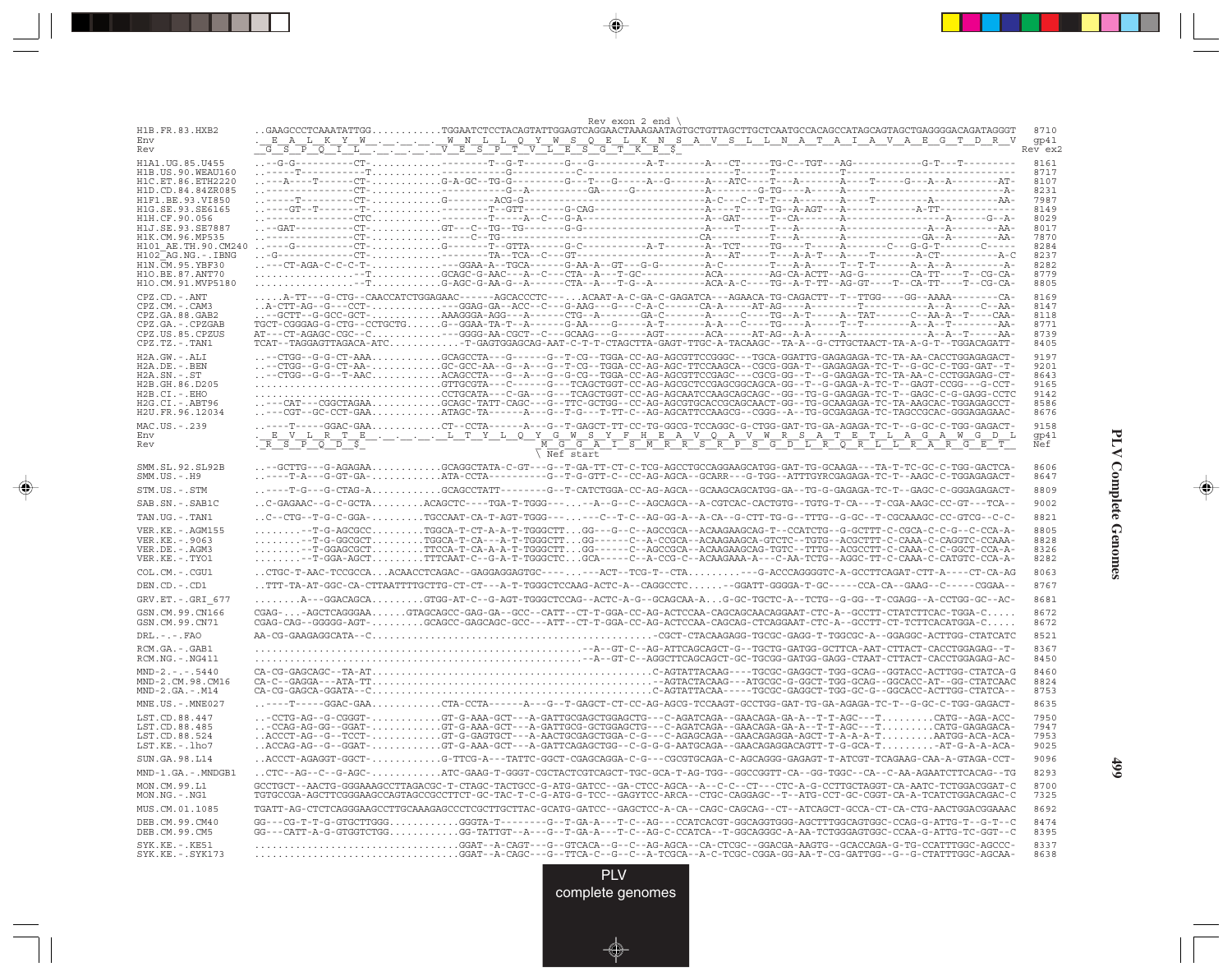```
                                                                                          Rev exon 2 end \
H1B.FR.83.HXB2      ..GAAGCCCTCAAATATTGG...........TGGAATCTCCTACAGTATTGGAGTCAGGAACTAAAGAATAGTGCTGTTAGCTTGCTCAATGCCACAGCCATAGCAGTAGCTGAGGGGACAGATAGGGT  8710
Env                 . E  A  L  K  Y  W  . . . . . . W  N  L  L  Q  Y  W  S  Q  E  L  K  N  S  A  V  S  L  L  N  A  T  A  I  A  V  A  E  G  T  D  R  V   gp41
Rev                 _G_S_P_Q_I_L_._._._._._V_E_S_P_T_V_L_E_S_G_T_K_E_$_                                                                         Rev ex2

H1A1.UG.85.U455     ...-G-G----------CT-...........--------T--G-T-------G---G--------A-T--------A---CT-----TG-C--TGT---AG-----------G-T---T---------  8161
H1B.US.90.WEAU160   ..-----T----------T-...........--------------G----------C------------------------T-----T--------T--------------------------------  8717
H1C.ET.86.ETH2220   ..---A----T------CT-...........G-A-GC--TG-G--------G---T---G-----A--G-------A---ATC----T---A-------A----T-----G---A--A---------AT-  8107
H1D.CD.84.84ZR085   ..---------------CT-...........-----------G--A-----------GA-----G-----------A--------G-TG----A-----A--------------------------A-  8231
H1F1.BE.93.VI850    ..-----T---------CT-...........G--------ACG-G------------------------------A-C---C--T-T---A-------A----T----------A-----------AA-  7987
H1G.SE.93.SE6165    ..----GT--T-------T-...........--------T--GTT-------G-CAG------------------A---T-----TG--A-AGT---A-----------A-TT-------------  8149
H1H.CF.90.056       ..---------------CTC...........--------T-----A--C---G-A--------------------A--GAT----T---C------A-----------------A-------G--A-  8029
H1J.SE.93.SE7887    ..---GAT---------CT-...........GT---C--TG--TG-------G-G-------------------A---T-----T---A-------A--------------A---A---------AA-  8017
H1K.CM.96.MP535     ..---------------CT-...........------C--TG------------------------------CA-----------T---A-------A-----------GA--A---------AA-  7870
H101_AE.TH.90.CM240 ..----G----------CT-...........G--------T--GTTA-------G-C-----------A-T--------A---TCT------TG----T-----A-------C---G-G-T-------C-----  8284
H102_AG.NG.-.IBNG   ..-G-------------CT-...........-----------TA--TCA--C---GT--------------------A---AT-----T---A-A-T---A-----T-------A-CT--------A-C  8237
H1N.CM.95.YBF30     ..---CT-AGA-C-C-C-T-...........---GGAA-A--TGCA------G-AA-A--GT---G-G----------A-C--------T---A-A-----T--T-T------A--A--A--------A-  8282
H1O.BE.87.ANT70     ...................--T...........GCAGC-G-AAC---A--C----CTA--A---T-GC------------ACA--------AG-CA-ACTT--AG-G-------CA-TT-----T--CG-CA-  8779
H1O.CM.91.MVP5180   ...................--T...........G-AGC-G-AA-G--A------CTA--A---T-G--A----------ACA-A-C-----TG--A-T-TT--AG-GT----T--CA-TT----T--CG-CA-  8805

CPZ.CD.-.ANT        .....A-TT---G-CTG--CAACCATCTGGAGAAC------AGCACCCTC----...ACAAT-A-C-GA-C-GAGATCA---AGAACA-TG-CAGACTT--T--TTGG----GG--AAAA--------CA-  8169
CPZ.CM.-.CAM3       ..A-CTT-AG--G---CCT-...........---GGAG-GA--ACC--C---G-AAG---G---C-A-C------CA-A-----AT-AG----A---------T-----------A--A-----C--AA-  8147
CPZ.GA.88.GAB2      ..---GCTT--G-GCC-GCT-..........AAAGGGA-AGG---A------CTG--A-------GA-C--------A-----C----TG--A-T-----A--TAT------C--AA-A--T----CAA-  8118
CPZ.GA.-.CPZGAB     TGCT-CGGGAG-G-CTG--CCTGCTG......G--GGAA-TA-T--A------G-AA----G------A-T--------A-A---C----TG----A-----T--T--------A--A--T---------AA-  8771
CPZ.US.85.CPZUS     AT---C-AGAGC-CGC--C.........----GGGG-AA-CGCT--C---GCAAG---G-----AGT------ACA------AT-AG--A-A-----A--------------A--A--T-----AA-  8739
CPZ.TZ.-.TAN1       TCAT---TAGGAGTTAGACA-ATC.........-T-GAGTGGAGCAG-AAT-C-T-T-CTAGCTTA-GAGT-TTGC-A-TACAAGC--T-A--G-CTTGCTAACT-TA-A-G-T--TGGACAGATT-  8405

H2A.GW.-.ALI        ..---CTGG--G-G-CT-AAA...........GCAGCCTA---G------G--T-CG--TGGA-CC-AG-AGCGTTCCGGGC---TGCA-GGATTG-GAGAGAGA-TC-TA-AA-CACCTGGAGAGACT-  9197
H2A.DE.-.BEN        ..---CTGG--G--T-AA-...........GC-GCC-AA--G--A---G--T-CG--TGGA-CC-AG-AGC-TTCCAAGCA--CGCG-GGA-T--GAGAGAGA-TC-T--G-GC-C-TGG-GAT--T-  9201
H2A.SN.-.ST         ..---CTGG--G-G--T-AAC...........ACAGCCTA---G--A---G--G-CG--TGGA-CC-AG-AGCGTTCCGAGC---CGCG-GG--T--G-GAGAGA-TC-TA-AA-C-CCTGGAGAG-CT-  8643
H2B.GH.86.D205      ...........................GTTGCGTA---C-----G---TCAGCTGGT-CC-AG-AGCGCTCCGAGCGGCAGCA-GG--T--G-GAGA-A-TC-T--GAGT-CCGG---G-CCT-  9165
H2B.CI.-.EHO        ...........................CCTGCATA---C-GA---G---TCAGCTGGT-CC-AG-AGCAATCCAAGCAGCAGC--GG--TG-G-GAGAGA-TC-T--GAGC-C-G-GAGG-CCTC  9142
H2G.CI.-.ABT96      ..---CAT---CGGCTAGAA...........GCAGC-TATT-CAGC---G--TTC-GCTGG--CC-AG-AGCGTGCACCGCAGCAACT-GG--TG-GCAAGAGA-TC-TA-AAGCAC-TGGAGAGCCT-  8586
H2U.FR.96.12034     ..---CGT--GC-CCT-GAA...........ATAGC-TA------A---G--T-G---T-TT-C--AG-AGCATTCCAAGCG---CGGG--A--TG-GCAGAGA-TC-TAGCCGCAC-GGGAGAGAAC-  8676

MAC.US.-.239        ..----T----GGAC-GAA...........CT--CCTA-------A---G--T-GAGCT-TT-CC-TG-GGCG-TCCAGGC-G-CTGG-GAT-TG-GA-AGAGA-TC-T--G-GC-C-TGG-GAGACT-  9158
Env                 . E  V  L  R  T  E  . . . . . . L  T  Y  L  Q  Y  G  W  S  Y  F  H  E  A  V  Q  A  V  W  R  S  A  T  E  T  L  A  G  A  W  G  D  L   gp41
Rev                 _R_S_P_Q_D_$_                           M  G  G  A  I  S  M  R  R  S  R  P  S  G  D  L  R  Q  R  L  L  R  A  R  G  E  T   Nef
                                                          \ Nef start

SMM.SL.92.SL92B     ..---GCTTG---G-AGAGAA...........GCAGGCTATA-C-GT---G--T-GA-TT-CT-C-TCG-AGCCTGCCAGGAAGCATGG-GAT-TG-GCAAGA---TA-T-TC-GC-C-TGG-GACTCA-  8606
SMM.US.-.H9         ..----T-A---G-GT-GA-...........ATA-CCTA---------G--T-G-GTT-C---CC-AG-AGCA--GCARR---G-TGG--ATTTGYRCGAGAGA-TC-T--AAGC-C-TGGAGAGACT-  8647

STM.US.-.STM        ..----T-G---G-CTAG-A...........GCAGCCTATT--------G--T-CATCTGGA-CC-AG-AGCA--GCAAGCAGCATGG-GA--TG-G-GAGAGA-TC-T--GAGC-C-GGGAGAGACT-  8809

SAB.SN.-.SAB1C      ..C-GAGAAC--G-C-GCTA.........ACAGCTC----TGA-T-TGGG----..--A--G--C--AGCAGCA--A-CGTCAC-CACTGTG--TGTG-T-CA---T-CGA-AAGC-CC-GT---TCA--  9002

TAN.UG.-.TAN1       ..C--CTG--T-G-C-GGA-.........TGCCAAT-CA-T-AGT-TGGG----..---C--T-C--AG-GG-A--A-CA--G-CTT-TG-G--TTTG--G-GC--T-CGCAAAGC-CC-GTCG--C-C-  8821

VER.KE.-.AGM155     ........--T-G-AGCGCC.........TGGCA-T-CT-A-A-T-TGGGCTT...GG----G--C--AGCCGCA--ACAAGAAGCAG-T--CCATCTG--G-GCTT-C-CGCA-C-C-G--C-CCA-A-  8805
VER.KE.-.9063       ........--T-G-GGCGCT.........TGGCA-T-CA---A-T-TGGGCTT...GG------C--A-CCGCA--ACAAGAAGCA-GTCTC--TGTG--ACGCTT-C-CAAA-C-CAGGTC-CCAAA-  8828
VER.DE.-.AGM3       ........--T-GGAGCGCT.........TTCCA-T-CA-A-A-T-TGGGCTT...GG------C--AGCCGCA--ACAAGAAGCAG-TGTC--TTTG--ACGCCTT-C-CAAA-C-C-GGCT-CCA-A-  8326
VER.KE.-.TYO1       ........--T-GGA-AGCT.........TTTCAAT-C--G-A-T-TGGGCTC...GCA-----C--A-CCG-C--ACAAGAAA-A---C-AA-TCTG--AGGC-TT-C-CAAA-C-CATGTC-CCA-A-  8282

COL.CM.-.CGU1       ..CTGC-T-AAC-TCCGCCA...ACAACCTCAGAC--GAGGAGGAGTGC-----..---ACT--TCG-T--CTA.........---G-ACCCAGGGGTC-A-GCCTTCAGAT-CTT-A----CT-CA-AG  8063

DEN.CD.-.CD1        ..TTT-TA-AT-GGC-CA-CTTAATTTTGCTTG-CT-CT---A-T-TGGGCTCCAAG-ACTC-A--CAGGCCTC......--GGATT-GGGGA-T-GC-----CCA-CA--GAAG--C-----CGGAA--  8767

GRV.ET.-.GRI_677    ........A---GGACAGCA.........GTGG-AT-C--G-AGT-TGGGCTCCAG--ACTC-A-G--GCAGCAA-A...G-GC-TGCTC-A--TCTG--G-GG--T-CGAGG--A-CCTGG-GC--AC-  8681

GSN.CM.99.CN166     CGAG-...-AGCTCAGGGAA......GTAGCAGCC-GAG-GA--GCC--CATT--CT-T-GGA-CC-AG-ACTCCAA-CAGCAGCAACAGGAAT-CTC-A--GCCTT-CTATCTTCAC-TGGA-C.....  8672
GSN.CM.99.CN71      CGAG-CAG--GGGGG-AGT-.........GCAGCC-GAGCAGC-GCC---ATT--CT-T-GGA-CC-AG-ACTCCAA-CAGCAG-CTCAGGAAT-CTC-A--GCCTT-CT-TCTTCACATGGA-C.....  8672

DRL.-.-.FAO         AA-CG-GAAGAGGCATA--C...............................................-CGCT-CTACAAGAGG-TGCGC-GAGG-T-TGGCGC-A--GGAGGC-ACTTGG-CTATCATC  8521

RCM.GA.-.GAB1       ....................................................--A--GT-C--AG-ATTCAGCAGCT-G--TGCTG-GATGG-GCTTCA-AAT-CTTACT-CACCTGGAGAG--T-  8367
RCM.NG.-.NG411      ....................................................--A--GT-C--AGGCTTCAGCAGCT-GC-TGCGG-GATGG-GAGG-CTAAT-CTTACT-CACCTGGAGAG-AC-  8450

MND-2.-.-.5440      CA-CG-GAGCAGC--TA-AT.............................................C-AGTATTACAAG----TGCGC-GAGGCT-TGG-GCAG--GGTACC-ACTTGG-CTATCA-G  8460
MND-2.CM.98.CM16    CA-C--GAGGA---ATA-TT..............................................--AGTACTACAAG---ATGCGC-G-GGCT-TGG-GCAG--GGCACC-AT--GG-CTATCAAC  8824
MND-2.GA.-.M14      CA-CG-GAGCA-GGATA--C..............................................C-AGTATTACAA-----TGCGC-GAGGCT-TGG-GC-G--GGCACC-ACTTGG-CTATCA--  8753

MNE.US.-.MNE027     ..----T-----GGAC-GAA...........CTA-CCTA------A---G--T-GAGCT-CT-CC-AG-AGCG-TCCAAGT-GCCTGG-GAT-TG-GA-AGAGA-TC-T--G-GC-C-TGG-GAGACT-  8635

LST.CD.88.447       ..-CCTG-AG--G-CGGGT-...........GT-G-AAA-GCT---A-GATTGCGAGCTGGAGCTG---C-AGATCAGA--GAACAGA-GA-A--T-T-AGC---T.........CATG--AGA-ACC-  7950
LST.CD.88.485       ..-CCAG-AG-GG--GGAT-...........GT-G-AAA-GCT---A-GATTGCG-GCTGGAGCTG---C-AGATCAGA--GAACAGA-GA-A--T-T-AGC---T.........CATG-GAGAGACA-  7947
LST.CD.88.524       ..ACCCT-AG--G--TCCT-...........GT-G-GAGTGCT---A-AACTGCGAGCTGGA-C-G---C-AGAGCAGA--GAACAGAGGA-AGCT-T-A-A-A-T.........AATGG-ACA-ACA-  7953
LST.KE.-.lho7       ..ACCAG-AG--G--GGAT-...........GT-G-AAA-GCT---A-GATTCAGAGCTGG---C-G-G-AATGCAGA--GAACAGAGGACAGTT-T-G-GCA-T.........-AT-G-A-A-ACA-  9025

SUN.GA.98.L14       ..ACCCT-AGAGGT-GGCT-...........G-TTCG-A---TATTC-GGCT-CGAGCAGGA-C-G---CGCGTGCAGA-C-AGCAGGG-GAGAGT-T-ATCGT-TCAGAAG-CAA-A-GTAGA-CCT-  9096

MND-1.GA.-.MNDGB1   ..CTC--AG--C--G-AGC-...........ATC-GAAG-T-GGGT-CGCTACTCGTCAGCT-TGC-GCA-T-AG-TGG--GGCCGGTT-CA--GG-TGGC--CA--C-AA-AGAATCTTCACAG--TG  8293

MON.CM.99.L1        GCCTGCT--AACTG-GGGAAAGCCTTAGACGC-T-CTAGC-TACTGCC-G-ATG-GATCC--GA-CTCC-AGCA--A--C-C--CT---CTC-A-G-CCTTGCTAGGT-CA-AATC-TCTGGACGGAT-C  8700
MON.NG.-.NG1        TGTGCCGA-AGCTTCGGGAAGCCAGTAGCCGCCTTCT-GC-TAC-T-C-G-ATG-G-TCC--GAGYTCC-ARCA--CTGC-CAGGAGC--T--ATG-CCT-GC-CGGT-CA-A-TCATCTGGACAGAC-C  7325

MUS.CM.01.1085      TGATT-AG-CTCTCAGGGAAGCCTTGCAAAGAGCCCTCGCTTGCTTAC-GCATG-GATCC--GAGCTCC-A-CA--CAGC-CAGCAG--T---ATCAGCT-GCCA-CT-CA-CTG-AACTGGACGGAAAC  8692

DEB.CM.99.CM40      GG---CG-T-T-G-GTGCTTGGG...........GGGTA-T--------G--T-GA-A---T-C--AG---CCATCACGT-GGCAGGTGGG-AGCTTTGGCAGTGGC-CCAG-G-ATTG-T--G-T--C  8474
DEB.CM.99.CM5       GG---CATT-A-G-GTGGTCTGG...........GG-TATTGT--A---G--T-GA-A---T-C--AG-C-CCATCA--T-GGCAGGGC-A-AA-TCTGGGAGTGGC-CCAA-G-ATTG-TC-GGT--C  8395

SYK.KE.-.KE51       .................................GGAT--A-CAGT---G--GTCACA--G--C--AG-AGCA--CA-CTCGC--GGACGA-AAGTG--GCACCAGA-G-TG-CCATTTGGC-AGCCC-  8337
SYK.KE.-.SYK173     .................................GGAT--A-CAGC---G--TTCA-C--G--C--A-TCGCA--A-C-TCGC-CGGA-GG-AA-T-CG-GATTGG--G--G-CTATTTGGC-AGCAA-  8638
```

PLV complete genomes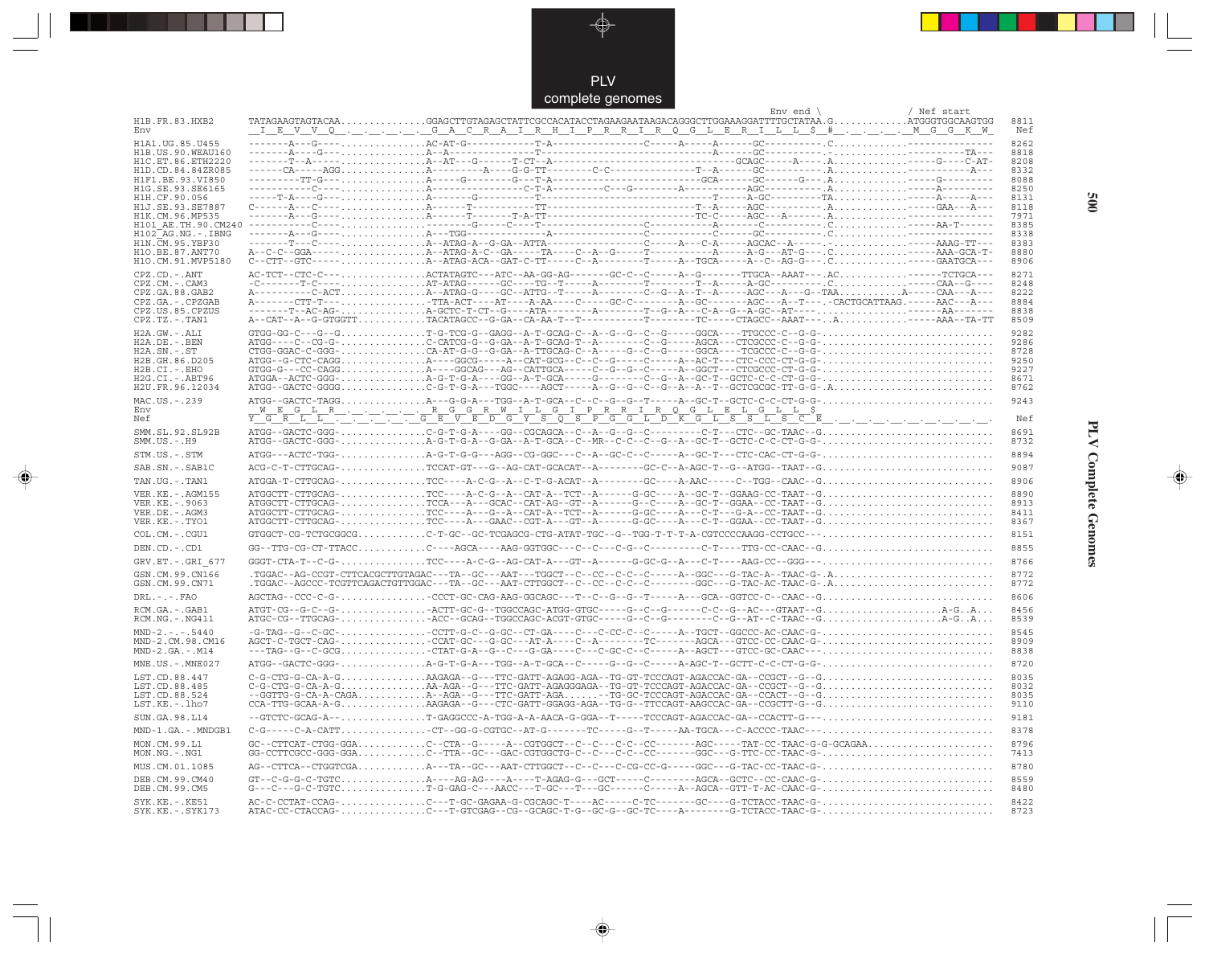## PLV complete genomes

```
                                                                                                        Env end \                 / Nef start
H1B.FR.83.HXB2         TATAGAAGTAGTACAA...............GGAGCTTGTAGAGCTATTCGCCACATACCTAGAAGAATAAGACAGGGCTTGGAAAGGATTTTGCTATAA.G............ATGGGTGGCAAGTGG  8811
Env                    _I__E__V__V__Q__.__.__.__.__.__G__A__C__R__A__I__R__H__I__P__R__R__I__R__Q__G__L__E__R__I__L__L__$__#__.__.__.__.__M__G__G__K__W_  Nef

H1A1.UG.85.U455        -------A---G----..............AC-AT-G-----------T-A----------------C-----A-----A------GC---------.C...............--------------  8262
H1B.US.90.WEAU160      -------A----G---..............A--A-------------------T-----------------------------A------GC--------.-...........----------TA---  8818
H1C.ET.86.ETH2220      -------T--A-----..............A--AT---G-----T-CT--A-----------------------------GCAGC-----A-----.A...........-----G----C-AT-  8208
H1D.CD.84.84ZR085      ------CA-----AGG..............A---------A----G-G-TT--------C-C-----------------T--A------GC---------.A...........-----------A---  8332
H1F1.BE.93.VI850       --------TT-G----..............A-----G-------G---T-A-------------------------GCA-------GC-----G----A.A...........-----G--------  8088
H1G.SE.93.SE6165       -----------C----..............A------------------C-T-A--------C---G--------A--------AGC---------.A...........-----A---------  8250
H1H.CF.90.056          -----T-A----G---..............A---------G----------T-----------------------------T-----A-GC---------TA...........-----A-----A---  8131
H1J.SE.93.SE7887       C------A---C----..............A-------T-----------TT--------------------------T--A-----AGC---------.A...........-----GAA---A---  8118
H1K.CM.96.MP535        -------A---G----..............A------T-------T-A-TT-------------------------TC-C-----AGC---A-------.A...........-----------------  7971
H101_AE.TH.90.CM240    ---------C---C----..............-------G----C----T--------------C------------A------C-----------.C...............AA-T-------  8385
H102_AG.NG.-.IBNG      -------A---G----..............A---TGG------------A-------------C-------------C------GC----------.C...............--------------  8338
H1N.CM.95.YBF30        -------T---C----..............A--ATAG-A--G-GA--ATTA----------------C-----A---C-A-----AGCAC--A-----.-...........-----AAAG-TT---  8383
H1O.BE.87.ANT70        A--C-C--GGA------..............A--ATAG-A-C--GA----TA----C--A--G-----T-----------A-----A-G---AT-G---.C...........-----AAA-GCA-T-  8880
H1O.CM.91.MVP5180      C--CTT--GTC------..............A--ATAG-ACA--GAT-C-TT-----C--A--------T-----A--TGCA-----A--C--AG-G---.C...........-----GAATGCA---  8906

CPZ.CD.-.ANT           AC-TCT--CTC-C---..............ACTATAGTC---ATC--AA-GG-AG-------GC-C--C-----A--G-------TTGCA--AAAT---.AC...........------TCTGCA---  8271
CPZ.CM.-.CAM3          -C-------T-C-----..............AT-ATAG-------GC----TG--T-----A--------T--------T--A-----A-GC--------.C...........-----CAA--G----  8248
CPZ.GA.88.GAB2         A---------C-ACT...............A--ATAG-G----GC--ATTG--T-----A---------C--G--A--T--A-----AGC---A----G--TAA..........A-----CAA---A---  8222
CPZ.GA.-.CPZGAB        A-------CTT-T---..............-TTA-ACT----AT----A-AA---C----GC-C------A--GC------AGC---A--T----.CACTGCATTAAG.------AAC---A---  8884
CPZ.US.85.CPZUS        -------T--AC-AG-..............A-GCTC-T-CT--G----ATA--------A---------T--G--A---C-A--G--A-GC--AT----.-...........------AA-------  8838
CPZ.TZ.-.TAN1          A--CAT--A--G-GTGGTT............TACATAGCC--G-GA--CA-AA-T--T----------T--------TC-----CTAGCC--AAAT----.A...........-----AAA--TA-TT  8509

H2A.GW.-.ALI           GTGG-GG-C---G--G..............T-G-TCG-G--GAGG--A-T-GCAG-C--A--G--G--C-----GGCA----TTGCCC-C--G-G-..............................  9282
H2A.DE.-.BEN           ATGG----C--CG-G-..............C-CATCG-G--G-GA--A-T-GCAG-T--A--------C--G-----AGCA---CTCGCCC-C--G-G-..............................  9286
H2A.SN.-.ST            CTGG-GGAC-C-GGG-..............CA-AT-G-G--G-GA--A-TTGCAG-C--A------G--C--G-----GGCA----TCGCCC-C--G-G-..............................  8728
H2B.GH.86.D205         ATGG--G-CTC-CAGG..............A----GGCG-----A--CAT-GCG--C--C--G-----C-----A--AC-T---CTC-CCC-CT-G-G-..............................  9250
H2B.CI.-.EHO           GTGG-G---CC-CAGG..............A----GGCAG----AG---CATGGCA-----C--G--G--C-------GGCT---CTCGCCC-CT-G-G-..............................  9227
H2G.CI.-.ABT96         ATGGA--ACTC-GGG-..............A-G-T-G-A----GG--A-T-GCA-----G---------C--G--A--GC-T--GCTC-C-C-CT-G-G-..............................  8671
H2U.FR.96.12034        ATGG--GACTC-GGGG..............C-G-T-G-A---TGGC----AGCT-----A--G--G--C--A--A--T--GCTCGCGC-TT-G-G-.A..............................  8762

MAC.US.-.239           ATGG--GACTC-TAGG..............A---G-G-A---TGG--A-T-GCA--C--C--G--G--T-----A--GC-T--GCTC-C-C-CT-G-G-..............................  9243
Env                    __W__E__G__L__R__.__.__.__.__.__R__G__G__R__W__I__L__G__I__P__R__R__I__R__Q__G__L__E__L__G__L__L__$
Nef                    Y__G__R__L__L__.__.__.__.__.__G__E__V__E__D__G__Y__S__Q__S__P__G__G__L__D__K__G__L__S__S__L__S__C__E__.__.__.__.__.__.__.__.__.__.  Nef

SMM.SL.92.SL92B        ATGG--GACTC-GGG-..............C-G-T-G-A----GG--CGCAGCA--C--A--G--G--C---------C-T---CTC--GC-TAAC--G..............................  8691
SMM.US.-.H9            ATGG--GACTC-GGG-..............A-G-T-G-A--G-GA--A-T-GCA--C--MR--C-C--C--G--A--GC-T--GCTC-C-C-CT-G-G-..............................  8732

STM.US.-.STM           ATGG---ACTC-TGG-..............A-G-T-G-G---AGG--CG-GGC---C--A--GC-C--C-----A--GC-T---CTC-CAC-CT-G-G-..............................  8894

SAB.SN.-.SAB1C         ACG-C-T-CTTGCAG-..............TCCAT-GT---G--AG-CAT-GCACAT--A--------GC-C--A-AGC-T--G--ATGG--TAAT--G..............................  9087

TAN.UG.-.TAN1          ATGGA-T-CTTGCAG-..............TCC----A-C-G--A--C-T-G-ACAT--A--------GC----A-AAC-----C--TGG--CAAC--G..............................  8906

VER.KE.-.AGM155        ATGGCTT-CTTGCAG-..............TCC----A-C-G--A--CAT-A--TCT--A------G-GC----A--GC-T--GGAAG-CC-TAAT--G..............................  8890
VER.KE.-.9063          ATGGCTT-CTTGCAG-..............TCCA---A---GCAC--CAT-AG--GT--A------G--C----A--GC-T--GGAA--CC-TAAT--G..............................  8913
VER.DE.-.AGM3          ATGGCTT-CTTGCAG-..............TCC----A---G--A--CAT-A--TCT--A------G-GC----A---C-T---G-A--CC-TAAT--G..............................  8411
VER.KE.-.TYO1          ATGGCTT-CTTGCAG-..............TCC----A---GAAC--CGT-A---GT--A------G-GC----A---C-T--GGAA--CC-TAAT--G..............................  8367

COL.CM.-.CGU1          GTGGCT-CG-TCTGCGGCG............C-T-GC--GC-TCGAGCG-CTG-ATAT-TGC--G--TGG-T-T-T-A-CGTCCCCAAGG-CCTGCC---..............................  8151

DEN.CD.-.CD1           GG--TTG-CG-CT-TTACC............C----AGCA----AAG-GGTGGC---C--C---C-G--C---------C-T----TTG-CC-CAAC--G..............................  8855

GRV.ET.-.GRI_677       GGGT-CTA-T--C-G-..............TCC----A-C-G--AG-CAT-A---GT--A------G-GC-G--A---C-T----AAG-CC--GGG---..............................  8766

GSN.CM.99.CN166        .TGGAC--AG-CCGT-CTTCACGCTTGTAGAC---TA--GC---AAT---TGGCT--C--CC--C-C--C-----A--GGC---G-TAC-A--TAAC-G-.A...........................  8772
GSN.CM.99.CN71         .TGGAC--AGCCC-TCGTTCAGACTGTTGGAC---TA--GC---AAT-CTTGGCT--C--CC--C-C--C-------GGC---G-TAC-AC-TAAC-G-.A...........................  8772

DRL.-.-.FAO            AGCTAG---CCC-C-G-..............-CCCT-GC-CAG-AAG-GGCAGC---T--C--G--G--T-----A---GCA--GGTCC-C--CAAC--G..............................  8606

RCM.GA.-.GAB1          ATGT-CG--G-C--G-..............-ACTT-GC-G--TGGCCAGC-ATGG-GTGC-----G--C--G------C-C--G--AC---GTAAT--G......................A-G..A...  8456
RCM.NG.-.NG411         ATGC-CG--TTGCAG-..............-ACC--GCAG--TGGCCAGC-ACGT-GTGC-----G--C--G---------C--G--AT--C-TAAC--G......................A-G..A...  8539

MND-2.-.-.5440         -G-TAG--G--C-GC-..............-CCTT-G-C--G-GC---CT-GA----C---C-CC-C--C-----A--TGCT--GGCCC-AC-CAAC-G-..............................  8545
MND-2.CM.98.CM16       AGCT-C-TGCT-CAG-..............-CCAT-GC---G-GC---AT-A-----C---G--------C-----AGCA---GTCC-CC-CAAC-G-..............................  8909
MND-2.GA.-.M14         ---TAG--G---GCG..............-CTAT-G-A--G--C---G-GA----C---C-GC-C--C-----A--AGCT---GTCC-GC-CAAC---..............................  8838

MNE.US.-.MNE027        ATGG--GACTC-GGG-..............A-G-T-G-A---TGG--A-T-GCA--C-----G--G--C-----A-AGC-T--GCTT-C-C-CT-G-G-..............................  8720

LST.CD.88.447          C-G-CTG-G-CA-A-G..............AAGAGA--G---TTC-GATT-AGAGG-AGA--TG-GT-TCCCAGT-AGACCAC-GA--CCGCT--G--G..............................  8035
LST.CD.88.485          C-G-CTG-G-CA-A-G..............AA-AGA--G---TTC-GATT-AGAGGAGA--TG-GT-TCCCAGT-AGACCAC-GA--CCGCT--G--G..............................  8032
LST.CD.88.524          --GGTTG-G-CA-A-CAGA............A--AGA--G---TTC-GATT-AGA.......-TG-GC-TCCCAGT-AGACCAC-GA--CCACT--G--G..............................  8035
LST.KE.-.lho7          CCA-TTG-GCAA-A-G..............AAGAGA--G---CTC-GATT-GGAGG-AGA--TG-G--TTCCAGT-AAGCCAC-GA--CCGCTT-G--G..............................  9110

SUN.GA.98.L14          --GTCTC-GCAG-A--..............T-GAGGCCC-A-TGG-A-A-AACA-G-GGA--T-----TCCCAGT-AGACCAC-GA--CCACTT-G---..............................  9181

MND-1.GA.-.MNDGB1      C-G-----C-A-CATT..............-CT--GG-G-CGTGC--AT-G-------TC-----G--T-----AA-TGCA---C-ACCCC-TAAC---..............................  8378

MON.CM.99.L1           GC--CTTCAT-CTGG-GGA............C--CTA--G-----A--CGTGGCT--C--C---C-C--CC-------AGC-----TAT-CC-TAAC-G-G-GCAGAA......................  8796
MON.NG.-.NG1           GG-CCTTCGCC-GGG-GGA............C--TTA--GC---GAC-CGTGGCTG-C--C---C-C--CC-------GGC---G-TTC-CC-TAAC-G-..............................  7413

MUS.CM.01.1085         AG--CTTCA--CTGGTCGA............A---TA--GC---AAT-CTTGGCT--C--C---C-CG-CC-G-----GGC---G-TAC-CC-TAAC-G-..............................  8780

DEB.CM.99.CM40         GT--C-G-G-C-TGTC..............A----AG-AG----A----T-AGAG-G---GCT-----C--------AGCA--GCTC--CC-CAAC-G-..............................  8559
DEB.CM.99.CM5          G---C---G-C-TGTC..............T-G-GAG-C---AACC---T-GC---T---GC-----C-----A--AGCA--GTT-T-AC-CAAC-G-..............................  8480

SYK.KE.-.KE51          AC-C-CCTAT-CCAG-..............C---T-GC-GAGAA-G-CGCAGC-T----AC-----C-TC-------GC---G-TCTACC-TAAC-G-..............................  8422
SYK.KE.-.SYK173        ATAC-CC-CTACCAG-..............C---T-GTCGAG--CG--GCAGC-T-G--GC-G--GC-TC----A-------G-TCTACC-TAAC-G-..............................  8723
```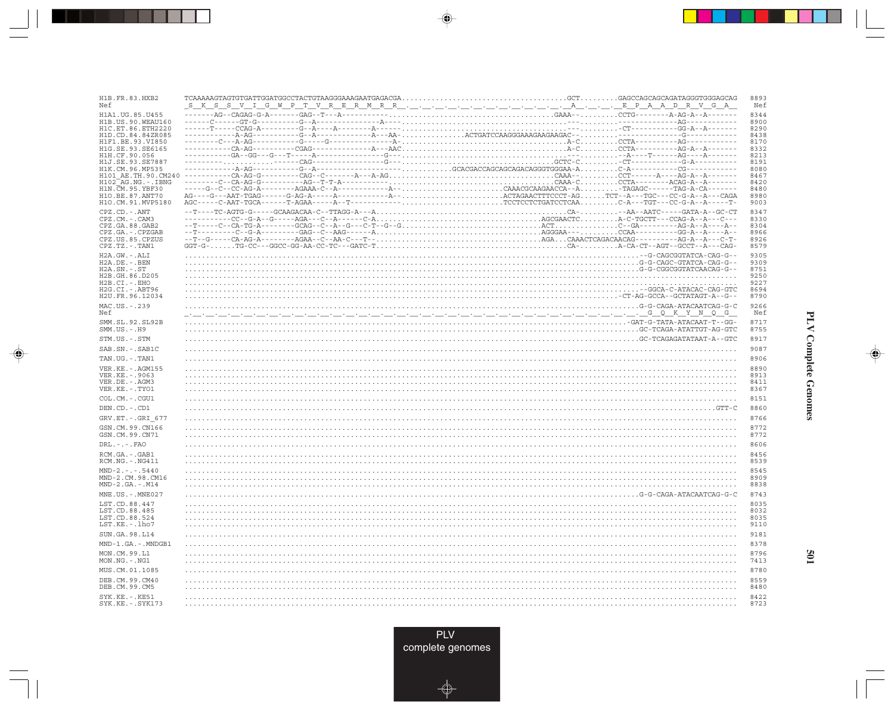```
H1B.FR.83.HXB2        TCAAAAAGTAGTGTGATTGGATGGCCTACTGTAAGGGAAAGAATGAGACGA.....................................GCT.........GAGCCAGCAGCAGATAGGGTGGGAGCAG  8893
Nef                    S  K  S  S  V  I  G  W  P  T  V  R  E  R  M  R  R  .  .  .  .  .  .  .  .  .  .  .  .  A  .  .  .  E  P  A  A  D  R  V  G  A     Nef
H1A1.UG.85.U455       -------AG--CAGAG-G-A-------GAG--T---A----------.............................GAAA--.........CCTG--------A-AG-A--A-------  8344
H1B.US.90.WEAU160     ------C------GT-G----------G--A---------------A----.........................---.........-------------------AG------------  8900
H1C.ET.86.ETH2220     ------T-----CCAG-A---------G--A----A---------A----.........................---.........-CT-----------GG-A--A-------  8290
H1D.CD.84.84ZR085     -----------A-AG------------G--A------------A---AA-.............ACTGATCCAAGGGAAAGAAGAAGAC--.........-----------------G------------  8438
H1F1.BE.93.VI850      ---------C---A-AG----------G-----G-------------A---...........................A-C.........CCTA-----------AG------------  8170
H1G.SE.93.SE6165      -----------CA-AG---------CGAG-----------------A---AAC..........................A-C.........CCTA-----------AG-A--A-------  8332
H1H.CF.90.056         -----------GA--GG---G---T-----A------------------G---..........................---.........-A----T------AG----A-------  8213
H1J.SE.93.SE7887      ---------...........------CAG------------------G---...........................GCTC-C.........-CT------------G-A----------  8191
H1K.CM.96.MP535       -----------A-AG------------G--A-------------------.........GCACGACCAGCAGCAGACAGGGTGGGAA-A.........C-A-----------CG------------  8080
H101_AE.TH.90.CM240   -----------CA-AG-G---------CAG--C-------A---A-AG...........................CAAA--.........CCT------A----AG-A--A-------  8467
H102_AG.NG.-.IBNG     ---------C--CA-AG-G--------AG--T-T-A-------------..........................CAAA-C.........CCTA--------ACAG-A--A-------  8420
H1N.CM.95.YBF30       -----G--C--CC-AG-A--------AGAAA-C--A-----------A-..................CAAACGCAAGAACCA--A.........-TAGAGC------TAG-A-CA-------  8480
H1O.BE.87.ANT70       AG----G---AAT-TGAG------G-AG-A-----A-----------A-....................ACTAGAACTTTCCCT-AG......TCT--A---TGC---CC-G-A--A---CAGA  8980
H1O.CM.91.MVP5180     AGC-----C-AAT-TGCA------T-AGAA-----A--T------------.................TCCTCCTCTGATCCTCAA.........C-A---TGT---CC-G-A--A-----T-  9003
CPZ.CD.-.ANT          --T----TC-AGTG-G-----GCAAGACAA-C--TTAGG-A---A................................CA-............-AA--AATC-----GATA-A--GC-CT  8347
CPZ.CM.-.CAM3         -----------CC--G-A--G-----AGA---C--A------C-A.....................AGCGAACTC.........A-C-TGCTT---CCAG-A--A---C---  8330
CPZ.GA.88.GAB2        --T-----C--CA-TG-A--------GCAG--C--A--G---C-T--G--G.................ACT.............C--GA---------AG-A--A----A--  8304
CPZ.GA.-.CPZGAB       --T---------C--G-A--------GAG--C--AAG------A.......................AGGGAA--..........CCAA----------GG-A--A----A--  8966
CPZ.US.85.CPZUS       --T--G-----CA-AG-A--------AGAA--C--AA-C---T--......................AGA....CAAACTCAGACAACAG----------AG-A--A---C-T-  8926
CPZ.TZ.-.TAN1         GGT-G-......TG-CC---GGCC-GG-AA-CC-TC---GATC-T..............................CA-.........A-CA-CT--AGT--GCCT--A---CAG-  8579
H2A.GW.-.ALI          .............................................................................................--G-CAGCGGTATCA-CAG-G--  9305
H2A.DE.-.BEN          .............................................................................................G-G-CAGC-GTATCA-CAG-G--  9309
H2A.SN.-.ST           .............................................................................................G-G-CGGCGGTATCAACAG-G--  8751
H2B.GH.86.D205        .............................................................................................  9250
H2B.CI.-.EHO          .............................................................................................  9227
H2G.CI.-.ABT96        .............................................................................................--GGCA-C-ATACAC-CAG-GTC  8694
H2U.FR.96.12034       .............................................................................................-CT-AG-GCCA--GCTATAGT-A--G--  8790
MAC.US.-.239          .............................................................................................G-G-CAGA-ATACAATCAG-G-C  9266
Nef                    .  .  .  .  .  .  .  .  .  .  .  .  .  .  .  .  .  .  .  .  .  .  .  .  .  .  .  .  .  .  .  .  G  Q  K  Y  N  Q  G     Nef
SMM.SL.92.SL92B       .............................................................................................-GAT-G-TATA-ATACAAT-T--GG-  8717
SMM.US.-.H9           .............................................................................................GC-TCAGA-ATATTGT-AG-GTC  8755
STM.US.-.STM          .............................................................................................GC-TCAGAGATATAAT-A--GTC  8917
SAB.SN.-.SAB1C        .............................................................................................  9087
TAN.UG.-.TAN1         .............................................................................................  8906
VER.KE.-.AGM155       .............................................................................................  8890
VER.KE.-.9063         .............................................................................................  8913
VER.DE.-.AGM3         .............................................................................................  8411
VER.KE.-.TYO1         .............................................................................................  8367
COL.CM.-.CGU1         .............................................................................................  8151
DEN.CD.-.CD1          ....................................................................................GTT-C  8860
GRV.ET.-.GRI_677      .............................................................................................  8766
GSN.CM.99.CN166       .............................................................................................  8772
GSN.CM.99.CN71        .............................................................................................  8772
DRL.-.-.FAO           .............................................................................................  8606
RCM.GA.-.GAB1         .............................................................................................  8456
RCM.NG.-.NG411        .............................................................................................  8539
MND-2.-.-.5440        .............................................................................................  8545
MND-2.CM.98.CM16      .............................................................................................  8909
MND-2.GA.-.M14        .............................................................................................  8838
MNE.US.-.MNE027       .............................................................................................G-G-CAGA-ATACAATCAG-G-C  8743
LST.CD.88.447         .............................................................................................  8035
LST.CD.88.485         .............................................................................................  8032
LST.CD.88.524         .............................................................................................  8035
LST.KE.-.lho7         .............................................................................................  9110
SUN.GA.98.L14         .............................................................................................  9181
MND-1.GA.-.MNDGB1     .............................................................................................  8378
MON.CM.99.L1          .............................................................................................  8796
MON.NG.-.NG1          .............................................................................................  7413
MUS.CM.01.1085        .............................................................................................  8780
DEB.CM.99.CM40        .............................................................................................  8559
DEB.CM.99.CM5         .............................................................................................  8480
SYK.KE.-.KE51         .............................................................................................  8422
SYK.KE.-.SYK173       .............................................................................................  8723
```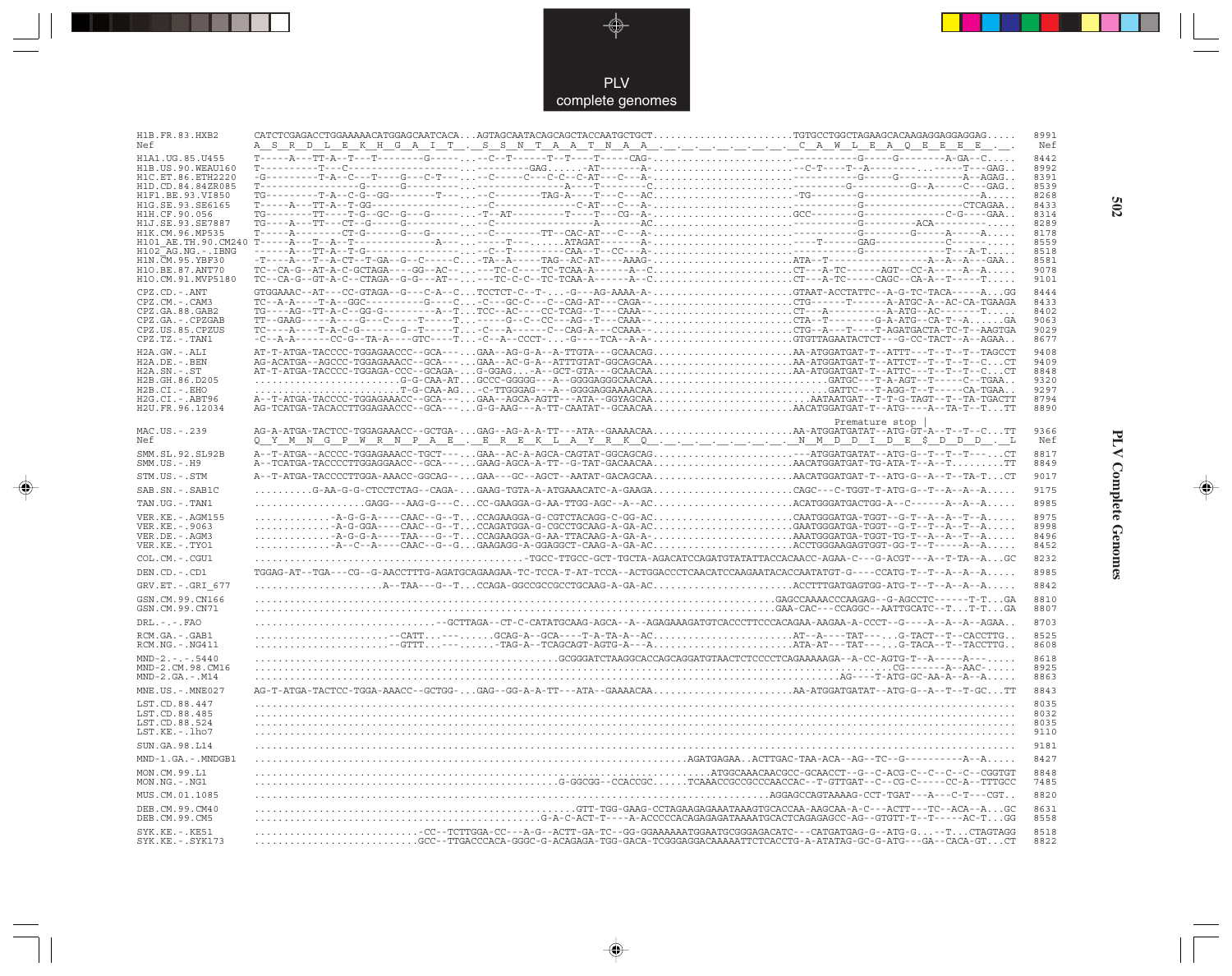```
H1B.FR.83.HXB2       CATCTCGAGACCTGGAAAAACATGGAGCAATCACA...AGTAGCAATACAGCAGCTACCAATGCTGCT.......................TGTGCCTGGCTAGAAGCACAAGAGGAGGAGGAG.....   8991
Nef                  A  S  R  D  L  E  K  H  G  A  I  T  .  S  S  N  T  A  A  T  N  A  A  .  .  .  .  .  .  .  .  C  A  W  L  E  A  Q  E  E  E  E  .  .   Nef

H1A1.UG.85.U455      T-----A---TT-A--T---T--------G-----...--C--T------T--T----T-----CAG-.................................------------G-----G--------A-GA--C.....   8442
H1B.US.90.WEAU160    T----------T---C-------------------...---------GAG......-AT--------A-.........................--C-T----T--A--------...-----T---GAG..   8992
H1C.ET.86.ETH2220    -G---------T-A--C---T----G---C-T---...--C-----C---C-C--C-AT---C---A-.................................------------G-----G-----------A--AGAG..   8391
H1D.CD.84.84ZR085    T----------------G------G----------...-------------------A----T--------C.............................-----------G---------G--A-----C---GAG..   8539
H1F1.BE.93.VI850     TG---------T-A--C-G---GG--------T---...--C--------TAG-A----T---C---AC.......................-TG--------G--------------------A.....   8268
H1G.SE.93.SE6165     T-----A---TT-A--T-GG---------------...--C----------------C-AT---C---A-.................................------------G--------------------CTCAGAA..   8433
H1H.CF.90.056        TG--------TT----T-G--GC--G---G------..-T--AT----------T----T---CG--A-.......................GCC--------G--------------C-G----GAA..   8314
H1J.SE.93.SE7887     TG----A---TT---CT--G-----G---------...--C-----------------A-------AC.................................------------G----------ACA---------.....   8289
H1K.CM.96.MP535      T-----A--------CT-G------G---G-----...--C--------TT--CAC-AT---C---A-.................................------------G--------G-----A-----A.....   8178
H101_AE.TH.90.CM240  T-----A---T--A--T--------------A---...-----T--......ATAGAT-------A-.........................----T------GAG------------C----------.....   8559
H102_AG.NG.-.IBNG    ------A---TT-A--T-G----------------...--C--T---------CAA--T---CC---A-.................................------------G--------------T---A-T.....   8518
H1N.CM.95.YBF30      -T----A---T--A-CT--T-GA--G--C-----C...-TA--A-----TAG--AC-AT----AAAG-.......................ATA--T-----------------A--A--A---GAA..   8581
H1O.BE.87.ANT70      TC--CA-G--AT-A-C-GCTAGA----GG--AC--...---TC-C----TC-TCAA-A------A--C.......................CT---A-TC------AGT--CC-A-----A--A.....   9078
H1O.CM.91.MVP5180    TC--CA-G--GT-A-C--CTAGA--G-G---AT--...---TC-C-C--TC-TCAA-A------A--C.......................CT---A-TC-----CAGC--CA-A--T-----T.....   9101

CPZ.CD.-.ANT         GTGGAAAC--AT---CC-GTAGA--G---C-A--C..TCCTCT-C--T-....-G---AG-AAAA-A-.......................GTAAT-ACCTATTC--A-G-TC-TACA-----A...GG   8444
CPZ.CM.-.CAM3        TC--A-A----T-A--GGC----------G----C...-C---GC-C---C--CAG-AT---CAGA--.......................CTG------T------A-ATGC-A--AC-CA-TGAAGA   8433
CPZ.GA.88.GAB2       TG----AG--TT-A-C--GG-G---------A--T...TCC--AC----CC-TCAG--T---CAAA--.......................CT---A----------A-ATG--AC-------T.....   8402
CPZ.GA.-.CPZGAB      TT--GAAG----A----G---C-----T-----T...-----G--C--CC---AG--T---CAAA--.......................CTA--T---------G-A-ATG--CA-T--A......GA   9063
CPZ.US.85.CPZUS      TC----A----T-A-C-G-------G---T-----T...-C---A------C--CAG-A---CCAAA--.......................CTG--A---T----T-AGATGACTA-TC-T--AAGTGA   9029
CPZ.TZ.-.TAN1        -C--A-A------CC-G--TA-A----GTC----T...-C--A--CCCT-...-G----TCA--A-A-.......................GTGTTAGAATACTCT----G--CC-TACT--A--AGAA..   8677

H2A.GW.-.ALI         AT-T-ATGA-TACCCC-TGGAGAACCC--GCA----...GAA--AG-G-A--A-TTGTA---GCAACAG.......................AA-ATGGATGAT-T--ATTT---T--T--T--TAGCCT   9408
H2A.DE.-.BEN         AG-ACATGA--AGCCC-TGGAGAAACC--GCA----...GAA--AC-G-A--ATTTGTAT-GGCAGCAA.......................AA-ATGGATGAT-T--ATTCT--T--T--T--C...CT   9409
H2A.SN.-.ST          AT-T-ATGA-TACCCC-TGGAGA-CCC--GCAGA--...G-GGAG...-A--GCT-GTA---GCAACAA.......................AA-ATGGATGAT-T--ATTC---T--T--T--C...CT   8848
H2B.GH.86.D205       ...........................G-G-CAA-AT...GCCC-GGGGG---A--GGGGAGGGCAACAA.......................GATGC---T-A-AGT--T-----C--TGAA..   9320
H2B.CI.-.EHO         ..........................T-G-CAA-AG...-C-TTGGGAG---A--GGGGAGGAAAACAA.......................GATTC---T-AGG-T--T-----CA-TGAA..   9297
H2G.CI.-.ABT96       A--T-ATGA-TACCCC-TGGAGAAACC--GCA----...GAA--AGCA-AGTT---ATA--GGYAGCAA.......................AATAATGAT--T-T-G-TAGT--T--TA-TGACTT   8794
H2U.FR.96.12034      AG-TCATGA-TACACCTTGGAGAACCC--GCA----...G-G-AAG---A-TT-CAATAT--GCAACAA.......................AACATGGATGAT-T--ATG----A--TA-T--T...TT   8890

                                                                                                 Premature stop |
MAC.US.-.239         AG-A-ATGA-TACTCC-TGGAGAAACC--GCTGA--...GAG--AG-A-A-TT---ATA--GAAAACAA.......................AA-ATGGATGATAT--ATG-GT-A--T--T--C...TT   9366
Nef                  Q  Y  M  N  G  P  W  R  N  P  A  E  .  E  R  E  K  L  A  Y  R  K  Q  .  .  .  .  .  .  .  .  N  M  D  D  I  D  E  $  D  D  D  .  .  L   Nef

SMM.SL.92.SL92B      A--T-ATGA--ACCCC-TGGAGAAACC-TGCT----...GAA--AC-A-AGCA-CAGTAT-GGCAGCAG.......................---ATGGATGATAT--ATG-G--T--T--T---...CT   8817
SMM.US.-.H9          A--TCATGA-TACCCCTTGGAGGAACC--GCA----...GAAG-AGCA-A-TT--G-TAT-GACAACAA.......................AACATGGATGATGAT-TG-ATA-T--A--T.........TT   8849

STM.US.-.STM         A--T-ATGA-TACCCCTTGGA-AAACC-GGCAG---...GAA---GC--AGCT--AATAT-GACAGCAA.......................AACATGGATGAT-T--ATG-G--A--T--TA-T...CT   9017

SAB.SN.-.SAB1C       ........G-AA-G-G-CTCCTCTAG--CAGA----...GAAG-TGTA-A-ATGAAACATC-A-GAAGA.......................CAGC---C-TGGT-T-ATG-G--T--A--A--A.....   9175

TAN.UG.-.TAN1        ..................GAGG---AAG-G---C...CC-GAAGGA-G-AA-TTGG-AGC--A--AC.......................ACATGGGATGACTGG-A--C------A--A--A.....   8985

VER.KE.-.AGM155      ............-A-G-G-A----CAAC--G--T...CCAGAAGGA-G-CGTCTACAGG-C-GG-AC.......................CAATGGGATGA-TGGT--G-T--A--A--T--A.....   8975
VER.KE.-.9063        ............-A-G-GGA----CAAC--G--T...CCAGATGGA-G-CGCCTGCAAG-A-GA-AC.......................GAATGGGATGA-TGGT--G-T--T--A--T--A.....   8998
VER.DE.-.AGM3        ............-A-G-G-A----TAA---G--T...CCAGAAGGA-G-AA-TTACAAG-A-GA-A-.......................AAATGGGATGA-TGGT-TG-T--A--A--T--A.....   8496
VER.KE.-.TYO1        ............-A--C--A----CAAC--G--G...GAAGAGG-A-GGAGGCT-CAAG-A-GA-AC.......................ACCTGGGAAGAGTGGT-GG-T--T-----A--A.....   8452

COL.CM.-.CGU1        .............................................-TGCC-TTGCC-GCT-TGCTA-AGACATCCAGATGTATATTACCACAACC-AGAA-C---G-ACGT---A--T-TA--A...GC   8232

DEN.CD.-.CD1         TGGAG-AT--TGA---CG--G-AACCTTTG-AGATGCAGAAGAA-TC-TCCA-T-AT-TCCA--ACTGGACCCTCAACATCCAAGAATACACCAATATGT-G----CCATG-T--T--A--A--A.....   8985

GRV.ET.-.GRI_677     .....................A--TAA---G--T...CCAGA-GGCCGCCGCCTGCAAG-A-GA-AC.......................ACCTTTGATGAGTGG-ATG-T--T--A--A--A.....   8842

GSN.CM.99.CN166      .......................................................................................GAGCCAAAACCCAAGAG--G-AGCCTC------T-T...GA   8810
GSN.CM.99.CN71       .......................................................................................GAA-CAC---CCAGGC--AATTGCATC--T...T-T...GA   8807

DRL.-.-.FAO          ..............................-GCTTAGA--CT-C-CATATGCAAG-AGCA--A--AGAGAAAGATGTCACCCTTCCCACAGAA-AAGAA-A-CCCT--G----A--A--A--AGAA..   8703

RCM.GA.-.GAB1        .......................--CATT...-------.......GCAG-A--GCA----T-A-TA-A--AC.......................AT--A-----TAT---...G-TACT--T--CACCTTG..   8525
RCM.NG.-.NG411       .......................--GTTT...-------.......-TAG-A--TCAGCAGT-AGTG-A---A.......................ATA-AT---TAT---...G-TACA--T--TACCTTG..   8608

MND-2.-.-.5440       ..............................................GCGGGATCTAAGGCACCAGCAGGATGTAACTCTCCCCTCAGAAAAAGA--A-CC-AGTG-T--A-----A---.....   8618
MND-2.CM.98.CM16     ..................................................................................................CG------A--AAC-.....   8925
MND-2.GA.-.M14       ...........................................................................................AG----T-ATG-GC-AA-A--A--A.....   8863

MNE.US.-.MNE027      AG-T-ATGA-TACTCC-TGGA-AAACC--GCTGG--...GAG--GG-A-A-TT---ATA--GAAAACAA.......................AA-ATGGATGATAT--ATG-G--A--T--T-GC...TT   8843

LST.CD.88.447        ..........................................................................................................................   8035
LST.CD.88.485        ..........................................................................................................................   8032
LST.CD.88.524        ..........................................................................................................................   8035
LST.KE.-.lho7        ..........................................................................................................................   9110

SUN.GA.98.L14        ..........................................................................................................................   9181

MND-1.GA.-.MNDGB1    ......................................................................AGATGAGAA..ACTTGAC-TAA-ACA--AG--TC--G----------A--A.....   8427

MON.CM.99.L1         ...........................................................................ATGGCAAACAACGCC-GCAACCT--G--C-ACG-C--C--C--C--CGGTGT   8848
MON.NG.-.NG1         ................................................G-GGCGG--CCACCGC......TCAAACCGCCGCCCAACCAC--T-GTTGAT--C--CG-C-----CC-A--TTTGCC   7485

MUS.CM.01.1085       ..............................................................................AGGAGCCAGTAAAAG-CCT-TGAT---A---C-T---CGT..   8820

DEB.CM.99.CM40       ...............................................GTT-TGG-GAAG-CCTAGAAGAGAAATAAAGTGCACCAA-AAGCAA-A-C---ACTT---TC--ACA--A...GC   8631
DEB.CM.99.CM5        ...............................................G-A-C-ACT-T----A-ACCCCCACAGAGAGATAAAATGCACTCAGAGAGCC-AG--GTGTT-T--T-----AC-T...GG   8558

SYK.KE.-.KE51        ...........................-CC--TCTTGGA-CC---A-G--ACTT-GA-TC--GG-GGAAAAAATGGAATGCGGGAGACATC---CATGATGAG-G--ATG-G...--T...CTAGTAGG   8518
SYK.KE.-.SYK173      ...........................GCC--TTGACCCACA-GGGC-G-ACAGAGA-TGG-GACA-TCGGGAGGACAAAAATTCTCACCTG-A-ATATAG-GC-G-ATG---GA--CACA-GT...CT   8822
```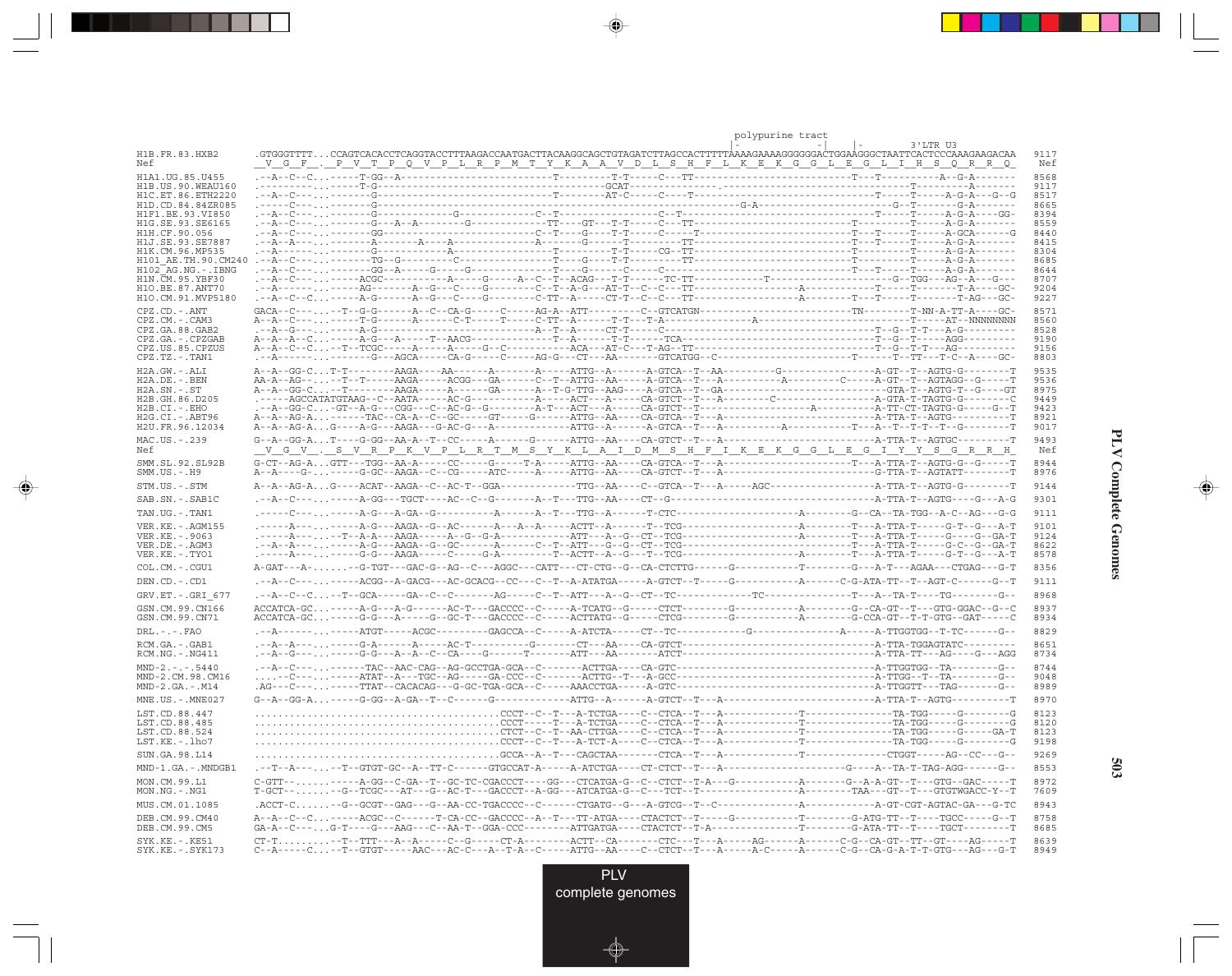```
                                                                                                          polypurine tract
                                                                                                          |-               -|      |-           3'LTR U3
H1B.FR.83.HXB2        .GTGGGTTTT...CCAGTCACACCTCAGGTACCTTTAAGACCAATGACTTACAAGGCAGCTGTAGATCTTAGCCACTTTTTAAAAGAAAAGGGGGGACTGGAAGGGCTAATTCACTCCCAAAGAAGACAA   9117
Nef                   __V__G__F__.__P__V__T__P__Q__V__P__L__R__P__M__T__Y__K__A__A__V__D__L__S__H__F__L__K__E__K__G__G__L__E__G__L__I__H__S__Q__R__R__Q_    Nef

H1A1.UG.85.U455       .--A--C--C...-----T-GG--A-------------------------------T---------T-T-----C---TT------------------------------T---T----------A--G-A-------   8568
H1B.US.90.WEAU160     .----------...----T-G----------------------------------------GCAT--------------.------------------------------------------T---------A-------   9117
H1C.ET.86.ETH2220     .--A--C--.....----G-------------------------------------T---------AT-C-----C-----T--------------------------------T---T-----A-G-A----G--G   8517
H1D.CD.84.84ZR085     .-----C----...----G--------------------------------------------------------------------------G-A-----------------------G--T-------G-A-------   8665
H1F1.BE.93.VI850      .--A--C----...----G------------G----------C--T--------------------C--T--------------------------------------T-----T-----A-G-A-----GG-   8394
H1G.SE.93.SE6165      .--A--C----...------G---A--A---------G--------------TT----GT---T-T-----C---TT--------------------------------T-----T-----A-G-A-------   8559
H1H.CF.90.056         .--A--C----...------GG-------------------------------C--T----G----T-T-----C------T----------------------------T---T-----T-----A-GCA------G   8440
H1J.SE.93.SE7887      .--A--A----...------A----------A----A---------------A-------G-----T-----------TT----------------------------T---T-----T-----A-G-A-------   8415
H1K.CM.96.MP535       .--A-------...------G------------A-------------------T------T-T-----CG--TT-----------------------------------T---------T-----A-G-A-------   8304
H101_AE.TH.90.CM240   .--A--C----...------TG--G----------C--------------------T----G----T-T---------TT--------------------------------T---------T-----A-G-A-------   8685
H102_AG.NG.-.IBNG     .--A--C----...------GG--A-----G-----G-------------------T----G-----C-----C--------------------------------------T---T-----T-----A-G-A-------   8644
H1N.CM.95.YBF30       .--A--C----...-----ACGC------------A-----G-----A--C--T--ACAG---T-T------TC-TT-----------T--------------------G--TGG---AG--A---G---   8707
H1O.BE.87.ANT70       .--A-------...-----AG--------A--G---C----G---------C--T--A-G---AT-T--C--C---TT-------------------A----------T-----T---------T-A----GC-   9204
H1O.CM.91.MVP5180     .--A--C--C...------A-G-------A--G---C----G---------C-TT--A-----CT-T--C--C---TT-------------------A----------T-----T---------T-AG---GC-   9227

CPZ.CD.-.ANT          GACA--C----..--T--G-G------A--C--CA-G-----C-----AG-A--ATT---------C--GTCATGN--------------------------TN---------T-NN-A-TT-A----GC-   8571
CPZ.CM.-.CAM3         A--A--C----...----T-G------A------C-T-----T----C-TT--A------T-T---T-A-------------A---------------------------T-----AT--NNNNNNNN   8560
CPZ.GA.88.GAB2        .--A--G----...-----A-G---------------------------A--T--A-----CT-T----C----------------------------------------T--G--T-T---A-G---------   8528
CPZ.GA.-.CPZGAB       A--A--A--C...-----A-G----A-----T--AACG----------T--A------T-T-----TCA------------------------------------T--G--T-----AGG---------   9190
CPZ.US.85.CPZUS       A--A--C--C...--T--TCGC-----A-----A-----G--C----------ACA---AT-C---T-AG--TT----------------------------------T--G--T-T---AG----------   9156
CPZ.TZ.-.TAN1         .--A-------...------G---AGCA------CA-G-----C-----AG-G---CT---AA-------GTCATGG--C-------------------------T--------T--TT---T-C--A----GC-   8803

H2A.GW.-.ALI          A--A--GG-C...T-T---------AAGA----AA------A-------A-----ATTG--A------A-GTCA--T--AA---------G---------------A-GT--T--AGTG-G---------T   9535
H2A.DE.-.BEN          AA-A--AG---...--T--T------AAGA-----ACGG---GA-------C--T--ATTG--AA-----A-GTCA--T--A----------A------------C-----A-GT--T--AGTAGG--G------T   9536
H2A.SN.-.ST           A--A--GG-C...--T-------AAGA-----A-------GA-------A--T-G-TTG--AAG----A-GTCA--T--GA--------------------------GTA-T--AGTG-T--G------GT   8975
H2B.GH.86.D205        .-----AGCCATATGTAAG--C--AATA-----AC-G---------A-----ACT---A-----CA-GTCT--T---A----------C------------------A-GTA-T-TAGTG-G--------C   9449
H2B.CI.-.EHO          .--A--GG-C...-GT--A-G---CGG---C--AC-G--G---------A-T---ACT---A-----CA-GTCT--T------------------A----------A-TT-CT-TAGTG-G------G--T   9423
H2G.CI.-.ABT96        A--A--AG-A...------TAC--CA-A--C--GC-----GT------G------ATTG--AA----CA-GTCA--T---A---------------------------A-TTA-T--AGTG-----------T   8921
H2U.FR.96.12034       A--A--AG-A...G----A-G---AAGA----G-AC-G---A-------------ATTG--A------A-GTCA--T---A-----------A-------------T---A--T--T-T---T--G--------T   9017

MAC.US.-.239          G--A--GG-A...T----G-GG--AA-A--T--CC-----A-------G------ATTG--AA----CA-GTCT--T---A---------------------------A-TTA-T--AGTGC---------T   9493
Nef                   __V__G__V__.__S__V__R__P__K__V__P__L__R__T__M__S__Y__K__L__A__I__D__M__S__H__F__I__K__E__K__G__G__L__E__G__I__Y__Y__S__G__R__R__H_   Nef

SMM.SL.92.SL92B       G-CT--AG-A...GTT---TGG--AA-A-----CC-----G-----T-A-----ATTG--AA----CA-GTCA--T---A----------------------------T---A-TTA-T--AGTG-G--G------T   8944
SMM.US.-.H9           A--A----G-...-----G-GC--AAGA--C--CG-----ATC-----A-----ATTG--AA----CA-GTCT--T---A----------------------------G-TTA-T--AGTATT---------T   8976

STM.US.-.STM          A--A--AG-A...G----ACAT--AAGA--C--AC-T--GGA-----------TTG--AA----C--GTCA--T---A-----AGC---------------------A-TTA-T--AGTG-G---------T   9144

SAB.SN.-.SAB1C        .--A--C----...-----A-GG---TGCT-----AC--C--G--------A--T---TTG--AA-----CT--G-------------------------------------A-TTA-T--AGTG----G---A-G   9301

TAN.UG.-.TAN1         .-----C----...-----A-G---A-GA--G-----------A-------A--T---TTG--A------T-CTC--------------------A---------G--CA--TA-TGG--A-C--AG---G-G   9111

VER.KE.-.AGM155       .-----A----...-----A-G---AAGA--G--AC--------A---A--A-------ACTT--A------T--TCG-------------------A---------T---A-TTA-T------G-T--G---A-T   9101
VER.KE.-.9063         .-----A----...--T--A-A---AAGA------A--G--G-A-------------ATT---A--G--CT--TCG-------------------A---------T---A-TTA-T-------G----G--GA-T   9124
VER.DE.-.AGM3         .--A--A----...-----A-G---AAGA--G--GC------A--------C--T--ATT---G--G--CT--TCG-----------------------------T---A-TTA-T------G-C--G--GA-T   8622
VER.KE.-.TYO1         .-----A----...-----G-G---AAGA-----C-----G-A---------T--ACTT--A--G---T--TCG-------------------A---------T---A-TTA-T------G-T--G---A-T   8578

COL.CM.-.CGU1         A-GAT---A-......--G-TGT---GAC-G--AG--C---AGGC---CATT---CT-CTG--G--CA-CTCTTG------G---------T---------G---A-T---AGAA---CTGAG---G-T   8356

DEN.CD.-.CD1          .--A--C----...-----ACGG--A-GACG---AC-GCACG--CC---C--T--A-ATATGA-----A-GTCT--T-----G----------A------C-G-ATA-TT--T--AGT-C------G--T   9111

GRV.ET.-.GRI_677      .--A--C--C...--T--GCA-----GA--C--C--------AG-----C--T--ATT---A--G--CT--TC--------------TC--------------T---A--TA-T----TG--------G--   8968

GSN.CM.99.CN166       ACCATCA-GC...-----A-G---A-G------AC-T---GACCCC--C-----A-TCATG--G-----CTCT---------G----------A---------G--CA-GT--T---GTG-GGAC--G--C   8937
GSN.CM.99.CN71        ACCATCA-GC...-----G-G---A-----G--GC-T---GACCCC--C-----ACTTATG--G-----CTCG---------G----------A---------G-CCA-GT--T-T-GTG--GAT-----C   8934

DRL.-.-.FAO           .--A-------...-----ATGT-----ACGC---------GAGCCA--C-----A-ATCTA-----CT--TC-----------G--------------A-----A-TTGGTGG--T-TC------G--   8829

RCM.GA.-.GAB1         .--A--A----...-----G-A------A------AC-T------------G-------CT---AA----CA-GTCT------------------------------------A-TTA-TGGAGTATC---------   8651
RCM.NG.-.NG411        .--A--G----...-----G-G---A--A--C--CA----G------T-------ATT---AA------ATCT---------------------------------------A-TTA-TT---AG----G---AGG   8734

MND-2.-.-.5440        .--A--C----...------TAC--AAC-CAG--AG-GCCTGA-GCA--C------ACTTGA----CA-GTC----------------------------------------A-TTGGTGG--TA--------G--   8744
MND-2.CM.98.CM16      .----C----...------ATAT--A---TGC--AG-----GA-CCC--C-----ACTTG--T---A-GCC-----------------------------------------A-TTGG--T--TA-------G--   9048
MND-2.GA.-.M14        .AG---C----...-----TTAT--CACACAG---G-GC-TGA-GCA--C-----AAACCTGA-----A-GTC---------------------------------------A-TTGGTT---TAG--------G--   8989

MNE.US.-.MNE027       G--A--GG-A...-----G-GG--A-GA--T--C-------G---------------ATTG--A------A-GTCT--T---A-----------------------------A-TTA-T--AGTG----------T   8970

LST.CD.88.447         ........................................CCCT--C--T---A-TCTGA-----C--CTCA--T---A-------------T----------------TA-TGG------G--------G   8123
LST.CD.88.485         ........................................CCCT-----T---A-TCTGA-----C--CTCA--T---A-------------T----------------TA-TGG------G--------G   8120
LST.CD.88.524         ........................................CTCT--C--T--AA-CTTGA-----C--CTCA--T---A-------------T----------------TA-TGG------G------GA-T   8123
LST.KE.-.lho7         ........................................CCCT--C--T---A-TCT-A-----C--CTCA--T---A-------------T----------------TA-TGG------G--------G   9198

SUN.GA.98.L14         ........................................GCCA--A--T---CAGCTAA-------CTCA--T---A-------------T----------------CTGGT------AG---CC---G--   9269

MND-1.GA.-.MNDGB1     .--T--A----...--T--GTGT-GC--A--TT-C-------GTGCCAT-A------A-ATCTGA-----CT-CTCT--T---A---------------------G-----A--TA-T-TAG-AGG------G--   8553

MON.CM.99.L1          C-GTT--......-----A-GG--C-GA--T--GC-TC-CGACCCT-----GG---CTCATGA-G--C--CTCT--T-A---G----------A---------G--A-A-GT--T---GTG--GAC-----T   8972
MON.NG.-.NG1          T-GCT--......--G--TCGC---AT---G--AC-T---GACCCT--A-GG---ATCATGA-G--C--TCT--T---------------------A---------TAA---GT--T---GTGTWGACC-Y--T   7609

MUS.CM.01.1085        .ACCT-C......--G--GCGT--GAG---G--AA-CC-TGACCCC--C-------CTGATG--G---A-GTCG--T--C---------------A---------------A-GT-CGT-AGTAC-GA---G-TC   8943

DEB.CM.99.CM40        A--A--C--C...-----ACGC--C------T-CA-CC--GACCCC--A--T---TT-ATGA-----CTACTCT--T-----G----------T---------G-ATG-TT--T----TGCC------G--T   8758
DEB.CM.99.CM5         GA-A--C----...G-T----G---AAG---C--AA-T--GGA-CCC---------ATTGATGA-----CTACTCT--T-A---------------T---------G-ATA-TT--T----TGCT--------T   8685

SYK.KE.-.KE51         CT-T.........--T--TTT---A--A------C--G------CT-A---------ACTT--CA-------CTC---T---A------AG-------A-------C-G--CA-GT--TT--GT----AG------T   8639
SYK.KE.-.SYK173       C--A-----C...--T--GTGT-----AAC---AC-C---A--T-A--C------ATTG--AA----C--CTCT--T---A------A-C------A-------C-G--CA-G-A-T-T-GTG---AG---G-T   8949
```

PLV complete genomes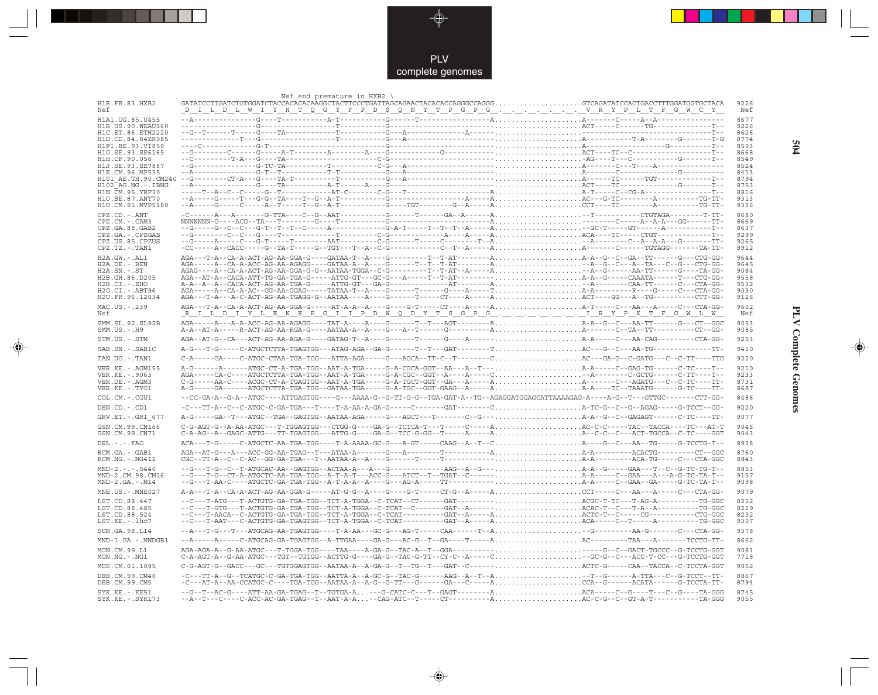```
                          Nef end premature in HXB2 \
H1B.FR.83.HXB2      GATATCCTTGATCTGTGGATCTACCACACACAAGGCTACTTCCCTGATTAGCAGAACTACACACCAGGGCCAGGG....................GTCAGATATCCACTGACCTTTGGATGGTGCTACA  9226
Nef                 _D__I__L__D__L__W__I__Y__H__T__Q__G__Y__F__P__D__$__Q__N__Y__T__P__G__P__G__.__.__.__.__.__.__.__V__R__Y__P__L__T__F__G__W__C__Y__   Nef

H1A1.UG.85.U455     --A---------------G-----T-----------A-T-----------G-------T------------------A....................A-------C-----A--A----------------  8677
H1B.US.90.WEAU160   ------------------G-----------------T-------------G--------------------------....................ACT-----C------TG---------------T--  9226
H1C.ET.86.ETH2220   --G--T------T-----G-----TA----------T-------------G---A-------------A--------....................--------------------------------T--  8626
H1D.CD.84.84ZR085   ------------T-----G-----------------T-------------G---A----------------------....................A----------------T-A--------G-------T-G  8774
H1F1.BE.93.VI850    ----C-------------G-T------------------------------G---------------------------....................A----------------------------G---------T--  8503
H1G.SE.93.SE6165    --G--------C------G-----A-T--------A--------A----G-------------G-------------....................ACT-----TC--C---------------------T--  8668
H1H.CF.90.056       --C---------T-A---G-----TA----------------------C-G--------------------------....................-AG----T---C-----------G--------T--  8549
H1J.SE.93.SE7887    --G---------------G-TC-TA----------T------------C-G---A----------------------....................A-------C---T----A-----------------  8524
H1K.CM.96.MP535     --A---------------G-T---T-----------T-T------------G---A----------------------....................A-------C--------------G-----------  8413
H101_AE.TH.90.CM240 --G--------CT-A---G-----TA-T--------T-------------G---A----------------------....................A-------TC-------TGT-------------T--  8794
H102_AG.NG.-.IBNG   --A---------------G-----TA----------A-T-------A---G--------------------------....................ACT-----TC--------------G-------T--  8753
H1N.CM.95.YBF30     -----T--A--C--C---G--T------------AT-C--------C-G---T-------------------------A....................A-T-----C--CG-A-----------------T--  8816
H1O.BE.87.ANT70     --A-----G-----T---G-G--TA----T--G--A-T------------G----------------A-------A....................AC--G-TC--------A----------TG-TT-  9313
H1O.CM.91.MVP5180   --A-----G-----C---A--T-----T--G--A-T--------------G----TGT----------G--A-----A....................CCT-----TC---------A-----------TG-TT-  9336

CPZ.CD.-.ANT        -C------A---A-------G-TTA----C--G--AAT------------G-----T------GA--A-------A....................-T-----------CTGTAGA--------T-TT-  8680
CPZ.CM.-.CAM3       NNNNNNN-G----ACG--TA---T--------G---T-------------G--------------------------....................--------------C-----A--A-A---GG-------TT-  8669
CPZ.GA.88.GAB2      --G-----G--C--C---G-T--T--T--C----A---------------G--A-T-------T--T--T--A----A....................-GC-T-----GT------A-------------T--  8637
CPZ.GA.-.CPZGAB     --G---------C--C--G----T-------------T------------C-G------------A----A------A....................ACA-----TC-----CTGT-------------T--  9299
CPZ.US.85.CPZUS     --G-----A-----C---G-T-----T-------AAT-------------C-G-------T-------C------T--A....................-A-------C--A--A-A--G--------TT-  9265
CPZ.TZ.-.TAN1       -CC-----A--CACC-----G--TA-T-----G--TGT---T--A--C-G-------------C--T--A-----A....................A-------C-------TGTAGG-------TA-TT-  8912

H2A.GW.-.ALI        AGA---T-A--CA-A-ACT-AG-AA-GGA-G-----GATAA-T--A----G----------T--T-AT--------A....................A-A--G--C--GA--TT-------G---CTG-GG-  9644
H2A.DE.-.BEN        AGA-----A--CA-A-ACC-AG-AA-AGAGG----GATAA-A--A----G-----T--T--T-AT--------A....................-A--G--C---A--TA---C--G---CTG-GG-  9645
H2A.SN.-.ST         AGAG----A--CA-A-ACT-AG-AA-GGA-G-G--AATAA-TGGA---C-G----------T--T-AT--A-----A....................-A--G------AA-TT--------G----TA-GG-  9084
H2B.GH.86.D205      AGA--AT-A--CACA-ATT-TG-GA-TGA-G------ATTG-GT---GC-G----A-----T--T-AT--------A....................A-A--G-----CAAATA------T----CTG-GG-  9558
H2B.CI.-.EHO        A-A--A--A--CACA-ACT-AG-AA-TGA-G-----ATTG-GT---GA-G-------------AT--------A....................-A---------CAA-TT------C----CTA-GG-  9532
H2G.CI.-.ABT96      AGA-----A--CA-A-AC--GG-AA-GGAG-----TATAA-T--A----G------T-------G----A-----T....................A-A---------R-----G-----C---CTA-GG-  9030
H2U.FR.96.12034     AGA---T-A---A-C-ACT-AG-AA-TGAGG-G--AATAA----A----G------T-----CT----A------A....................ACT----GG---A--TG--------CTT-GG-  9126

MAC.US.-.239        AGA---T-A--CA-A-ACT-AG-AA-GGA-G-----AT-A-A--A----G----G-T------CT----A-----A....................A-T-----C---AA---A------C---CTA-GG-  9602
Nef                 _R__I__L__D__I__Y__L__E__K__E__E__G__I__I__P__D__W__Q__D__Y__T__S__G__P__G__.__.__.__.__.__.__.__I__R__Y__P__K__T__F__G__W__L__W__   Nef

SMM.SL.92.SL92B     AGA-----A---A-A-ACC-AG-AA-AGAGG----TAT-A----A----G------T--T---AGT---------A....................A-A--G--C---AA-TT-------G---CT--GGC  9053
SMM.US.-.H9         A-A--AT-A-----R-ACT-AG-AA-RGA-G----AATAA-A--A----G---A--T------G-----------A....................A-------C--TA--TT------------CT--GG-  9085

STM.US.-.STM        AGA--AT-G--CA---ACT-AG-AA-AGA-G----GATAG-T--A----G------T-------G----A-----....................A-A-----C---AA-CAG-----------CTA-GG-  9253

SAB.SN.-.SAB1C      A-G---T-G-----C-ATGCTCTTA-TGAGTGG---ATAG-AGA--GA-G------T--T---GAT---------T....................AC---G--C---AA-TG-----------------TT-  9410

TAN.UG.-.TAN1       C-A-----GA----C-ATGC-CTAA-TGA-TGG---ATTA-AGA----G---AGCA--TT-C--T----------C....................AC---GA-G--C-GATG---C--C-TT-----TTG  9220

VER.KE.-.AGM155     A-G------A------ATGC-CT-A-TGA-TGG--AAT-A-TGA-----G-A-CGCA-GGT--AA---A--T---....................A-A-----C--GAG-TG-------C-TC-----T--  9210
VER.KE.-.9063       AGA-----CA-C----ATGCTCTTA-TGA-TGG--AAT-A-TGA-----G-A-CGC--GGT--A----A-----C....................-A-------C--GCTG-------C-TT-----T--  9233
VER.DE.-.AGM3       C-G-----AA-C----ACGC-CT-A-TGAGTGG--AAT-A-TGA-----G-A-TGCT-GGT--GA---A-----A....................A-------C---AGATG---C--C-TC-----TT-  8731
VER.KE.-.TYO1       A-G-----GA------ATGCTCTTA-TGA-TGG--GATAA-TGA-----G-A-TGC--GGT-GAAG--A-----A....................A-A---TC--TAAATG-------G-TC-----TT-  8687

COL.CM.-.CGU1       --CC-GA-A--G-A--ATGC----ATTGAGTGG----G---AAAA-G--G-TT-G-G--TGA-GAT-A--TG--AGAGGATGGAGCATTAAAAGAG-A----A-G--T---GTTGC--------CTT-GG-  8486

DEN.CD.-.CD1        -C---TT-A--C--C-ATGC-C-GA-TGA---T----T-A-AA-A-GA-G------C-------GAT--------C....................A-TC-G--C--G--AGAG-------G-TCCT--GG-  9220

GRV.ET.-.GRI_677    A-G-----GA--T---ATGC--TGA--GAGTGG--AATAA-AGA-----G---AGCT---T--------C--G---....................A-A--G--C--GAGAGT-------C-TC-----TT-  9077

GSN.CM.99.CN166     C-G-AGT-G--A-AA-ATGC---T-TGGAGTGG---CTGG-G----GA-G--TCTCA-T---T------C-----A....................AC-C-C------TAC--TACCA-----TC---AT-T  9046
GSN.CM.99.CN71      C-A-AG--A--GAGC-ATTG---TT-TGAGTGG---ATTG-G----GA-G--TCC-G-GG--T------A-----A....................A--C-C--C---ACT-TGCCA--C-TC----GGT  9043

DRL.-.-.FAO         ACA---T-G-----C-ATGCTC-AA-TGA-TGG----T-A-AAAA-GC-G---A-GT------CAAG--A--T--C....................A----G--C---AA--TG-------G-TCCTG-T--  8938

RCM.GA.-.GAB1       AGA--AT-G---A---ACC-GG-AA-TGAG--T---ATAA-A-------G---A-------T-----------A....................A-A---------ACACTG------------CT--GGC  8760
RCM.NG.-.NG411      CGC--TT-A--C--C-AC--GG-GA-TGA---T--AATAA-A--A----G------T-----T--------------....................A-A---------ACA-TG------C---CTA-GGC  8843

MND-2.-.-.5440      --G---T-G--C--T-ATGCAC-AA--GAGTGG--ACTAA-A---A---G--------------AAG--A--G---....................A-A--G-----GAA---T--C--G-TC-TG-T--  8853
MND-2.CM.98.CM16    --G---T-G--CT-A-ATGCTC-AA-TGA-TGG--A-T-A-T---ACC-G---ATCT--T--TGAT--C------....................A-A-----C--GAA---A---A-G-TC-TA-T--  9157
MND-2.GA.-.M14      --G---T-AA-C----ATGCTC-GA-TGA-TGG--A-T-A-A--A----G---AG-A------TT---------....................A-A-----C--GAA--GA------G-TC-TA-T--  9098

MNE.US.-.MNE027     A-A---T-A--CA-A-ACT-AG-AA-GGA-G-----AT-G-G--A----G----G-T------CT-G--A-----A....................CCT-----C---AA---A------C---CTA-GG-  9079

LST.CD.88.447       --C---T-ATG---T-ACTGTG-GA-TGA-TGG--TCT-A-TGGA--C-TCAT--CT--------GAT--------....................ACGC-T-TC---T-AG-A-----------TG-GGC  8232
LST.CD.88.485       --C---T-GTG---T-ACTGTG-GA-TGA-TGG--TCT-A-TGGA--C-TCAT--C--------GAT--A-----....................ACAC-T--C---T-A--A-----------TG-GGC  8229
LST.CD.88.524       --C---T-AACA--C-ACTGTG-GA-TGA-TGG--TCT-A-TGGA--C-TCAT-----------GAT--A-----A....................ACTC-T--C-----CG-----------CTG-GGC  8232
LST.KE.-.lho7       --C---T-AAT---C-ACTGTG-GA-TGAGTGG--TCT-A-TGGA--C-TCAT-----------GAT--A-----A....................ACA-----C--T-----A-----------TG-GGC  9307

SUN.GA.98.L14       --A---T-G---T---ATGCAG-AA-TGAGTGG----T-A-AA---GC-G---AG-T------CAA-----T--A....................-G---------AA-G-------C---CTA-GG-  9378

MND-1.GA.-.MNDGB1   --A-----A-----C-ATGCAG-GA-TGAGTGG--T-TGAA----GA-G---AC-G--T--GA----T-----A....................AC----------TAA---A-------TCCTG-TT-  8662

MON.CM.99.L1        AGA-AGA-A--G-AA-ATGC---T-TGGA-TGG----TAA----A-GA-G--TAC-A--T--GGA----------....................----G--C--GACT-TGCCC--G-TCCTG-GGT  9081
MON.NG.-.NG1        C-A-AGT-A--G-AA-ATGC---TGT--TGTGG--ACTTG-G----GA-G--TAC-G-TT--CY-C--A-----C....................-GC-G--C---ACC-T-CC---G-TCCTG-GGT  7718

MUS.CM.01.1085      C-G-AGT-G--GACC---GC---TGTGGAGTGG--AATAA-A--A-GA-G--T--TG--T---GAT--C------....................ACTC-G-----CAA--TACCA--C-TCCTA-GGT  9052

DEB.CM.99.CM40      -C---TT-A--G--TCATGC-C-GA-TGA-TGG--AATTA-A--A-GC-G--TAC-G------AAG--A--T--A....................-T--G------A-TTA---C--G-TCCT--TT-  8867
DEB.CM.99.CM5       -C---AT-A--AA-CCATGC-C----TGA-TGG--AATAA-A--A-G--G-TT---G------GA---C-----A....................CCA--G------ACATA-------G-TCCTA-TT-  8794

SYK.KE.-.KE51       --G--T--AC-G----ATT-AA-GA-TGAG--T--TGTGA-A...--G-CATC-C---T--GAGT--------A....................ACA-----C--G-----T----C--G-----TA-GGG  8745
SYK.KE.-.SYK173     --A--T---C-----C-ACC-AC-GA-TGAG--T--AAT-A-A...--CAG-ATC--T------CT-----------A....................AC-C-G--C--GT-A-T-------------TA-GGG  9055
```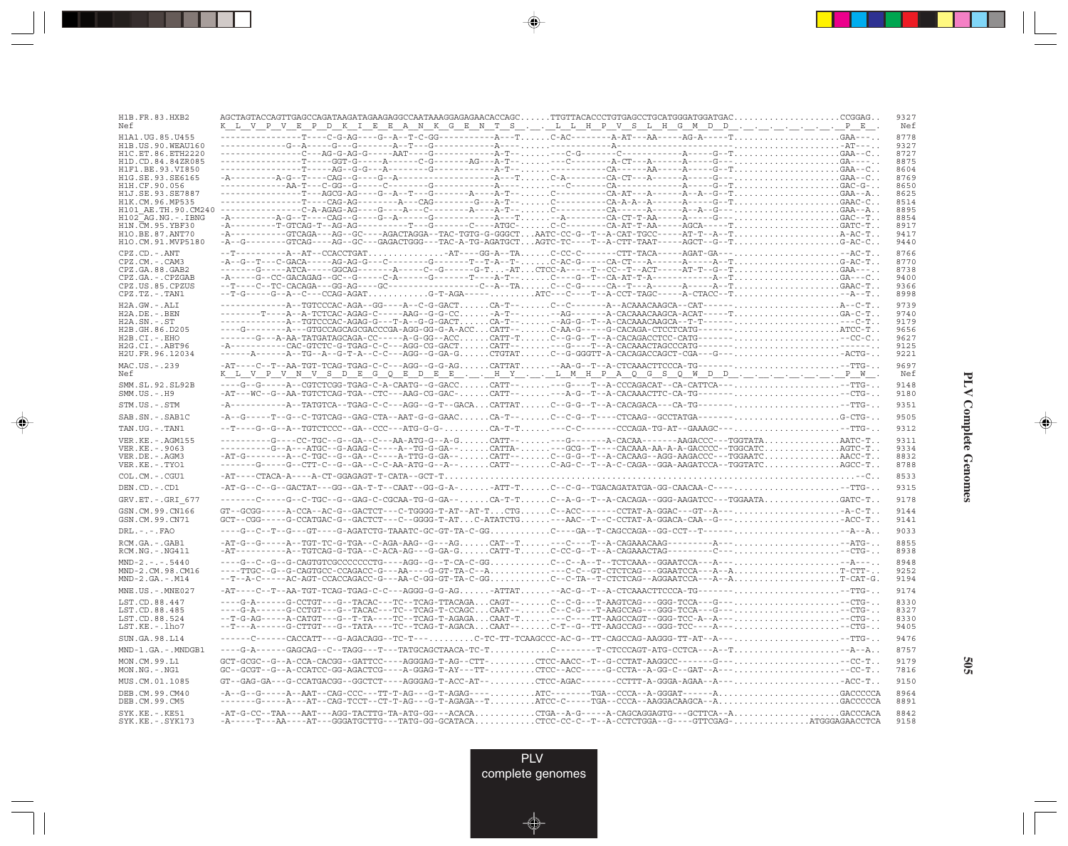```
H1B.FR.83.HXB2       AGCTAGTACCAGTTGAGCCAGATAAGATAGAAGAGGCCAATAAAGGAGAGAACACCAGC.....TTGTTACACCCTGTGAGCCTGCATGGGATGGATGAC....................CCGGAG..  9327
Nef                  K__L__V__P__V__E__P__D__K__I__E__E__A__N__K__G__E__N__T__S__.__.__L__L__H__P__V__S__L__H__G__M__D__D__.__.__.__.__.__.__.__P__E__.  Nef

H1A1.UG.85.U455      ----------------T----C-G-AG----G--A--T-C-GG-----------A---T.....C-AC--------A-AT---AA-----AG-A-----T......................GAA---..  8778
H1B.US.90.WEAU160    -------------G--A-----G---G-------A--T---G-----------A----.........................A.............................................-AT---..  9327
H1C.ET.86.ETH2220    ----------------C---AG-G-AG-G-----AAT----G-----------A-T-.......---C-G-------C-----------A-----G--T....................GAA--C..  8727
H1D.CD.84.84ZR085    ----------------T-----GGT-G-----A------C-G-------AG---A-T-.......---C--------A-CT---A-------A-----G---.....................GA----..  8875
H1F1.BE.93.VI850     ----------------T-----AG--G-G---A--------G-----------A-T-.......--------------CA------AA-----A-----G--T....................GAA--C..  8604
H1G.SE.93.SE6165     -A----------A-G--T----CAG--G----G--A-----------------A---T.......C-A--------CA-CT---A-----A-----G---.....................GAA--C..  8769
H1H.CF.90.056        -------------AA-T---C-GG--G-----C--------G-----------A----.......---C-------CA-----------A-----G--T....................GAC-G-..  8650
H1J.SE.93.SE7887     ----------------T---AGCG-AG----G--A--T---G---------A----A-T-.......C---------CA-AT---A------A---A--G--T....................GAA--A..  8625
H1K.CM.96.MP535      ----------------T---CAG-AG-------A----CAG--------G---A-T-.......C---------CA-A-A--A------A-----G--T....................GAAC-C..  8514
H101_AE.TH.90.CM240  ---------------C-A-AGAG-AG----G---A---C---------A----A-T-.......C---------CA------A------A---A--G---.....................GAA--A..  8895
H102_AG.NG.-.IBNG    -A----------A-G--T----CAG--G----G--A------G---------A---T.......A---------CA-CT-T-AA-----A-----G---.....................GAC--T..  8854
H1N.CM.95.YBF30      -A----------T-GTCAG-T--AG-AG----------T---G-------C----ATGC-.....C-C--------CA-AT-T-AA-----AGCA-----T....................GATC-T..  8917
H1O.BE.87.ANT70      -A-----------GTCAGA---AG--GC----AGACTAGGA--TAC-TGTG-G-GGGCT...AATC-CC-G--T--A-CAT-TGCC-----AT-T--A--T....................A-AC-T..  9417
H1O.CM.91.MVP5180    -A--G--------GTCAG----AG--GC---GAGACTGGG---TAC-A-TG-AGATGCT...AGTC-TC----T--A-CTT-TAAT-----AGC--G---T....................G-AC-C..  9440

CPZ.CD.-.ANT         --T----------A--AT--CCACCTGAT...............-AT----GG-A--TA.......C-CC-C--------CTT-TACA------AGAT-GA---.....................--AC-T..  8766
CPZ.CM.-.CAM3        -A--G--T---C-GACA-----AG-AG-G---C---------G-------T--T-A--T-......C-AC-G-------CA-CT---A------A-----A--T....................G-AC-T..  8770
CPZ.GA.88.GAB2       -------G-----ATCA-----GGCAG--------A-----C--G-------G-T...-AT...CTCC-A-----T---CC--T--ACT------AT-T--G--T....................GAA---..  8738
CPZ.GA.-.CPZGAB      -A-----G--CC-GACAGAG--GC--G-----C-A--------G-------T----A-T-.......C----G--T--CA-AT-T-A------------A--T....................GA---C..  9400
CPZ.US.85.CPZUS      --T----C--TC-CACAGA---GG-AG----GC-------------------C--A--TA.......C--C-G-----CA--T---A------A-----A--T....................GAAC-T..  9366
CPZ.TZ.-.TAN1        --T-G-----G--A--C---CCAG-AGAT...........G-T-AGA-----------.......ATC----C----T--A-CCT-TAGC-----A-CTACC--T....................--A--T..  8998

H2A.GW.-.ALI         ------------A--TGTCCCAC-AGA--GG----A--C-G-GACT......CA-T-.......C--C-------A--ACAAACAAGCA--CAT-----.....................A--C-T..  9739
H2A.DE.-.BEN         --------T----A--A-TCTCAC-AGAG-C-----AAG--G-G-CC......-A-T-.......-AG-------A-CACAAACAAGCA-ACAT-----T....................GA-C-T..  9740
H2A.SN.-.ST          ------------A--TGTCCCAC-AGAG-G---T-A--G-G-GACT......CA-T-.......-AG-G--T--A-CACAAACAAGCA--T-T-----.....................---C-T..  9179
H2B.GH.86.D205       ----G--------A---GTGCCAGCAGCGACCCGA-AGG-GG-G-A-ACC...CATT-.......C-AA-G-----G-CACAGA-CTCCTCATG-------.....................ATCC-T..  9656
H2B.CI.-.EHO         -------G---A-AA-TATGATAGCAGA-CC----A-G-GG--ACC.......CATT-T......C--G-G--T--A-CACAGACCTCC-CATG-------.....................--CC-C..  9627
H2G.CI.-.ABT96       -A-----------CAC-GTCTC-G-TGAG-C-C---AGG-CG-GACT......CATT-.......---G----T--A-CACAAACTAGCCCATG-------.....................------..  9125
H2U.FR.96.12034      ------A------A--TG--A--G-T-A--C-C---AGG--G-GA-G......CTGTAT......C--G-GGGTT-A-CACAGACCAGCT-CGA---G---.....................-ACTG-..  9221

MAC.US.-.239         -AT----C--T--AA-TGT-TCAG-TGAG-C-C---AGG--G-G-AG......CATTAT.......-AA-G--T--A-CTCAAACTTCCCA-TG-------.....................--TTG-..  9697
Nef                  K__L__V__P__V__N__V__S__D__E__G__Q__E__D__E__E__.__.__H__Y__.__.__L__M__H__P__A__Q__G__S__Q__W__D__D__.__.__.__.__.__.__.__P__W__.  Nef

SMM.SL.92.SL92B      ----G--G-----A--CGTCTCGG-TGAG-C-A-CAATG--G-GACC......CATT--.......---G----T--A-CCCAGACAT--CA-CATTCA---.....................--TTG-..  9148
SMM.US.-.H9          -AT---WC--G--AA-TGTCTCAG-TGA--CTC---AAG-CG-GAC-......CATT--.......---A-G--T--A-CACAAACTTC-CA-TG-------.....................--CTG-..  9180

STM.US.-.STM         -A-----------A--TATGTCA--TGAG-C-C---AGG--G-T--GACA...CATTAT......C--G-G--T--A-CACAGACA---CA-TG-------.....................--TTG-..  9351

SAB.SN.-.SAB1C       -A--G-----T--G--C-TGTCAG--GAG-CTA--AAT-G-G-GAAC......CA-T--.......C--C-G--T----CTCAAG--GCCTATGA-------.....................G-CTG-..  9505

TAN.UG.-.TAN1        --T----G--G--A--TGTCTCCC--GA--CCC---ATG-G-G-.........CA-T-T.......--C-C-------CCCAGA-TG-AT--GAAAGC---.....................--TTG-..  9312

VER.KE.-.AGM155      ----------G----CC-TGC--G--GA--C---AA-ATG-G--A-G......CATT--.......---G-------A-CACAA-------AAGACCC---TGGTATA..............AATC-T..  9311
VER.KE.-.9063        ----------G--A---ATGC--G-AGAG-C----A--TG-G-GA--......CATTA-.......-GCG--T----CACAAA-AA-A-A-GACCCC--TGGCATC..............AGTC-T..  9334
VER.DE.-.AGM3        -AT-G--------A--C-TGC--G--GA--C----A-TTG-G-GA--......CATT--.......C--G-G--T--A-CACAAG--AGG-AAGACCC--TGGAATC..............AACC-T..  8832
VER.KE.-.TYO1        -------G-----G--CTT-C--G--GA--C-C-AA-ATG-G--A--......CATT--.......C-AG-C--T--A-C-CAGA--GGA-AAGATCCA--TGGTATC..............AGCC-T..  8788

COL.CM.-.CGU1        -AT----CTACA-A----A-CT-GGAGAGT-T-CATA--GCT-T.........................................................................................--C..  8533

DEN.CD.-.CD1         -AT-G--C--G--GACTAT---GG--GA-T-T--CAAT--GG-G-A-......-ATT-T.......C--C-G--TGACAGATATGA-GG-CAACAA-C----.....................--TTG-..  9315

GRV.ET.-.GRI_677     -------C-----G--C-TGC--G--GAG-C-CGCAA-TG-G-GA--......CA-T-T.......C--A-G--T--A-CACAGA--GGG-AAGATCC---TGGAATA..............GATC-T..  9178

GSN.CM.99.CN166      GT--GCGG-----A-CCA--AC-G--GACTCT---C-TGGGG-T-AT--AT-T...CTG......C--ACC-------CCTAT-A-GGAC---GT--A---.....................-A-C-T..  9144
GSN.CM.99.CN71       GCT--CGG-----G-CCATGAC-G--GACTCT---C--GGGG-T-AT...C-ATATCTG......---AAC--T--C-CCTAT-A-GGACA-CAA--G---.....................-ACC-T..  9141

DRL.-.-.FAO          ----G--C--T--G---GT----G-AGATCTG-TAAATC-GC-GT-TA-C-GG............C----GA--T-CAGCCAGA--GG-CCT--T------.....................--A--A..  9033

RCM.GA.-.GAB1        -AT-G--G-----A--TGT-TC-G-TGA--C-AGA-AAG--G---AG......CAT--T.......---C----T--A-CAGAAACAAG---------A---.....................--ATG-..  8855
RCM.NG.-.NG411       -AT----------A--TGTCAG-G-TGA--C-ACA-AG---G-GA-G......CATT-T.......C-CC-G--T--A-CAGAAACTAG---------C---.....................--CTG-..  8938

MND-2.-.-.5440       ----G--C--G--G-CAGTGTCGCCCCCCCTG----AGG--G--T-CA-C-GG............C--C--A--T--TCTCAAA--GGAATCCA--A---.....................--A---..  8948
MND-2.CM.98.CM16     ----TTGC--G--G-CAGTGCC-CCAGACC-G---AA----G-GT-TA-C--A...............-C-C--GT-CTCTCAG---GGAATCCA--A--A..................T-CTT-..  9252
MND-2.GA.-.M14       --T--A-C-----AC-AGT-CCACCAGACC-G---AA-C-GG-GT-TA-C-GG............C--C-TA--T-CTCTCAG--AGGAATCCA--A--A..................T-CAT-G.  9194

MNE.US.-.MNE027      -AT----C--T--AA-TGT-TCAG-TGAG-C-C---AGGG-G-G-AG......-ATTAT.......-AC-G--T--A-CTCAAACTTCCCA-TG-------.....................--TTG-..  9174

LST.CD.88.447        ----G-A------G-CCTGT---G--TACAC---TC--TCAG-TTACAGA...CAGT-.......C--C-G---T-AAGTCAG---GGG-TCCA---G---.....................--CTG-..  8330
LST.CD.88.485        ----G-A------G-CCTGT---G--TACAC---TC--TCAG-T-CCAGC...CAAT--......C--C-G---T-AAGCCAG---GGG-TCCA---G---.....................--CTG-..  8327
LST.CD.88.524        --T-G-AG-----A-CATGT---G--T-TA----TC--TCAG-T-AGAGA...CAAT-T.......---C----TT-AAGCCAGT--GGG-TCC-A--A---.....................--CTG-..  8330
LST.KE.-.lho7        --T---A------G-CTTGT---G--TATA----TC--TCAG-T-AGACA...CAAT--......C-T--G--TT-AAGCCAG---GGG-TCC----A---.....................--CTG-..  9405

SUN.GA.98.L14        ------C------CACCATT---G-AGACAGG--TC-T-..........C-TC-TT-TCAAGCCC-AC-G--TT-CAGCCAG-AAGGG-TT-AT--A---.....................--TTG-..  9476

MND-1.GA.-.MNDGB1    ----G-A------GAGCAG--C--TAGG---T---TATGCAGCTAACA-TC-T.............C--------T-CTCCCAGT-ATG-CCTCA---A--T.....................--A--A..  8757

MON.CM.99.L1         GCT-GCGC--G--A-CCA-CACGG--GATTCC----AGGGAG-T-AG--CTT-.........CTCC-AACC--T--G-CCTAT-AAGGCC------G---.....................--CC-T..  9179
MON.NG.-.NG1         GC--GCGT--G--A-CCATCC-GG-AGACTCG----A-GGAG-T-AY---TT-.........CTCC--ACC-----G-CCTA--A-GG-C--GAT--A---.....................--CC-T..  7816

MUS.CM.01.1085       GT--GAG-GA---G-CCATGACGG--GGCTCT----AGGGAG-T-ACC-AT-.........CTCC-AGAC-------CCTTT-A-GGGA-AGAA--A---.....................-ACC-T..  9150

DEB.CM.99.CM40       -A--G--G-----A--AAT--CAG-CCC---TT-T-AG---G-T-AGAG---.........ATC---------TGA--CCCA--A-GGGAT------A........................GACCCCCA  8964
DEB.CM.99.CM5        -------G-----A---AT--CAG-TCCT--CT-T-AG---G-T-AGAGA--T........ATCC-C-----TGA--CCCA--AAGGACAAGCA--A........................GACCCCCA  8891

SYK.KE.-.KE51        -AT-G-CC--TAA---AAT---AGG-TACTTG-TA-ATG-GG---ACACA.............CTGA--A-G-----A-CAGCAGGAGTG---GCTTCA--A.....................GACCCACA  8842
SYK.KE.-.SYK173      -A-----T---AA----AT---GGGATGCTTG---TATG-GG-GCATACA.............CTCC-CC-C--T--A-CCTCTGGA--G----GTTCGAG-...............ATGGGAGAACCTCA  9158
```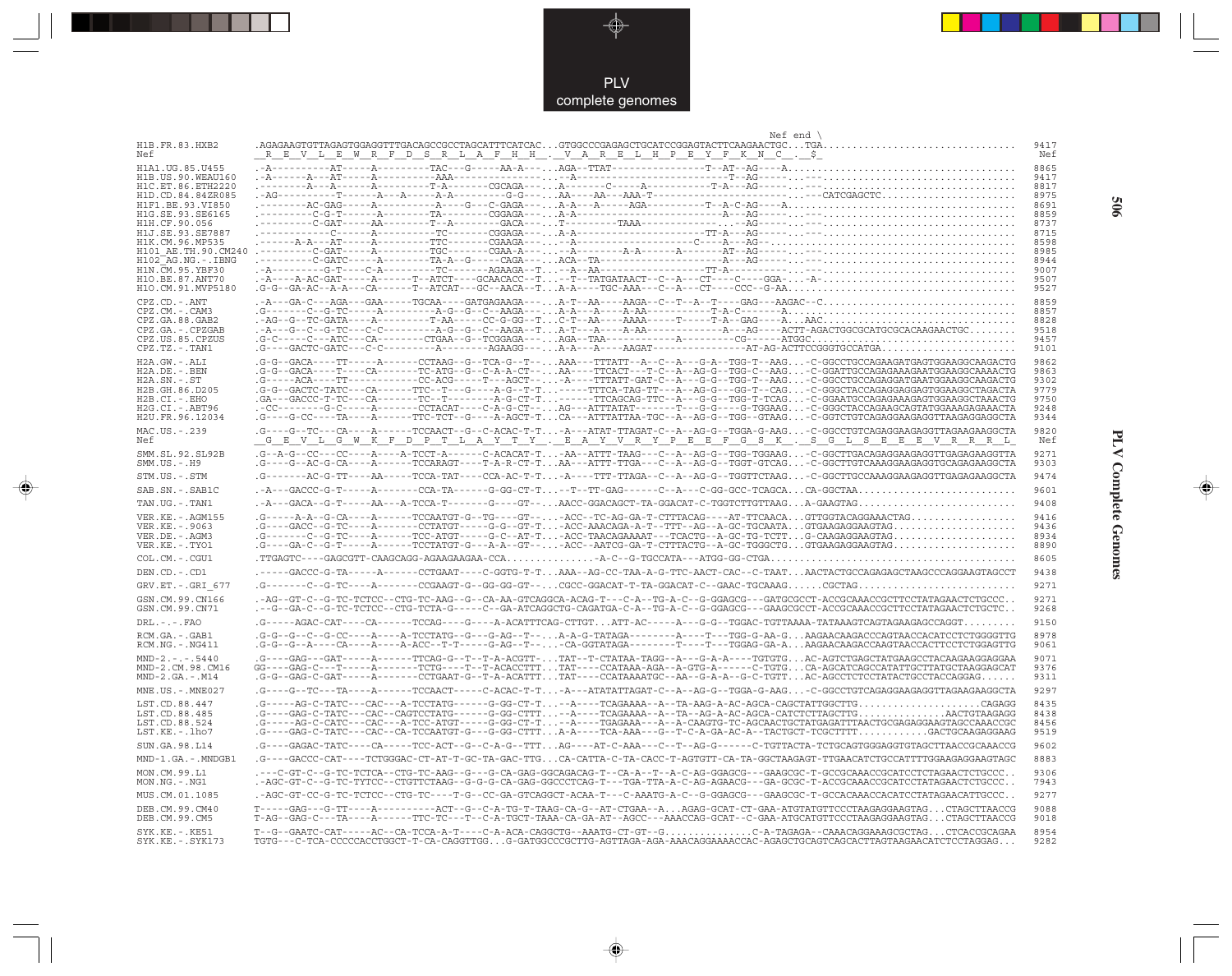```
                                                                                                     Nef end \
H1B.FR.83.HXB2        .AGAGAAGTGTTAGAGTGGAGGTTTGACAGCCGCCTAGCATTTCATCAC...GTGGCCCGAGAGCTGCATCCGGAGTACTTCAAGAACTGC...TGA.................................  9417
Nef                   _R__E__V__L__E__W__R__F__D__S__R__L__A__F__H__H__._V__A__R__E__L__H__P__E__Y__F__K__N__C__._$_                                    Nef

H1A1.UG.85.U455       .-A----------AT-----A---------TAC--G-----AA-A----.AGA--TTAT--------------------T--AT--AG----A.......................................  8865
H1B.US.90.WEAU160     .-A------A---AT-----A---------AAA-------------------.--A--------------------------------T--AG-----.---.................................  9417
H1C.ET.86.ETH2220     .--------A---A------A---------T-A-------CGCAGA----.A-------C-----A----------T-A----AG-----.---.................................  8817
H1D.CD.84.84ZR085     .-AG---------T------A---A-----A-A---------G-G----.AA----AA---AAA-T-----------------------------.---CATCGAGCTC......................  8975
H1F1.BE.93.VI850      .--------AC-GAG-----A---------A----G---C-GAGA----.A-A---A-------AGA----------T--A-C-AG-----A.......................................  8691
H1G.SE.93.SE6165      .---------C-G-T------A--------TA--------CGGAGA----.A-A----------------------------A---AG-----.---.................................  8859
H1H.CF.90.056         .---------C-GAT-----AA--------T--A----------GACA----.T---------TAAA---------------.....AG-----.---.................................  8737
H1J.SE.93.SE7887      .-----------C------A----------TC--------CGGAGA----.A-A-------------------------TT-A----AG-----.---.................................  8715
H1K.CM.96.MP535       .------A-A---AT-----A---------TTC-------CGAAGA----.--A-------------------C-----A---AG-----.---.................................  8598
H101_AE.TH.90.CM240   .---------C-GAT-----A---------TGC-------CGAA-A----.--A--------A-A-------A-------AT--AG-----.---.................................  8985
H102_AG.NG.-.IBNG     .---------C-GATC-----A--------TA-A--G-----CAGA----.ACA--TA------------------------A---AG-----.---.................................  8944
H1N.CM.95.YBF30       .-A---------G-T----C-A---------TC-------AGAAGA--T..--A--AA------------------TT-A-----------.---.................................  9007
H1O.BE.87.ANT70       .-A----A-AC-GAT-----A------T--ATCT----GCAACACC--T..--T--TATGATAACT--C--A---CT-----C----GGA-..--A-.................................  9507
H1O.CM.91.MVP5180     .G-G--GA-AC--A-A---CA-------T--ATCAT---GC--AACA--T..A-A-----TGC-AAA---C--A---CT-----CCC--G-AA.....................................  9527

CPZ.CD.-.ANT          .-A---GA-C---AGA---GAA-----TGCAA----GATGAGAAGA----.A-T--AA-----AAGA--C--T--A--T----GAG---AAGAC--C................................  8859
CPZ.CM.-.CAM3         .G-------C--G-TC-----A---------A-G--G--C--AAGA----.A-A---A----A-AA-----------T-A-C-------A.......................................  8857
CPZ.GA.88.GAB2        .-AG--G--TC-GATA----A---------T-AA-----CC-G-GG--T..C-T--AA-----AAAA------T-----T-A--GAG----A...AAC.................................  8828
CPZ.GA.-.CPZGAB       .-A---G--C--G-TC---C-C---------A-G--G--C--AAGA--T..A-T---A----A-AA-----------A---AG----ACTT-AGACTGGCGCATGCGCACAAGAACTGC........  9518
CPZ.US.85.CPZUS       .G-C-----C---ATC---CA---------CTGAA--G--TCGGAGA----.AGA--TAA------------A---------CG------ATGGC.................................  9457
CPZ.TZ.-.TAN1         .G----GACTC-GATC---C-C----------A--------AGAAGG----.A-A---A----AAGAT-----------------AT-AG-ACTTCCGGGTGCCATGA......................  9101

H2A.GW.-.ALI          .G-G--GACA----TT-----A------CCTAAG--G--TCA-G--T--..AAA---TTTATT--A--C--A---G-A--TGG-T--AAG...-C-GGCCTGCCAGAAGATGAGTGGAAGGCAAGACTG  9862
H2A.DE.-.BEN          .G-G--GACA----T----CA-------TC-ATG--G--C-A-A-CT--..AA----TTCACT---T-C--A--AG-G--TGG-C--AAG...-C-GGATTGCCAGAGAAAGAATGGAAGGCAAAACTG  9863
H2A.SN.-.ST           .G----ACA-----TT-----------CC-ACG-----T---AGCT--..--A----TTTATT-GAT-C--A---G-G--TGG-T--AAG...-C-GGCCTGCCAGAGGATGAATGGAAGGCAAGACTG  9302
H2B.GH.86.D205        .G-G--GACTC-TATC---CA-------TTC--T---G----A-G--T-T..C-T----TTTCA-TAG-TT---A--AG-G---GG-T--CAG...-C-GGGCTACCAGAGGAGGAGTGGAAGGCTAGACTA  9779
H2B.CI.-.EHO          .GA---GACCC-T-TC---CA-------TC--T--------A-G-CT-T..------TTCAGCAG-TTC--A---G-G--TGG-T-TCAG...-C-GGAATGCCAGAGAAAGAGTGGAAGGCTAAACTG  9750
H2G.CI.-.ABT96        .-CC--------G-C-----A-------CCTACAT----C-A-G-CT--..AG---ATTTATAT-------T---G-G----G-TGGAAG...-C-GGGCTACCAGAAGCAGTATGGAAAGAGAAACTA  9248
H2U.FR.96.12034       .G----G-CC----TA-----A------TTC-TCT--G----A-AGCT-T..CA---ATTTATTAA-TGC--A--AG-G--TGG--GTAAG...-C-GGTCTGTCAGAGGAAGAGGTTAAGAGGAGGCTA  9344

MAC.US.-.239          .G----G--TC---CA----A------TCCAACT--G--C-ACAC-T-T..-A---ATAT-TTAGAT-C--A--AG-G--TGGA-G-AAG...-C-GGCCTGTCAGAGGAAGAGGTTAGAAGAAGGCTA  9820
Nef                   _G__E__V__L__G__W__K__F__D__P__T__L__A__Y__T__Y__._E__A__Y__V__R__Y__P__E__E__F__G__S__K__._S__G__L__S__E__E__E__V__R__R__R__L_  Nef

SMM.SL.92.SL92B       .G--A-G--CC---CC----A----A-TCCT-A------C-ACACAT-T..-AA--ATTT-TAAG----C--A--AG-G--TGG-TGGAAG...-C-GGCTTGACAGAGGAAGAGGTTGAGAGAAGGTTA  9271
SMM.US.-.H9           .G----G--AC-G-CA----A------TCCAAGT----T-A-R-CT-T..AA---ATTT-TTGA----C--A--AG-G--TGGT-GTCAG...-C-GGCTTGTCAAAGGAAGAGGTGCAGAGAAGGCTA  9303

STM.US.-.STM          .G-------AC-G-TT----AA-----TCCA-TAT----CCA-AC-T-T..-A----TTT-TTAGA--C--A--AG-G--TGGTTCTAAG...-C-GGCTTGCCAAAGGAAGAGGTTGAGAGAAGGCTA  9474

SAB.SN.-.SAB1C        .-A---GACCC-G-T-----A-------CCA-TA------G-GG-CT-T..--T--TT-GAG------C--A---C-GG-GCC-TCAGCA...CA-GGCTAA...........................  9601

TAN.UG.-.TAN1         .-A---GACA--G-T-----AA---A-TCCA-T--------G----GT--..AACC-GGACAGCT-TA-GGACAT-C-TGGTCTTGTTAAG...A-GAAGTAG..........................  9408

VER.KE.-.AGM155       .G-----A-A--G-CA----A------TCCAATGT-G--TG----GT--..-ACC--TC-AG-GA-T-CTTTACAG----AT-TTCAACA...GTTGGTACAGGAAACTAG..................  9416
VER.KE.-.9063         .G----GACC--G-TC----A------CCTATGT-----G-G--GT-T..-ACC-AAACAGA-A-T--TTT--AG--A-GC-TGCAATA...GTGAAGAGGAAGTAG.....................  9436
VER.DE.-.AGM3         .G-------C--G-TC----A------TCC-ATGT-----G-C--AT-T..-ACC-TAACAGAAAAT---TCACTG--A-GC-TG-TCTT...G-CAAGAGGAAGTAG.....................  8934
VER.KE.-.TYO1         .G----GA-C--G-T-----A------TCCTATGT-G---A-A--GT--..-ACC--AATCG-GA-T-CTTTACTG--A-GC-TGGGCTG...GTGAAGAGGAAGTAG.....................  8890

COL.CM.-.CGU1         .TTGAGTC----GAGCGTT-CAAGCAGG-AGAAGAAGAA-CCA...............-A-C--G-TGCCATA---ATGG-GG-CTGA..........................................  8605

DEN.CD.-.CD1          .-----GACCC-G-TA-----A------CCTGAAT----C-GGTG-T-T..AAA--AG-CC-TAA-A-G-TTC-AACT-CAC--C-TAAT...AACTACTGCCAGAGAGCTAAGCCCAGGAAGTAGCCT  9438

GRV.ET.-.GRI_677      .G-------C--G-TC----A-------CCGAAGT-G--GG-GG-GT--..CGCC-GGACAT-T-TA-GGACAT-C--GAAC-TGCAAAG......CGCTAG...........................  9271

GSN.CM.99.CN166       .-AG--GT-C--G-TC-TCTCC--CTG-TC-AAG--G--CA-AA-GTCAGGCA-ACAG-T---C-A--TG-A-C--G-GGAGCG---GATGCGCCT-ACCGCAAACCGCTTCCTATAGAACTCTGCCC..  9271
GSN.CM.99.CN71        .--G--GA-C--G-TC-TCTCC--CTG-TCTA-G-----C--GA-ATCAGGCTG-CAGATGA-C-A--TG-A-C--G-GGAGCG---GAAGCGCCT-ACCGCAAACCGCTTCCTATAGAACTCTGCTC..  9268

DRL.-.-.FAO           .G-----AGAC-CAT----CA------TCCAG----G----A-ACATTTCAG-CTTGT...ATT-AC-----A---G-G--TGGAC-TGTTAAAA-TATAAAGTCAGTAGAAGAGCCAGGT.........  9150

RCM.GA.-.GAB1         .G-G--G--C--G-CC----A----A-TCCTATG--G---G-AG--T--..A-A-G-TATAGA---------A-----T---TGG-G-AA-G...AAGAACAAGACCCAGTAACCACATCCTCTGGGGTTG  8978
RCM.NG.-.NG411        .G-G--G--A----CA----A----A-ACC--T-T-----G-AG--T--..-CA-GGTATAGA--------T-----T---TGGAG-GA-A...AAGAACAAGACCAAGTAACCACTTCCTCTGGAGTTG  9061

MND-2.-.-.5440        .G----GAG---GAT-----A------TTCAG-G--T--T-A-ACGTT-..TAT--T-CTATAA-TAGG--A---G-A-A----TGTGTG...AC-AGTCTGAGCTATGAAGCCTACAAGAAGGAGGAA  9071
MND-2.CM.98.CM16      GG----GAG-C---T-----A------TCTG----T--T-ACACCTTT..TAT----CCATAAA-AGA--A-GTG-A------C-TGTG...CA-AGCATCAGCCATATTGCTTATGCTAAGGAGCAT  9376
MND-2.GA.-.M14        .G-G--GAG-C-GAT-----A------CCTGAAT-G--T-A-ACATTT..TAT----CCATAAAATCC--AA--G-A-A---G-C-TGTT...AC-AGCCTCTCCTATACTGCCTACCAGGAG.......  9311

MNE.US.-.MNE027       .G----G--TC---TA----A------TCCAACT-----C-ACAC-T-T..-A---ATATATTAGAT-C--A--AG-G--TGGA-G-AAG...-C-GGCCTGTCAGAGGAAGAGGTTAGAAGAAGGCTA  9297

LST.CD.88.447         .G-----AG-C-TATC---CAC---A-TCCTATG------G-GG-CT-T..--A----TCAGAAAA--A--TA-AAG-A-AC-AGCA-CAGCTATTGGCTTG..................CAGAGG  8435
LST.CD.88.485         .G----GAG-C-TATC---CAC--CAGTCCTATG------G-GG-CTTT..--A----TCAGAAAA--A--TA--AG-A-AC-AGCA-CATCTCTTAGCTTG...............AACTGTAAGAGG  8438
LST.CD.88.524         .G-----AG-C-CATC---CAC---A-TCC-ATGT-----G-GG-CT-T..--A----TGAGAAA---A--A-CAAGTG-TC-AGCAACTGCTATGAGATTTAACTGCGAGAGGAAGTAGCCAAACCGC  8456
LST.KE.-.lho7         .G----GAG-C-TATC---CAC--CA-TCCAATGT-G---G-GG-CTTT..A-A----TCA-AAA---G--T-C-A-GA-AC-A--TACTGCT-TCGCTTTT............GACTGCAAGAGGAAG  9519

SUN.GA.98.L14         .G----GAGAC-TATC----CA-----TCC-ACT--G--C-A-G--TTT..AG----AT-C-AAA---C--T--AG-G------C-TGTTACTA-TCTGCAGTGGGAGGTGTAGCTTAACCGCAAACCG  9602

MND-1.GA.-.MNDGB1     .G----GACCC-CAT----TCTGGGAC-CT-AT-T-GC-TA-GAC-TTG..CA-CATTA-C-TA-CACC-T-AGTGTT-CA-TA-GGCTAAGAGT-TTGAACATCTGCCATTTTGGAAGAGGAAGTAGC  8883

MON.CM.99.L1          .---C-GT-C--G-TC-TCTCA--CTG-TC-AAG--G---G-CA-GAG-GGCAGACAG-T--CA-A--T--A-C-AG-GGAGCG---GAAGCGC-T-GCCGCAAACCGCATCCTCTAGAACTCTGCCC..  9306
MON.NG.-.NG1          .-AGC-GT-C--G-TC-TYTCC--CTGTTCTAAG--G-G-G-CA-GAG-GGCCCTCAG-T---TGA-TTA-A-C-AG-AGAACG---GA-GCGC-T-ACCGCAAACCGCATCCTATAGAACTCTGCCC..  7943

MUS.CM.01.1085        .-AGC-GT-CC-G-TC-TCTCC--CTG-TC----T-G--CC-GA-GTCAGGCT-ACAA-T---C-AAATG-A-C--G-GGAGCG---GAAGCGC-T-GCCACAAACCACATCCTATAGAACATTGCCC..  9277

DEB.CM.99.CM40        T-----GAG---G-TT----A---------ACT--G--C-A-TG-T-TAAG-CA-G--AT-CTGAA--A..AGAG-GCAT-CT-GAA-ATGTATGTTCCCTAAGAGGAAGTAG...CTAGCTTAACCG  9088
DEB.CM.99.CM5         T-AG--GAG-C---TA----A------TTC-TC---T--C-A-TGCT-TAAA-CA-GA-AT--AGCC---AAACCAG-GCAT--C-GAA-ATGCATGTTCCCTAAGAGGAAGTAG...CTAGCTTAACCG  9018

SYK.KE.-.KE51         T--G--GAATC-CAT-----AC--CA-TCCA-A-T----C-A-ACA-CAGGCTG--AAATG-CT-GT--G...............C-A-TAGAGA--CAAACAGGAAAGCGCTAG...CTCACCGCAGAA  8954
SYK.KE.-.SYK173       TGTG---C-TCA-CCCCCACCTGGCT-T-CA-CAGGTTGG...G-GATGGCCCGCTTG-AGTTAGA-AGA-AAACAGGAAAACCAC-AGAGCTGCAGTCAGCACTTAGTAAGAACATCTCCTAGGAG..  9282
```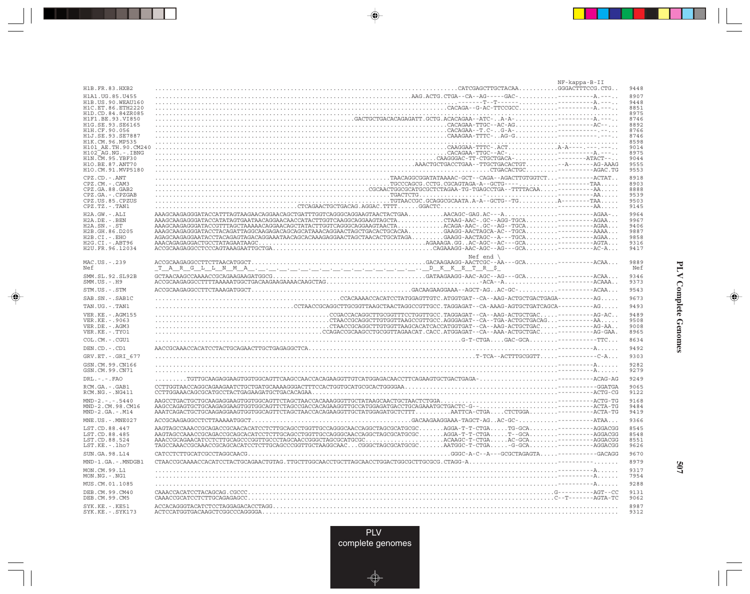```
                                                                                                                                    NF-kappa-B-II
H1B.FR.83.HXB2         ..........................................................................................CATCGAGCTTGCTACAA..........GGGACTTTCCG.CTG..  9448
H1A1.UG.85.U455        ...........................................................AAG.ACTG.CTGA--CA--AG-----GAC-..........----------A.---..  8907
H1B.US.90.WEAU160      ..........................................................................-------T--T-----...........----------A.---..  9448
H1C.ET.86.ETH2220      .......................................................................CACAGA--G-AC-TTCCGCC..........----------A.---..  8851
H1D.CD.84.84ZR085      .......................................................................................................................  8975
H1F1.BE.93.VI850       ..................................................GACTGCTGACACAGAGATT.GCTG.ACACAGAA--ATC-..A-A-...........----------A.---..  8746
H1G.SE.93.SE6165       .......................................................................CACAGAA-TTGC--AC-AG...........----------AC--..  8892
H1H.CF.90.056          .......................................................................CACAGAA--T.C-..G-A-...........------------.---..  8766
H1J.SE.93.SE7887       .......................................................................CAAAGAA-TTTC-..AG-G...........------------.---..  8746
H1K.CM.96.MP535        .......................................................................................................................  8598
H101_AE.TH.90.CM240    .......................................................................CAAGGAA-TTTC-.ACT.............A-A----.------.  9014
H102_AG.NG.-.IBNG      .......................................................................CACAGAA-TTGC--AC-............----------A.---..  8975
H1N.CM.95.YBF30        .....................................................................CAAGGGAC-TT-CTGCTGACA-...........--------ATACT--..  9044
H1O.BE.87.ANT70        ..........................................................AAACTGCTGACCTGAA--TTGCTGACACTGT.........--A-------AG-AAAG  9555
H1O.CM.91.MVP5180      ...........................................................................................CTGACACTGC.........----------AGAC.TG  9553

CPZ.CD.-.ANT           ........................................................TAACAGGCGGATATAAAAC-GCT--CAGA--AGACTTGTGGTCT...----------ACTAT..  8918
CPZ.CM.-.CAM3          ...........................................................TGCCCAGCG.CCTG.CGCAGTAGA-A--GCTG---.........---------TAA.....  8903
CPZ.GA.88.GAB2         ...................................................CGCAACTGGCGCATGCGCTCTAGAA-TG-TGAGCCTGA--TTTTACAA.....----------AA.....  8888
CPZ.GA.-.CPZGAB        ..............................................................TGACTCTG..............................----------AA.....  9539
CPZ.US.85.CPZUS        ...............................................................TGTAACCGC.GCAGGCGCAATA.A-A--GCTG--TG..........A--------TAA.....  9503
CPZ.TZ.-.TAN1          .....................................CTCAGAACTGCTGACAG.AGGAC.TTTT......GGACTC..........................----------AA.....  9145

H2A.GW.-.ALI           AAAGCAAGAGGGATACCATTTAGTAAGAACAGGAACAGCTGATTTGGTCAGGGCAGGAAGTAACTACTGAA..........AACAGC-GAG.AC---A..............----------AGAA-..  9964
H2A.DE.-.BEN           AAAGCAAGAGGGATACCATATAGTGAATAACAGGAACAACCATACTTGGTCAAGGCAGGAAGTAGCTA.............CTAAG-AAC-.GC--AGG-TGCA.........----------AGAA...  9967
H2A.SN.-.ST            AAAGCAAGAGGGATACCGTTTAGCTAAAAACAGGAACAGCTATACTTGGTCAGGGCAGGAAGTAACTA.............ACAGA-AAC-.GC--AG--TGCA.........----------AGAA...  9406
H2B.GH.86.D205         AAAGCAAGAGGGATACCTACAGATTAGGCAAGAGACAGCAGCATAAACAGGAACTAGCTGACACTGCACAA..........GAAGG-AACTAGCA-AC--TGCA.........----------AAAA...  9887
H2B.CI.-.EHO           AGAGCAAGAGGAATACCTACAGAGTAGACAGGAAATAACAGCACAAAGAGGAACTAGCTAACACTGCATAGA.........GAAGG-AACTAGC--A---TGCA.........----------AGAA...  9858
H2G.CI.-.ABT96         AAACAGAGAGGACTGCCTATAGAATAAGC...................................................AGAAAGA.GG..AC-AGC--AC---GCA.........----------AGTA...  9316
H2U.FR.96.12034        ACCGCAAGAGGCCTCCCAGTAAAGAATTGCTGA...............................................CAGAAAGG-AAC-AGC--AG---GCA.........----------AC-A...  9417

                                                                                            Nef end \
MAC.US.-.239           ACCGCAAGAGGCCTTCTTAACATGGCT.....................................................GACAGAAGG-AACTCGC--AA---GCA.........----------ACAA...  9889
Nef                    _T__A__R__G__L__L__N__M__A__.__.__.__.__.__.__.__.__.__.__.__.__.__.__D__K__K__E__T__R__$_                                          Nef

SMM.SL.92.SL92B        GCTAACAAGCCAAAACCGCAGAAGAAGATGGCG...............................................GATAAGAAGG-AAC-AGC--AG---GCA.........----------ACAA...  9346
SMM.US.-.H9            ACCGCAAGAGGCCTTTTAAAAATGGCTGACAAGAAGAAAACAAGCTAG..................................................-ACA--A..............----------ACAAA..  9373

STM.US.-.STM           ACCGCAAGAGGCCTTCTAAAGATGGCT.....................................................GACAAGAAGGAAA--AGCT-AG..AC-GC-..........----------ACAA...  9543

SAB.SN.-.SAB1C         .................................................CCACAAAACCACATCCTATGGAGTTGTC.ATGGTGAT--CA--AAG-ACTGCTGACTGAGA----------AG.....  9673

TAN.UG.-.TAN1          .....................................CCTAACCGCAGGCTTGCGGTTAAGCTAACTAGGCCGTTGCC.TAGGAGAT--CA-AAAG-AGTGCTGATCAGCA----------AG.....  9493

VER.KE.-.AGM155        ...............................................CCGACCACAGGCTTGCGGTTTCCTGGTTGCC.TAGGAGAT--CA--AAG-ACTGCTGAC.....----------AG-AC..  9489
VER.KE.-.9063          ...............................................CTAACCGCAGGCTTGTGGTTAAGCCGTTGCC.AGGAGAT--CA--TGA-ACTGCTGACAG...----------AA.....  9508
VER.DE.-.AGM3          ...............................................CTAACCGCAGGCTTGTGGTTAAGCACATCACCATGGTGAT--CA--AAG-ACTGCTGAC.....----------AG-AA..  9008
VER.KE.-.TYO1          ...............................................CCAGACCGCAAGCCTGCGGTTAGAACAT.CACC.ATGGAGAT--CA--AAA-ACTGCTGAC.....----------AG-GAA.  8965

COL.CM.-.CGU1          ............................................................................................G-T-CTGA....GAC-GCA.........-----------TTC...  8634

DEN.CD.-.CD1           AACCGCAAACCACATCCTACTGCAGAACTTGCTGAGAGGCTCA.......................................................................----------A......  9492

GRV.ET.-.GRI_677       ..................................................................................................T-TCA--ACTTTGCGGTT......-----------C-A...  9303

GSN.CM.99.CN166        ..................................................................................................................----------A......  9282
GSN.CM.99.CN71         ..................................................................................................................----------A......  9279

DRL.-.-.FAO            ........TGTTGCAAGAGGAAGTGGTGGCAGTTCAAGCCAACCACAGAAGGTTGTCATGGAGACAACCTTCAGAAGTGCTGACTGAGA-........................----------ACAG-AG  9249

RCM.GA.-.GAB1          CCTTGGTAACCAGGCAGAAGAATCTGCTGATGCAAAAGGGACTTTCCACTGGTGCATGCGCACTGGGGAA..........................................-----------GGATGA  9065
RCM.NG.-.NG411         CCTTGGAAACAGCGCATGCCTACTGAGAAGATGCTGACACAGAA......................................................................----------ACTG-CG  9122

MND-2.-.-.5440         AAGCCTGACTGCTGCAAGAGGAAGTGGTGGCAGTTCTAGCTAACCACAAAGGGTTGCTATAAGCAACTGCTAACTCTGGA...................................----------ACTG-TG  9168
MND-2.CM.98.CM16       AAGCCAGAGTGCTGCAAGAGGAAGTGGTGGCAGTTCTAGCCGACCACAGAAGGTTGCCATGGAGATGACCTGCAGAAATGCTGACTC-G-........................----------ACTA-TG  9484
MND-2.GA.-.M14         AAATCAGACTGCTGCAAGAGGAAGTGGTGGCAGTTCTAGCTAACCACAGAAGGTTGCTATGGAGATGCTCTTT..........AATTCA-CTGA.....CTCTGGA........----------ACTA-TG  9419

MNE.US.-.MNE027        ACCGCAAGAGGCCTTCTAAAAATGGCT.....................................................GACAGAAGGAAA-TAGCT-AG..AC-GC-..........----------ATAA...  9366

LST.CD.88.447          AAGTAGCCAAACCGCAGACCGCAACACATCCTCTTGCAGCCTGGTTGCCAGGGCAACCAGGCTAGCGCATGCGC.......AGGA-T-T-CTGA.....TG-GCA.........----------AGGACGG  8545
LST.CD.88.485          AAGTAGCCAAACCGCAGACCGCAGCACATCCTCTTGCAGCCTGGTTGCCAGGGCAACCAGGCTAGCGCATGCGC.......AGGA-T-T-CTGA.....T--GCA.........----------AGGACGG  8548
LST.CD.88.524          AAACCGCAGAACATCCTCTTGCAGCCCGGTTGCCCTAGCAACCGGGCTAGCGCATGCGC......................ACAAGC-T-CTGA......AC-GCA.........----------AGGACGG  8551
LST.KE.-.lho7          TAGCCAAACCGCAAACCGCAGCACATCCTCTTGCAGCCCGGTTGCTAAGGCAAC...CGGGCTAGCGCATGCGC.......AATGGC-T-CTGA.....-G-GCA.........----------AGGACGG  9626

SUN.GA.98.L14          CATCCTCTTGCATCGCCTAGGCAACG......................................................GGGC-A-C--A---GCGCTAGAGTA......-----------GACAGG  9670

MND-1.GA.-.MNDGB1      CTAACCGCAAAACCACATCCTACTGCAGAACTGTAG.TTGCTTGGCAACCTGCTTAGCAACCTGGACTGGCGCTTGCGCG.CTAGG-A........................-----------.......  8979

MON.CM.99.L1           ..................................................................................................................----------A......  9317
MON.NG.-.NG1           ..................................................................................................................----------A......  7954

MUS.CM.01.1085         ..................................................................................................................----------A......  9288

DEB.CM.99.CM40         CAAACCACATCCTACAGCAG.CGCCC........................................................................................G----------AGT--CC  9131
DEB.CM.99.CM5          CAAACCGCATCCTCTTGCAGAGACC.........................................................................................C--T-------AGTA-TC  9062

SYK.KE.-.KE51          ACCACAGGGTACATCTCCTAGGAGACACCTAGG.......................................................................................................  8987
SYK.KE.-.SYK173        ACTCCATGGTGACAAGCTCGGCCCAGGGGA..........................................................................................................  9312
```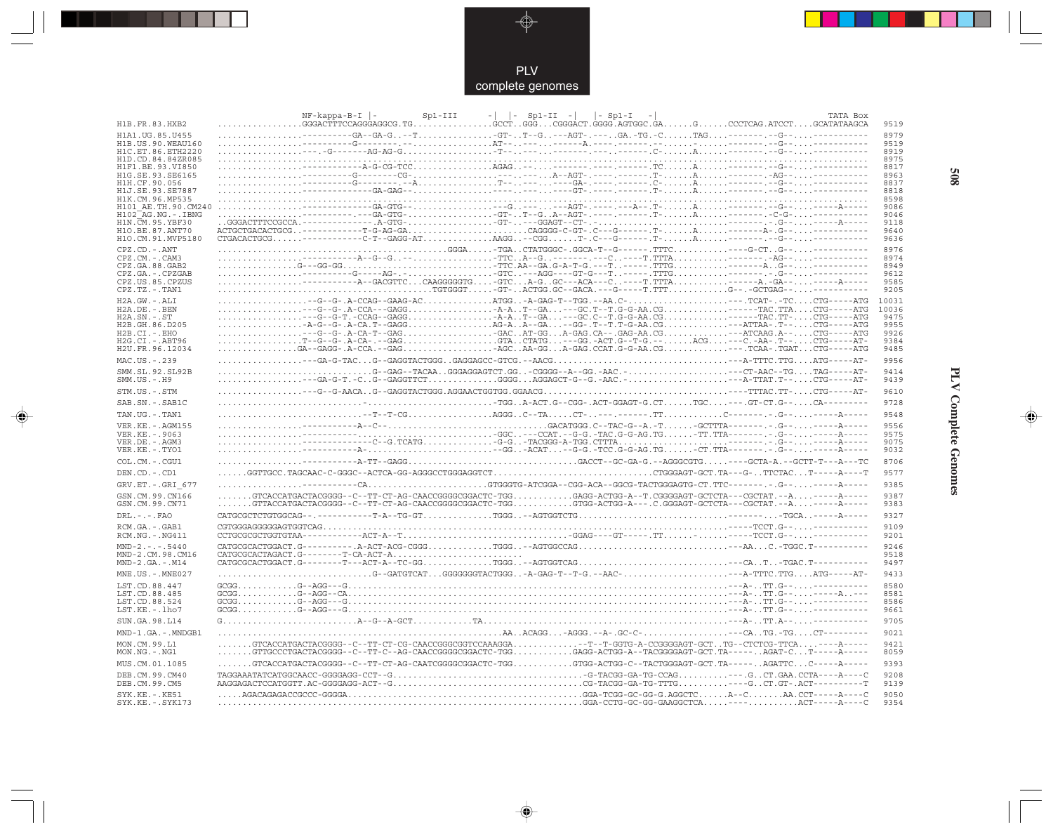# PLV complete genomes

```
                    NF-kappa-B-I |-          Sp1-III         -|  |-  Sp1-II  -|   |- Sp1-I   -|                                 TATA Box
H1B.FR.83.HXB2      ................GGGACTTTCCAGGGAGGCG.TG..............GCCT..GGG...CGGGACT.GGGG.AGTGGC.GA......G......CCCTCAG.ATCCT....GCATATAAGCA   9519

H1A1.UG.85.U455     ................----------GA--GA-G..--T...............-GT-..T--G..---AGT-.----..GA.-TG.-C......TAG...--------.--G--....-----------   8979
H1B.US.90.WEAU160   ................----------G--------.--...............AT--..---..-------A.----.------..-......-..........--------.--G--....-----------   9519
H1C.ET.86.ETH2220   ................---.-G-------AG-AG-G..................-T--..---..-------.---..------.C-......A.........--------.--G--....-----------   8919
H1D.CD.84.84ZR085   .........................................................................................................................................   8975
H1F1.BE.93.VI850    ................----------A-G-CG-TCC..............AGAG..........................................TC......A.........--------.--G--....   8817
H1G.SE.93.SE6165    ................----------G--------CG-..................----.---..A--AGT-.----.------.T-......A.........--------.--AG--....-----------   8963
H1H.CF.90.056       ................----------G---------.--A...............T--..---..----GA-.----.------.C-......A.........--------.--G--....-----------   8837
H1J.SE.93.SE7887    ................--------------GA-GAG-.....................----.---..----GT-.----.------.T-......A.........--------.--G--....-----------   8818
H1K.CM.96.MP535     .........................................................................................................................................   8598
H101_AE.TH.90.CM240 ................--------------GA-GTG-..................--G..-------AGT-.----.---A--.T-......A.........--------.--G--....-----A-----   9086
H102_AG.NG.-.IBNG   ................--------------GA-GTG-..................-GT-..T--G..A--AGT-.----.------.T-......A.........--------.-C-G-....-----------   9046
H1N.CM.95.YBF30     ..GGGACTTTCCGCCA.--------------A-GTG-..................-GT-..---GGAGT--CT-.-........................A.........--------.-.G--....-----A-----   9118
H1O.BE.87.ANT70     ACTGCTGACACTGCG..------------T-G-AG-GA......................CAGGGG-C-GT-.C---G------.T-......A.........--------A-.G--....-----------   9640
H1O.CM.91.MVP5180   CTGACACTGCG......------------C-T--GAGG-AT...........AAGG..--CGG......T-.C---G------.T-......A.........--------.--G--....-----------   9636

CPZ.CD.-.ANT        .............................................GGGA......-TGA..CTATGGGC-.GGCA-T--G------.TTTC..............---G-CT..G--....-----------   8976
CPZ.CM.-.CAM3       ................----------A--G--G..-..................-TTC..A--G..-------.---C..----T.TTTA.................--------.-AG--....-----------   8974
CPZ.GA.88.GABZ      ...............G---GG-GG..........................-TTC.AA--GA.G-A-T-G.---T..------.TTTG..............-------A..G--....-----------   8949
CPZ.GA.-.CPZGAB     ................----------G-----AG-.-.................-GTC..---AGG---GT-G---T..------.TTTG..............--------.--G--....-----------   9612
CPZ.US.85.CPZUS     ................----------A--GACGTTC...CAAGGGGGTG....-GTC...A-G..GC---ACA---C..----T.TTTA..............---A.-GA--....-----A-----   9585
CPZ.TZ.-.TAN1       ...........................................TGTGGGT.....-GT-..ACTGG.GC--GACA.---G-----T.TTT...........G--.-GCTGAG--....-----------   9205

H2A.GW.-.ALI        ................--G--G-.A-CCAG--GAAG-AC.............ATGG..-A-GAG-T--TGG.--AA.C-........................----.TCAT-.-TC....CTG-----ATG  10031
H2A.DE.-.BEN        ................---G--G-.A-CCA---GAGG.................-A-A..T--GA..---GC.T--T.G-G-AA.CG.......................-TAC.TTA....CTG-----ATG  10036
H2A.SN.-.ST         ................---G--G-T.-CCAG--GAGG.................-A-A..T--GA..---GC.C-T.G-G-AA.CG.......................-TAC.TT-....CTG-----ATG   9475
H2B.GH.86.D205      ................-A-G--G-.A-CA.T--GAGG.................AG-A..A--GA..--GG-.T--T.T-G-AA.CG...................---ATTAA-.T--....CTG-----ATG   9955
H2B.CI.-.EHO        ................---G--G-.A-CA-T--GAG..................-GC..AT-GG..A-GAG.CA--.GAG-AA.CG..................---ATCAAG.A--....CTG-----ATG   9926
H2G.CI.-.ABT96      ................T--G--G-.A-CA-.--GAG...................GTA..CTATG...---GG.-ACT.G--T-G.-.........ACG......---C.-AA-.T--....CTG-----AT-   9384
H2U.FR.96.12034     ..............GA--GAGG-.A-CCA.--GAG...................-AGC..AA-GG..A-GAG.CCAT.G-G-AA.CG...............---.TCAA-.TGAT....CTG-----ATG   9485

MAC.US.-.239        ................---GA-G-TAC...G--GAGGTACTGGG..GAGGAGCC-GTCG.--AACG......................................---A-TTTC.TTG....ATG-----AT-   9956

SMM.SL.92.SL92B     .............................G--GAG--TACAA..GGGAGGAGTCT.GG..-CGGGG--A--GG.-AAC.-.......................---CT-AAC--TG....TAG-----AT-   9414
SMM.US.-.H9         ................---GA-G-T.-C..G--GAGGTTCT...........GGGG...AGGAGCT-G--G.-AAC.-.......................---A-TTAT.T--....CTG-----AT-   9439

STM.US.-.STM        ................---G--G-AACA..G--GAGGTACTGGG.AGGAACTGGTGG.GGAACG......................................----TTTAC.TT-....CTG-----AT-   9610

SAB.SN.-.SAB1C      ...........................-..........................-TGG..A-ACT.G--CGG-.ACT-GGAGT-G.CT......TGC....---.GT-CT.G--....CA---------   9728

TAN.UG.-.TAN1       ..............................--T--T-CG...............AGGG..C--TA.....CT-..---.------.TT...........C-------.-.G--....-----A-----   9548

VER.KE.-.AGM155     ................----------A--C--................................GACATGGG.C--TAC-G--A.-T......-GCTTTA-------.-.G--....-----A-----   9556
VER.KE.-.9063       ................-----------.........................-GGC..---CCAT.--G-G.-TAC.G-G-AG.TG......-TT.TTA-------.-.G--....-----A-----   9575
VER.DE.-.AGM3       ................-------------C--G.TCATG...............-G-G..-TACGGG-A-TGG.CTTTA..........................--------.-.G--....-----A-----   9075
VER.KE.-.TYO1       ................----------A-.......................--GG..-ACAT...-G-G.-TCC.G-G-AG.TG......-CT.TTA-------.-.G--....-----A-----   9032

COL.CM.-.CGU1       ................----------A-TT--GAGG..................................GACCT--GC-GA-G.--AGGGCGTG.....----GCTA-A.--GCTT-T---A---TC   8706

DEN.CD.-.CD1        ......GGTTGCC.TAGCAAC-C-GGGC--ACTCA-GG-AGGGCCTGGGAGGTCT..............................CTGGGAGT-GCT.TA---G-..TTCTAC...T-----A----T   9577

GRV.ET.-.GRI_677    ................----------CA.......................GTGGGTG-ATCGGA--CGG-ACA--GGCG-TACTGGGAGTG-CT.TTC-------.-.G--....-----A-----   9385

GSN.CM.99.CN166     .......GTCACCATGACTACGGGG--C--TT-CT-AG-CAACCGGGGCGGACTC-TGG...........GAGG-ACTGG-A--T.CGGGGAGT-GCTCTA---CGCTAT.--A....-----A-----   9387
GSN.CM.99.CN71      .......GTTACCATGACTACGGGG--C--TT-CT-AG-CAACCGGGGCGGACTC-TGG...........GTGG-ACTGG-A---.C.GGGAGT-GCTCTA---CGCTAT.--A....-----A-----   9383

DRL.-.-.FAO         CATGCGCTCTGTGGCAG--.-----------T-A--TG-GT.............TGGG..--AGTGGTCTG......................................-------...-TGCA..-----A-----   9327

RCM.GA.-.GAB1       CGTGGGAGGGGGAGTGGTCAG.........................................................................................-----TCCT.G--....-----------   9109
RCM.NG.-.NG411      CCTGCGCGCTGGTGTAA------------ACT-A--T.............................-GGAG----GT-----.TT......-..........-----TCCT.G--....-----------   9201

MND-2.-.-.5440      CATGCGCACTGGACT.G----------.A-ACT-ACG-CGGG............TGGG..--AGTGGCCAG.................................---AA....C.-TGGC.T-----------   9246
MND-2.CM.98.CM16    CATGCGCACTAGACT.G--------T-CA-ACT-A...............................                                                                9518
MND-2.GA.-.M14      CATGCGCACTGGACT.G--------T---ACT-A--TC-GG.............TGGG..--AGTGGTCAG.................................---CA...T..-TGAC.T-----------   9497

MNE.US.-.MNE027     ..............................G--GATGTCAT...GGGGGGGTACTGGG..-A-GAG-T--T-G.--AAC-...........................---A-TTTC.TTG....ATG-----AT-   9433

LST.CD.88.447       GCGG............G--AGG---G...........................................................................-A-..TT.G--....-----------   8580
LST.CD.88.485       GCGG............G--AGG--CA...........................................................................-A-..TT.G--....-----A..---   8581
LST.CD.88.524       GCGG............G--AGG---G...........................................................................-A-..TT.G--....-----------   8586
LST.KE.-.lho7       GCGG............G--AGG---G...........................................................................-A-..TT.G--....-----------   9661

SUN.GA.98.L14       G..........................A--G--A-GCT.............TA.........................................................-A-..TT.A--....-----------   9705

MND-1.GA.-.MNDGB1   .................................................................AA..ACAGG...-AGGG.--A-.GC-C-..................---CA..TG.-TG....CT---------   9021

MON.CM.99.L1        .......GTCACCATGACTACGGGG--C--TT-CT-CG-CAACCGGCGGTCCAAAGGA.............--T--T-GGTG-A-CCGGGGAGT-GCT..TG--CTCTCG-TTCA....----A-----   9421
MON.NG.-.NG1        .......GTTGCCCTGACTACGGGG--C--TT-C--AG-CAACCGGGGCGGACTC-TGG...........GAGG-ACTGG-A--TACGGGGAGT-GCT.TA-----..AGAT-C...T-----A-----   8059

MUS.CM.01.1085      .......GTCACCATGACTACGGGG--C--TT-CT-AG-CAATCGGGGCGGACTC-TGG...........GTGG-ACTGG-C--TACTGGGAGT-GCT.TA-----..AGATTC....C-----A-----   9393

DEB.CM.99.CM40      TAGGAAATATCATGGCAACC-GGGGAGG-CCT--G.....................................-G-TACGG-GA-TG-CCAG..............---.G..CT.GAA.CCTA----A----C   9208
DEB.CM.99.CM5       AAGGAGACTCCATGGTT.AC-GGGGAGG-ACT--G.....................................CG-TACGG-GA-TG-TTTG..............---G..CT.GT-.ACT----------T   9139

SYK.KE.-.KE51       .....AGACAGAGACCGCCC-GGGGA..............................................GGA-TCGG-GC-GG-G.AGGCTC......A--C.......AA.CCT-----A----C   9050
SYK.KE.-.SYK173     ........................................................................GGA-CCTG-GC-GG-GAAGGCTCA.....-------.........ACT-----A----C   9354
```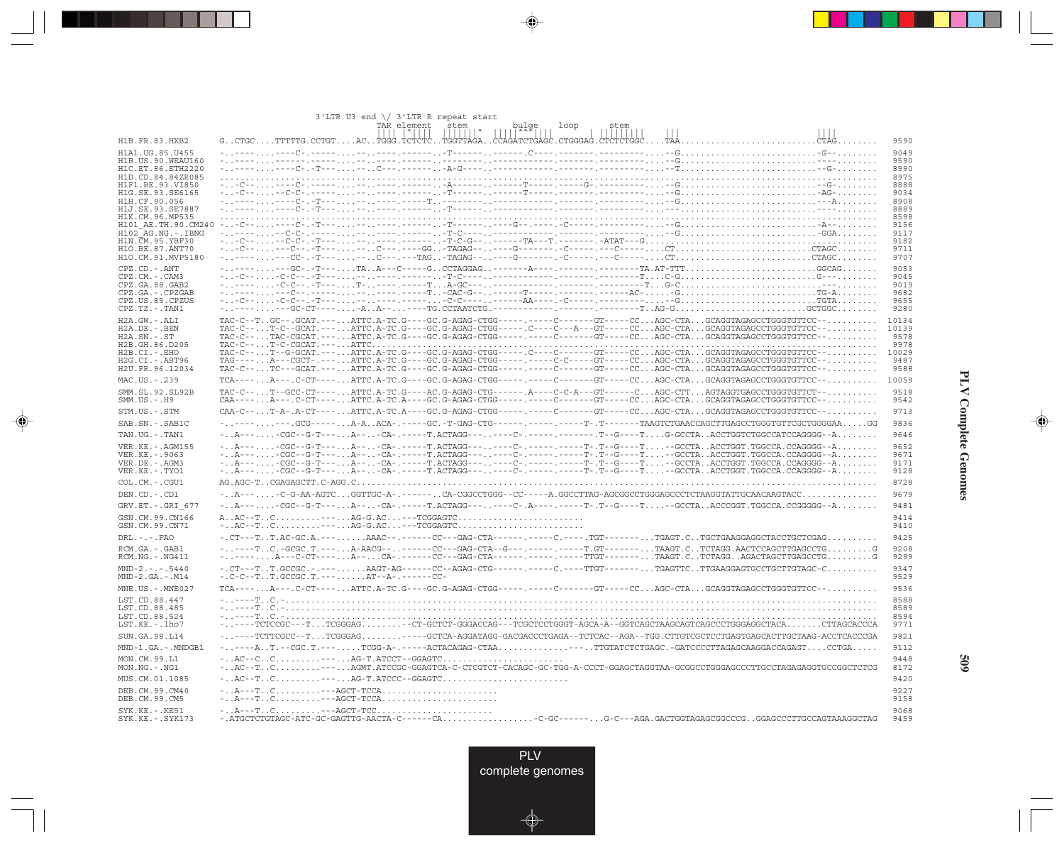```
                        3'LTR U3 end \/ 3'LTR R repeat start
                                TAR element   stem         bulge     loop      stem
                                |||| |^||||  ||||||^  |||||^^^||||      | |||||||||    |||                            ||||
H1B.FR.83.HXB2        G..CTGC....TTTTTG.CCTGT....AC..TGGG.TCTCTC..TGGTTAGA..CCAGATCTGAGC.CTGGGAG.CTCTCTGGC....TAA...........................CTAG........  9590

H1A1.UG.85.U455       -..----....----C-.------....--.-----.------..-T------..------.C----.-------.---------.....-G...........................-G--........  9049
H1B.US.90.WEAU160     -..----....------.------....--.-----.------..--------..------------.-------.---------.....-G...........................----........  9590
H1C.ET.86.ETH2220     -..----....----C-.-T----....--.C----.------..-A-G----..------------.-------.---------.....-T...........................--G-........  8990
H1D.CD.84.84ZR085     .......................................................................................................................................  8975
H1F1.BE.93.VI850      -..-C--....----C-.------....--.-----.------..-A------..------T-----.-----G-.---------.....-G...........................-G--........  8888
H1G.SE.93.SE6165      -..-C--....--C-C-.------....--.-----.------..-T------..------T-----.-------.---------.....-G...........................-AG-........  9034
H1H.CF.90.056         -..----....----C-.-T----....--.-----.-----T..--------..------------.-------.---------.....-G...........................--A.........  8908
H1J.SE.93.SE7887      -..----....----C-.-T----....--.-----.------..-T------..------------.-------.---------.....-G...........................----........  8889
H1K.CM.96.MP535       .......................................................................................................................................  8598
H101_AE.TH.90.CM240   -..-C--....----C-.-T----....--.-----.------..-T------..----G--.----.-C-----.---------.....-G...........................-A--........  9156
H102_AG.NG.-.IBNG     -..----....--C-C-.------....--.-----.------..-T-C----..------------.-------.---------.....-G...........................-GGA........  9117
H1N.CM.95.YBF30       -..-C--....--C-C-.-T----....--.-----.------..-T-C-G--..------TA---T.-------.-ATAT---G.......................................  9182
H1O.BE.87.ANT70       -..-C--....---C--.-T----....--.C----.----GG..-TAGAG--..----G-------.-C-----.---C-----.....CT...........................CTAGC.........  9711
H1O.CM.91.MVP5180     -..----....---CC-.-T----....--.C----.---TAG..-TAGAG--..----G-------.-C-----.---C-----.....CT...........................CTAGC.........  9707

CPZ.CD.-.ANT          -..----....---GC-.-T----....TA..A---C-----G..CCTAGGAG..-------A----.-------.--------TA.AT-TTT..........................GGCAG........  9053
CPZ.CM.-.CAM3         -..-C--....-C-C--.-T----....--.-----.------..-T-C----..------------.-------.--------T....C-G...........................G---........  9045
CPZ.GA.88.GAB2        -..----....-C-C--.-T----....T-.-----.-----T...A-GC---..------------.-------.---------T..G-C.................................  9019
CPZ.GA.-.CPZGAB       -..----....---C--.------....--.-----.-----T..-CAC-G--..------T-----.-------.------AC.....-G...........................TG-A........  9682
CPZ.US.85.CPZUS       -..-C--....-C-C--.-T----....--.-----.------...-C-C---..-----AA-----.-C-----.---------.....-G...........................TGTA........  9655
CPZ.TZ.-.TAN1         -..----....---GC-CT----....-A..A--..----TG.CCTAATCTG.............................T..AG-G.........................GCTGGC........  9280

H2A.GW.-.ALI          TAC-C--T..GC--.GCAT.----...ATTC.A-TC.G----GC.G-AGAG-CTGG-----.-----C-------GT-----CC...AGC-CTA...GCAGGTAGAGCCTGGGTGTTCC--..........  10134
H2A.DE.-.BEN          TAC-C--...T-C-.GCAT.----...ATTC.A-TC.G----GC.G-AGAG-CTGG-----.C----C--A---GT-----CC...AGC-CTA...GCAGGTAGAGCCTGGGTGTTCC--..........  10139
H2A.SN.-.ST           TAC-C--...TAC-CGCAT.----...ATTC.A-TC.G----GC.G-AGAG-CTGG-----.-----C-------GT-----CC...AGC-CTA...GCAGGTAGAGCCTGGGTGTTCC--..........  9578
H2B.GH.86.D205        TAC-C--...T-C-CGCAT.----...ATTC.......................................................................................  9978
H2B.CI.-.EHO          TAC-C--...T--G-GCAT.----...ATTC.A-TC.G----GC.G-AGAG-CTGG-----.C----C-------GT-----CC...AGC-CTA...GCAGGTAGAGCCTGGGTGTTCC--..........  10029
H2G.CI.-.ABT96        TAG-----..A---CGCT-.----...ATTC.A-TC.G----GC.G-AGAG-CTGG-----.-----C-C-----GT-----CC...AGC-CTA...GCAGGTAGAGCCTGGGTGTTCC--..........  9487
H2U.FR.96.12034       TAC-C--...TC---GCAT.----...ATTC.A-TC.G----GC.G-AGAG-CTGG-----.-----C-------GT-----CC...AGC-CTA...GCAGGTAGAGCCTGGGTGTTCC--..........  9588

MAC.US.-.239          TCA-----..A---.C-CT-----...ATTC.A-TC.G----GC.G-AGAG-CTGG-----.-----C-------GT-----CC...AGC-CTA...GCAGGTAGAGCCTGGGTGTTCC--..........  10059

SMM.SL.92.SL92B       TAC-C--...T--GCC-CT----...ATTC.A-TC.G----AC.G-AGAG-CTG------.A----C-C-A---GT------C...AGC-CTT...AGTAGGTAGAGCCTGGGTGTTCT--..........  9518
SMM.US.-.H9           CAA-----..A---.C-CT-----...ATTC.A-TC.A----GC.G-AGAG-CTGG-----.-----C-------GT-----CC...AGC-CTA...GCAGGTAGAGCCTGGGTGTTCC--..........  9542

STM.US.-.STM          CAA-C--...T-A-.A-CT-----...ATTC.A-TC.A----GC.G-AGAG-CTGG-----.-----C-------GT-----CC...AGC-CTA...GCAGGTAGAGCCTGGGTGTTCC--..........  9713

SAB.SN.-.SAB1C        -..----....----.GCG------..A-A..ACA-.-----GC.-T-GAG-CTG------.------.-----T-.T-------TAAGTCTGAACCAGCTTGAGCCTGGGTGTTCGCTGGGGAA.....GG  9836

TAN.UG.-.TAN1         -..A---....-CGC--G-T----...A---..-CA-.-----T.ACTAGG---..----C-.------.-----.T--G----T....G-GCCTA...ACCTGGTCTGGCCATCCAGGGG--A........  9646

VER.KE.-.AGM155       -..A---....-CGC--G-T----...A---..-CA-.-----T.ACTAGG---..----C-.------.-----T-.T--G----T.....-GCCTA...ACCTGGT.TGGCCA.CCAGGGG--A........  9652
VER.KE.-.9063         -..A---....-CGC--G-T----...A---..-CA-.-----T.ACTAGG---..----C-.------.-----T-.T--G----T.....-GCCTA...ACCTGGT.TGGCCA.CCAGGGG--A........  9671
VER.DE.-.AGM3         -..A---....-CGC--G-T----...A---..-CA-.-----T.ACTAGG---..----C-.------.-----T-.T--G----T.....-GCCTA...ACCTGGT.TGGCCA.CCAGGGG--A........  9171
VER.KE.-.TYO1         -..A---....-CGC--G-T----...A---..-CA-.-----T.ACTAGG---..----C-.------.-----T-.T--G----T.....-GCCTA...ACCTGGT.TGGCCA.CCAGGGG--A........  9128

COL.CM.-.CGU1         AG.AGC-T..CGAGAGCTT.C-AGG.C...........................................................................................................  8728

DEN.CD.-.CD1          -..A---....-C-G-AA-AGTC...GGTTGC-A-.------..CA-CGGCCTGGG--CC-----A.GGCCTTAG-AGCGGCCTGGGAGCCCTCTAAGGTATTGCAACAAGTACC...............  9679

GRV.ET.-.GRI_677      -..A---....-CGC--G-T----...A---..-CA-.-----T.ACTAGG---..----C-.A----.-----T-.T--G----T.....-GCCTA...ACCCGGT.TGGCCA.CCGGGGG--A........  9481

GSN.CM.99.CN166       A..AC--T..C.........----...AG-G.AC...---TCGGAGTC.........................  9414
GSN.CM.99.CN71        -..AC--T..C.........----...AG-G.AC...---TCGGAGTC.........................  9410

DRL.-.-.FAO           -.CT---T..T.AC-GC.A.----......AAAC--.-----CC---GAG-CTA------.-----C.-----.TGT-------...TGAGT.C..TGCTGAAGGAGGCTACCTGCTCGAG..........  9425

RCM.GA.-.GAB1         -..----T..C.-GCGC.T.----...A-AACG--.------CC---GAG-CTA--G---.-----.-----T.GT-------...TAAGT.C..TCTAGG.AACTCCAGCTTGAGCCTG.........G  9208
RCM.NG.-.NG411        -..----....A---C-CT-----...A---..CA-.------CC---GAG-CTA-----.-----.------TTGT-------...TAAGT.C..TCTAGG..AGACTAGCTTGAGCCTG.........G  9299

MND-2.-.-.5440        -.CT---T..T.GCCGC.-.----.......AAGT-AG------CC---AGAG-CTG------.------C.-----TTGT-------...TGAGTTC..TTGAAGGAGTGCCTGCTTGTAGC-C..........  9347
MND-2.GA.-.M14        -.C-C--T..T.GCCGC.T.----.......AT--A-.------CC-  9529

MNE.US.-.MNE027       TCA-----..A---.C-CT-----...ATTC.A-TC.G----GC.G-AGAG-CTGG-----.-----C-------GT-----CC...AGC-CTA...GCAGGTAGAGCCTGGGTGTTCC--..........  9536

LST.CD.88.447         -..----T..C.-.........................................................................................................................  8588
LST.CD.88.485         -..----T..C.-.........................................................................................................................  8589
LST.CD.88.524         -..----T..C.-.........................................................................................................................  8594
LST.KE.-.lho7         -..----TCTCCGC---T...TCGGGAG........-CT-GCTCT-GGGACCAG---TCGCTCCTGGGT-AGCA-A--GGTCAGCTAAGCAGTCAGCCCTGGGAGGCTACA.......CTTAGCACCCA  9771

SUN.GA.98.L14         -..----TCTTCGCC--T...TCGGGAG........-----GCTCA-AGGATAGG-GACGACCCTGAGA--TCTCAC--AGA--TGG.CTTGTCGCTCCTGAGTGAGCACTTGCTAAG-ACCTCACCCGA  9821

MND-1.GA.-.MNDGB1     -..----A..T.--CGC.T.---....TCGG-A-.-----ACTACAGAG-CTAA...............---..TTGTATCTCTGAGC.-GATCCCCTTAGAGCAAGGACCAGAGT....CCTGA.....  9112

MON.CM.99.L1          -..AC--C..C.........----...AG-T.ATCCT--GGAGTC.........................  9448
MON.NG.-.NG1          -..AC--T..C.........----...AGMT.ATCCGC-GGAGTCA-C-CTCGTCT-CACAGC-GC-TGG-A-CCCT-GGAGCTAGGTAA-GCGGCCTGGGAGCCCTTGCCTAGAGAGGTGCCGGCTCTCG  8172

MUS.CM.01.1085        -..AC--T..C.........----...AG-T.ATCCC--GGAGTC.........................  9420

DEB.CM.99.CM40        -..A---T..C.........---AGCT-TCCA........................  9227
DEB.CM.99.CM5         -..A---T..C.........---AGCT-TCCA........................  9158

SYK.KE.-.KE51         -..A---T..C.........---AGCT-TCC........................  9068
SYK.KE.-.SYK173       -.ATGCTCTGTAGC-ATC-GC-GAGTTG-AACTA-C------CA..................-C-GC------...G-C---AGA.GACTGGTAGAGCGGCCCG..GGAGCCCTTGCCAGTAAAGGCTAG  9459
```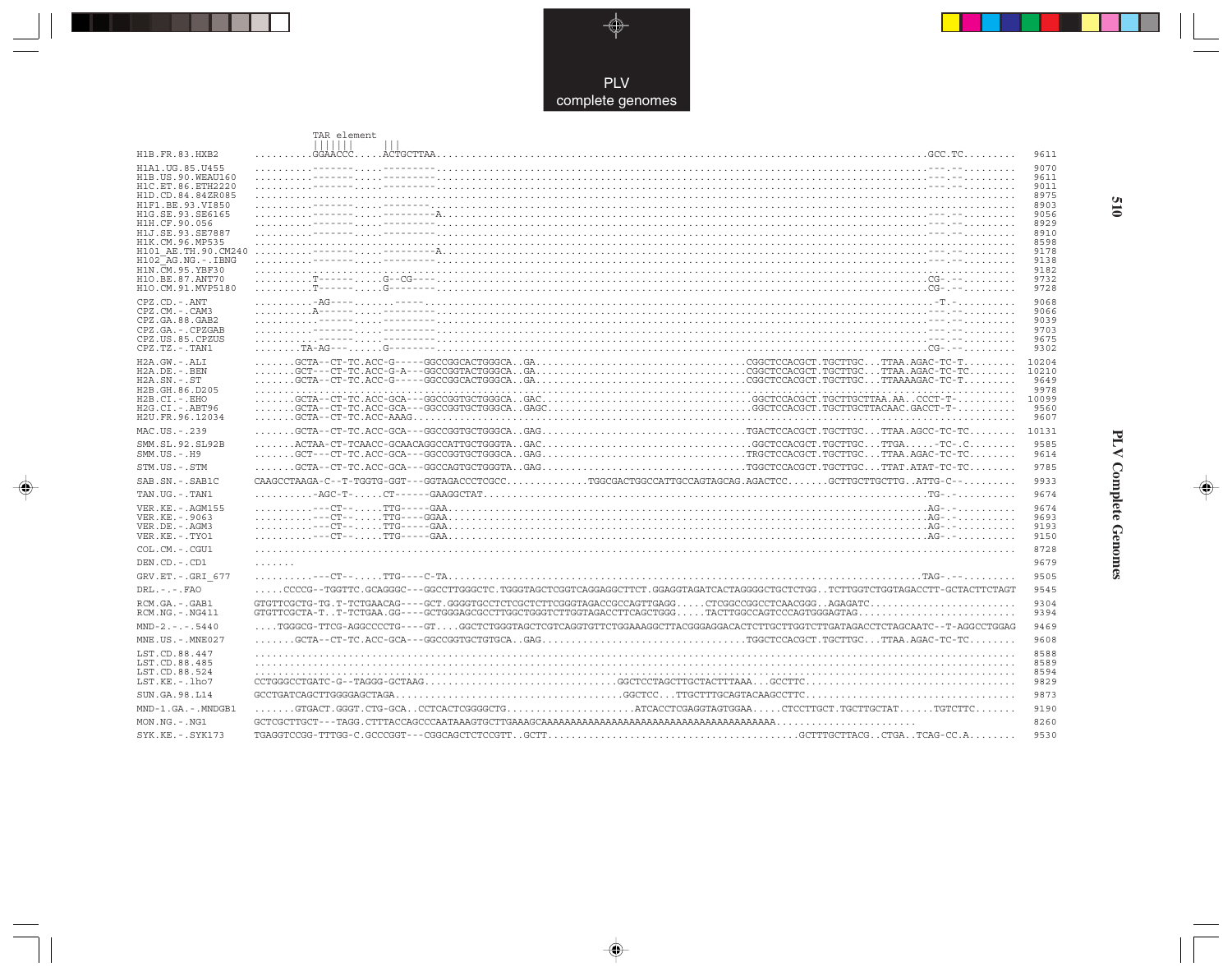```
                       TAR element
                       |||||||     |||
H1B.FR.83.HXB2          .........GGAACCC.....ACTGCTTAA..........................................................................................GCC.TC.........  9611

H1A1.UG.85.U455         .........-------.....---------..........................................................................................---.--.........  9070
H1B.US.90.WEAU160       .........-------.....---------..........................................................................................---.--.........  9611
H1C.ET.86.ETH2220       .........-------.....---------..........................................................................................---.--.........  9011
H1D.CD.84.84ZR085       ..............................................................................................................................................  8975
H1F1.BE.93.VI850        .........-------.....---------..........................................................................................---.--.........  8903
H1G.SE.93.SE6165        .........-------.....---------A.........................................................................................---.--.........  9056
H1H.CF.90.056           .........-------.....---------..........................................................................................---.--.........  8929
H1J.SE.93.SE7887        .........-------.....---------..........................................................................................---.--.........  8910
H1K.CM.96.MP535         ..............................................................................................................................................  8598
H101_AE.TH.90.CM240     .........-------.....---------A.........................................................................................---.--.........  9178
H102_AG.NG.-.IBNG       .........-------.....---------..........................................................................................---.--.........  9138
H1N.CM.95.YBF30         ..............................................................................................................................................  9182
H1O.BE.87.ANT70         .........T------.....G--CG----..........................................................................................CG-.--.........  9732
H1O.CM.91.MVP5180       .........T------.....G--------..........................................................................................CG-.--.........  9728

CPZ.CD.-.ANT            .........-AG----.......-----............................................................................................-T.-.........  9068
CPZ.CM.-.CAM3           .........A------.....---------..........................................................................................---.--.........  9066
CPZ.GA.88.GAB2          .........-------.....---------..........................................................................................---.--.........  9039
CPZ.GA.-.CPZGAB         .........-------.....---------..........................................................................................---.--.........  9703
CPZ.US.85.CPZUS         .........-------.....---------..........................................................................................---.--.........  9675
CPZ.TZ.-.TAN1           .......TA-AG---......G--------..........................................................................................CG-.--.........  9302

H2A.GW.-.ALI            .......GCTA--CT-TC.ACC-G-----GGCCGGCACTGGGCA..GA.................................CGGCTCCACGCT.TGCTTGC...TTAA.AGAC-TC-T.........  10204
H2A.DE.-.BEN            .......GCT---CT-TC.ACC-G-A---GGCCGGTACTGGGCA..GA.................................CGGCTCCACGCT.TGCTTGC...TTAA.AGAC-TC-TC........  10210
H2A.SN.-.ST             .......GCTA--CT-TC.ACC-G-----GGCCGGCACTGGGCA..GA.................................CGGCTCCACGCT.TGCTTGC...TTAAAAGAC-TC-T.........  9649
H2B.GH.86.D205          ..............................................................................................................................................  9978
H2B.CI.-.EHO            .......GCTA--CT-TC.ACC-GCA---GGCCGGTGCTGGGCA..GAC................................GGCTCCACGCT.TGCTTGCTTAA.AA..CCCT-T-..........  10099
H2G.CI.-.ABT96          .......GCTA--CT-TC.ACC-GCA---GGCCGGTGCTGGGCA..GAGC...............................GGCTCCACGCT.TGCTTGCTTACAAC.GACCT-T-..........  9560
H2U.FR.96.12034         .......GCTA--CT-TC.ACC-AAAG...................................................................................................  9607

MAC.US.-.239            .......GCTA--CT-TC.ACC-GCA---GGCCGGTGCTGGGCA..GAG................................TGACTCCACGCT.TGCTTGC...TTAA.AGCC-TC-TC........  10131

SMM.SL.92.SL92B         .......ACTAA-CT-TCAACC-GCAACAGGCCATTGCTGGGTA..GAC................................GGCTCCACGCT.TGCTTGC...TTGA......-TC-.C........  9585
SMM.US.-.H9             .......GCT---CT-TC.ACC-GCA---GGCCGGTGCTGGGCA..GAG................................TRGCTCCACGCT.TGCTTGC...TTAA.AGAC-TC-TC........  9614

STM.US.-.STM            .......GCTA--CT-TC.ACC-GCA---GGCCAGTGCTGGGTA..GAG................................TGGCTCCACGCT.TGCTTGC...TTAT.ATAT-TC-TC........  9785

SAB.SN.-.SAB1C          CAAGCCTAAGA-C--T-TGGTG-GGT---GGTAGACCCTCGCC.............TGGCGACTGGCCATTGCCAGTAGCAG.AGACTCC.......GCTTGCTTGCTTG..ATTG-C--.........  9933

TAN.UG.-.TAN1           ..........-AGC-T-.....CT------GAAGGCTAT.................................................................................TG-.-.........  9674

VER.KE.-.AGM155         ..........---CT--.....TTG-----GAA.......................................................................................AG-.-.........  9674
VER.KE.-.9063           ..........---CT--.....TTG----GGAA.......................................................................................AG-.-.........  9693
VER.DE.-.AGM3           ..........---CT--.....TTG-----GAA.......................................................................................AG-.-.........  9193
VER.KE.-.TYO1           ..........---CT--.....TTG-----GAA.......................................................................................AG-.-.........  9150

COL.CM.-.CGU1           ..............................................................................................................................................  8728

DEN.CD.-.CD1            .......                                                                                                                                        9679

GRV.ET.-.GRI_677        ..........---CT--.....TTG----C-TA.......................................................................................TAG-.--.........  9505

DRL.-.-.FAO             .....CCCCG--TGGTTC.GCAGGGC---GGCCTTGGGCTC.TGGGTAGCTCGGTCAGGAGGCTTCT.GGAGGTAGATCACTAGGGGCTGCTCTGG..TCTTGGTCTGGTAGACCTT-GCTACTTCTAGT  9545

RCM.GA.-.GAB1           GTGTTCGCTG-TG.T-TCTGAACAG----GCT.GGGGTGCCTCTCGCTCTTCGGGTAGACCGCCAGTTGAGG.....CTCGGCCGGCCTCAACGGG..AGAGATC.........................  9304
RCM.NG.-.NG411          GTGTTCGCTA-T..T-TCTGAA.GG----GCTGGGAGCGCCTTGGCTGGGTCTTGGTAGACCTTCAGCTGGG.....TACTTGGCCAGTCCCAGTGGGAGTAG..........................  9394

MND-2.-.-.5440          ....TGGGCG-TTCG-AGGCCCCTG----GT....GGCTCTGGGTAGCTCGTCAGGTGTTCTGGAAAGGCTTACGGGAGGACACTCTTGCTTGGTCTTGATAGACCTCTAGCAATC--T-AGGCCTGGAG  9469

MNE.US.-.MNE027         .......GCTA--CT-TC.ACC-GCA---GGCCGGTGCTGTGCA..GAG................................TGGCTCCACGCT.TGCTTGC...TTAA.AGAC-TC-TC........  9608

LST.CD.88.447           ..............................................................................................................................................  8588
LST.CD.88.485           ..............................................................................................................................................  8589
LST.CD.88.524           ..............................................................................................................................................  8594
LST.KE.-.lho7           CCTGGGCCTGATC-G--TAGGG-GCTAAG.................................GGCTCCTAGCTTGCTACTTTAAA...GCCTTC..................................  9829

SUN.GA.98.L14           GCCTGATCAGCTTGGGGAGCTAGA.....................................GGCTCC...TTGCTTTGCAGTACAAGCCTTC..................................  9873

MND-1.GA.-.MNDGB1       .......GTGACT.GGGT.CTG-GCA..CCTCACTCGGGGCTG......................ATCACCTCGAGGTAGTGGAA.....CTCCTTGCT.TGCTTGCTAT......TGTCTTC.......  9190

MON.NG.-.NG1            GCTCGCTTGCT---TAGG.CTTTACCAGCCCAATAAAGTGCTTGAAAGCAAAAAAAAAAAAAAAAAAAAAAAAAAAAAAAAAAAAAAAAAA........................  8260

SYK.KE.-.SYK173         TGAGGTCCGG-TTTGG-C.GCCCGGT---CGGCAGCTCTCCGTT..GCTT..........................................GCTTTGCTTACG..CTGA..TCAG-CC.A........  9530
```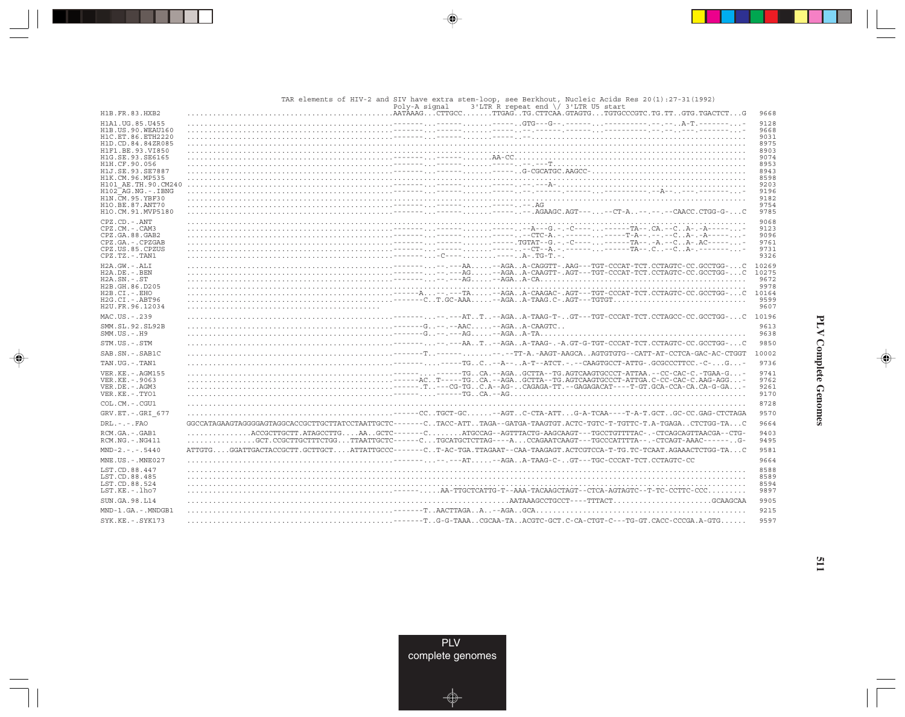TAR elements of HIV-2 and SIV have extra stem-loop, see Berkhout, Nucleic Acids Res 20(1):27-31(1992)

```
                                                          Poly-A signal      3'LTR R repeat end \/ 3'LTR U5 start
H1B.FR.83.HXB2        .............................................AATAAAG...CTTGCC.......TTGAG..TG.CTTCAA.GTAGTG...TGTGCCCGTC.TG.TT..GTG.TGACTCT...G   9668

H1A1.UG.85.U455       ..............................................-------...------.......-----..GTG---G--.------...---------.--.--..A-T.-------...-   9128
H1B.US.90.WEAU160     ..............................................-------...------.......-----..--.------.------...---------.--.--..---.-------...-   9668
H1C.ET.86.ETH2220     ..............................................-------...------.......-----..--..........................................   9031
H1D.CD.84.84ZR085     ..................................................................................................................   8975
H1F1.BE.93.VI850      ..................................................................................................................   8903
H1G.SE.93.SE6165      ..............................................-------...------.......AA-CC.............................................   9074
H1H.CF.90.056         ..............................................-------...------.......-----..--.---T........................................   8953
H1J.SE.93.SE7887      ..............................................-------...------.......-----..G-CGCATGC.AAGCC-..............................   8943
H1K.CM.96.MP535       ..................................................................................................................   8598
H101_AE.TH.90.CM240   ..............................................-------...------.......-----..--.---A-....................................   9203
H102_AG.NG.-.IBNG     ..............................................-------...------.......-----..--.------.------...---------.--A--..---.-------...-   9196
H1N.CM.95.YBF30       ..................................................................................................................   9182
H1O.BE.87.ANT70       ..............................................-------...------.......-----..--.AG                                                9754
H1O.CM.91.MVP5180     ..............................................-------...------.......-----..--.AGAAGC.AGT---...--CT-A..--.--.--CAACC.CTGG-G-...C   9785

CPZ.CD.-.ANT          ..................................................................................................................   9068
CPZ.CM.-.CAM3         ..............................................-------...------.......-----..--A--G.-.-C----...-----TA--.CA.--C..A-.-A-----...-   9123
CPZ.GA.88.GAB2        ..............................................-------...------.......-----..--CTC-A.-.------...-----T-A--.--.--C..A-.-A-----...-   9096
CPZ.GA.-.CPZGAB       ..............................................-------...------.......-----.TGTAT--G.-.-C-----...-----TA--.-A.--C..A-.AC-----...-   9761
CPZ.US.85.CPZUS       ..............................................-------...------.......-----..--CT--A.-.------...-----TA--.C..--C..A-.-------...-   9731
CPZ.TZ.-.TAN1         ..............................................-------...-C----.......-----..A-.TG-T-.                                           9326

H2A.GW.-.ALI          ..............................................-------...--.---AA.....--AGA..A-CAGGTT-.AAG---TGT-CCCAT-TCT.CCTAGTC-CC.GCCTGG-...C  10269
H2A.DE.-.BEN          ..............................................-------...--.---AG.....--AGA..A-CAAGTT-.AGT---TGT-CCCAT-TCT.CCTAGTC-CC.GCCTGG-...C  10275
H2A.SN.-.ST           ..............................................-------...--.---AG.....--AGA..A-CA...........................................   9672
H2B.GH.86.D205        ..................................................................................................................   9978
H2B.CI.-.EHO          ..............................................-----A...--.---TA.....--AGA..A-CAAGAC-.AGT---TGT-CCCAT-TCT.CCTAGTC-CC.GCCTGG-...C  10164
H2G.CI.-.ABT96        ..............................................-------C..T.GC-AAA.....--AGA..A-TAAG.C-.AGT---TGTGT..........................   9599
H2U.FR.96.12034       ..............................................                                                                      9607

MAC.US.-.239          ..............................................-------...--.---AT..T..--AGA..A-TAAG-T-..GT---TGT-CCCAT-TCT.CCTAGCC-CC.GCCTGG-...C  10196

SMM.SL.92.SL92B       ..............................................------G..--.--AAC.....--AGA..A-CAAGTC..                                       9613
SMM.US.-.H9           ..............................................------G..--.---AG.....--AGA..A-TA.........................................   9638

STM.US.-.STM          ..............................................-------...--.---AA..T..--AGA..A-TAAG-.-A.GT-G-TGT-CCCAT-TCT.CCTAGTC-CC.GCCTGG-...C   9850

SAB.SN.-.SAB1C        ..............................................-------T..------.......--.--TT-A.-AAGT-AAGCA..AGTGTGTG--CATT-AT-CCTCA-GAC-AC-CTGGT  10002

TAN.UG.-.TAN1         ..............................................-------...-----TG..C..--A--..A-T--ATCT.-.--CAAGTGCCT-ATTG-.GCGCCCTTCC.-C-...G...-   9736

VER.KE.-.AGM155       ..............................................-------...-----TG..CA.--AGA..GCTTA--TG.AGTCAAGTGCCCT-ATTAA.--CC-CAC-C.-TGAA-G...-   9741
VER.KE.-.9063         ..............................................-----AC..T----TG..CA.--AGA..GCTTA--TG.AGTCAAGTGCCCT-ATTGA.C-CC-CAC-C.AAG-AGG...-   9762
VER.DE.-.AGM3         ..............................................------.T..---CG-TG..C.A--AG-..CAGAGA-TT.--GAGAGACAT---T-GT.GCA-CCA-CA.CA-G-GA...-   9261
VER.KE.-.TYO1         ..............................................------...-----TG..CA.--AG.............................................   9170

COL.CM.-.CGU1         ..................................................................................................................   8728

GRV.ET.-.GRI_677      ..............................................------CC..TGCT-GC......--AGT..C-CTA-ATT...G-A-TCAA----T-A-T.GCT..GC-CC.GAG-CTCTAGA   9570

DRL.-.-.FAO           GGCCATAGAAGTAGGGGAGTAGGCACCGCTTGCTTATCCTAATTGCTC-------C..TACC-ATT..TAGA--GATGA-TAAGTGT.ACTC-TGTC-T-TGTTC-T.A-TGAGA..CTCTGG-TA...C   9664

RCM.GA.-.GAB1         ..............ACCGCTTGCTT.ATAGCCTTG....AA..GCTC-------C........ATGCCAG--AGTTTACTG-AAGCAAGT---TGCCTGTTTTAC-.-CTCAGCAGTTAACGA--CTG-   9403
RCM.NG.-.NG411        ...............GCT.CCGCTTGCTTCTGG....TTAATTGCTC------C...TGCATGCTCTTAG----A...CCAGAATCAAGT---TGCCCATTTTA--.-CTCAGT-AAAC-------.G-   9495

MND-2.-.-.5440        ATTGTG....GGATTGACTACCGCTT.GCTTGCT....ATTATTGCCC-------C..T-AC-TGA.TTAGAAT--CAA-TAAGAGT.ACTCGTCCA-T-TG.TC-TCAAT.AGAAACTCTGG-TA...C   9581

MNE.US.-.MNE027       ..............................................-------...--.---AT.....--AGA..A-TAAG-C-..GT---TGC-CCCAT-TCT.CCTAGTC-CC              9664

LST.CD.88.447         ..................................................................................................................   8588
LST.CD.88.485         ..................................................................................................................   8589
LST.CD.88.524         ..................................................................................................................   8594
LST.KE.-.lho7         ..............................................------.....AA-TTGCTCATTG-T--AAA-TACAAGCTAGT--CTCA-AGTAGTC--T-TC-CCTTC-CCC........   9897

SUN.GA.98.L14         ...................................................................AATAAAGCCTGCCT----TTTACT......................GCAAGCAA   9905

MND-1.GA.-.MNDGB1     ..............................................------T..AACTTAGA..A..--AGA..GCA...........................................   9215

SYK.KE.-.SYK173       ..............................................-------T..G-G-TAAA..CGCAA-TA..ACGTC-GCT.C-CA-CTGT-C---TG-GT.CACC-CCCGA.A-GTG......   9597
```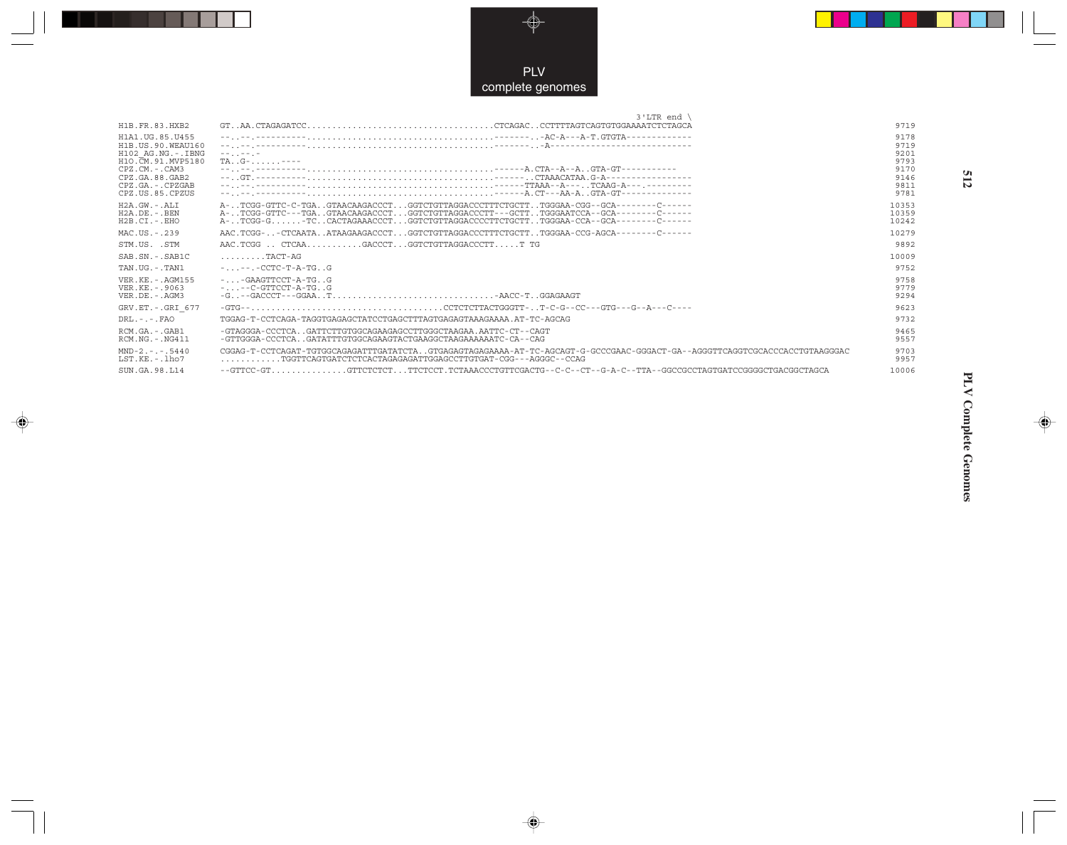```
                                                                                         3'LTR end \
H1B.FR.83.HXB2      GT..AA.CTAGAGATCC....................................CTCAGAC..CCTTTTAGTCAGTGTGGAAAATCTCTAGCA                                                              9719
H1A1.UG.85.U455     --..--.----------.....................................--------..-AC-A---A-T.GTGTA-------------                                                          9178
H1B.US.90.WEAU160   --..--.----------.....................................--------..-A---------------------------                                                          9719
H102_AG.NG.-.IBNG   --..--.-                                                                                                                                                   9201
H1O.CM.91.MVP5180   TA..G-......----                                                                                                                                           9793
CPZ.CM.-.CAM3       --..--.----------.....................................------A.CTA--A--A..GTA-GT----------                                                             9170
CPZ.GA.88.GAB2      --..GT.----------.....................................------..CTAAACATAA.G-A-----------------                                                        9146
CPZ.GA.-.CPZGAB     --..--.----------.....................................------TTAAA--A---..TCAAG-A---.---------                                                        9811
CPZ.US.85.CPZUS     --..--.----------.....................................------A.CT---AA-A..GTA-GT-------------                                                          9781
H2A.GW.-.ALI        A-..TCGG-GTTC-C-TGA..GTAACAAGACCCT...GGTCTGTTAGGACCCTTTCTGCTT..TGGGAA-CGG--GCA--------C------                                                              10353
H2A.DE.-.BEN        A-..TCGG-GTTC---TGA..GTAACAAGACCCT...GGTCTGTTAGGACCCTT---GCTT..TGGGAATCCA--GCA--------C------                                                              10359
H2B.CI.-.EHO        A-..TCGG-G......-TC..CACTAGAAACCCT...GGTCTGTTAGGACCCCTTCTGCTT..TGGGAA-CCA--GCA--------C------                                                              10242
MAC.US.-.239        AAC.TCGG-..-CTCAATA..ATAAGAAGACCCT...GGTCTGTTAGGACCCTTTCTGCTT..TGGGAA-CCG-AGCA--------C------                                                              10279
STM.US. .STM        AAC.TCGG .. CTCAA...........GACCCT...GGTCTGTTAGGACCCTT.....T TG                                                                                            9892
SAB.SN.-.SAB1C      .........TACT-AG                                                                                                                                           10009
TAN.UG.-.TAN1       -...--.-CCTC-T-A-TG..G                                                                                                                                     9752
VER.KE.-.AGM155     -...-GAAGTTCCT-A-TG..G                                                                                                                                     9758
VER.KE.-.9063       -...--C-GTTCCT-A-TG..G                                                                                                                                     9779
VER.DE.-.AGM3       -G..--GACCCT---GGAA..T................................-AACC-T..GGAGAAGT                                                                                   9294
GRV.ET.-.GRI_677    -GTG--.....................................CCTCTCTTACTGGGTT-..T-C-G--CC---GTG---G--A---C----                                                               9623
DRL.-.-.FAO         TGGAG-T-CCTCAGA-TAGGTGAGAGCTATCCTGAGCTTTAGTGAGAGTAAAGAAAA.AT-TC-AGCAG                                                                                     9732
RCM.GA.-.GAB1       -GTAGGGA-CCCTCA..GATTCTTGTGGCAGAAGAGCCTTGGGCTAAGAA.AATTC-CT--CAGT                                                                                        9465
RCM.NG.-.NG411      -GTTGGGA-CCCTCA..GATATTTGTGGCAGAAGTACTGAAGGCTAAGAAAAAAATC-CA--CAG                                                                                        9557
MND-2.-.-.5440      CGGAG-T-CCTCAGAT-TGTGGCAGAGATTTGATATCTA..GTGAGAGTAGAGAAAA-AT-TC-AGCAGT-G-GCCCGAAC-GGGACT-GA--AGGGTTCAGGTCGCACCCACCTGTAAGGGAC                            9703
LST.KE.-.lho7       ...........TGGTTCAGTGATCTCTCACTAGAGAGATTGGAGCCTTGTGAT-CGG---AGGGC--CCAG                                                                                   9957
SUN.GA.98.L14       --GTTCC-GT...............GTTCTCTCT...TTCTCCT.TCTAAACCCTGTTCGACTG--C-C--CT--G-A-C--TTA--GGCCGCCTAGTGATCCGGGGCTGACGGCTAGCA                                 10006
```